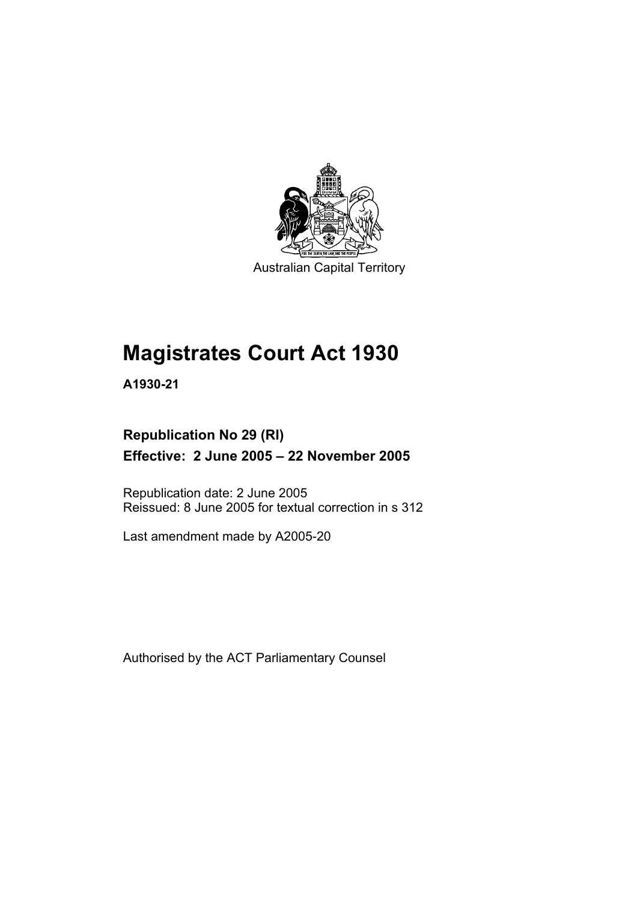Australian Capital Territory

# Magistrates Court Act 1930

**A1930-21**

## Republication No 29 (RI)

## Effective: 2 June 2005 – 22 November 2005

Republication date: 2 June 2005

Reissued: 8 June 2005 for textual correction in s 312

Last amendment made by A2005-20

Authorised by the ACT Parliamentary Counsel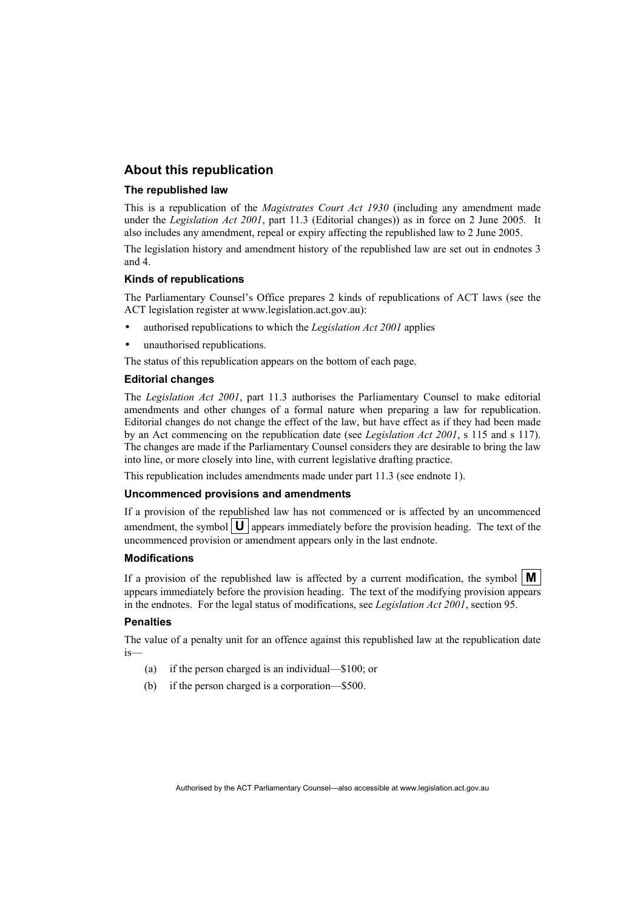## About this republication

### The republished law

This is a republication of the *Magistrates Court Act 1930* (including any amendment made under the *Legislation Act 2001*, part 11.3 (Editorial changes)) as in force on 2 June 2005*.* It also includes any amendment, repeal or expiry affecting the republished law to 2 June 2005.

The legislation history and amendment history of the republished law are set out in endnotes 3 and 4.

### Kinds of republications

The Parliamentary Counsel's Office prepares 2 kinds of republications of ACT laws (see the ACT legislation register at www.legislation.act.gov.au):

- authorised republications to which the *Legislation Act 2001* applies
- unauthorised republications.

The status of this republication appears on the bottom of each page.

### Editorial changes

The *Legislation Act 2001*, part 11.3 authorises the Parliamentary Counsel to make editorial amendments and other changes of a formal nature when preparing a law for republication. Editorial changes do not change the effect of the law, but have effect as if they had been made by an Act commencing on the republication date (see *Legislation Act 2001*, s 115 and s 117). The changes are made if the Parliamentary Counsel considers they are desirable to bring the law into line, or more closely into line, with current legislative drafting practice.

This republication includes amendments made under part 11.3 (see endnote 1).

### Uncommenced provisions and amendments

If a provision of the republished law has not commenced or is affected by an uncommenced amendment, the symbol **U** appears immediately before the provision heading. The text of the uncommenced provision or amendment appears only in the last endnote.

### Modifications

If a provision of the republished law is affected by a current modification, the symbol **M** appears immediately before the provision heading. The text of the modifying provision appears in the endnotes. For the legal status of modifications, see *Legislation Act 2001*, section 95.

### Penalties

The value of a penalty unit for an offence against this republished law at the republication date is—

(a) if the person charged is an individual—$100; or

(b) if the person charged is a corporation—$500.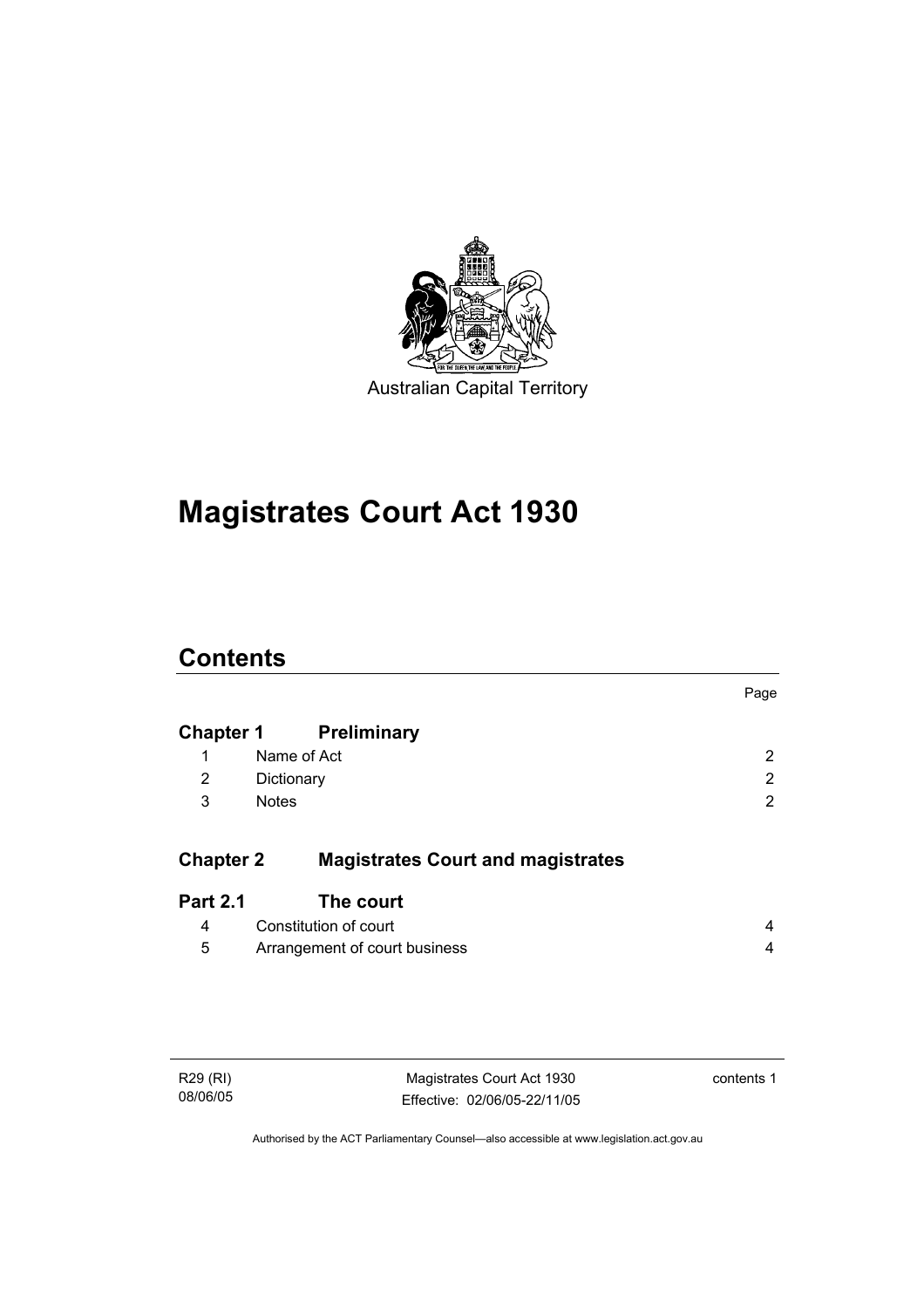Australian Capital Territory

# Magistrates Court Act 1930

## Contents

| | | Page |
|---|---|---|
| **Chapter 1** | **Preliminary** | |
| 1 | Name of Act | 2 |
| 2 | Dictionary | 2 |
| 3 | Notes | 2 |
| **Chapter 2** | **Magistrates Court and magistrates** | |
| **Part 2.1** | **The court** | |
| 4 | Constitution of court | 4 |
| 5 | Arrangement of court business | 4 |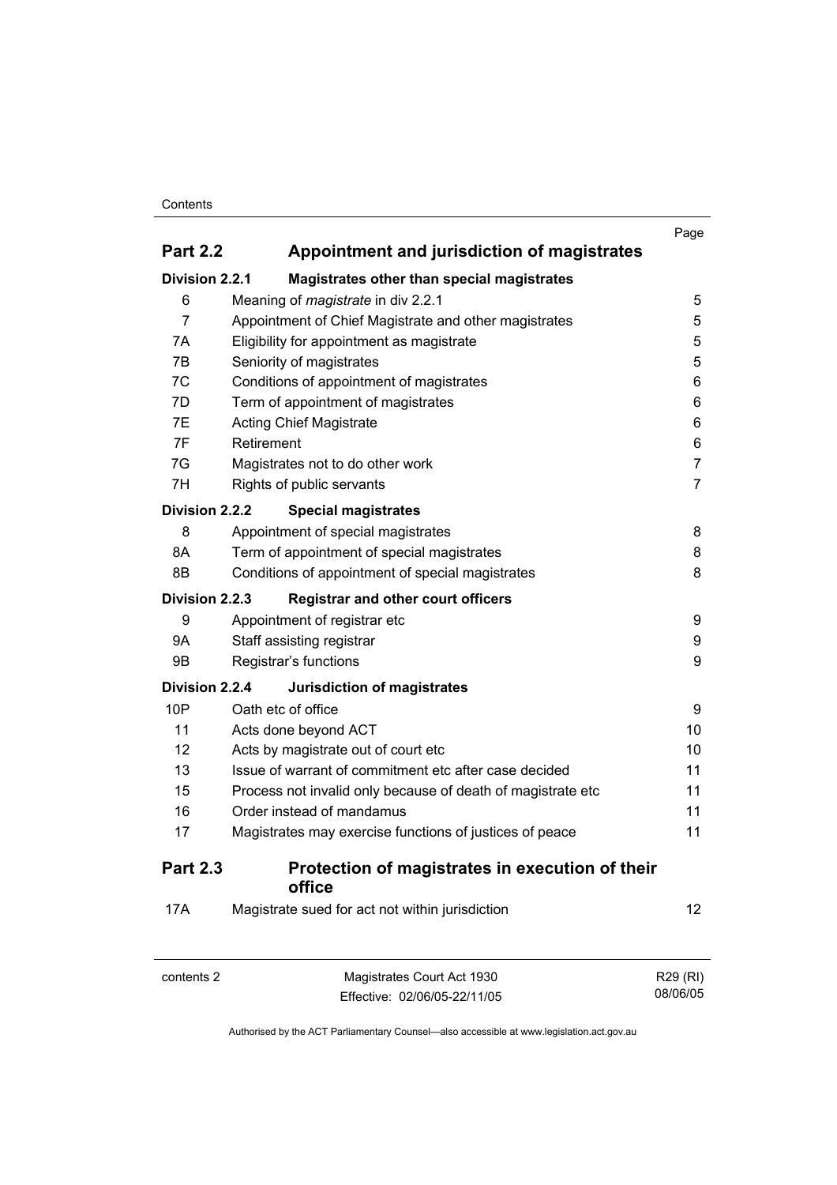| | | Page |
|---|---|---|
| **Part 2.2** | **Appointment and jurisdiction of magistrates** | |
| **Division 2.2.1** | **Magistrates other than special magistrates** | |
| 6 | Meaning of *magistrate* in div 2.2.1 | 5 |
| 7 | Appointment of Chief Magistrate and other magistrates | 5 |
| 7A | Eligibility for appointment as magistrate | 5 |
| 7B | Seniority of magistrates | 5 |
| 7C | Conditions of appointment of magistrates | 6 |
| 7D | Term of appointment of magistrates | 6 |
| 7E | Acting Chief Magistrate | 6 |
| 7F | Retirement | 6 |
| 7G | Magistrates not to do other work | 7 |
| 7H | Rights of public servants | 7 |
| **Division 2.2.2** | **Special magistrates** | |
| 8 | Appointment of special magistrates | 8 |
| 8A | Term of appointment of special magistrates | 8 |
| 8B | Conditions of appointment of special magistrates | 8 |
| **Division 2.2.3** | **Registrar and other court officers** | |
| 9 | Appointment of registrar etc | 9 |
| 9A | Staff assisting registrar | 9 |
| 9B | Registrar's functions | 9 |
| **Division 2.2.4** | **Jurisdiction of magistrates** | |
| 10P | Oath etc of office | 9 |
| 11 | Acts done beyond ACT | 10 |
| 12 | Acts by magistrate out of court etc | 10 |
| 13 | Issue of warrant of commitment etc after case decided | 11 |
| 15 | Process not invalid only because of death of magistrate etc | 11 |
| 16 | Order instead of mandamus | 11 |
| 17 | Magistrates may exercise functions of justices of peace | 11 |
| **Part 2.3** | **Protection of magistrates in execution of their office** | |
| 17A | Magistrate sued for act not within jurisdiction | 12 |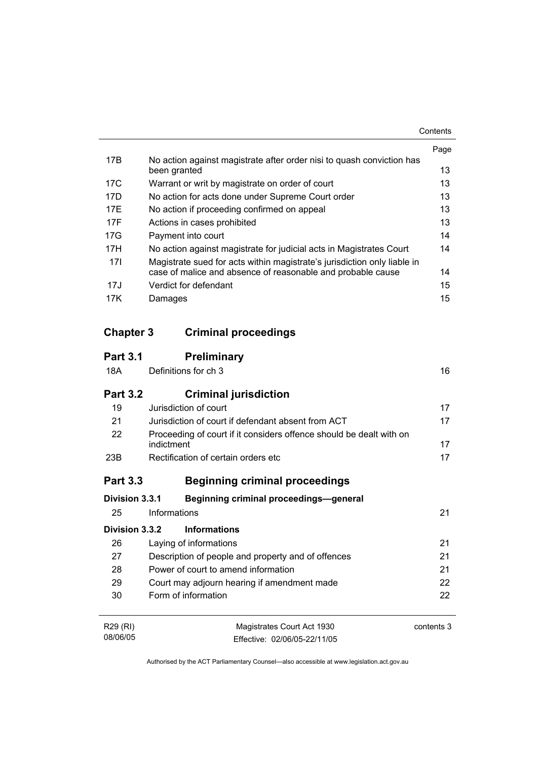| | | Page |
|---|---|---|
| 17B | No action against magistrate after order nisi to quash conviction has been granted | 13 |
| 17C | Warrant or writ by magistrate on order of court | 13 |
| 17D | No action for acts done under Supreme Court order | 13 |
| 17E | No action if proceeding confirmed on appeal | 13 |
| 17F | Actions in cases prohibited | 13 |
| 17G | Payment into court | 14 |
| 17H | No action against magistrate for judicial acts in Magistrates Court | 14 |
| 17I | Magistrate sued for acts within magistrate's jurisdiction only liable in case of malice and absence of reasonable and probable cause | 14 |
| 17J | Verdict for defendant | 15 |
| 17K | Damages | 15 |

## Chapter 3 Criminal proceedings

### Part 3.1 Preliminary

| | | |
|---|---|---|
| 18A | Definitions for ch 3 | 16 |

### Part 3.2 Criminal jurisdiction

| | | |
|---|---|---|
| 19 | Jurisdiction of court | 17 |
| 21 | Jurisdiction of court if defendant absent from ACT | 17 |
| 22 | Proceeding of court if it considers offence should be dealt with on indictment | 17 |
| 23B | Rectification of certain orders etc | 17 |

### Part 3.3 Beginning criminal proceedings

#### Division 3.3.1 Beginning criminal proceedings—general

| | | |
|---|---|---|
| 25 | Informations | 21 |

#### Division 3.3.2 Informations

| | | |
|---|---|---|
| 26 | Laying of informations | 21 |
| 27 | Description of people and property and of offences | 21 |
| 28 | Power of court to amend information | 21 |
| 29 | Court may adjourn hearing if amendment made | 22 |
| 30 | Form of information | 22 |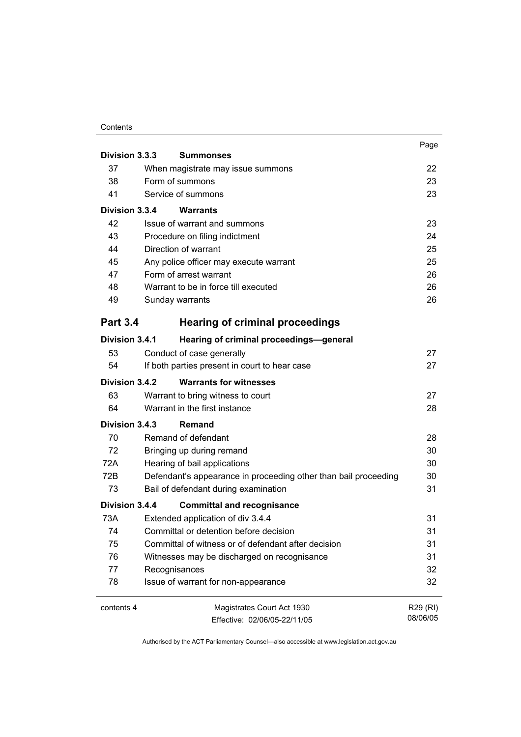| | | Page |
|---|---|---|
| **Division 3.3.3** | **Summonses** | |
| 37 | When magistrate may issue summons | 22 |
| 38 | Form of summons | 23 |
| 41 | Service of summons | 23 |
| **Division 3.3.4** | **Warrants** | |
| 42 | Issue of warrant and summons | 23 |
| 43 | Procedure on filing indictment | 24 |
| 44 | Direction of warrant | 25 |
| 45 | Any police officer may execute warrant | 25 |
| 47 | Form of arrest warrant | 26 |
| 48 | Warrant to be in force till executed | 26 |
| 49 | Sunday warrants | 26 |
| **Part 3.4** | **Hearing of criminal proceedings** | |
| **Division 3.4.1** | **Hearing of criminal proceedings—general** | |
| 53 | Conduct of case generally | 27 |
| 54 | If both parties present in court to hear case | 27 |
| **Division 3.4.2** | **Warrants for witnesses** | |
| 63 | Warrant to bring witness to court | 27 |
| 64 | Warrant in the first instance | 28 |
| **Division 3.4.3** | **Remand** | |
| 70 | Remand of defendant | 28 |
| 72 | Bringing up during remand | 30 |
| 72A | Hearing of bail applications | 30 |
| 72B | Defendant's appearance in proceeding other than bail proceeding | 30 |
| 73 | Bail of defendant during examination | 31 |
| **Division 3.4.4** | **Committal and recognisance** | |
| 73A | Extended application of div 3.4.4 | 31 |
| 74 | Committal or detention before decision | 31 |
| 75 | Committal of witness or of defendant after decision | 31 |
| 76 | Witnesses may be discharged on recognisance | 31 |
| 77 | Recognisances | 32 |
| 78 | Issue of warrant for non-appearance | 32 |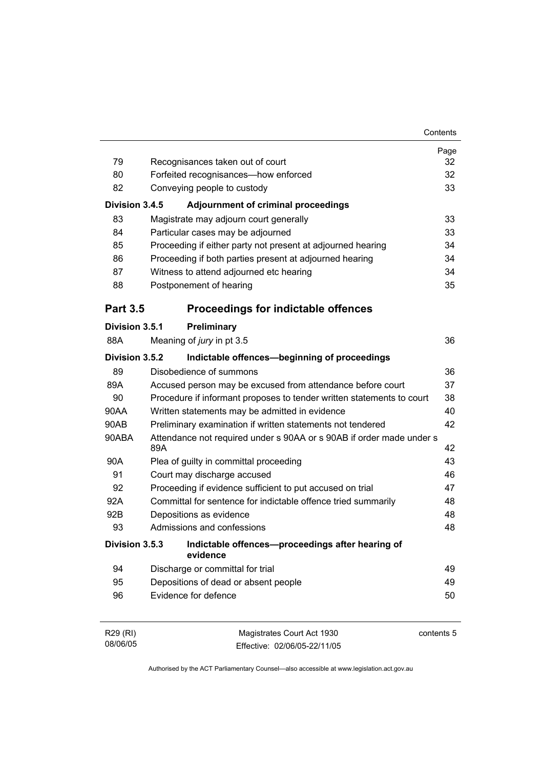| | | Page |
|---|---|---|
| 79 | Recognisances taken out of court | 32 |
| 80 | Forfeited recognisances—how enforced | 32 |
| 82 | Conveying people to custody | 33 |
| **Division 3.4.5** | **Adjournment of criminal proceedings** | |
| 83 | Magistrate may adjourn court generally | 33 |
| 84 | Particular cases may be adjourned | 33 |
| 85 | Proceeding if either party not present at adjourned hearing | 34 |
| 86 | Proceeding if both parties present at adjourned hearing | 34 |
| 87 | Witness to attend adjourned etc hearing | 34 |
| 88 | Postponement of hearing | 35 |
| **Part 3.5** | **Proceedings for indictable offences** | |
| **Division 3.5.1** | **Preliminary** | |
| 88A | Meaning of *jury* in pt 3.5 | 36 |
| **Division 3.5.2** | **Indictable offences—beginning of proceedings** | |
| 89 | Disobedience of summons | 36 |
| 89A | Accused person may be excused from attendance before court | 37 |
| 90 | Procedure if informant proposes to tender written statements to court | 38 |
| 90AA | Written statements may be admitted in evidence | 40 |
| 90AB | Preliminary examination if written statements not tendered | 42 |
| 90ABA | Attendance not required under s 90AA or s 90AB if order made under s 89A | 42 |
| 90A | Plea of guilty in committal proceeding | 43 |
| 91 | Court may discharge accused | 46 |
| 92 | Proceeding if evidence sufficient to put accused on trial | 47 |
| 92A | Committal for sentence for indictable offence tried summarily | 48 |
| 92B | Depositions as evidence | 48 |
| 93 | Admissions and confessions | 48 |
| **Division 3.5.3** | **Indictable offences—proceedings after hearing of evidence** | |
| 94 | Discharge or committal for trial | 49 |
| 95 | Depositions of dead or absent people | 49 |
| 96 | Evidence for defence | 50 |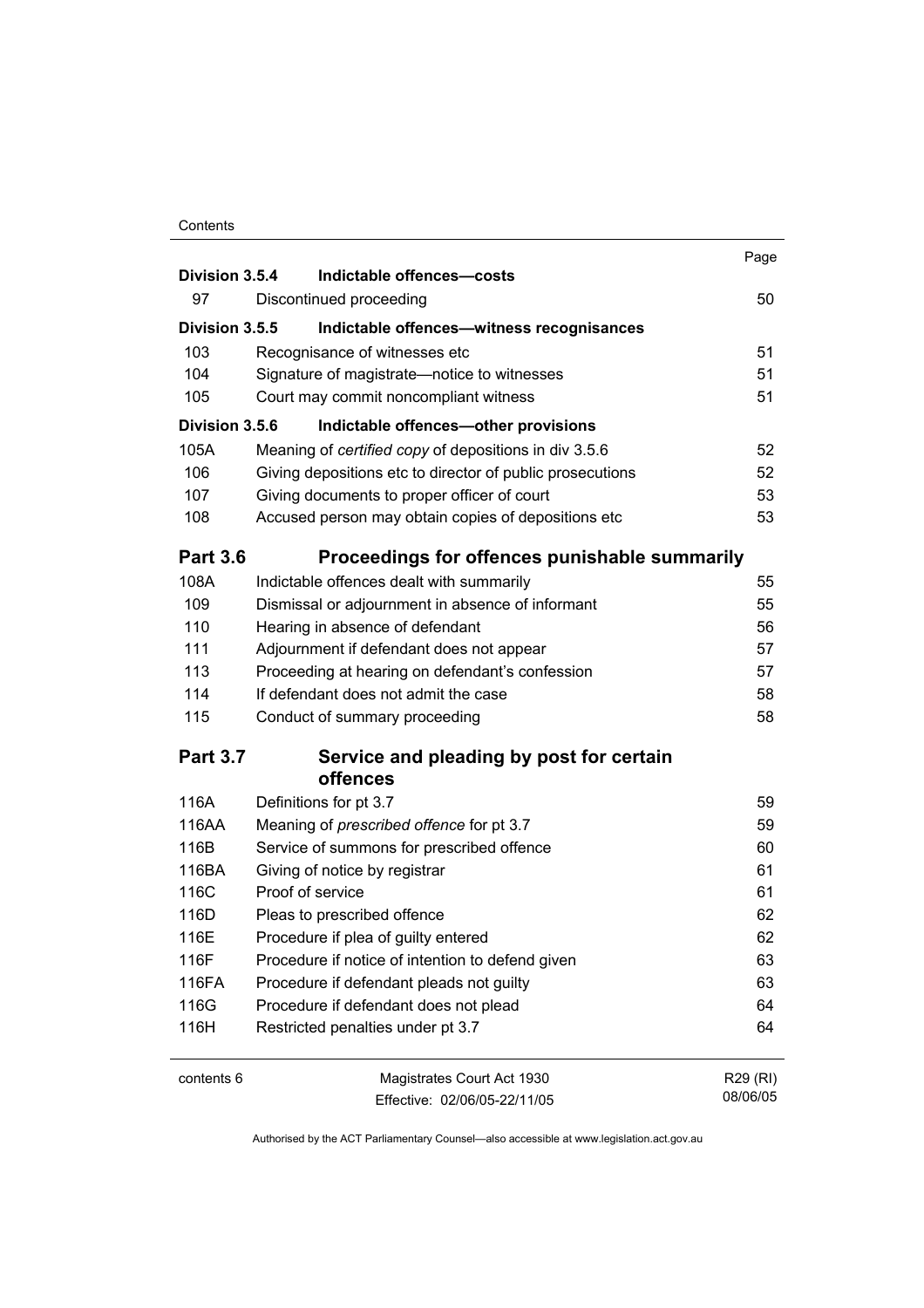| | | Page |
|---|---|---|
| **Division 3.5.4** | **Indictable offences—costs** | |
| 97 | Discontinued proceeding | 50 |
| **Division 3.5.5** | **Indictable offences—witness recognisances** | |
| 103 | Recognisance of witnesses etc | 51 |
| 104 | Signature of magistrate—notice to witnesses | 51 |
| 105 | Court may commit noncompliant witness | 51 |
| **Division 3.5.6** | **Indictable offences—other provisions** | |
| 105A | Meaning of *certified copy* of depositions in div 3.5.6 | 52 |
| 106 | Giving depositions etc to director of public prosecutions | 52 |
| 107 | Giving documents to proper officer of court | 53 |
| 108 | Accused person may obtain copies of depositions etc | 53 |
| **Part 3.6** | **Proceedings for offences punishable summarily** | |
| 108A | Indictable offences dealt with summarily | 55 |
| 109 | Dismissal or adjournment in absence of informant | 55 |
| 110 | Hearing in absence of defendant | 56 |
| 111 | Adjournment if defendant does not appear | 57 |
| 113 | Proceeding at hearing on defendant's confession | 57 |
| 114 | If defendant does not admit the case | 58 |
| 115 | Conduct of summary proceeding | 58 |
| **Part 3.7** | **Service and pleading by post for certain offences** | |
| 116A | Definitions for pt 3.7 | 59 |
| 116AA | Meaning of *prescribed offence* for pt 3.7 | 59 |
| 116B | Service of summons for prescribed offence | 60 |
| 116BA | Giving of notice by registrar | 61 |
| 116C | Proof of service | 61 |
| 116D | Pleas to prescribed offence | 62 |
| 116E | Procedure if plea of guilty entered | 62 |
| 116F | Procedure if notice of intention to defend given | 63 |
| 116FA | Procedure if defendant pleads not guilty | 63 |
| 116G | Procedure if defendant does not plead | 64 |
| 116H | Restricted penalties under pt 3.7 | 64 |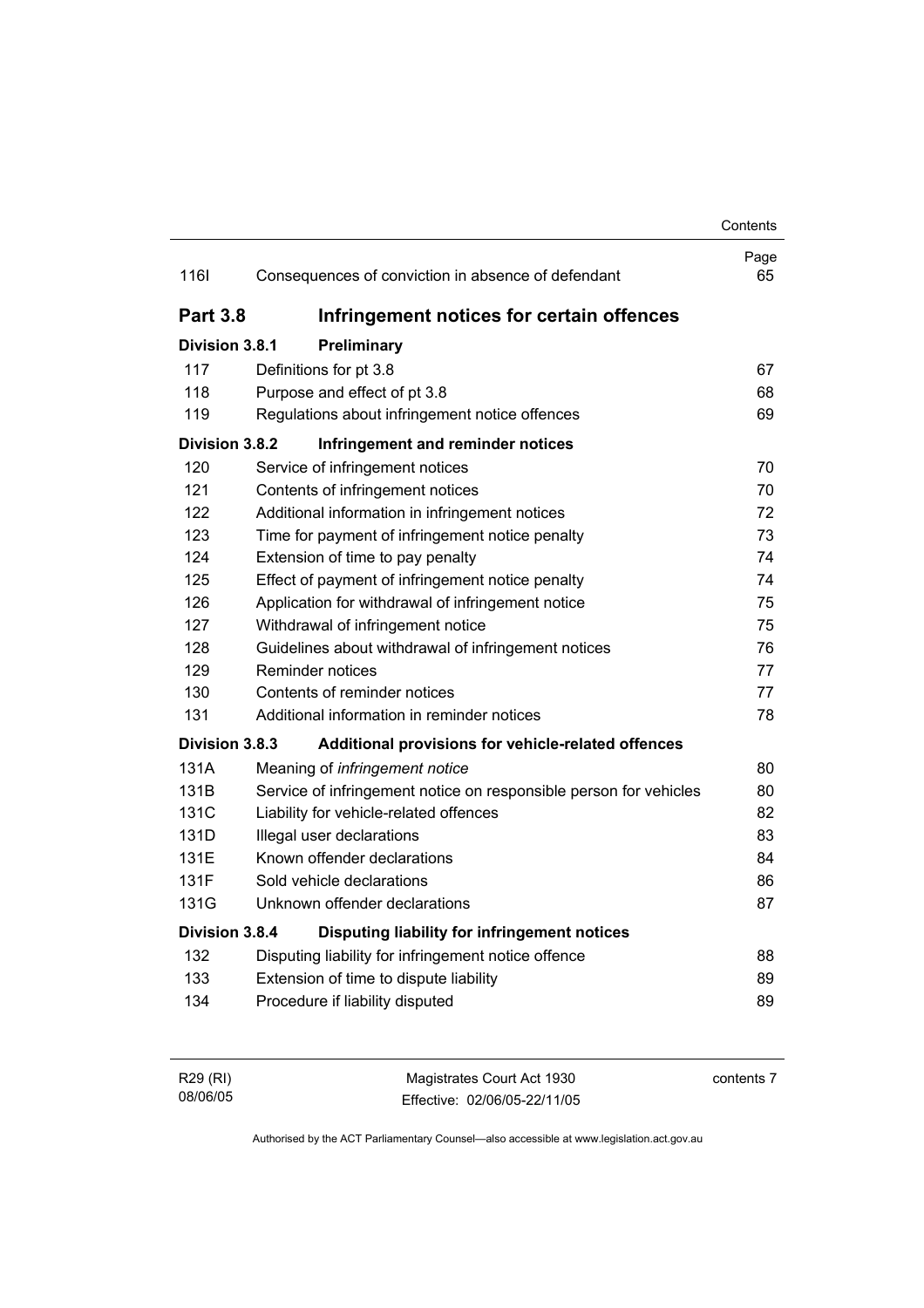| | | Page |
|---|---|---|
| 116I | Consequences of conviction in absence of defendant | 65 |

## Part 3.8 Infringement notices for certain offences

### Division 3.8.1 Preliminary

| | | |
|---|---|---|
| 117 | Definitions for pt 3.8 | 67 |
| 118 | Purpose and effect of pt 3.8 | 68 |
| 119 | Regulations about infringement notice offences | 69 |

### Division 3.8.2 Infringement and reminder notices

| | | |
|---|---|---|
| 120 | Service of infringement notices | 70 |
| 121 | Contents of infringement notices | 70 |
| 122 | Additional information in infringement notices | 72 |
| 123 | Time for payment of infringement notice penalty | 73 |
| 124 | Extension of time to pay penalty | 74 |
| 125 | Effect of payment of infringement notice penalty | 74 |
| 126 | Application for withdrawal of infringement notice | 75 |
| 127 | Withdrawal of infringement notice | 75 |
| 128 | Guidelines about withdrawal of infringement notices | 76 |
| 129 | Reminder notices | 77 |
| 130 | Contents of reminder notices | 77 |
| 131 | Additional information in reminder notices | 78 |

### Division 3.8.3 Additional provisions for vehicle-related offences

| | | |
|---|---|---|
| 131A | Meaning of *infringement notice* | 80 |
| 131B | Service of infringement notice on responsible person for vehicles | 80 |
| 131C | Liability for vehicle-related offences | 82 |
| 131D | Illegal user declarations | 83 |
| 131E | Known offender declarations | 84 |
| 131F | Sold vehicle declarations | 86 |
| 131G | Unknown offender declarations | 87 |

### Division 3.8.4 Disputing liability for infringement notices

| | | |
|---|---|---|
| 132 | Disputing liability for infringement notice offence | 88 |
| 133 | Extension of time to dispute liability | 89 |
| 134 | Procedure if liability disputed | 89 |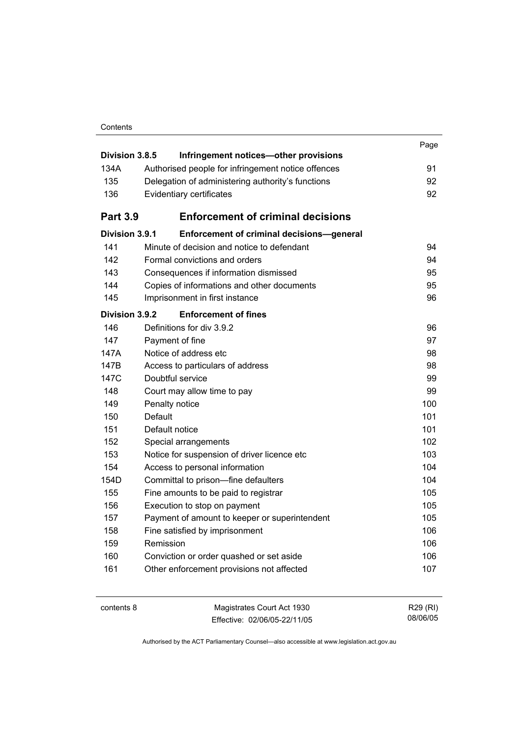| | | Page |
|---|---|---|
| **Division 3.8.5** | **Infringement notices—other provisions** | |
| 134A | Authorised people for infringement notice offences | 91 |
| 135 | Delegation of administering authority's functions | 92 |
| 136 | Evidentiary certificates | 92 |
| **Part 3.9** | **Enforcement of criminal decisions** | |
| **Division 3.9.1** | **Enforcement of criminal decisions—general** | |
| 141 | Minute of decision and notice to defendant | 94 |
| 142 | Formal convictions and orders | 94 |
| 143 | Consequences if information dismissed | 95 |
| 144 | Copies of informations and other documents | 95 |
| 145 | Imprisonment in first instance | 96 |
| **Division 3.9.2** | **Enforcement of fines** | |
| 146 | Definitions for div 3.9.2 | 96 |
| 147 | Payment of fine | 97 |
| 147A | Notice of address etc | 98 |
| 147B | Access to particulars of address | 98 |
| 147C | Doubtful service | 99 |
| 148 | Court may allow time to pay | 99 |
| 149 | Penalty notice | 100 |
| 150 | Default | 101 |
| 151 | Default notice | 101 |
| 152 | Special arrangements | 102 |
| 153 | Notice for suspension of driver licence etc | 103 |
| 154 | Access to personal information | 104 |
| 154D | Committal to prison—fine defaulters | 104 |
| 155 | Fine amounts to be paid to registrar | 105 |
| 156 | Execution to stop on payment | 105 |
| 157 | Payment of amount to keeper or superintendent | 105 |
| 158 | Fine satisfied by imprisonment | 106 |
| 159 | Remission | 106 |
| 160 | Conviction or order quashed or set aside | 106 |
| 161 | Other enforcement provisions not affected | 107 |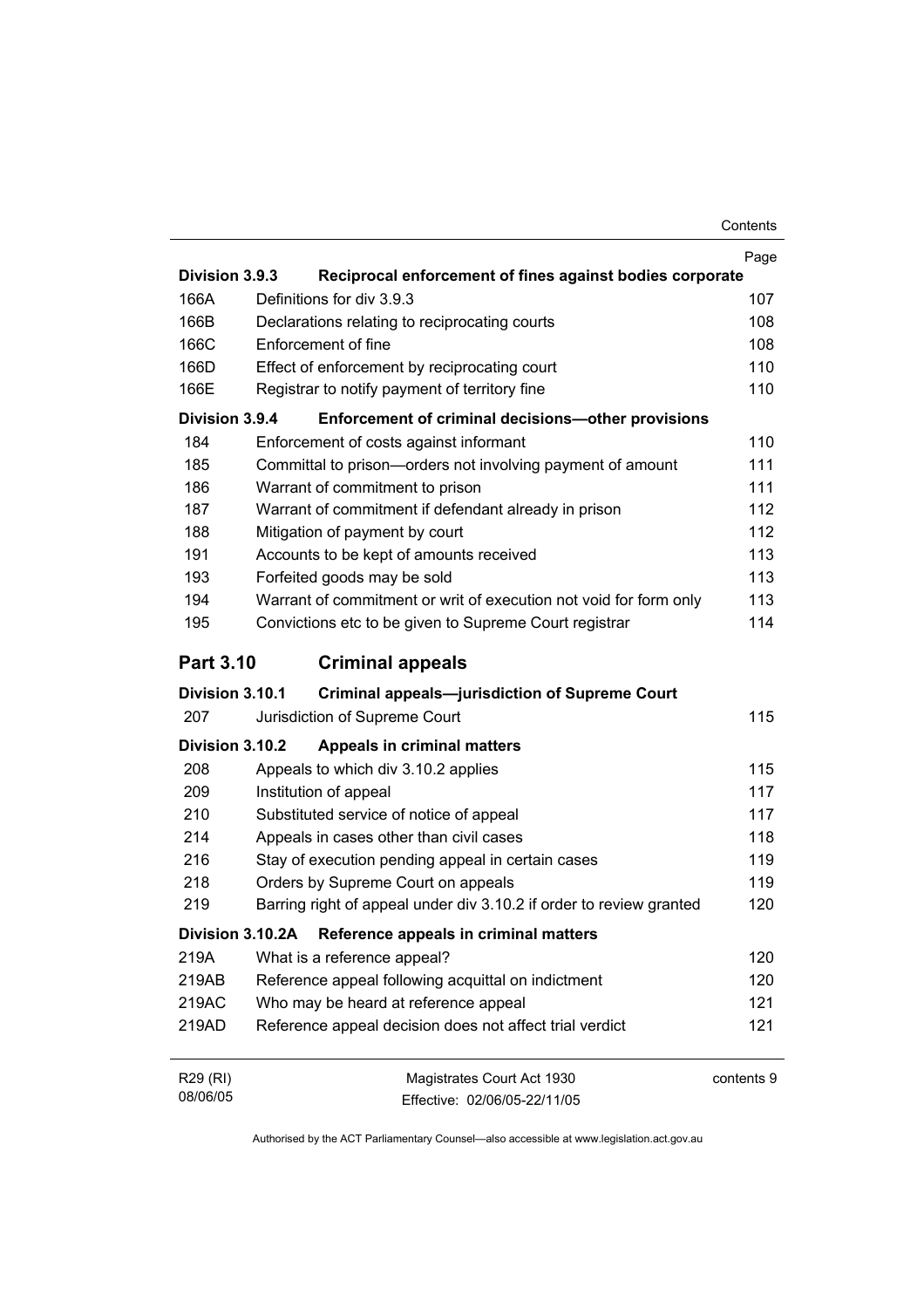| | | Page |
|---|---|---|
| **Division 3.9.3** | **Reciprocal enforcement of fines against bodies corporate** | |
| 166A | Definitions for div 3.9.3 | 107 |
| 166B | Declarations relating to reciprocating courts | 108 |
| 166C | Enforcement of fine | 108 |
| 166D | Effect of enforcement by reciprocating court | 110 |
| 166E | Registrar to notify payment of territory fine | 110 |
| **Division 3.9.4** | **Enforcement of criminal decisions—other provisions** | |
| 184 | Enforcement of costs against informant | 110 |
| 185 | Committal to prison—orders not involving payment of amount | 111 |
| 186 | Warrant of commitment to prison | 111 |
| 187 | Warrant of commitment if defendant already in prison | 112 |
| 188 | Mitigation of payment by court | 112 |
| 191 | Accounts to be kept of amounts received | 113 |
| 193 | Forfeited goods may be sold | 113 |
| 194 | Warrant of commitment or writ of execution not void for form only | 113 |
| 195 | Convictions etc to be given to Supreme Court registrar | 114 |

## Part 3.10 Criminal appeals

| | | |
|---|---|---|
| **Division 3.10.1** | **Criminal appeals—jurisdiction of Supreme Court** | |
| 207 | Jurisdiction of Supreme Court | 115 |
| **Division 3.10.2** | **Appeals in criminal matters** | |
| 208 | Appeals to which div 3.10.2 applies | 115 |
| 209 | Institution of appeal | 117 |
| 210 | Substituted service of notice of appeal | 117 |
| 214 | Appeals in cases other than civil cases | 118 |
| 216 | Stay of execution pending appeal in certain cases | 119 |
| 218 | Orders by Supreme Court on appeals | 119 |
| 219 | Barring right of appeal under div 3.10.2 if order to review granted | 120 |
| **Division 3.10.2A** | **Reference appeals in criminal matters** | |
| 219A | What is a reference appeal? | 120 |
| 219AB | Reference appeal following acquittal on indictment | 120 |
| 219AC | Who may be heard at reference appeal | 121 |
| 219AD | Reference appeal decision does not affect trial verdict | 121 |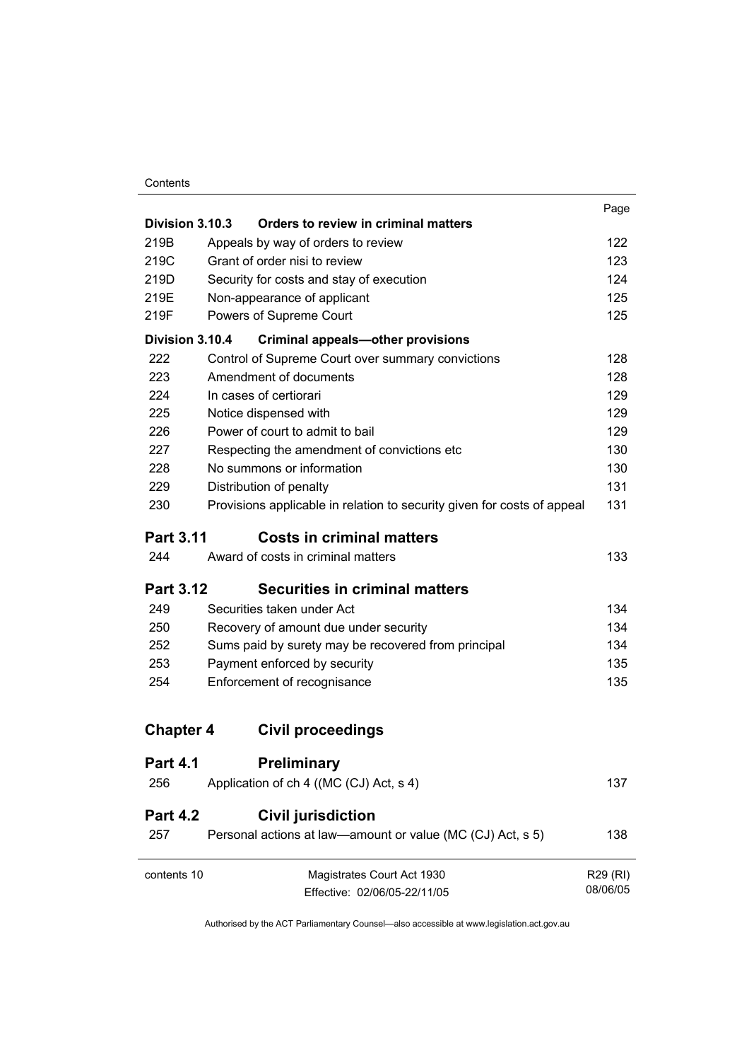| | | Page |
|---|---|---|
| **Division 3.10.3** | **Orders to review in criminal matters** | |
| 219B | Appeals by way of orders to review | 122 |
| 219C | Grant of order nisi to review | 123 |
| 219D | Security for costs and stay of execution | 124 |
| 219E | Non-appearance of applicant | 125 |
| 219F | Powers of Supreme Court | 125 |
| **Division 3.10.4** | **Criminal appeals—other provisions** | |
| 222 | Control of Supreme Court over summary convictions | 128 |
| 223 | Amendment of documents | 128 |
| 224 | In cases of certiorari | 129 |
| 225 | Notice dispensed with | 129 |
| 226 | Power of court to admit to bail | 129 |
| 227 | Respecting the amendment of convictions etc | 130 |
| 228 | No summons or information | 130 |
| 229 | Distribution of penalty | 131 |
| 230 | Provisions applicable in relation to security given for costs of appeal | 131 |

## Part 3.11 Costs in criminal matters

| | | |
|---|---|---|
| 244 | Award of costs in criminal matters | 133 |

## Part 3.12 Securities in criminal matters

| | | |
|---|---|---|
| 249 | Securities taken under Act | 134 |
| 250 | Recovery of amount due under security | 134 |
| 252 | Sums paid by surety may be recovered from principal | 134 |
| 253 | Payment enforced by security | 135 |
| 254 | Enforcement of recognisance | 135 |

# Chapter 4 Civil proceedings

## Part 4.1 Preliminary

| | | |
|---|---|---|
| 256 | Application of ch 4 ((MC (CJ) Act, s 4) | 137 |

## Part 4.2 Civil jurisdiction

| | | |
|---|---|---|
| 257 | Personal actions at law—amount or value (MC (CJ) Act, s 5) | 138 |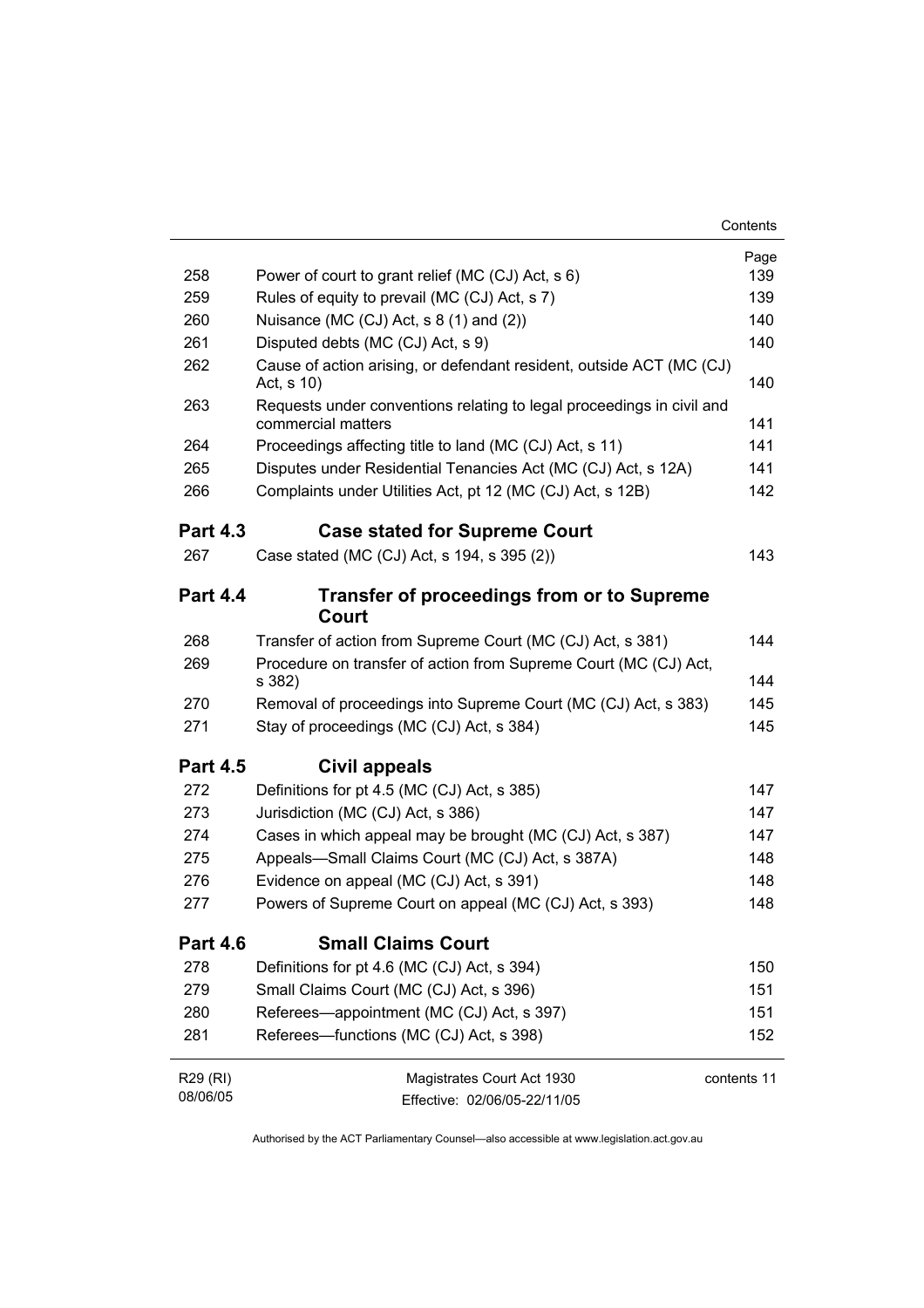| | | Page |
|---|---|---|
| 258 | Power of court to grant relief (MC (CJ) Act, s 6) | 139 |
| 259 | Rules of equity to prevail (MC (CJ) Act, s 7) | 139 |
| 260 | Nuisance (MC (CJ) Act, s 8 (1) and (2)) | 140 |
| 261 | Disputed debts (MC (CJ) Act, s 9) | 140 |
| 262 | Cause of action arising, or defendant resident, outside ACT (MC (CJ) Act, s 10) | 140 |
| 263 | Requests under conventions relating to legal proceedings in civil and commercial matters | 141 |
| 264 | Proceedings affecting title to land (MC (CJ) Act, s 11) | 141 |
| 265 | Disputes under Residential Tenancies Act (MC (CJ) Act, s 12A) | 141 |
| 266 | Complaints under Utilities Act, pt 12 (MC (CJ) Act, s 12B) | 142 |

## Part 4.3 Case stated for Supreme Court

| | | |
|---|---|---|
| 267 | Case stated (MC (CJ) Act, s 194, s 395 (2)) | 143 |

## Part 4.4 Transfer of proceedings from or to Supreme Court

| | | |
|---|---|---|
| 268 | Transfer of action from Supreme Court (MC (CJ) Act, s 381) | 144 |
| 269 | Procedure on transfer of action from Supreme Court (MC (CJ) Act, s 382) | 144 |
| 270 | Removal of proceedings into Supreme Court (MC (CJ) Act, s 383) | 145 |
| 271 | Stay of proceedings (MC (CJ) Act, s 384) | 145 |

## Part 4.5 Civil appeals

| | | |
|---|---|---|
| 272 | Definitions for pt 4.5 (MC (CJ) Act, s 385) | 147 |
| 273 | Jurisdiction (MC (CJ) Act, s 386) | 147 |
| 274 | Cases in which appeal may be brought (MC (CJ) Act, s 387) | 147 |
| 275 | Appeals—Small Claims Court (MC (CJ) Act, s 387A) | 148 |
| 276 | Evidence on appeal (MC (CJ) Act, s 391) | 148 |
| 277 | Powers of Supreme Court on appeal (MC (CJ) Act, s 393) | 148 |

## Part 4.6 Small Claims Court

| | | |
|---|---|---|
| 278 | Definitions for pt 4.6 (MC (CJ) Act, s 394) | 150 |
| 279 | Small Claims Court (MC (CJ) Act, s 396) | 151 |
| 280 | Referees—appointment (MC (CJ) Act, s 397) | 151 |
| 281 | Referees—functions (MC (CJ) Act, s 398) | 152 |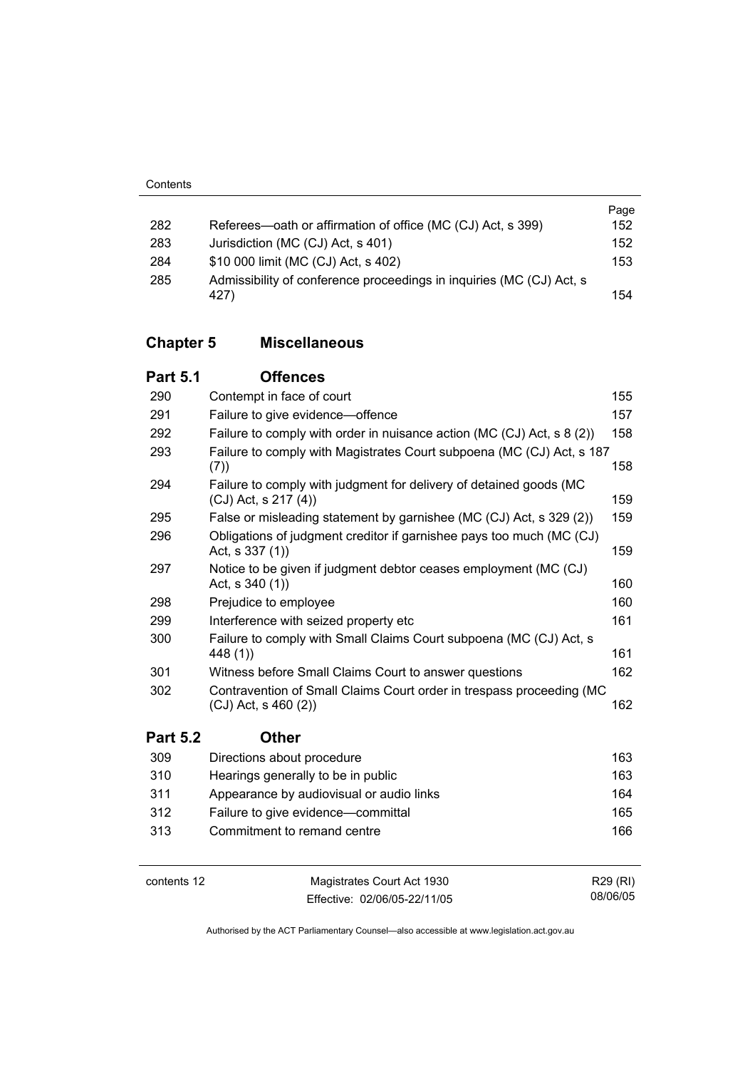| | | Page |
|---|---|---|
| 282 | Referees—oath or affirmation of office (MC (CJ) Act, s 399) | 152 |
| 283 | Jurisdiction (MC (CJ) Act, s 401) | 152 |
| 284 | $10 000 limit (MC (CJ) Act, s 402) | 153 |
| 285 | Admissibility of conference proceedings in inquiries (MC (CJ) Act, s 427) | 154 |

## Chapter 5 Miscellaneous

### Part 5.1 Offences

| | | |
|---|---|---|
| 290 | Contempt in face of court | 155 |
| 291 | Failure to give evidence—offence | 157 |
| 292 | Failure to comply with order in nuisance action (MC (CJ) Act, s 8 (2)) | 158 |
| 293 | Failure to comply with Magistrates Court subpoena (MC (CJ) Act, s 187 (7)) | 158 |
| 294 | Failure to comply with judgment for delivery of detained goods (MC (CJ) Act, s 217 (4)) | 159 |
| 295 | False or misleading statement by garnishee (MC (CJ) Act, s 329 (2)) | 159 |
| 296 | Obligations of judgment creditor if garnishee pays too much (MC (CJ) Act, s 337 (1)) | 159 |
| 297 | Notice to be given if judgment debtor ceases employment (MC (CJ) Act, s 340 (1)) | 160 |
| 298 | Prejudice to employee | 160 |
| 299 | Interference with seized property etc | 161 |
| 300 | Failure to comply with Small Claims Court subpoena (MC (CJ) Act, s 448 (1)) | 161 |
| 301 | Witness before Small Claims Court to answer questions | 162 |
| 302 | Contravention of Small Claims Court order in trespass proceeding (MC (CJ) Act, s 460 (2)) | 162 |

### Part 5.2 Other

| | | |
|---|---|---|
| 309 | Directions about procedure | 163 |
| 310 | Hearings generally to be in public | 163 |
| 311 | Appearance by audiovisual or audio links | 164 |
| 312 | Failure to give evidence—committal | 165 |
| 313 | Commitment to remand centre | 166 |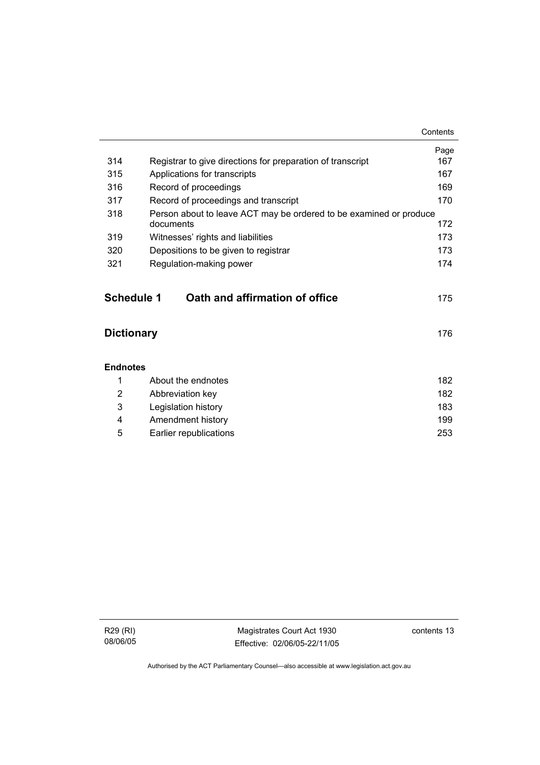| | | Page |
|---|---|---|
| 314 | Registrar to give directions for preparation of transcript | 167 |
| 315 | Applications for transcripts | 167 |
| 316 | Record of proceedings | 169 |
| 317 | Record of proceedings and transcript | 170 |
| 318 | Person about to leave ACT may be ordered to be examined or produce documents | 172 |
| 319 | Witnesses' rights and liabilities | 173 |
| 320 | Depositions to be given to registrar | 173 |
| 321 | Regulation-making power | 174 |

## Schedule 1 Oath and affirmation of office 175

## Dictionary 176

**Endnotes**

| | | |
|---|---|---|
| 1 | About the endnotes | 182 |
| 2 | Abbreviation key | 182 |
| 3 | Legislation history | 183 |
| 4 | Amendment history | 199 |
| 5 | Earlier republications | 253 |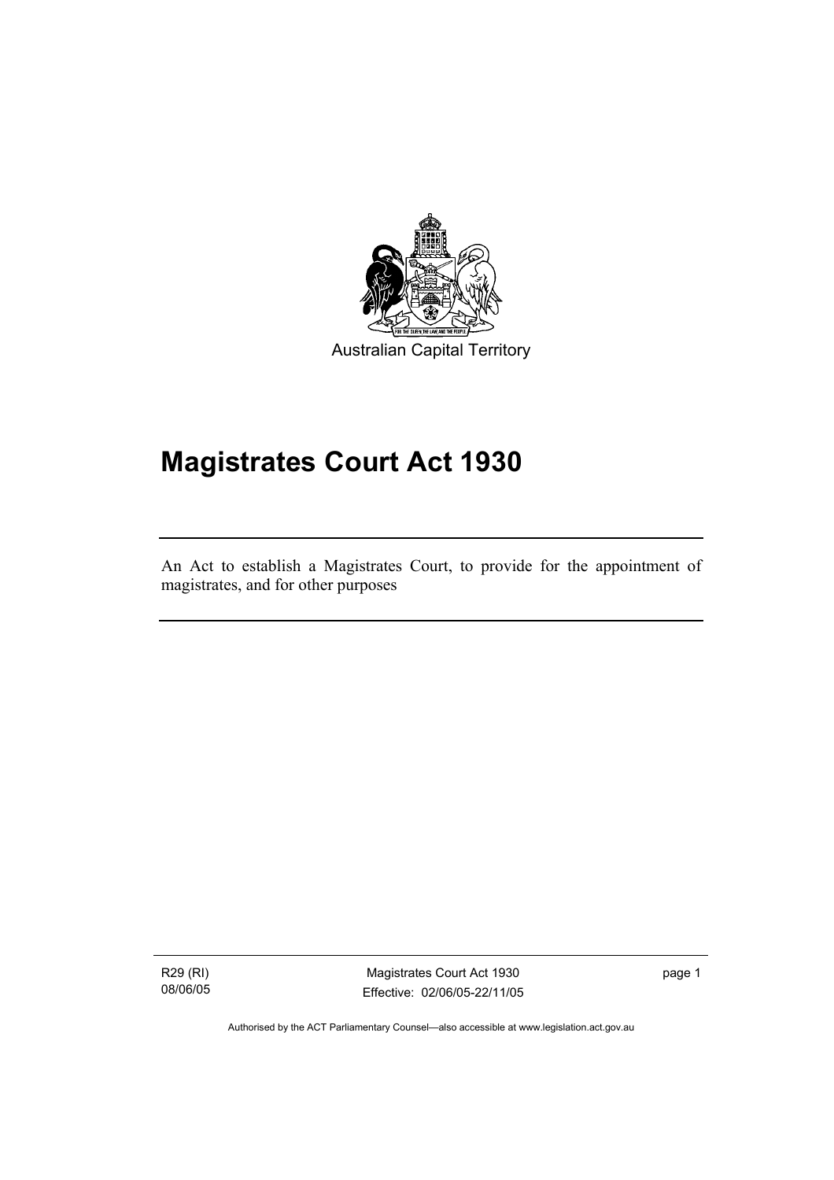Australian Capital Territory

# Magistrates Court Act 1930

An Act to establish a Magistrates Court, to provide for the appointment of magistrates, and for other purposes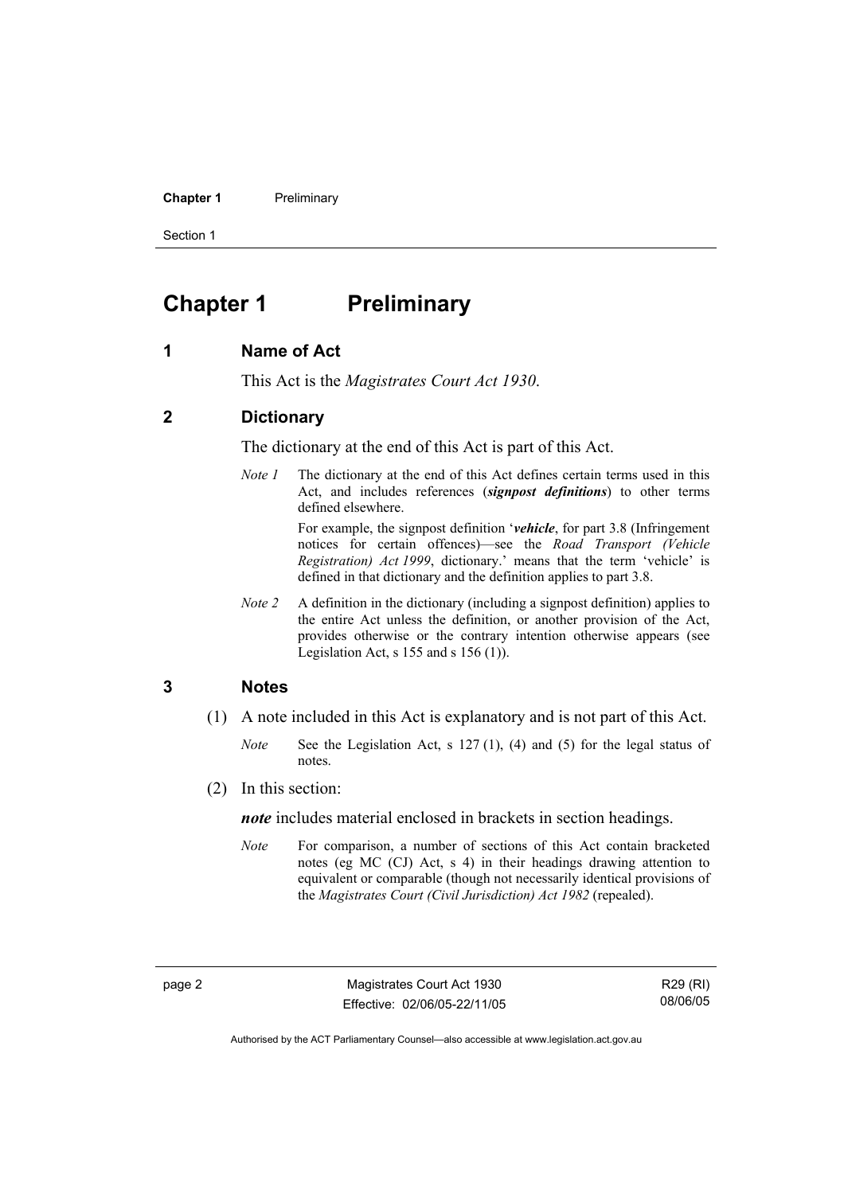# Chapter 1 Preliminary

## 1 Name of Act

This Act is the *Magistrates Court Act 1930*.

## 2 Dictionary

The dictionary at the end of this Act is part of this Act.

*Note 1* The dictionary at the end of this Act defines certain terms used in this Act, and includes references (***signpost definitions***) to other terms defined elsewhere.

For example, the signpost definition '***vehicle***, for part 3.8 (Infringement notices for certain offences)—see the *Road Transport (Vehicle Registration) Act 1999*, dictionary.' means that the term 'vehicle' is defined in that dictionary and the definition applies to part 3.8.

*Note 2* A definition in the dictionary (including a signpost definition) applies to the entire Act unless the definition, or another provision of the Act, provides otherwise or the contrary intention otherwise appears (see Legislation Act, s 155 and s 156 (1)).

## 3 Notes

(1) A note included in this Act is explanatory and is not part of this Act.

*Note* See the Legislation Act, s 127 (1), (4) and (5) for the legal status of notes.

(2) In this section:

***note*** includes material enclosed in brackets in section headings.

*Note* For comparison, a number of sections of this Act contain bracketed notes (eg MC (CJ) Act, s 4) in their headings drawing attention to equivalent or comparable (though not necessarily identical provisions of the *Magistrates Court (Civil Jurisdiction) Act 1982* (repealed).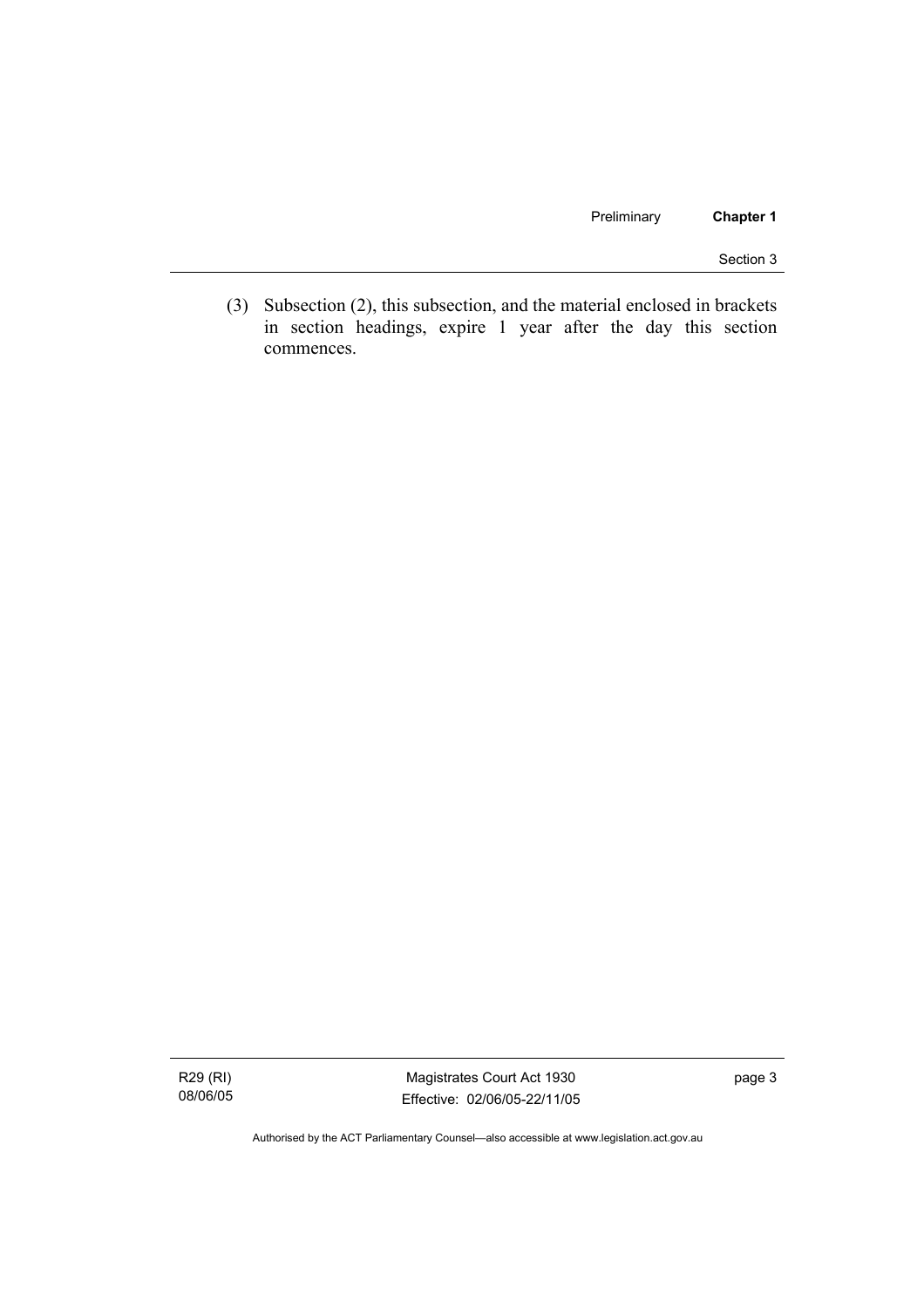(3) Subsection (2), this subsection, and the material enclosed in brackets in section headings, expire 1 year after the day this section commences.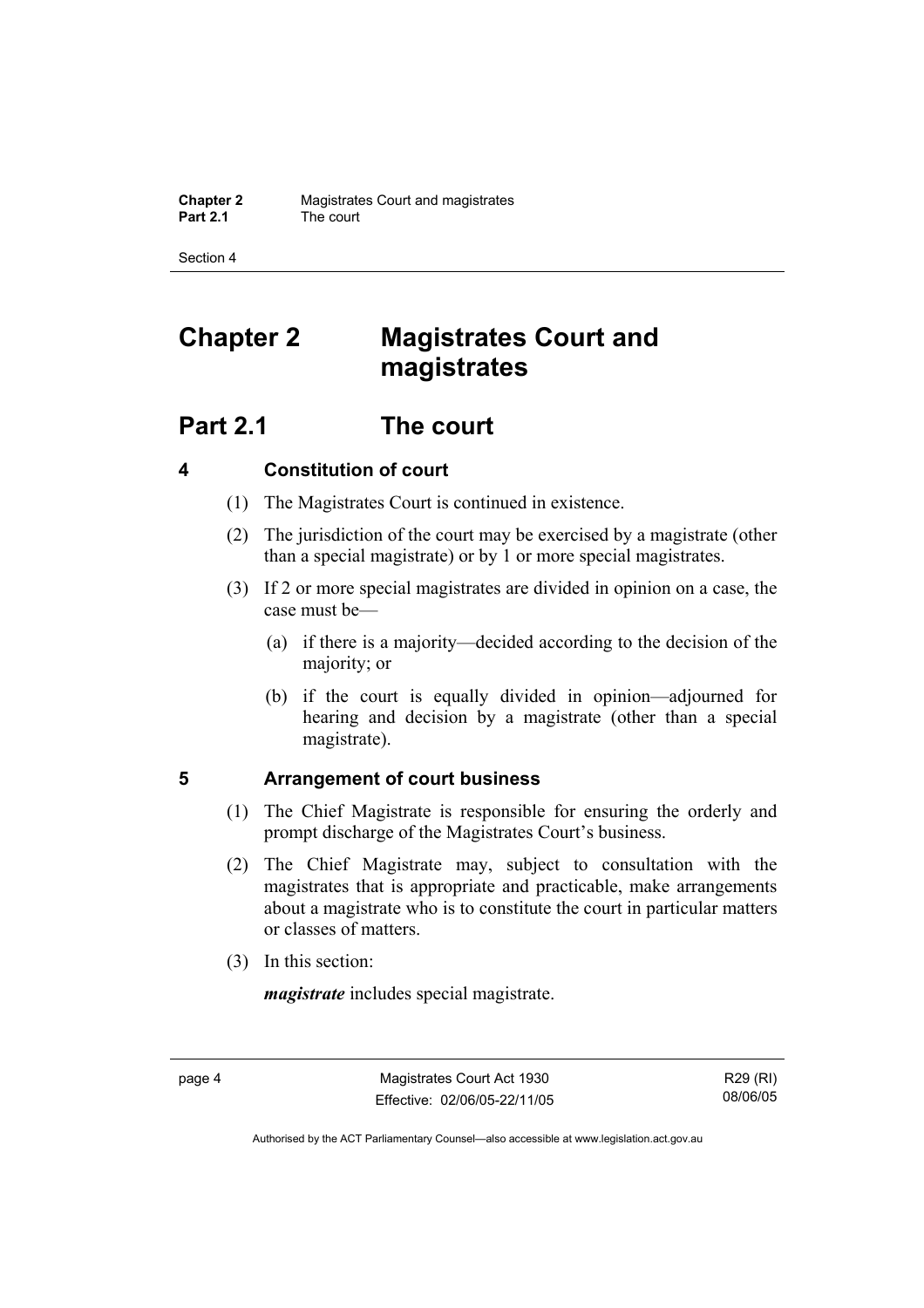# Chapter 2 Magistrates Court and magistrates

## Part 2.1 The court

### 4 Constitution of court

(1) The Magistrates Court is continued in existence.

(2) The jurisdiction of the court may be exercised by a magistrate (other than a special magistrate) or by 1 or more special magistrates.

(3) If 2 or more special magistrates are divided in opinion on a case, the case must be—

(a) if there is a majority—decided according to the decision of the majority; or

(b) if the court is equally divided in opinion—adjourned for hearing and decision by a magistrate (other than a special magistrate).

### 5 Arrangement of court business

(1) The Chief Magistrate is responsible for ensuring the orderly and prompt discharge of the Magistrates Court's business.

(2) The Chief Magistrate may, subject to consultation with the magistrates that is appropriate and practicable, make arrangements about a magistrate who is to constitute the court in particular matters or classes of matters.

(3) In this section:

***magistrate*** includes special magistrate.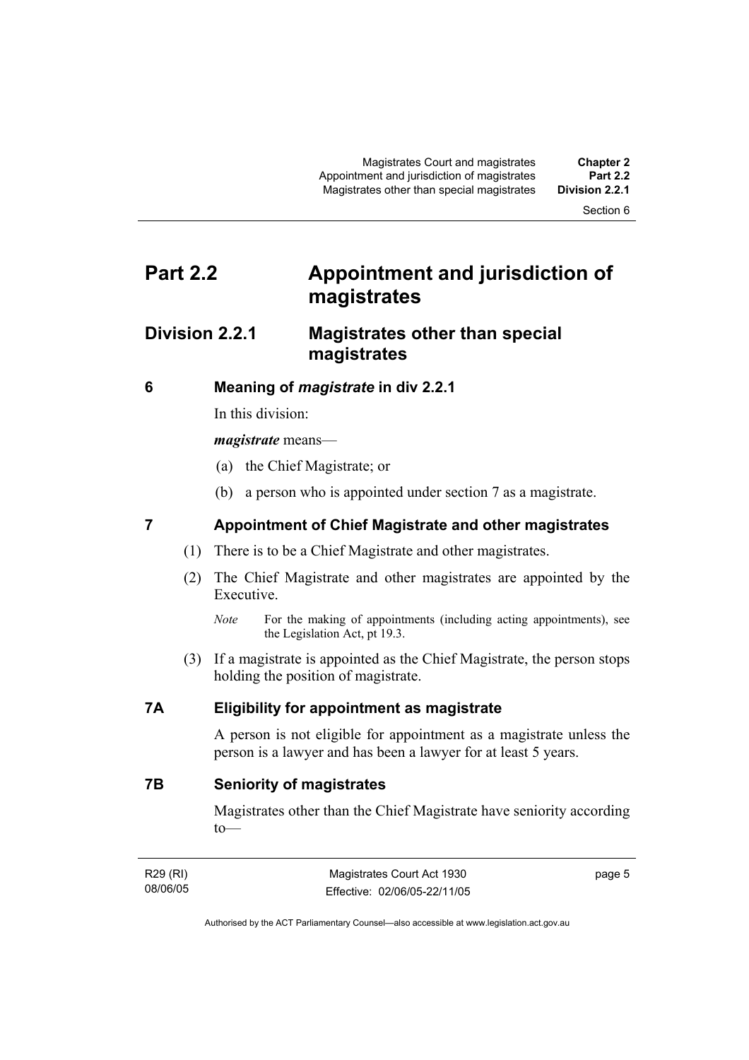# Part 2.2 Appointment and jurisdiction of magistrates

## Division 2.2.1 Magistrates other than special magistrates

### 6 Meaning of *magistrate* in div 2.2.1

In this division:

***magistrate*** means—

(a) the Chief Magistrate; or

(b) a person who is appointed under section 7 as a magistrate.

### 7 Appointment of Chief Magistrate and other magistrates

(1) There is to be a Chief Magistrate and other magistrates.

(2) The Chief Magistrate and other magistrates are appointed by the Executive.

*Note* For the making of appointments (including acting appointments), see the Legislation Act, pt 19.3.

(3) If a magistrate is appointed as the Chief Magistrate, the person stops holding the position of magistrate.

### 7A Eligibility for appointment as magistrate

A person is not eligible for appointment as a magistrate unless the person is a lawyer and has been a lawyer for at least 5 years.

### 7B Seniority of magistrates

Magistrates other than the Chief Magistrate have seniority according to—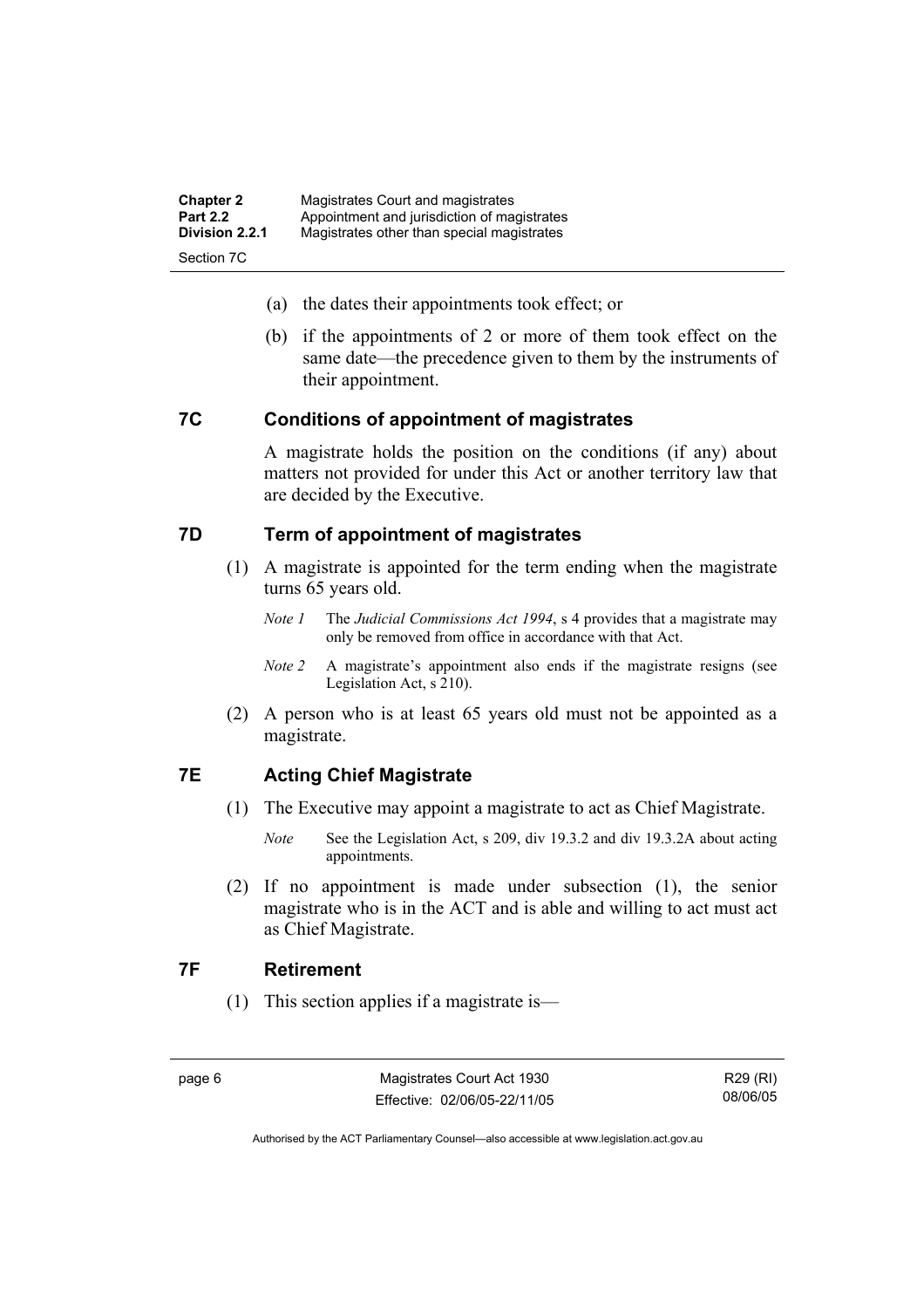(a) the dates their appointments took effect; or

(b) if the appointments of 2 or more of them took effect on the same date—the precedence given to them by the instruments of their appointment.

## 7C Conditions of appointment of magistrates

A magistrate holds the position on the conditions (if any) about matters not provided for under this Act or another territory law that are decided by the Executive.

## 7D Term of appointment of magistrates

(1) A magistrate is appointed for the term ending when the magistrate turns 65 years old.

*Note 1* The *Judicial Commissions Act 1994*, s 4 provides that a magistrate may only be removed from office in accordance with that Act.

*Note 2* A magistrate's appointment also ends if the magistrate resigns (see Legislation Act, s 210).

(2) A person who is at least 65 years old must not be appointed as a magistrate.

## 7E Acting Chief Magistrate

(1) The Executive may appoint a magistrate to act as Chief Magistrate.

*Note* See the Legislation Act, s 209, div 19.3.2 and div 19.3.2A about acting appointments.

(2) If no appointment is made under subsection (1), the senior magistrate who is in the ACT and is able and willing to act must act as Chief Magistrate.

## 7F Retirement

(1) This section applies if a magistrate is—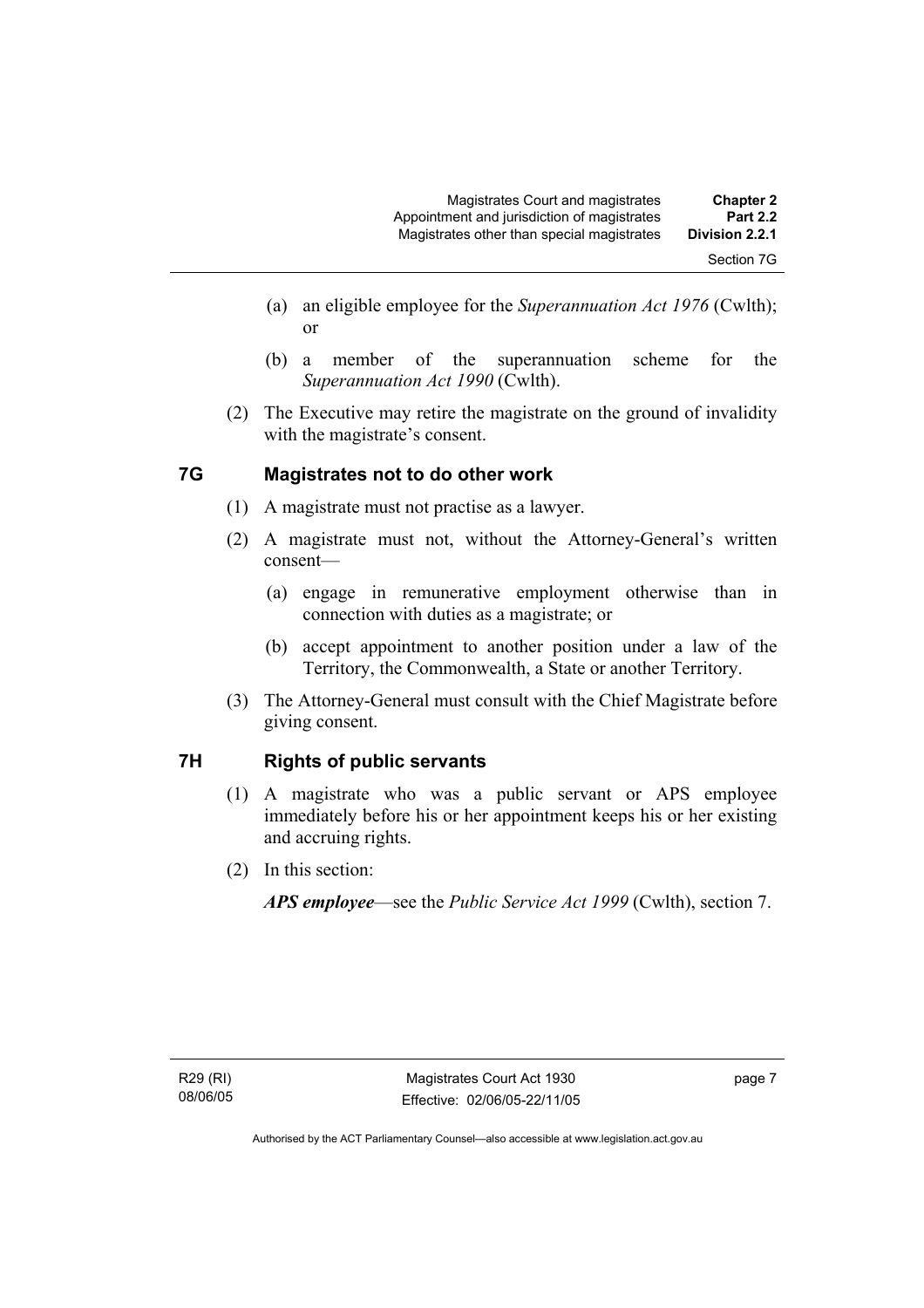(a) an eligible employee for the *Superannuation Act 1976* (Cwlth); or

(b) a member of the superannuation scheme for the *Superannuation Act 1990* (Cwlth).

(2) The Executive may retire the magistrate on the ground of invalidity with the magistrate's consent.

## 7G Magistrates not to do other work

(1) A magistrate must not practise as a lawyer.

(2) A magistrate must not, without the Attorney-General's written consent—

(a) engage in remunerative employment otherwise than in connection with duties as a magistrate; or

(b) accept appointment to another position under a law of the Territory, the Commonwealth, a State or another Territory.

(3) The Attorney-General must consult with the Chief Magistrate before giving consent.

## 7H Rights of public servants

(1) A magistrate who was a public servant or APS employee immediately before his or her appointment keeps his or her existing and accruing rights.

(2) In this section:

***APS employee***—see the *Public Service Act 1999* (Cwlth), section 7.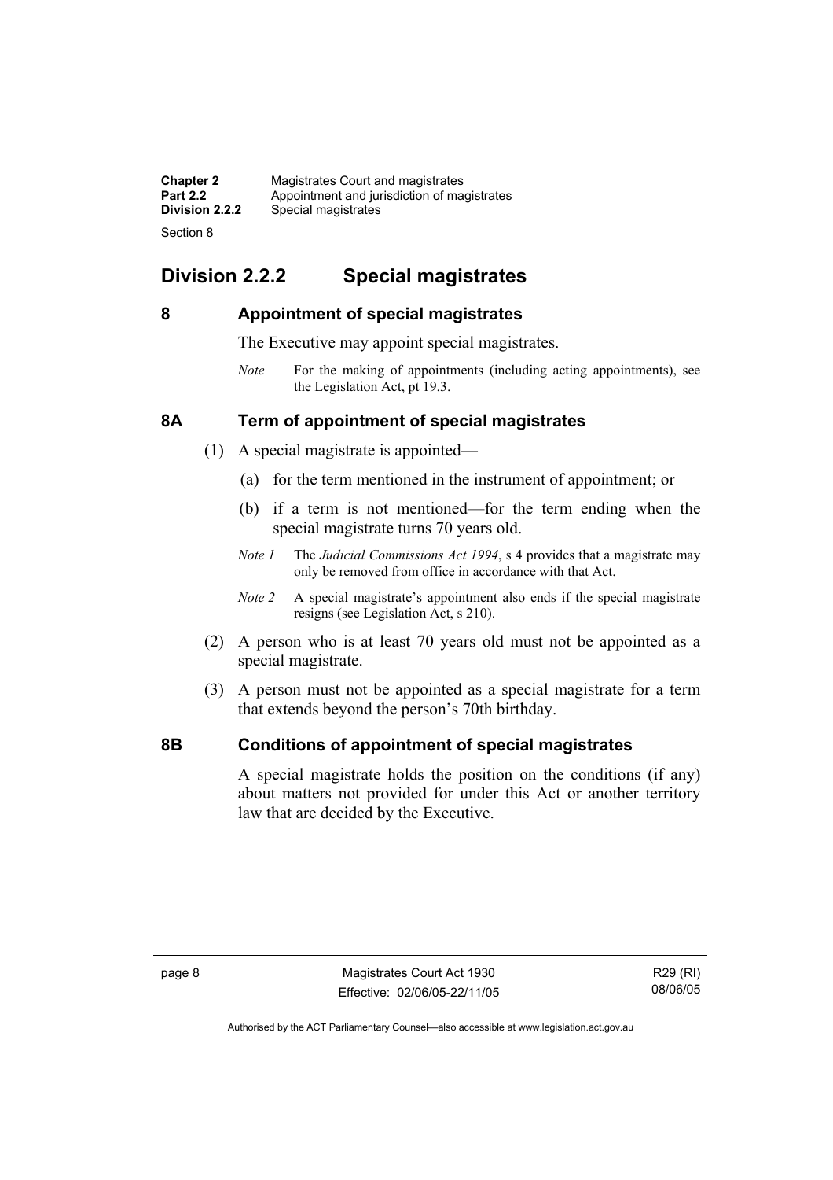## Division 2.2.2 Special magistrates

### 8 Appointment of special magistrates

The Executive may appoint special magistrates.

*Note* For the making of appointments (including acting appointments), see the Legislation Act, pt 19.3.

### 8A Term of appointment of special magistrates

(1) A special magistrate is appointed—

(a) for the term mentioned in the instrument of appointment; or

(b) if a term is not mentioned—for the term ending when the special magistrate turns 70 years old.

*Note 1* The *Judicial Commissions Act 1994*, s 4 provides that a magistrate may only be removed from office in accordance with that Act.

*Note 2* A special magistrate's appointment also ends if the special magistrate resigns (see Legislation Act, s 210).

(2) A person who is at least 70 years old must not be appointed as a special magistrate.

(3) A person must not be appointed as a special magistrate for a term that extends beyond the person's 70th birthday.

### 8B Conditions of appointment of special magistrates

A special magistrate holds the position on the conditions (if any) about matters not provided for under this Act or another territory law that are decided by the Executive.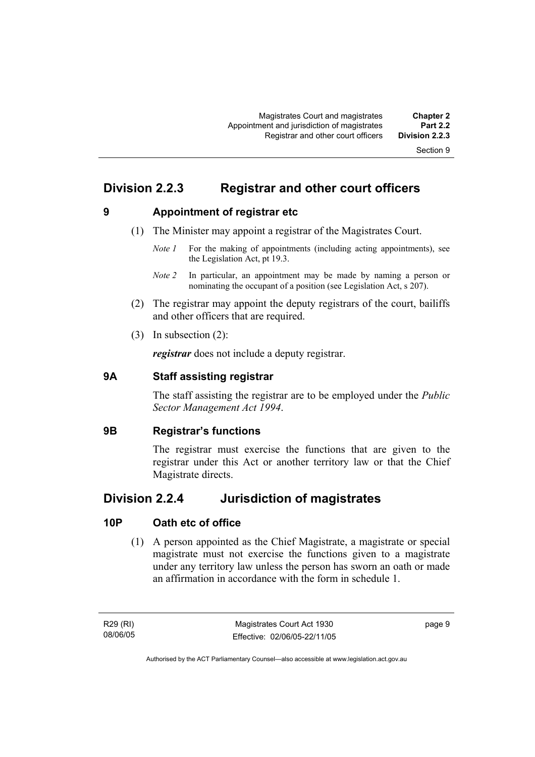## Division 2.2.3 Registrar and other court officers

### 9 Appointment of registrar etc

(1) The Minister may appoint a registrar of the Magistrates Court.

*Note 1* For the making of appointments (including acting appointments), see the Legislation Act, pt 19.3.

*Note 2* In particular, an appointment may be made by naming a person or nominating the occupant of a position (see Legislation Act, s 207).

(2) The registrar may appoint the deputy registrars of the court, bailiffs and other officers that are required.

(3) In subsection (2):

***registrar*** does not include a deputy registrar.

### 9A Staff assisting registrar

The staff assisting the registrar are to be employed under the *Public Sector Management Act 1994*.

### 9B Registrar's functions

The registrar must exercise the functions that are given to the registrar under this Act or another territory law or that the Chief Magistrate directs.

## Division 2.2.4 Jurisdiction of magistrates

### 10P Oath etc of office

(1) A person appointed as the Chief Magistrate, a magistrate or special magistrate must not exercise the functions given to a magistrate under any territory law unless the person has sworn an oath or made an affirmation in accordance with the form in schedule 1.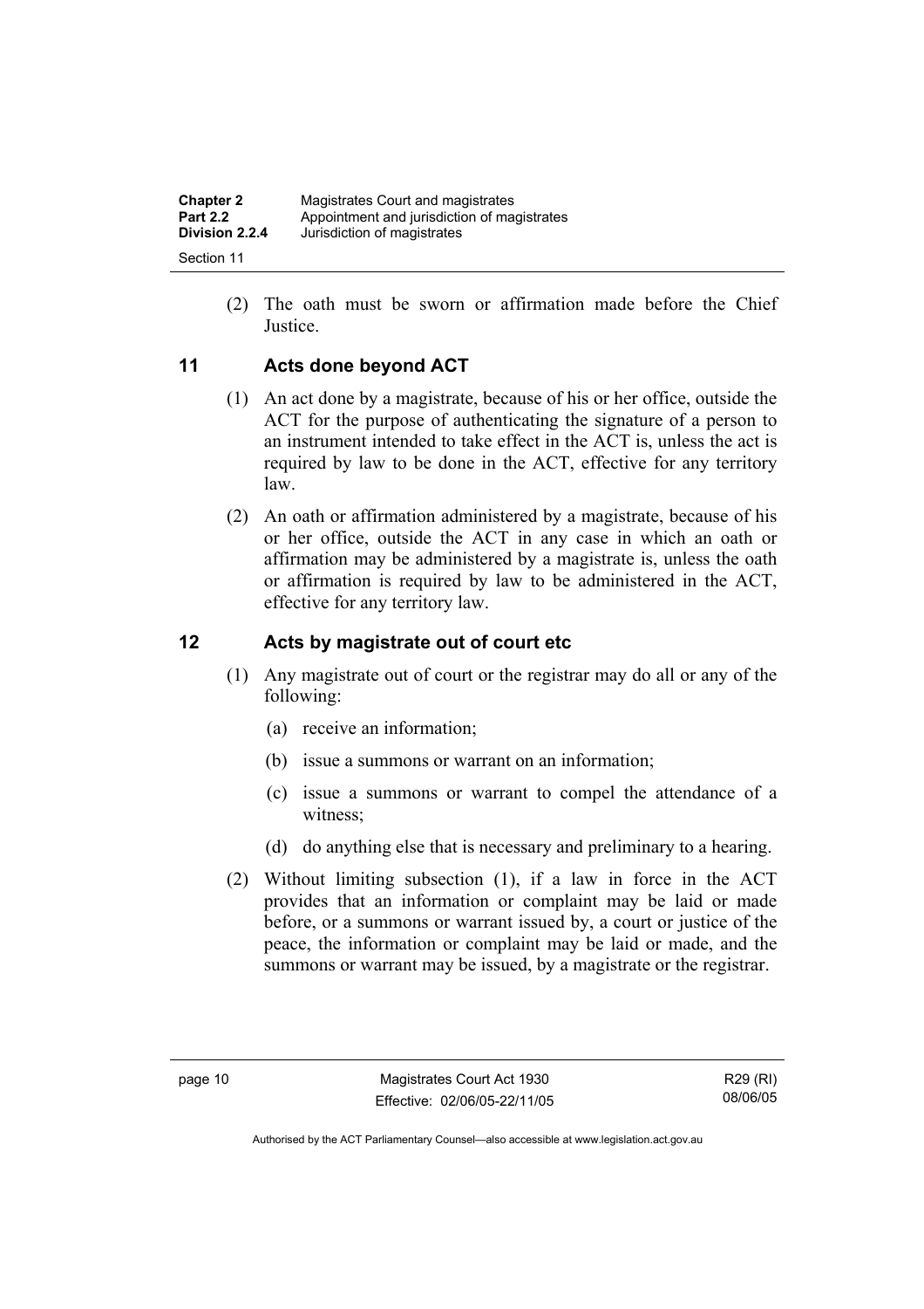(2) The oath must be sworn or affirmation made before the Chief Justice.

## 11 Acts done beyond ACT

(1) An act done by a magistrate, because of his or her office, outside the ACT for the purpose of authenticating the signature of a person to an instrument intended to take effect in the ACT is, unless the act is required by law to be done in the ACT, effective for any territory law.

(2) An oath or affirmation administered by a magistrate, because of his or her office, outside the ACT in any case in which an oath or affirmation may be administered by a magistrate is, unless the oath or affirmation is required by law to be administered in the ACT, effective for any territory law.

## 12 Acts by magistrate out of court etc

(1) Any magistrate out of court or the registrar may do all or any of the following:

(a) receive an information;

(b) issue a summons or warrant on an information;

(c) issue a summons or warrant to compel the attendance of a witness;

(d) do anything else that is necessary and preliminary to a hearing.

(2) Without limiting subsection (1), if a law in force in the ACT provides that an information or complaint may be laid or made before, or a summons or warrant issued by, a court or justice of the peace, the information or complaint may be laid or made, and the summons or warrant may be issued, by a magistrate or the registrar.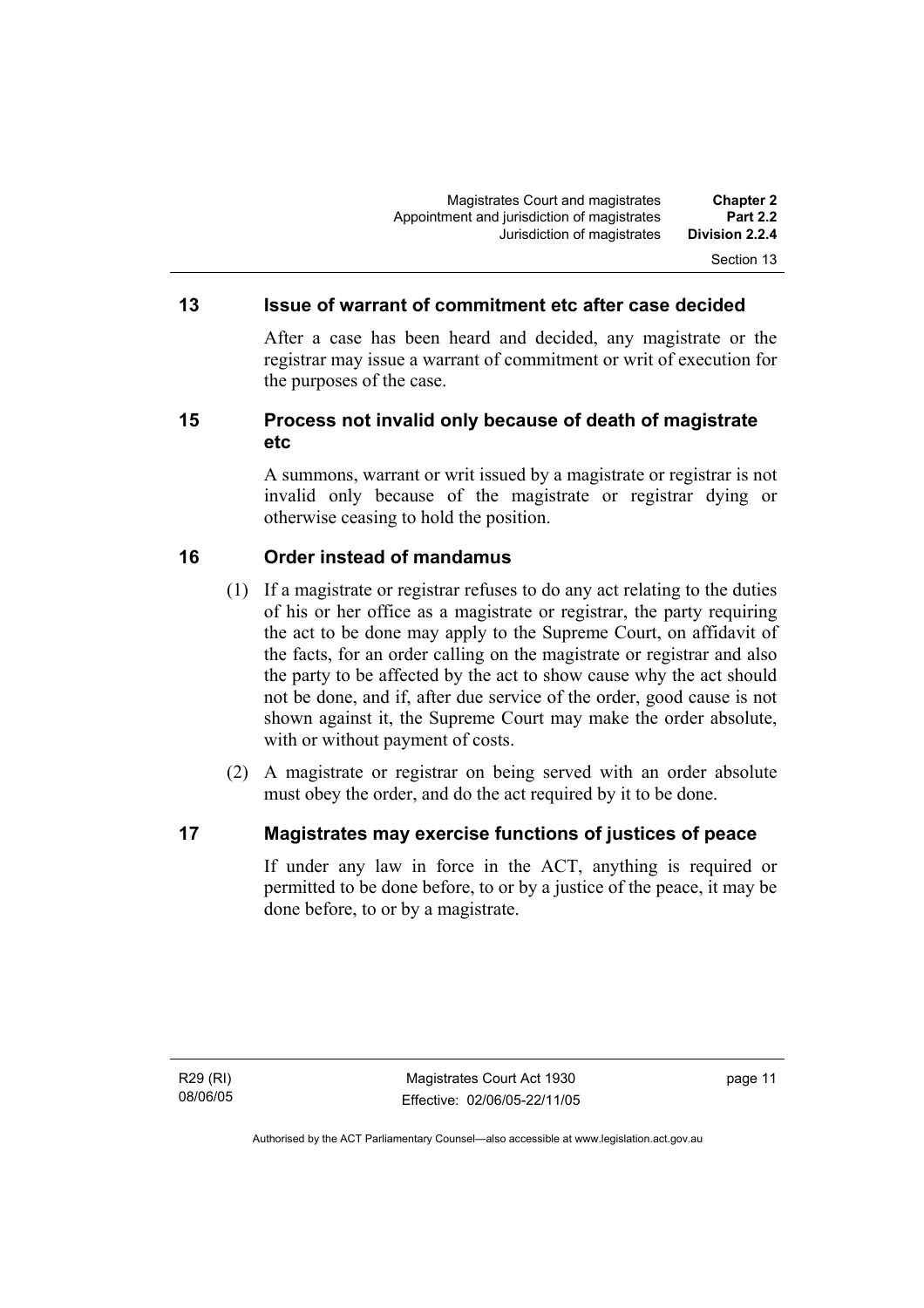## 13 Issue of warrant of commitment etc after case decided

After a case has been heard and decided, any magistrate or the registrar may issue a warrant of commitment or writ of execution for the purposes of the case.

## 15 Process not invalid only because of death of magistrate etc

A summons, warrant or writ issued by a magistrate or registrar is not invalid only because of the magistrate or registrar dying or otherwise ceasing to hold the position.

## 16 Order instead of mandamus

(1) If a magistrate or registrar refuses to do any act relating to the duties of his or her office as a magistrate or registrar, the party requiring the act to be done may apply to the Supreme Court, on affidavit of the facts, for an order calling on the magistrate or registrar and also the party to be affected by the act to show cause why the act should not be done, and if, after due service of the order, good cause is not shown against it, the Supreme Court may make the order absolute, with or without payment of costs.

(2) A magistrate or registrar on being served with an order absolute must obey the order, and do the act required by it to be done.

## 17 Magistrates may exercise functions of justices of peace

If under any law in force in the ACT, anything is required or permitted to be done before, to or by a justice of the peace, it may be done before, to or by a magistrate.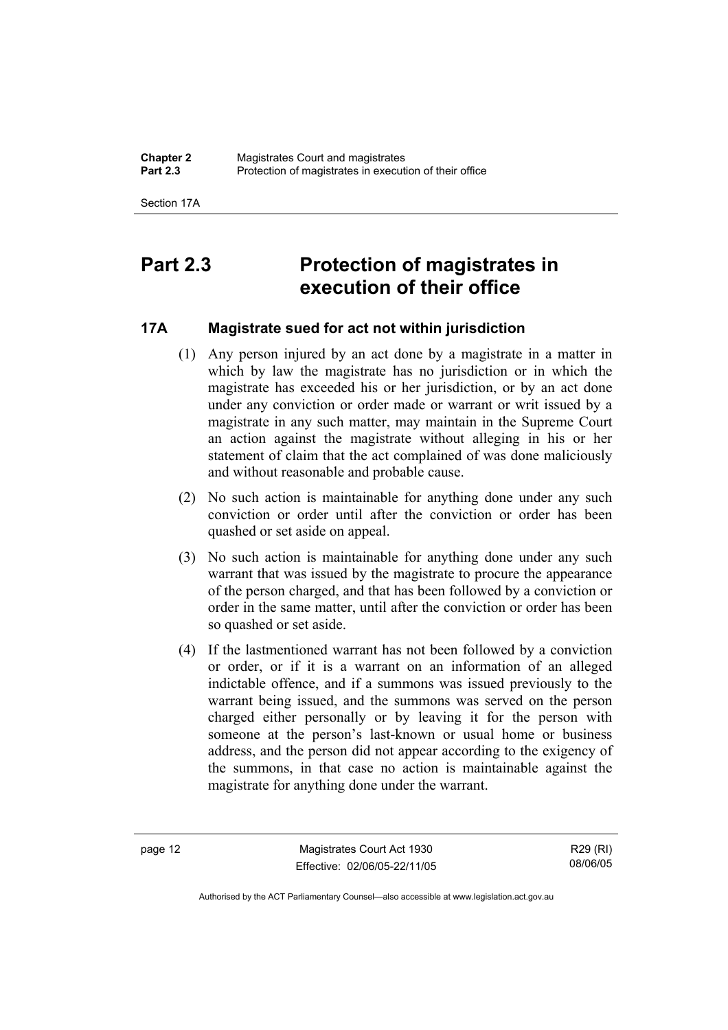# Part 2.3 Protection of magistrates in execution of their office

## 17A Magistrate sued for act not within jurisdiction

(1) Any person injured by an act done by a magistrate in a matter in which by law the magistrate has no jurisdiction or in which the magistrate has exceeded his or her jurisdiction, or by an act done under any conviction or order made or warrant or writ issued by a magistrate in any such matter, may maintain in the Supreme Court an action against the magistrate without alleging in his or her statement of claim that the act complained of was done maliciously and without reasonable and probable cause.

(2) No such action is maintainable for anything done under any such conviction or order until after the conviction or order has been quashed or set aside on appeal.

(3) No such action is maintainable for anything done under any such warrant that was issued by the magistrate to procure the appearance of the person charged, and that has been followed by a conviction or order in the same matter, until after the conviction or order has been so quashed or set aside.

(4) If the lastmentioned warrant has not been followed by a conviction or order, or if it is a warrant on an information of an alleged indictable offence, and if a summons was issued previously to the warrant being issued, and the summons was served on the person charged either personally or by leaving it for the person with someone at the person's last-known or usual home or business address, and the person did not appear according to the exigency of the summons, in that case no action is maintainable against the magistrate for anything done under the warrant.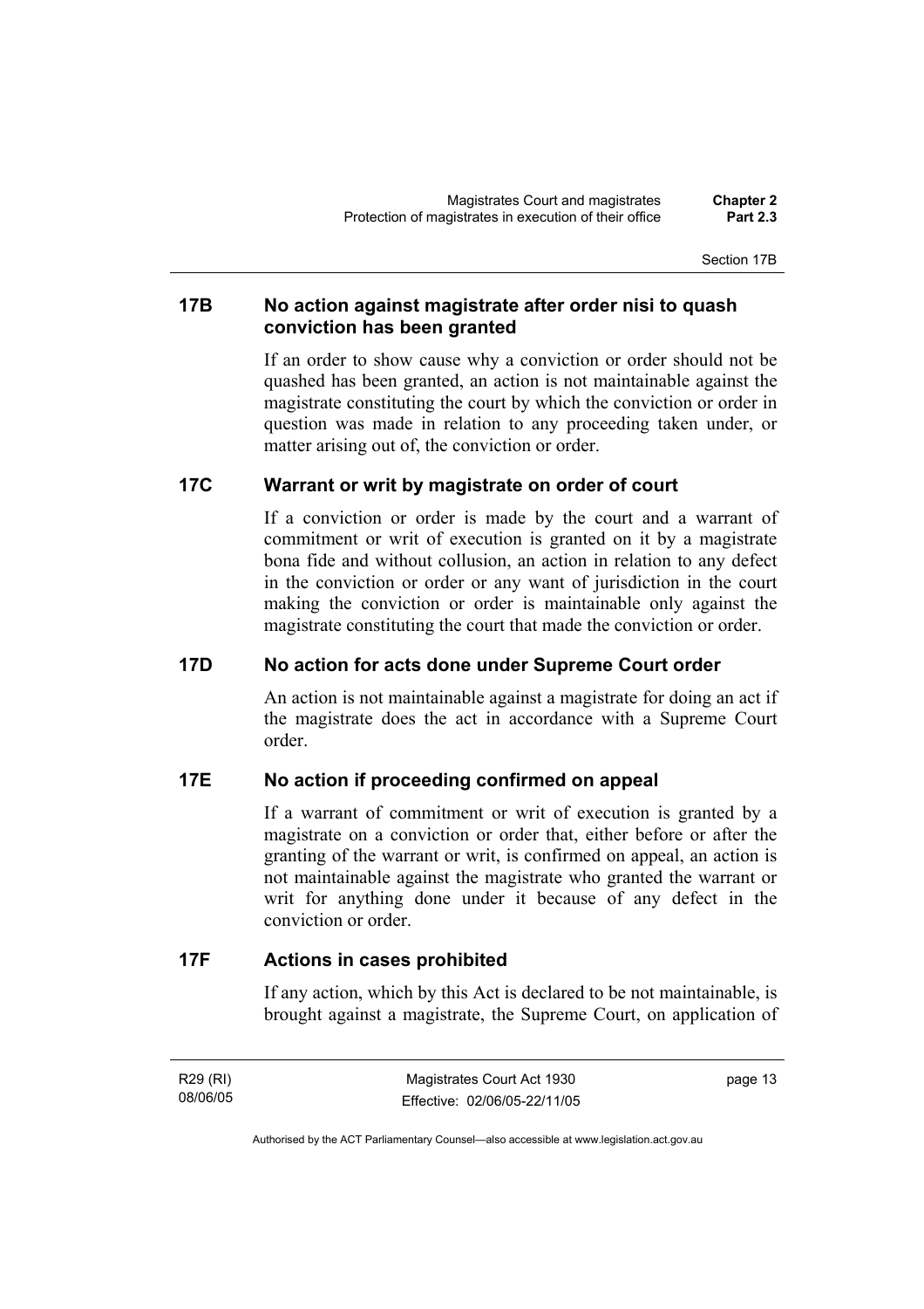## 17B No action against magistrate after order nisi to quash conviction has been granted

If an order to show cause why a conviction or order should not be quashed has been granted, an action is not maintainable against the magistrate constituting the court by which the conviction or order in question was made in relation to any proceeding taken under, or matter arising out of, the conviction or order.

## 17C Warrant or writ by magistrate on order of court

If a conviction or order is made by the court and a warrant of commitment or writ of execution is granted on it by a magistrate bona fide and without collusion, an action in relation to any defect in the conviction or order or any want of jurisdiction in the court making the conviction or order is maintainable only against the magistrate constituting the court that made the conviction or order.

## 17D No action for acts done under Supreme Court order

An action is not maintainable against a magistrate for doing an act if the magistrate does the act in accordance with a Supreme Court order.

## 17E No action if proceeding confirmed on appeal

If a warrant of commitment or writ of execution is granted by a magistrate on a conviction or order that, either before or after the granting of the warrant or writ, is confirmed on appeal, an action is not maintainable against the magistrate who granted the warrant or writ for anything done under it because of any defect in the conviction or order.

## 17F Actions in cases prohibited

If any action, which by this Act is declared to be not maintainable, is brought against a magistrate, the Supreme Court, on application of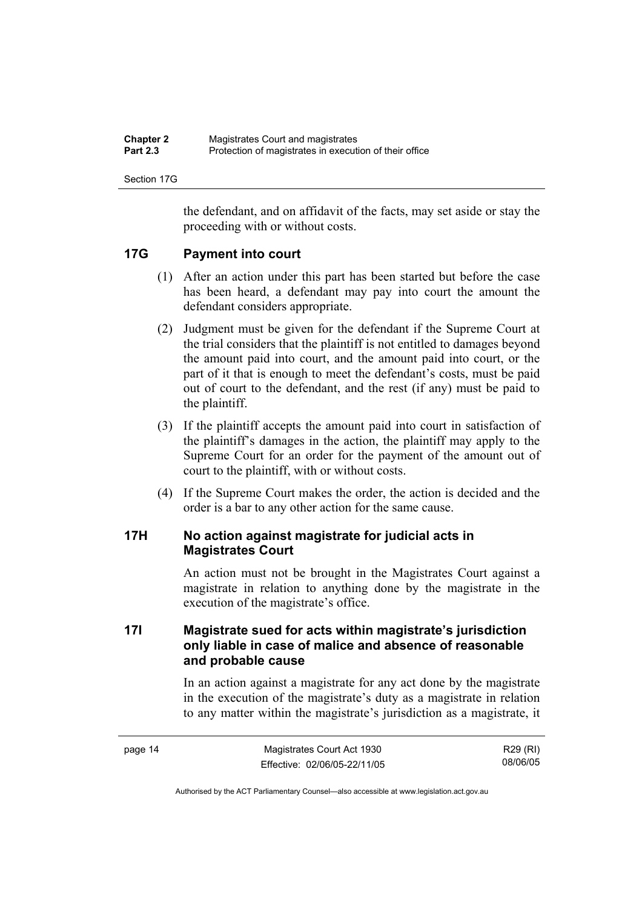the defendant, and on affidavit of the facts, may set aside or stay the proceeding with or without costs.

### 17G Payment into court

(1) After an action under this part has been started but before the case has been heard, a defendant may pay into court the amount the defendant considers appropriate.

(2) Judgment must be given for the defendant if the Supreme Court at the trial considers that the plaintiff is not entitled to damages beyond the amount paid into court, and the amount paid into court, or the part of it that is enough to meet the defendant's costs, must be paid out of court to the defendant, and the rest (if any) must be paid to the plaintiff.

(3) If the plaintiff accepts the amount paid into court in satisfaction of the plaintiff's damages in the action, the plaintiff may apply to the Supreme Court for an order for the payment of the amount out of court to the plaintiff, with or without costs.

(4) If the Supreme Court makes the order, the action is decided and the order is a bar to any other action for the same cause.

### 17H No action against magistrate for judicial acts in Magistrates Court

An action must not be brought in the Magistrates Court against a magistrate in relation to anything done by the magistrate in the execution of the magistrate's office.

### 17I Magistrate sued for acts within magistrate's jurisdiction only liable in case of malice and absence of reasonable and probable cause

In an action against a magistrate for any act done by the magistrate in the execution of the magistrate's duty as a magistrate in relation to any matter within the magistrate's jurisdiction as a magistrate, it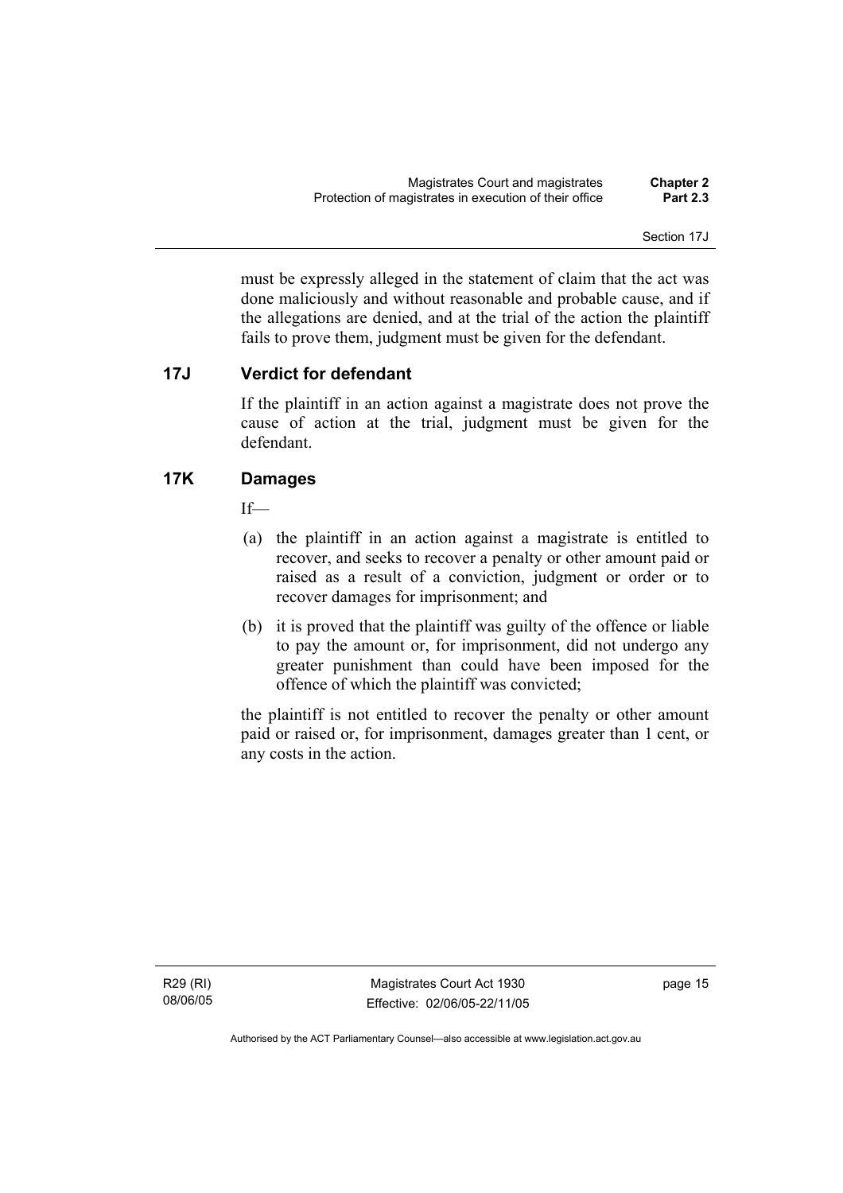must be expressly alleged in the statement of claim that the act was done maliciously and without reasonable and probable cause, and if the allegations are denied, and at the trial of the action the plaintiff fails to prove them, judgment must be given for the defendant.

## 17J Verdict for defendant

If the plaintiff in an action against a magistrate does not prove the cause of action at the trial, judgment must be given for the defendant.

## 17K Damages

If—

(a) the plaintiff in an action against a magistrate is entitled to recover, and seeks to recover a penalty or other amount paid or raised as a result of a conviction, judgment or order or to recover damages for imprisonment; and

(b) it is proved that the plaintiff was guilty of the offence or liable to pay the amount or, for imprisonment, did not undergo any greater punishment than could have been imposed for the offence of which the plaintiff was convicted;

the plaintiff is not entitled to recover the penalty or other amount paid or raised or, for imprisonment, damages greater than 1 cent, or any costs in the action.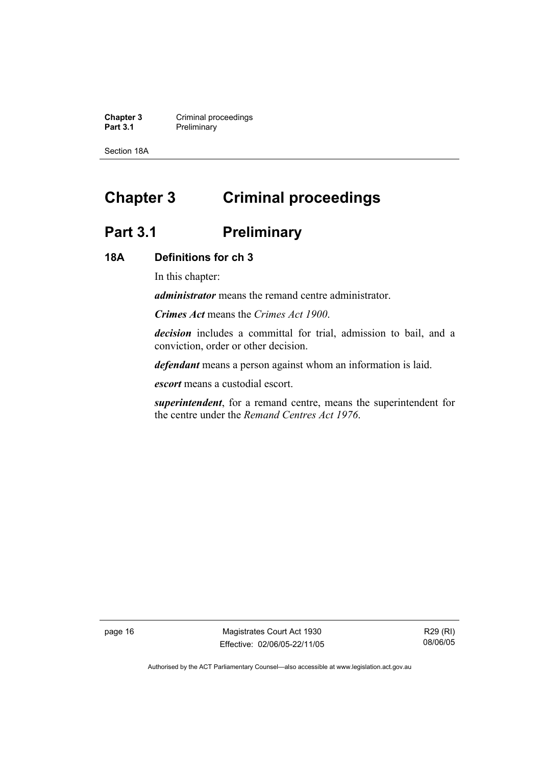# Chapter 3 Criminal proceedings

## Part 3.1 Preliminary

### 18A Definitions for ch 3

In this chapter:

***administrator*** means the remand centre administrator.

***Crimes Act*** means the *Crimes Act 1900*.

***decision*** includes a committal for trial, admission to bail, and a conviction, order or other decision.

***defendant*** means a person against whom an information is laid.

***escort*** means a custodial escort.

***superintendent***, for a remand centre, means the superintendent for the centre under the *Remand Centres Act 1976*.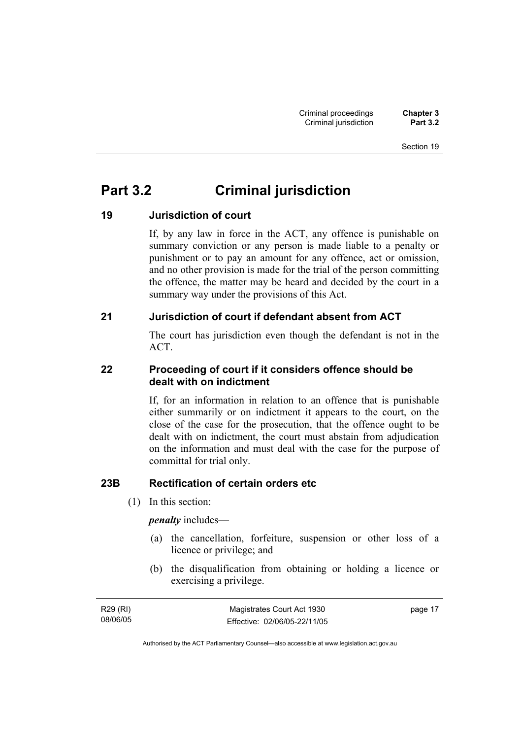# Part 3.2 Criminal jurisdiction

## 19 Jurisdiction of court

If, by any law in force in the ACT, any offence is punishable on summary conviction or any person is made liable to a penalty or punishment or to pay an amount for any offence, act or omission, and no other provision is made for the trial of the person committing the offence, the matter may be heard and decided by the court in a summary way under the provisions of this Act.

## 21 Jurisdiction of court if defendant absent from ACT

The court has jurisdiction even though the defendant is not in the ACT.

## 22 Proceeding of court if it considers offence should be dealt with on indictment

If, for an information in relation to an offence that is punishable either summarily or on indictment it appears to the court, on the close of the case for the prosecution, that the offence ought to be dealt with on indictment, the court must abstain from adjudication on the information and must deal with the case for the purpose of committal for trial only.

## 23B Rectification of certain orders etc

(1) In this section:

***penalty*** includes—

(a) the cancellation, forfeiture, suspension or other loss of a licence or privilege; and

(b) the disqualification from obtaining or holding a licence or exercising a privilege.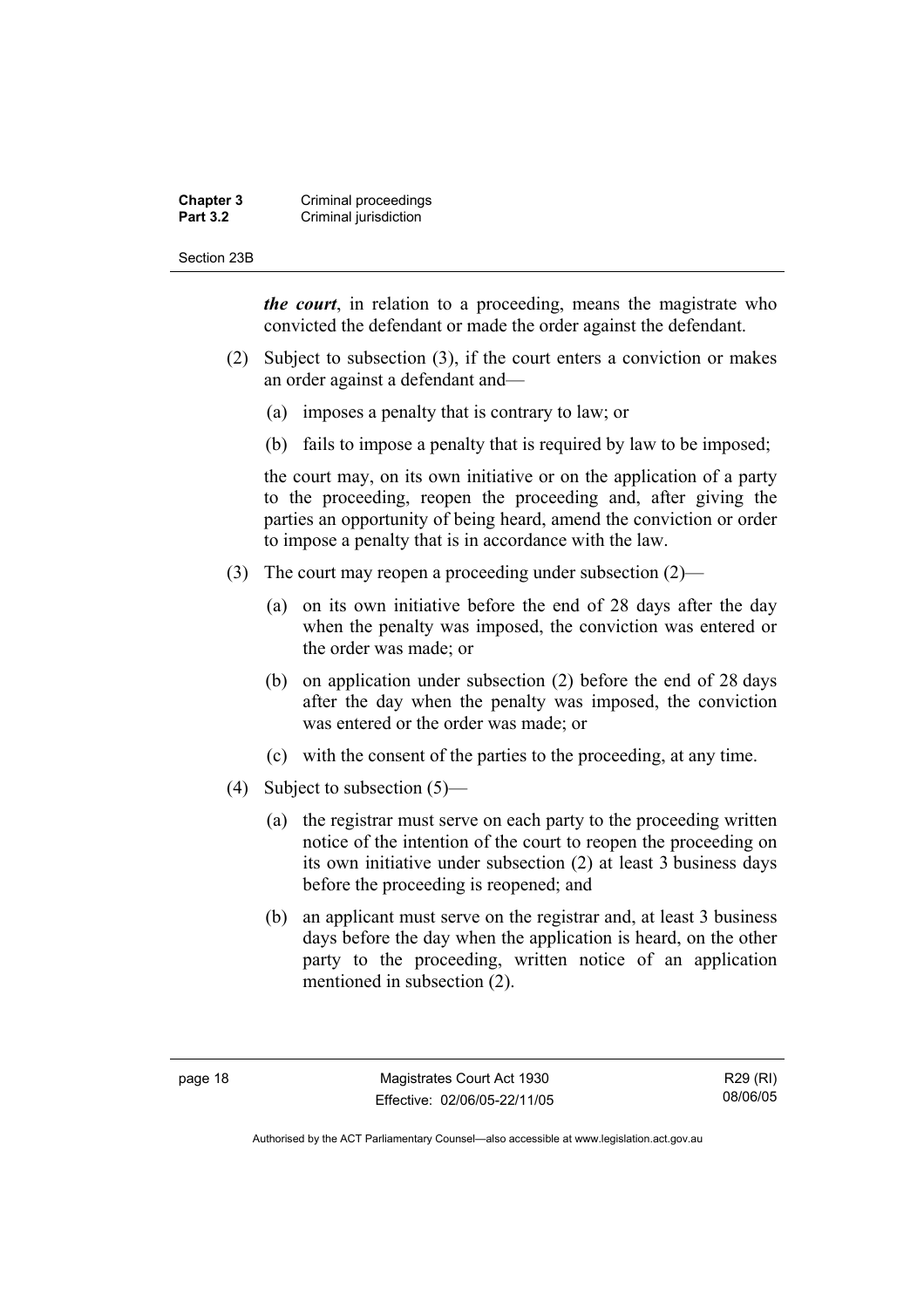***the court***, in relation to a proceeding, means the magistrate who convicted the defendant or made the order against the defendant.

(2) Subject to subsection (3), if the court enters a conviction or makes an order against a defendant and—

(a) imposes a penalty that is contrary to law; or

(b) fails to impose a penalty that is required by law to be imposed;

the court may, on its own initiative or on the application of a party to the proceeding, reopen the proceeding and, after giving the parties an opportunity of being heard, amend the conviction or order to impose a penalty that is in accordance with the law.

(3) The court may reopen a proceeding under subsection (2)—

(a) on its own initiative before the end of 28 days after the day when the penalty was imposed, the conviction was entered or the order was made; or

(b) on application under subsection (2) before the end of 28 days after the day when the penalty was imposed, the conviction was entered or the order was made; or

(c) with the consent of the parties to the proceeding, at any time.

(4) Subject to subsection (5)—

(a) the registrar must serve on each party to the proceeding written notice of the intention of the court to reopen the proceeding on its own initiative under subsection (2) at least 3 business days before the proceeding is reopened; and

(b) an applicant must serve on the registrar and, at least 3 business days before the day when the application is heard, on the other party to the proceeding, written notice of an application mentioned in subsection (2).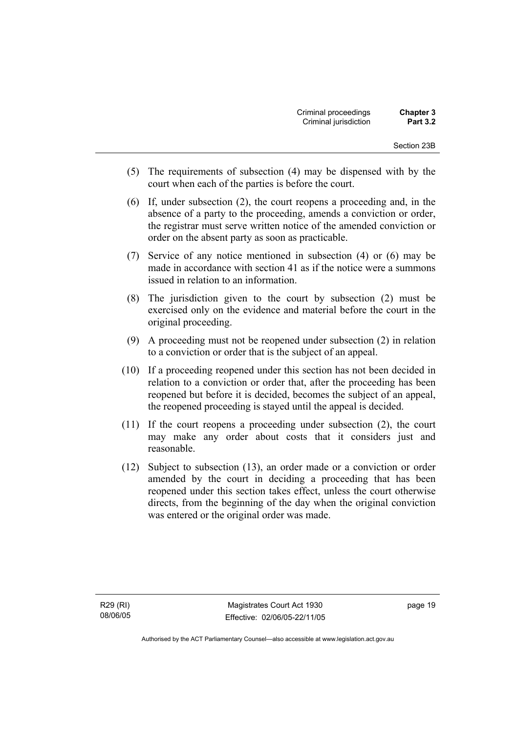(5) The requirements of subsection (4) may be dispensed with by the court when each of the parties is before the court.

(6) If, under subsection (2), the court reopens a proceeding and, in the absence of a party to the proceeding, amends a conviction or order, the registrar must serve written notice of the amended conviction or order on the absent party as soon as practicable.

(7) Service of any notice mentioned in subsection (4) or (6) may be made in accordance with section 41 as if the notice were a summons issued in relation to an information.

(8) The jurisdiction given to the court by subsection (2) must be exercised only on the evidence and material before the court in the original proceeding.

(9) A proceeding must not be reopened under subsection (2) in relation to a conviction or order that is the subject of an appeal.

(10) If a proceeding reopened under this section has not been decided in relation to a conviction or order that, after the proceeding has been reopened but before it is decided, becomes the subject of an appeal, the reopened proceeding is stayed until the appeal is decided.

(11) If the court reopens a proceeding under subsection (2), the court may make any order about costs that it considers just and reasonable.

(12) Subject to subsection (13), an order made or a conviction or order amended by the court in deciding a proceeding that has been reopened under this section takes effect, unless the court otherwise directs, from the beginning of the day when the original conviction was entered or the original order was made.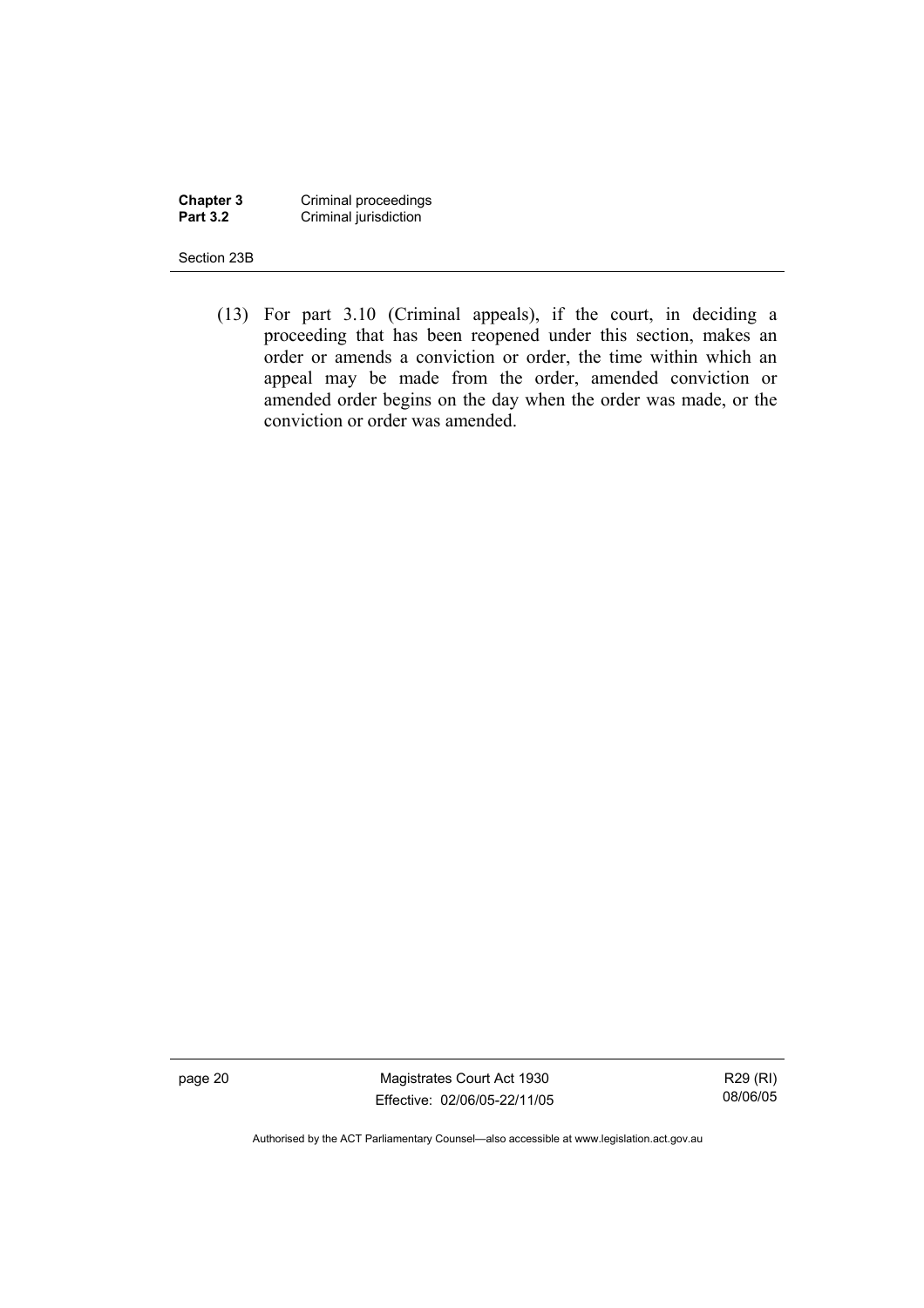(13) For part 3.10 (Criminal appeals), if the court, in deciding a proceeding that has been reopened under this section, makes an order or amends a conviction or order, the time within which an appeal may be made from the order, amended conviction or amended order begins on the day when the order was made, or the conviction or order was amended.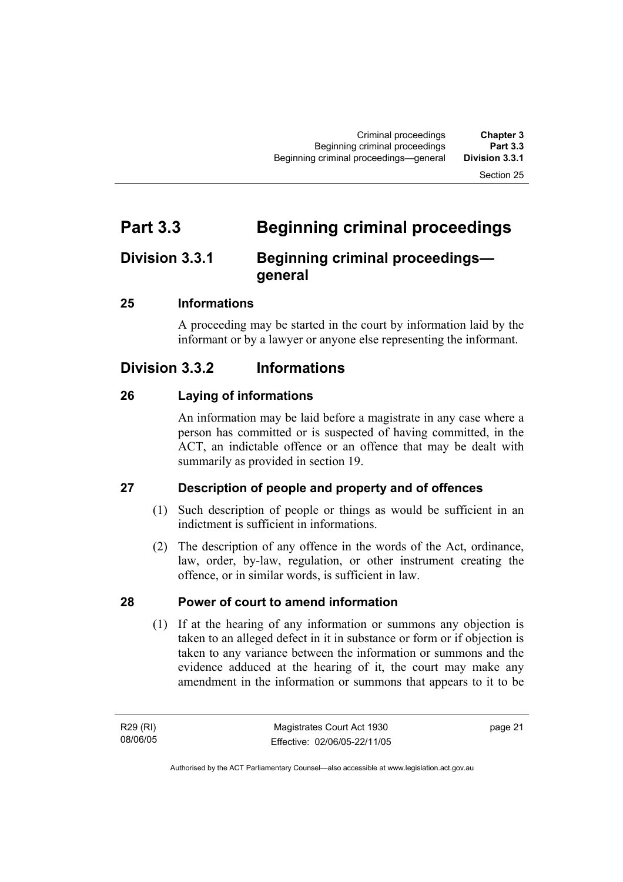# Part 3.3 Beginning criminal proceedings

## Division 3.3.1 Beginning criminal proceedings—general

### 25 Informations

A proceeding may be started in the court by information laid by the informant or by a lawyer or anyone else representing the informant.

## Division 3.3.2 Informations

### 26 Laying of informations

An information may be laid before a magistrate in any case where a person has committed or is suspected of having committed, in the ACT, an indictable offence or an offence that may be dealt with summarily as provided in section 19.

### 27 Description of people and property and of offences

(1) Such description of people or things as would be sufficient in an indictment is sufficient in informations.

(2) The description of any offence in the words of the Act, ordinance, law, order, by-law, regulation, or other instrument creating the offence, or in similar words, is sufficient in law.

### 28 Power of court to amend information

(1) If at the hearing of any information or summons any objection is taken to an alleged defect in it in substance or form or if objection is taken to any variance between the information or summons and the evidence adduced at the hearing of it, the court may make any amendment in the information or summons that appears to it to be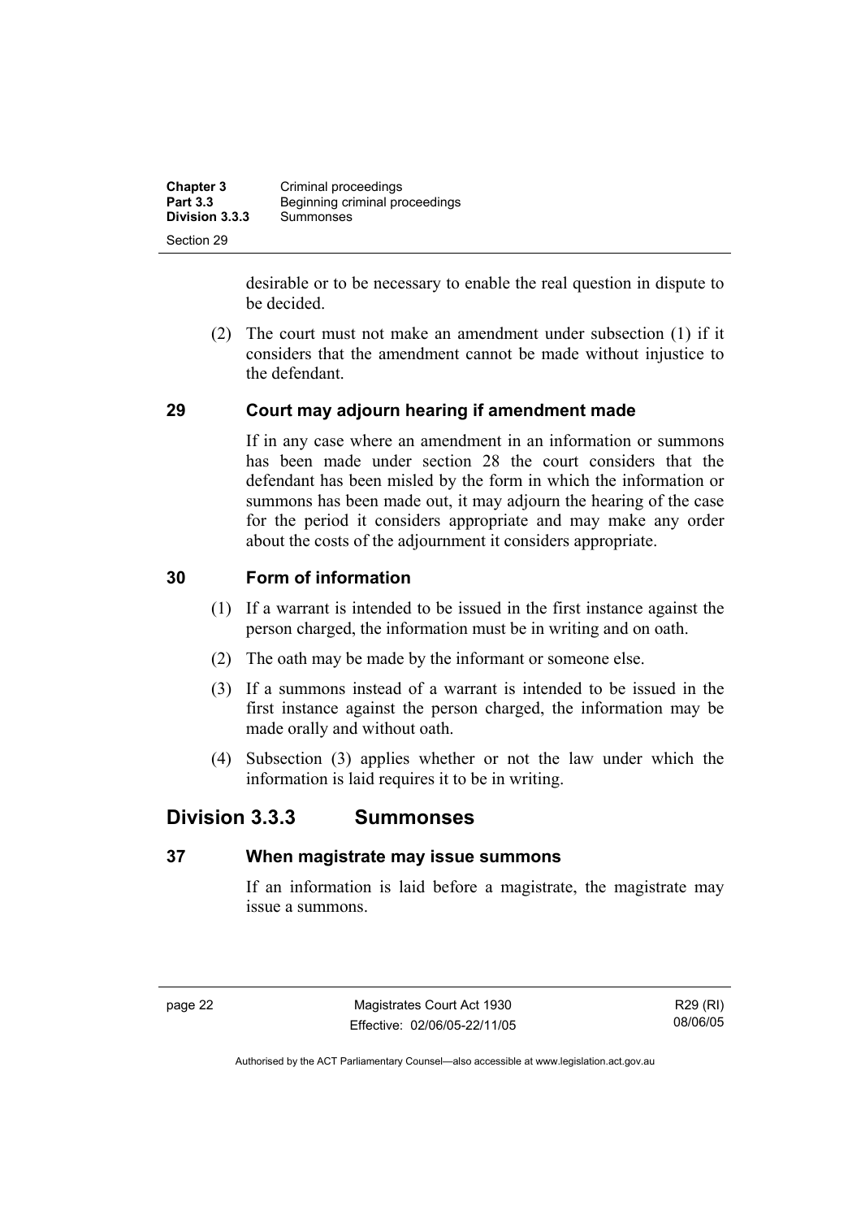desirable or to be necessary to enable the real question in dispute to be decided.

(2) The court must not make an amendment under subsection (1) if it considers that the amendment cannot be made without injustice to the defendant.

## 29 Court may adjourn hearing if amendment made

If in any case where an amendment in an information or summons has been made under section 28 the court considers that the defendant has been misled by the form in which the information or summons has been made out, it may adjourn the hearing of the case for the period it considers appropriate and may make any order about the costs of the adjournment it considers appropriate.

## 30 Form of information

(1) If a warrant is intended to be issued in the first instance against the person charged, the information must be in writing and on oath.

(2) The oath may be made by the informant or someone else.

(3) If a summons instead of a warrant is intended to be issued in the first instance against the person charged, the information may be made orally and without oath.

(4) Subsection (3) applies whether or not the law under which the information is laid requires it to be in writing.

# Division 3.3.3 Summonses

## 37 When magistrate may issue summons

If an information is laid before a magistrate, the magistrate may issue a summons.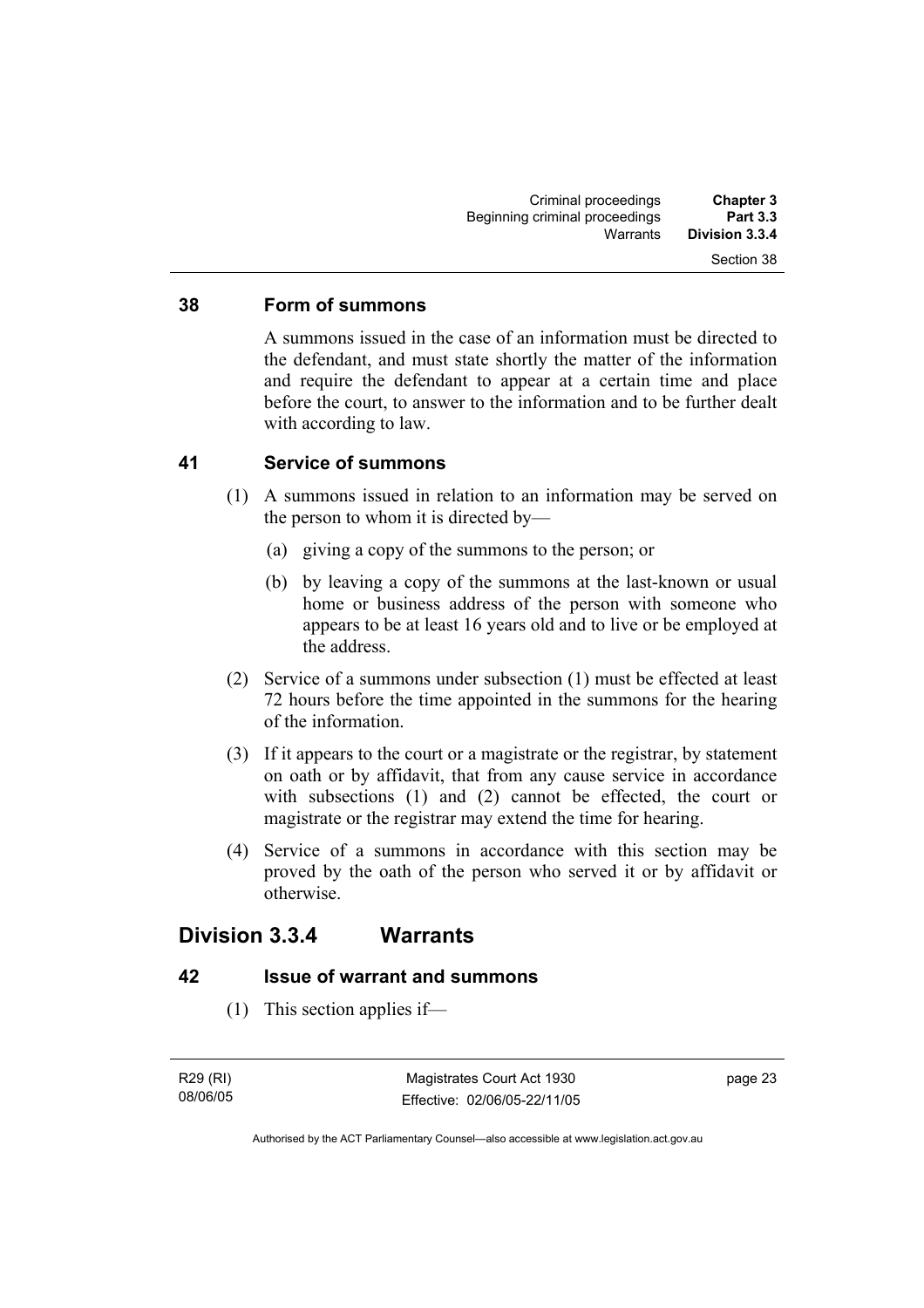### 38 Form of summons

A summons issued in the case of an information must be directed to the defendant, and must state shortly the matter of the information and require the defendant to appear at a certain time and place before the court, to answer to the information and to be further dealt with according to law.

### 41 Service of summons

(1) A summons issued in relation to an information may be served on the person to whom it is directed by—

(a) giving a copy of the summons to the person; or

(b) by leaving a copy of the summons at the last-known or usual home or business address of the person with someone who appears to be at least 16 years old and to live or be employed at the address.

(2) Service of a summons under subsection (1) must be effected at least 72 hours before the time appointed in the summons for the hearing of the information.

(3) If it appears to the court or a magistrate or the registrar, by statement on oath or by affidavit, that from any cause service in accordance with subsections (1) and (2) cannot be effected, the court or magistrate or the registrar may extend the time for hearing.

(4) Service of a summons in accordance with this section may be proved by the oath of the person who served it or by affidavit or otherwise.

## Division 3.3.4 Warrants

### 42 Issue of warrant and summons

(1) This section applies if—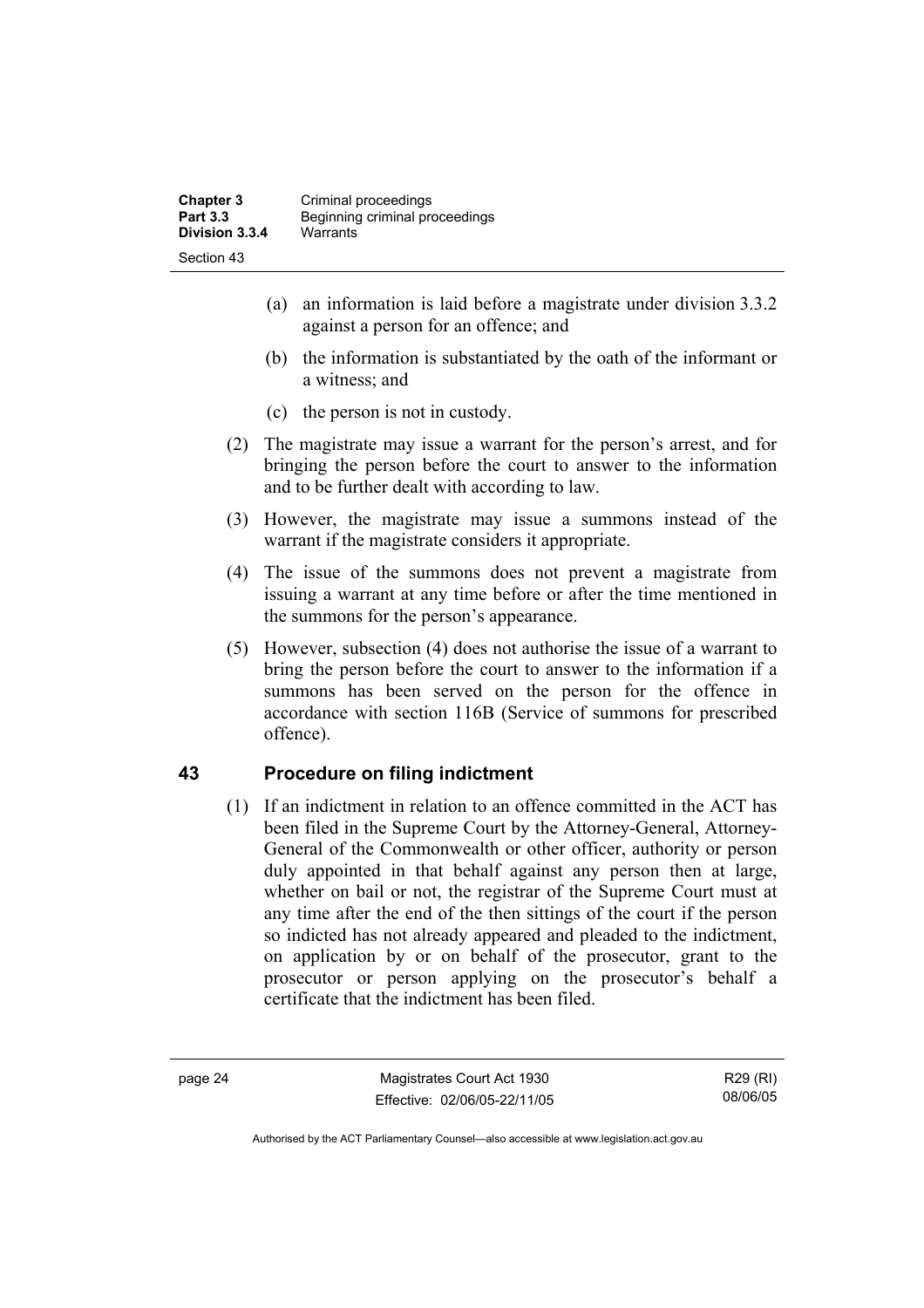(a) an information is laid before a magistrate under division 3.3.2 against a person for an offence; and

(b) the information is substantiated by the oath of the informant or a witness; and

(c) the person is not in custody.

(2) The magistrate may issue a warrant for the person's arrest, and for bringing the person before the court to answer to the information and to be further dealt with according to law.

(3) However, the magistrate may issue a summons instead of the warrant if the magistrate considers it appropriate.

(4) The issue of the summons does not prevent a magistrate from issuing a warrant at any time before or after the time mentioned in the summons for the person's appearance.

(5) However, subsection (4) does not authorise the issue of a warrant to bring the person before the court to answer to the information if a summons has been served on the person for the offence in accordance with section 116B (Service of summons for prescribed offence).

## 43 Procedure on filing indictment

(1) If an indictment in relation to an offence committed in the ACT has been filed in the Supreme Court by the Attorney-General, Attorney-General of the Commonwealth or other officer, authority or person duly appointed in that behalf against any person then at large, whether on bail or not, the registrar of the Supreme Court must at any time after the end of the then sittings of the court if the person so indicted has not already appeared and pleaded to the indictment, on application by or on behalf of the prosecutor, grant to the prosecutor or person applying on the prosecutor's behalf a certificate that the indictment has been filed.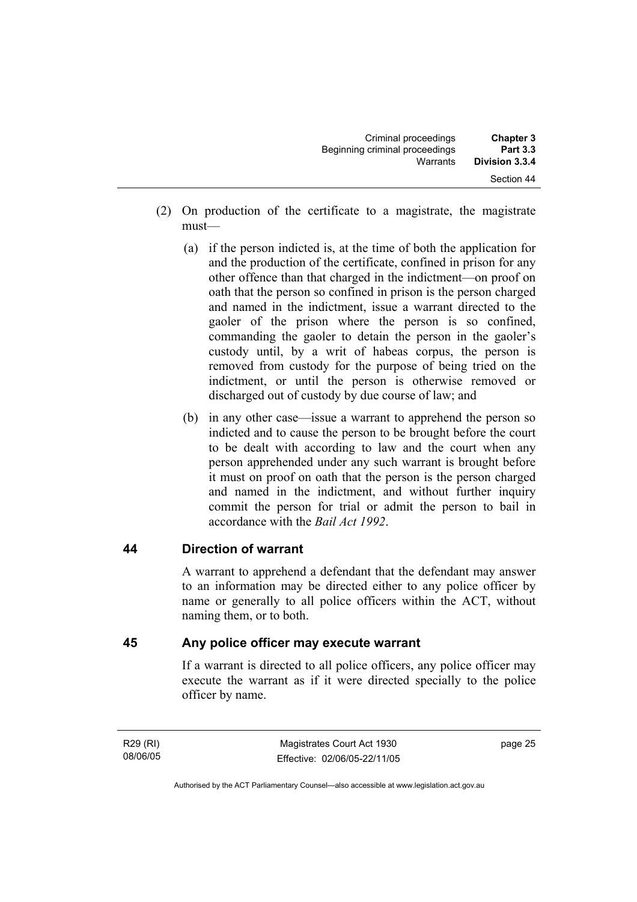(2) On production of the certificate to a magistrate, the magistrate must—

(a) if the person indicted is, at the time of both the application for and the production of the certificate, confined in prison for any other offence than that charged in the indictment—on proof on oath that the person so confined in prison is the person charged and named in the indictment, issue a warrant directed to the gaoler of the prison where the person is so confined, commanding the gaoler to detain the person in the gaoler's custody until, by a writ of habeas corpus, the person is removed from custody for the purpose of being tried on the indictment, or until the person is otherwise removed or discharged out of custody by due course of law; and

(b) in any other case—issue a warrant to apprehend the person so indicted and to cause the person to be brought before the court to be dealt with according to law and the court when any person apprehended under any such warrant is brought before it must on proof on oath that the person is the person charged and named in the indictment, and without further inquiry commit the person for trial or admit the person to bail in accordance with the *Bail Act 1992*.

## 44 Direction of warrant

A warrant to apprehend a defendant that the defendant may answer to an information may be directed either to any police officer by name or generally to all police officers within the ACT, without naming them, or to both.

## 45 Any police officer may execute warrant

If a warrant is directed to all police officers, any police officer may execute the warrant as if it were directed specially to the police officer by name.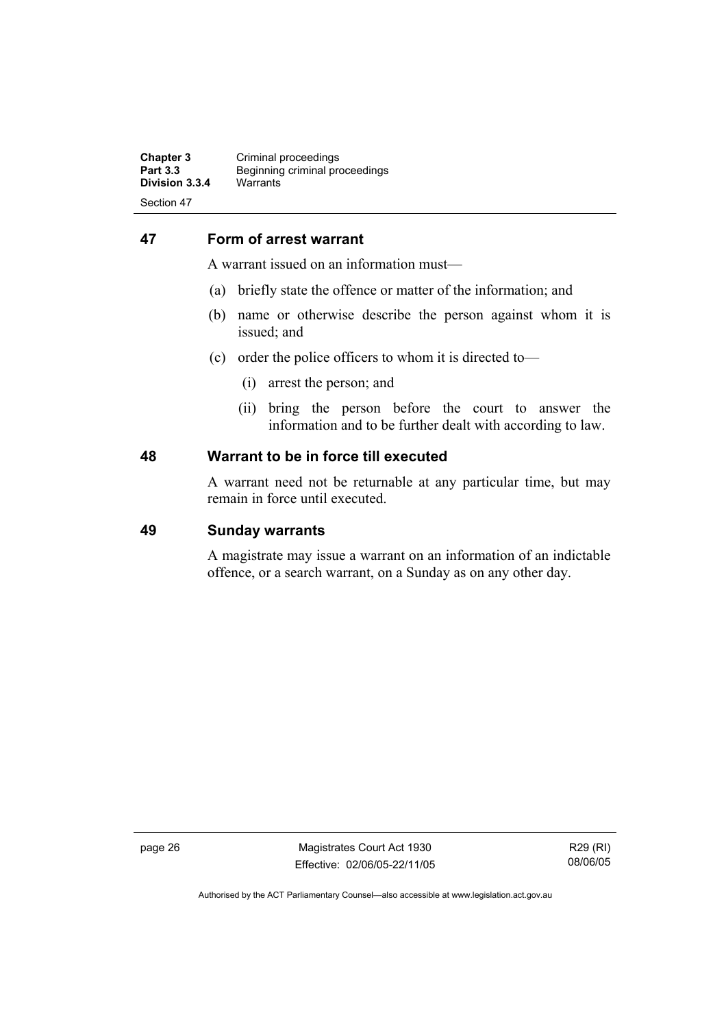## 47 Form of arrest warrant

A warrant issued on an information must—

(a) briefly state the offence or matter of the information; and

(b) name or otherwise describe the person against whom it is issued; and

(c) order the police officers to whom it is directed to—

  (i) arrest the person; and

  (ii) bring the person before the court to answer the information and to be further dealt with according to law.

## 48 Warrant to be in force till executed

A warrant need not be returnable at any particular time, but may remain in force until executed.

## 49 Sunday warrants

A magistrate may issue a warrant on an information of an indictable offence, or a search warrant, on a Sunday as on any other day.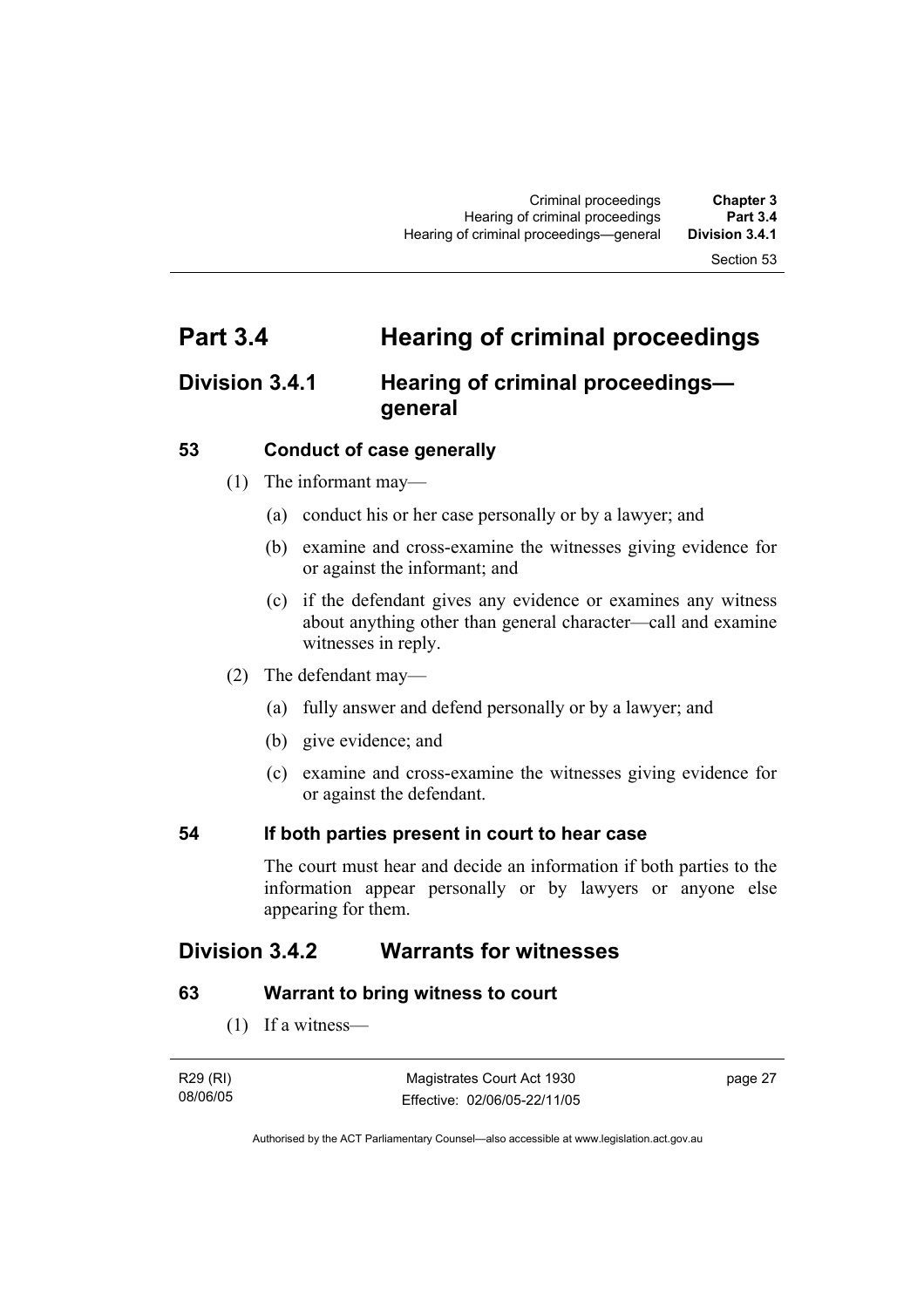# Part 3.4 Hearing of criminal proceedings

## Division 3.4.1 Hearing of criminal proceedings—general

### 53 Conduct of case generally

(1) The informant may—

(a) conduct his or her case personally or by a lawyer; and

(b) examine and cross-examine the witnesses giving evidence for or against the informant; and

(c) if the defendant gives any evidence or examines any witness about anything other than general character—call and examine witnesses in reply.

(2) The defendant may—

(a) fully answer and defend personally or by a lawyer; and

(b) give evidence; and

(c) examine and cross-examine the witnesses giving evidence for or against the defendant.

### 54 If both parties present in court to hear case

The court must hear and decide an information if both parties to the information appear personally or by lawyers or anyone else appearing for them.

## Division 3.4.2 Warrants for witnesses

### 63 Warrant to bring witness to court

(1) If a witness—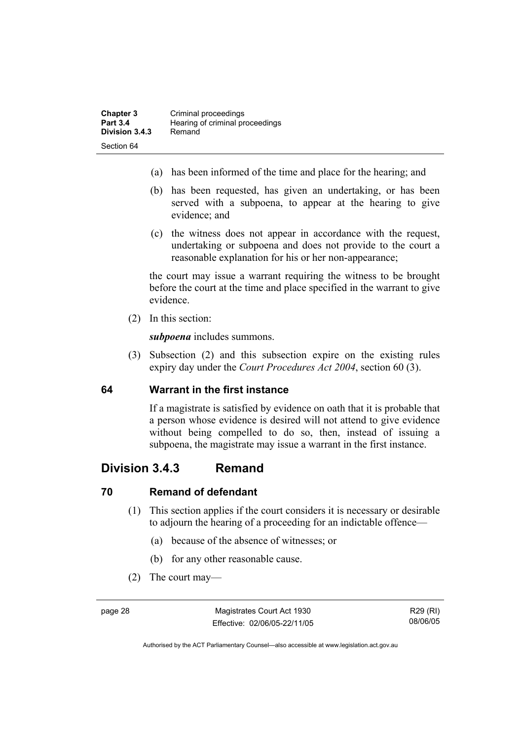(a) has been informed of the time and place for the hearing; and

(b) has been requested, has given an undertaking, or has been served with a subpoena, to appear at the hearing to give evidence; and

(c) the witness does not appear in accordance with the request, undertaking or subpoena and does not provide to the court a reasonable explanation for his or her non-appearance;

the court may issue a warrant requiring the witness to be brought before the court at the time and place specified in the warrant to give evidence.

(2) In this section:

***subpoena*** includes summons.

(3) Subsection (2) and this subsection expire on the existing rules expiry day under the *Court Procedures Act 2004*, section 60 (3).

### 64 Warrant in the first instance

If a magistrate is satisfied by evidence on oath that it is probable that a person whose evidence is desired will not attend to give evidence without being compelled to do so, then, instead of issuing a subpoena, the magistrate may issue a warrant in the first instance.

## Division 3.4.3 Remand

### 70 Remand of defendant

(1) This section applies if the court considers it is necessary or desirable to adjourn the hearing of a proceeding for an indictable offence—

(a) because of the absence of witnesses; or

(b) for any other reasonable cause.

(2) The court may—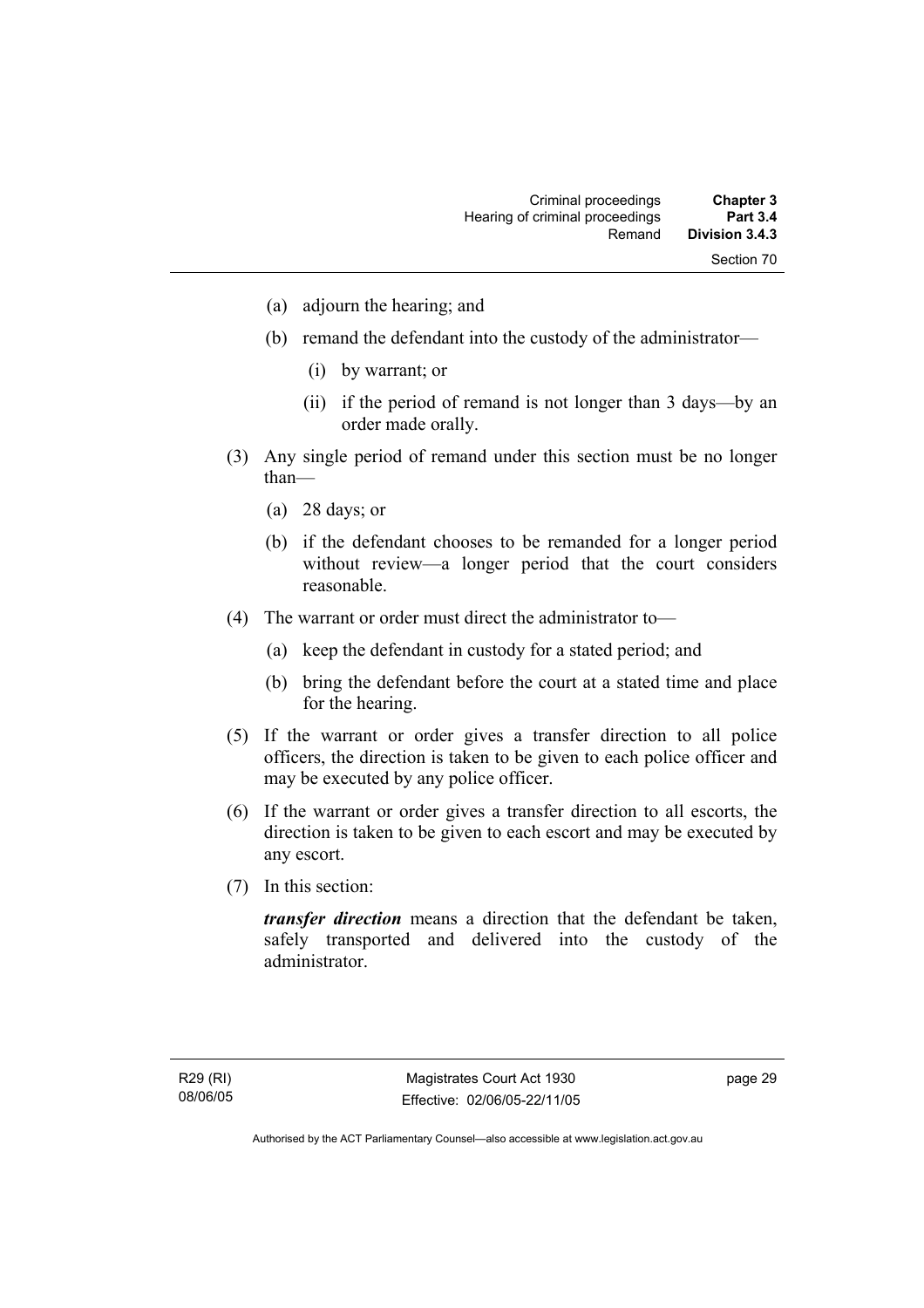(a) adjourn the hearing; and

(b) remand the defendant into the custody of the administrator—

(i) by warrant; or

(ii) if the period of remand is not longer than 3 days—by an order made orally.

(3) Any single period of remand under this section must be no longer than—

(a) 28 days; or

(b) if the defendant chooses to be remanded for a longer period without review—a longer period that the court considers reasonable.

(4) The warrant or order must direct the administrator to—

(a) keep the defendant in custody for a stated period; and

(b) bring the defendant before the court at a stated time and place for the hearing.

(5) If the warrant or order gives a transfer direction to all police officers, the direction is taken to be given to each police officer and may be executed by any police officer.

(6) If the warrant or order gives a transfer direction to all escorts, the direction is taken to be given to each escort and may be executed by any escort.

(7) In this section:

***transfer direction*** means a direction that the defendant be taken, safely transported and delivered into the custody of the administrator.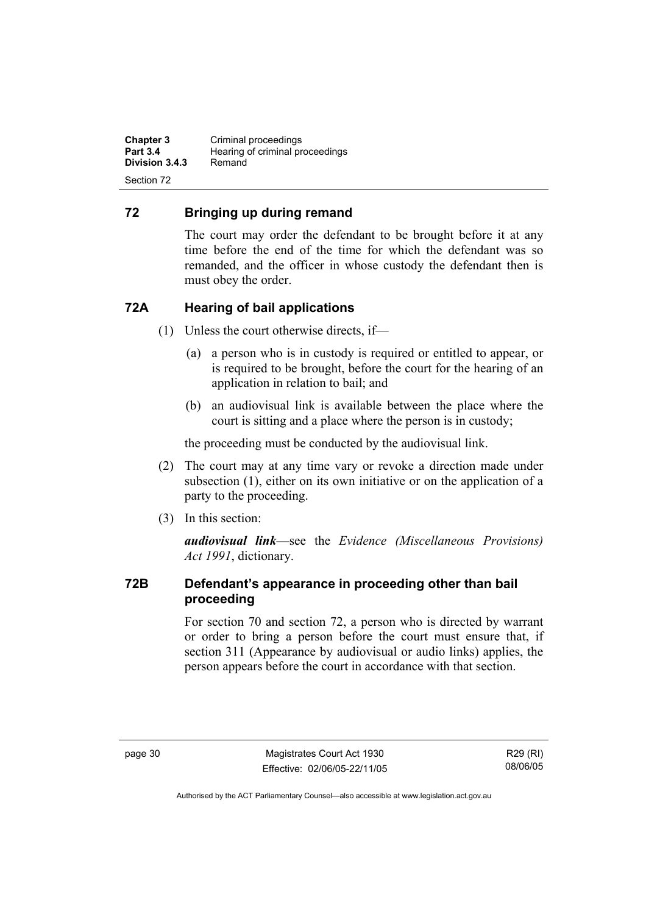## 72 Bringing up during remand

The court may order the defendant to be brought before it at any time before the end of the time for which the defendant was so remanded, and the officer in whose custody the defendant then is must obey the order.

## 72A Hearing of bail applications

(1) Unless the court otherwise directs, if—

(a) a person who is in custody is required or entitled to appear, or is required to be brought, before the court for the hearing of an application in relation to bail; and

(b) an audiovisual link is available between the place where the court is sitting and a place where the person is in custody;

the proceeding must be conducted by the audiovisual link.

(2) The court may at any time vary or revoke a direction made under subsection (1), either on its own initiative or on the application of a party to the proceeding.

(3) In this section:

***audiovisual link***—see the *Evidence (Miscellaneous Provisions) Act 1991*, dictionary.

## 72B Defendant's appearance in proceeding other than bail proceeding

For section 70 and section 72, a person who is directed by warrant or order to bring a person before the court must ensure that, if section 311 (Appearance by audiovisual or audio links) applies, the person appears before the court in accordance with that section.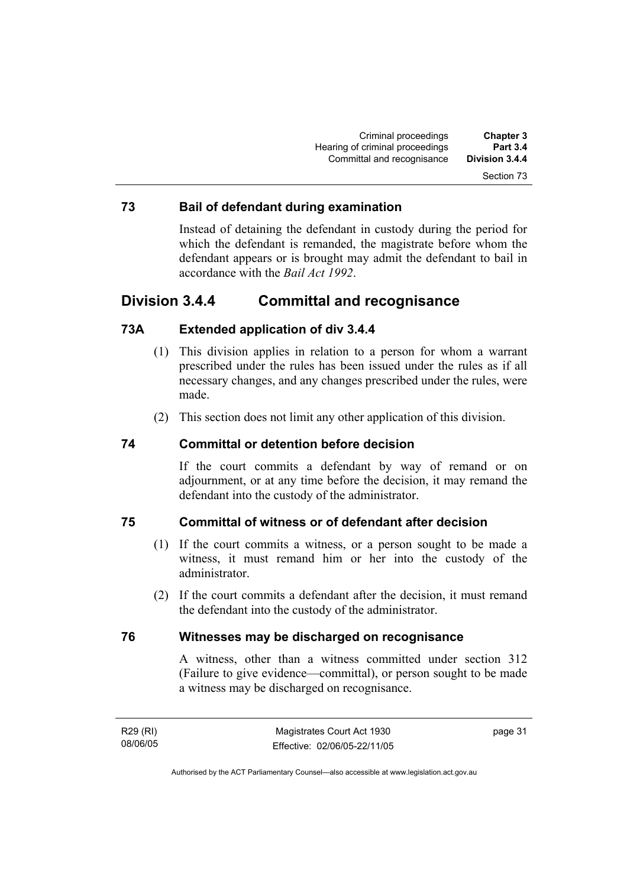### 73 Bail of defendant during examination

Instead of detaining the defendant in custody during the period for which the defendant is remanded, the magistrate before whom the defendant appears or is brought may admit the defendant to bail in accordance with the *Bail Act 1992*.

## Division 3.4.4 Committal and recognisance

### 73A Extended application of div 3.4.4

(1) This division applies in relation to a person for whom a warrant prescribed under the rules has been issued under the rules as if all necessary changes, and any changes prescribed under the rules, were made.

(2) This section does not limit any other application of this division.

### 74 Committal or detention before decision

If the court commits a defendant by way of remand or on adjournment, or at any time before the decision, it may remand the defendant into the custody of the administrator.

### 75 Committal of witness or of defendant after decision

(1) If the court commits a witness, or a person sought to be made a witness, it must remand him or her into the custody of the administrator.

(2) If the court commits a defendant after the decision, it must remand the defendant into the custody of the administrator.

### 76 Witnesses may be discharged on recognisance

A witness, other than a witness committed under section 312 (Failure to give evidence—committal), or person sought to be made a witness may be discharged on recognisance.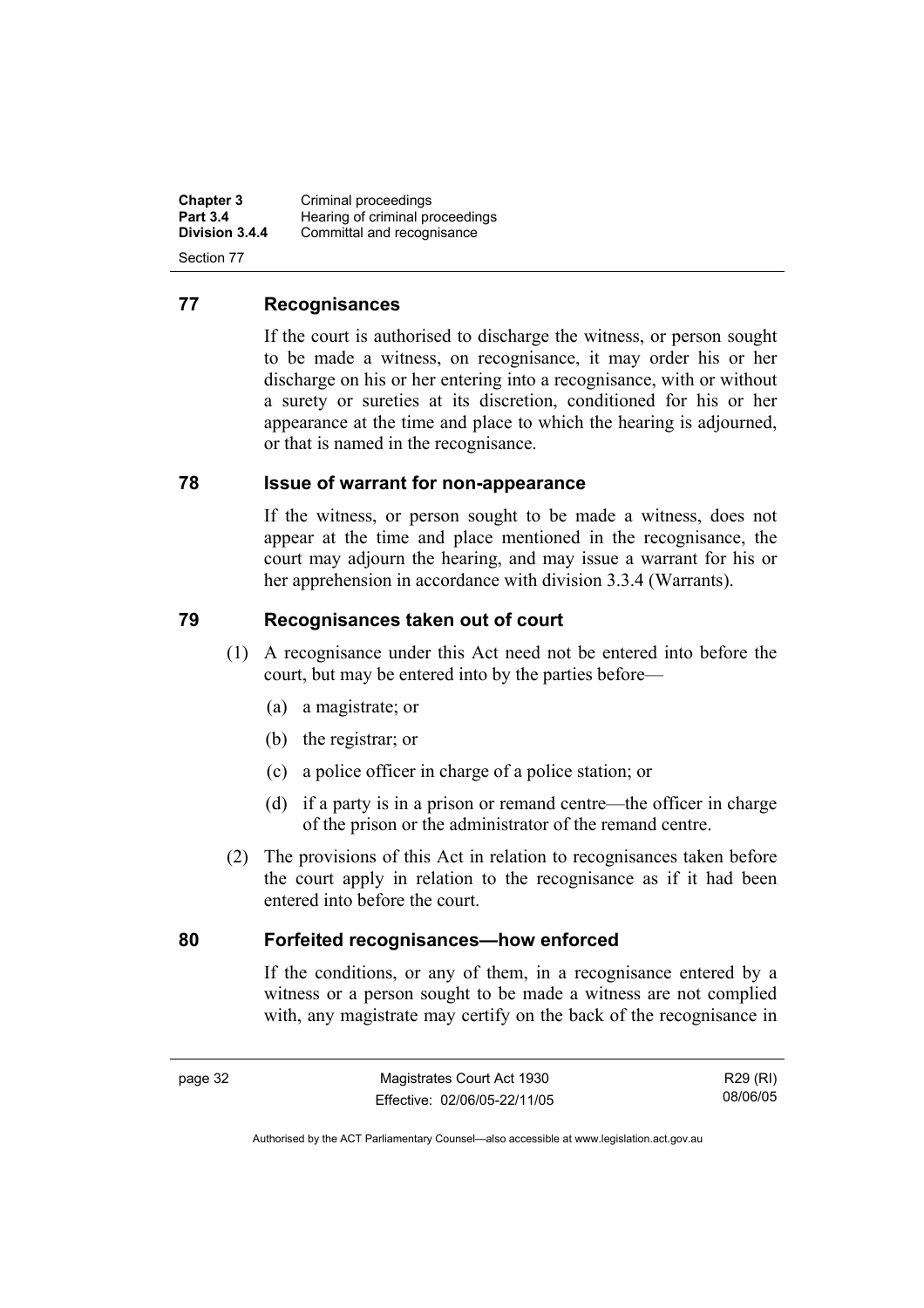## 77 Recognisances

If the court is authorised to discharge the witness, or person sought to be made a witness, on recognisance, it may order his or her discharge on his or her entering into a recognisance, with or without a surety or sureties at its discretion, conditioned for his or her appearance at the time and place to which the hearing is adjourned, or that is named in the recognisance.

## 78 Issue of warrant for non-appearance

If the witness, or person sought to be made a witness, does not appear at the time and place mentioned in the recognisance, the court may adjourn the hearing, and may issue a warrant for his or her apprehension in accordance with division 3.3.4 (Warrants).

## 79 Recognisances taken out of court

(1) A recognisance under this Act need not be entered into before the court, but may be entered into by the parties before—

(a) a magistrate; or

(b) the registrar; or

(c) a police officer in charge of a police station; or

(d) if a party is in a prison or remand centre—the officer in charge of the prison or the administrator of the remand centre.

(2) The provisions of this Act in relation to recognisances taken before the court apply in relation to the recognisance as if it had been entered into before the court.

## 80 Forfeited recognisances—how enforced

If the conditions, or any of them, in a recognisance entered by a witness or a person sought to be made a witness are not complied with, any magistrate may certify on the back of the recognisance in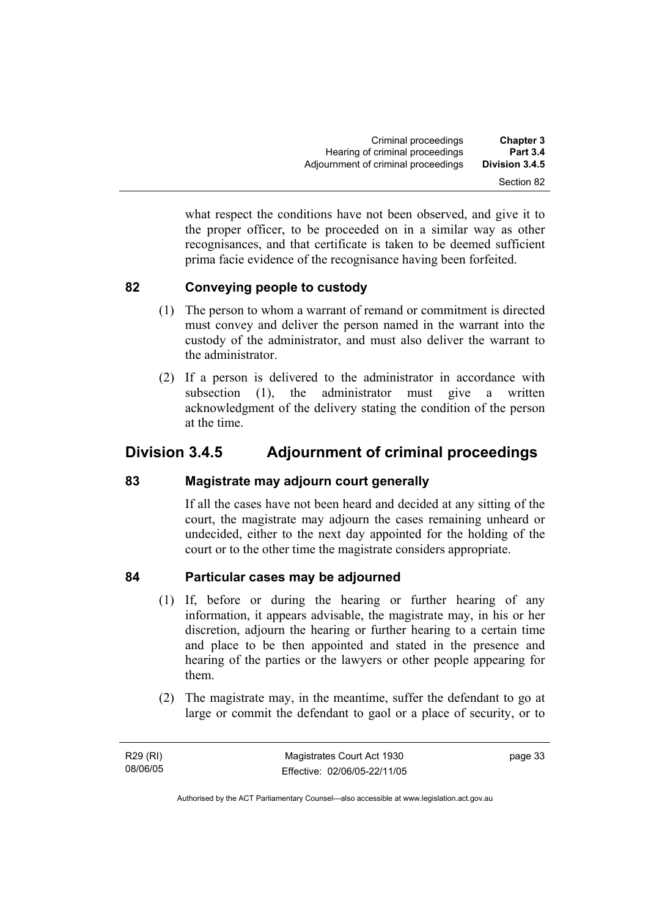what respect the conditions have not been observed, and give it to the proper officer, to be proceeded on in a similar way as other recognisances, and that certificate is taken to be deemed sufficient prima facie evidence of the recognisance having been forfeited.

### 82 Conveying people to custody

(1) The person to whom a warrant of remand or commitment is directed must convey and deliver the person named in the warrant into the custody of the administrator, and must also deliver the warrant to the administrator.

(2) If a person is delivered to the administrator in accordance with subsection (1), the administrator must give a written acknowledgment of the delivery stating the condition of the person at the time.

## Division 3.4.5 Adjournment of criminal proceedings

### 83 Magistrate may adjourn court generally

If all the cases have not been heard and decided at any sitting of the court, the magistrate may adjourn the cases remaining unheard or undecided, either to the next day appointed for the holding of the court or to the other time the magistrate considers appropriate.

### 84 Particular cases may be adjourned

(1) If, before or during the hearing or further hearing of any information, it appears advisable, the magistrate may, in his or her discretion, adjourn the hearing or further hearing to a certain time and place to be then appointed and stated in the presence and hearing of the parties or the lawyers or other people appearing for them.

(2) The magistrate may, in the meantime, suffer the defendant to go at large or commit the defendant to gaol or a place of security, or to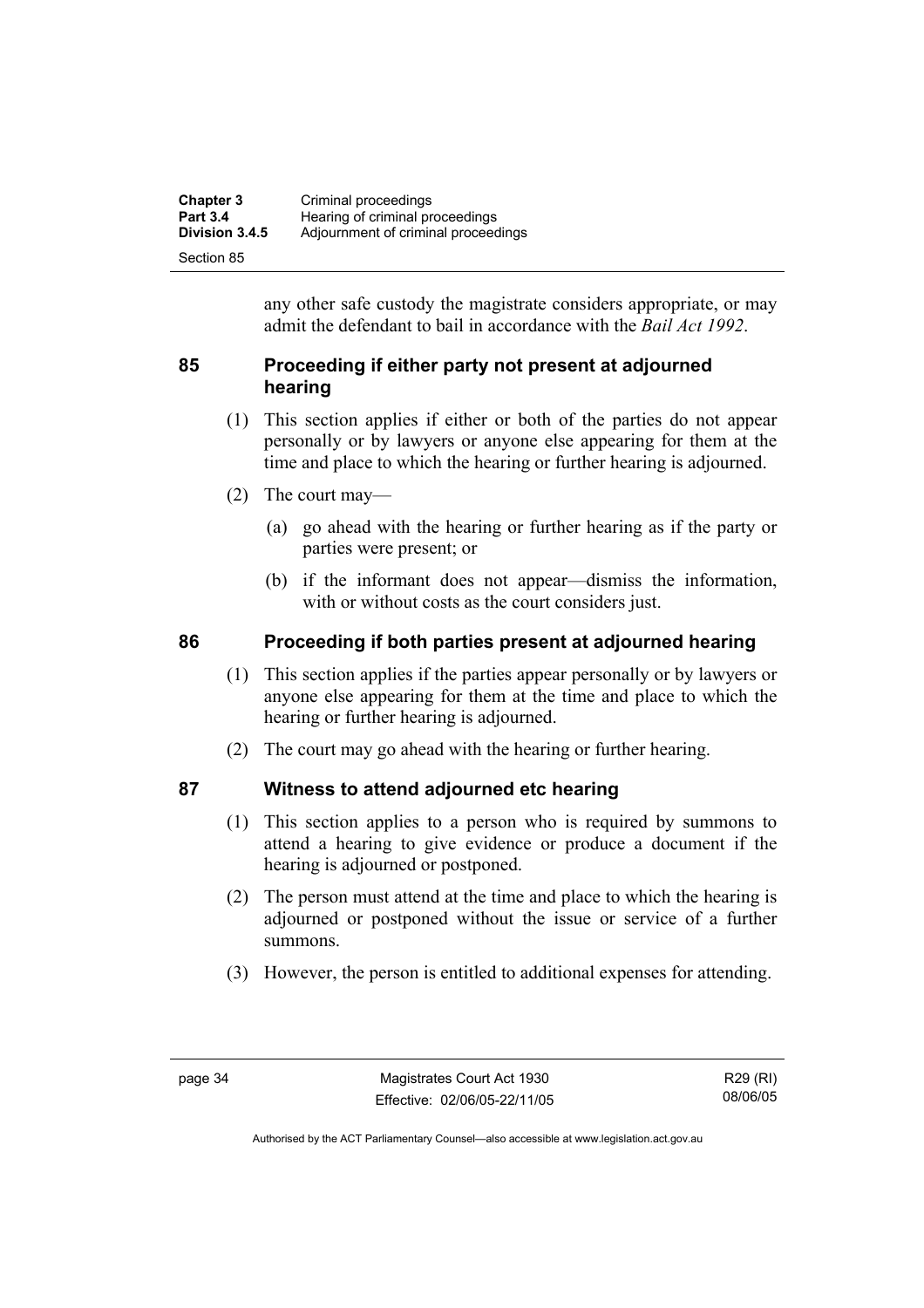any other safe custody the magistrate considers appropriate, or may admit the defendant to bail in accordance with the *Bail Act 1992*.

## 85 Proceeding if either party not present at adjourned hearing

(1) This section applies if either or both of the parties do not appear personally or by lawyers or anyone else appearing for them at the time and place to which the hearing or further hearing is adjourned.

(2) The court may—

(a) go ahead with the hearing or further hearing as if the party or parties were present; or

(b) if the informant does not appear—dismiss the information, with or without costs as the court considers just.

## 86 Proceeding if both parties present at adjourned hearing

(1) This section applies if the parties appear personally or by lawyers or anyone else appearing for them at the time and place to which the hearing or further hearing is adjourned.

(2) The court may go ahead with the hearing or further hearing.

## 87 Witness to attend adjourned etc hearing

(1) This section applies to a person who is required by summons to attend a hearing to give evidence or produce a document if the hearing is adjourned or postponed.

(2) The person must attend at the time and place to which the hearing is adjourned or postponed without the issue or service of a further summons.

(3) However, the person is entitled to additional expenses for attending.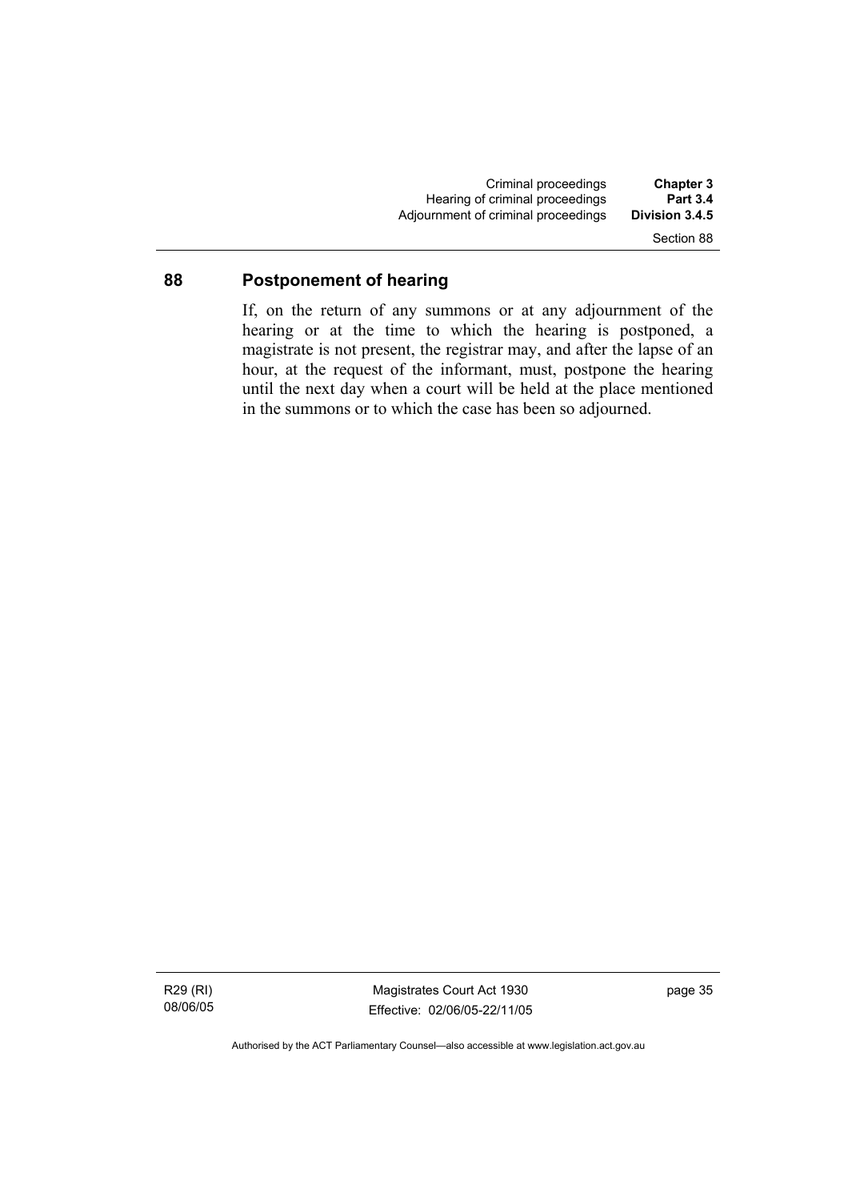## 88 Postponement of hearing

If, on the return of any summons or at any adjournment of the hearing or at the time to which the hearing is postponed, a magistrate is not present, the registrar may, and after the lapse of an hour, at the request of the informant, must, postpone the hearing until the next day when a court will be held at the place mentioned in the summons or to which the case has been so adjourned.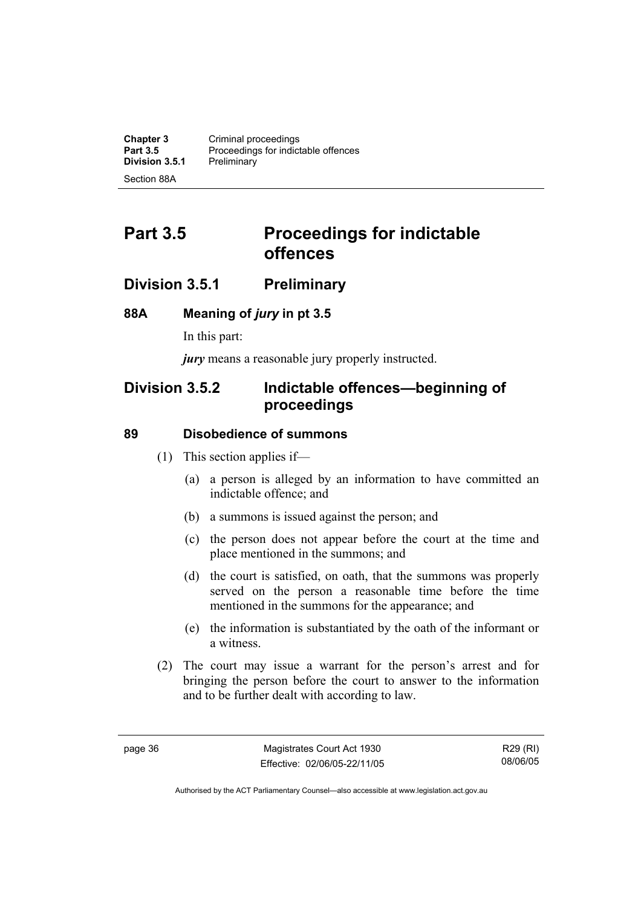# Part 3.5 Proceedings for indictable offences

## Division 3.5.1 Preliminary

### 88A Meaning of *jury* in pt 3.5

In this part:

***jury*** means a reasonable jury properly instructed.

## Division 3.5.2 Indictable offences—beginning of proceedings

### 89 Disobedience of summons

(1) This section applies if—

(a) a person is alleged by an information to have committed an indictable offence; and

(b) a summons is issued against the person; and

(c) the person does not appear before the court at the time and place mentioned in the summons; and

(d) the court is satisfied, on oath, that the summons was properly served on the person a reasonable time before the time mentioned in the summons for the appearance; and

(e) the information is substantiated by the oath of the informant or a witness.

(2) The court may issue a warrant for the person's arrest and for bringing the person before the court to answer to the information and to be further dealt with according to law.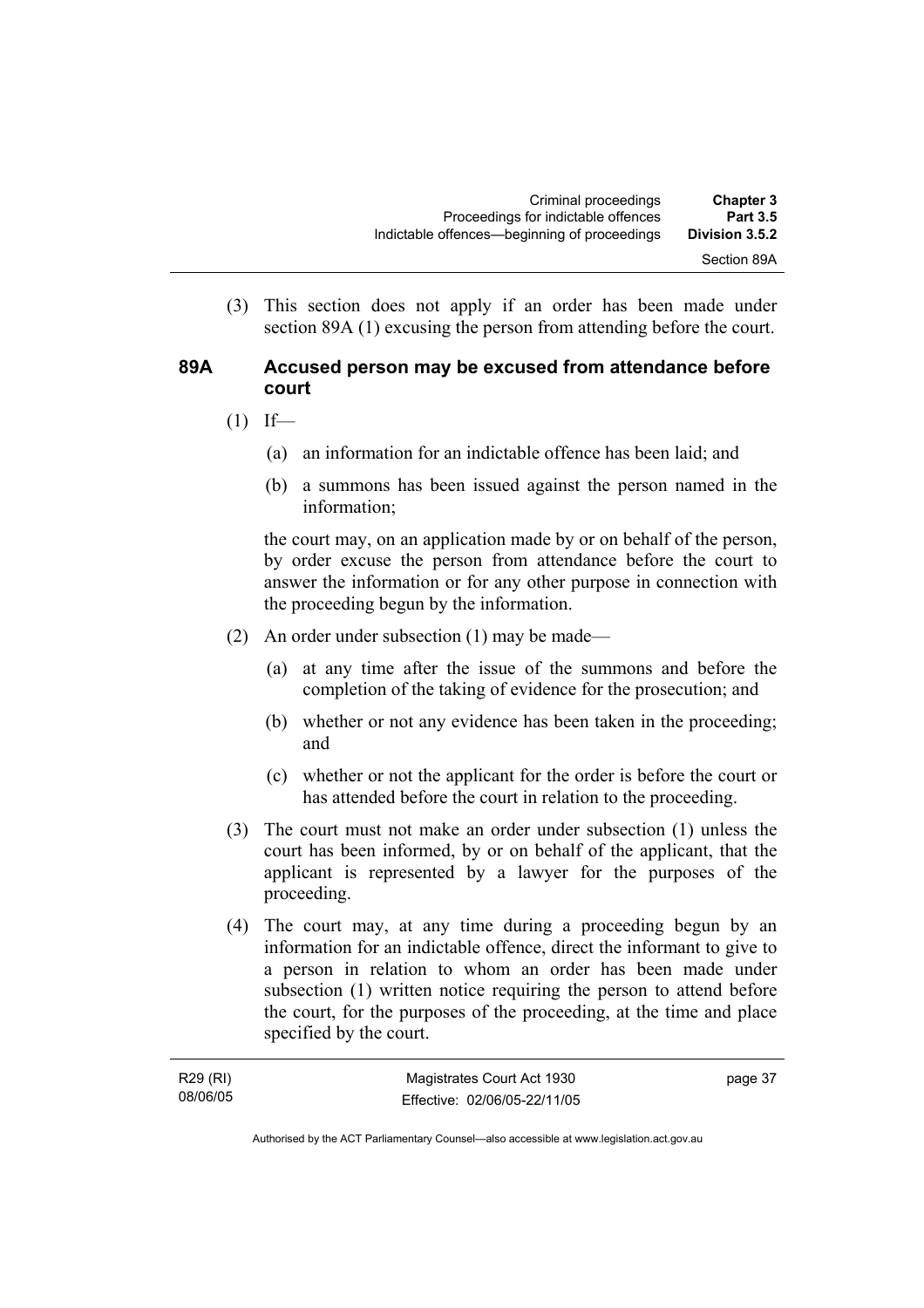(3) This section does not apply if an order has been made under section 89A (1) excusing the person from attending before the court.

## 89A Accused person may be excused from attendance before court

(1) If—

   (a) an information for an indictable offence has been laid; and

   (b) a summons has been issued against the person named in the information;

   the court may, on an application made by or on behalf of the person, by order excuse the person from attendance before the court to answer the information or for any other purpose in connection with the proceeding begun by the information.

(2) An order under subsection (1) may be made—

   (a) at any time after the issue of the summons and before the completion of the taking of evidence for the prosecution; and

   (b) whether or not any evidence has been taken in the proceeding; and

   (c) whether or not the applicant for the order is before the court or has attended before the court in relation to the proceeding.

(3) The court must not make an order under subsection (1) unless the court has been informed, by or on behalf of the applicant, that the applicant is represented by a lawyer for the purposes of the proceeding.

(4) The court may, at any time during a proceeding begun by an information for an indictable offence, direct the informant to give to a person in relation to whom an order has been made under subsection (1) written notice requiring the person to attend before the court, for the purposes of the proceeding, at the time and place specified by the court.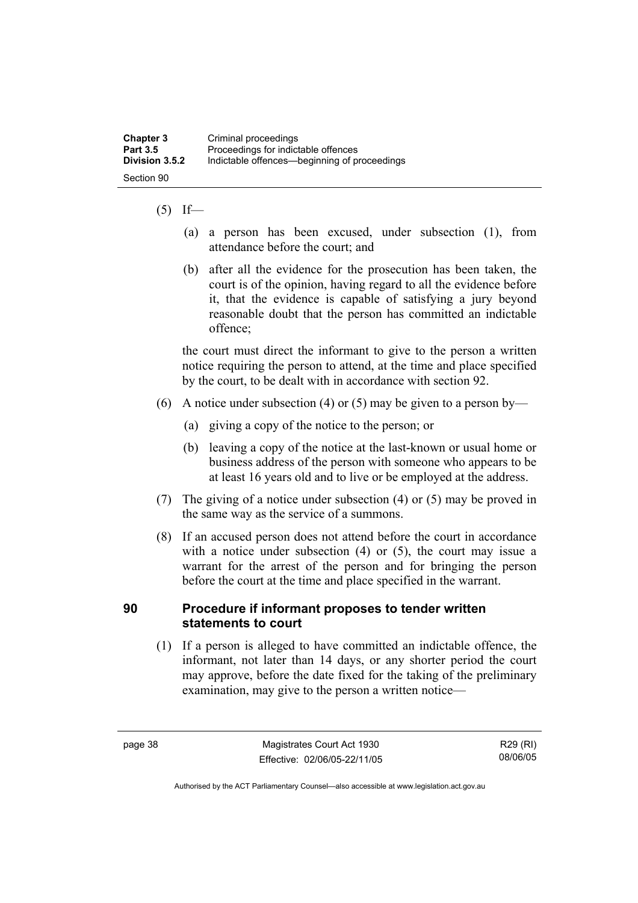(5) If—

(a) a person has been excused, under subsection (1), from attendance before the court; and

(b) after all the evidence for the prosecution has been taken, the court is of the opinion, having regard to all the evidence before it, that the evidence is capable of satisfying a jury beyond reasonable doubt that the person has committed an indictable offence;

the court must direct the informant to give to the person a written notice requiring the person to attend, at the time and place specified by the court, to be dealt with in accordance with section 92.

(6) A notice under subsection (4) or (5) may be given to a person by—

(a) giving a copy of the notice to the person; or

(b) leaving a copy of the notice at the last-known or usual home or business address of the person with someone who appears to be at least 16 years old and to live or be employed at the address.

(7) The giving of a notice under subsection (4) or (5) may be proved in the same way as the service of a summons.

(8) If an accused person does not attend before the court in accordance with a notice under subsection (4) or (5), the court may issue a warrant for the arrest of the person and for bringing the person before the court at the time and place specified in the warrant.

## 90 Procedure if informant proposes to tender written statements to court

(1) If a person is alleged to have committed an indictable offence, the informant, not later than 14 days, or any shorter period the court may approve, before the date fixed for the taking of the preliminary examination, may give to the person a written notice—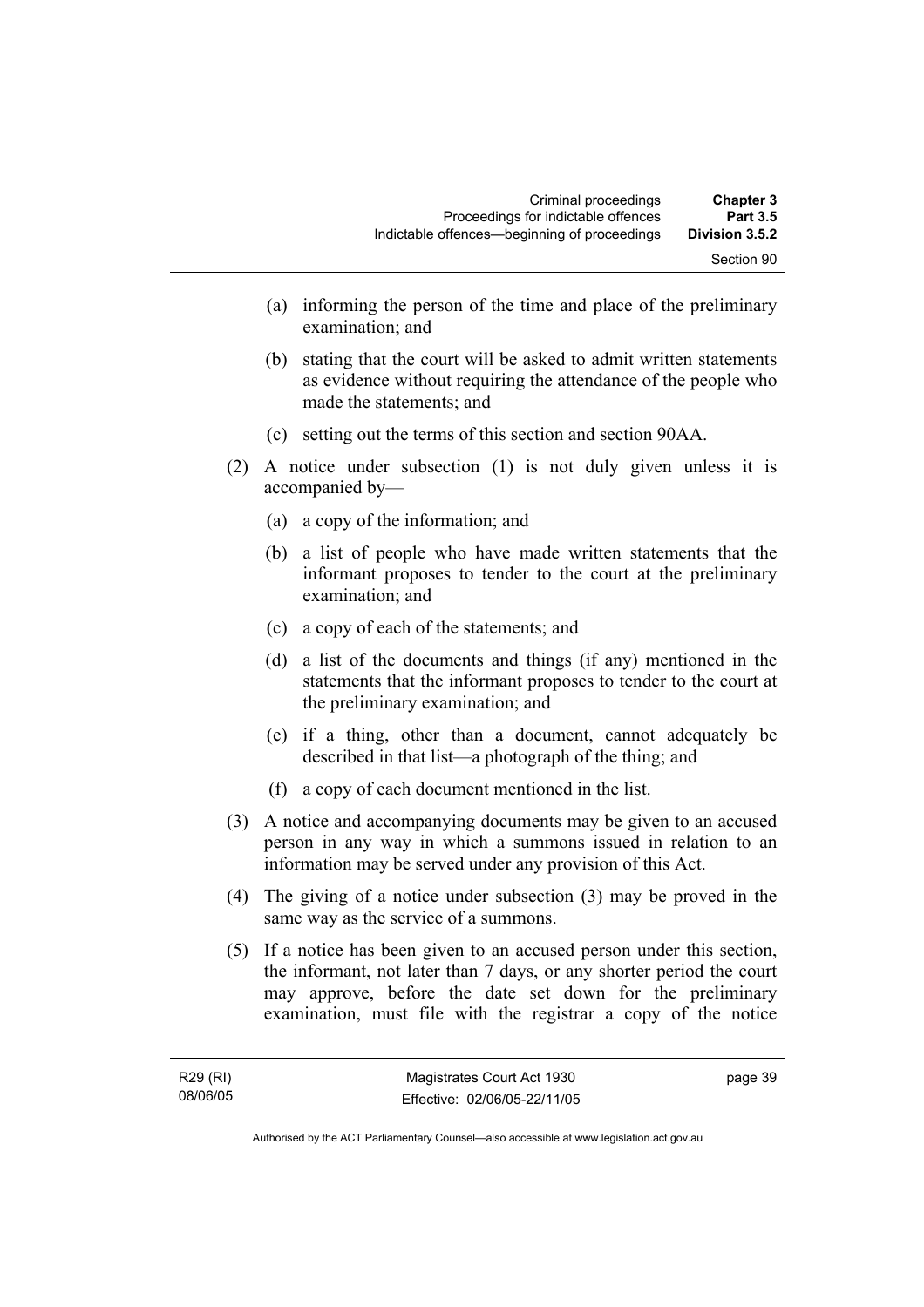(a) informing the person of the time and place of the preliminary examination; and

(b) stating that the court will be asked to admit written statements as evidence without requiring the attendance of the people who made the statements; and

(c) setting out the terms of this section and section 90AA.

(2) A notice under subsection (1) is not duly given unless it is accompanied by—

(a) a copy of the information; and

(b) a list of people who have made written statements that the informant proposes to tender to the court at the preliminary examination; and

(c) a copy of each of the statements; and

(d) a list of the documents and things (if any) mentioned in the statements that the informant proposes to tender to the court at the preliminary examination; and

(e) if a thing, other than a document, cannot adequately be described in that list—a photograph of the thing; and

(f) a copy of each document mentioned in the list.

(3) A notice and accompanying documents may be given to an accused person in any way in which a summons issued in relation to an information may be served under any provision of this Act.

(4) The giving of a notice under subsection (3) may be proved in the same way as the service of a summons.

(5) If a notice has been given to an accused person under this section, the informant, not later than 7 days, or any shorter period the court may approve, before the date set down for the preliminary examination, must file with the registrar a copy of the notice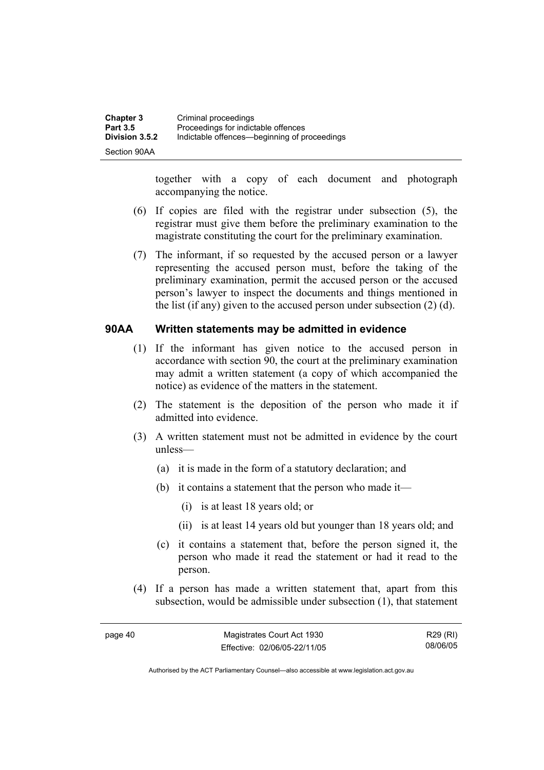together with a copy of each document and photograph accompanying the notice.

(6) If copies are filed with the registrar under subsection (5), the registrar must give them before the preliminary examination to the magistrate constituting the court for the preliminary examination.

(7) The informant, if so requested by the accused person or a lawyer representing the accused person must, before the taking of the preliminary examination, permit the accused person or the accused person's lawyer to inspect the documents and things mentioned in the list (if any) given to the accused person under subsection (2) (d).

### 90AA Written statements may be admitted in evidence

(1) If the informant has given notice to the accused person in accordance with section 90, the court at the preliminary examination may admit a written statement (a copy of which accompanied the notice) as evidence of the matters in the statement.

(2) The statement is the deposition of the person who made it if admitted into evidence.

(3) A written statement must not be admitted in evidence by the court unless—

- (a) it is made in the form of a statutory declaration; and
- (b) it contains a statement that the person who made it—
  - (i) is at least 18 years old; or
  - (ii) is at least 14 years old but younger than 18 years old; and
- (c) it contains a statement that, before the person signed it, the person who made it read the statement or had it read to the person.

(4) If a person has made a written statement that, apart from this subsection, would be admissible under subsection (1), that statement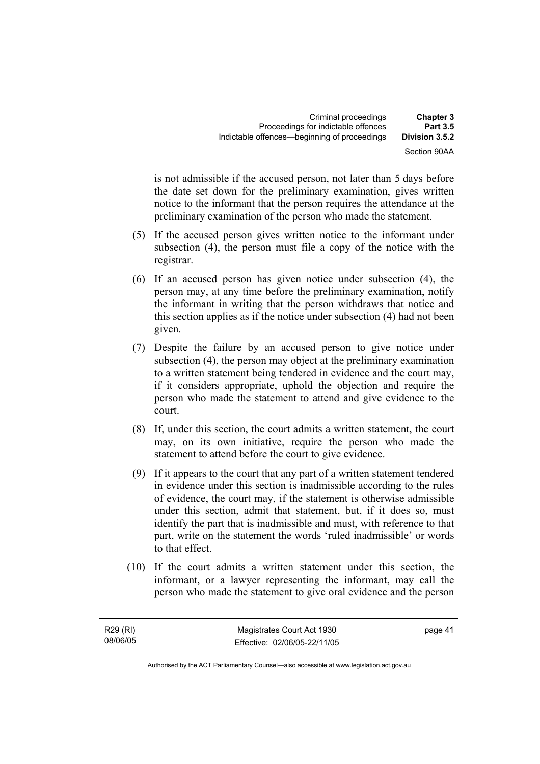is not admissible if the accused person, not later than 5 days before the date set down for the preliminary examination, gives written notice to the informant that the person requires the attendance at the preliminary examination of the person who made the statement.

(5) If the accused person gives written notice to the informant under subsection (4), the person must file a copy of the notice with the registrar.

(6) If an accused person has given notice under subsection (4), the person may, at any time before the preliminary examination, notify the informant in writing that the person withdraws that notice and this section applies as if the notice under subsection (4) had not been given.

(7) Despite the failure by an accused person to give notice under subsection (4), the person may object at the preliminary examination to a written statement being tendered in evidence and the court may, if it considers appropriate, uphold the objection and require the person who made the statement to attend and give evidence to the court.

(8) If, under this section, the court admits a written statement, the court may, on its own initiative, require the person who made the statement to attend before the court to give evidence.

(9) If it appears to the court that any part of a written statement tendered in evidence under this section is inadmissible according to the rules of evidence, the court may, if the statement is otherwise admissible under this section, admit that statement, but, if it does so, must identify the part that is inadmissible and must, with reference to that part, write on the statement the words 'ruled inadmissible' or words to that effect.

(10) If the court admits a written statement under this section, the informant, or a lawyer representing the informant, may call the person who made the statement to give oral evidence and the person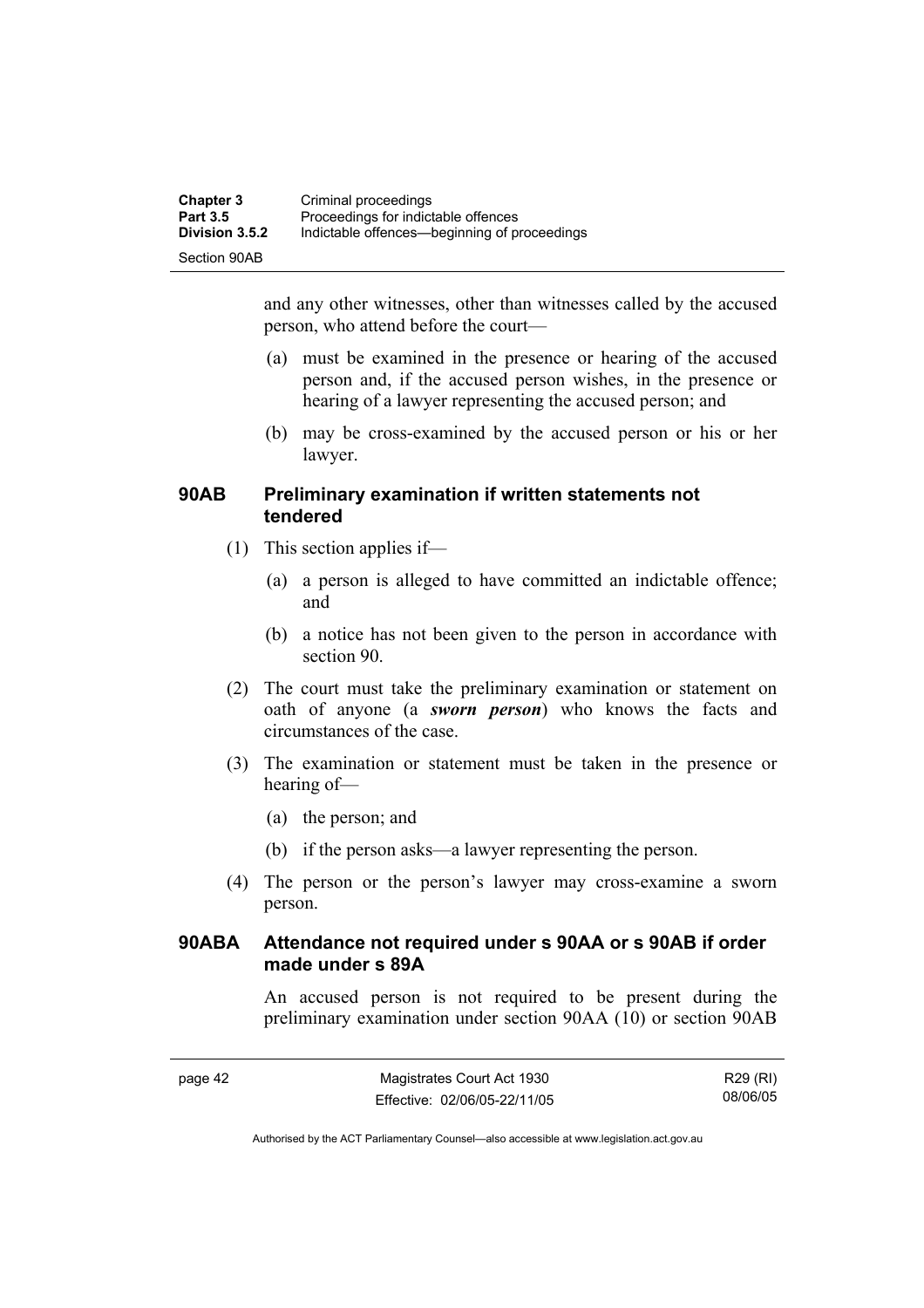and any other witnesses, other than witnesses called by the accused person, who attend before the court—

(a) must be examined in the presence or hearing of the accused person and, if the accused person wishes, in the presence or hearing of a lawyer representing the accused person; and

(b) may be cross-examined by the accused person or his or her lawyer.

### 90AB Preliminary examination if written statements not tendered

(1) This section applies if—

(a) a person is alleged to have committed an indictable offence; and

(b) a notice has not been given to the person in accordance with section 90.

(2) The court must take the preliminary examination or statement on oath of anyone (a ***sworn person***) who knows the facts and circumstances of the case.

(3) The examination or statement must be taken in the presence or hearing of—

(a) the person; and

(b) if the person asks—a lawyer representing the person.

(4) The person or the person's lawyer may cross-examine a sworn person.

### 90ABA Attendance not required under s 90AA or s 90AB if order made under s 89A

An accused person is not required to be present during the preliminary examination under section 90AA (10) or section 90AB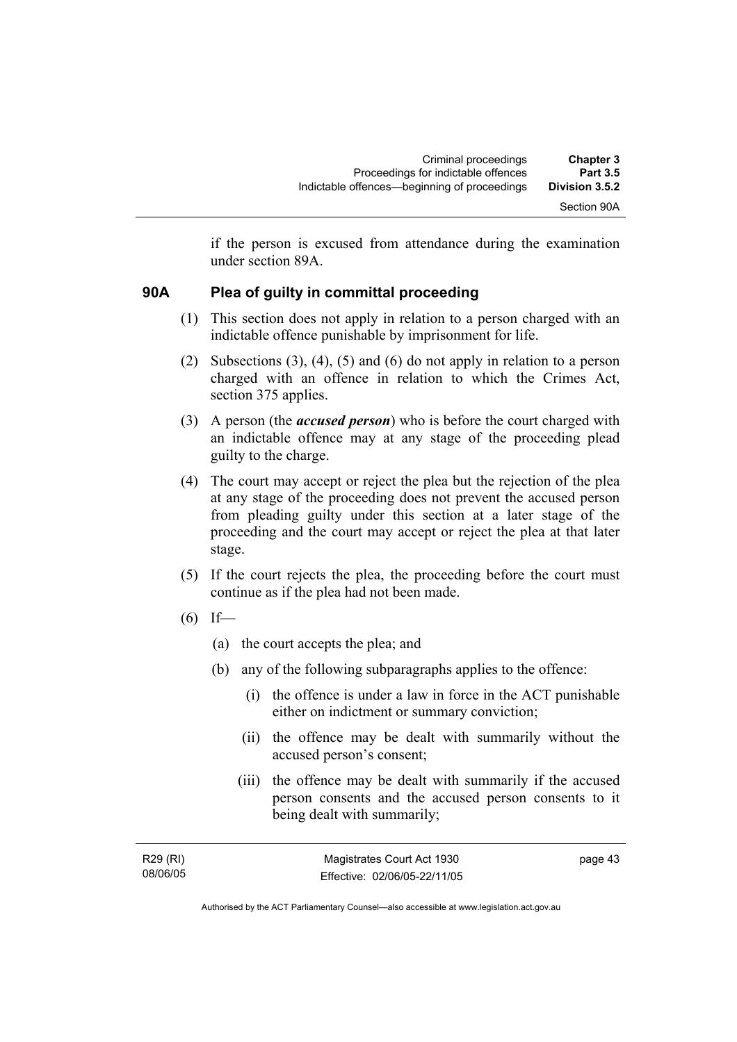if the person is excused from attendance during the examination under section 89A.

## 90A Plea of guilty in committal proceeding

(1) This section does not apply in relation to a person charged with an indictable offence punishable by imprisonment for life.

(2) Subsections (3), (4), (5) and (6) do not apply in relation to a person charged with an offence in relation to which the Crimes Act, section 375 applies.

(3) A person (the ***accused person***) who is before the court charged with an indictable offence may at any stage of the proceeding plead guilty to the charge.

(4) The court may accept or reject the plea but the rejection of the plea at any stage of the proceeding does not prevent the accused person from pleading guilty under this section at a later stage of the proceeding and the court may accept or reject the plea at that later stage.

(5) If the court rejects the plea, the proceeding before the court must continue as if the plea had not been made.

(6) If—

- (a) the court accepts the plea; and
- (b) any of the following subparagraphs applies to the offence:
  - (i) the offence is under a law in force in the ACT punishable either on indictment or summary conviction;
  - (ii) the offence may be dealt with summarily without the accused person's consent;
  - (iii) the offence may be dealt with summarily if the accused person consents and the accused person consents to it being dealt with summarily;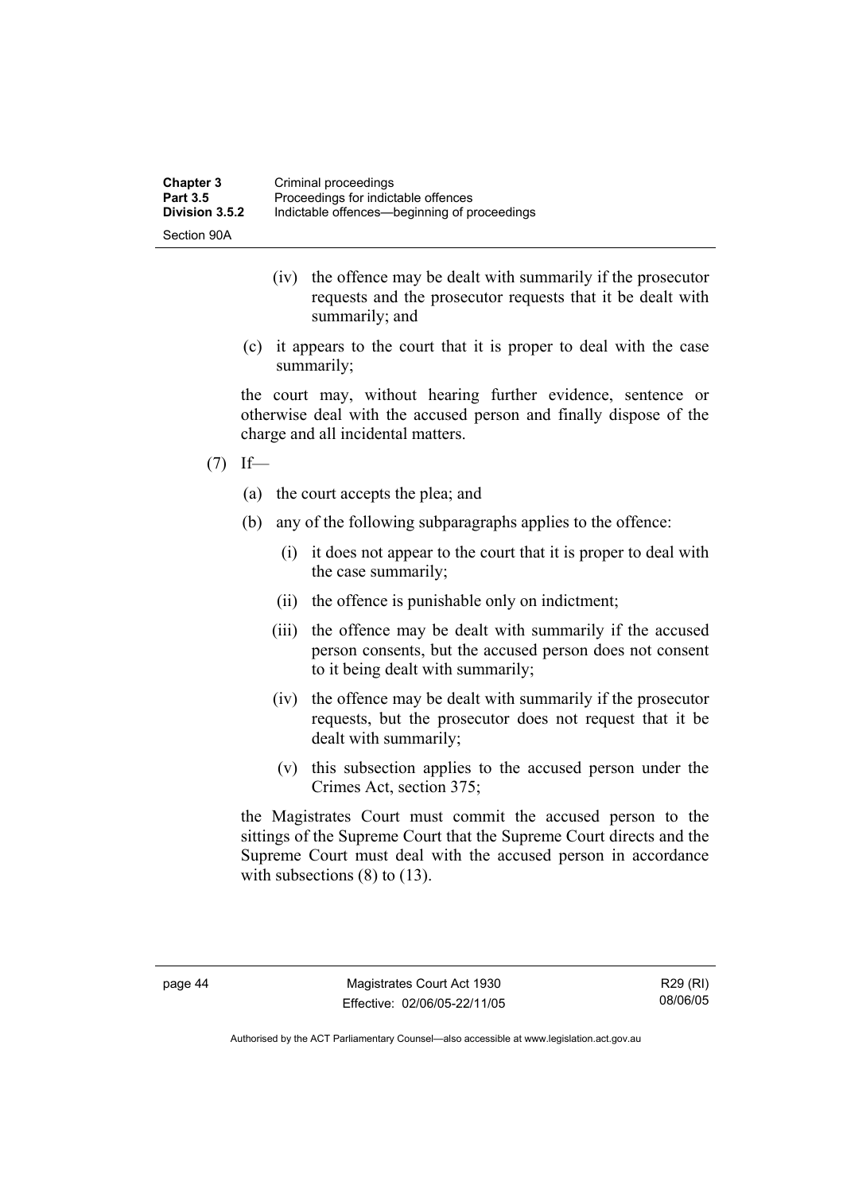(iv) the offence may be dealt with summarily if the prosecutor requests and the prosecutor requests that it be dealt with summarily; and

(c) it appears to the court that it is proper to deal with the case summarily;

the court may, without hearing further evidence, sentence or otherwise deal with the accused person and finally dispose of the charge and all incidental matters.

(7) If—

(a) the court accepts the plea; and

(b) any of the following subparagraphs applies to the offence:

(i) it does not appear to the court that it is proper to deal with the case summarily;

(ii) the offence is punishable only on indictment;

(iii) the offence may be dealt with summarily if the accused person consents, but the accused person does not consent to it being dealt with summarily;

(iv) the offence may be dealt with summarily if the prosecutor requests, but the prosecutor does not request that it be dealt with summarily;

(v) this subsection applies to the accused person under the Crimes Act, section 375;

the Magistrates Court must commit the accused person to the sittings of the Supreme Court that the Supreme Court directs and the Supreme Court must deal with the accused person in accordance with subsections (8) to (13).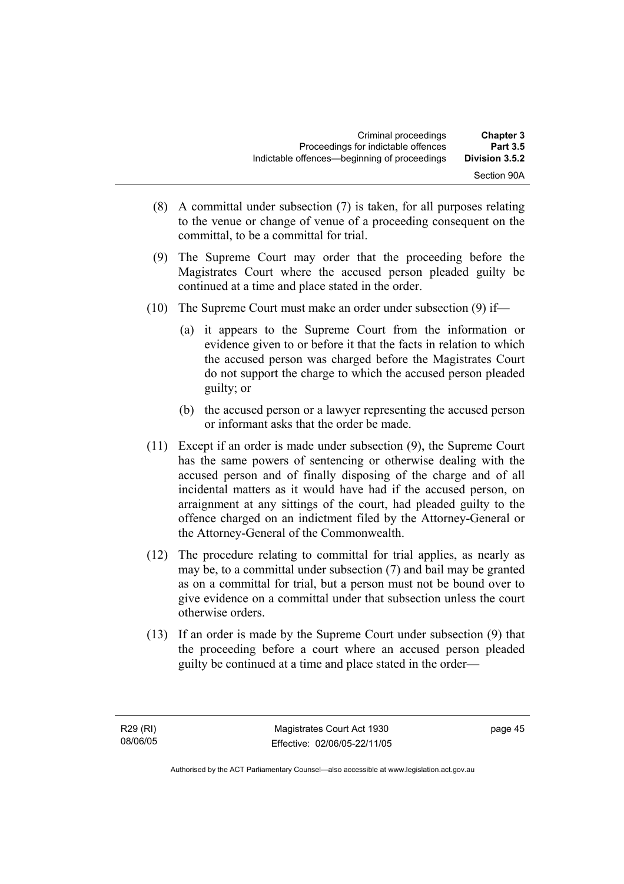(8) A committal under subsection (7) is taken, for all purposes relating to the venue or change of venue of a proceeding consequent on the committal, to be a committal for trial.

(9) The Supreme Court may order that the proceeding before the Magistrates Court where the accused person pleaded guilty be continued at a time and place stated in the order.

(10) The Supreme Court must make an order under subsection (9) if—

(a) it appears to the Supreme Court from the information or evidence given to or before it that the facts in relation to which the accused person was charged before the Magistrates Court do not support the charge to which the accused person pleaded guilty; or

(b) the accused person or a lawyer representing the accused person or informant asks that the order be made.

(11) Except if an order is made under subsection (9), the Supreme Court has the same powers of sentencing or otherwise dealing with the accused person and of finally disposing of the charge and of all incidental matters as it would have had if the accused person, on arraignment at any sittings of the court, had pleaded guilty to the offence charged on an indictment filed by the Attorney-General or the Attorney-General of the Commonwealth.

(12) The procedure relating to committal for trial applies, as nearly as may be, to a committal under subsection (7) and bail may be granted as on a committal for trial, but a person must not be bound over to give evidence on a committal under that subsection unless the court otherwise orders.

(13) If an order is made by the Supreme Court under subsection (9) that the proceeding before a court where an accused person pleaded guilty be continued at a time and place stated in the order—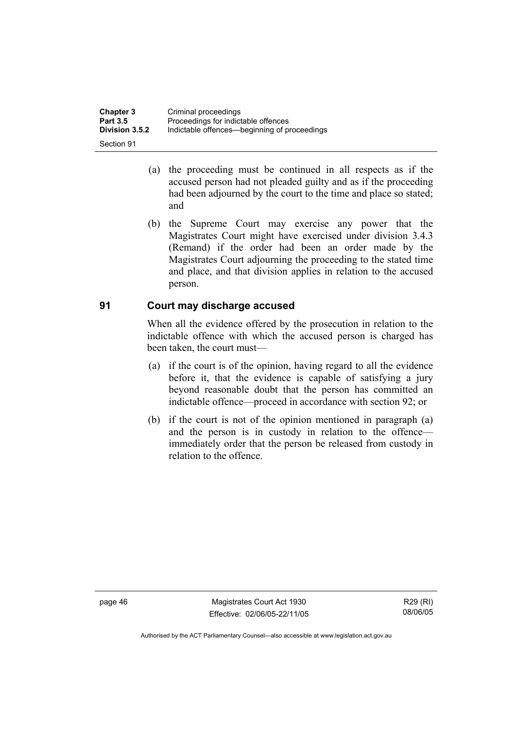(a) the proceeding must be continued in all respects as if the accused person had not pleaded guilty and as if the proceeding had been adjourned by the court to the time and place so stated; and

(b) the Supreme Court may exercise any power that the Magistrates Court might have exercised under division 3.4.3 (Remand) if the order had been an order made by the Magistrates Court adjourning the proceeding to the stated time and place, and that division applies in relation to the accused person.

## 91 Court may discharge accused

When all the evidence offered by the prosecution in relation to the indictable offence with which the accused person is charged has been taken, the court must—

(a) if the court is of the opinion, having regard to all the evidence before it, that the evidence is capable of satisfying a jury beyond reasonable doubt that the person has committed an indictable offence—proceed in accordance with section 92; or

(b) if the court is not of the opinion mentioned in paragraph (a) and the person is in custody in relation to the offence—immediately order that the person be released from custody in relation to the offence.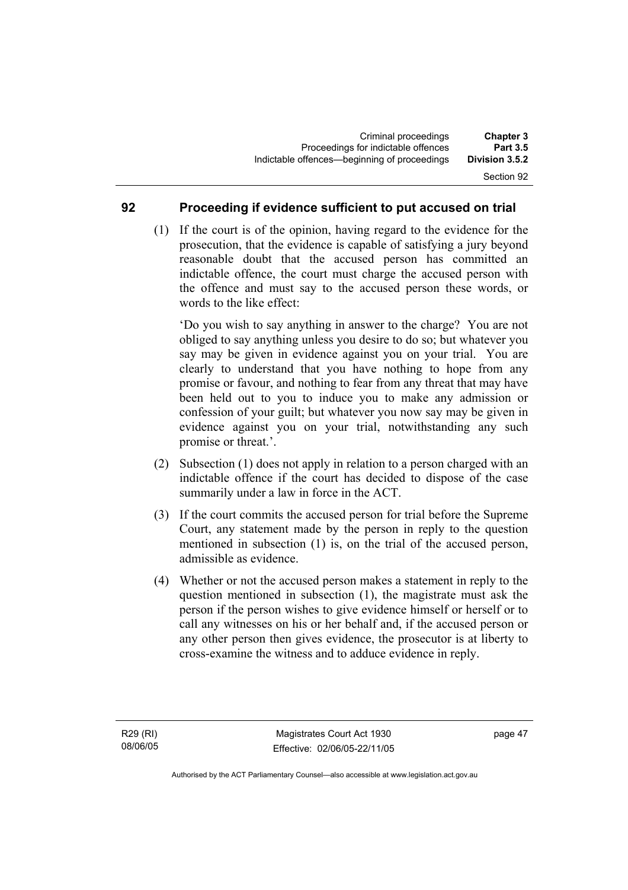## 92 Proceeding if evidence sufficient to put accused on trial

(1) If the court is of the opinion, having regard to the evidence for the prosecution, that the evidence is capable of satisfying a jury beyond reasonable doubt that the accused person has committed an indictable offence, the court must charge the accused person with the offence and must say to the accused person these words, or words to the like effect:

'Do you wish to say anything in answer to the charge? You are not obliged to say anything unless you desire to do so; but whatever you say may be given in evidence against you on your trial. You are clearly to understand that you have nothing to hope from any promise or favour, and nothing to fear from any threat that may have been held out to you to induce you to make any admission or confession of your guilt; but whatever you now say may be given in evidence against you on your trial, notwithstanding any such promise or threat.'.

(2) Subsection (1) does not apply in relation to a person charged with an indictable offence if the court has decided to dispose of the case summarily under a law in force in the ACT.

(3) If the court commits the accused person for trial before the Supreme Court, any statement made by the person in reply to the question mentioned in subsection (1) is, on the trial of the accused person, admissible as evidence.

(4) Whether or not the accused person makes a statement in reply to the question mentioned in subsection (1), the magistrate must ask the person if the person wishes to give evidence himself or herself or to call any witnesses on his or her behalf and, if the accused person or any other person then gives evidence, the prosecutor is at liberty to cross-examine the witness and to adduce evidence in reply.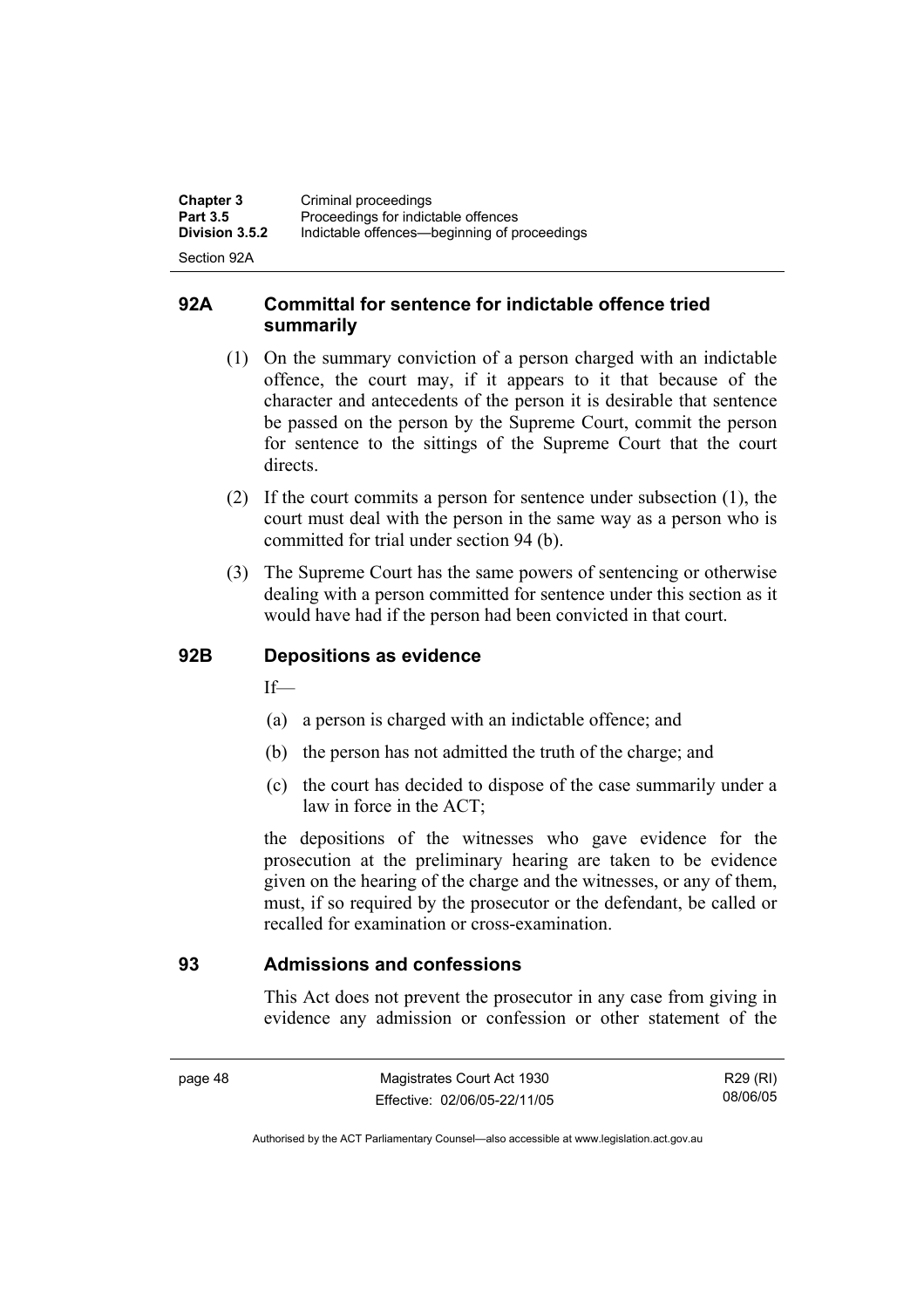## 92A Committal for sentence for indictable offence tried summarily

(1) On the summary conviction of a person charged with an indictable offence, the court may, if it appears to it that because of the character and antecedents of the person it is desirable that sentence be passed on the person by the Supreme Court, commit the person for sentence to the sittings of the Supreme Court that the court directs.

(2) If the court commits a person for sentence under subsection (1), the court must deal with the person in the same way as a person who is committed for trial under section 94 (b).

(3) The Supreme Court has the same powers of sentencing or otherwise dealing with a person committed for sentence under this section as it would have had if the person had been convicted in that court.

## 92B Depositions as evidence

If—

(a) a person is charged with an indictable offence; and

(b) the person has not admitted the truth of the charge; and

(c) the court has decided to dispose of the case summarily under a law in force in the ACT;

the depositions of the witnesses who gave evidence for the prosecution at the preliminary hearing are taken to be evidence given on the hearing of the charge and the witnesses, or any of them, must, if so required by the prosecutor or the defendant, be called or recalled for examination or cross-examination.

## 93 Admissions and confessions

This Act does not prevent the prosecutor in any case from giving in evidence any admission or confession or other statement of the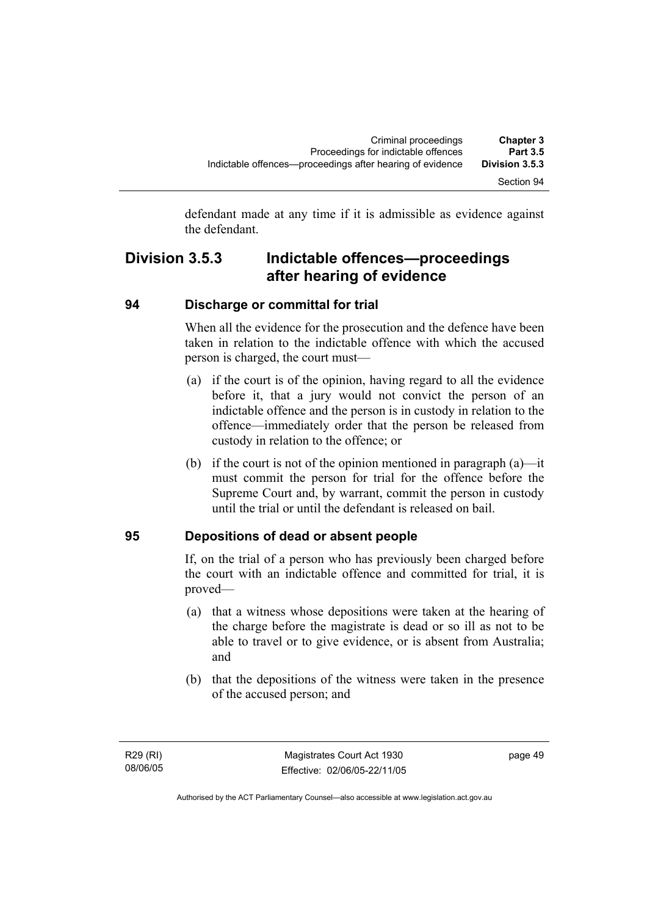defendant made at any time if it is admissible as evidence against the defendant.

## Division 3.5.3 Indictable offences—proceedings after hearing of evidence

### 94 Discharge or committal for trial

When all the evidence for the prosecution and the defence have been taken in relation to the indictable offence with which the accused person is charged, the court must—

(a) if the court is of the opinion, having regard to all the evidence before it, that a jury would not convict the person of an indictable offence and the person is in custody in relation to the offence—immediately order that the person be released from custody in relation to the offence; or

(b) if the court is not of the opinion mentioned in paragraph (a)—it must commit the person for trial for the offence before the Supreme Court and, by warrant, commit the person in custody until the trial or until the defendant is released on bail.

### 95 Depositions of dead or absent people

If, on the trial of a person who has previously been charged before the court with an indictable offence and committed for trial, it is proved—

(a) that a witness whose depositions were taken at the hearing of the charge before the magistrate is dead or so ill as not to be able to travel or to give evidence, or is absent from Australia; and

(b) that the depositions of the witness were taken in the presence of the accused person; and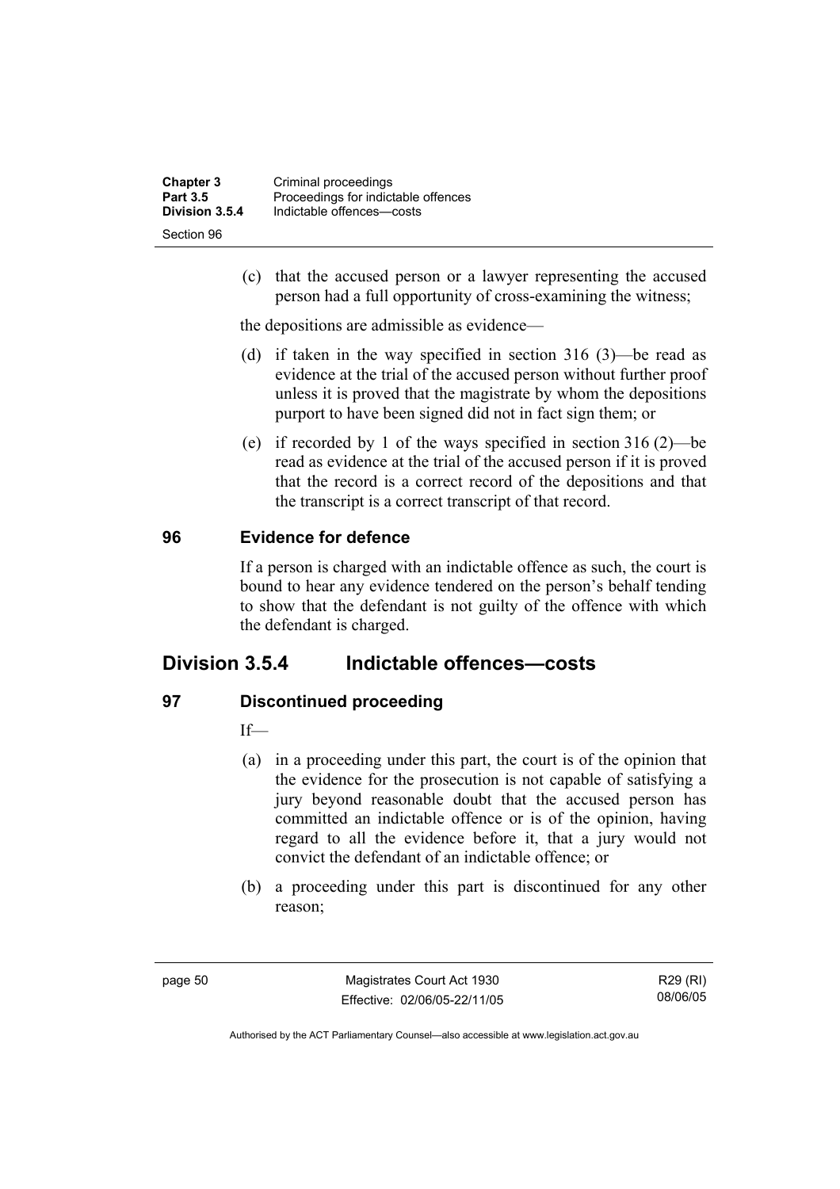(c) that the accused person or a lawyer representing the accused person had a full opportunity of cross-examining the witness;

the depositions are admissible as evidence—

(d) if taken in the way specified in section 316 (3)—be read as evidence at the trial of the accused person without further proof unless it is proved that the magistrate by whom the depositions purport to have been signed did not in fact sign them; or

(e) if recorded by 1 of the ways specified in section 316 (2)—be read as evidence at the trial of the accused person if it is proved that the record is a correct record of the depositions and that the transcript is a correct transcript of that record.

### 96 Evidence for defence

If a person is charged with an indictable offence as such, the court is bound to hear any evidence tendered on the person's behalf tending to show that the defendant is not guilty of the offence with which the defendant is charged.

## Division 3.5.4 Indictable offences—costs

### 97 Discontinued proceeding

If—

(a) in a proceeding under this part, the court is of the opinion that the evidence for the prosecution is not capable of satisfying a jury beyond reasonable doubt that the accused person has committed an indictable offence or is of the opinion, having regard to all the evidence before it, that a jury would not convict the defendant of an indictable offence; or

(b) a proceeding under this part is discontinued for any other reason;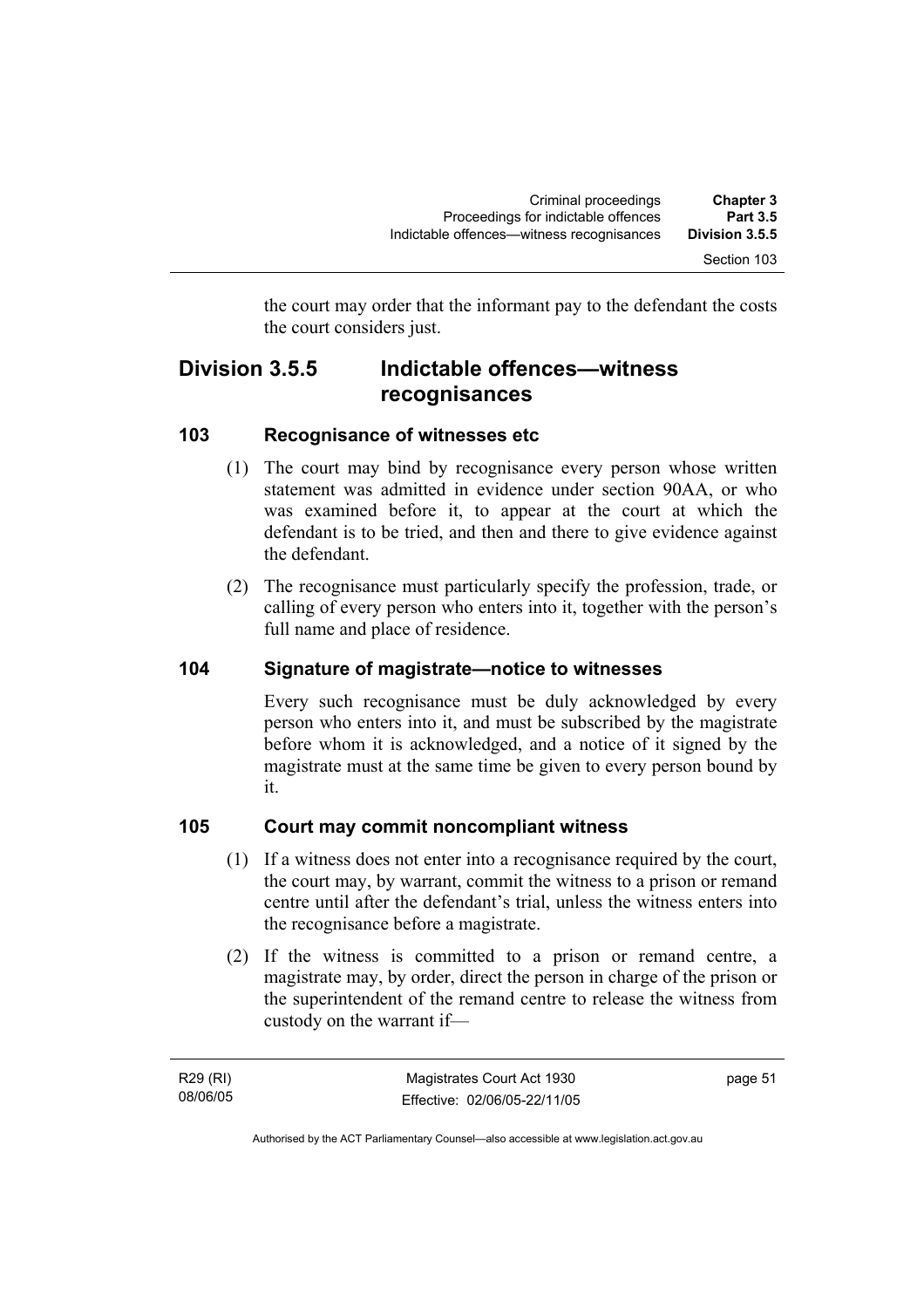the court may order that the informant pay to the defendant the costs the court considers just.

## Division 3.5.5 Indictable offences—witness recognisances

### 103 Recognisance of witnesses etc

(1) The court may bind by recognisance every person whose written statement was admitted in evidence under section 90AA, or who was examined before it, to appear at the court at which the defendant is to be tried, and then and there to give evidence against the defendant.

(2) The recognisance must particularly specify the profession, trade, or calling of every person who enters into it, together with the person's full name and place of residence.

### 104 Signature of magistrate—notice to witnesses

Every such recognisance must be duly acknowledged by every person who enters into it, and must be subscribed by the magistrate before whom it is acknowledged, and a notice of it signed by the magistrate must at the same time be given to every person bound by it.

### 105 Court may commit noncompliant witness

(1) If a witness does not enter into a recognisance required by the court, the court may, by warrant, commit the witness to a prison or remand centre until after the defendant's trial, unless the witness enters into the recognisance before a magistrate.

(2) If the witness is committed to a prison or remand centre, a magistrate may, by order, direct the person in charge of the prison or the superintendent of the remand centre to release the witness from custody on the warrant if—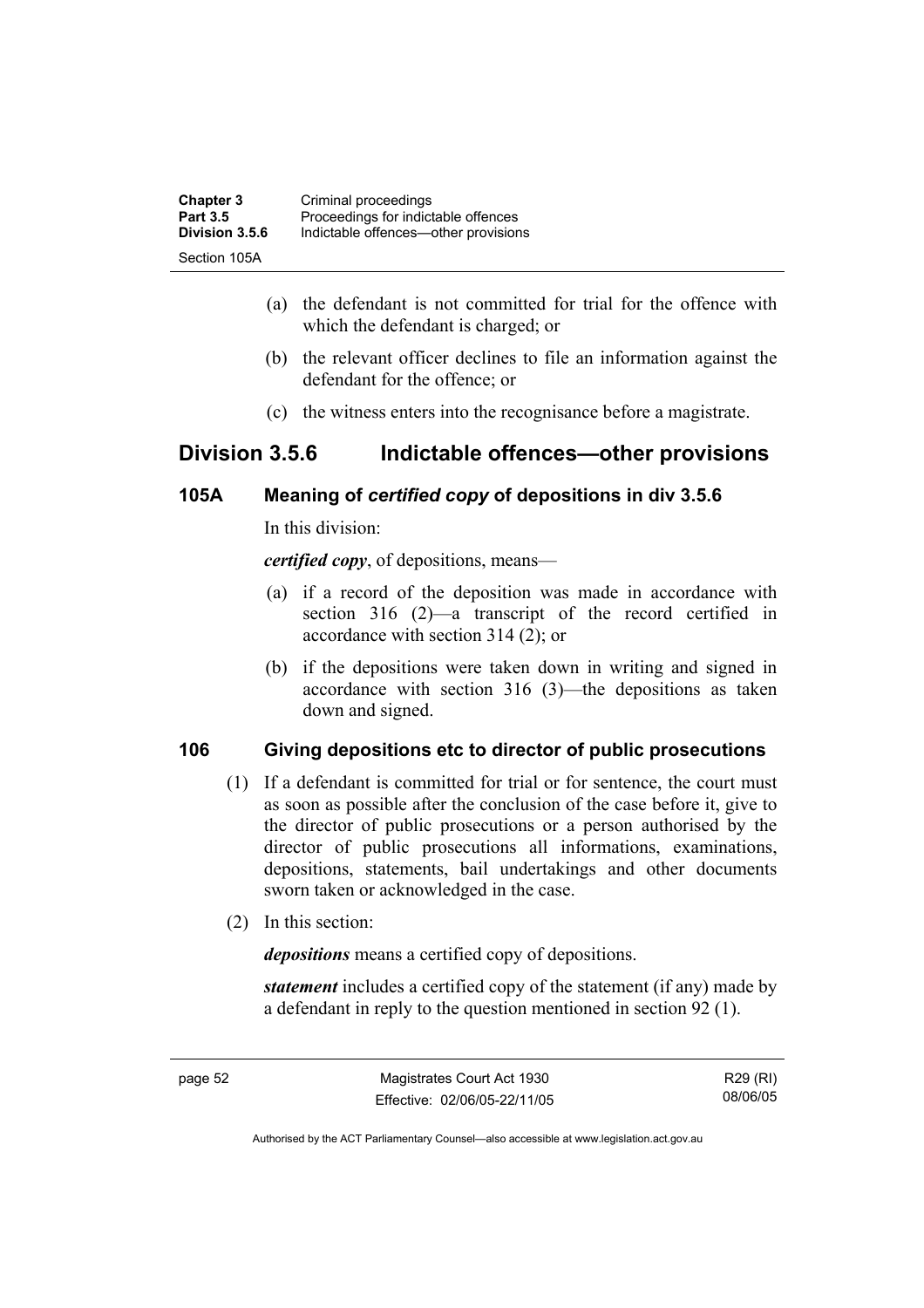(a) the defendant is not committed for trial for the offence with which the defendant is charged; or

(b) the relevant officer declines to file an information against the defendant for the offence; or

(c) the witness enters into the recognisance before a magistrate.

## Division 3.5.6 Indictable offences—other provisions

### 105A Meaning of *certified copy* of depositions in div 3.5.6

In this division:

***certified copy***, of depositions, means—

(a) if a record of the deposition was made in accordance with section 316 (2)—a transcript of the record certified in accordance with section 314 (2); or

(b) if the depositions were taken down in writing and signed in accordance with section 316 (3)—the depositions as taken down and signed.

### 106 Giving depositions etc to director of public prosecutions

(1) If a defendant is committed for trial or for sentence, the court must as soon as possible after the conclusion of the case before it, give to the director of public prosecutions or a person authorised by the director of public prosecutions all informations, examinations, depositions, statements, bail undertakings and other documents sworn taken or acknowledged in the case.

(2) In this section:

***depositions*** means a certified copy of depositions.

***statement*** includes a certified copy of the statement (if any) made by a defendant in reply to the question mentioned in section 92 (1).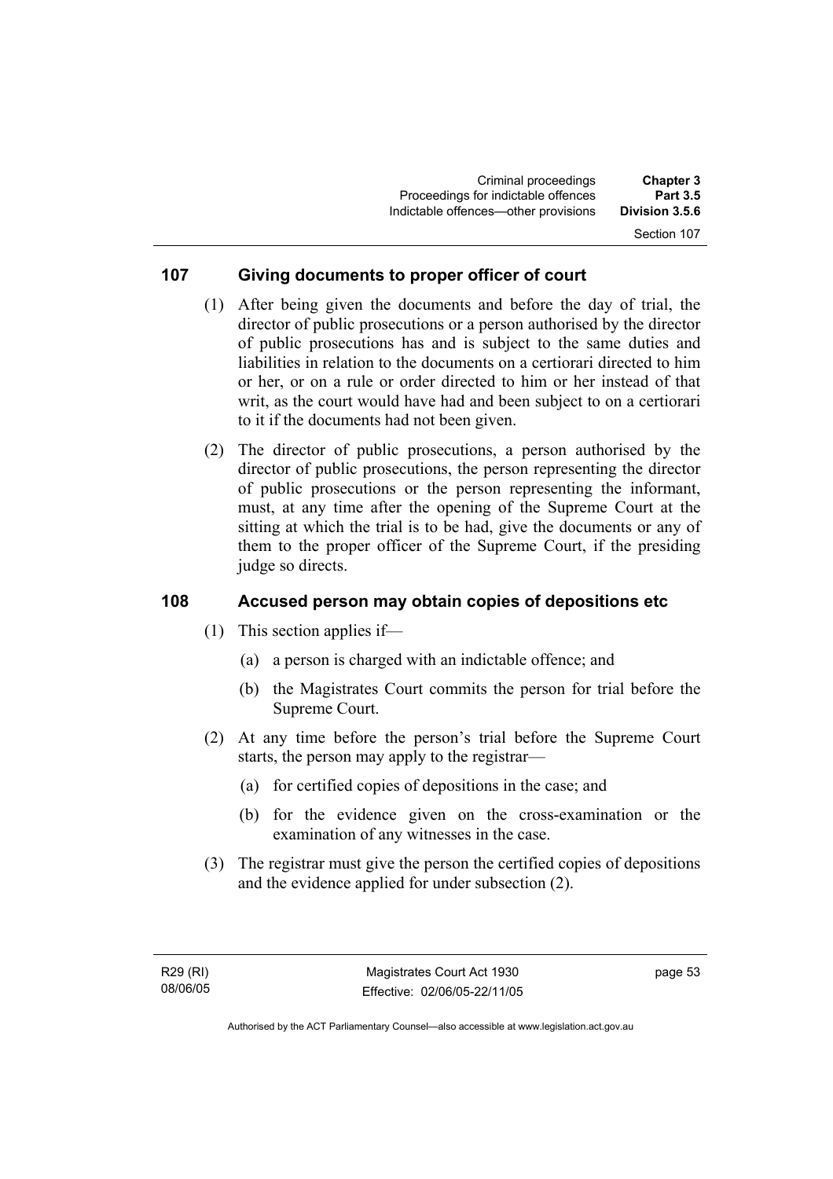## 107 Giving documents to proper officer of court

(1) After being given the documents and before the day of trial, the director of public prosecutions or a person authorised by the director of public prosecutions has and is subject to the same duties and liabilities in relation to the documents on a certiorari directed to him or her, or on a rule or order directed to him or her instead of that writ, as the court would have had and been subject to on a certiorari to it if the documents had not been given.

(2) The director of public prosecutions, a person authorised by the director of public prosecutions, the person representing the director of public prosecutions or the person representing the informant, must, at any time after the opening of the Supreme Court at the sitting at which the trial is to be had, give the documents or any of them to the proper officer of the Supreme Court, if the presiding judge so directs.

## 108 Accused person may obtain copies of depositions etc

(1) This section applies if—

(a) a person is charged with an indictable offence; and

(b) the Magistrates Court commits the person for trial before the Supreme Court.

(2) At any time before the person's trial before the Supreme Court starts, the person may apply to the registrar—

(a) for certified copies of depositions in the case; and

(b) for the evidence given on the cross-examination or the examination of any witnesses in the case.

(3) The registrar must give the person the certified copies of depositions and the evidence applied for under subsection (2).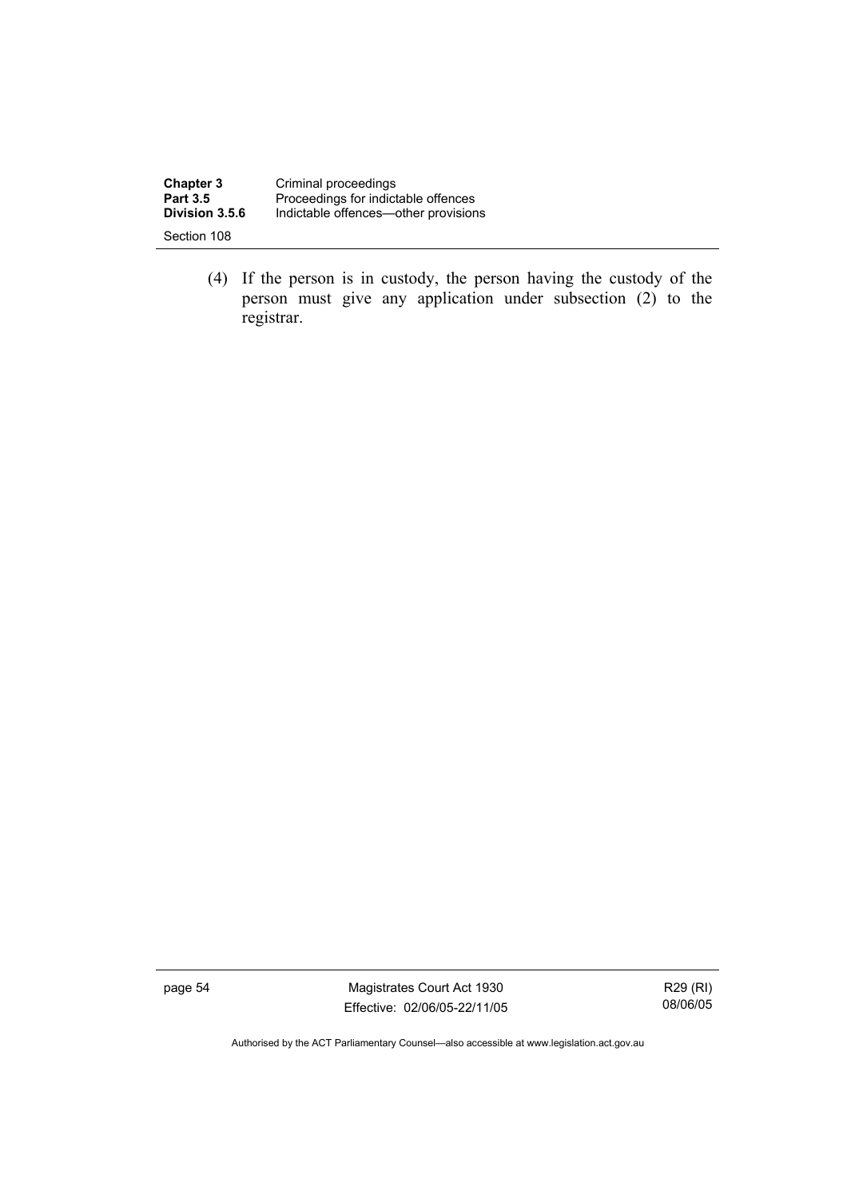(4) If the person is in custody, the person having the custody of the person must give any application under subsection (2) to the registrar.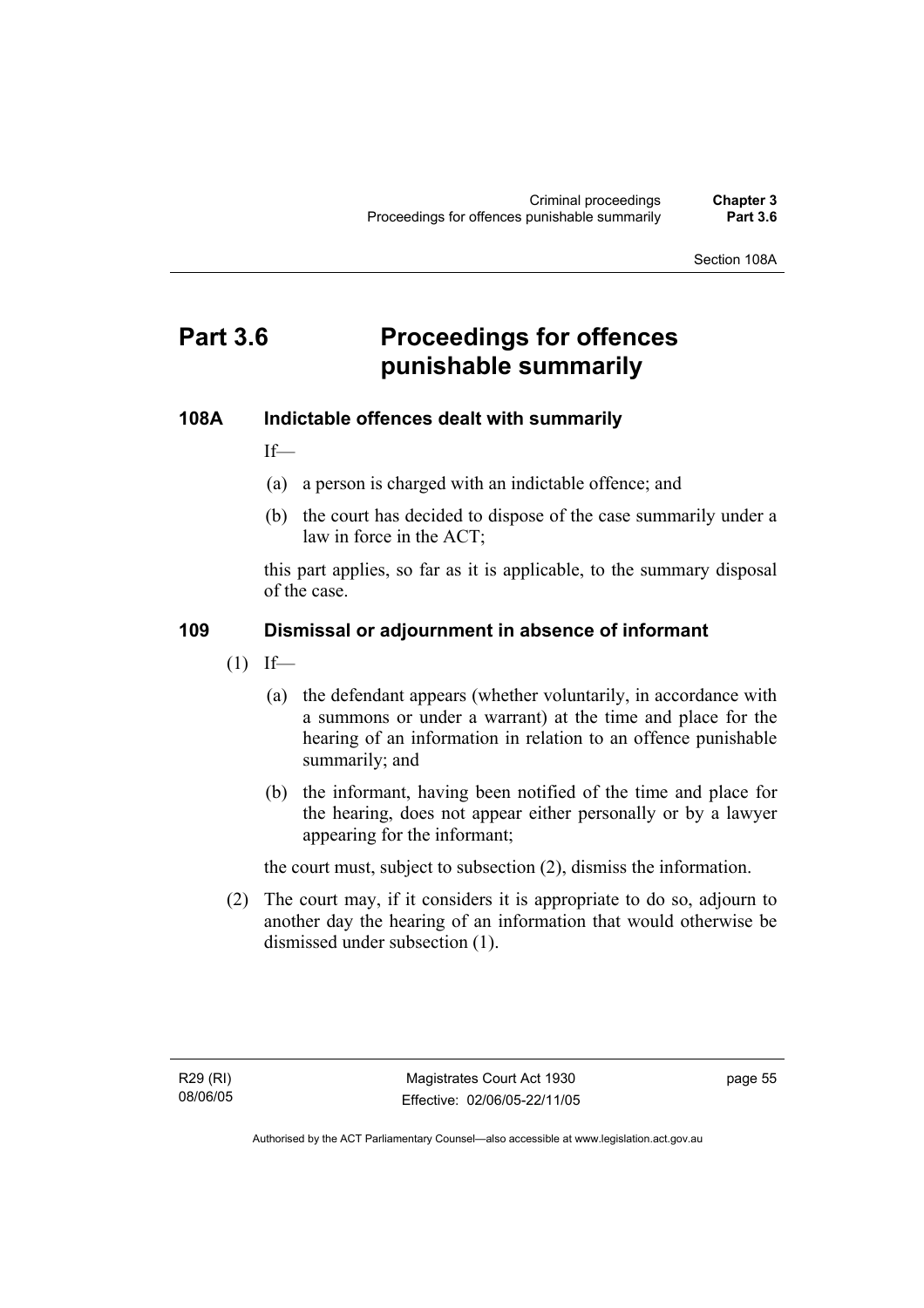# Part 3.6 Proceedings for offences punishable summarily

## 108A Indictable offences dealt with summarily

If—

(a) a person is charged with an indictable offence; and

(b) the court has decided to dispose of the case summarily under a law in force in the ACT;

this part applies, so far as it is applicable, to the summary disposal of the case.

## 109 Dismissal or adjournment in absence of informant

(1) If—

(a) the defendant appears (whether voluntarily, in accordance with a summons or under a warrant) at the time and place for the hearing of an information in relation to an offence punishable summarily; and

(b) the informant, having been notified of the time and place for the hearing, does not appear either personally or by a lawyer appearing for the informant;

the court must, subject to subsection (2), dismiss the information.

(2) The court may, if it considers it is appropriate to do so, adjourn to another day the hearing of an information that would otherwise be dismissed under subsection (1).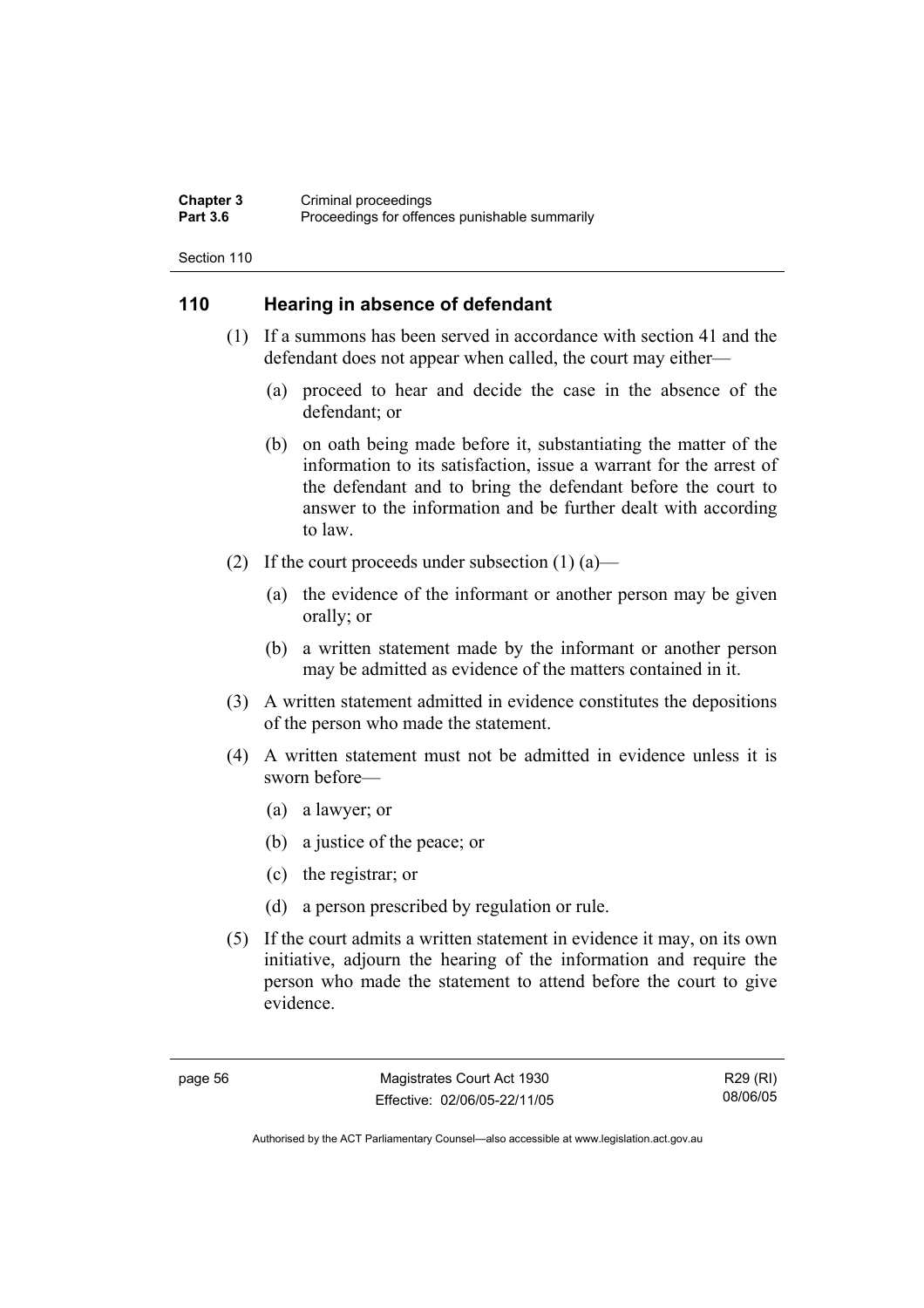## 110 Hearing in absence of defendant

(1) If a summons has been served in accordance with section 41 and the defendant does not appear when called, the court may either—

(a) proceed to hear and decide the case in the absence of the defendant; or

(b) on oath being made before it, substantiating the matter of the information to its satisfaction, issue a warrant for the arrest of the defendant and to bring the defendant before the court to answer to the information and be further dealt with according to law.

(2) If the court proceeds under subsection (1) (a)—

(a) the evidence of the informant or another person may be given orally; or

(b) a written statement made by the informant or another person may be admitted as evidence of the matters contained in it.

(3) A written statement admitted in evidence constitutes the depositions of the person who made the statement.

(4) A written statement must not be admitted in evidence unless it is sworn before—

(a) a lawyer; or

(b) a justice of the peace; or

(c) the registrar; or

(d) a person prescribed by regulation or rule.

(5) If the court admits a written statement in evidence it may, on its own initiative, adjourn the hearing of the information and require the person who made the statement to attend before the court to give evidence.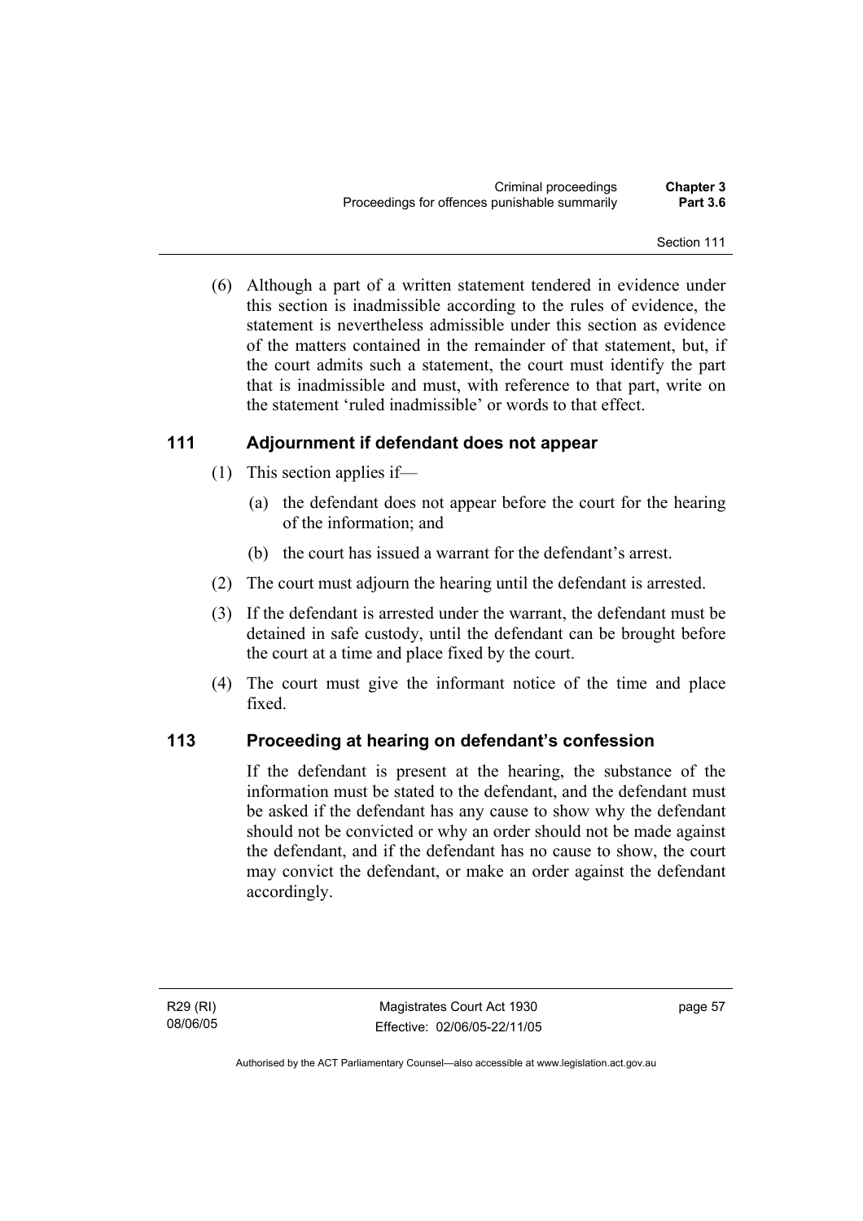(6) Although a part of a written statement tendered in evidence under this section is inadmissible according to the rules of evidence, the statement is nevertheless admissible under this section as evidence of the matters contained in the remainder of that statement, but, if the court admits such a statement, the court must identify the part that is inadmissible and must, with reference to that part, write on the statement 'ruled inadmissible' or words to that effect.

## 111 Adjournment if defendant does not appear

(1) This section applies if—

(a) the defendant does not appear before the court for the hearing of the information; and

(b) the court has issued a warrant for the defendant's arrest.

(2) The court must adjourn the hearing until the defendant is arrested.

(3) If the defendant is arrested under the warrant, the defendant must be detained in safe custody, until the defendant can be brought before the court at a time and place fixed by the court.

(4) The court must give the informant notice of the time and place fixed.

## 113 Proceeding at hearing on defendant's confession

If the defendant is present at the hearing, the substance of the information must be stated to the defendant, and the defendant must be asked if the defendant has any cause to show why the defendant should not be convicted or why an order should not be made against the defendant, and if the defendant has no cause to show, the court may convict the defendant, or make an order against the defendant accordingly.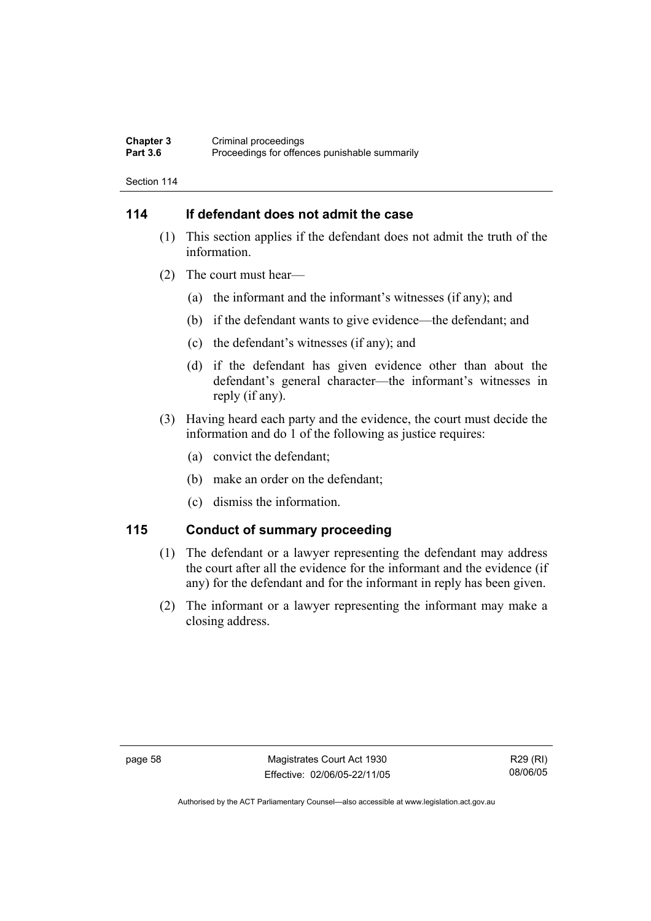## 114 If defendant does not admit the case

(1) This section applies if the defendant does not admit the truth of the information.

(2) The court must hear—

(a) the informant and the informant's witnesses (if any); and

(b) if the defendant wants to give evidence—the defendant; and

(c) the defendant's witnesses (if any); and

(d) if the defendant has given evidence other than about the defendant's general character—the informant's witnesses in reply (if any).

(3) Having heard each party and the evidence, the court must decide the information and do 1 of the following as justice requires:

(a) convict the defendant;

(b) make an order on the defendant;

(c) dismiss the information.

## 115 Conduct of summary proceeding

(1) The defendant or a lawyer representing the defendant may address the court after all the evidence for the informant and the evidence (if any) for the defendant and for the informant in reply has been given.

(2) The informant or a lawyer representing the informant may make a closing address.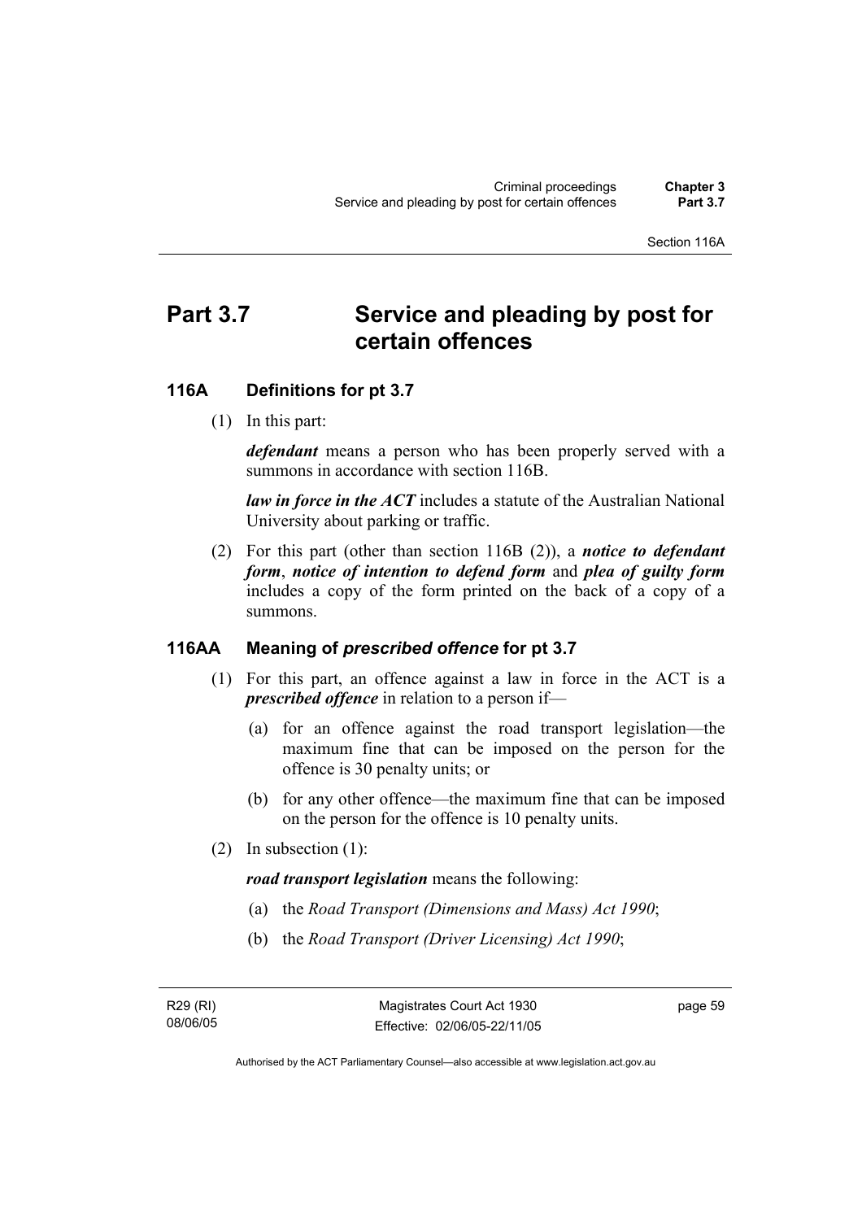# Part 3.7 Service and pleading by post for certain offences

## 116A Definitions for pt 3.7

(1) In this part:

***defendant*** means a person who has been properly served with a summons in accordance with section 116B.

***law in force in the ACT*** includes a statute of the Australian National University about parking or traffic.

(2) For this part (other than section 116B (2)), a ***notice to defendant form***, ***notice of intention to defend form*** and ***plea of guilty form*** includes a copy of the form printed on the back of a copy of a summons.

## 116AA Meaning of *prescribed offence* for pt 3.7

(1) For this part, an offence against a law in force in the ACT is a ***prescribed offence*** in relation to a person if—

(a) for an offence against the road transport legislation—the maximum fine that can be imposed on the person for the offence is 30 penalty units; or

(b) for any other offence—the maximum fine that can be imposed on the person for the offence is 10 penalty units.

(2) In subsection (1):

***road transport legislation*** means the following:

(a) the *Road Transport (Dimensions and Mass) Act 1990*;

(b) the *Road Transport (Driver Licensing) Act 1990*;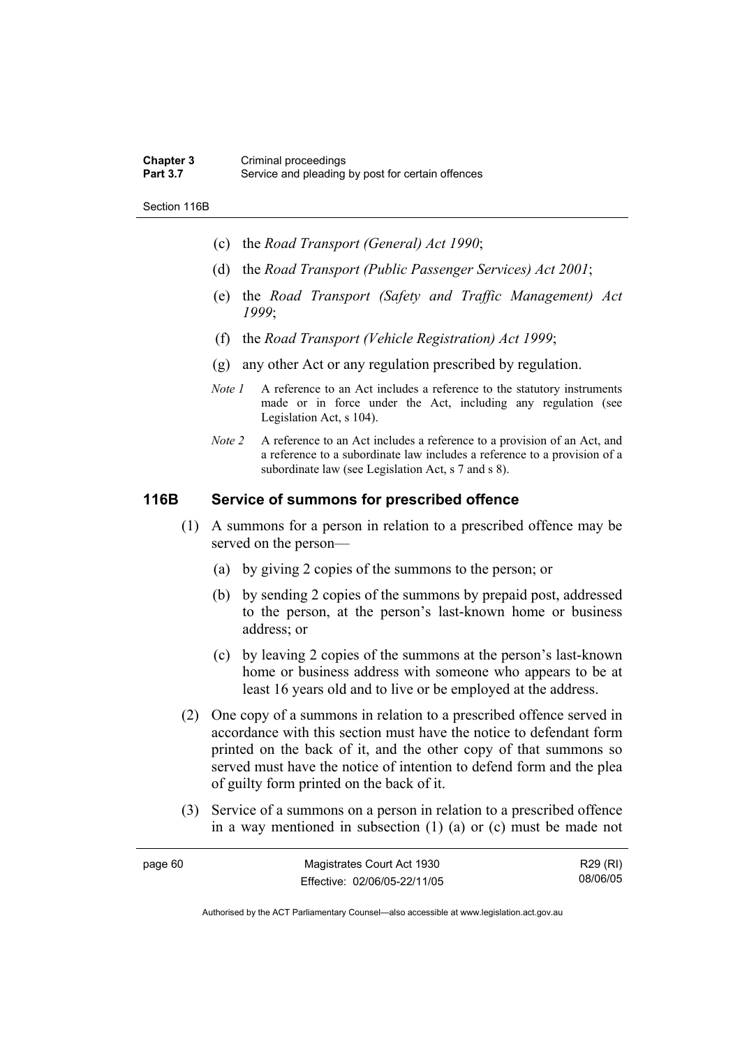(c) the *Road Transport (General) Act 1990*;

(d) the *Road Transport (Public Passenger Services) Act 2001*;

(e) the *Road Transport (Safety and Traffic Management) Act 1999*;

(f) the *Road Transport (Vehicle Registration) Act 1999*;

(g) any other Act or any regulation prescribed by regulation.

*Note 1* A reference to an Act includes a reference to the statutory instruments made or in force under the Act, including any regulation (see Legislation Act, s 104).

*Note 2* A reference to an Act includes a reference to a provision of an Act, and a reference to a subordinate law includes a reference to a provision of a subordinate law (see Legislation Act, s 7 and s 8).

## 116B Service of summons for prescribed offence

(1) A summons for a person in relation to a prescribed offence may be served on the person—

(a) by giving 2 copies of the summons to the person; or

(b) by sending 2 copies of the summons by prepaid post, addressed to the person, at the person's last-known home or business address; or

(c) by leaving 2 copies of the summons at the person's last-known home or business address with someone who appears to be at least 16 years old and to live or be employed at the address.

(2) One copy of a summons in relation to a prescribed offence served in accordance with this section must have the notice to defendant form printed on the back of it, and the other copy of that summons so served must have the notice of intention to defend form and the plea of guilty form printed on the back of it.

(3) Service of a summons on a person in relation to a prescribed offence in a way mentioned in subsection (1) (a) or (c) must be made not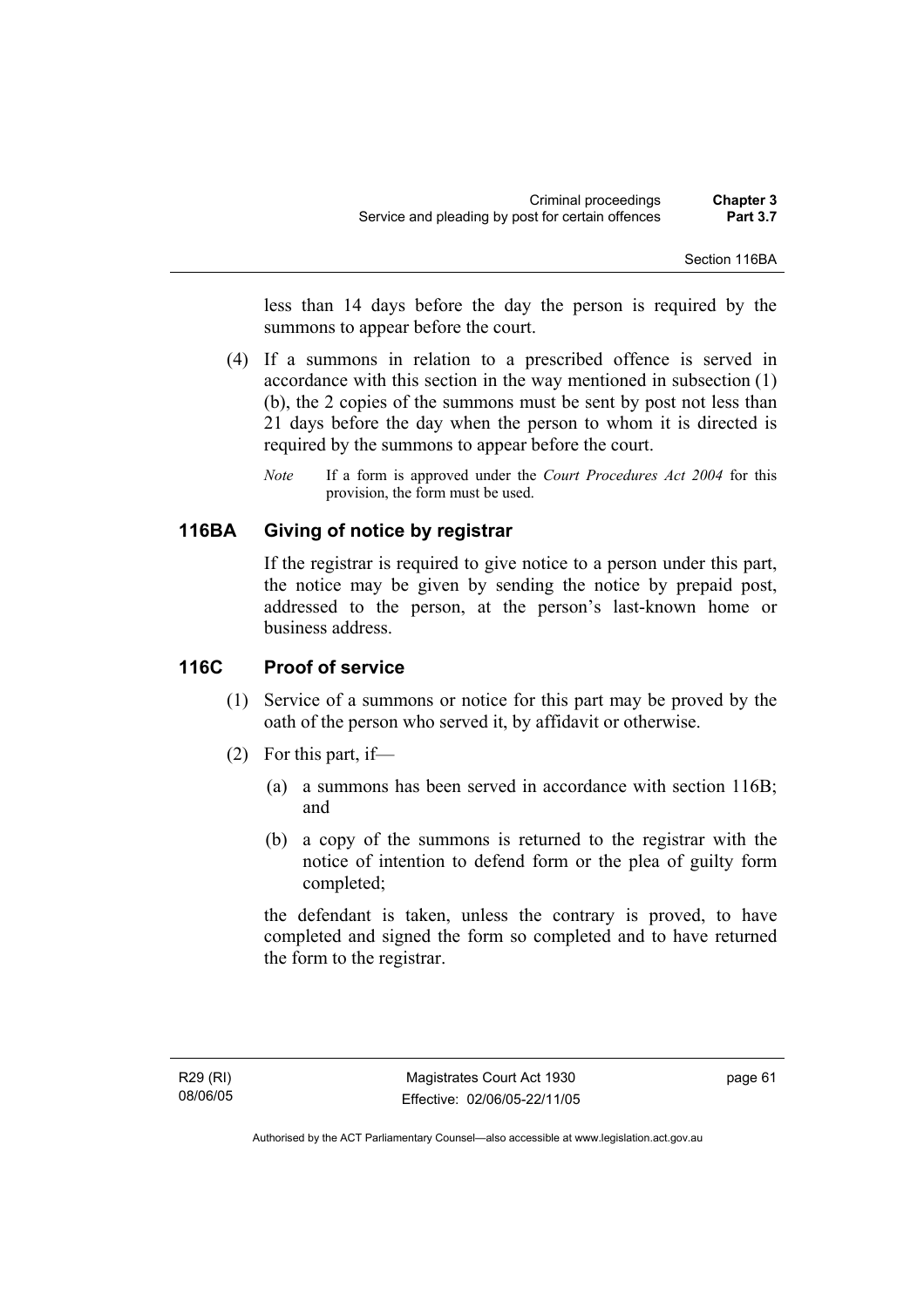less than 14 days before the day the person is required by the summons to appear before the court.

(4) If a summons in relation to a prescribed offence is served in accordance with this section in the way mentioned in subsection (1) (b), the 2 copies of the summons must be sent by post not less than 21 days before the day when the person to whom it is directed is required by the summons to appear before the court.

*Note* If a form is approved under the *Court Procedures Act 2004* for this provision, the form must be used.

## 116BA Giving of notice by registrar

If the registrar is required to give notice to a person under this part, the notice may be given by sending the notice by prepaid post, addressed to the person, at the person's last-known home or business address.

## 116C Proof of service

(1) Service of a summons or notice for this part may be proved by the oath of the person who served it, by affidavit or otherwise.

(2) For this part, if—

(a) a summons has been served in accordance with section 116B; and

(b) a copy of the summons is returned to the registrar with the notice of intention to defend form or the plea of guilty form completed;

the defendant is taken, unless the contrary is proved, to have completed and signed the form so completed and to have returned the form to the registrar.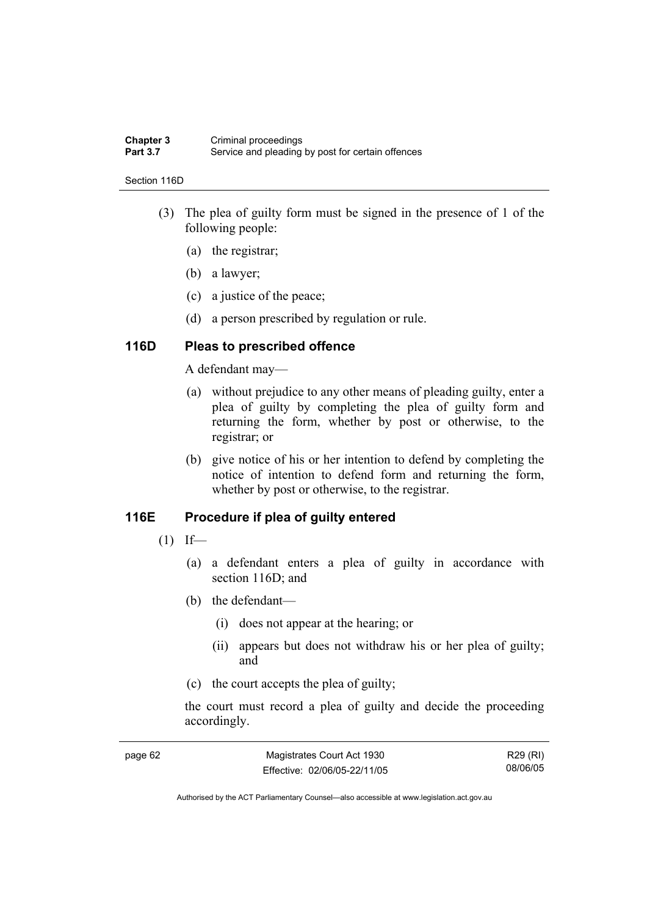(3) The plea of guilty form must be signed in the presence of 1 of the following people:

(a) the registrar;

(b) a lawyer;

(c) a justice of the peace;

(d) a person prescribed by regulation or rule.

## 116D Pleas to prescribed offence

A defendant may—

(a) without prejudice to any other means of pleading guilty, enter a plea of guilty by completing the plea of guilty form and returning the form, whether by post or otherwise, to the registrar; or

(b) give notice of his or her intention to defend by completing the notice of intention to defend form and returning the form, whether by post or otherwise, to the registrar.

## 116E Procedure if plea of guilty entered

(1) If—

(a) a defendant enters a plea of guilty in accordance with section 116D; and

(b) the defendant—

(i) does not appear at the hearing; or

(ii) appears but does not withdraw his or her plea of guilty; and

(c) the court accepts the plea of guilty;

the court must record a plea of guilty and decide the proceeding accordingly.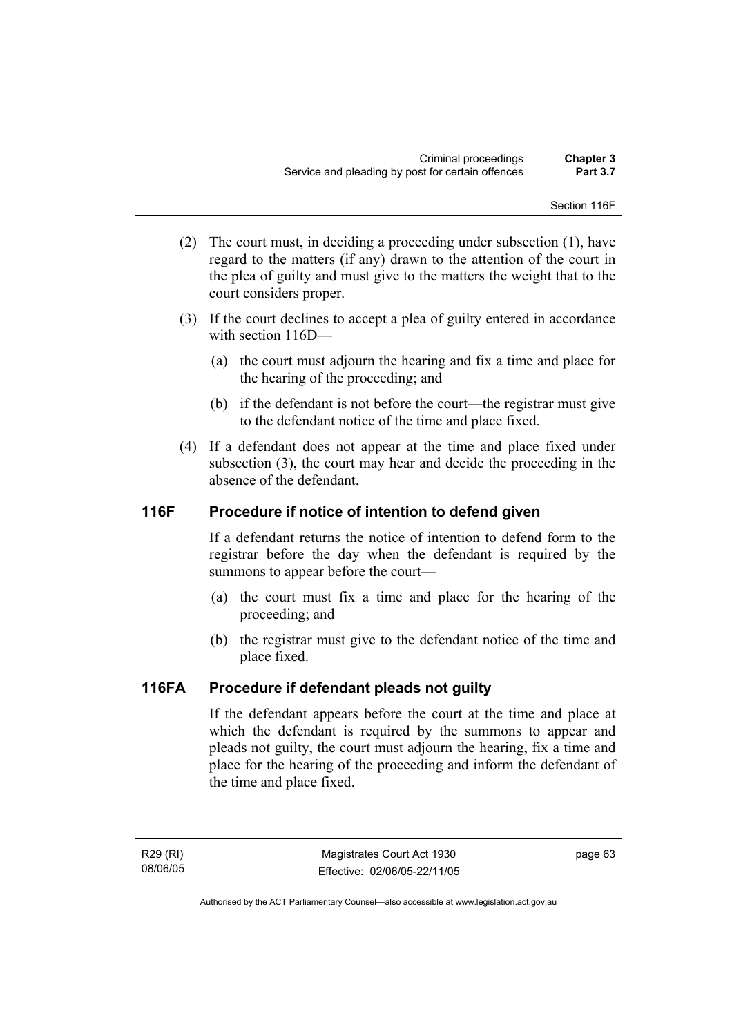(2) The court must, in deciding a proceeding under subsection (1), have regard to the matters (if any) drawn to the attention of the court in the plea of guilty and must give to the matters the weight that to the court considers proper.

(3) If the court declines to accept a plea of guilty entered in accordance with section 116D—

(a) the court must adjourn the hearing and fix a time and place for the hearing of the proceeding; and

(b) if the defendant is not before the court—the registrar must give to the defendant notice of the time and place fixed.

(4) If a defendant does not appear at the time and place fixed under subsection (3), the court may hear and decide the proceeding in the absence of the defendant.

## 116F Procedure if notice of intention to defend given

If a defendant returns the notice of intention to defend form to the registrar before the day when the defendant is required by the summons to appear before the court—

(a) the court must fix a time and place for the hearing of the proceeding; and

(b) the registrar must give to the defendant notice of the time and place fixed.

## 116FA Procedure if defendant pleads not guilty

If the defendant appears before the court at the time and place at which the defendant is required by the summons to appear and pleads not guilty, the court must adjourn the hearing, fix a time and place for the hearing of the proceeding and inform the defendant of the time and place fixed.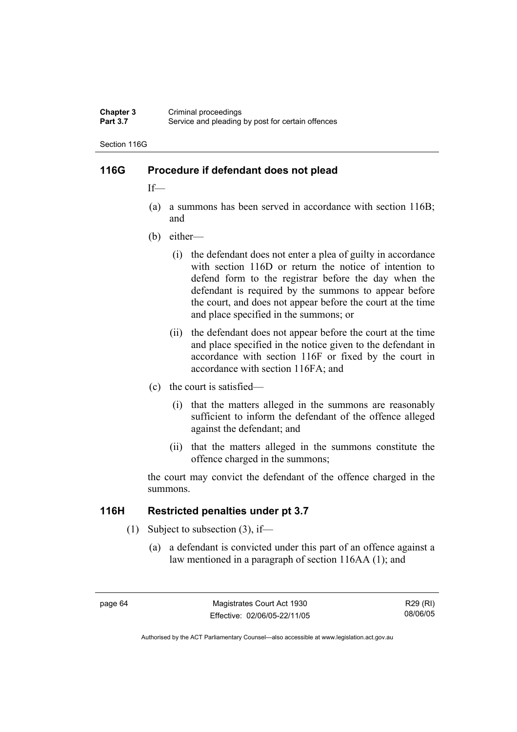## 116G Procedure if defendant does not plead

If—

(a) a summons has been served in accordance with section 116B; and

(b) either—

 (i) the defendant does not enter a plea of guilty in accordance with section 116D or return the notice of intention to defend form to the registrar before the day when the defendant is required by the summons to appear before the court, and does not appear before the court at the time and place specified in the summons; or

 (ii) the defendant does not appear before the court at the time and place specified in the notice given to the defendant in accordance with section 116F or fixed by the court in accordance with section 116FA; and

(c) the court is satisfied—

 (i) that the matters alleged in the summons are reasonably sufficient to inform the defendant of the offence alleged against the defendant; and

 (ii) that the matters alleged in the summons constitute the offence charged in the summons;

the court may convict the defendant of the offence charged in the summons.

## 116H Restricted penalties under pt 3.7

(1) Subject to subsection (3), if—

 (a) a defendant is convicted under this part of an offence against a law mentioned in a paragraph of section 116AA (1); and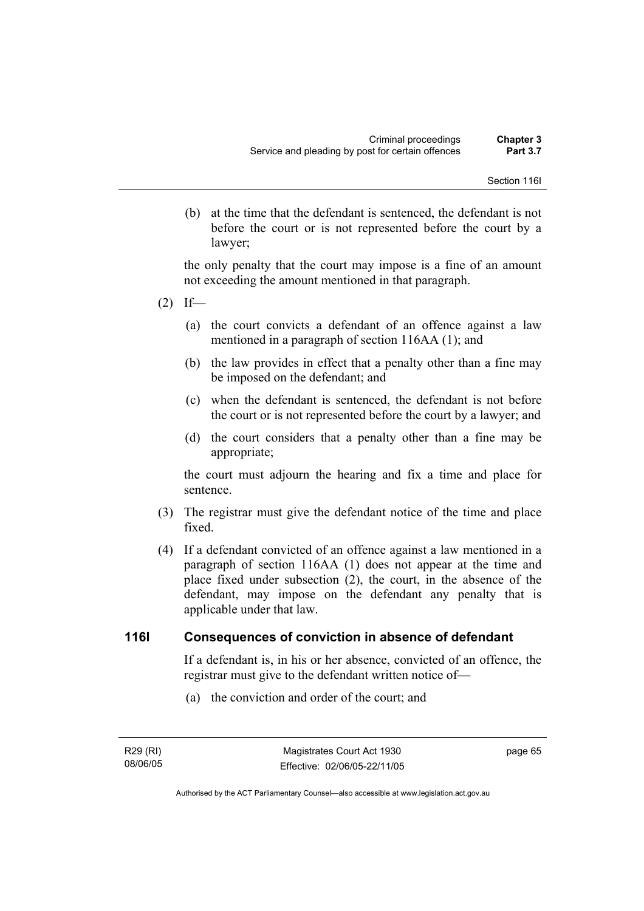(b) at the time that the defendant is sentenced, the defendant is not before the court or is not represented before the court by a lawyer;

the only penalty that the court may impose is a fine of an amount not exceeding the amount mentioned in that paragraph.

(2) If—

(a) the court convicts a defendant of an offence against a law mentioned in a paragraph of section 116AA (1); and

(b) the law provides in effect that a penalty other than a fine may be imposed on the defendant; and

(c) when the defendant is sentenced, the defendant is not before the court or is not represented before the court by a lawyer; and

(d) the court considers that a penalty other than a fine may be appropriate;

the court must adjourn the hearing and fix a time and place for sentence.

(3) The registrar must give the defendant notice of the time and place fixed.

(4) If a defendant convicted of an offence against a law mentioned in a paragraph of section 116AA (1) does not appear at the time and place fixed under subsection (2), the court, in the absence of the defendant, may impose on the defendant any penalty that is applicable under that law.

## 116I Consequences of conviction in absence of defendant

If a defendant is, in his or her absence, convicted of an offence, the registrar must give to the defendant written notice of—

(a) the conviction and order of the court; and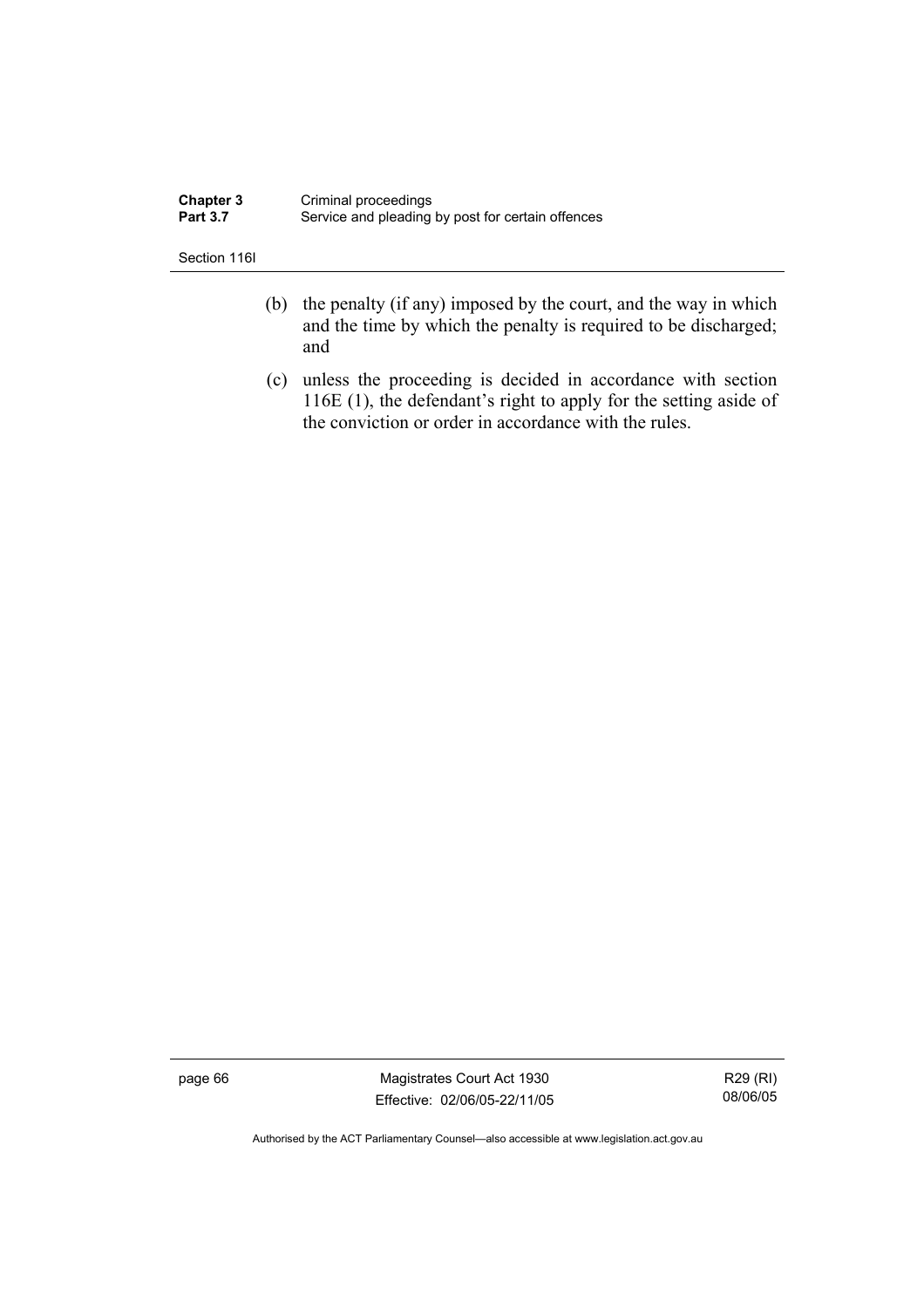(b) the penalty (if any) imposed by the court, and the way in which and the time by which the penalty is required to be discharged; and

(c) unless the proceeding is decided in accordance with section 116E (1), the defendant's right to apply for the setting aside of the conviction or order in accordance with the rules.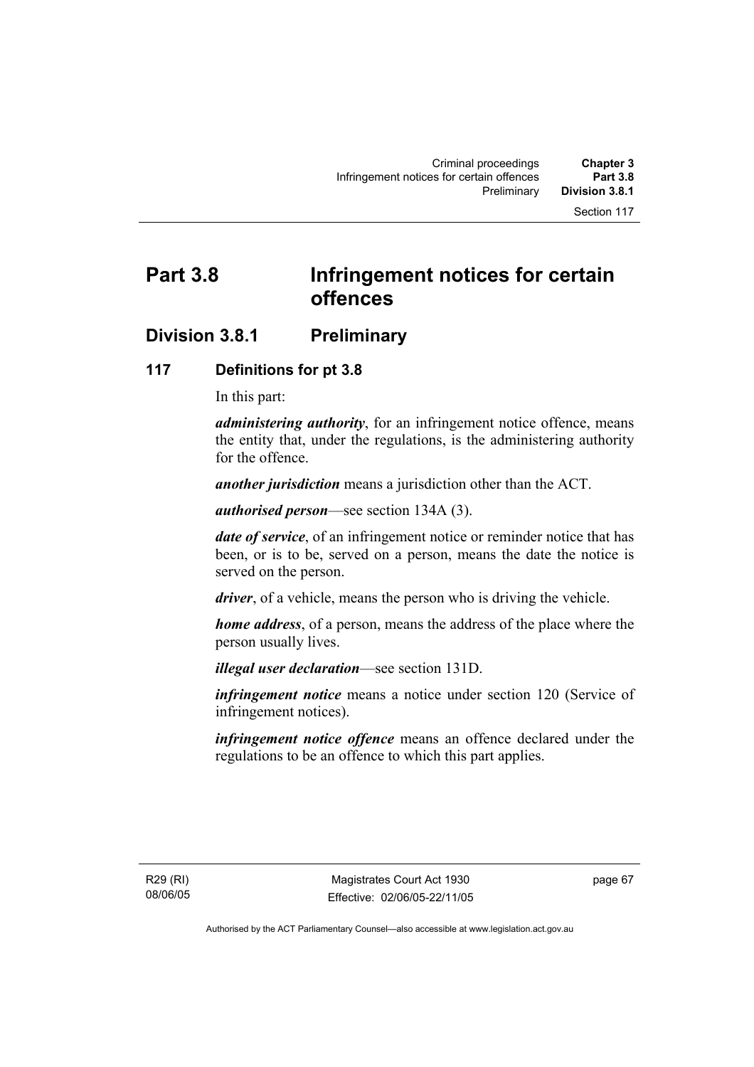# Part 3.8 Infringement notices for certain offences

## Division 3.8.1 Preliminary

### 117 Definitions for pt 3.8

In this part:

***administering authority***, for an infringement notice offence, means the entity that, under the regulations, is the administering authority for the offence.

***another jurisdiction*** means a jurisdiction other than the ACT.

***authorised person***—see section 134A (3).

***date of service***, of an infringement notice or reminder notice that has been, or is to be, served on a person, means the date the notice is served on the person.

***driver***, of a vehicle, means the person who is driving the vehicle.

***home address***, of a person, means the address of the place where the person usually lives.

***illegal user declaration***—see section 131D.

***infringement notice*** means a notice under section 120 (Service of infringement notices).

***infringement notice offence*** means an offence declared under the regulations to be an offence to which this part applies.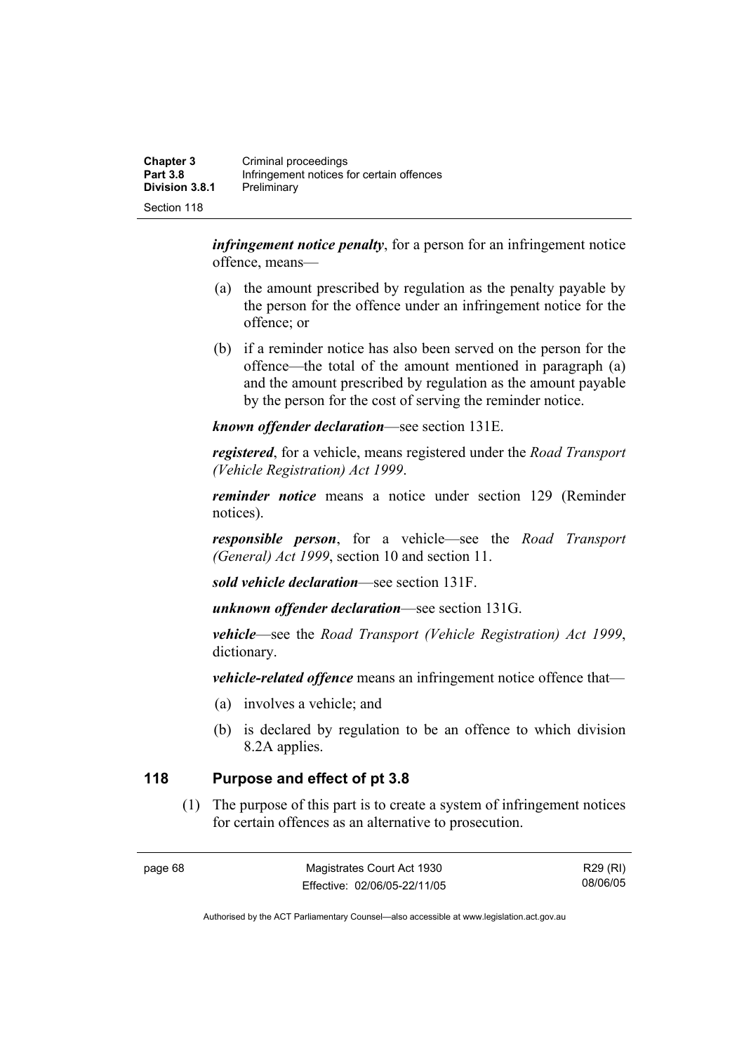***infringement notice penalty***, for a person for an infringement notice offence, means—

(a) the amount prescribed by regulation as the penalty payable by the person for the offence under an infringement notice for the offence; or

(b) if a reminder notice has also been served on the person for the offence—the total of the amount mentioned in paragraph (a) and the amount prescribed by regulation as the amount payable by the person for the cost of serving the reminder notice.

***known offender declaration***—see section 131E.

***registered***, for a vehicle, means registered under the *Road Transport (Vehicle Registration) Act 1999*.

***reminder notice*** means a notice under section 129 (Reminder notices).

***responsible person***, for a vehicle—see the *Road Transport (General) Act 1999*, section 10 and section 11.

***sold vehicle declaration***—see section 131F.

***unknown offender declaration***—see section 131G.

***vehicle***—see the *Road Transport (Vehicle Registration) Act 1999*, dictionary.

***vehicle-related offence*** means an infringement notice offence that—

(a) involves a vehicle; and

(b) is declared by regulation to be an offence to which division 8.2A applies.

## 118 Purpose and effect of pt 3.8

(1) The purpose of this part is to create a system of infringement notices for certain offences as an alternative to prosecution.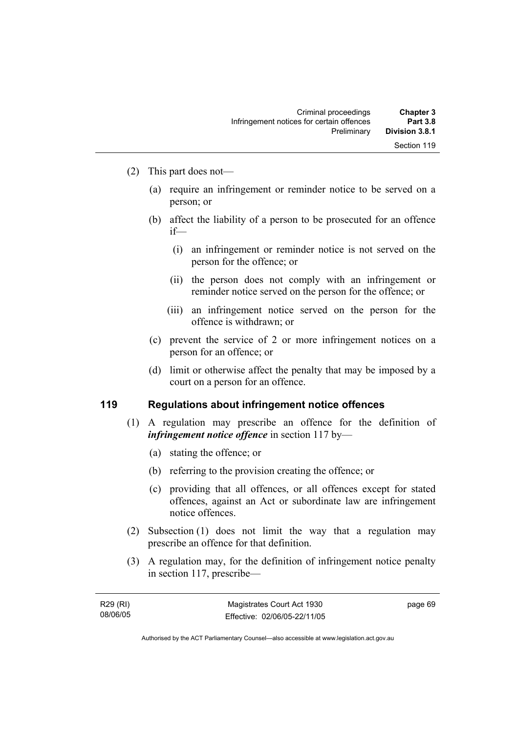(2) This part does not—

(a) require an infringement or reminder notice to be served on a person; or

(b) affect the liability of a person to be prosecuted for an offence if—

(i) an infringement or reminder notice is not served on the person for the offence; or

(ii) the person does not comply with an infringement or reminder notice served on the person for the offence; or

(iii) an infringement notice served on the person for the offence is withdrawn; or

(c) prevent the service of 2 or more infringement notices on a person for an offence; or

(d) limit or otherwise affect the penalty that may be imposed by a court on a person for an offence.

## 119 Regulations about infringement notice offences

(1) A regulation may prescribe an offence for the definition of ***infringement notice offence*** in section 117 by—

(a) stating the offence; or

(b) referring to the provision creating the offence; or

(c) providing that all offences, or all offences except for stated offences, against an Act or subordinate law are infringement notice offences.

(2) Subsection (1) does not limit the way that a regulation may prescribe an offence for that definition.

(3) A regulation may, for the definition of infringement notice penalty in section 117, prescribe—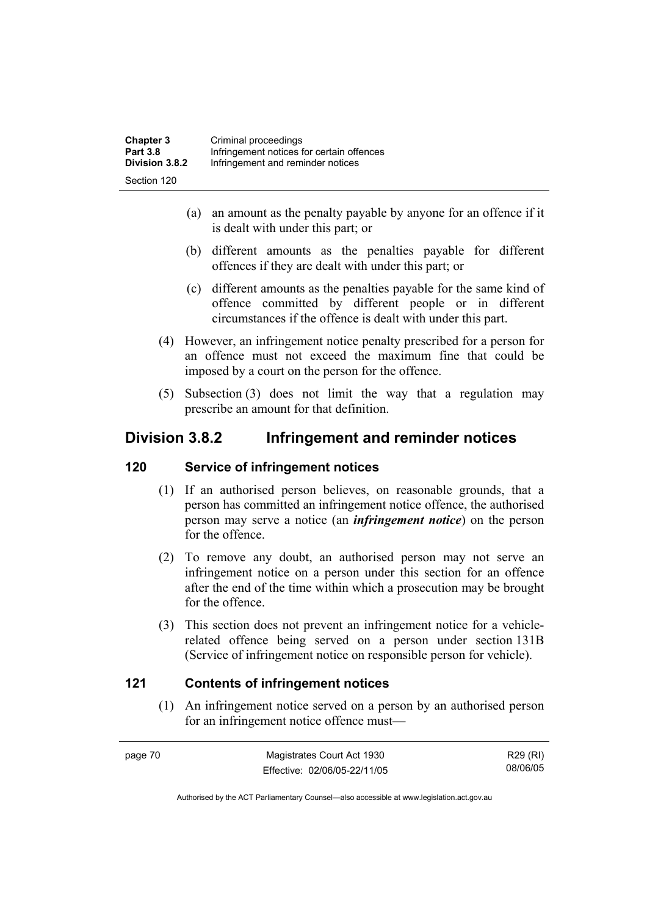(a) an amount as the penalty payable by anyone for an offence if it is dealt with under this part; or

(b) different amounts as the penalties payable for different offences if they are dealt with under this part; or

(c) different amounts as the penalties payable for the same kind of offence committed by different people or in different circumstances if the offence is dealt with under this part.

(4) However, an infringement notice penalty prescribed for a person for an offence must not exceed the maximum fine that could be imposed by a court on the person for the offence.

(5) Subsection (3) does not limit the way that a regulation may prescribe an amount for that definition.

## Division 3.8.2 Infringement and reminder notices

### 120 Service of infringement notices

(1) If an authorised person believes, on reasonable grounds, that a person has committed an infringement notice offence, the authorised person may serve a notice (an ***infringement notice***) on the person for the offence.

(2) To remove any doubt, an authorised person may not serve an infringement notice on a person under this section for an offence after the end of the time within which a prosecution may be brought for the offence.

(3) This section does not prevent an infringement notice for a vehicle-related offence being served on a person under section 131B (Service of infringement notice on responsible person for vehicle).

### 121 Contents of infringement notices

(1) An infringement notice served on a person by an authorised person for an infringement notice offence must—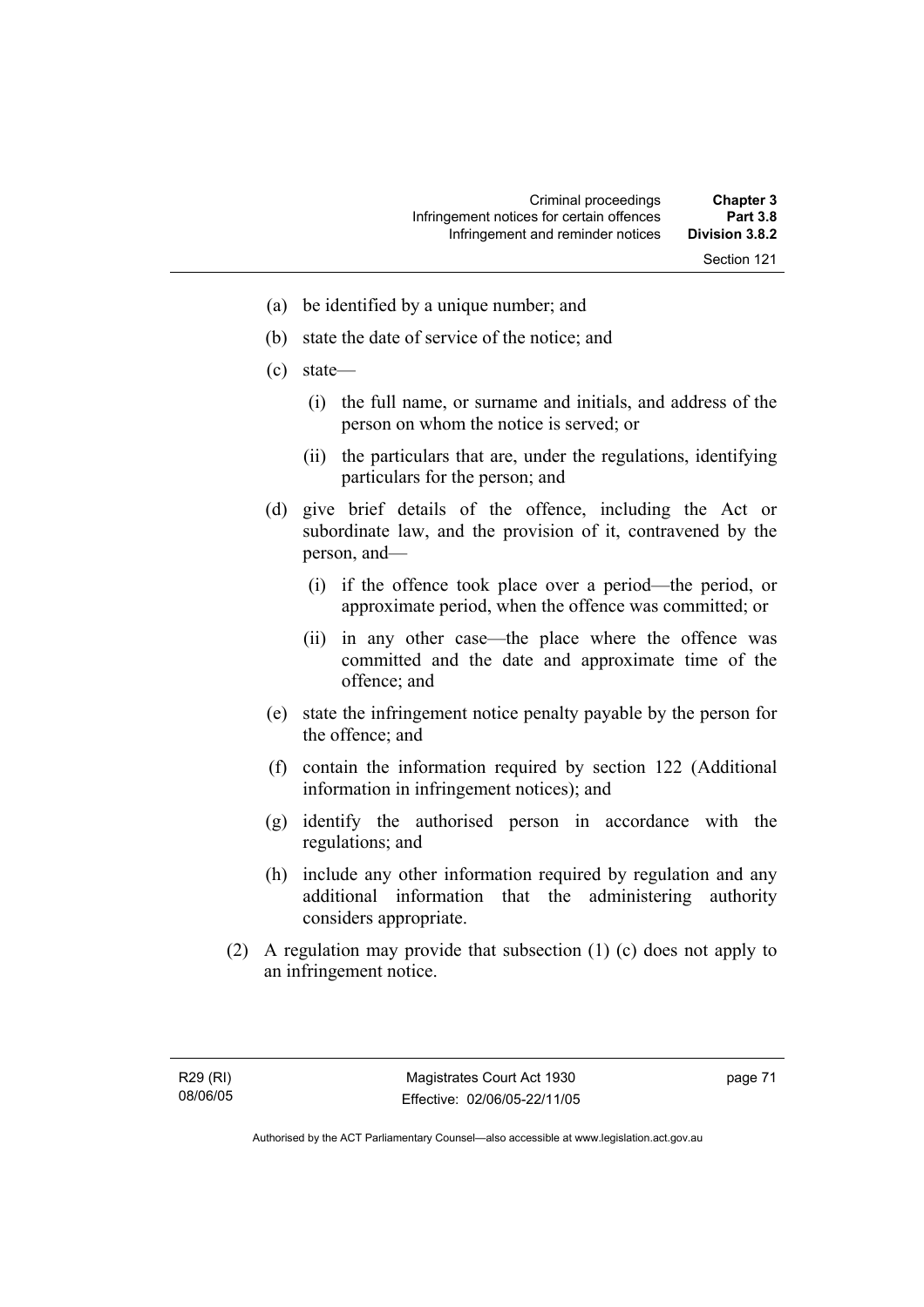- (a) be identified by a unique number; and
- (b) state the date of service of the notice; and
- (c) state—
  - (i) the full name, or surname and initials, and address of the person on whom the notice is served; or
  - (ii) the particulars that are, under the regulations, identifying particulars for the person; and
- (d) give brief details of the offence, including the Act or subordinate law, and the provision of it, contravened by the person, and—
  - (i) if the offence took place over a period—the period, or approximate period, when the offence was committed; or
  - (ii) in any other case—the place where the offence was committed and the date and approximate time of the offence; and
- (e) state the infringement notice penalty payable by the person for the offence; and
- (f) contain the information required by section 122 (Additional information in infringement notices); and
- (g) identify the authorised person in accordance with the regulations; and
- (h) include any other information required by regulation and any additional information that the administering authority considers appropriate.

(2) A regulation may provide that subsection (1) (c) does not apply to an infringement notice.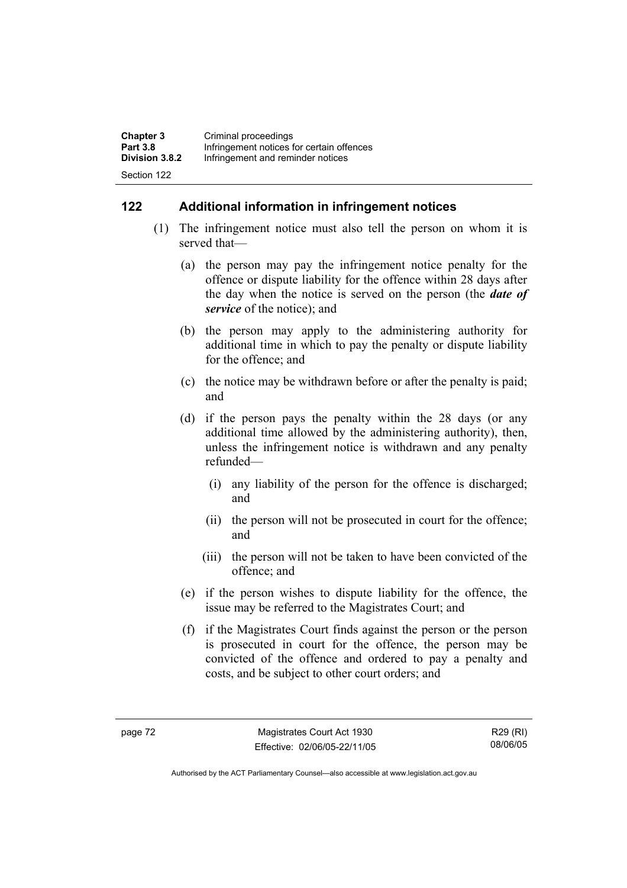## 122 Additional information in infringement notices

(1) The infringement notice must also tell the person on whom it is served that—

(a) the person may pay the infringement notice penalty for the offence or dispute liability for the offence within 28 days after the day when the notice is served on the person (the ***date of service*** of the notice); and

(b) the person may apply to the administering authority for additional time in which to pay the penalty or dispute liability for the offence; and

(c) the notice may be withdrawn before or after the penalty is paid; and

(d) if the person pays the penalty within the 28 days (or any additional time allowed by the administering authority), then, unless the infringement notice is withdrawn and any penalty refunded—

(i) any liability of the person for the offence is discharged; and

(ii) the person will not be prosecuted in court for the offence; and

(iii) the person will not be taken to have been convicted of the offence; and

(e) if the person wishes to dispute liability for the offence, the issue may be referred to the Magistrates Court; and

(f) if the Magistrates Court finds against the person or the person is prosecuted in court for the offence, the person may be convicted of the offence and ordered to pay a penalty and costs, and be subject to other court orders; and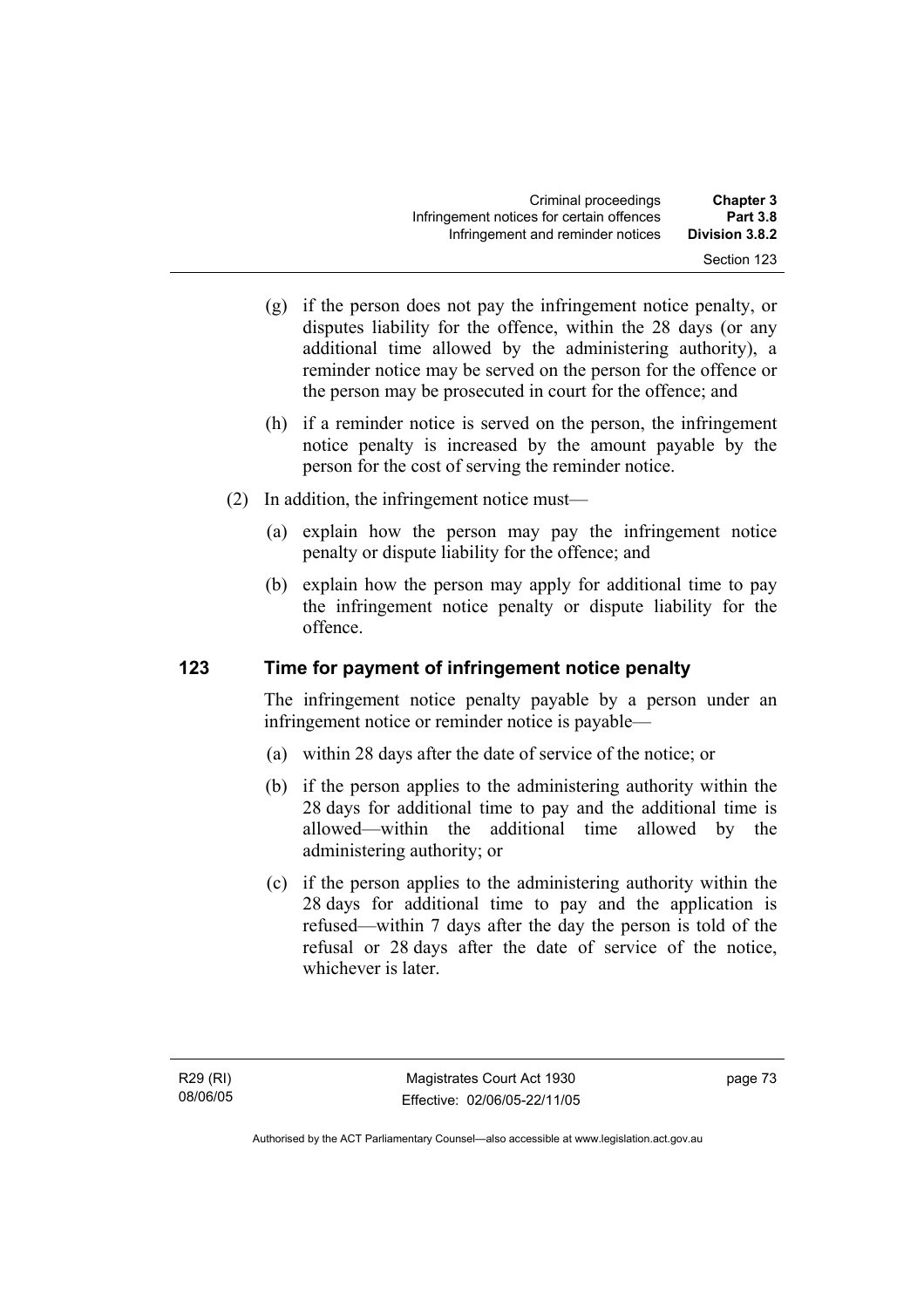(g) if the person does not pay the infringement notice penalty, or disputes liability for the offence, within the 28 days (or any additional time allowed by the administering authority), a reminder notice may be served on the person for the offence or the person may be prosecuted in court for the offence; and

(h) if a reminder notice is served on the person, the infringement notice penalty is increased by the amount payable by the person for the cost of serving the reminder notice.

(2) In addition, the infringement notice must—

(a) explain how the person may pay the infringement notice penalty or dispute liability for the offence; and

(b) explain how the person may apply for additional time to pay the infringement notice penalty or dispute liability for the offence.

## 123 Time for payment of infringement notice penalty

The infringement notice penalty payable by a person under an infringement notice or reminder notice is payable—

(a) within 28 days after the date of service of the notice; or

(b) if the person applies to the administering authority within the 28 days for additional time to pay and the additional time is allowed—within the additional time allowed by the administering authority; or

(c) if the person applies to the administering authority within the 28 days for additional time to pay and the application is refused—within 7 days after the day the person is told of the refusal or 28 days after the date of service of the notice, whichever is later.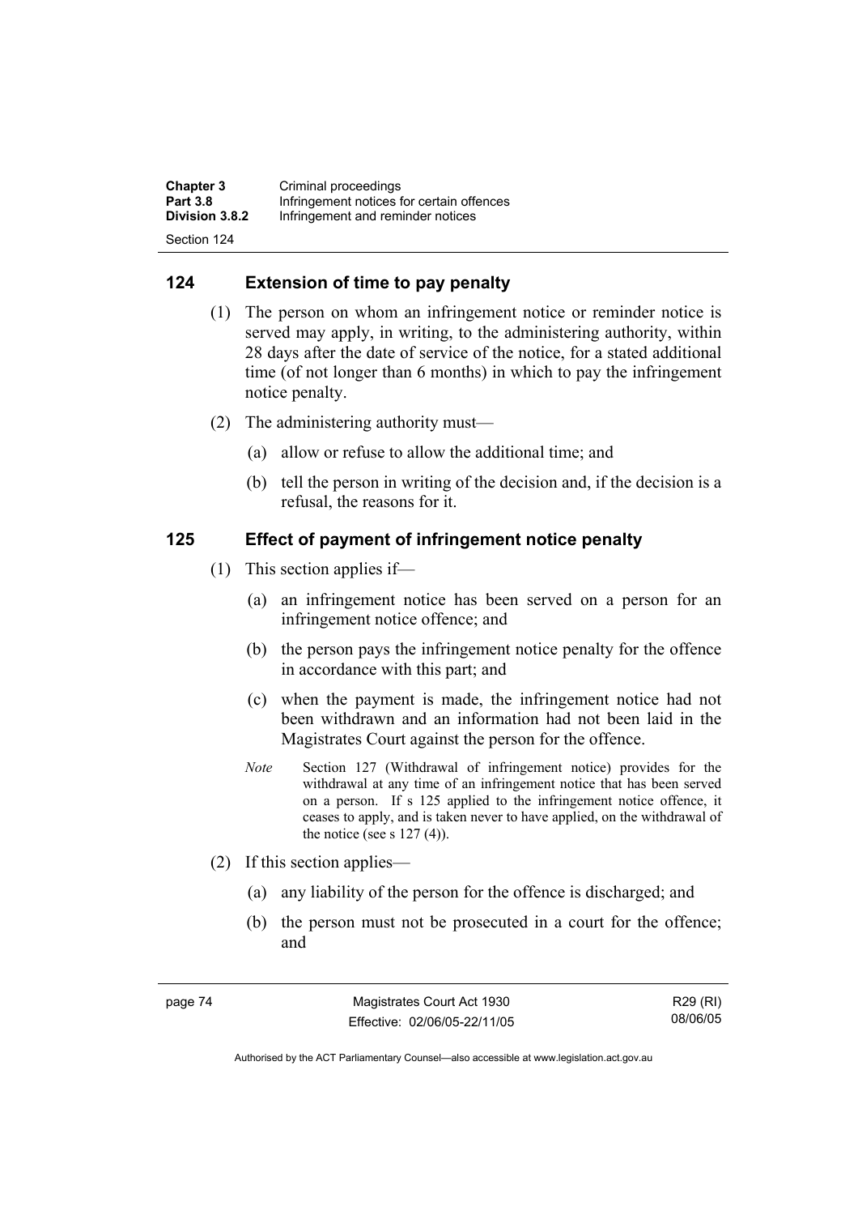## 124 Extension of time to pay penalty

(1) The person on whom an infringement notice or reminder notice is served may apply, in writing, to the administering authority, within 28 days after the date of service of the notice, for a stated additional time (of not longer than 6 months) in which to pay the infringement notice penalty.

(2) The administering authority must—

(a) allow or refuse to allow the additional time; and

(b) tell the person in writing of the decision and, if the decision is a refusal, the reasons for it.

## 125 Effect of payment of infringement notice penalty

(1) This section applies if—

(a) an infringement notice has been served on a person for an infringement notice offence; and

(b) the person pays the infringement notice penalty for the offence in accordance with this part; and

(c) when the payment is made, the infringement notice had not been withdrawn and an information had not been laid in the Magistrates Court against the person for the offence.

*Note* Section 127 (Withdrawal of infringement notice) provides for the withdrawal at any time of an infringement notice that has been served on a person. If s 125 applied to the infringement notice offence, it ceases to apply, and is taken never to have applied, on the withdrawal of the notice (see s 127 (4)).

(2) If this section applies—

(a) any liability of the person for the offence is discharged; and

(b) the person must not be prosecuted in a court for the offence; and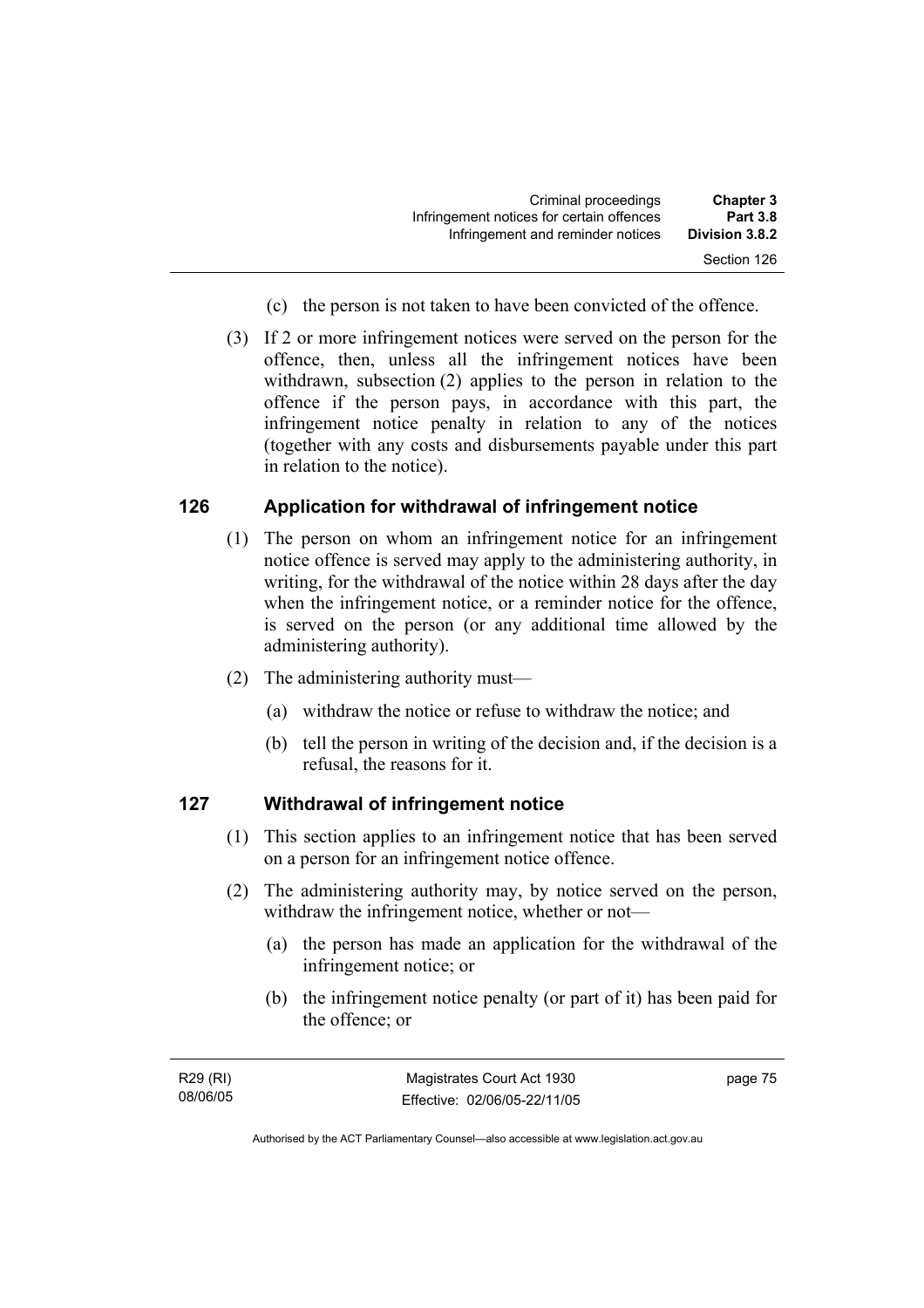(c) the person is not taken to have been convicted of the offence.

(3) If 2 or more infringement notices were served on the person for the offence, then, unless all the infringement notices have been withdrawn, subsection (2) applies to the person in relation to the offence if the person pays, in accordance with this part, the infringement notice penalty in relation to any of the notices (together with any costs and disbursements payable under this part in relation to the notice).

## 126 Application for withdrawal of infringement notice

(1) The person on whom an infringement notice for an infringement notice offence is served may apply to the administering authority, in writing, for the withdrawal of the notice within 28 days after the day when the infringement notice, or a reminder notice for the offence, is served on the person (or any additional time allowed by the administering authority).

(2) The administering authority must—

(a) withdraw the notice or refuse to withdraw the notice; and

(b) tell the person in writing of the decision and, if the decision is a refusal, the reasons for it.

## 127 Withdrawal of infringement notice

(1) This section applies to an infringement notice that has been served on a person for an infringement notice offence.

(2) The administering authority may, by notice served on the person, withdraw the infringement notice, whether or not—

(a) the person has made an application for the withdrawal of the infringement notice; or

(b) the infringement notice penalty (or part of it) has been paid for the offence; or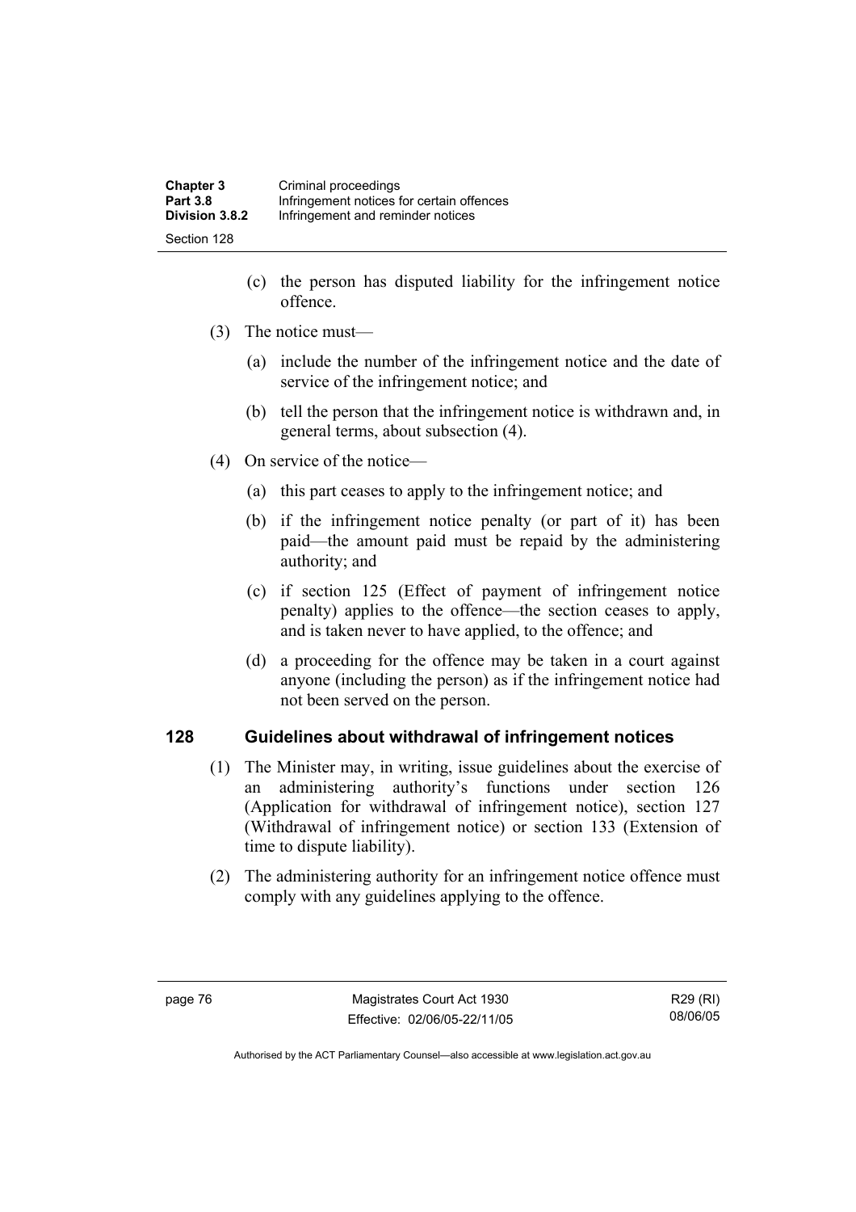(c) the person has disputed liability for the infringement notice offence.

(3) The notice must—

(a) include the number of the infringement notice and the date of service of the infringement notice; and

(b) tell the person that the infringement notice is withdrawn and, in general terms, about subsection (4).

(4) On service of the notice—

(a) this part ceases to apply to the infringement notice; and

(b) if the infringement notice penalty (or part of it) has been paid—the amount paid must be repaid by the administering authority; and

(c) if section 125 (Effect of payment of infringement notice penalty) applies to the offence—the section ceases to apply, and is taken never to have applied, to the offence; and

(d) a proceeding for the offence may be taken in a court against anyone (including the person) as if the infringement notice had not been served on the person.

## 128 Guidelines about withdrawal of infringement notices

(1) The Minister may, in writing, issue guidelines about the exercise of an administering authority's functions under section 126 (Application for withdrawal of infringement notice), section 127 (Withdrawal of infringement notice) or section 133 (Extension of time to dispute liability).

(2) The administering authority for an infringement notice offence must comply with any guidelines applying to the offence.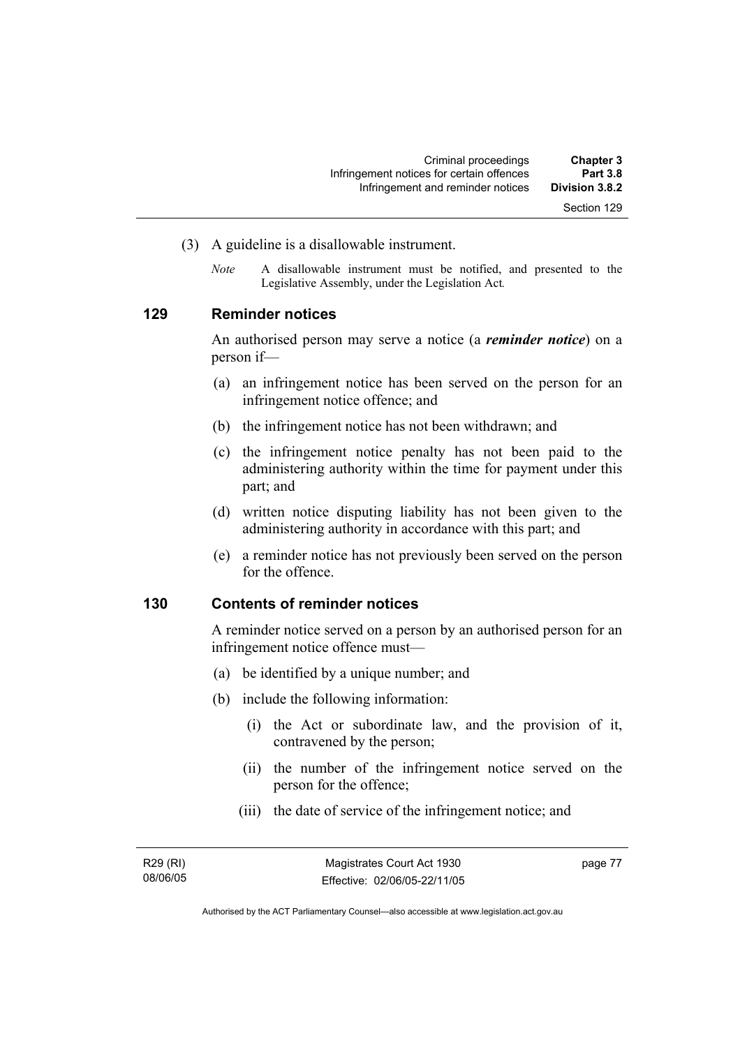(3) A guideline is a disallowable instrument.

*Note* A disallowable instrument must be notified, and presented to the Legislative Assembly, under the Legislation Act.

### 129 Reminder notices

An authorised person may serve a notice (a ***reminder notice***) on a person if—

(a) an infringement notice has been served on the person for an infringement notice offence; and

(b) the infringement notice has not been withdrawn; and

(c) the infringement notice penalty has not been paid to the administering authority within the time for payment under this part; and

(d) written notice disputing liability has not been given to the administering authority in accordance with this part; and

(e) a reminder notice has not previously been served on the person for the offence.

### 130 Contents of reminder notices

A reminder notice served on a person by an authorised person for an infringement notice offence must—

(a) be identified by a unique number; and

(b) include the following information:

(i) the Act or subordinate law, and the provision of it, contravened by the person;

(ii) the number of the infringement notice served on the person for the offence;

(iii) the date of service of the infringement notice; and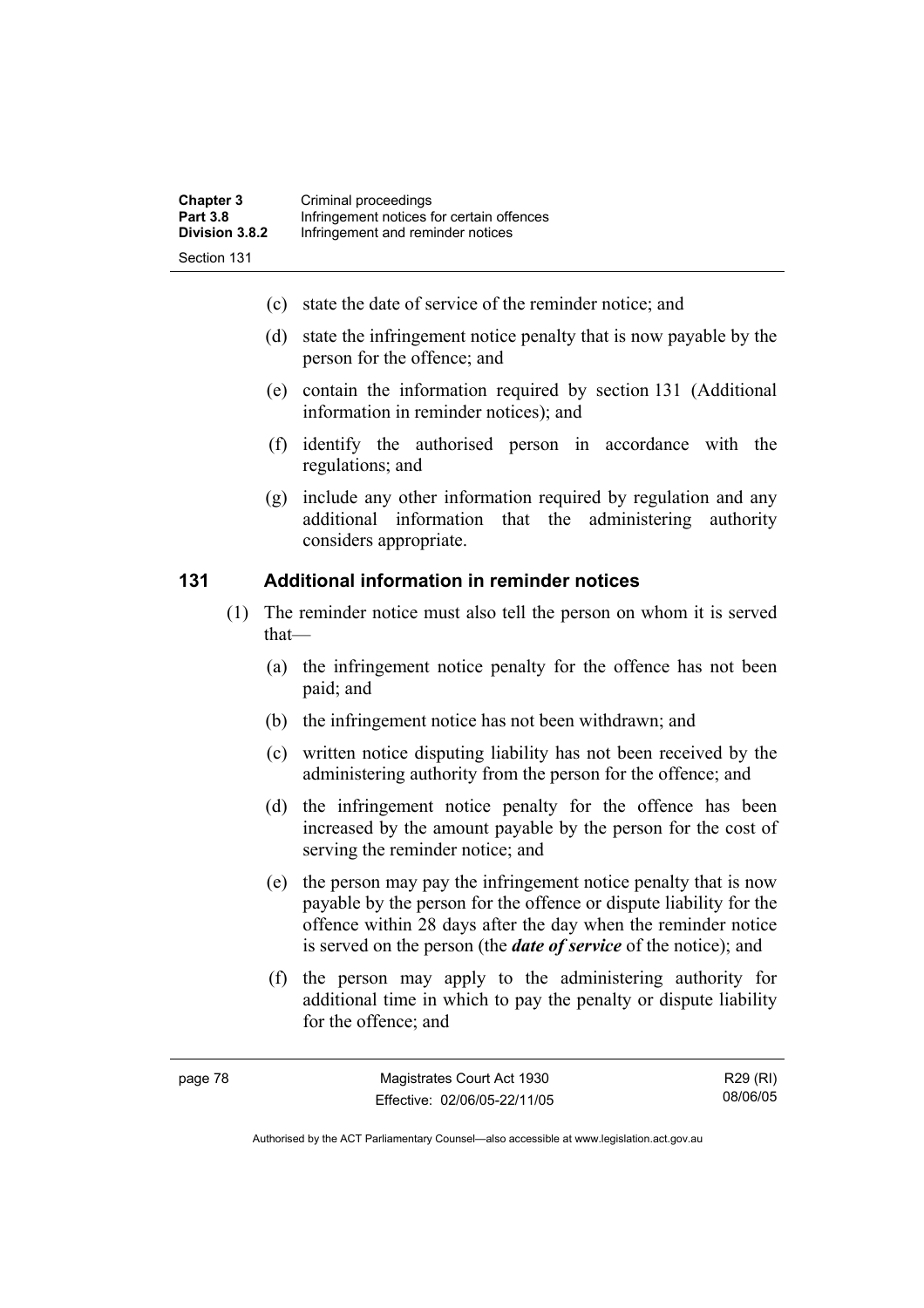(c) state the date of service of the reminder notice; and

(d) state the infringement notice penalty that is now payable by the person for the offence; and

(e) contain the information required by section 131 (Additional information in reminder notices); and

(f) identify the authorised person in accordance with the regulations; and

(g) include any other information required by regulation and any additional information that the administering authority considers appropriate.

## 131 Additional information in reminder notices

(1) The reminder notice must also tell the person on whom it is served that—

(a) the infringement notice penalty for the offence has not been paid; and

(b) the infringement notice has not been withdrawn; and

(c) written notice disputing liability has not been received by the administering authority from the person for the offence; and

(d) the infringement notice penalty for the offence has been increased by the amount payable by the person for the cost of serving the reminder notice; and

(e) the person may pay the infringement notice penalty that is now payable by the person for the offence or dispute liability for the offence within 28 days after the day when the reminder notice is served on the person (the ***date of service*** of the notice); and

(f) the person may apply to the administering authority for additional time in which to pay the penalty or dispute liability for the offence; and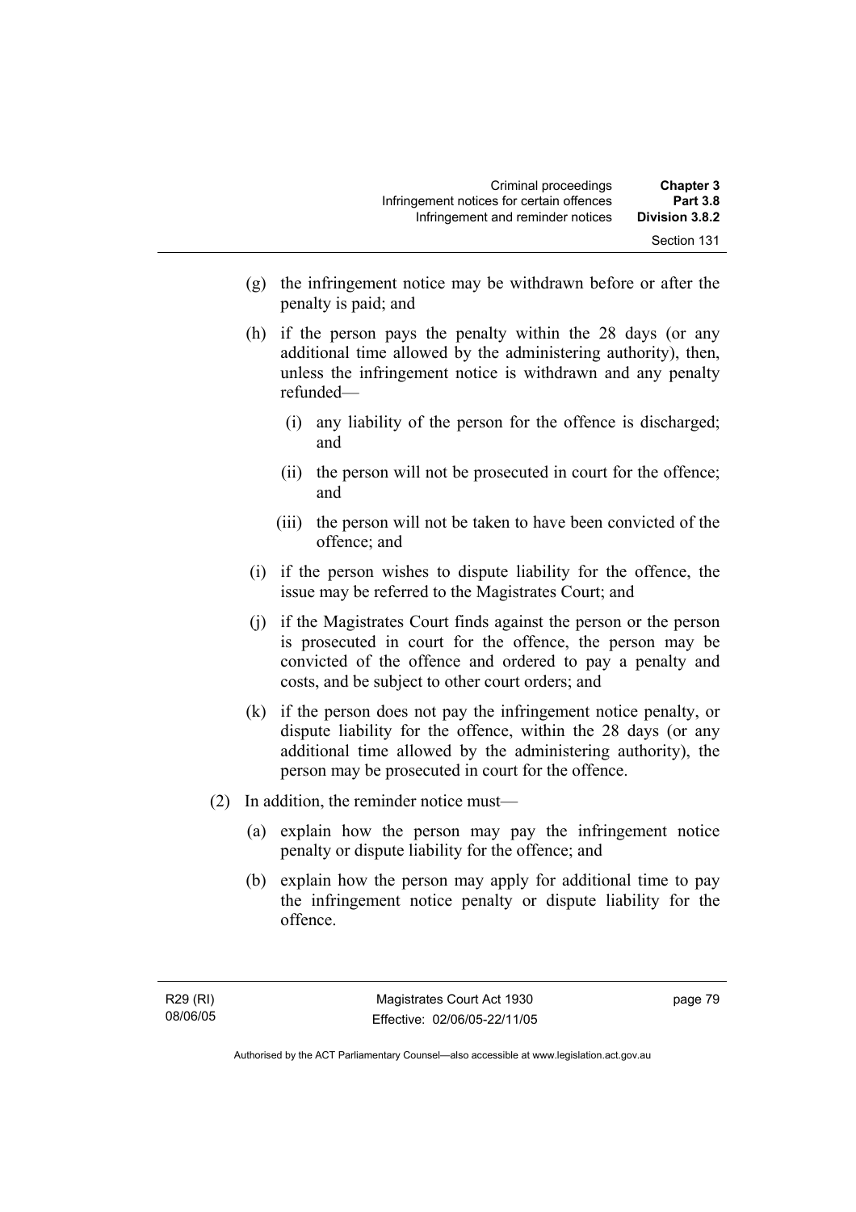(g) the infringement notice may be withdrawn before or after the penalty is paid; and

(h) if the person pays the penalty within the 28 days (or any additional time allowed by the administering authority), then, unless the infringement notice is withdrawn and any penalty refunded—

   (i) any liability of the person for the offence is discharged; and

   (ii) the person will not be prosecuted in court for the offence; and

   (iii) the person will not be taken to have been convicted of the offence; and

(i) if the person wishes to dispute liability for the offence, the issue may be referred to the Magistrates Court; and

(j) if the Magistrates Court finds against the person or the person is prosecuted in court for the offence, the person may be convicted of the offence and ordered to pay a penalty and costs, and be subject to other court orders; and

(k) if the person does not pay the infringement notice penalty, or dispute liability for the offence, within the 28 days (or any additional time allowed by the administering authority), the person may be prosecuted in court for the offence.

(2) In addition, the reminder notice must—

   (a) explain how the person may pay the infringement notice penalty or dispute liability for the offence; and

   (b) explain how the person may apply for additional time to pay the infringement notice penalty or dispute liability for the offence.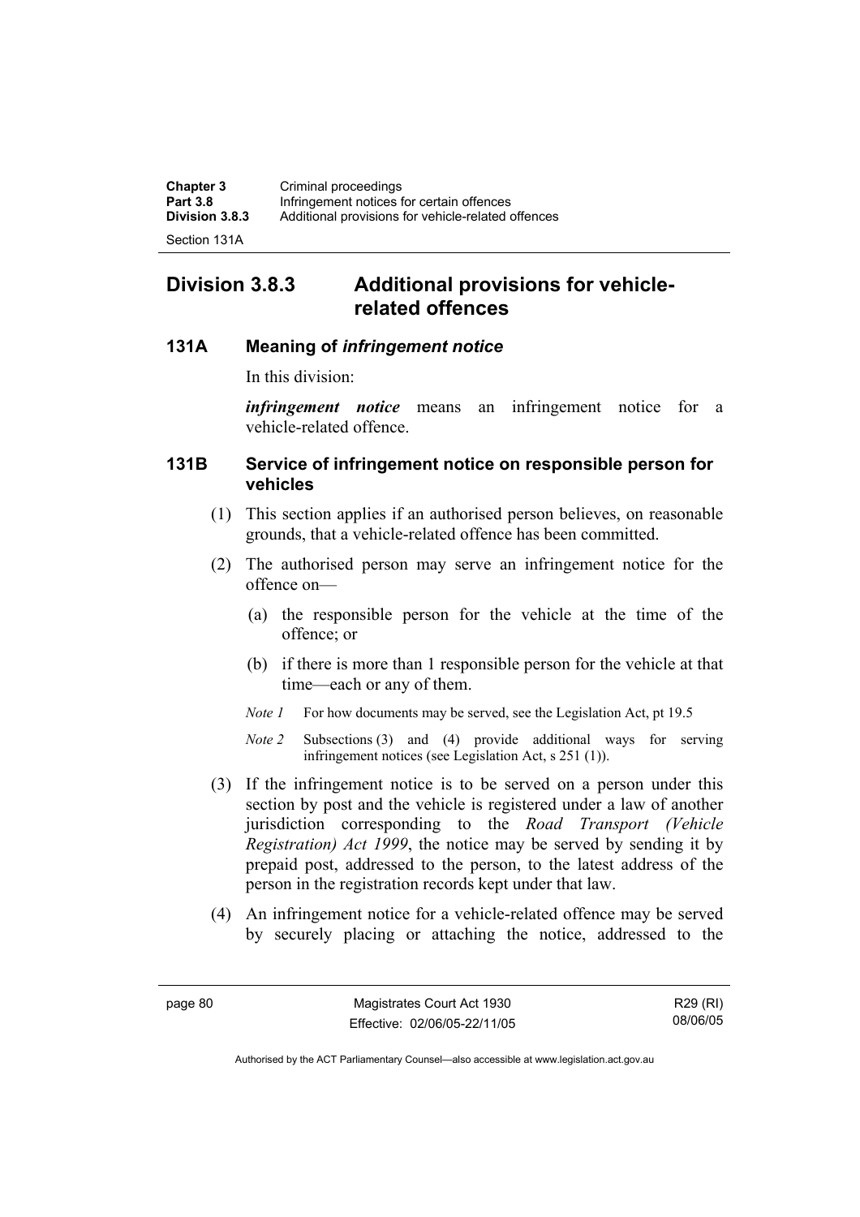## Division 3.8.3 Additional provisions for vehicle-related offences

### 131A Meaning of *infringement notice*

In this division:

***infringement notice*** means an infringement notice for a vehicle-related offence.

### 131B Service of infringement notice on responsible person for vehicles

(1) This section applies if an authorised person believes, on reasonable grounds, that a vehicle-related offence has been committed.

(2) The authorised person may serve an infringement notice for the offence on—

(a) the responsible person for the vehicle at the time of the offence; or

(b) if there is more than 1 responsible person for the vehicle at that time—each or any of them.

*Note 1* For how documents may be served, see the Legislation Act, pt 19.5

*Note 2* Subsections (3) and (4) provide additional ways for serving infringement notices (see Legislation Act, s 251 (1)).

(3) If the infringement notice is to be served on a person under this section by post and the vehicle is registered under a law of another jurisdiction corresponding to the *Road Transport (Vehicle Registration) Act 1999*, the notice may be served by sending it by prepaid post, addressed to the person, to the latest address of the person in the registration records kept under that law.

(4) An infringement notice for a vehicle-related offence may be served by securely placing or attaching the notice, addressed to the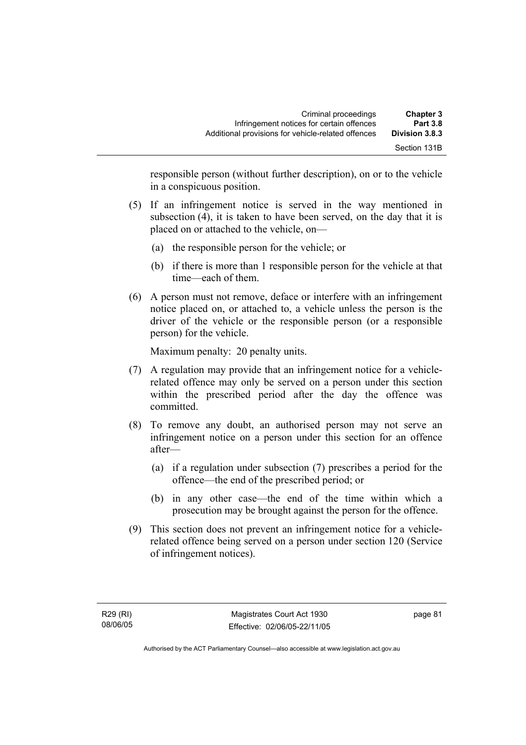responsible person (without further description), on or to the vehicle in a conspicuous position.

(5) If an infringement notice is served in the way mentioned in subsection (4), it is taken to have been served, on the day that it is placed on or attached to the vehicle, on—

(a) the responsible person for the vehicle; or

(b) if there is more than 1 responsible person for the vehicle at that time—each of them.

(6) A person must not remove, deface or interfere with an infringement notice placed on, or attached to, a vehicle unless the person is the driver of the vehicle or the responsible person (or a responsible person) for the vehicle.

Maximum penalty: 20 penalty units.

(7) A regulation may provide that an infringement notice for a vehicle-related offence may only be served on a person under this section within the prescribed period after the day the offence was committed.

(8) To remove any doubt, an authorised person may not serve an infringement notice on a person under this section for an offence after—

(a) if a regulation under subsection (7) prescribes a period for the offence—the end of the prescribed period; or

(b) in any other case—the end of the time within which a prosecution may be brought against the person for the offence.

(9) This section does not prevent an infringement notice for a vehicle-related offence being served on a person under section 120 (Service of infringement notices).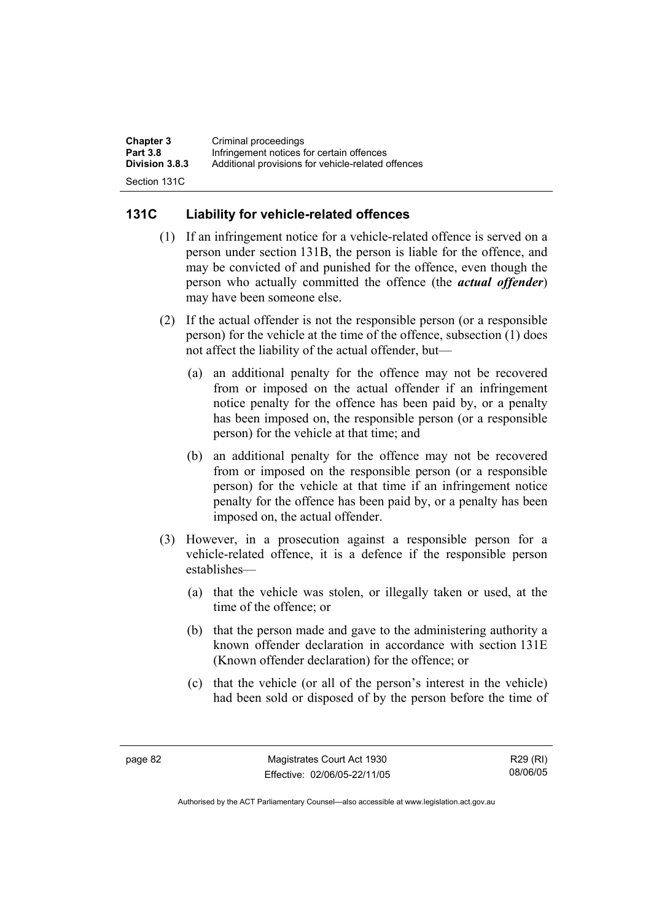## 131C Liability for vehicle-related offences

(1) If an infringement notice for a vehicle-related offence is served on a person under section 131B, the person is liable for the offence, and may be convicted of and punished for the offence, even though the person who actually committed the offence (the ***actual offender***) may have been someone else.

(2) If the actual offender is not the responsible person (or a responsible person) for the vehicle at the time of the offence, subsection (1) does not affect the liability of the actual offender, but—

(a) an additional penalty for the offence may not be recovered from or imposed on the actual offender if an infringement notice penalty for the offence has been paid by, or a penalty has been imposed on, the responsible person (or a responsible person) for the vehicle at that time; and

(b) an additional penalty for the offence may not be recovered from or imposed on the responsible person (or a responsible person) for the vehicle at that time if an infringement notice penalty for the offence has been paid by, or a penalty has been imposed on, the actual offender.

(3) However, in a prosecution against a responsible person for a vehicle-related offence, it is a defence if the responsible person establishes—

(a) that the vehicle was stolen, or illegally taken or used, at the time of the offence; or

(b) that the person made and gave to the administering authority a known offender declaration in accordance with section 131E (Known offender declaration) for the offence; or

(c) that the vehicle (or all of the person's interest in the vehicle) had been sold or disposed of by the person before the time of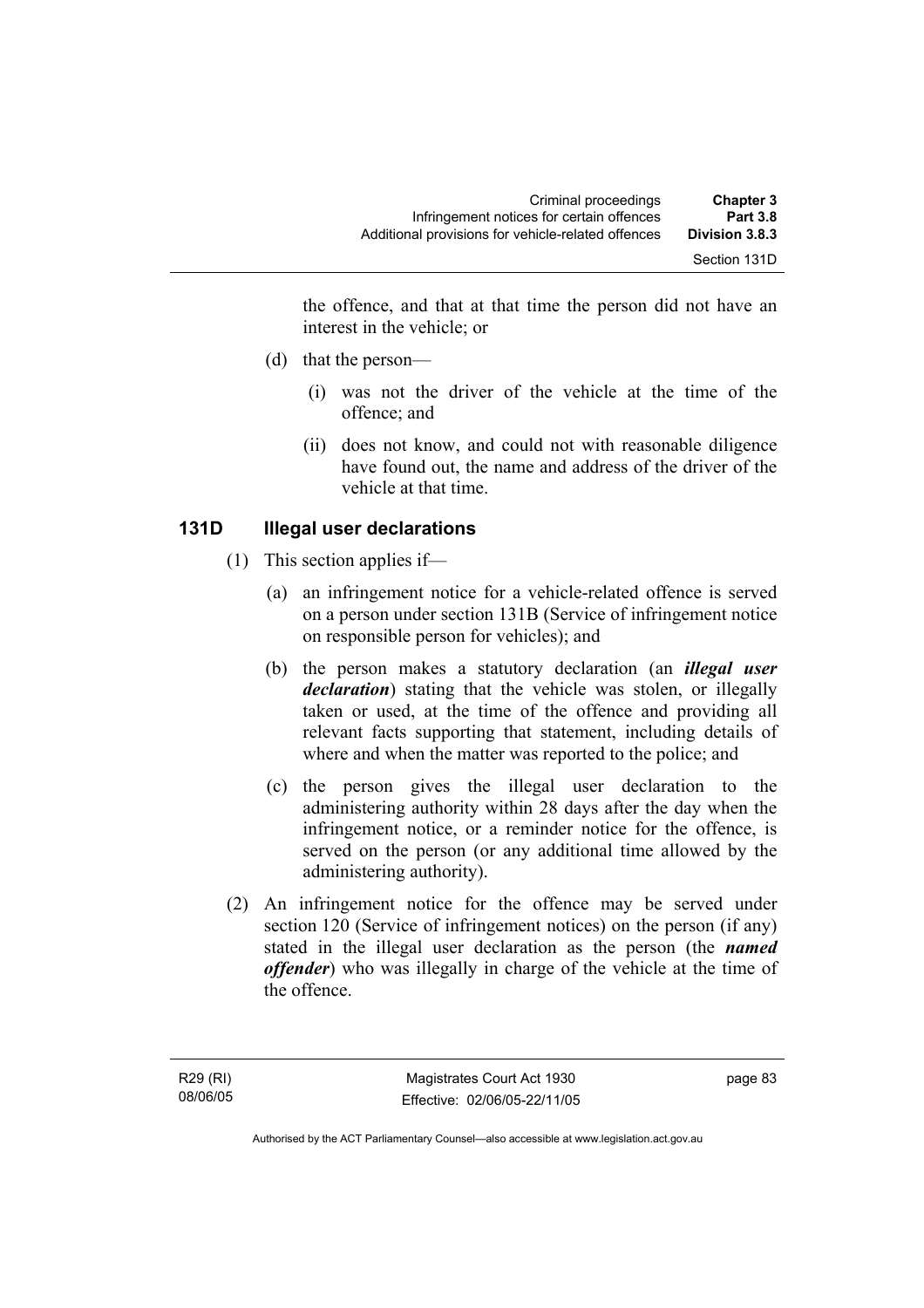the offence, and that at that time the person did not have an interest in the vehicle; or

(d) that the person—

(i) was not the driver of the vehicle at the time of the offence; and

(ii) does not know, and could not with reasonable diligence have found out, the name and address of the driver of the vehicle at that time.

### 131D Illegal user declarations

(1) This section applies if—

(a) an infringement notice for a vehicle-related offence is served on a person under section 131B (Service of infringement notice on responsible person for vehicles); and

(b) the person makes a statutory declaration (an ***illegal user declaration***) stating that the vehicle was stolen, or illegally taken or used, at the time of the offence and providing all relevant facts supporting that statement, including details of where and when the matter was reported to the police; and

(c) the person gives the illegal user declaration to the administering authority within 28 days after the day when the infringement notice, or a reminder notice for the offence, is served on the person (or any additional time allowed by the administering authority).

(2) An infringement notice for the offence may be served under section 120 (Service of infringement notices) on the person (if any) stated in the illegal user declaration as the person (the ***named offender***) who was illegally in charge of the vehicle at the time of the offence.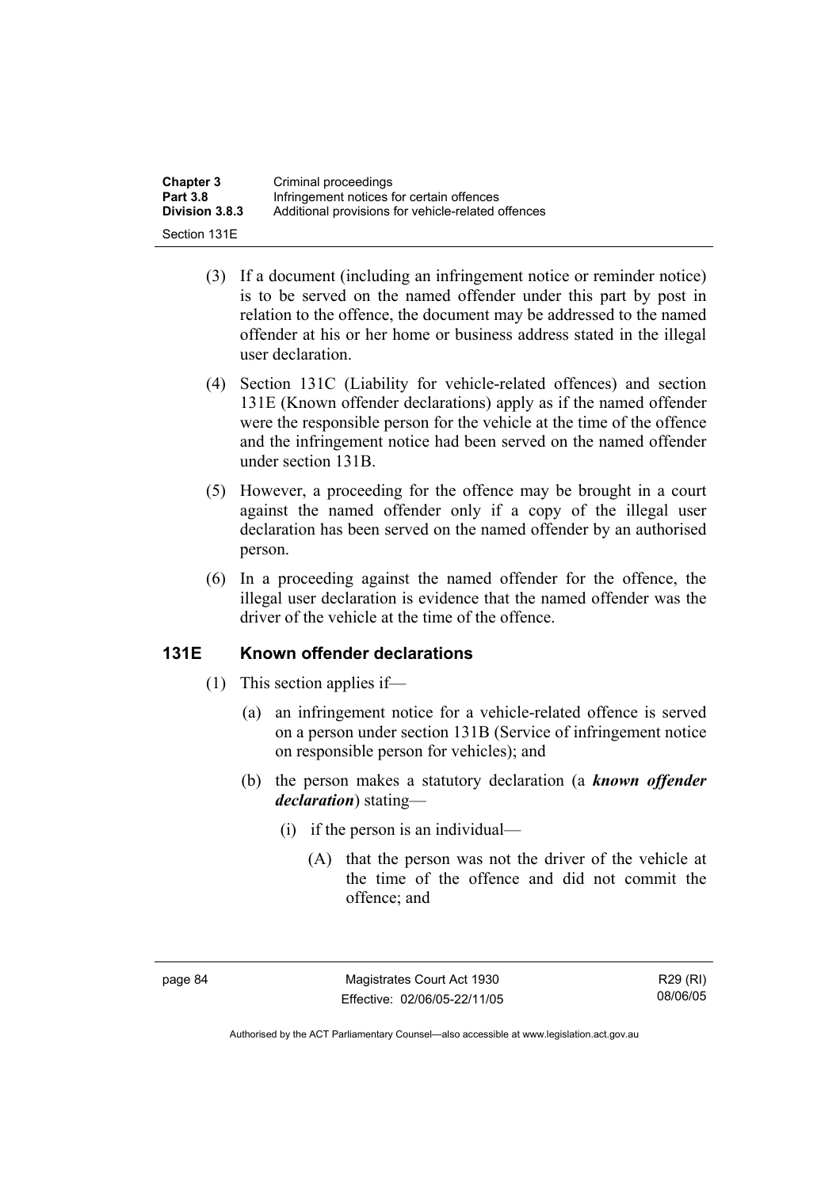(3) If a document (including an infringement notice or reminder notice) is to be served on the named offender under this part by post in relation to the offence, the document may be addressed to the named offender at his or her home or business address stated in the illegal user declaration.

(4) Section 131C (Liability for vehicle-related offences) and section 131E (Known offender declarations) apply as if the named offender were the responsible person for the vehicle at the time of the offence and the infringement notice had been served on the named offender under section 131B.

(5) However, a proceeding for the offence may be brought in a court against the named offender only if a copy of the illegal user declaration has been served on the named offender by an authorised person.

(6) In a proceeding against the named offender for the offence, the illegal user declaration is evidence that the named offender was the driver of the vehicle at the time of the offence.

## 131E Known offender declarations

(1) This section applies if—

(a) an infringement notice for a vehicle-related offence is served on a person under section 131B (Service of infringement notice on responsible person for vehicles); and

(b) the person makes a statutory declaration (a ***known offender declaration***) stating—

(i) if the person is an individual—

(A) that the person was not the driver of the vehicle at the time of the offence and did not commit the offence; and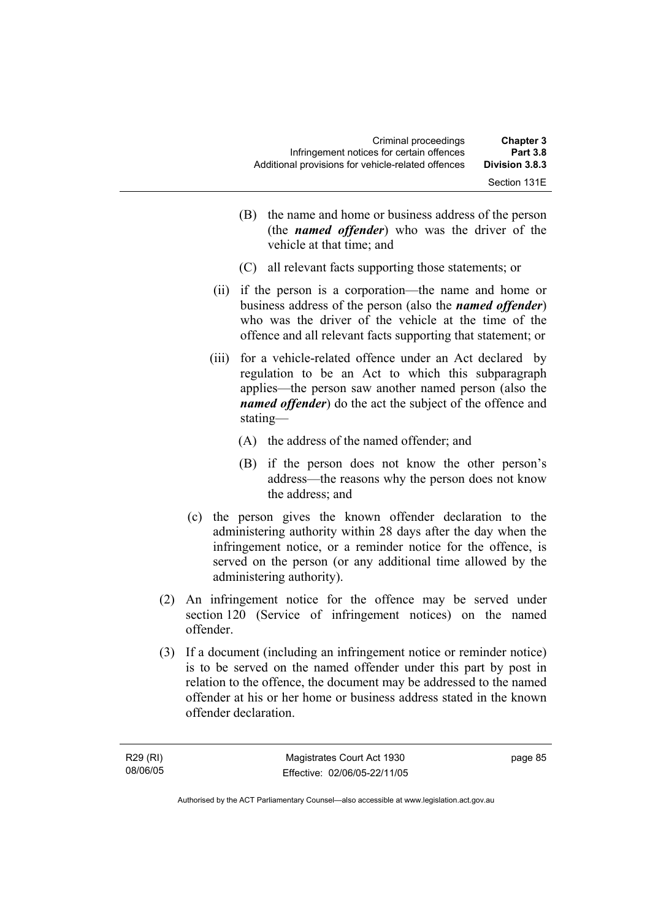(B) the name and home or business address of the person (the ***named offender***) who was the driver of the vehicle at that time; and

(C) all relevant facts supporting those statements; or

(ii) if the person is a corporation—the name and home or business address of the person (also the ***named offender***) who was the driver of the vehicle at the time of the offence and all relevant facts supporting that statement; or

(iii) for a vehicle-related offence under an Act declared by regulation to be an Act to which this subparagraph applies—the person saw another named person (also the ***named offender***) do the act the subject of the offence and stating—

(A) the address of the named offender; and

(B) if the person does not know the other person's address—the reasons why the person does not know the address; and

(c) the person gives the known offender declaration to the administering authority within 28 days after the day when the infringement notice, or a reminder notice for the offence, is served on the person (or any additional time allowed by the administering authority).

(2) An infringement notice for the offence may be served under section 120 (Service of infringement notices) on the named offender.

(3) If a document (including an infringement notice or reminder notice) is to be served on the named offender under this part by post in relation to the offence, the document may be addressed to the named offender at his or her home or business address stated in the known offender declaration.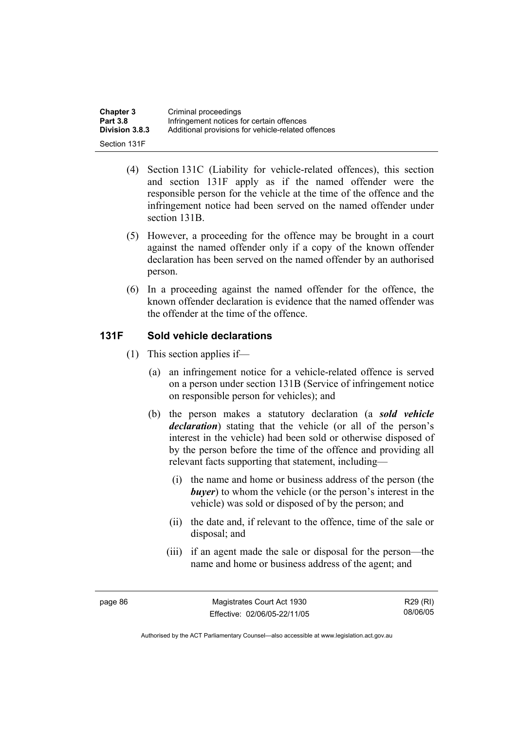(4) Section 131C (Liability for vehicle-related offences), this section and section 131F apply as if the named offender were the responsible person for the vehicle at the time of the offence and the infringement notice had been served on the named offender under section 131B.

(5) However, a proceeding for the offence may be brought in a court against the named offender only if a copy of the known offender declaration has been served on the named offender by an authorised person.

(6) In a proceeding against the named offender for the offence, the known offender declaration is evidence that the named offender was the offender at the time of the offence.

## 131F Sold vehicle declarations

(1) This section applies if—

(a) an infringement notice for a vehicle-related offence is served on a person under section 131B (Service of infringement notice on responsible person for vehicles); and

(b) the person makes a statutory declaration (a ***sold vehicle declaration***) stating that the vehicle (or all of the person's interest in the vehicle) had been sold or otherwise disposed of by the person before the time of the offence and providing all relevant facts supporting that statement, including—

(i) the name and home or business address of the person (the ***buyer***) to whom the vehicle (or the person's interest in the vehicle) was sold or disposed of by the person; and

(ii) the date and, if relevant to the offence, time of the sale or disposal; and

(iii) if an agent made the sale or disposal for the person—the name and home or business address of the agent; and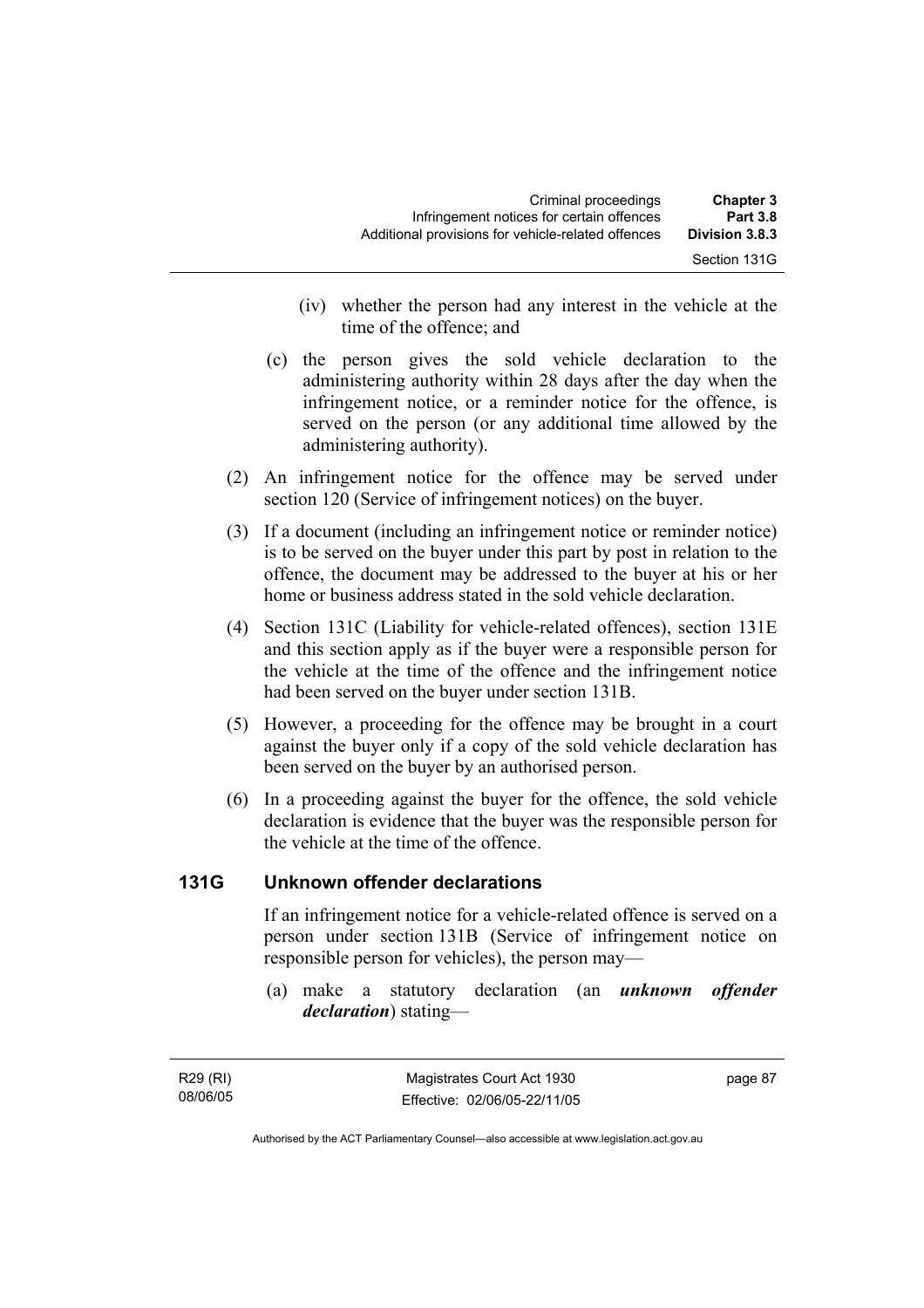(iv) whether the person had any interest in the vehicle at the time of the offence; and

(c) the person gives the sold vehicle declaration to the administering authority within 28 days after the day when the infringement notice, or a reminder notice for the offence, is served on the person (or any additional time allowed by the administering authority).

(2) An infringement notice for the offence may be served under section 120 (Service of infringement notices) on the buyer.

(3) If a document (including an infringement notice or reminder notice) is to be served on the buyer under this part by post in relation to the offence, the document may be addressed to the buyer at his or her home or business address stated in the sold vehicle declaration.

(4) Section 131C (Liability for vehicle-related offences), section 131E and this section apply as if the buyer were a responsible person for the vehicle at the time of the offence and the infringement notice had been served on the buyer under section 131B.

(5) However, a proceeding for the offence may be brought in a court against the buyer only if a copy of the sold vehicle declaration has been served on the buyer by an authorised person.

(6) In a proceeding against the buyer for the offence, the sold vehicle declaration is evidence that the buyer was the responsible person for the vehicle at the time of the offence.

## 131G Unknown offender declarations

If an infringement notice for a vehicle-related offence is served on a person under section 131B (Service of infringement notice on responsible person for vehicles), the person may—

(a) make a statutory declaration (an ***unknown offender declaration***) stating—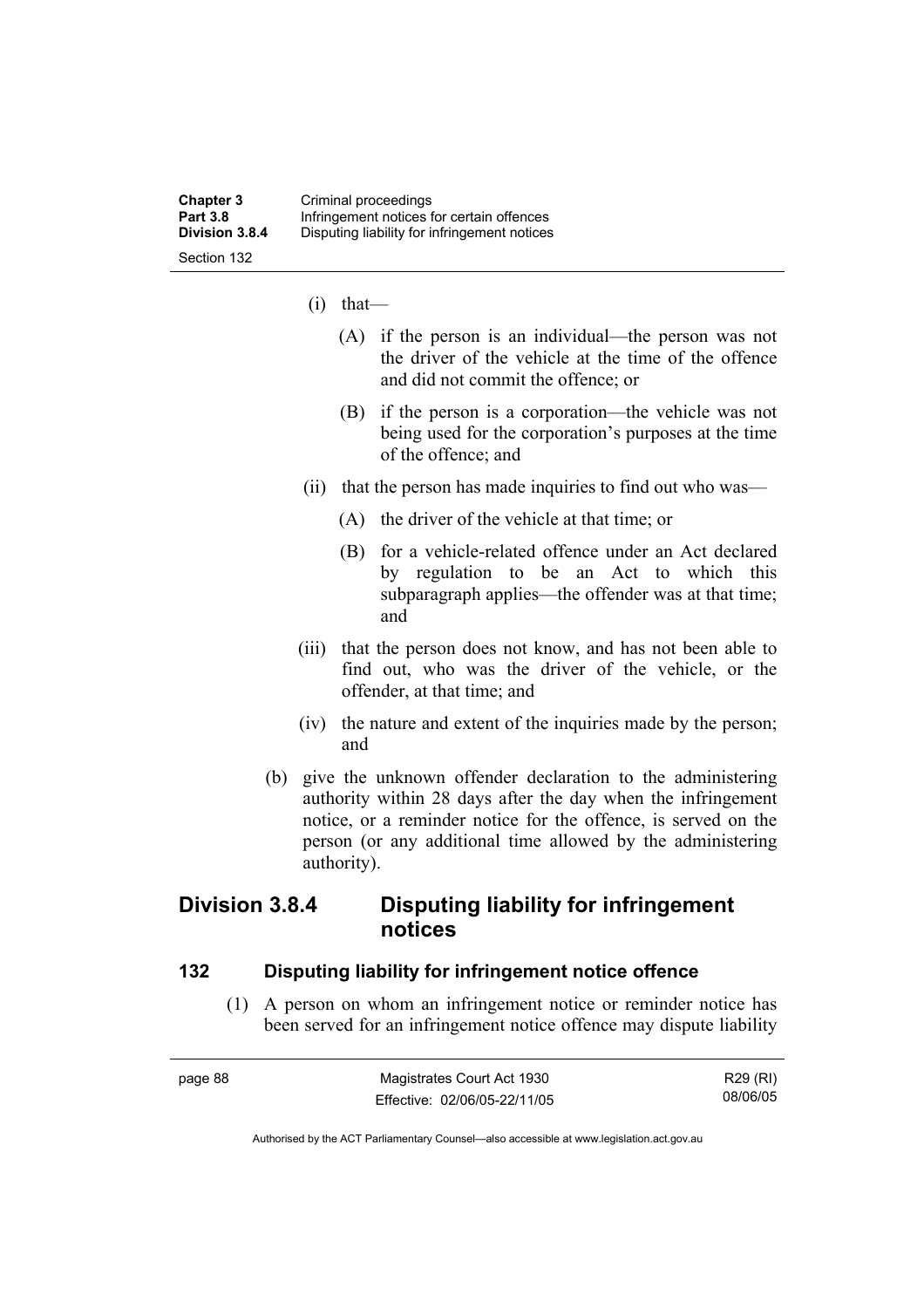(i) that—

(A) if the person is an individual—the person was not the driver of the vehicle at the time of the offence and did not commit the offence; or

(B) if the person is a corporation—the vehicle was not being used for the corporation's purposes at the time of the offence; and

(ii) that the person has made inquiries to find out who was—

(A) the driver of the vehicle at that time; or

(B) for a vehicle-related offence under an Act declared by regulation to be an Act to which this subparagraph applies—the offender was at that time; and

(iii) that the person does not know, and has not been able to find out, who was the driver of the vehicle, or the offender, at that time; and

(iv) the nature and extent of the inquiries made by the person; and

(b) give the unknown offender declaration to the administering authority within 28 days after the day when the infringement notice, or a reminder notice for the offence, is served on the person (or any additional time allowed by the administering authority).

## Division 3.8.4 Disputing liability for infringement notices

### 132 Disputing liability for infringement notice offence

(1) A person on whom an infringement notice or reminder notice has been served for an infringement notice offence may dispute liability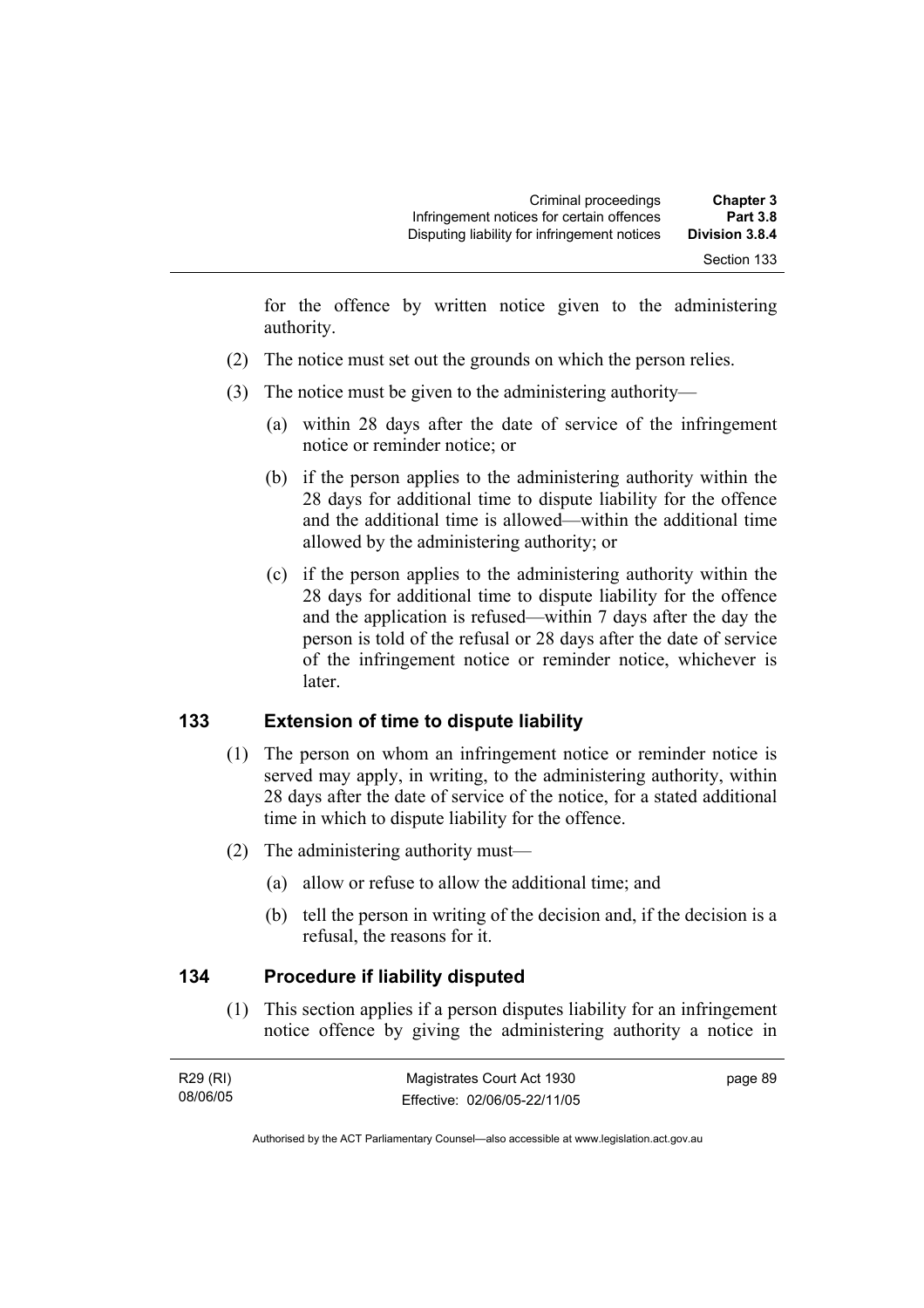for the offence by written notice given to the administering authority.

(2) The notice must set out the grounds on which the person relies.

(3) The notice must be given to the administering authority—

(a) within 28 days after the date of service of the infringement notice or reminder notice; or

(b) if the person applies to the administering authority within the 28 days for additional time to dispute liability for the offence and the additional time is allowed—within the additional time allowed by the administering authority; or

(c) if the person applies to the administering authority within the 28 days for additional time to dispute liability for the offence and the application is refused—within 7 days after the day the person is told of the refusal or 28 days after the date of service of the infringement notice or reminder notice, whichever is later.

### 133 Extension of time to dispute liability

(1) The person on whom an infringement notice or reminder notice is served may apply, in writing, to the administering authority, within 28 days after the date of service of the notice, for a stated additional time in which to dispute liability for the offence.

(2) The administering authority must—

(a) allow or refuse to allow the additional time; and

(b) tell the person in writing of the decision and, if the decision is a refusal, the reasons for it.

### 134 Procedure if liability disputed

(1) This section applies if a person disputes liability for an infringement notice offence by giving the administering authority a notice in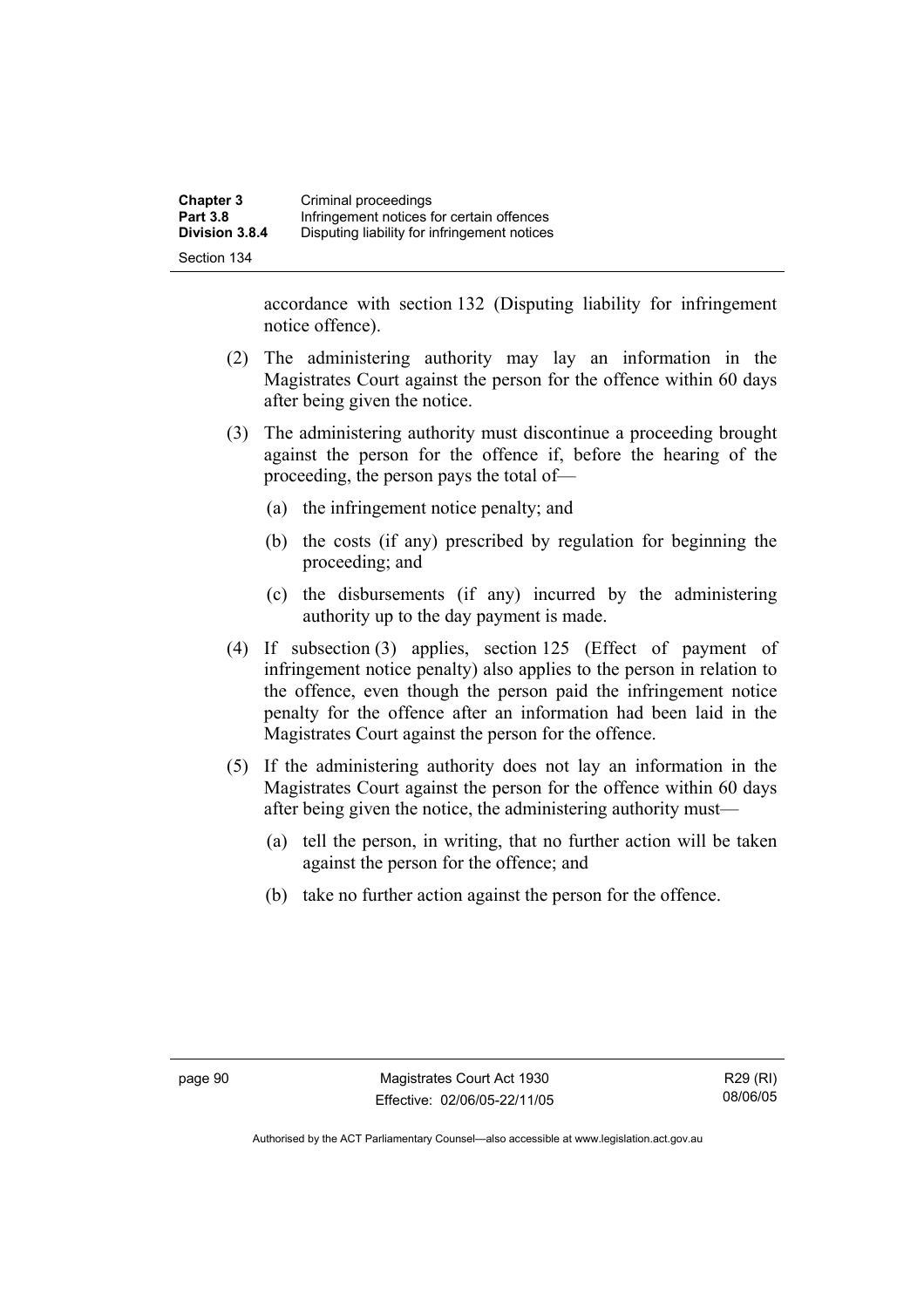accordance with section 132 (Disputing liability for infringement notice offence).

(2) The administering authority may lay an information in the Magistrates Court against the person for the offence within 60 days after being given the notice.

(3) The administering authority must discontinue a proceeding brought against the person for the offence if, before the hearing of the proceeding, the person pays the total of—

(a) the infringement notice penalty; and

(b) the costs (if any) prescribed by regulation for beginning the proceeding; and

(c) the disbursements (if any) incurred by the administering authority up to the day payment is made.

(4) If subsection (3) applies, section 125 (Effect of payment of infringement notice penalty) also applies to the person in relation to the offence, even though the person paid the infringement notice penalty for the offence after an information had been laid in the Magistrates Court against the person for the offence.

(5) If the administering authority does not lay an information in the Magistrates Court against the person for the offence within 60 days after being given the notice, the administering authority must—

(a) tell the person, in writing, that no further action will be taken against the person for the offence; and

(b) take no further action against the person for the offence.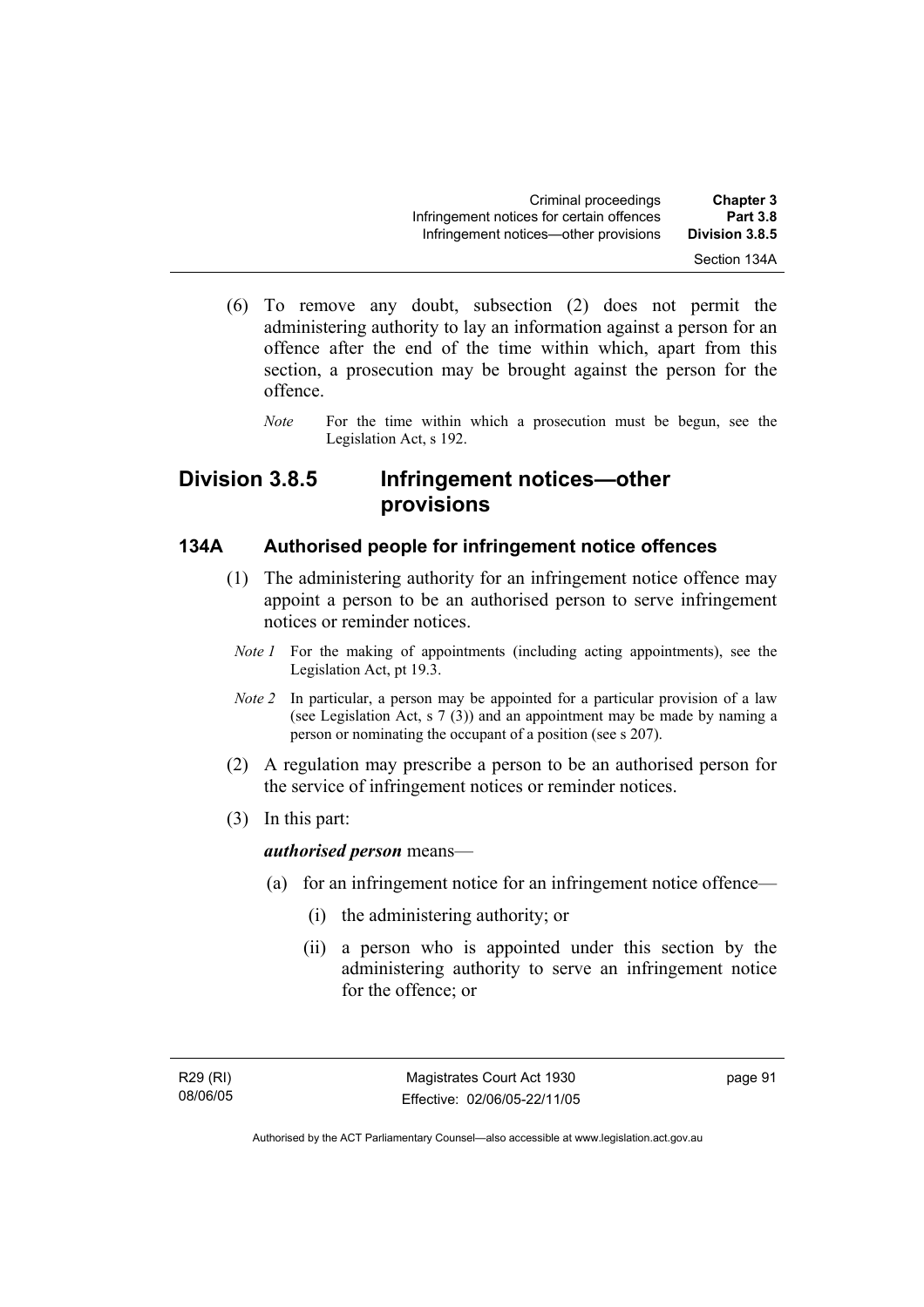(6) To remove any doubt, subsection (2) does not permit the administering authority to lay an information against a person for an offence after the end of the time within which, apart from this section, a prosecution may be brought against the person for the offence.

*Note* For the time within which a prosecution must be begun, see the Legislation Act, s 192.

## Division 3.8.5 Infringement notices—other provisions

### 134A Authorised people for infringement notice offences

(1) The administering authority for an infringement notice offence may appoint a person to be an authorised person to serve infringement notices or reminder notices.

*Note 1* For the making of appointments (including acting appointments), see the Legislation Act, pt 19.3.

*Note 2* In particular, a person may be appointed for a particular provision of a law (see Legislation Act, s 7 (3)) and an appointment may be made by naming a person or nominating the occupant of a position (see s 207).

(2) A regulation may prescribe a person to be an authorised person for the service of infringement notices or reminder notices.

(3) In this part:

***authorised person*** means—

(a) for an infringement notice for an infringement notice offence—

(i) the administering authority; or

(ii) a person who is appointed under this section by the administering authority to serve an infringement notice for the offence; or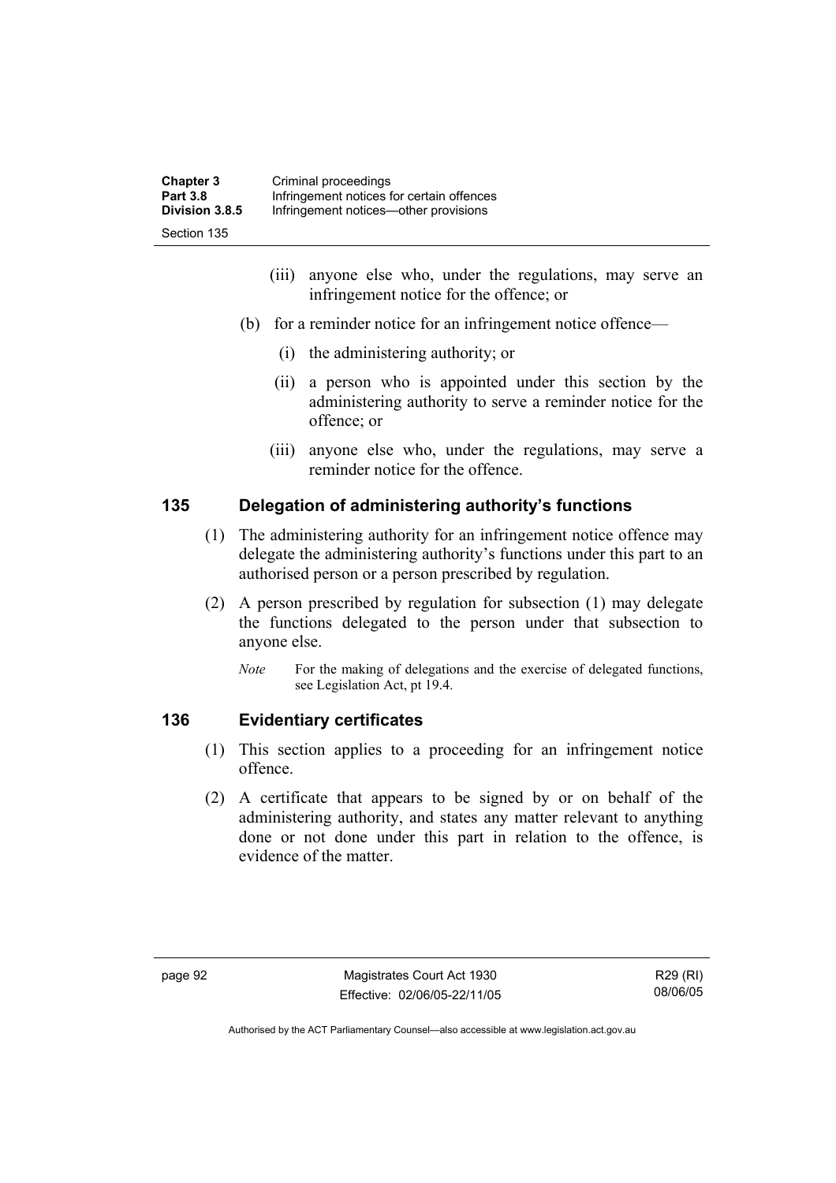(iii) anyone else who, under the regulations, may serve an infringement notice for the offence; or

(b) for a reminder notice for an infringement notice offence—

(i) the administering authority; or

(ii) a person who is appointed under this section by the administering authority to serve a reminder notice for the offence; or

(iii) anyone else who, under the regulations, may serve a reminder notice for the offence.

## 135 Delegation of administering authority's functions

(1) The administering authority for an infringement notice offence may delegate the administering authority's functions under this part to an authorised person or a person prescribed by regulation.

(2) A person prescribed by regulation for subsection (1) may delegate the functions delegated to the person under that subsection to anyone else.

*Note* For the making of delegations and the exercise of delegated functions, see Legislation Act, pt 19.4.

## 136 Evidentiary certificates

(1) This section applies to a proceeding for an infringement notice offence.

(2) A certificate that appears to be signed by or on behalf of the administering authority, and states any matter relevant to anything done or not done under this part in relation to the offence, is evidence of the matter.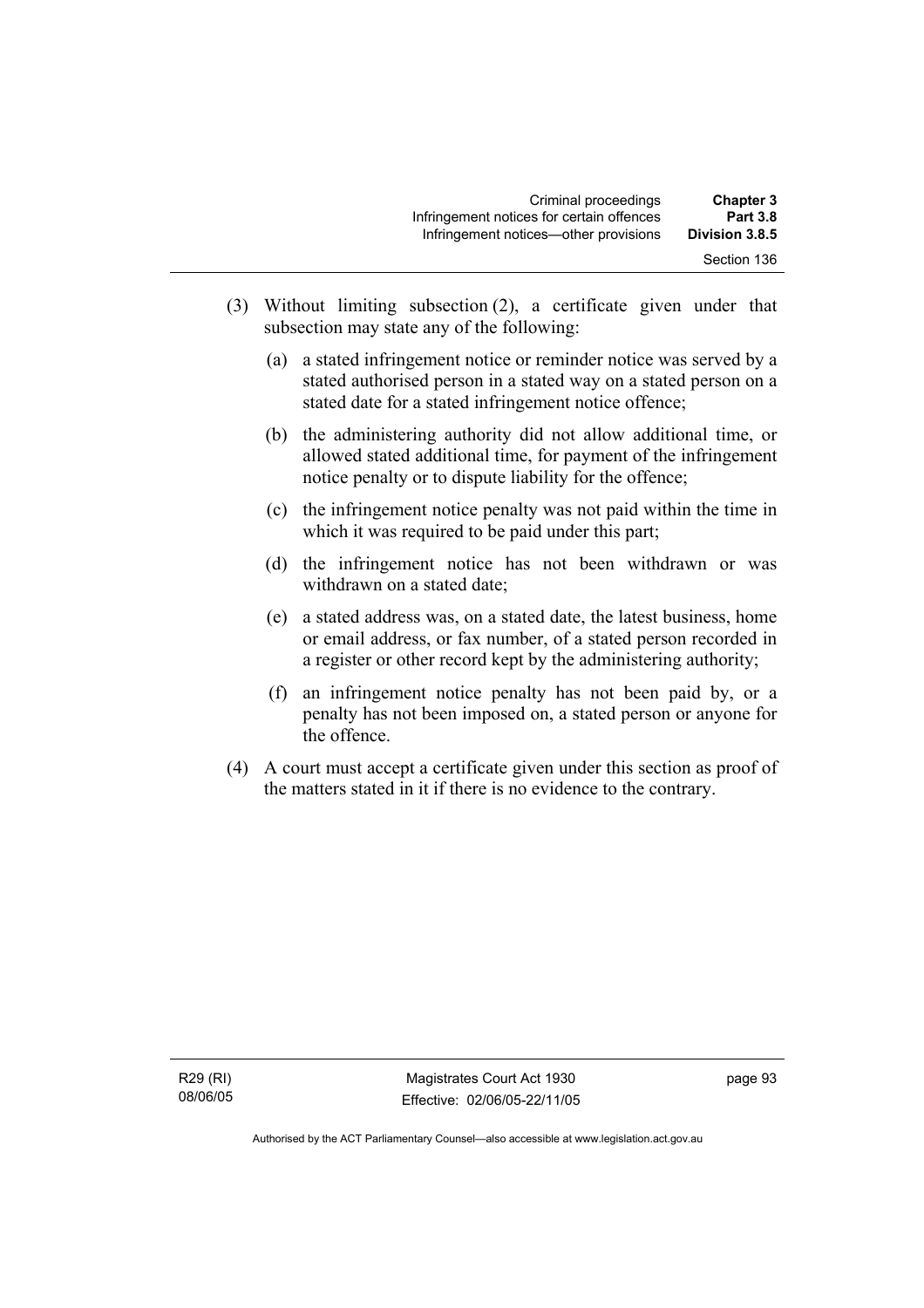(3) Without limiting subsection (2), a certificate given under that subsection may state any of the following:

(a) a stated infringement notice or reminder notice was served by a stated authorised person in a stated way on a stated person on a stated date for a stated infringement notice offence;

(b) the administering authority did not allow additional time, or allowed stated additional time, for payment of the infringement notice penalty or to dispute liability for the offence;

(c) the infringement notice penalty was not paid within the time in which it was required to be paid under this part;

(d) the infringement notice has not been withdrawn or was withdrawn on a stated date;

(e) a stated address was, on a stated date, the latest business, home or email address, or fax number, of a stated person recorded in a register or other record kept by the administering authority;

(f) an infringement notice penalty has not been paid by, or a penalty has not been imposed on, a stated person or anyone for the offence.

(4) A court must accept a certificate given under this section as proof of the matters stated in it if there is no evidence to the contrary.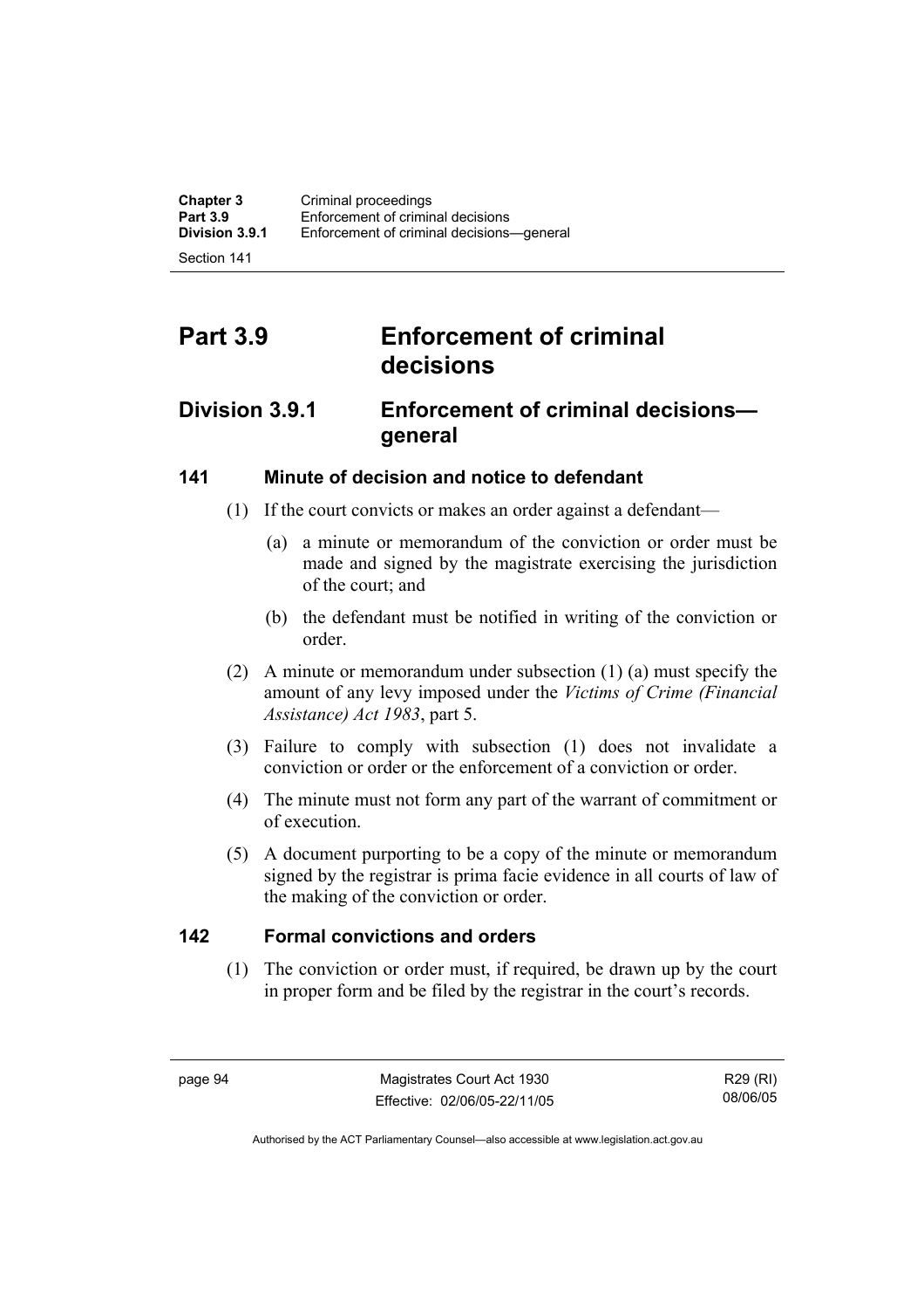# Part 3.9 Enforcement of criminal decisions

## Division 3.9.1 Enforcement of criminal decisions—general

### 141 Minute of decision and notice to defendant

(1) If the court convicts or makes an order against a defendant—

(a) a minute or memorandum of the conviction or order must be made and signed by the magistrate exercising the jurisdiction of the court; and

(b) the defendant must be notified in writing of the conviction or order.

(2) A minute or memorandum under subsection (1) (a) must specify the amount of any levy imposed under the *Victims of Crime (Financial Assistance) Act 1983*, part 5.

(3) Failure to comply with subsection (1) does not invalidate a conviction or order or the enforcement of a conviction or order.

(4) The minute must not form any part of the warrant of commitment or of execution.

(5) A document purporting to be a copy of the minute or memorandum signed by the registrar is prima facie evidence in all courts of law of the making of the conviction or order.

### 142 Formal convictions and orders

(1) The conviction or order must, if required, be drawn up by the court in proper form and be filed by the registrar in the court's records.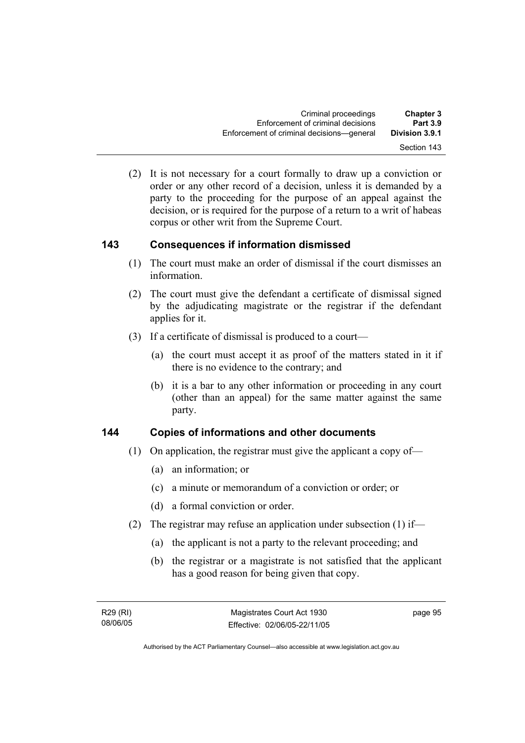(2) It is not necessary for a court formally to draw up a conviction or order or any other record of a decision, unless it is demanded by a party to the proceeding for the purpose of an appeal against the decision, or is required for the purpose of a return to a writ of habeas corpus or other writ from the Supreme Court.

## 143 Consequences if information dismissed

(1) The court must make an order of dismissal if the court dismisses an information.

(2) The court must give the defendant a certificate of dismissal signed by the adjudicating magistrate or the registrar if the defendant applies for it.

(3) If a certificate of dismissal is produced to a court—

(a) the court must accept it as proof of the matters stated in it if there is no evidence to the contrary; and

(b) it is a bar to any other information or proceeding in any court (other than an appeal) for the same matter against the same party.

## 144 Copies of informations and other documents

(1) On application, the registrar must give the applicant a copy of—

(a) an information; or

(c) a minute or memorandum of a conviction or order; or

(d) a formal conviction or order.

(2) The registrar may refuse an application under subsection (1) if—

(a) the applicant is not a party to the relevant proceeding; and

(b) the registrar or a magistrate is not satisfied that the applicant has a good reason for being given that copy.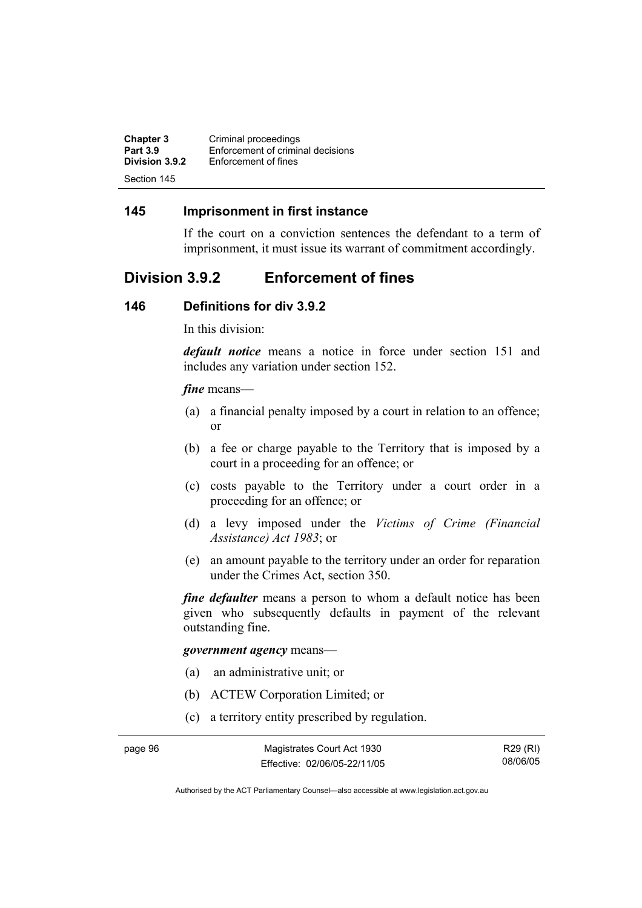## 145 Imprisonment in first instance

If the court on a conviction sentences the defendant to a term of imprisonment, it must issue its warrant of commitment accordingly.

# Division 3.9.2 Enforcement of fines

## 146 Definitions for div 3.9.2

In this division:

***default notice*** means a notice in force under section 151 and includes any variation under section 152.

***fine*** means—

(a) a financial penalty imposed by a court in relation to an offence; or

(b) a fee or charge payable to the Territory that is imposed by a court in a proceeding for an offence; or

(c) costs payable to the Territory under a court order in a proceeding for an offence; or

(d) a levy imposed under the *Victims of Crime (Financial Assistance) Act 1983*; or

(e) an amount payable to the territory under an order for reparation under the Crimes Act, section 350.

***fine defaulter*** means a person to whom a default notice has been given who subsequently defaults in payment of the relevant outstanding fine.

***government agency*** means—

(a) an administrative unit; or

(b) ACTEW Corporation Limited; or

(c) a territory entity prescribed by regulation.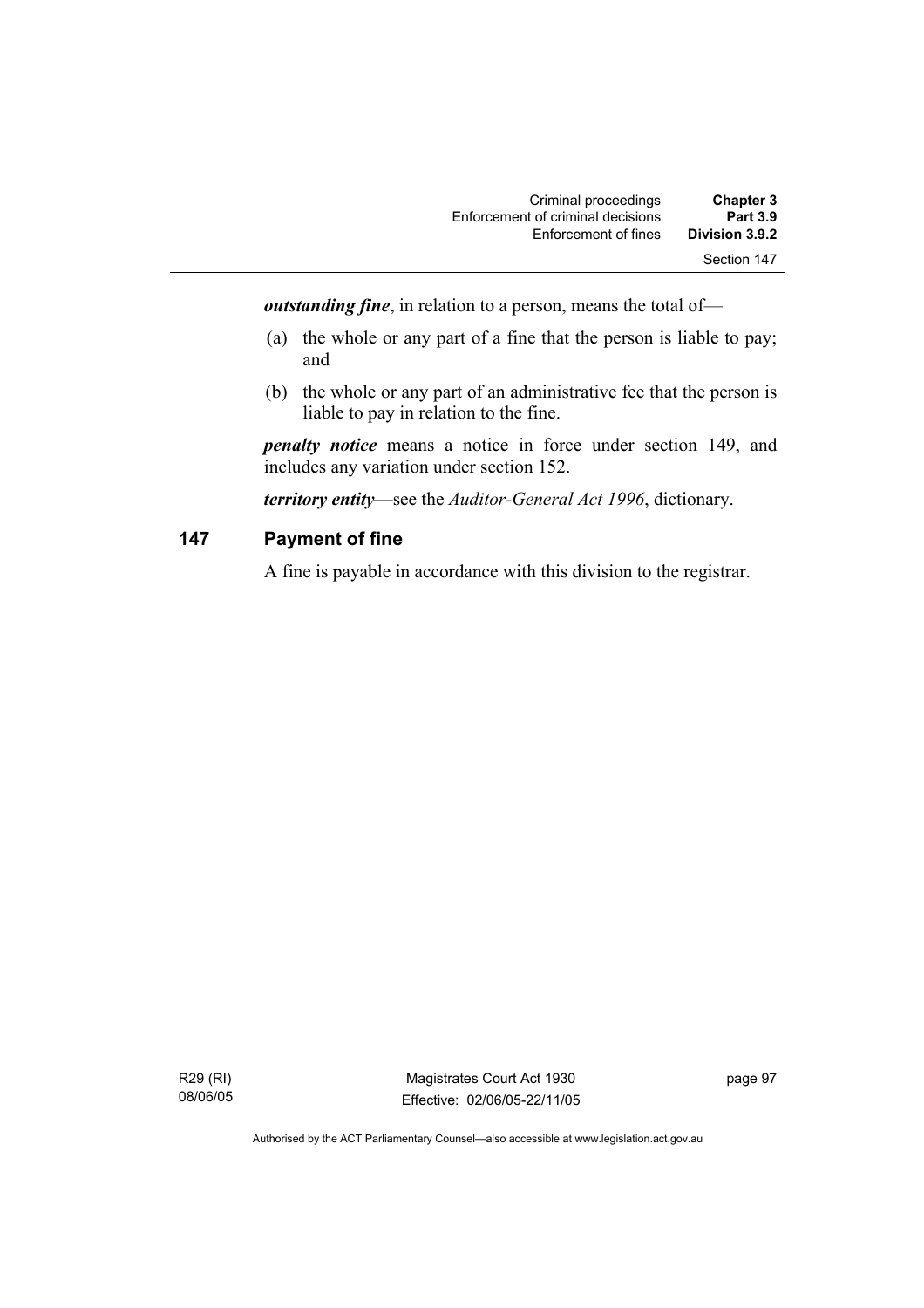***outstanding fine***, in relation to a person, means the total of—

(a) the whole or any part of a fine that the person is liable to pay; and

(b) the whole or any part of an administrative fee that the person is liable to pay in relation to the fine.

***penalty notice*** means a notice in force under section 149, and includes any variation under section 152.

***territory entity***—see the *Auditor-General Act 1996*, dictionary.

## 147 Payment of fine

A fine is payable in accordance with this division to the registrar.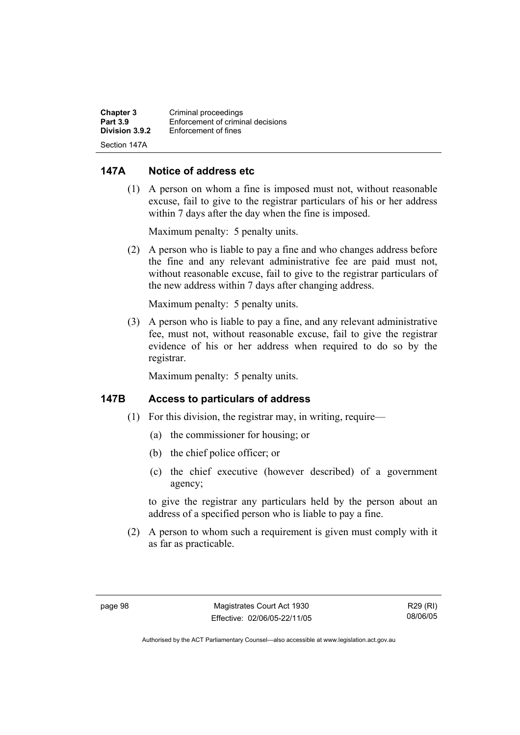## 147A Notice of address etc

(1) A person on whom a fine is imposed must not, without reasonable excuse, fail to give to the registrar particulars of his or her address within 7 days after the day when the fine is imposed.

Maximum penalty: 5 penalty units.

(2) A person who is liable to pay a fine and who changes address before the fine and any relevant administrative fee are paid must not, without reasonable excuse, fail to give to the registrar particulars of the new address within 7 days after changing address.

Maximum penalty: 5 penalty units.

(3) A person who is liable to pay a fine, and any relevant administrative fee, must not, without reasonable excuse, fail to give the registrar evidence of his or her address when required to do so by the registrar.

Maximum penalty: 5 penalty units.

## 147B Access to particulars of address

(1) For this division, the registrar may, in writing, require—

- (a) the commissioner for housing; or
- (b) the chief police officer; or
- (c) the chief executive (however described) of a government agency;

to give the registrar any particulars held by the person about an address of a specified person who is liable to pay a fine.

(2) A person to whom such a requirement is given must comply with it as far as practicable.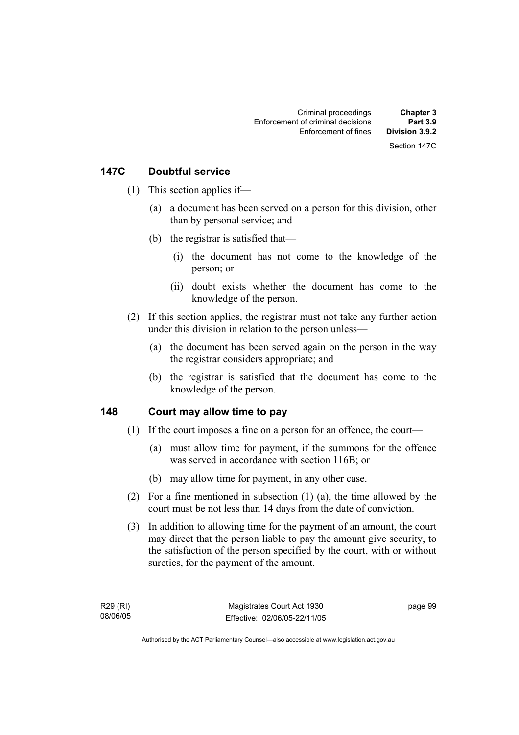## 147C Doubtful service

(1) This section applies if—

(a) a document has been served on a person for this division, other than by personal service; and

(b) the registrar is satisfied that—

(i) the document has not come to the knowledge of the person; or

(ii) doubt exists whether the document has come to the knowledge of the person.

(2) If this section applies, the registrar must not take any further action under this division in relation to the person unless—

(a) the document has been served again on the person in the way the registrar considers appropriate; and

(b) the registrar is satisfied that the document has come to the knowledge of the person.

## 148 Court may allow time to pay

(1) If the court imposes a fine on a person for an offence, the court—

(a) must allow time for payment, if the summons for the offence was served in accordance with section 116B; or

(b) may allow time for payment, in any other case.

(2) For a fine mentioned in subsection (1) (a), the time allowed by the court must be not less than 14 days from the date of conviction.

(3) In addition to allowing time for the payment of an amount, the court may direct that the person liable to pay the amount give security, to the satisfaction of the person specified by the court, with or without sureties, for the payment of the amount.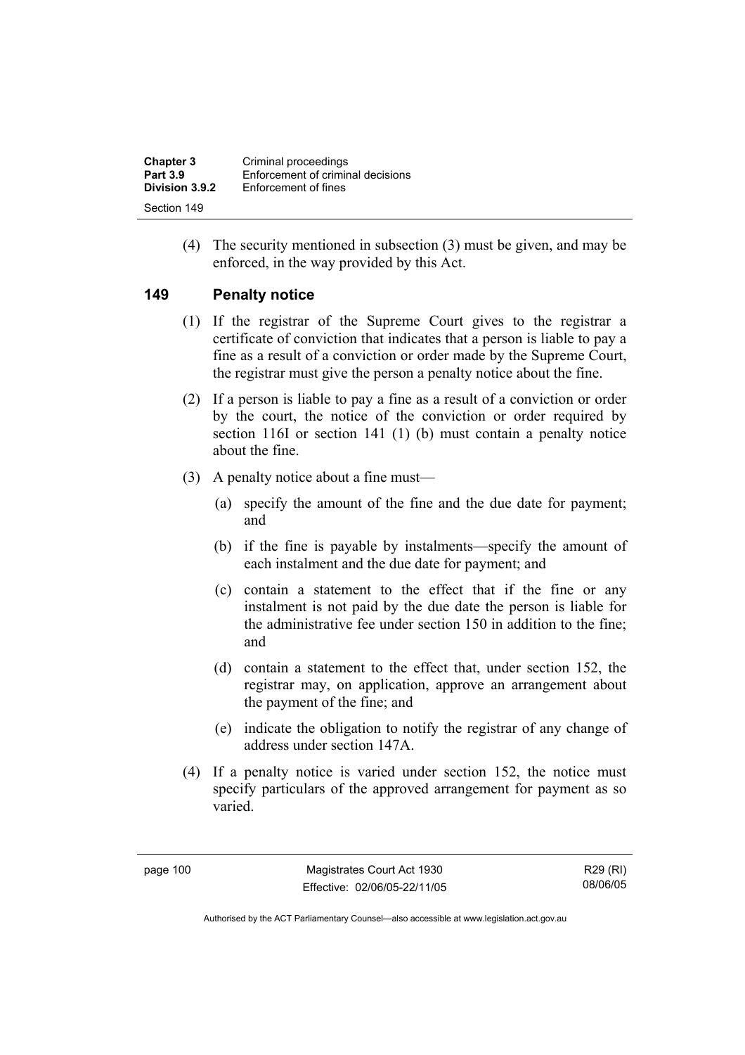(4) The security mentioned in subsection (3) must be given, and may be enforced, in the way provided by this Act.

## 149 Penalty notice

(1) If the registrar of the Supreme Court gives to the registrar a certificate of conviction that indicates that a person is liable to pay a fine as a result of a conviction or order made by the Supreme Court, the registrar must give the person a penalty notice about the fine.

(2) If a person is liable to pay a fine as a result of a conviction or order by the court, the notice of the conviction or order required by section 116I or section 141 (1) (b) must contain a penalty notice about the fine.

(3) A penalty notice about a fine must—

- (a) specify the amount of the fine and the due date for payment; and
- (b) if the fine is payable by instalments—specify the amount of each instalment and the due date for payment; and
- (c) contain a statement to the effect that if the fine or any instalment is not paid by the due date the person is liable for the administrative fee under section 150 in addition to the fine; and
- (d) contain a statement to the effect that, under section 152, the registrar may, on application, approve an arrangement about the payment of the fine; and
- (e) indicate the obligation to notify the registrar of any change of address under section 147A.

(4) If a penalty notice is varied under section 152, the notice must specify particulars of the approved arrangement for payment as so varied.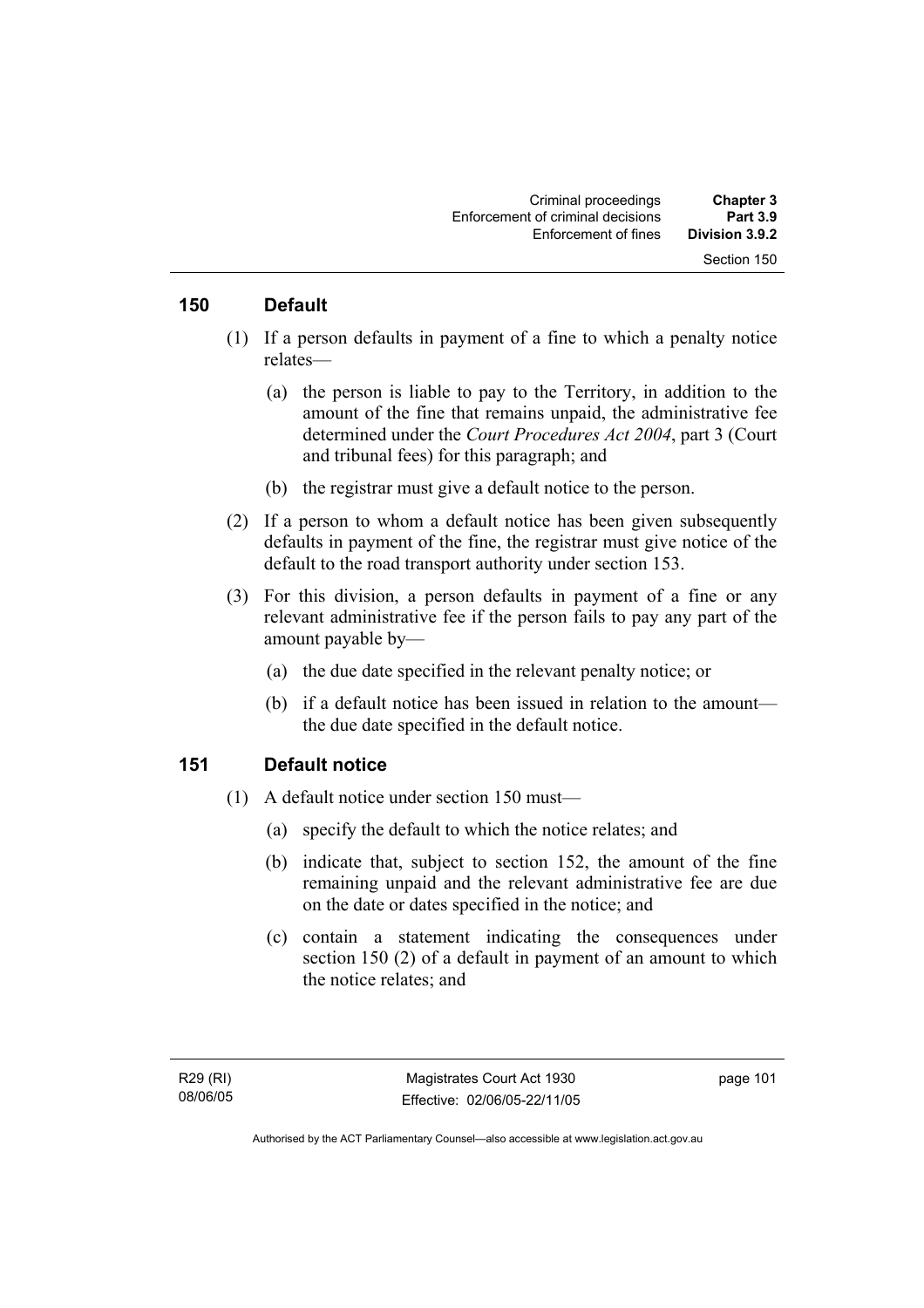## 150 Default

(1) If a person defaults in payment of a fine to which a penalty notice relates—

(a) the person is liable to pay to the Territory, in addition to the amount of the fine that remains unpaid, the administrative fee determined under the *Court Procedures Act 2004*, part 3 (Court and tribunal fees) for this paragraph; and

(b) the registrar must give a default notice to the person.

(2) If a person to whom a default notice has been given subsequently defaults in payment of the fine, the registrar must give notice of the default to the road transport authority under section 153.

(3) For this division, a person defaults in payment of a fine or any relevant administrative fee if the person fails to pay any part of the amount payable by—

(a) the due date specified in the relevant penalty notice; or

(b) if a default notice has been issued in relation to the amount—the due date specified in the default notice.

## 151 Default notice

(1) A default notice under section 150 must—

(a) specify the default to which the notice relates; and

(b) indicate that, subject to section 152, the amount of the fine remaining unpaid and the relevant administrative fee are due on the date or dates specified in the notice; and

(c) contain a statement indicating the consequences under section 150 (2) of a default in payment of an amount to which the notice relates; and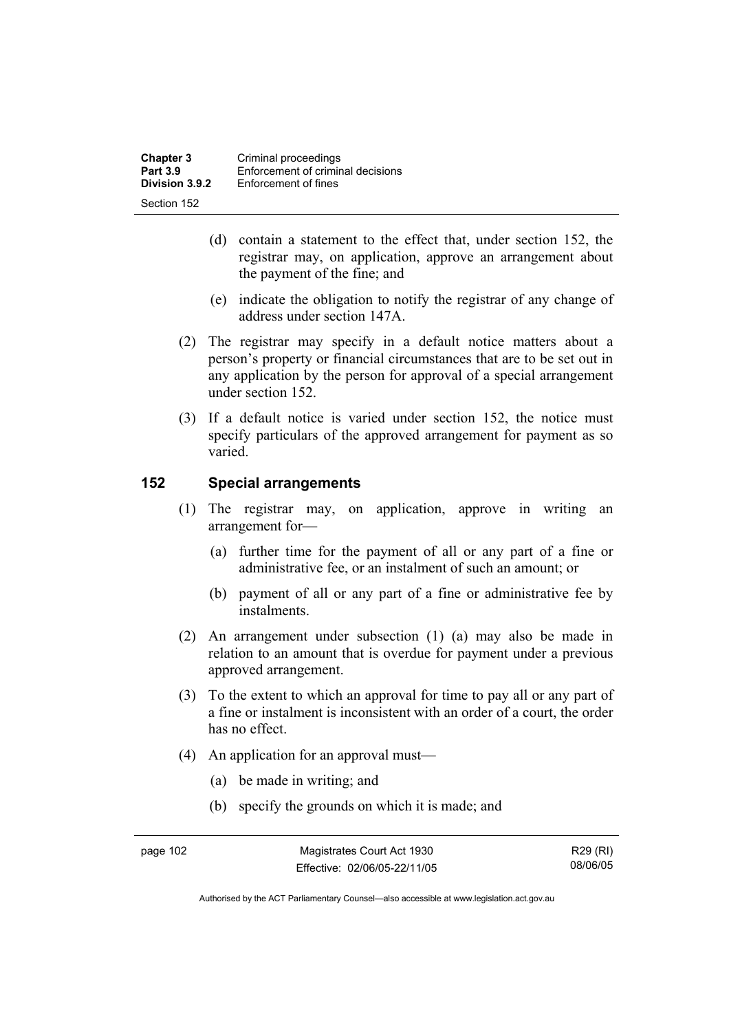(d) contain a statement to the effect that, under section 152, the registrar may, on application, approve an arrangement about the payment of the fine; and

(e) indicate the obligation to notify the registrar of any change of address under section 147A.

(2) The registrar may specify in a default notice matters about a person's property or financial circumstances that are to be set out in any application by the person for approval of a special arrangement under section 152.

(3) If a default notice is varied under section 152, the notice must specify particulars of the approved arrangement for payment as so varied.

## 152 Special arrangements

(1) The registrar may, on application, approve in writing an arrangement for—

(a) further time for the payment of all or any part of a fine or administrative fee, or an instalment of such an amount; or

(b) payment of all or any part of a fine or administrative fee by instalments.

(2) An arrangement under subsection (1) (a) may also be made in relation to an amount that is overdue for payment under a previous approved arrangement.

(3) To the extent to which an approval for time to pay all or any part of a fine or instalment is inconsistent with an order of a court, the order has no effect.

(4) An application for an approval must—

(a) be made in writing; and

(b) specify the grounds on which it is made; and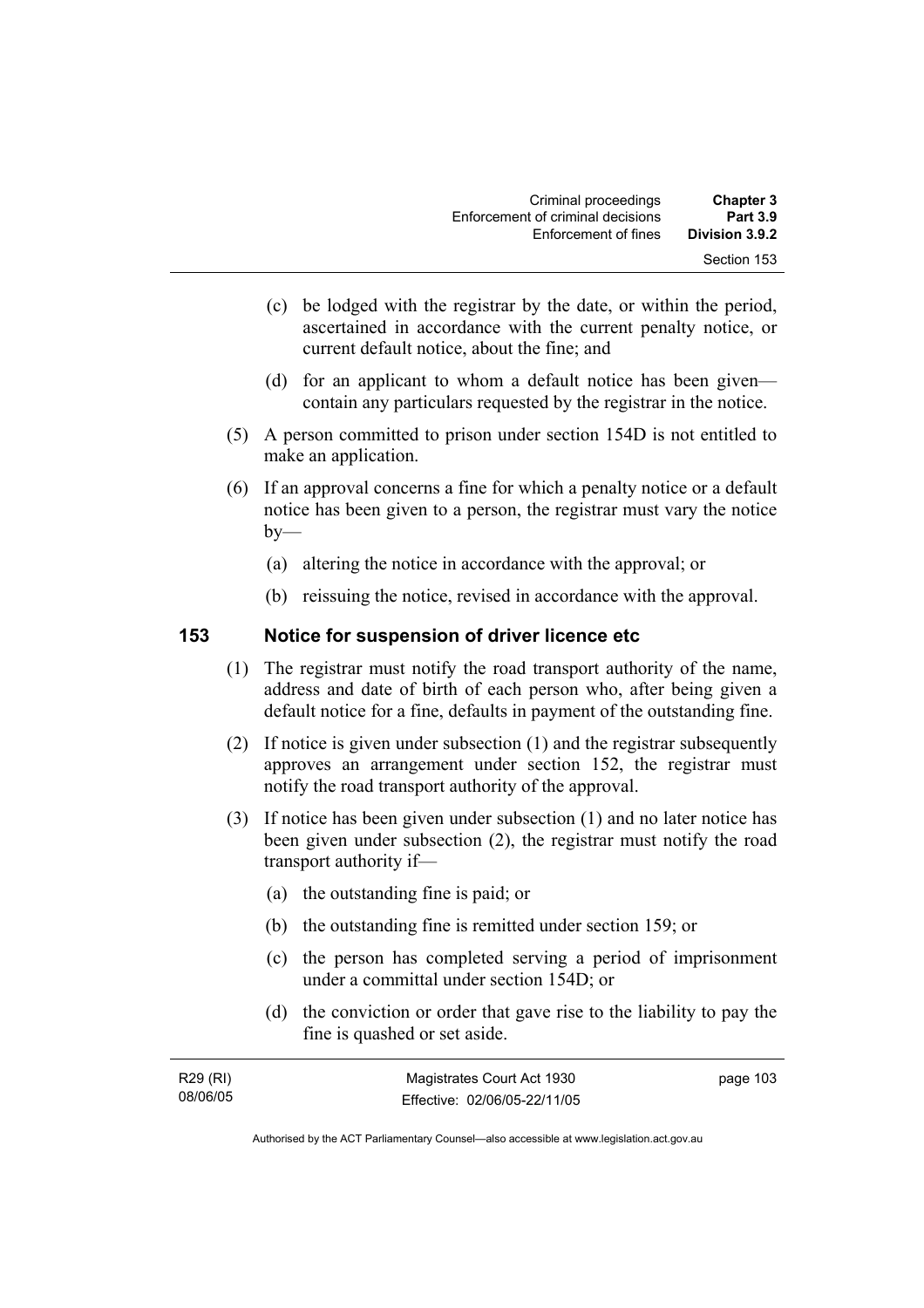(c) be lodged with the registrar by the date, or within the period, ascertained in accordance with the current penalty notice, or current default notice, about the fine; and

(d) for an applicant to whom a default notice has been given—contain any particulars requested by the registrar in the notice.

(5) A person committed to prison under section 154D is not entitled to make an application.

(6) If an approval concerns a fine for which a penalty notice or a default notice has been given to a person, the registrar must vary the notice by—

(a) altering the notice in accordance with the approval; or

(b) reissuing the notice, revised in accordance with the approval.

## 153 Notice for suspension of driver licence etc

(1) The registrar must notify the road transport authority of the name, address and date of birth of each person who, after being given a default notice for a fine, defaults in payment of the outstanding fine.

(2) If notice is given under subsection (1) and the registrar subsequently approves an arrangement under section 152, the registrar must notify the road transport authority of the approval.

(3) If notice has been given under subsection (1) and no later notice has been given under subsection (2), the registrar must notify the road transport authority if—

(a) the outstanding fine is paid; or

(b) the outstanding fine is remitted under section 159; or

(c) the person has completed serving a period of imprisonment under a committal under section 154D; or

(d) the conviction or order that gave rise to the liability to pay the fine is quashed or set aside.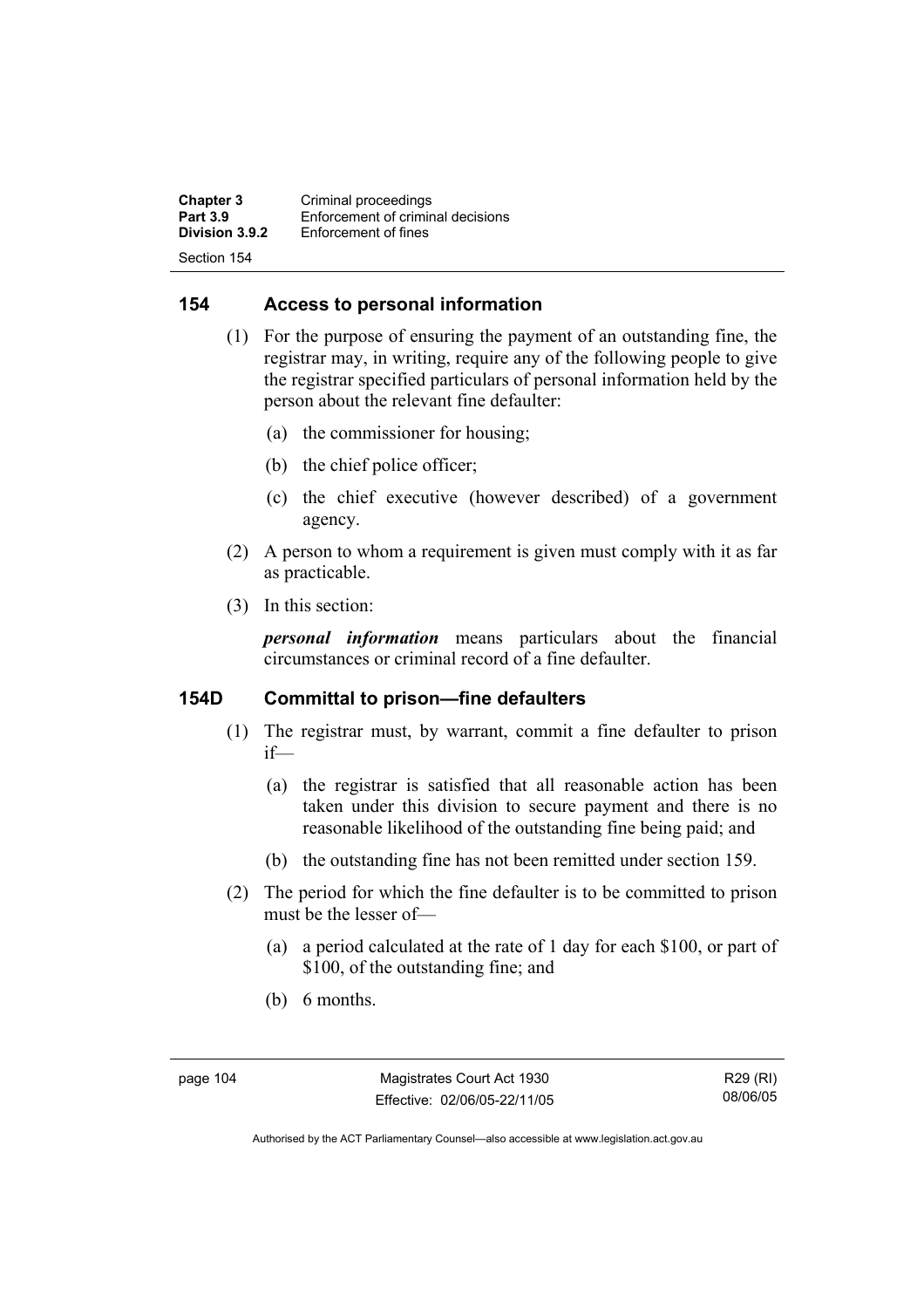## 154 Access to personal information

(1) For the purpose of ensuring the payment of an outstanding fine, the registrar may, in writing, require any of the following people to give the registrar specified particulars of personal information held by the person about the relevant fine defaulter:

(a) the commissioner for housing;

(b) the chief police officer;

(c) the chief executive (however described) of a government agency.

(2) A person to whom a requirement is given must comply with it as far as practicable.

(3) In this section:

***personal information*** means particulars about the financial circumstances or criminal record of a fine defaulter.

## 154D Committal to prison—fine defaulters

(1) The registrar must, by warrant, commit a fine defaulter to prison if—

(a) the registrar is satisfied that all reasonable action has been taken under this division to secure payment and there is no reasonable likelihood of the outstanding fine being paid; and

(b) the outstanding fine has not been remitted under section 159.

(2) The period for which the fine defaulter is to be committed to prison must be the lesser of—

(a) a period calculated at the rate of 1 day for each $100, or part of $100, of the outstanding fine; and

(b) 6 months.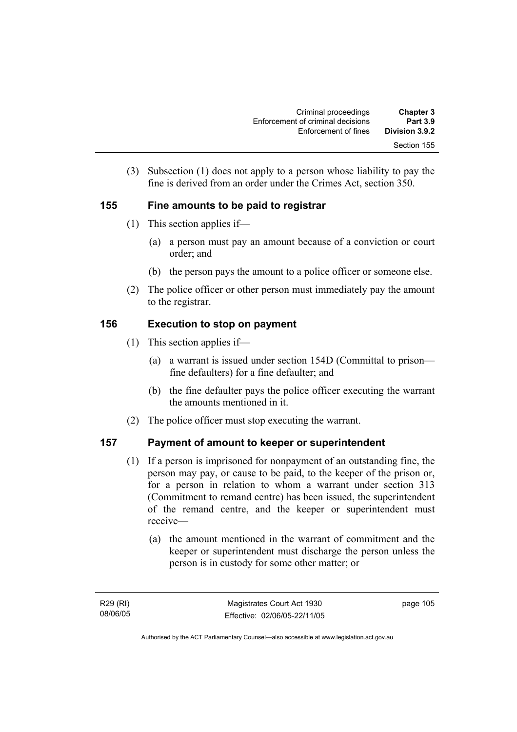(3) Subsection (1) does not apply to a person whose liability to pay the fine is derived from an order under the Crimes Act, section 350.

## 155 Fine amounts to be paid to registrar

(1) This section applies if—

(a) a person must pay an amount because of a conviction or court order; and

(b) the person pays the amount to a police officer or someone else.

(2) The police officer or other person must immediately pay the amount to the registrar.

## 156 Execution to stop on payment

(1) This section applies if—

(a) a warrant is issued under section 154D (Committal to prison—fine defaulters) for a fine defaulter; and

(b) the fine defaulter pays the police officer executing the warrant the amounts mentioned in it.

(2) The police officer must stop executing the warrant.

## 157 Payment of amount to keeper or superintendent

(1) If a person is imprisoned for nonpayment of an outstanding fine, the person may pay, or cause to be paid, to the keeper of the prison or, for a person in relation to whom a warrant under section 313 (Commitment to remand centre) has been issued, the superintendent of the remand centre, and the keeper or superintendent must receive—

(a) the amount mentioned in the warrant of commitment and the keeper or superintendent must discharge the person unless the person is in custody for some other matter; or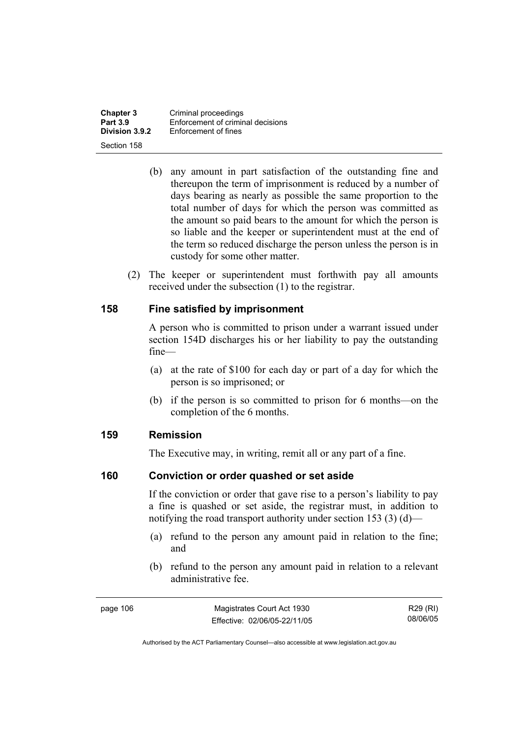(b) any amount in part satisfaction of the outstanding fine and thereupon the term of imprisonment is reduced by a number of days bearing as nearly as possible the same proportion to the total number of days for which the person was committed as the amount so paid bears to the amount for which the person is so liable and the keeper or superintendent must at the end of the term so reduced discharge the person unless the person is in custody for some other matter.

(2) The keeper or superintendent must forthwith pay all amounts received under the subsection (1) to the registrar.

## 158 Fine satisfied by imprisonment

A person who is committed to prison under a warrant issued under section 154D discharges his or her liability to pay the outstanding fine—

(a) at the rate of $100 for each day or part of a day for which the person is so imprisoned; or

(b) if the person is so committed to prison for 6 months—on the completion of the 6 months.

## 159 Remission

The Executive may, in writing, remit all or any part of a fine.

## 160 Conviction or order quashed or set aside

If the conviction or order that gave rise to a person's liability to pay a fine is quashed or set aside, the registrar must, in addition to notifying the road transport authority under section 153 (3) (d)—

(a) refund to the person any amount paid in relation to the fine; and

(b) refund to the person any amount paid in relation to a relevant administrative fee.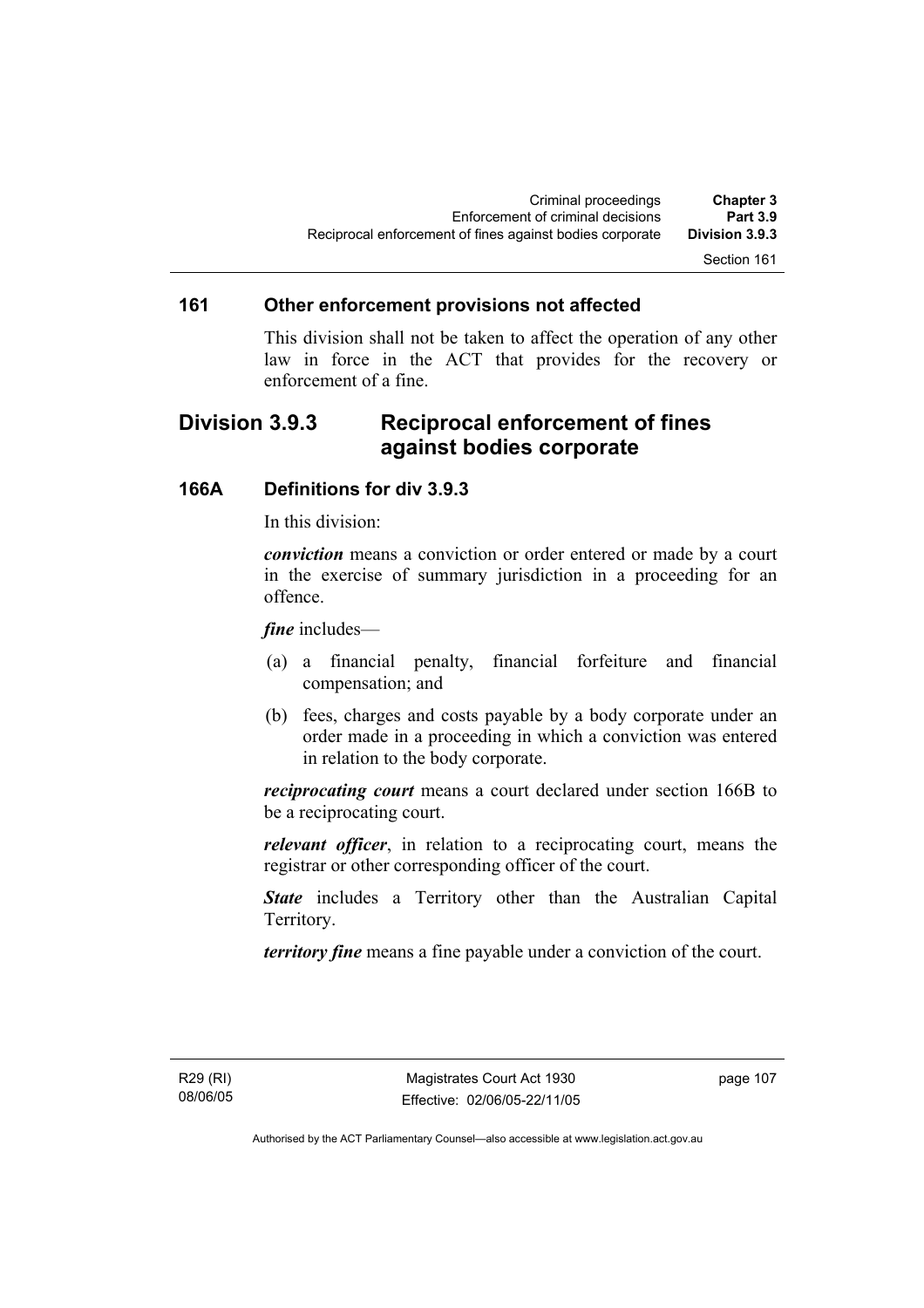## 161 Other enforcement provisions not affected

This division shall not be taken to affect the operation of any other law in force in the ACT that provides for the recovery or enforcement of a fine.

# Division 3.9.3 Reciprocal enforcement of fines against bodies corporate

## 166A Definitions for div 3.9.3

In this division:

***conviction*** means a conviction or order entered or made by a court in the exercise of summary jurisdiction in a proceeding for an offence.

***fine*** includes—

(a) a financial penalty, financial forfeiture and financial compensation; and

(b) fees, charges and costs payable by a body corporate under an order made in a proceeding in which a conviction was entered in relation to the body corporate.

***reciprocating court*** means a court declared under section 166B to be a reciprocating court.

***relevant officer***, in relation to a reciprocating court, means the registrar or other corresponding officer of the court.

***State*** includes a Territory other than the Australian Capital Territory.

***territory fine*** means a fine payable under a conviction of the court.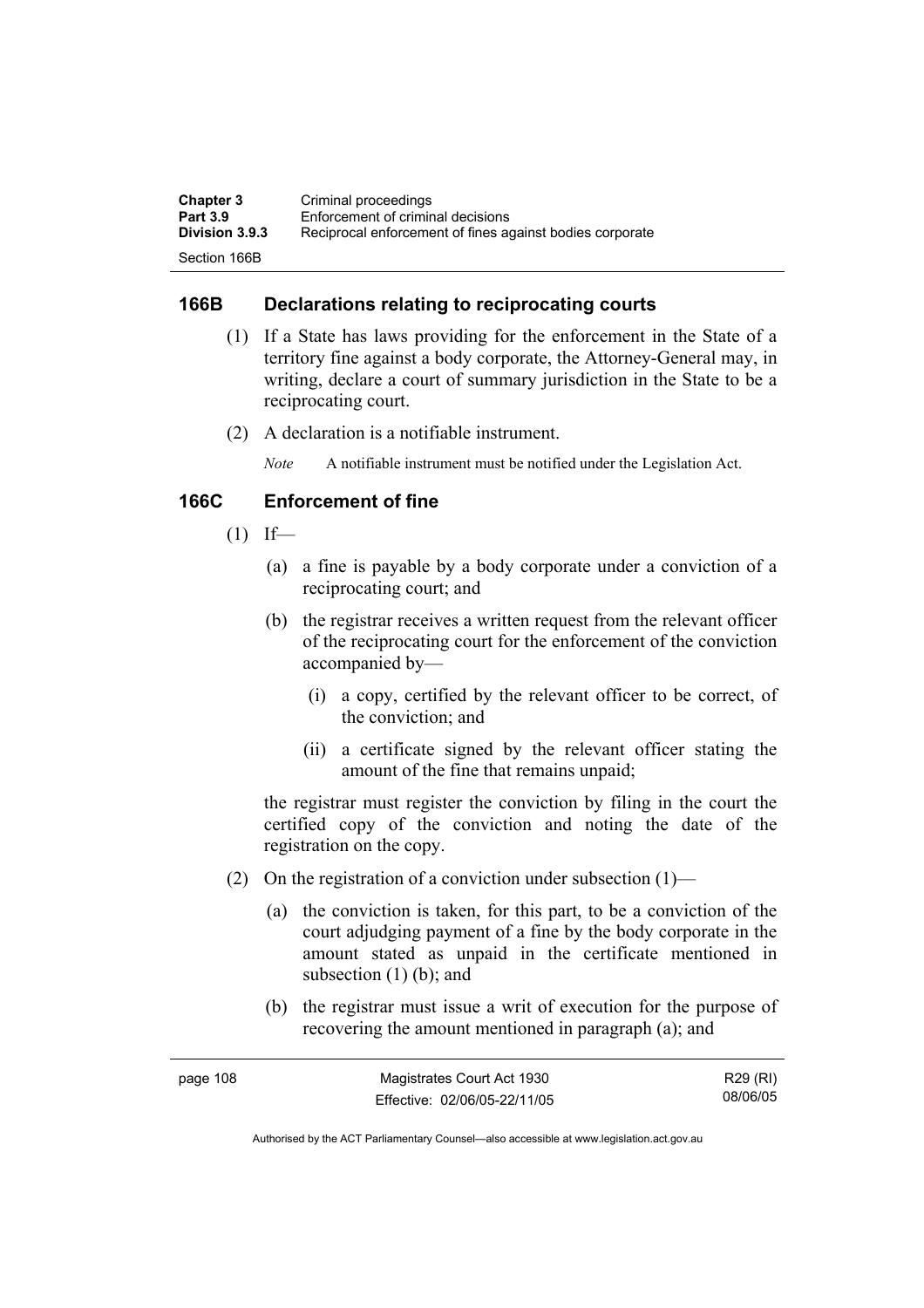## 166B Declarations relating to reciprocating courts

(1) If a State has laws providing for the enforcement in the State of a territory fine against a body corporate, the Attorney-General may, in writing, declare a court of summary jurisdiction in the State to be a reciprocating court.

(2) A declaration is a notifiable instrument.

*Note* A notifiable instrument must be notified under the Legislation Act.

## 166C Enforcement of fine

(1) If—

(a) a fine is payable by a body corporate under a conviction of a reciprocating court; and

(b) the registrar receives a written request from the relevant officer of the reciprocating court for the enforcement of the conviction accompanied by—

(i) a copy, certified by the relevant officer to be correct, of the conviction; and

(ii) a certificate signed by the relevant officer stating the amount of the fine that remains unpaid;

the registrar must register the conviction by filing in the court the certified copy of the conviction and noting the date of the registration on the copy.

(2) On the registration of a conviction under subsection (1)—

(a) the conviction is taken, for this part, to be a conviction of the court adjudging payment of a fine by the body corporate in the amount stated as unpaid in the certificate mentioned in subsection (1) (b); and

(b) the registrar must issue a writ of execution for the purpose of recovering the amount mentioned in paragraph (a); and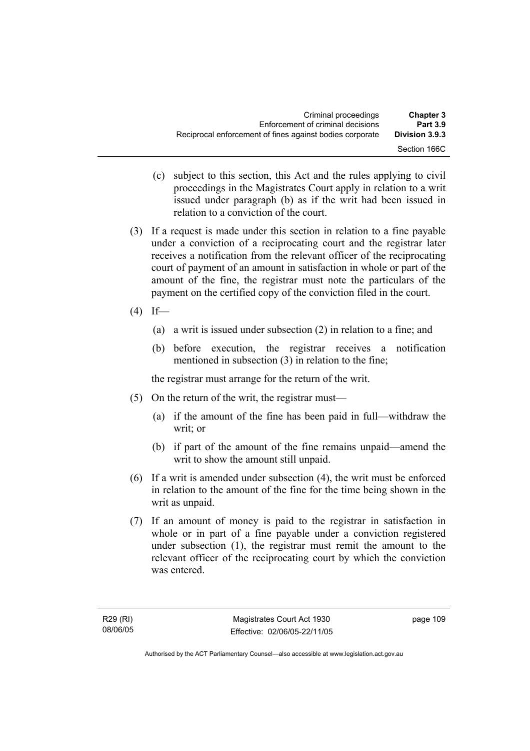(c) subject to this section, this Act and the rules applying to civil proceedings in the Magistrates Court apply in relation to a writ issued under paragraph (b) as if the writ had been issued in relation to a conviction of the court.

(3) If a request is made under this section in relation to a fine payable under a conviction of a reciprocating court and the registrar later receives a notification from the relevant officer of the reciprocating court of payment of an amount in satisfaction in whole or part of the amount of the fine, the registrar must note the particulars of the payment on the certified copy of the conviction filed in the court.

(4) If—

(a) a writ is issued under subsection (2) in relation to a fine; and

(b) before execution, the registrar receives a notification mentioned in subsection (3) in relation to the fine;

the registrar must arrange for the return of the writ.

(5) On the return of the writ, the registrar must—

(a) if the amount of the fine has been paid in full—withdraw the writ; or

(b) if part of the amount of the fine remains unpaid—amend the writ to show the amount still unpaid.

(6) If a writ is amended under subsection (4), the writ must be enforced in relation to the amount of the fine for the time being shown in the writ as unpaid.

(7) If an amount of money is paid to the registrar in satisfaction in whole or in part of a fine payable under a conviction registered under subsection (1), the registrar must remit the amount to the relevant officer of the reciprocating court by which the conviction was entered.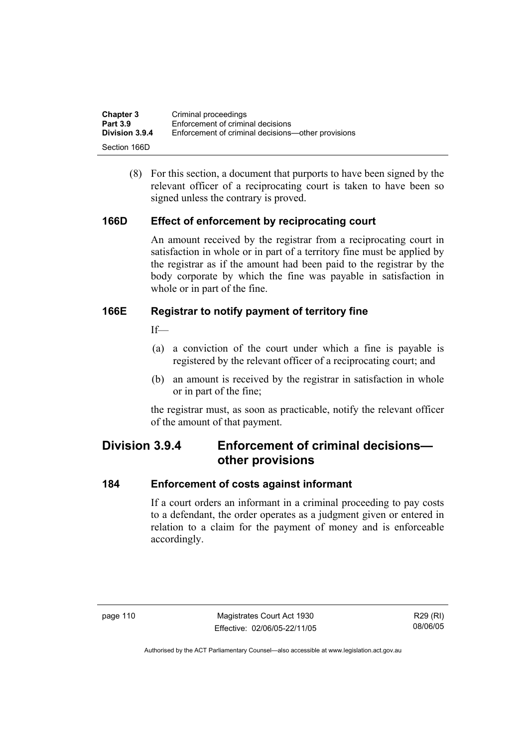(8) For this section, a document that purports to have been signed by the relevant officer of a reciprocating court is taken to have been so signed unless the contrary is proved.

### 166D Effect of enforcement by reciprocating court

An amount received by the registrar from a reciprocating court in satisfaction in whole or in part of a territory fine must be applied by the registrar as if the amount had been paid to the registrar by the body corporate by which the fine was payable in satisfaction in whole or in part of the fine.

### 166E Registrar to notify payment of territory fine

If—

(a) a conviction of the court under which a fine is payable is registered by the relevant officer of a reciprocating court; and

(b) an amount is received by the registrar in satisfaction in whole or in part of the fine;

the registrar must, as soon as practicable, notify the relevant officer of the amount of that payment.

## Division 3.9.4 Enforcement of criminal decisions—other provisions

### 184 Enforcement of costs against informant

If a court orders an informant in a criminal proceeding to pay costs to a defendant, the order operates as a judgment given or entered in relation to a claim for the payment of money and is enforceable accordingly.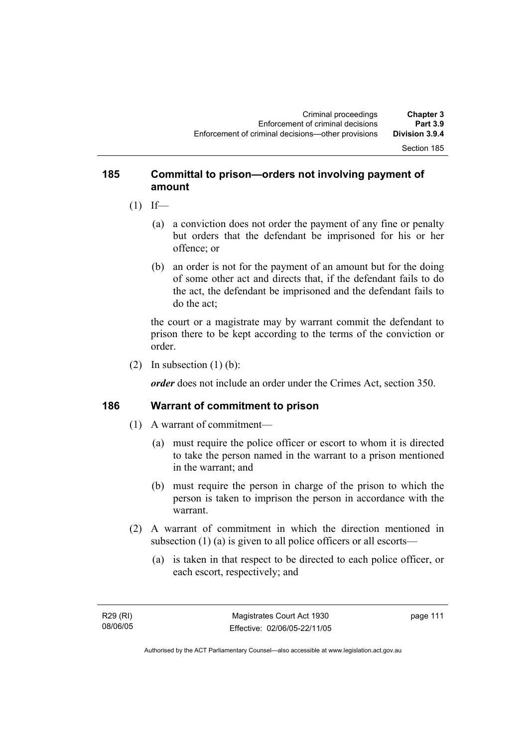## 185 Committal to prison—orders not involving payment of amount

(1) If—

(a) a conviction does not order the payment of any fine or penalty but orders that the defendant be imprisoned for his or her offence; or

(b) an order is not for the payment of an amount but for the doing of some other act and directs that, if the defendant fails to do the act, the defendant be imprisoned and the defendant fails to do the act;

the court or a magistrate may by warrant commit the defendant to prison there to be kept according to the terms of the conviction or order.

(2) In subsection (1) (b):

***order*** does not include an order under the Crimes Act, section 350.

## 186 Warrant of commitment to prison

(1) A warrant of commitment—

(a) must require the police officer or escort to whom it is directed to take the person named in the warrant to a prison mentioned in the warrant; and

(b) must require the person in charge of the prison to which the person is taken to imprison the person in accordance with the warrant.

(2) A warrant of commitment in which the direction mentioned in subsection (1) (a) is given to all police officers or all escorts—

(a) is taken in that respect to be directed to each police officer, or each escort, respectively; and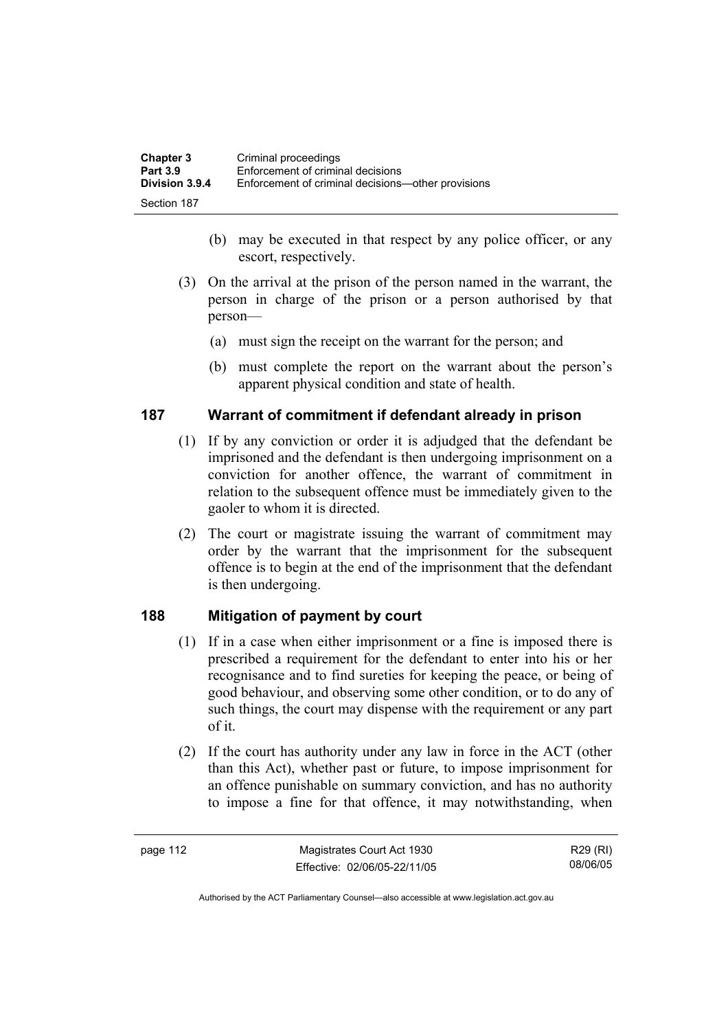(b) may be executed in that respect by any police officer, or any escort, respectively.

(3) On the arrival at the prison of the person named in the warrant, the person in charge of the prison or a person authorised by that person—

(a) must sign the receipt on the warrant for the person; and

(b) must complete the report on the warrant about the person's apparent physical condition and state of health.

## 187 Warrant of commitment if defendant already in prison

(1) If by any conviction or order it is adjudged that the defendant be imprisoned and the defendant is then undergoing imprisonment on a conviction for another offence, the warrant of commitment in relation to the subsequent offence must be immediately given to the gaoler to whom it is directed.

(2) The court or magistrate issuing the warrant of commitment may order by the warrant that the imprisonment for the subsequent offence is to begin at the end of the imprisonment that the defendant is then undergoing.

## 188 Mitigation of payment by court

(1) If in a case when either imprisonment or a fine is imposed there is prescribed a requirement for the defendant to enter into his or her recognisance and to find sureties for keeping the peace, or being of good behaviour, and observing some other condition, or to do any of such things, the court may dispense with the requirement or any part of it.

(2) If the court has authority under any law in force in the ACT (other than this Act), whether past or future, to impose imprisonment for an offence punishable on summary conviction, and has no authority to impose a fine for that offence, it may notwithstanding, when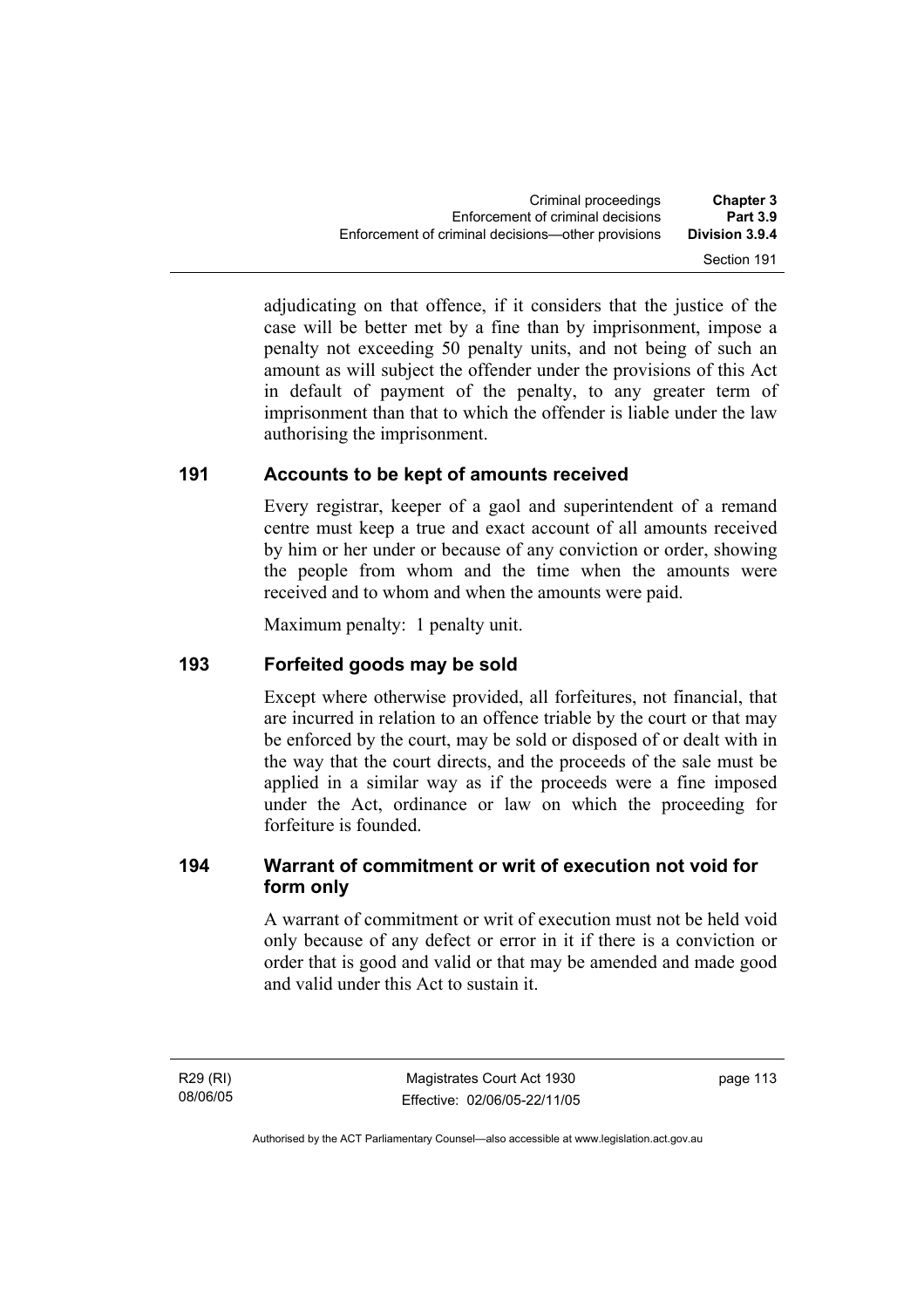adjudicating on that offence, if it considers that the justice of the case will be better met by a fine than by imprisonment, impose a penalty not exceeding 50 penalty units, and not being of such an amount as will subject the offender under the provisions of this Act in default of payment of the penalty, to any greater term of imprisonment than that to which the offender is liable under the law authorising the imprisonment.

## 191 Accounts to be kept of amounts received

Every registrar, keeper of a gaol and superintendent of a remand centre must keep a true and exact account of all amounts received by him or her under or because of any conviction or order, showing the people from whom and the time when the amounts were received and to whom and when the amounts were paid.

Maximum penalty: 1 penalty unit.

## 193 Forfeited goods may be sold

Except where otherwise provided, all forfeitures, not financial, that are incurred in relation to an offence triable by the court or that may be enforced by the court, may be sold or disposed of or dealt with in the way that the court directs, and the proceeds of the sale must be applied in a similar way as if the proceeds were a fine imposed under the Act, ordinance or law on which the proceeding for forfeiture is founded.

## 194 Warrant of commitment or writ of execution not void for form only

A warrant of commitment or writ of execution must not be held void only because of any defect or error in it if there is a conviction or order that is good and valid or that may be amended and made good and valid under this Act to sustain it.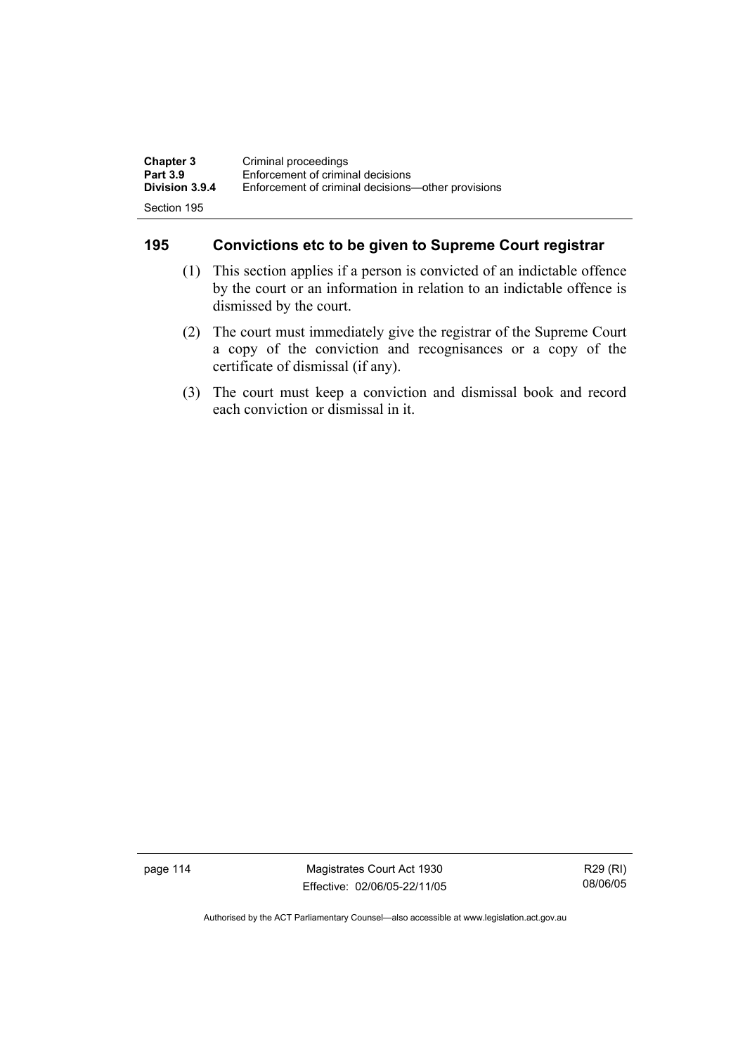## 195 Convictions etc to be given to Supreme Court registrar

(1) This section applies if a person is convicted of an indictable offence by the court or an information in relation to an indictable offence is dismissed by the court.

(2) The court must immediately give the registrar of the Supreme Court a copy of the conviction and recognisances or a copy of the certificate of dismissal (if any).

(3) The court must keep a conviction and dismissal book and record each conviction or dismissal in it.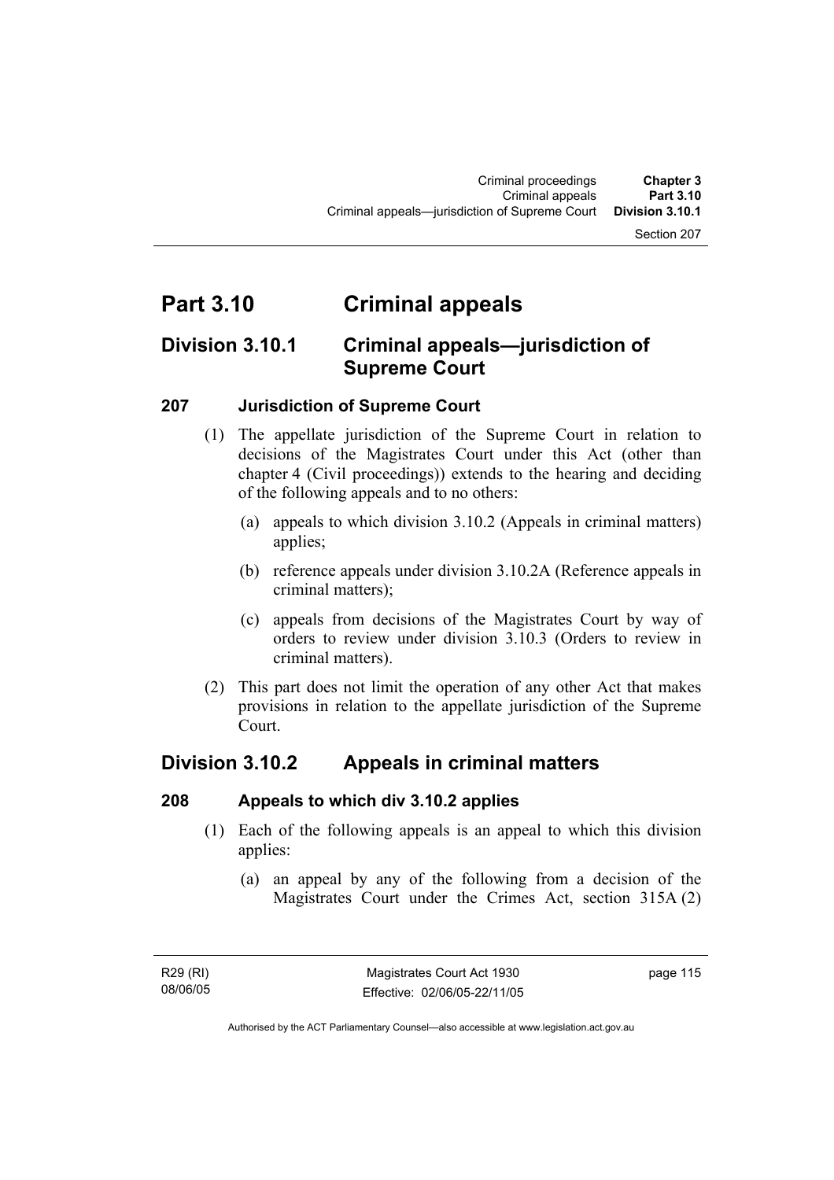# Part 3.10 Criminal appeals

## Division 3.10.1 Criminal appeals—jurisdiction of Supreme Court

### 207 Jurisdiction of Supreme Court

(1) The appellate jurisdiction of the Supreme Court in relation to decisions of the Magistrates Court under this Act (other than chapter 4 (Civil proceedings)) extends to the hearing and deciding of the following appeals and to no others:

- (a) appeals to which division 3.10.2 (Appeals in criminal matters) applies;
- (b) reference appeals under division 3.10.2A (Reference appeals in criminal matters);
- (c) appeals from decisions of the Magistrates Court by way of orders to review under division 3.10.3 (Orders to review in criminal matters).

(2) This part does not limit the operation of any other Act that makes provisions in relation to the appellate jurisdiction of the Supreme Court.

## Division 3.10.2 Appeals in criminal matters

### 208 Appeals to which div 3.10.2 applies

(1) Each of the following appeals is an appeal to which this division applies:

- (a) an appeal by any of the following from a decision of the Magistrates Court under the Crimes Act, section 315A (2)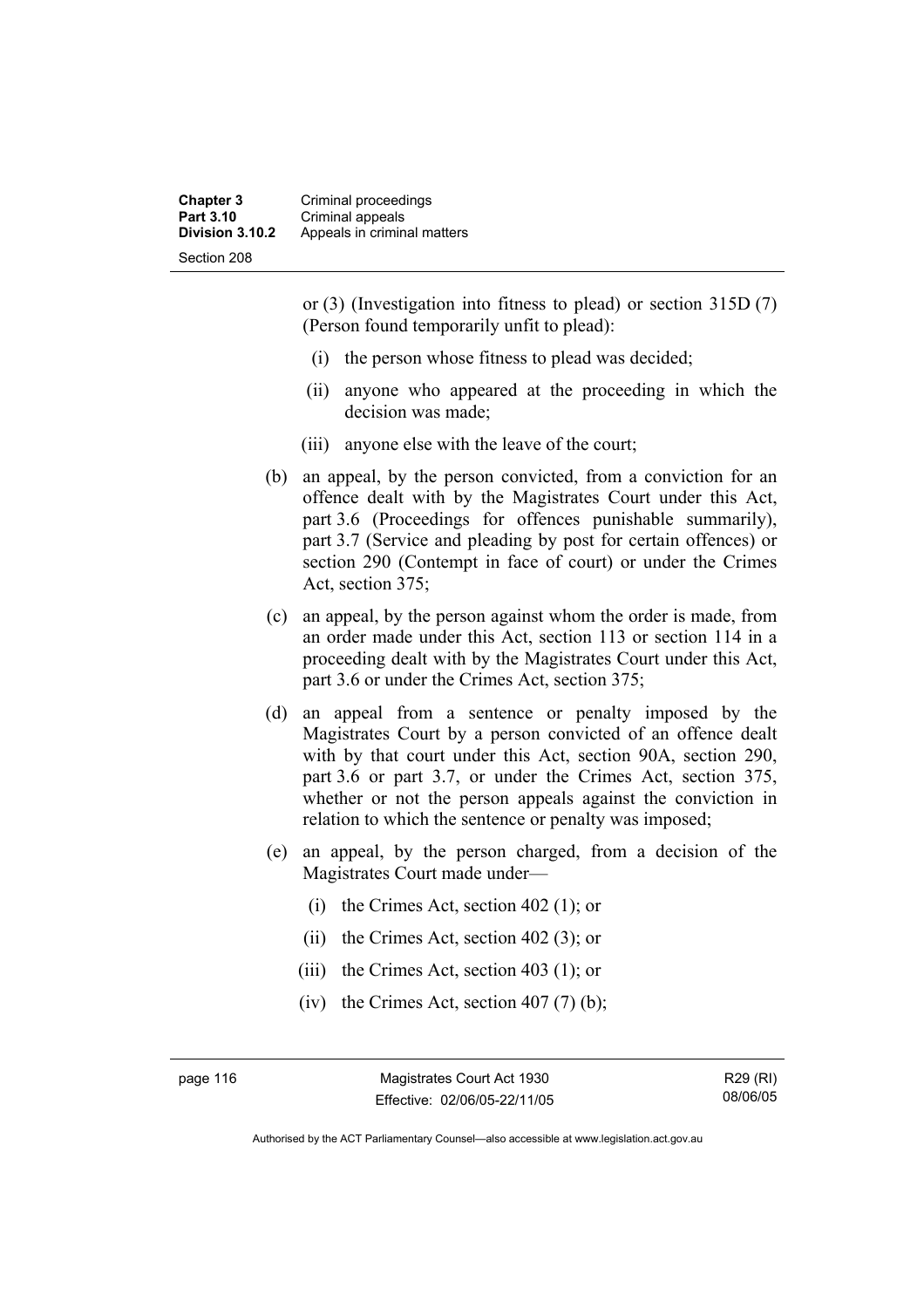or (3) (Investigation into fitness to plead) or section 315D (7) (Person found temporarily unfit to plead):

  (i) the person whose fitness to plead was decided;

  (ii) anyone who appeared at the proceeding in which the decision was made;

  (iii) anyone else with the leave of the court;

(b) an appeal, by the person convicted, from a conviction for an offence dealt with by the Magistrates Court under this Act, part 3.6 (Proceedings for offences punishable summarily), part 3.7 (Service and pleading by post for certain offences) or section 290 (Contempt in face of court) or under the Crimes Act, section 375;

(c) an appeal, by the person against whom the order is made, from an order made under this Act, section 113 or section 114 in a proceeding dealt with by the Magistrates Court under this Act, part 3.6 or under the Crimes Act, section 375;

(d) an appeal from a sentence or penalty imposed by the Magistrates Court by a person convicted of an offence dealt with by that court under this Act, section 90A, section 290, part 3.6 or part 3.7, or under the Crimes Act, section 375, whether or not the person appeals against the conviction in relation to which the sentence or penalty was imposed;

(e) an appeal, by the person charged, from a decision of the Magistrates Court made under—

  (i) the Crimes Act, section 402 (1); or

  (ii) the Crimes Act, section 402 (3); or

  (iii) the Crimes Act, section 403 (1); or

  (iv) the Crimes Act, section 407 (7) (b);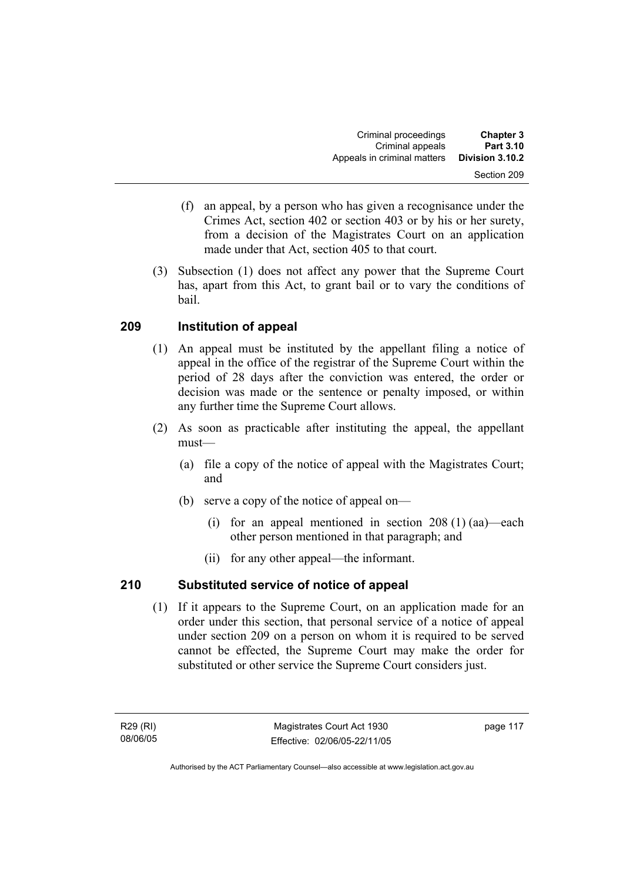(f) an appeal, by a person who has given a recognisance under the Crimes Act, section 402 or section 403 or by his or her surety, from a decision of the Magistrates Court on an application made under that Act, section 405 to that court.

(3) Subsection (1) does not affect any power that the Supreme Court has, apart from this Act, to grant bail or to vary the conditions of bail.

## 209 Institution of appeal

(1) An appeal must be instituted by the appellant filing a notice of appeal in the office of the registrar of the Supreme Court within the period of 28 days after the conviction was entered, the order or decision was made or the sentence or penalty imposed, or within any further time the Supreme Court allows.

(2) As soon as practicable after instituting the appeal, the appellant must—

(a) file a copy of the notice of appeal with the Magistrates Court; and

(b) serve a copy of the notice of appeal on—

(i) for an appeal mentioned in section 208 (1) (aa)—each other person mentioned in that paragraph; and

(ii) for any other appeal—the informant.

## 210 Substituted service of notice of appeal

(1) If it appears to the Supreme Court, on an application made for an order under this section, that personal service of a notice of appeal under section 209 on a person on whom it is required to be served cannot be effected, the Supreme Court may make the order for substituted or other service the Supreme Court considers just.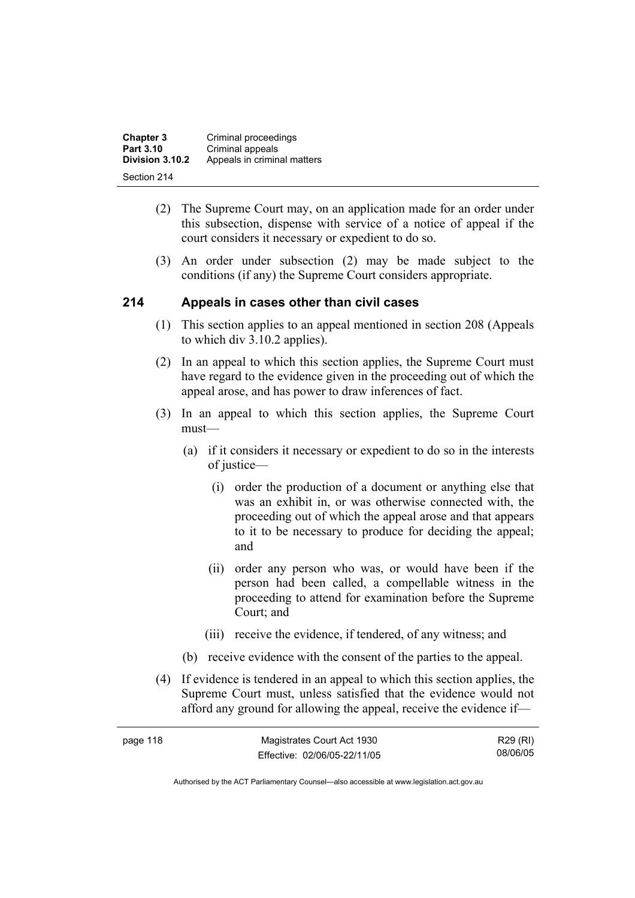(2) The Supreme Court may, on an application made for an order under this subsection, dispense with service of a notice of appeal if the court considers it necessary or expedient to do so.

(3) An order under subsection (2) may be made subject to the conditions (if any) the Supreme Court considers appropriate.

## 214 Appeals in cases other than civil cases

(1) This section applies to an appeal mentioned in section 208 (Appeals to which div 3.10.2 applies).

(2) In an appeal to which this section applies, the Supreme Court must have regard to the evidence given in the proceeding out of which the appeal arose, and has power to draw inferences of fact.

(3) In an appeal to which this section applies, the Supreme Court must—

(a) if it considers it necessary or expedient to do so in the interests of justice—

(i) order the production of a document or anything else that was an exhibit in, or was otherwise connected with, the proceeding out of which the appeal arose and that appears to it to be necessary to produce for deciding the appeal; and

(ii) order any person who was, or would have been if the person had been called, a compellable witness in the proceeding to attend for examination before the Supreme Court; and

(iii) receive the evidence, if tendered, of any witness; and

(b) receive evidence with the consent of the parties to the appeal.

(4) If evidence is tendered in an appeal to which this section applies, the Supreme Court must, unless satisfied that the evidence would not afford any ground for allowing the appeal, receive the evidence if—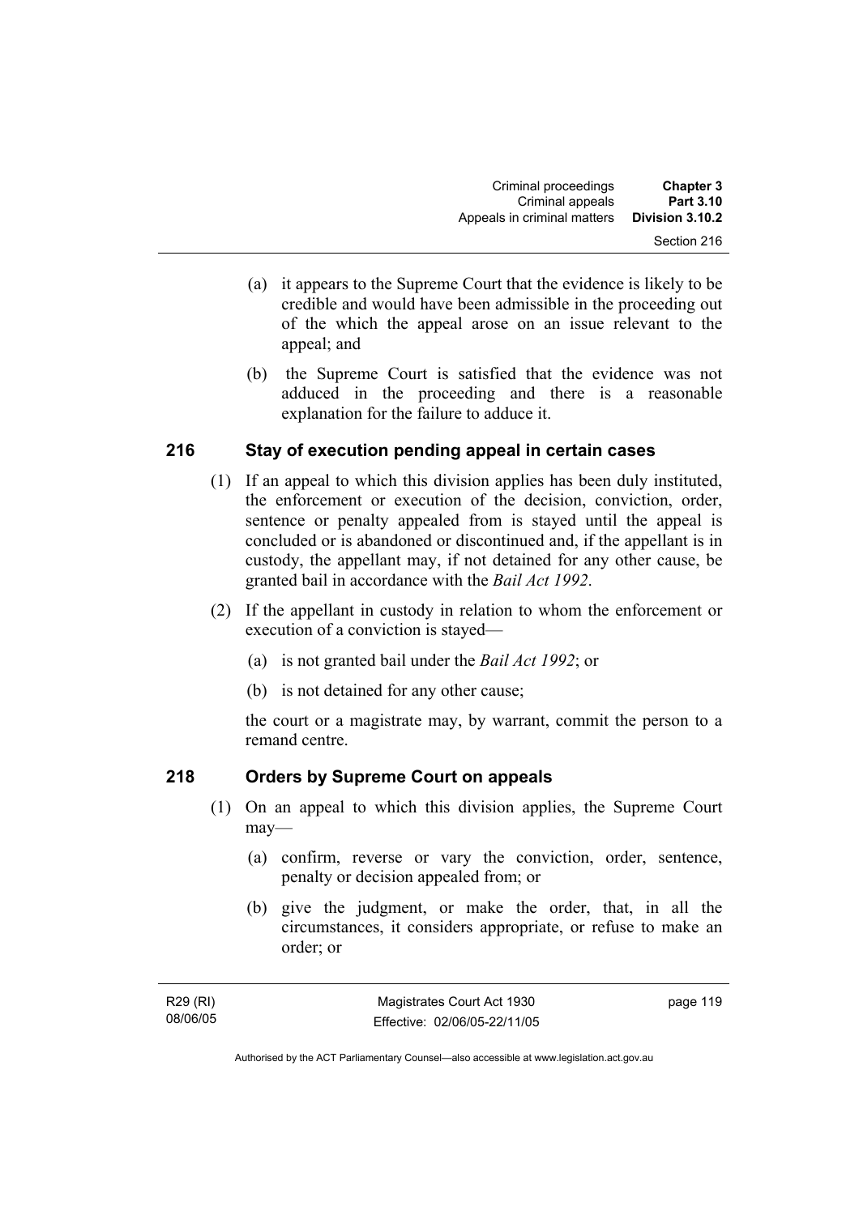(a) it appears to the Supreme Court that the evidence is likely to be credible and would have been admissible in the proceeding out of the which the appeal arose on an issue relevant to the appeal; and

(b) the Supreme Court is satisfied that the evidence was not adduced in the proceeding and there is a reasonable explanation for the failure to adduce it.

## 216 Stay of execution pending appeal in certain cases

(1) If an appeal to which this division applies has been duly instituted, the enforcement or execution of the decision, conviction, order, sentence or penalty appealed from is stayed until the appeal is concluded or is abandoned or discontinued and, if the appellant is in custody, the appellant may, if not detained for any other cause, be granted bail in accordance with the *Bail Act 1992*.

(2) If the appellant in custody in relation to whom the enforcement or execution of a conviction is stayed—

(a) is not granted bail under the *Bail Act 1992*; or

(b) is not detained for any other cause;

the court or a magistrate may, by warrant, commit the person to a remand centre.

## 218 Orders by Supreme Court on appeals

(1) On an appeal to which this division applies, the Supreme Court may—

(a) confirm, reverse or vary the conviction, order, sentence, penalty or decision appealed from; or

(b) give the judgment, or make the order, that, in all the circumstances, it considers appropriate, or refuse to make an order; or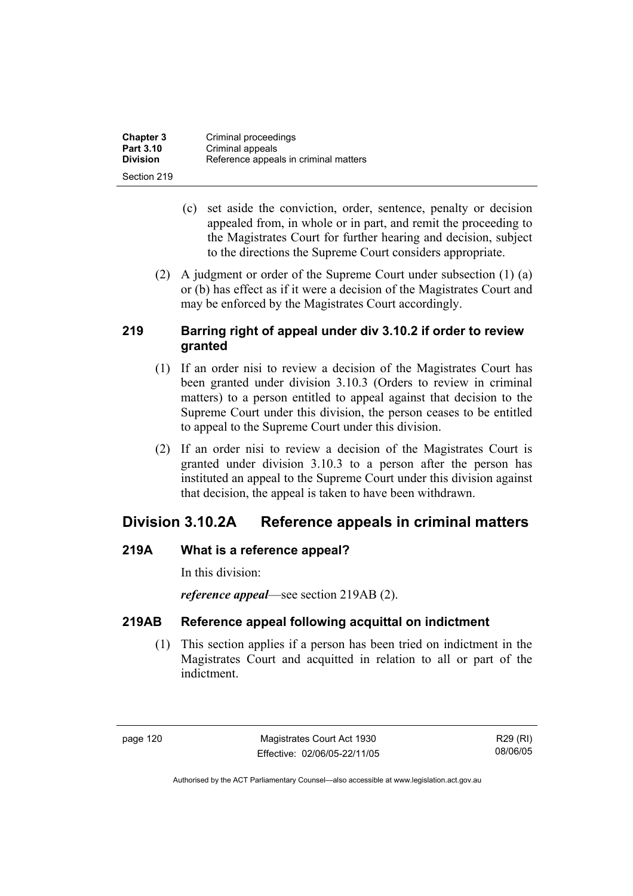(c) set aside the conviction, order, sentence, penalty or decision appealed from, in whole or in part, and remit the proceeding to the Magistrates Court for further hearing and decision, subject to the directions the Supreme Court considers appropriate.

(2) A judgment or order of the Supreme Court under subsection (1) (a) or (b) has effect as if it were a decision of the Magistrates Court and may be enforced by the Magistrates Court accordingly.

### 219 Barring right of appeal under div 3.10.2 if order to review granted

(1) If an order nisi to review a decision of the Magistrates Court has been granted under division 3.10.3 (Orders to review in criminal matters) to a person entitled to appeal against that decision to the Supreme Court under this division, the person ceases to be entitled to appeal to the Supreme Court under this division.

(2) If an order nisi to review a decision of the Magistrates Court is granted under division 3.10.3 to a person after the person has instituted an appeal to the Supreme Court under this division against that decision, the appeal is taken to have been withdrawn.

## Division 3.10.2A Reference appeals in criminal matters

### 219A What is a reference appeal?

In this division:

***reference appeal***—see section 219AB (2).

### 219AB Reference appeal following acquittal on indictment

(1) This section applies if a person has been tried on indictment in the Magistrates Court and acquitted in relation to all or part of the indictment.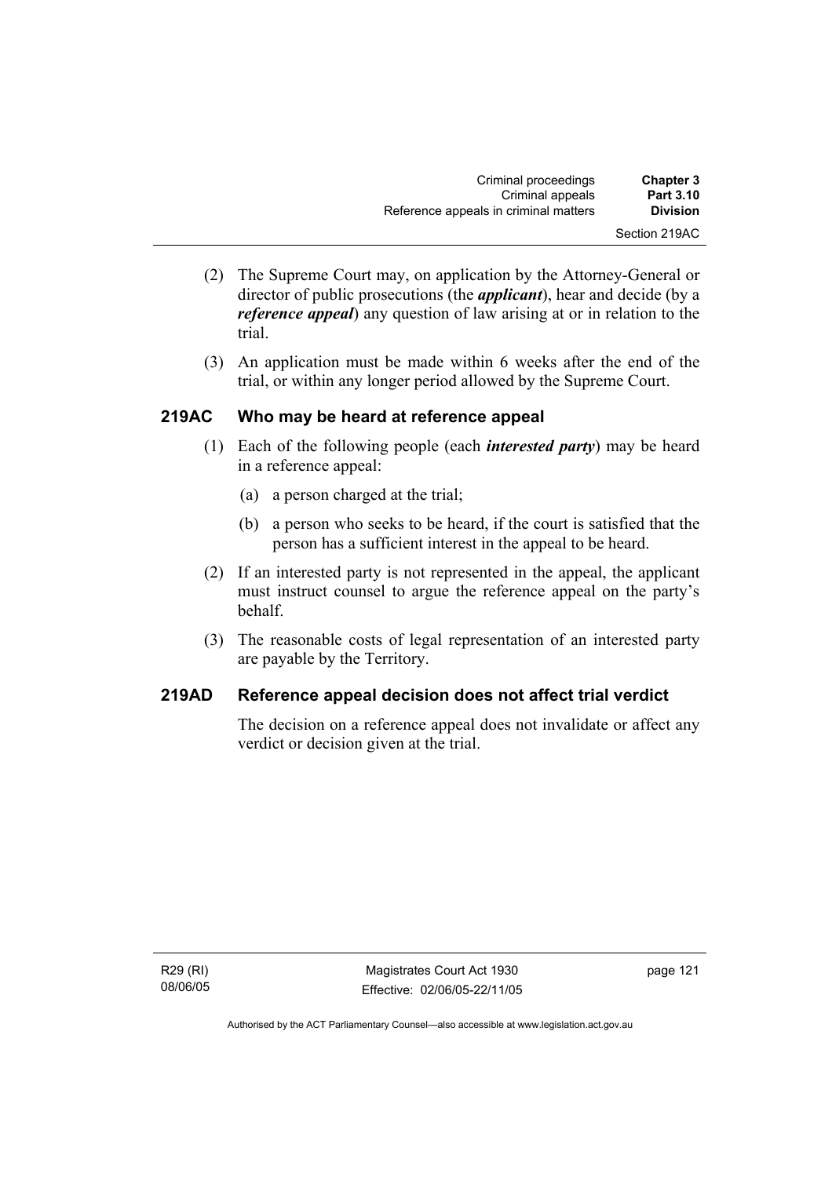(2) The Supreme Court may, on application by the Attorney-General or director of public prosecutions (the ***applicant***), hear and decide (by a ***reference appeal***) any question of law arising at or in relation to the trial.

(3) An application must be made within 6 weeks after the end of the trial, or within any longer period allowed by the Supreme Court.

## 219AC Who may be heard at reference appeal

(1) Each of the following people (each ***interested party***) may be heard in a reference appeal:

(a) a person charged at the trial;

(b) a person who seeks to be heard, if the court is satisfied that the person has a sufficient interest in the appeal to be heard.

(2) If an interested party is not represented in the appeal, the applicant must instruct counsel to argue the reference appeal on the party's behalf.

(3) The reasonable costs of legal representation of an interested party are payable by the Territory.

## 219AD Reference appeal decision does not affect trial verdict

The decision on a reference appeal does not invalidate or affect any verdict or decision given at the trial.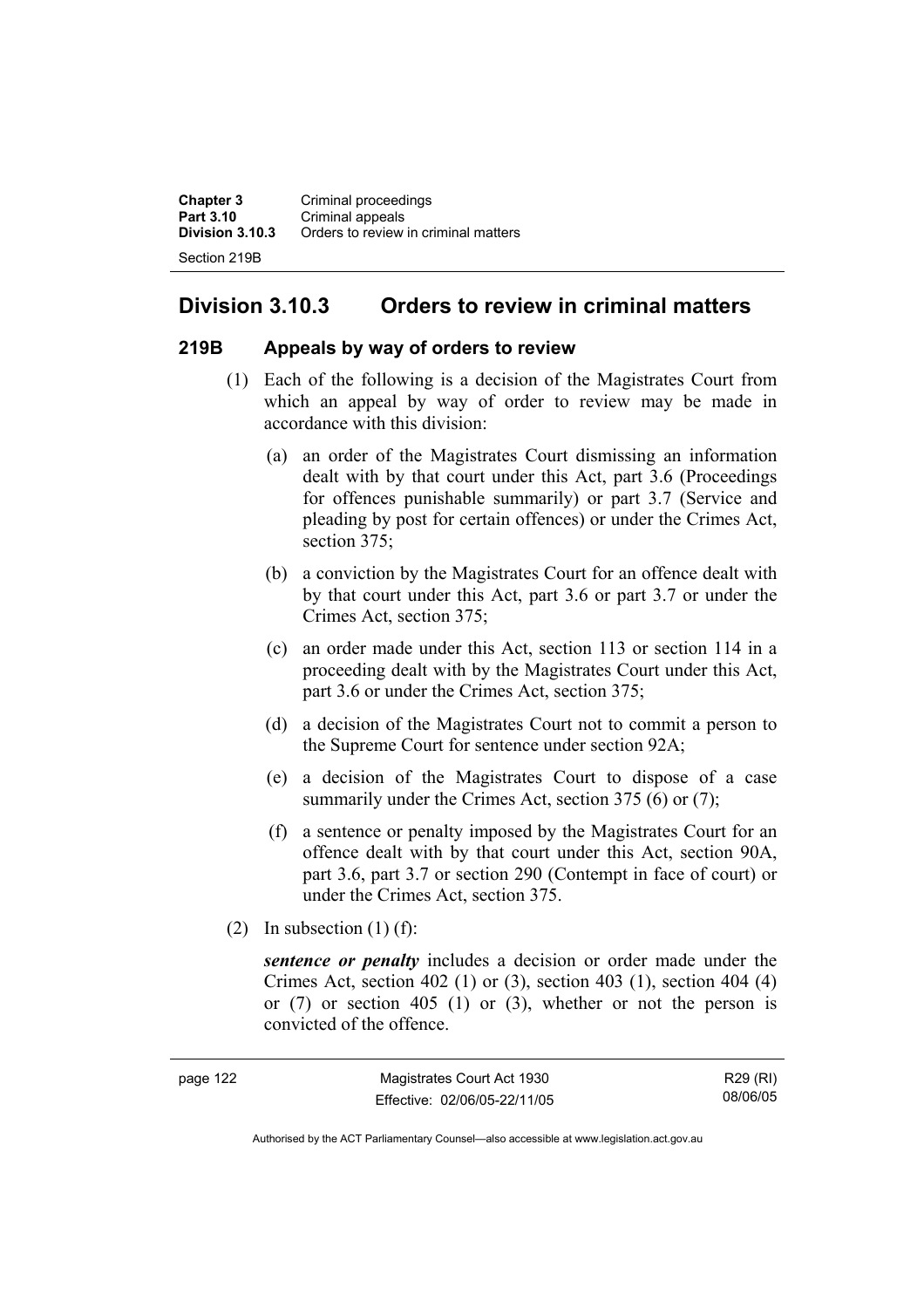## Division 3.10.3 Orders to review in criminal matters

### 219B Appeals by way of orders to review

(1) Each of the following is a decision of the Magistrates Court from which an appeal by way of order to review may be made in accordance with this division:

(a) an order of the Magistrates Court dismissing an information dealt with by that court under this Act, part 3.6 (Proceedings for offences punishable summarily) or part 3.7 (Service and pleading by post for certain offences) or under the Crimes Act, section 375;

(b) a conviction by the Magistrates Court for an offence dealt with by that court under this Act, part 3.6 or part 3.7 or under the Crimes Act, section 375;

(c) an order made under this Act, section 113 or section 114 in a proceeding dealt with by the Magistrates Court under this Act, part 3.6 or under the Crimes Act, section 375;

(d) a decision of the Magistrates Court not to commit a person to the Supreme Court for sentence under section 92A;

(e) a decision of the Magistrates Court to dispose of a case summarily under the Crimes Act, section 375 (6) or (7);

(f) a sentence or penalty imposed by the Magistrates Court for an offence dealt with by that court under this Act, section 90A, part 3.6, part 3.7 or section 290 (Contempt in face of court) or under the Crimes Act, section 375.

(2) In subsection (1) (f):

***sentence or penalty*** includes a decision or order made under the Crimes Act, section 402 (1) or (3), section 403 (1), section 404 (4) or (7) or section 405 (1) or (3), whether or not the person is convicted of the offence.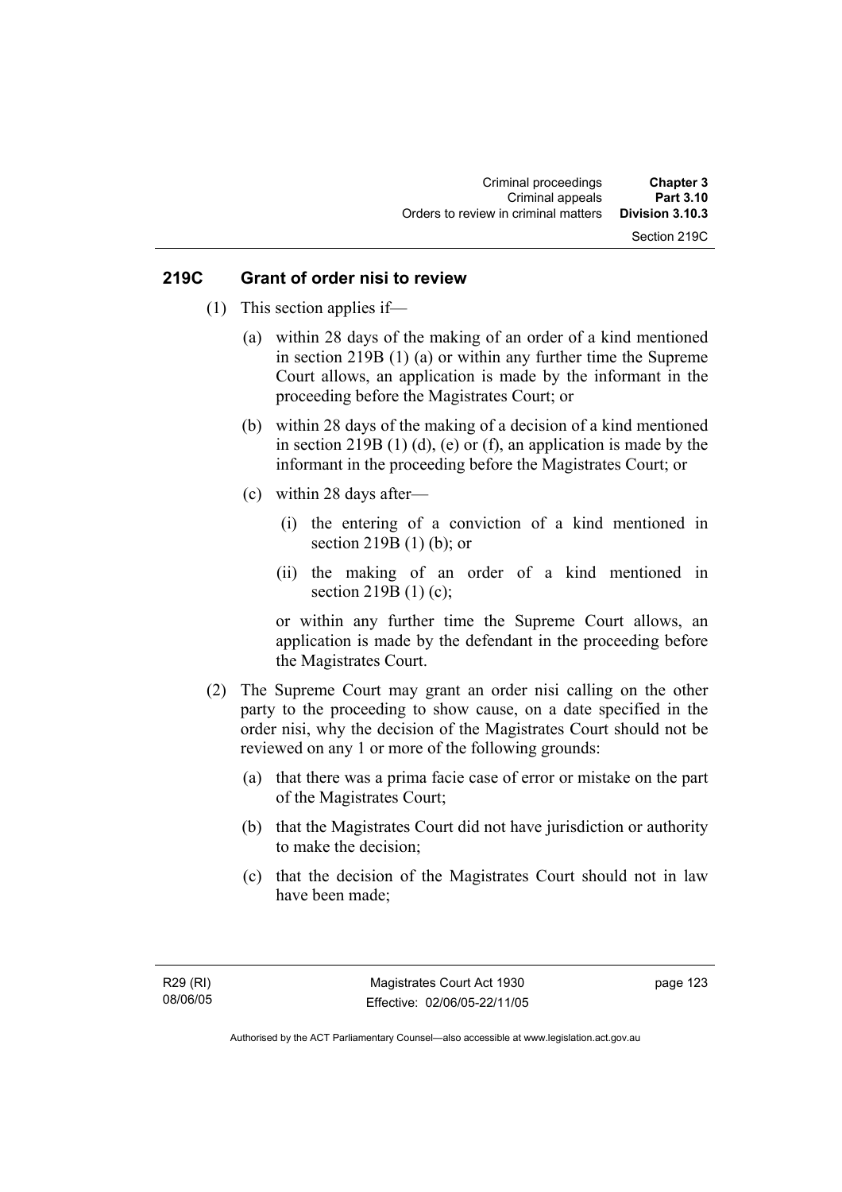## 219C Grant of order nisi to review

(1) This section applies if—

(a) within 28 days of the making of an order of a kind mentioned in section 219B (1) (a) or within any further time the Supreme Court allows, an application is made by the informant in the proceeding before the Magistrates Court; or

(b) within 28 days of the making of a decision of a kind mentioned in section 219B (1) (d), (e) or (f), an application is made by the informant in the proceeding before the Magistrates Court; or

(c) within 28 days after—

(i) the entering of a conviction of a kind mentioned in section 219B (1) (b); or

(ii) the making of an order of a kind mentioned in section 219B (1) (c);

or within any further time the Supreme Court allows, an application is made by the defendant in the proceeding before the Magistrates Court.

(2) The Supreme Court may grant an order nisi calling on the other party to the proceeding to show cause, on a date specified in the order nisi, why the decision of the Magistrates Court should not be reviewed on any 1 or more of the following grounds:

(a) that there was a prima facie case of error or mistake on the part of the Magistrates Court;

(b) that the Magistrates Court did not have jurisdiction or authority to make the decision;

(c) that the decision of the Magistrates Court should not in law have been made;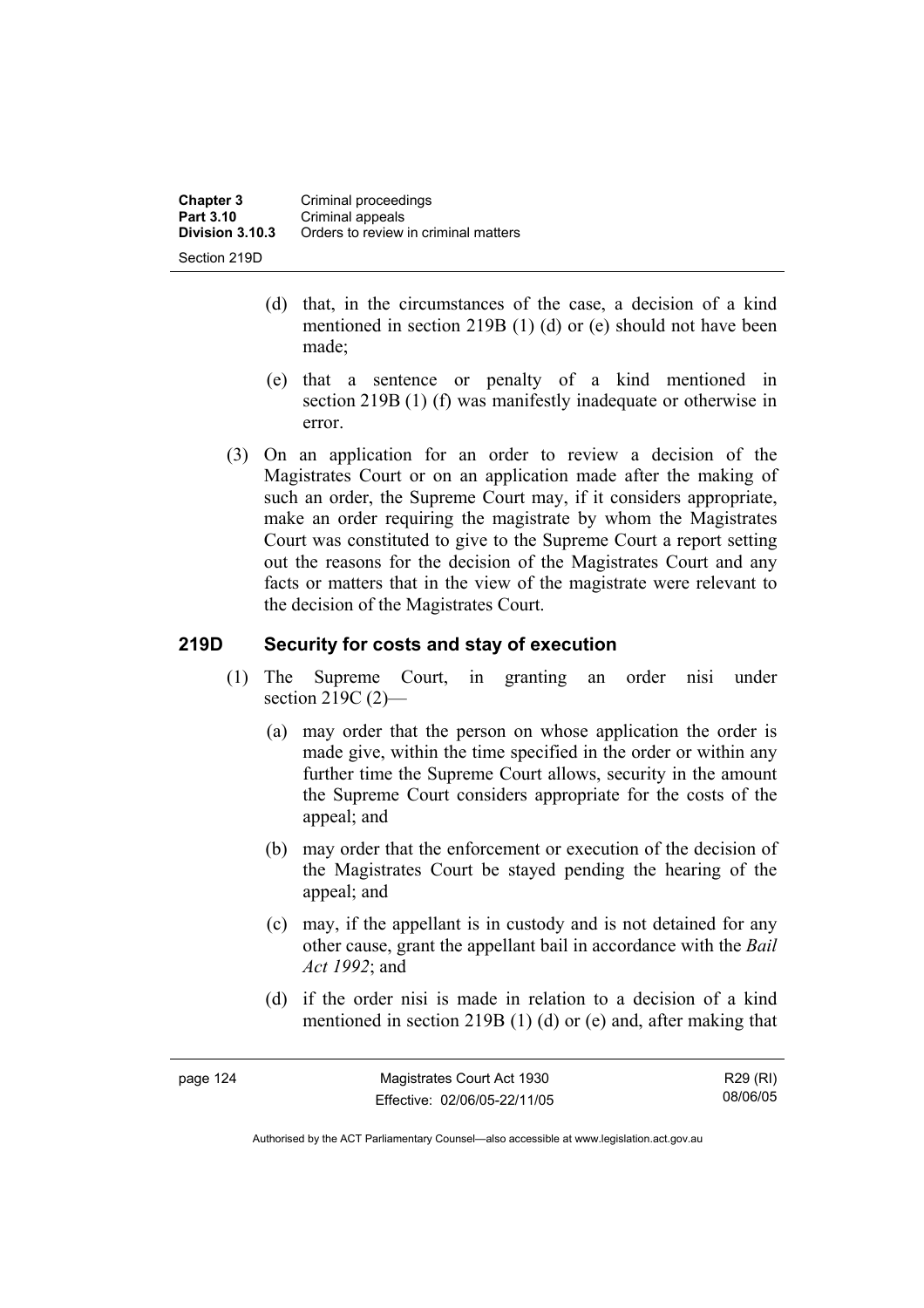(d) that, in the circumstances of the case, a decision of a kind mentioned in section 219B (1) (d) or (e) should not have been made;

(e) that a sentence or penalty of a kind mentioned in section 219B (1) (f) was manifestly inadequate or otherwise in error.

(3) On an application for an order to review a decision of the Magistrates Court or on an application made after the making of such an order, the Supreme Court may, if it considers appropriate, make an order requiring the magistrate by whom the Magistrates Court was constituted to give to the Supreme Court a report setting out the reasons for the decision of the Magistrates Court and any facts or matters that in the view of the magistrate were relevant to the decision of the Magistrates Court.

## 219D Security for costs and stay of execution

(1) The Supreme Court, in granting an order nisi under section 219C (2)—

(a) may order that the person on whose application the order is made give, within the time specified in the order or within any further time the Supreme Court allows, security in the amount the Supreme Court considers appropriate for the costs of the appeal; and

(b) may order that the enforcement or execution of the decision of the Magistrates Court be stayed pending the hearing of the appeal; and

(c) may, if the appellant is in custody and is not detained for any other cause, grant the appellant bail in accordance with the *Bail Act 1992*; and

(d) if the order nisi is made in relation to a decision of a kind mentioned in section 219B (1) (d) or (e) and, after making that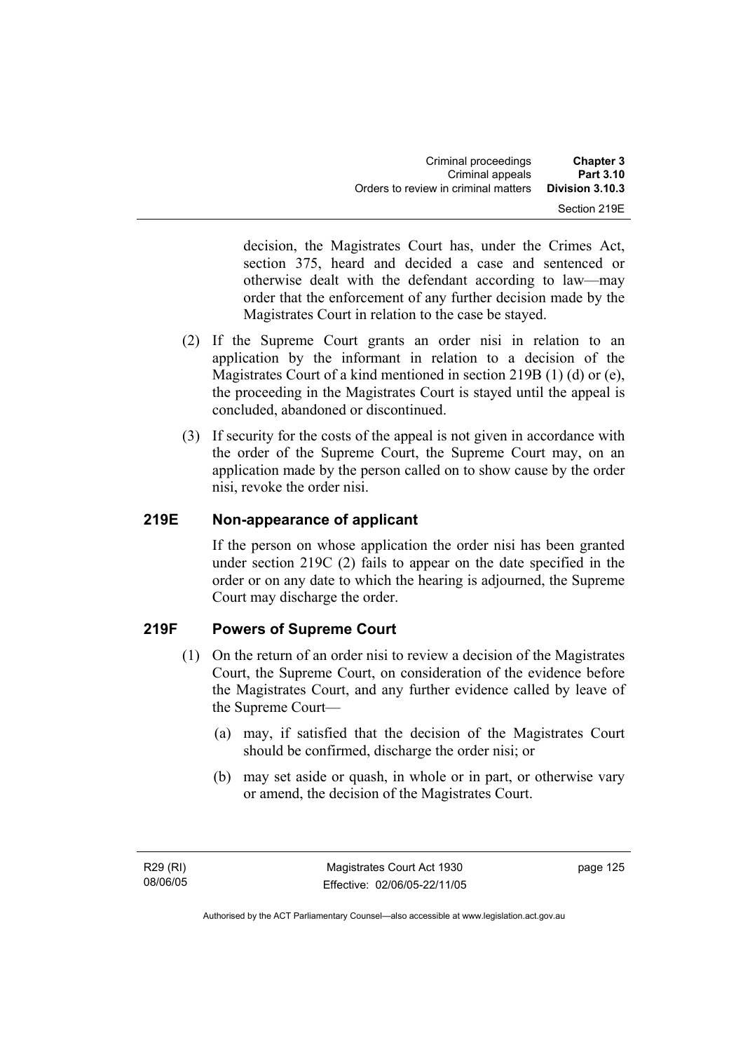decision, the Magistrates Court has, under the Crimes Act, section 375, heard and decided a case and sentenced or otherwise dealt with the defendant according to law—may order that the enforcement of any further decision made by the Magistrates Court in relation to the case be stayed.

(2) If the Supreme Court grants an order nisi in relation to an application by the informant in relation to a decision of the Magistrates Court of a kind mentioned in section 219B (1) (d) or (e), the proceeding in the Magistrates Court is stayed until the appeal is concluded, abandoned or discontinued.

(3) If security for the costs of the appeal is not given in accordance with the order of the Supreme Court, the Supreme Court may, on an application made by the person called on to show cause by the order nisi, revoke the order nisi.

## 219E Non-appearance of applicant

If the person on whose application the order nisi has been granted under section 219C (2) fails to appear on the date specified in the order or on any date to which the hearing is adjourned, the Supreme Court may discharge the order.

## 219F Powers of Supreme Court

(1) On the return of an order nisi to review a decision of the Magistrates Court, the Supreme Court, on consideration of the evidence before the Magistrates Court, and any further evidence called by leave of the Supreme Court—

(a) may, if satisfied that the decision of the Magistrates Court should be confirmed, discharge the order nisi; or

(b) may set aside or quash, in whole or in part, or otherwise vary or amend, the decision of the Magistrates Court.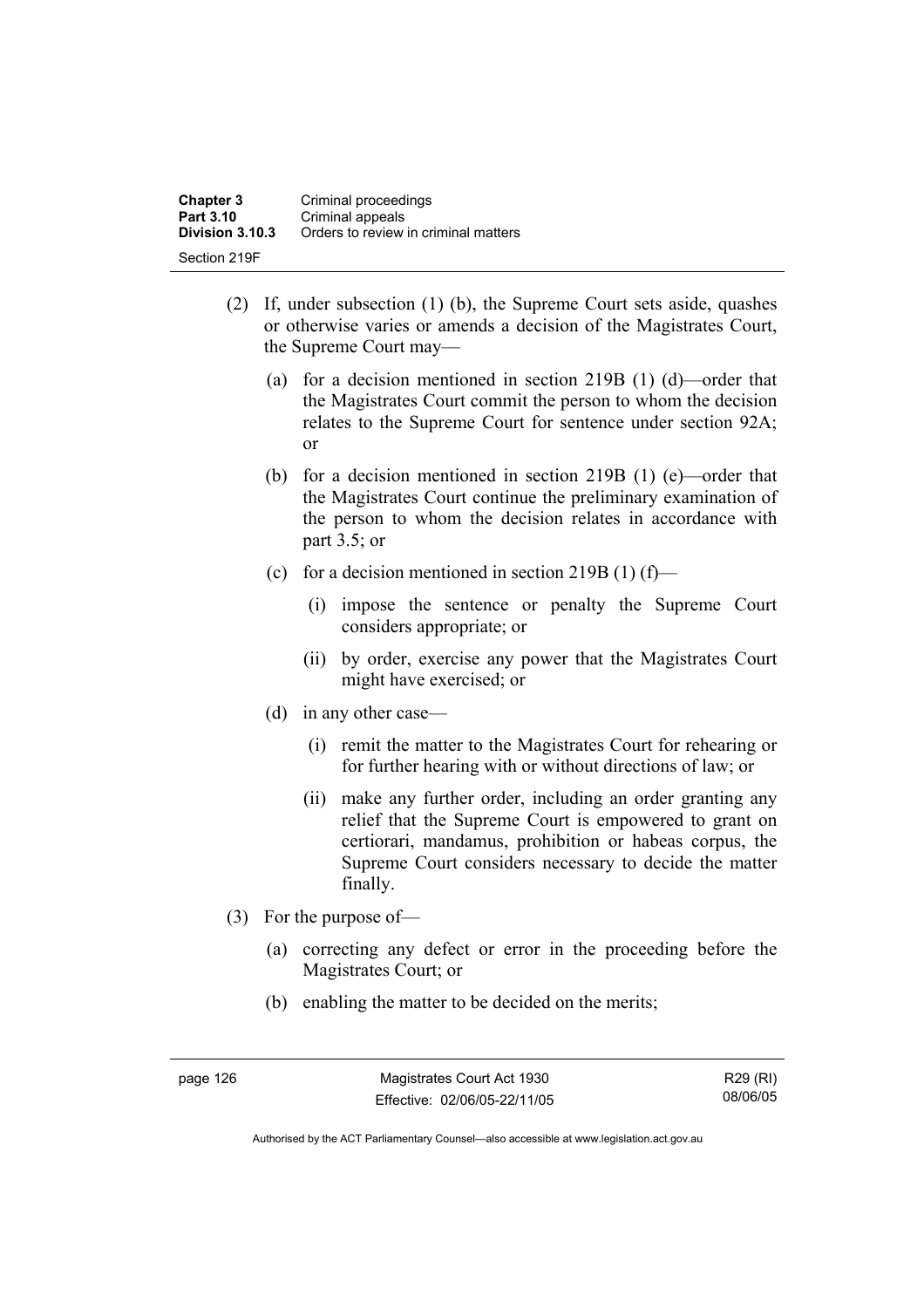(2) If, under subsection (1) (b), the Supreme Court sets aside, quashes or otherwise varies or amends a decision of the Magistrates Court, the Supreme Court may—

(a) for a decision mentioned in section 219B (1) (d)—order that the Magistrates Court commit the person to whom the decision relates to the Supreme Court for sentence under section 92A; or

(b) for a decision mentioned in section 219B (1) (e)—order that the Magistrates Court continue the preliminary examination of the person to whom the decision relates in accordance with part 3.5; or

(c) for a decision mentioned in section 219B (1) (f)—

(i) impose the sentence or penalty the Supreme Court considers appropriate; or

(ii) by order, exercise any power that the Magistrates Court might have exercised; or

(d) in any other case—

(i) remit the matter to the Magistrates Court for rehearing or for further hearing with or without directions of law; or

(ii) make any further order, including an order granting any relief that the Supreme Court is empowered to grant on certiorari, mandamus, prohibition or habeas corpus, the Supreme Court considers necessary to decide the matter finally.

(3) For the purpose of—

(a) correcting any defect or error in the proceeding before the Magistrates Court; or

(b) enabling the matter to be decided on the merits;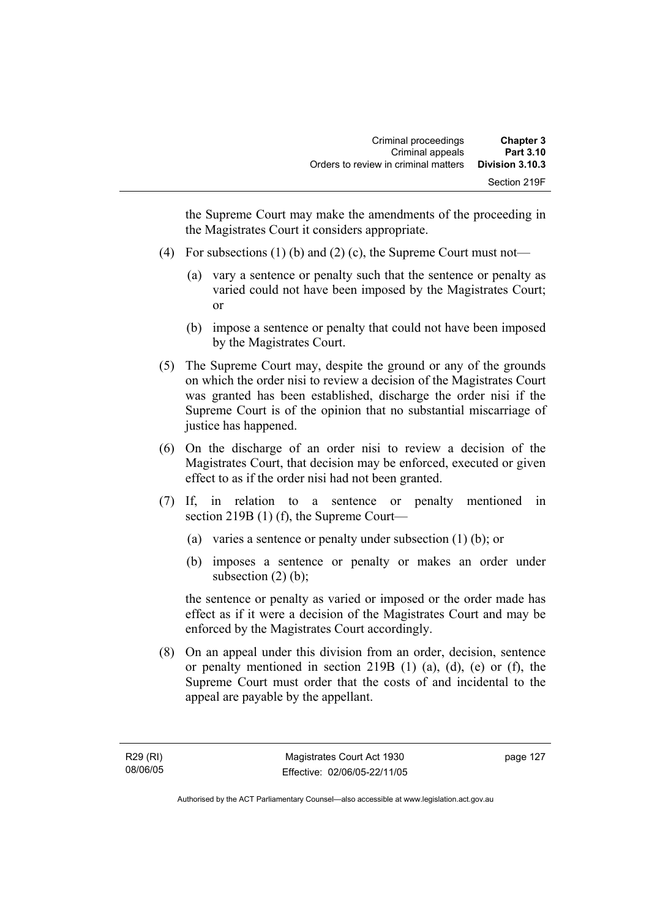the Supreme Court may make the amendments of the proceeding in the Magistrates Court it considers appropriate.

(4) For subsections (1) (b) and (2) (c), the Supreme Court must not—

(a) vary a sentence or penalty such that the sentence or penalty as varied could not have been imposed by the Magistrates Court; or

(b) impose a sentence or penalty that could not have been imposed by the Magistrates Court.

(5) The Supreme Court may, despite the ground or any of the grounds on which the order nisi to review a decision of the Magistrates Court was granted has been established, discharge the order nisi if the Supreme Court is of the opinion that no substantial miscarriage of justice has happened.

(6) On the discharge of an order nisi to review a decision of the Magistrates Court, that decision may be enforced, executed or given effect to as if the order nisi had not been granted.

(7) If, in relation to a sentence or penalty mentioned in section 219B (1) (f), the Supreme Court—

(a) varies a sentence or penalty under subsection (1) (b); or

(b) imposes a sentence or penalty or makes an order under subsection (2) (b);

the sentence or penalty as varied or imposed or the order made has effect as if it were a decision of the Magistrates Court and may be enforced by the Magistrates Court accordingly.

(8) On an appeal under this division from an order, decision, sentence or penalty mentioned in section 219B (1) (a), (d), (e) or (f), the Supreme Court must order that the costs of and incidental to the appeal are payable by the appellant.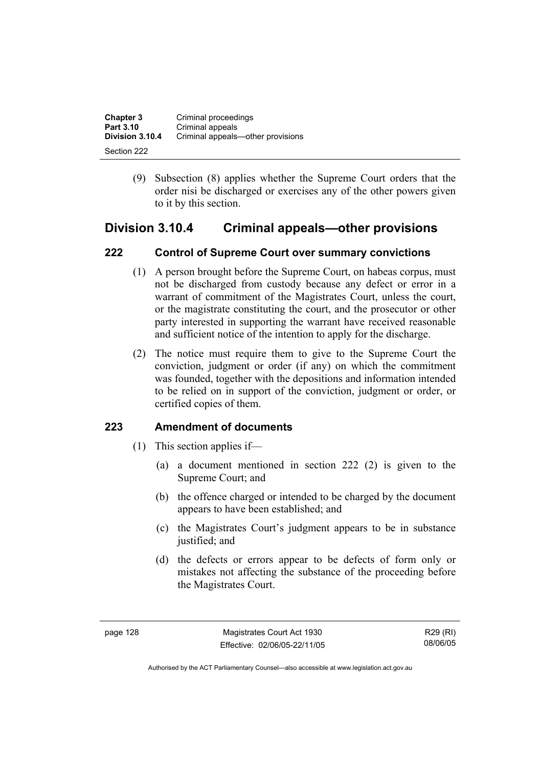(9) Subsection (8) applies whether the Supreme Court orders that the order nisi be discharged or exercises any of the other powers given to it by this section.

## Division 3.10.4 Criminal appeals—other provisions

### 222 Control of Supreme Court over summary convictions

(1) A person brought before the Supreme Court, on habeas corpus, must not be discharged from custody because any defect or error in a warrant of commitment of the Magistrates Court, unless the court, or the magistrate constituting the court, and the prosecutor or other party interested in supporting the warrant have received reasonable and sufficient notice of the intention to apply for the discharge.

(2) The notice must require them to give to the Supreme Court the conviction, judgment or order (if any) on which the commitment was founded, together with the depositions and information intended to be relied on in support of the conviction, judgment or order, or certified copies of them.

### 223 Amendment of documents

(1) This section applies if—

(a) a document mentioned in section 222 (2) is given to the Supreme Court; and

(b) the offence charged or intended to be charged by the document appears to have been established; and

(c) the Magistrates Court's judgment appears to be in substance justified; and

(d) the defects or errors appear to be defects of form only or mistakes not affecting the substance of the proceeding before the Magistrates Court.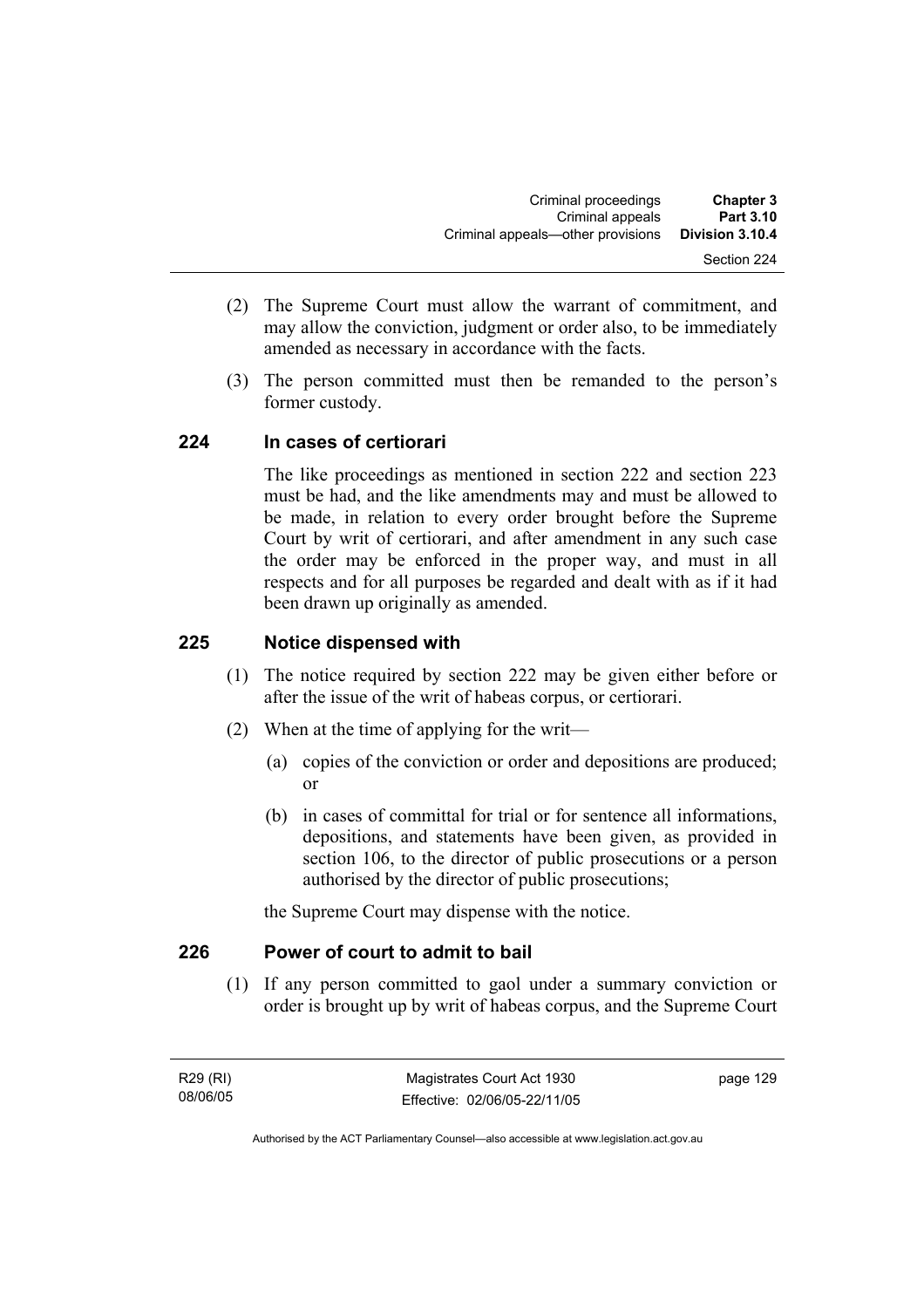(2) The Supreme Court must allow the warrant of commitment, and may allow the conviction, judgment or order also, to be immediately amended as necessary in accordance with the facts.

(3) The person committed must then be remanded to the person's former custody.

## 224 In cases of certiorari

The like proceedings as mentioned in section 222 and section 223 must be had, and the like amendments may and must be allowed to be made, in relation to every order brought before the Supreme Court by writ of certiorari, and after amendment in any such case the order may be enforced in the proper way, and must in all respects and for all purposes be regarded and dealt with as if it had been drawn up originally as amended.

## 225 Notice dispensed with

(1) The notice required by section 222 may be given either before or after the issue of the writ of habeas corpus, or certiorari.

(2) When at the time of applying for the writ—

(a) copies of the conviction or order and depositions are produced; or

(b) in cases of committal for trial or for sentence all informations, depositions, and statements have been given, as provided in section 106, to the director of public prosecutions or a person authorised by the director of public prosecutions;

the Supreme Court may dispense with the notice.

## 226 Power of court to admit to bail

(1) If any person committed to gaol under a summary conviction or order is brought up by writ of habeas corpus, and the Supreme Court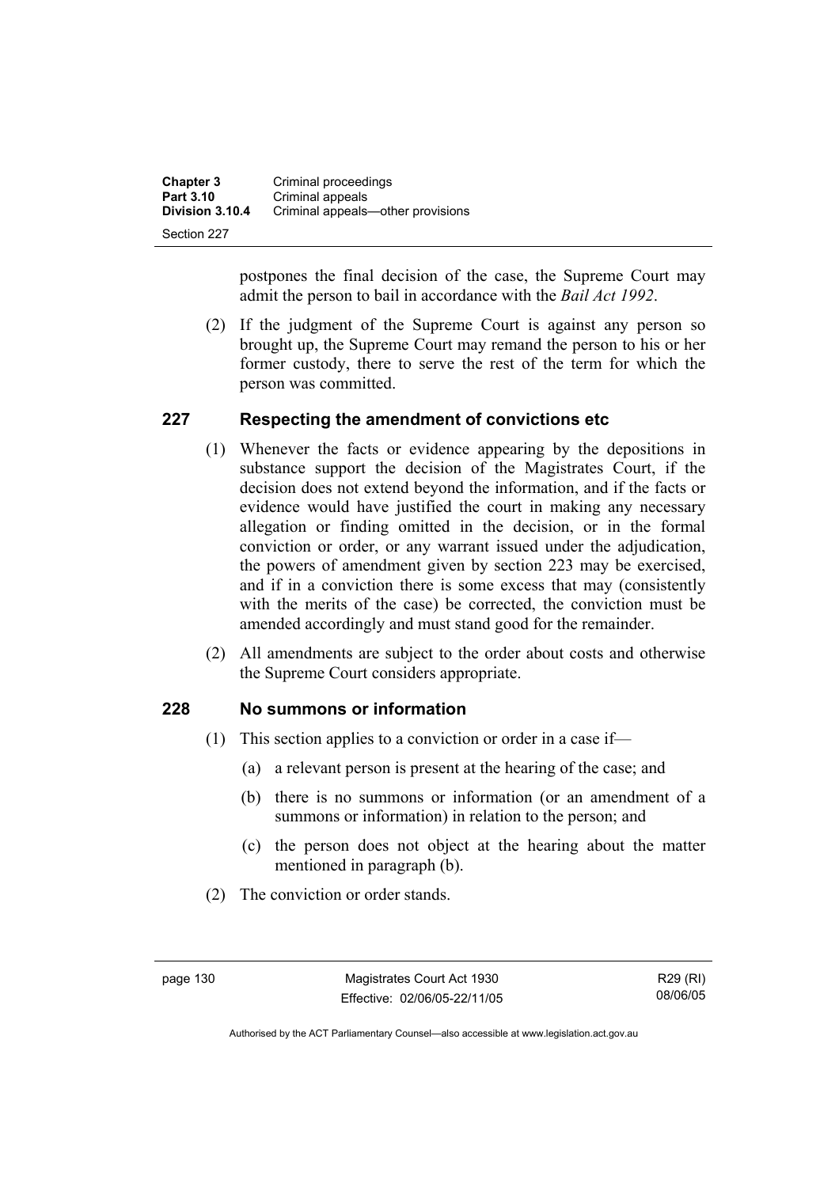postpones the final decision of the case, the Supreme Court may admit the person to bail in accordance with the *Bail Act 1992*.

(2) If the judgment of the Supreme Court is against any person so brought up, the Supreme Court may remand the person to his or her former custody, there to serve the rest of the term for which the person was committed.

## 227 Respecting the amendment of convictions etc

(1) Whenever the facts or evidence appearing by the depositions in substance support the decision of the Magistrates Court, if the decision does not extend beyond the information, and if the facts or evidence would have justified the court in making any necessary allegation or finding omitted in the decision, or in the formal conviction or order, or any warrant issued under the adjudication, the powers of amendment given by section 223 may be exercised, and if in a conviction there is some excess that may (consistently with the merits of the case) be corrected, the conviction must be amended accordingly and must stand good for the remainder.

(2) All amendments are subject to the order about costs and otherwise the Supreme Court considers appropriate.

## 228 No summons or information

(1) This section applies to a conviction or order in a case if—

(a) a relevant person is present at the hearing of the case; and

(b) there is no summons or information (or an amendment of a summons or information) in relation to the person; and

(c) the person does not object at the hearing about the matter mentioned in paragraph (b).

(2) The conviction or order stands.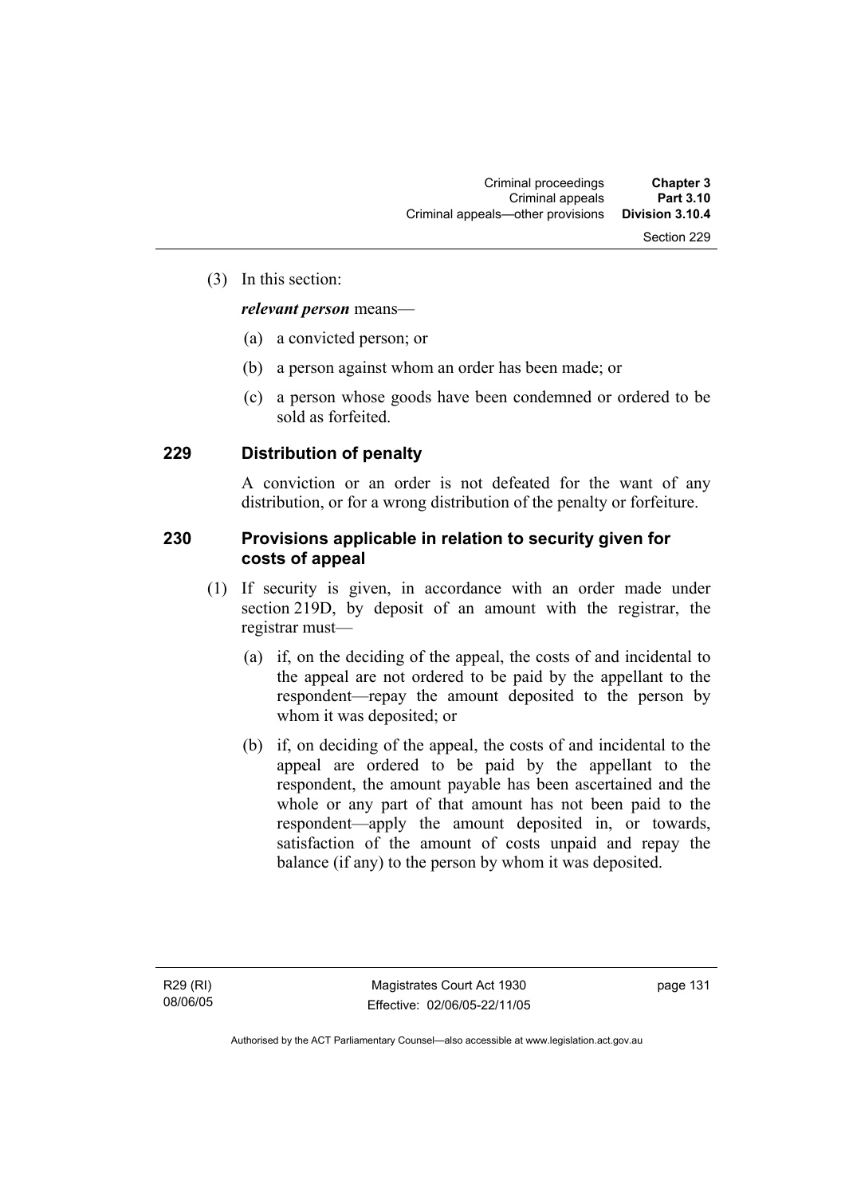(3) In this section:

***relevant person*** means—

(a) a convicted person; or

(b) a person against whom an order has been made; or

(c) a person whose goods have been condemned or ordered to be sold as forfeited.

## 229 Distribution of penalty

A conviction or an order is not defeated for the want of any distribution, or for a wrong distribution of the penalty or forfeiture.

## 230 Provisions applicable in relation to security given for costs of appeal

(1) If security is given, in accordance with an order made under section 219D, by deposit of an amount with the registrar, the registrar must—

(a) if, on the deciding of the appeal, the costs of and incidental to the appeal are not ordered to be paid by the appellant to the respondent—repay the amount deposited to the person by whom it was deposited; or

(b) if, on deciding of the appeal, the costs of and incidental to the appeal are ordered to be paid by the appellant to the respondent, the amount payable has been ascertained and the whole or any part of that amount has not been paid to the respondent—apply the amount deposited in, or towards, satisfaction of the amount of costs unpaid and repay the balance (if any) to the person by whom it was deposited.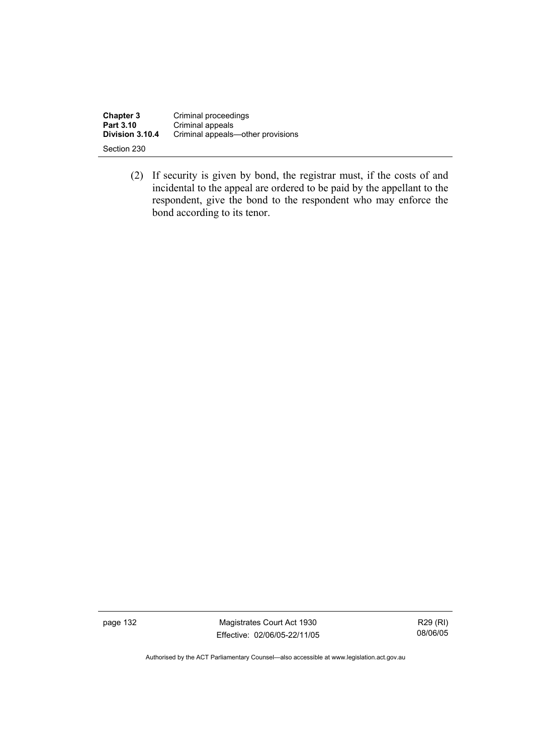(2) If security is given by bond, the registrar must, if the costs of and incidental to the appeal are ordered to be paid by the appellant to the respondent, give the bond to the respondent who may enforce the bond according to its tenor.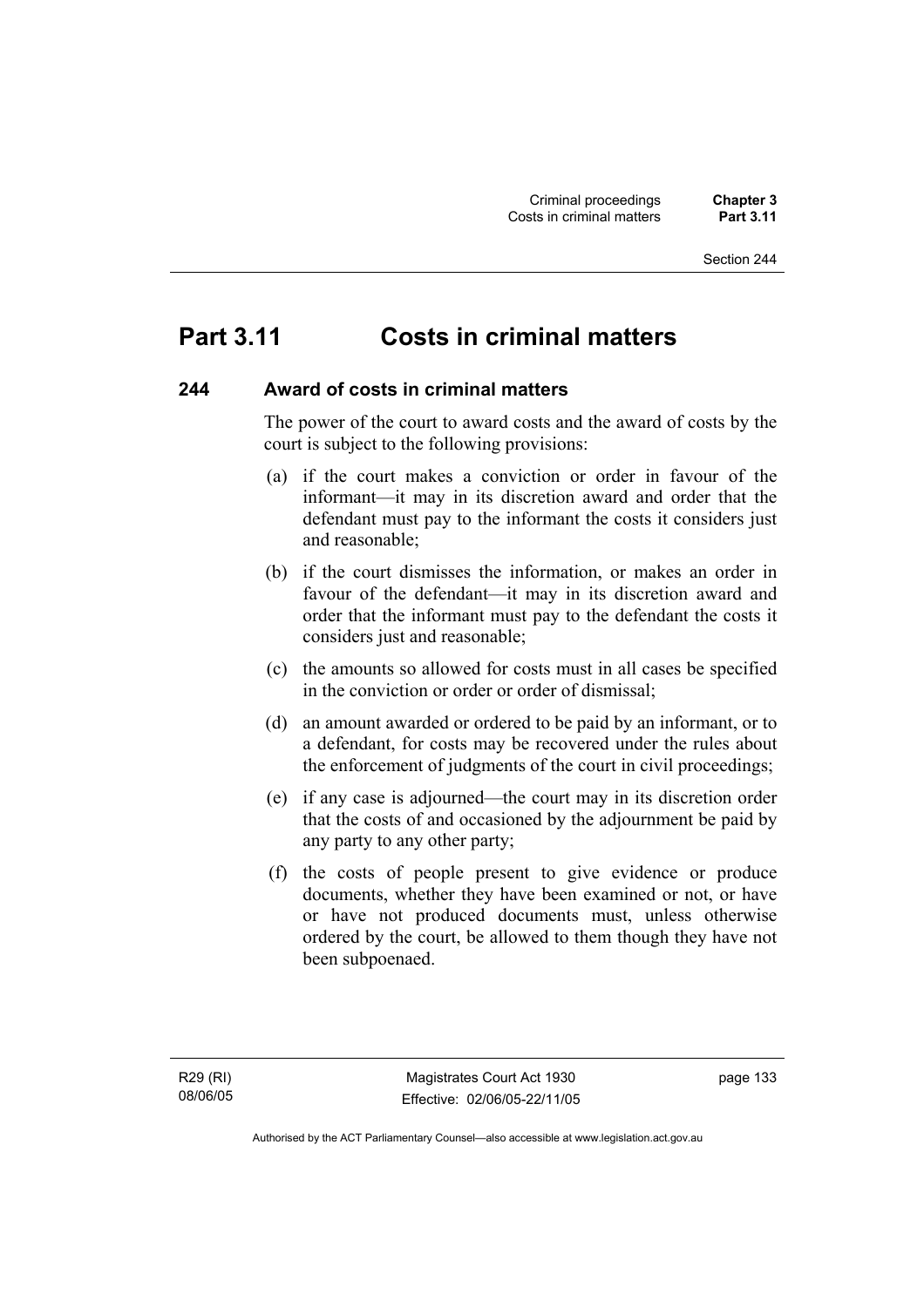# Part 3.11 Costs in criminal matters

## 244 Award of costs in criminal matters

The power of the court to award costs and the award of costs by the court is subject to the following provisions:

(a) if the court makes a conviction or order in favour of the informant—it may in its discretion award and order that the defendant must pay to the informant the costs it considers just and reasonable;

(b) if the court dismisses the information, or makes an order in favour of the defendant—it may in its discretion award and order that the informant must pay to the defendant the costs it considers just and reasonable;

(c) the amounts so allowed for costs must in all cases be specified in the conviction or order or order of dismissal;

(d) an amount awarded or ordered to be paid by an informant, or to a defendant, for costs may be recovered under the rules about the enforcement of judgments of the court in civil proceedings;

(e) if any case is adjourned—the court may in its discretion order that the costs of and occasioned by the adjournment be paid by any party to any other party;

(f) the costs of people present to give evidence or produce documents, whether they have been examined or not, or have or have not produced documents must, unless otherwise ordered by the court, be allowed to them though they have not been subpoenaed.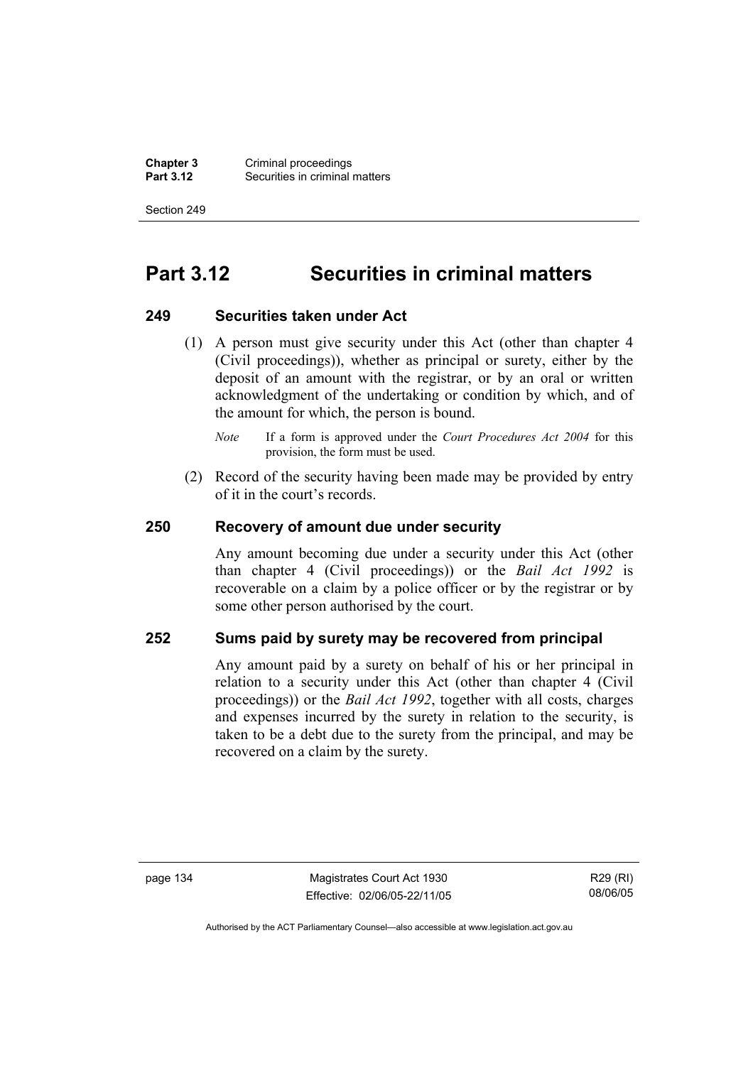# Part 3.12 Securities in criminal matters

## 249 Securities taken under Act

(1) A person must give security under this Act (other than chapter 4 (Civil proceedings)), whether as principal or surety, either by the deposit of an amount with the registrar, or by an oral or written acknowledgment of the undertaking or condition by which, and of the amount for which, the person is bound.

*Note* If a form is approved under the *Court Procedures Act 2004* for this provision, the form must be used.

(2) Record of the security having been made may be provided by entry of it in the court's records.

## 250 Recovery of amount due under security

Any amount becoming due under a security under this Act (other than chapter 4 (Civil proceedings)) or the *Bail Act 1992* is recoverable on a claim by a police officer or by the registrar or by some other person authorised by the court.

## 252 Sums paid by surety may be recovered from principal

Any amount paid by a surety on behalf of his or her principal in relation to a security under this Act (other than chapter 4 (Civil proceedings)) or the *Bail Act 1992*, together with all costs, charges and expenses incurred by the surety in relation to the security, is taken to be a debt due to the surety from the principal, and may be recovered on a claim by the surety.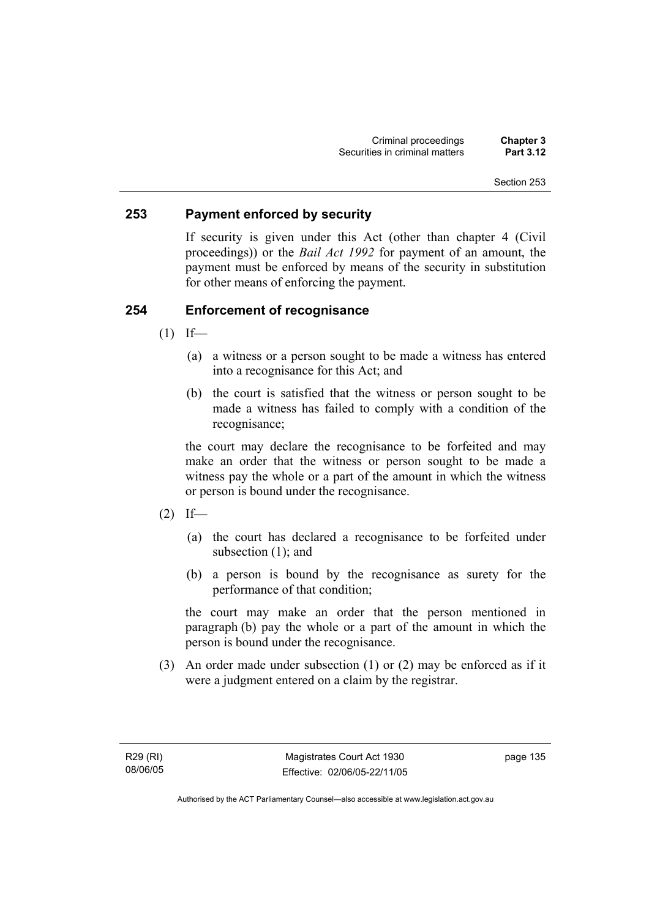## 253 Payment enforced by security

If security is given under this Act (other than chapter 4 (Civil proceedings)) or the *Bail Act 1992* for payment of an amount, the payment must be enforced by means of the security in substitution for other means of enforcing the payment.

## 254 Enforcement of recognisance

(1) If—

(a) a witness or a person sought to be made a witness has entered into a recognisance for this Act; and

(b) the court is satisfied that the witness or person sought to be made a witness has failed to comply with a condition of the recognisance;

the court may declare the recognisance to be forfeited and may make an order that the witness or person sought to be made a witness pay the whole or a part of the amount in which the witness or person is bound under the recognisance.

(2) If—

(a) the court has declared a recognisance to be forfeited under subsection (1); and

(b) a person is bound by the recognisance as surety for the performance of that condition;

the court may make an order that the person mentioned in paragraph (b) pay the whole or a part of the amount in which the person is bound under the recognisance.

(3) An order made under subsection (1) or (2) may be enforced as if it were a judgment entered on a claim by the registrar.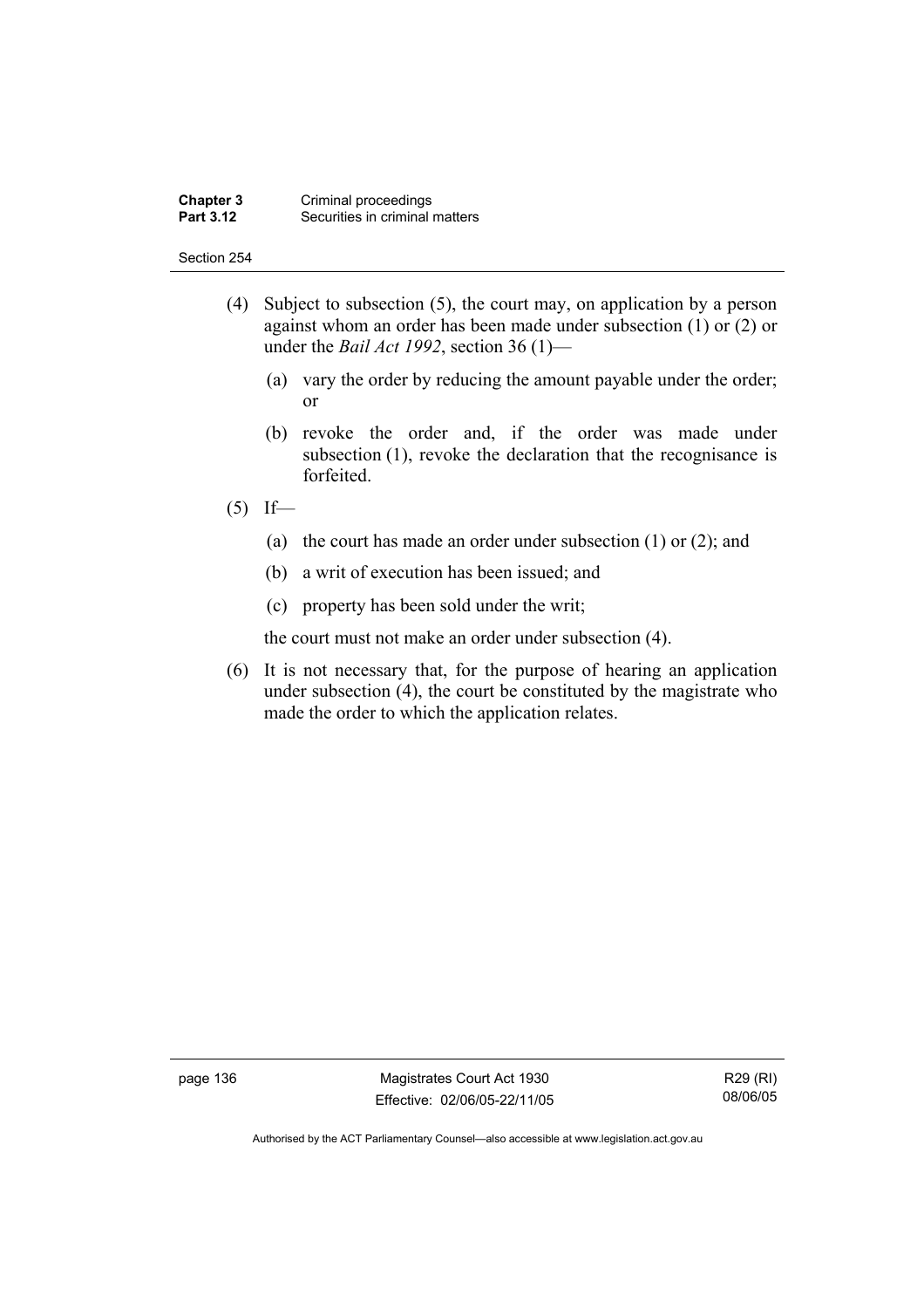(4) Subject to subsection (5), the court may, on application by a person against whom an order has been made under subsection (1) or (2) or under the *Bail Act 1992*, section 36 (1)—

(a) vary the order by reducing the amount payable under the order; or

(b) revoke the order and, if the order was made under subsection (1), revoke the declaration that the recognisance is forfeited.

(5) If—

(a) the court has made an order under subsection (1) or (2); and

(b) a writ of execution has been issued; and

(c) property has been sold under the writ;

the court must not make an order under subsection (4).

(6) It is not necessary that, for the purpose of hearing an application under subsection (4), the court be constituted by the magistrate who made the order to which the application relates.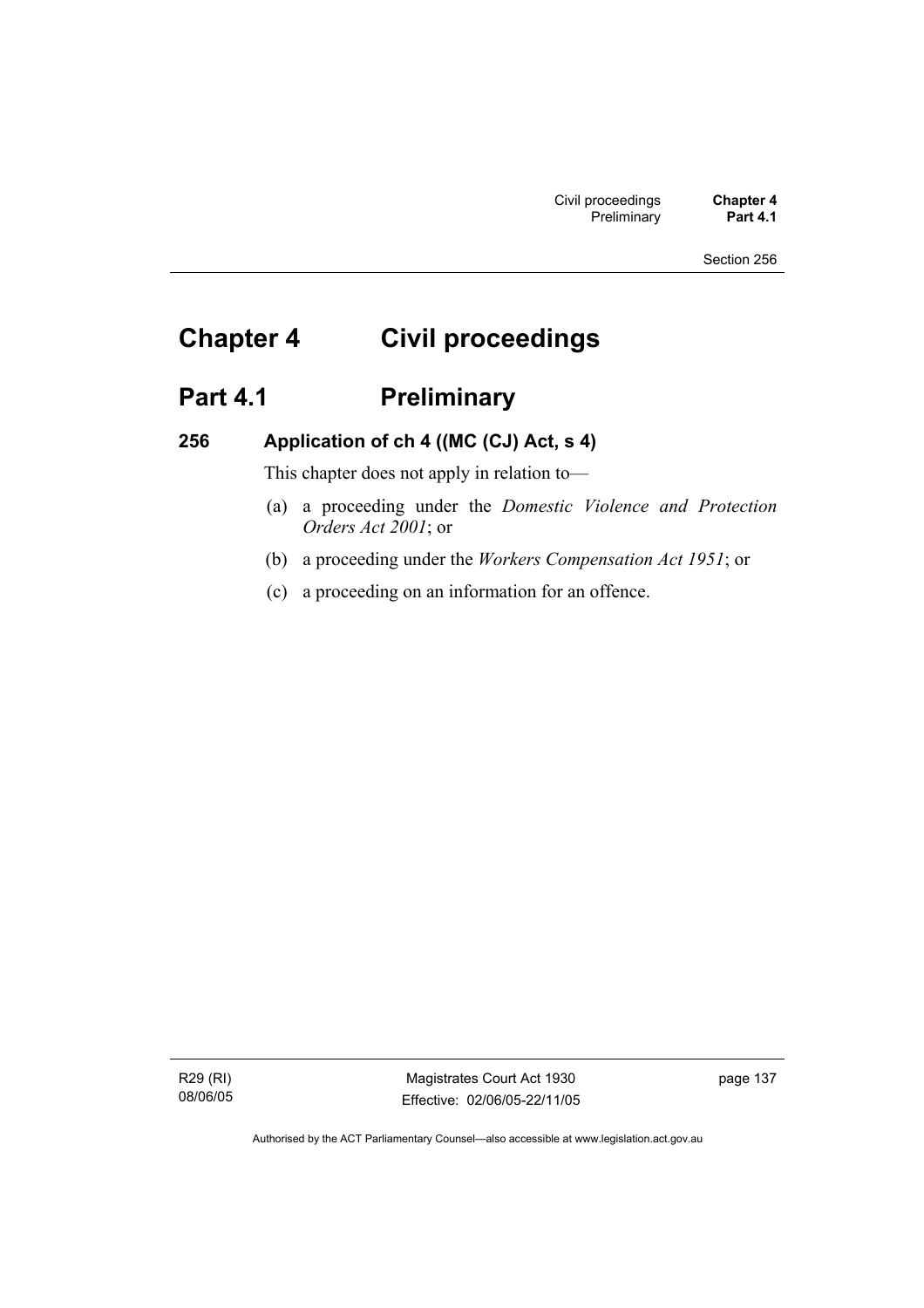# Chapter 4 Civil proceedings

## Part 4.1 Preliminary

### 256 Application of ch 4 ((MC (CJ) Act, s 4)

This chapter does not apply in relation to—

(a) a proceeding under the *Domestic Violence and Protection Orders Act 2001*; or

(b) a proceeding under the *Workers Compensation Act 1951*; or

(c) a proceeding on an information for an offence.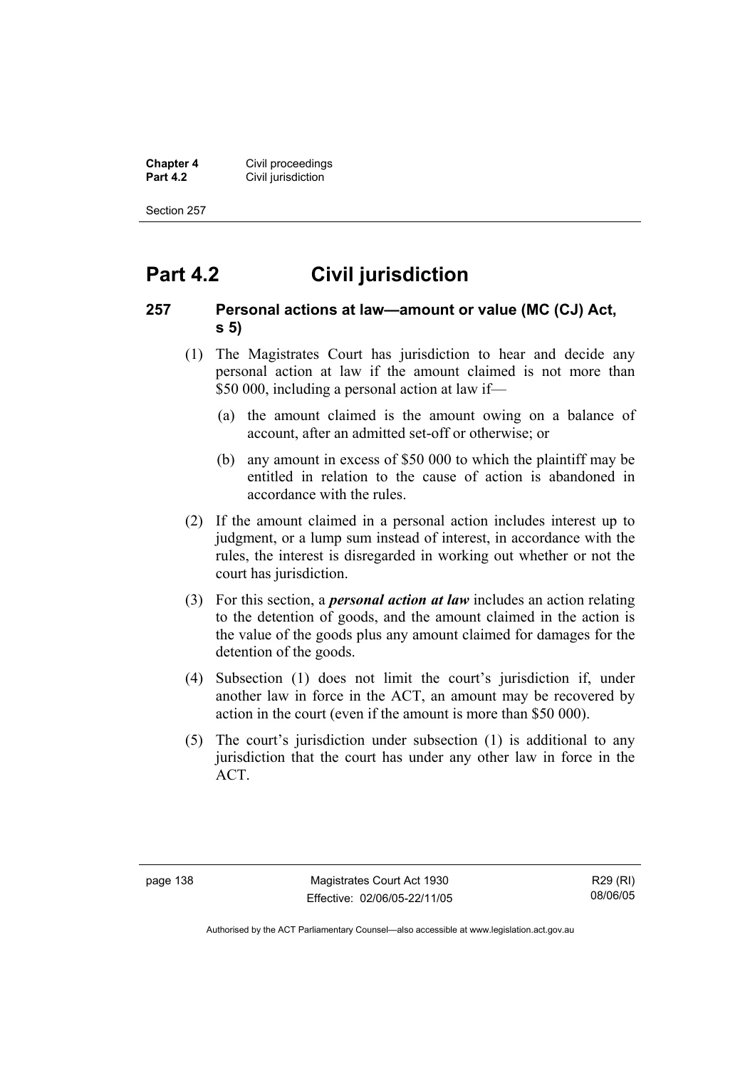# Part 4.2 Civil jurisdiction

## 257 Personal actions at law—amount or value (MC (CJ) Act, s 5)

(1) The Magistrates Court has jurisdiction to hear and decide any personal action at law if the amount claimed is not more than $50 000, including a personal action at law if—

(a) the amount claimed is the amount owing on a balance of account, after an admitted set-off or otherwise; or

(b) any amount in excess of $50 000 to which the plaintiff may be entitled in relation to the cause of action is abandoned in accordance with the rules.

(2) If the amount claimed in a personal action includes interest up to judgment, or a lump sum instead of interest, in accordance with the rules, the interest is disregarded in working out whether or not the court has jurisdiction.

(3) For this section, a ***personal action at law*** includes an action relating to the detention of goods, and the amount claimed in the action is the value of the goods plus any amount claimed for damages for the detention of the goods.

(4) Subsection (1) does not limit the court's jurisdiction if, under another law in force in the ACT, an amount may be recovered by action in the court (even if the amount is more than $50 000).

(5) The court's jurisdiction under subsection (1) is additional to any jurisdiction that the court has under any other law in force in the ACT.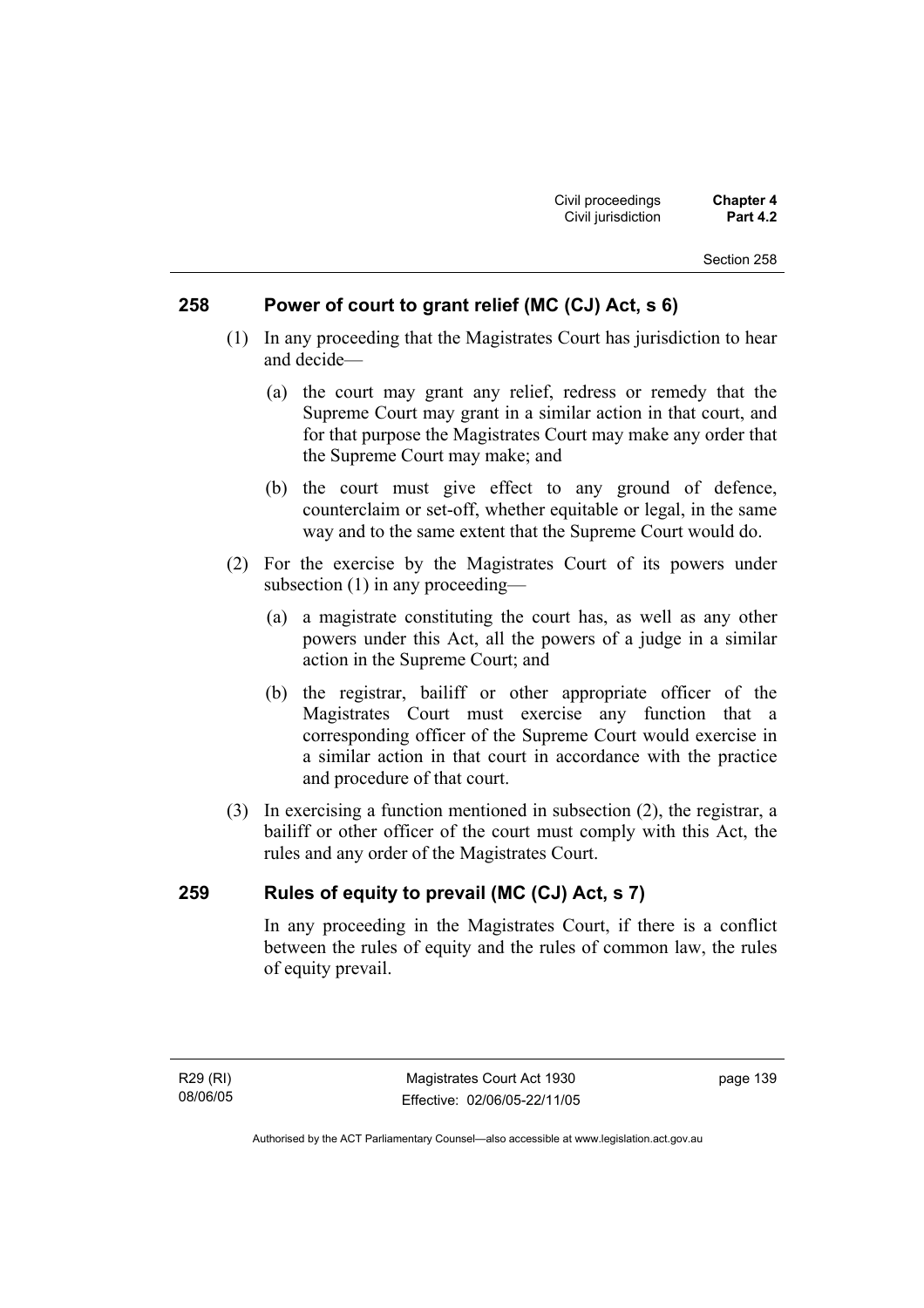## 258 Power of court to grant relief (MC (CJ) Act, s 6)

(1) In any proceeding that the Magistrates Court has jurisdiction to hear and decide—

(a) the court may grant any relief, redress or remedy that the Supreme Court may grant in a similar action in that court, and for that purpose the Magistrates Court may make any order that the Supreme Court may make; and

(b) the court must give effect to any ground of defence, counterclaim or set-off, whether equitable or legal, in the same way and to the same extent that the Supreme Court would do.

(2) For the exercise by the Magistrates Court of its powers under subsection (1) in any proceeding—

(a) a magistrate constituting the court has, as well as any other powers under this Act, all the powers of a judge in a similar action in the Supreme Court; and

(b) the registrar, bailiff or other appropriate officer of the Magistrates Court must exercise any function that a corresponding officer of the Supreme Court would exercise in a similar action in that court in accordance with the practice and procedure of that court.

(3) In exercising a function mentioned in subsection (2), the registrar, a bailiff or other officer of the court must comply with this Act, the rules and any order of the Magistrates Court.

## 259 Rules of equity to prevail (MC (CJ) Act, s 7)

In any proceeding in the Magistrates Court, if there is a conflict between the rules of equity and the rules of common law, the rules of equity prevail.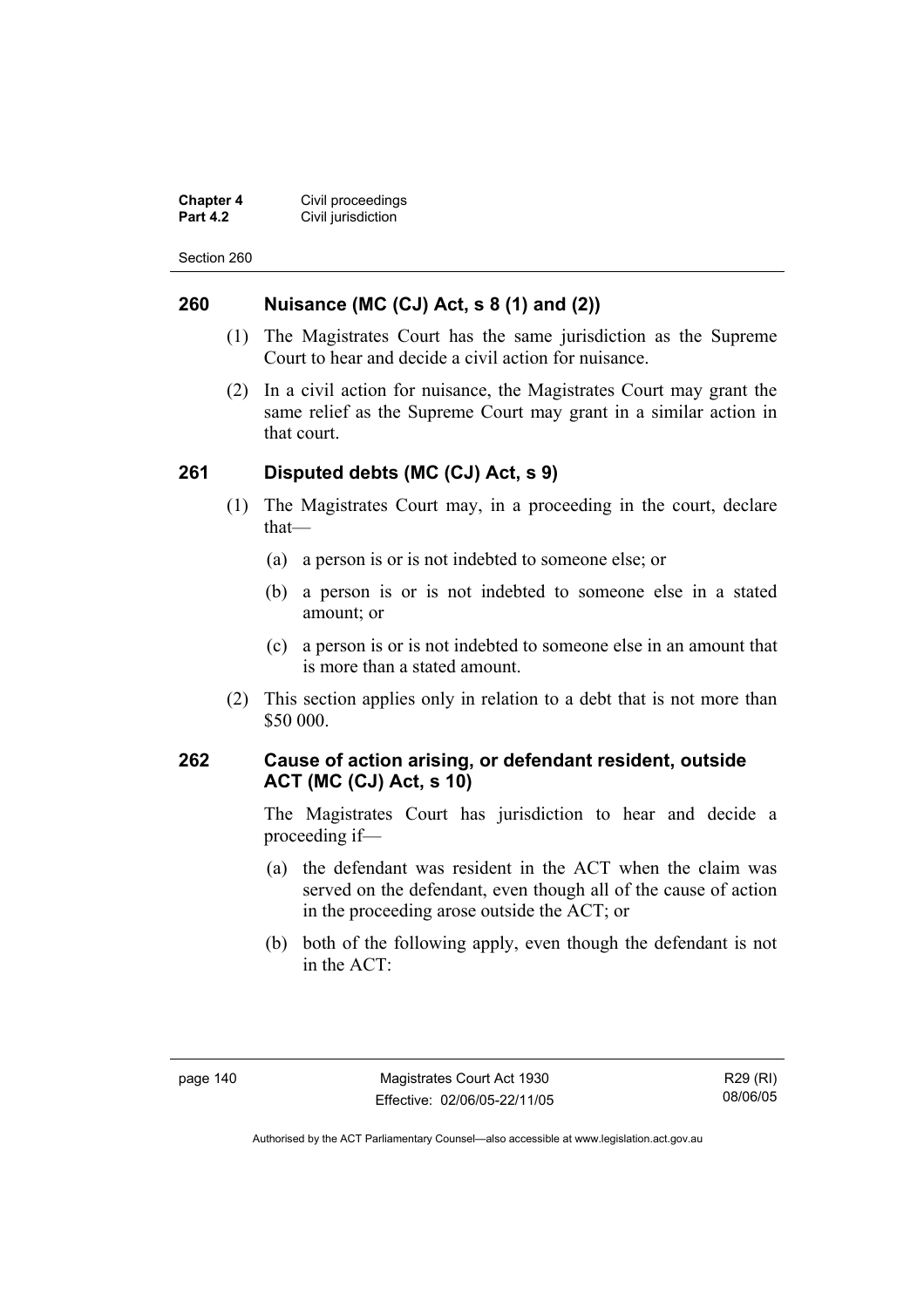## 260 Nuisance (MC (CJ) Act, s 8 (1) and (2))

(1) The Magistrates Court has the same jurisdiction as the Supreme Court to hear and decide a civil action for nuisance.

(2) In a civil action for nuisance, the Magistrates Court may grant the same relief as the Supreme Court may grant in a similar action in that court.

## 261 Disputed debts (MC (CJ) Act, s 9)

(1) The Magistrates Court may, in a proceeding in the court, declare that—

(a) a person is or is not indebted to someone else; or

(b) a person is or is not indebted to someone else in a stated amount; or

(c) a person is or is not indebted to someone else in an amount that is more than a stated amount.

(2) This section applies only in relation to a debt that is not more than \$50 000.

## 262 Cause of action arising, or defendant resident, outside ACT (MC (CJ) Act, s 10)

The Magistrates Court has jurisdiction to hear and decide a proceeding if—

(a) the defendant was resident in the ACT when the claim was served on the defendant, even though all of the cause of action in the proceeding arose outside the ACT; or

(b) both of the following apply, even though the defendant is not in the ACT: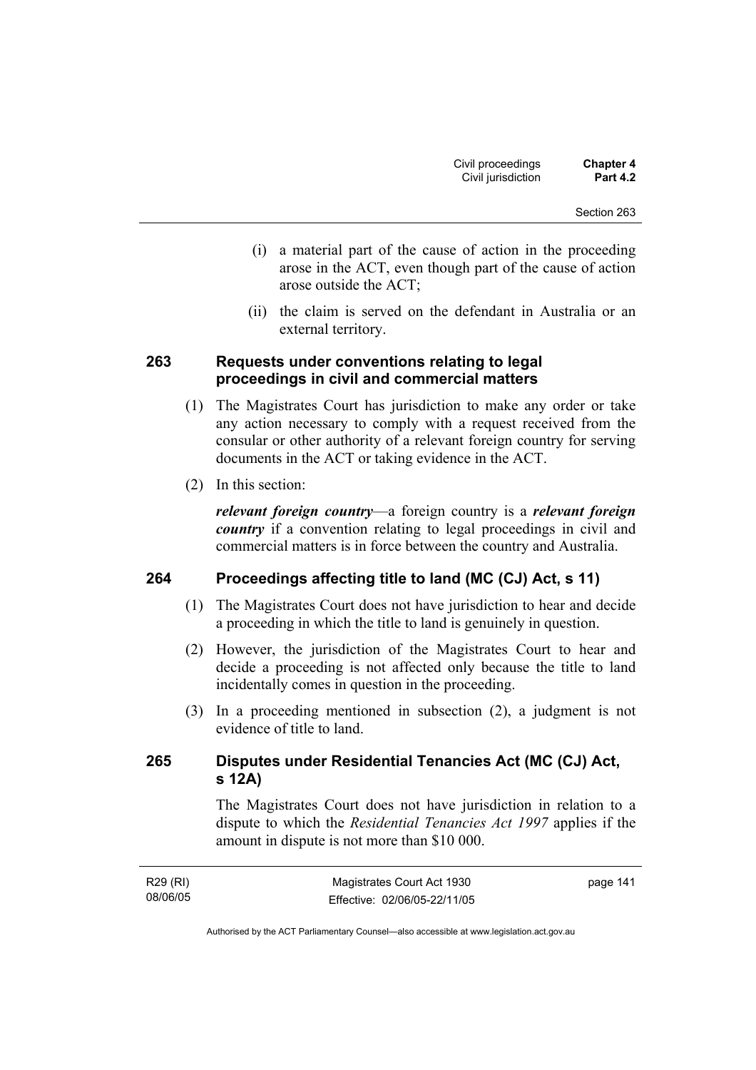(i) a material part of the cause of action in the proceeding arose in the ACT, even though part of the cause of action arose outside the ACT;

(ii) the claim is served on the defendant in Australia or an external territory.

## 263 Requests under conventions relating to legal proceedings in civil and commercial matters

(1) The Magistrates Court has jurisdiction to make any order or take any action necessary to comply with a request received from the consular or other authority of a relevant foreign country for serving documents in the ACT or taking evidence in the ACT.

(2) In this section:

***relevant foreign country***—a foreign country is a ***relevant foreign country*** if a convention relating to legal proceedings in civil and commercial matters is in force between the country and Australia.

## 264 Proceedings affecting title to land (MC (CJ) Act, s 11)

(1) The Magistrates Court does not have jurisdiction to hear and decide a proceeding in which the title to land is genuinely in question.

(2) However, the jurisdiction of the Magistrates Court to hear and decide a proceeding is not affected only because the title to land incidentally comes in question in the proceeding.

(3) In a proceeding mentioned in subsection (2), a judgment is not evidence of title to land.

## 265 Disputes under Residential Tenancies Act (MC (CJ) Act, s 12A)

The Magistrates Court does not have jurisdiction in relation to a dispute to which the *Residential Tenancies Act 1997* applies if the amount in dispute is not more than $10 000.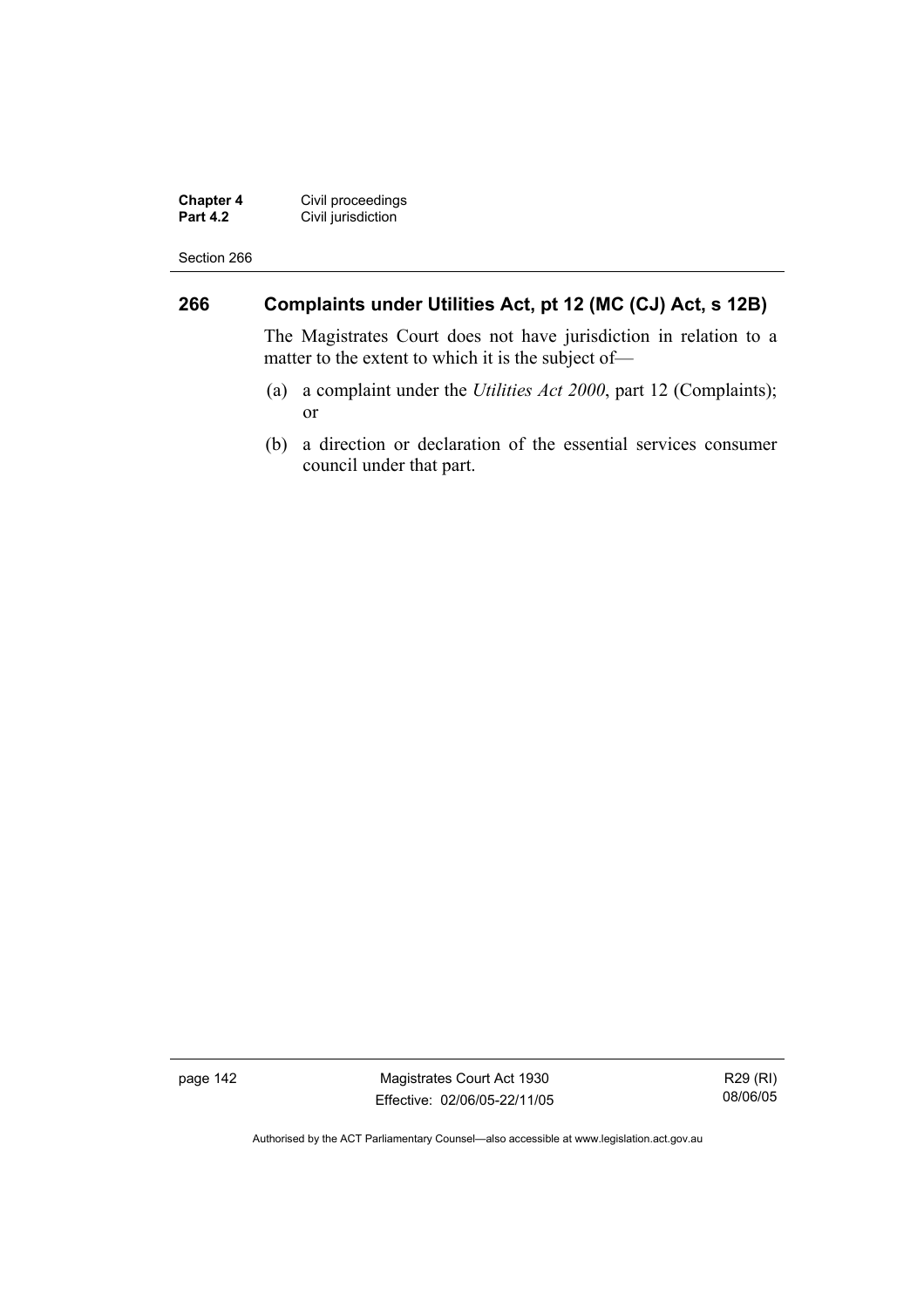## 266 Complaints under Utilities Act, pt 12 (MC (CJ) Act, s 12B)

The Magistrates Court does not have jurisdiction in relation to a matter to the extent to which it is the subject of—

(a) a complaint under the *Utilities Act 2000*, part 12 (Complaints); or

(b) a direction or declaration of the essential services consumer council under that part.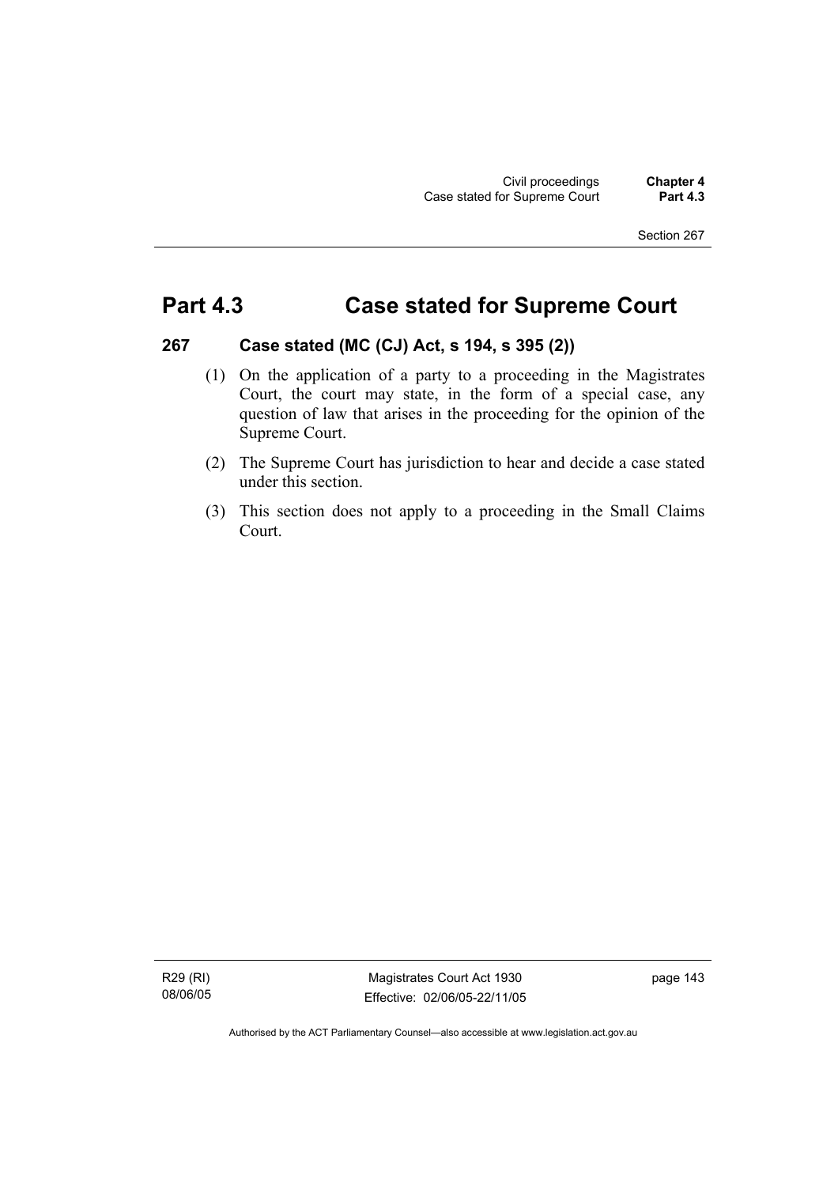# Part 4.3 Case stated for Supreme Court

## 267 Case stated (MC (CJ) Act, s 194, s 395 (2))

(1) On the application of a party to a proceeding in the Magistrates Court, the court may state, in the form of a special case, any question of law that arises in the proceeding for the opinion of the Supreme Court.

(2) The Supreme Court has jurisdiction to hear and decide a case stated under this section.

(3) This section does not apply to a proceeding in the Small Claims Court.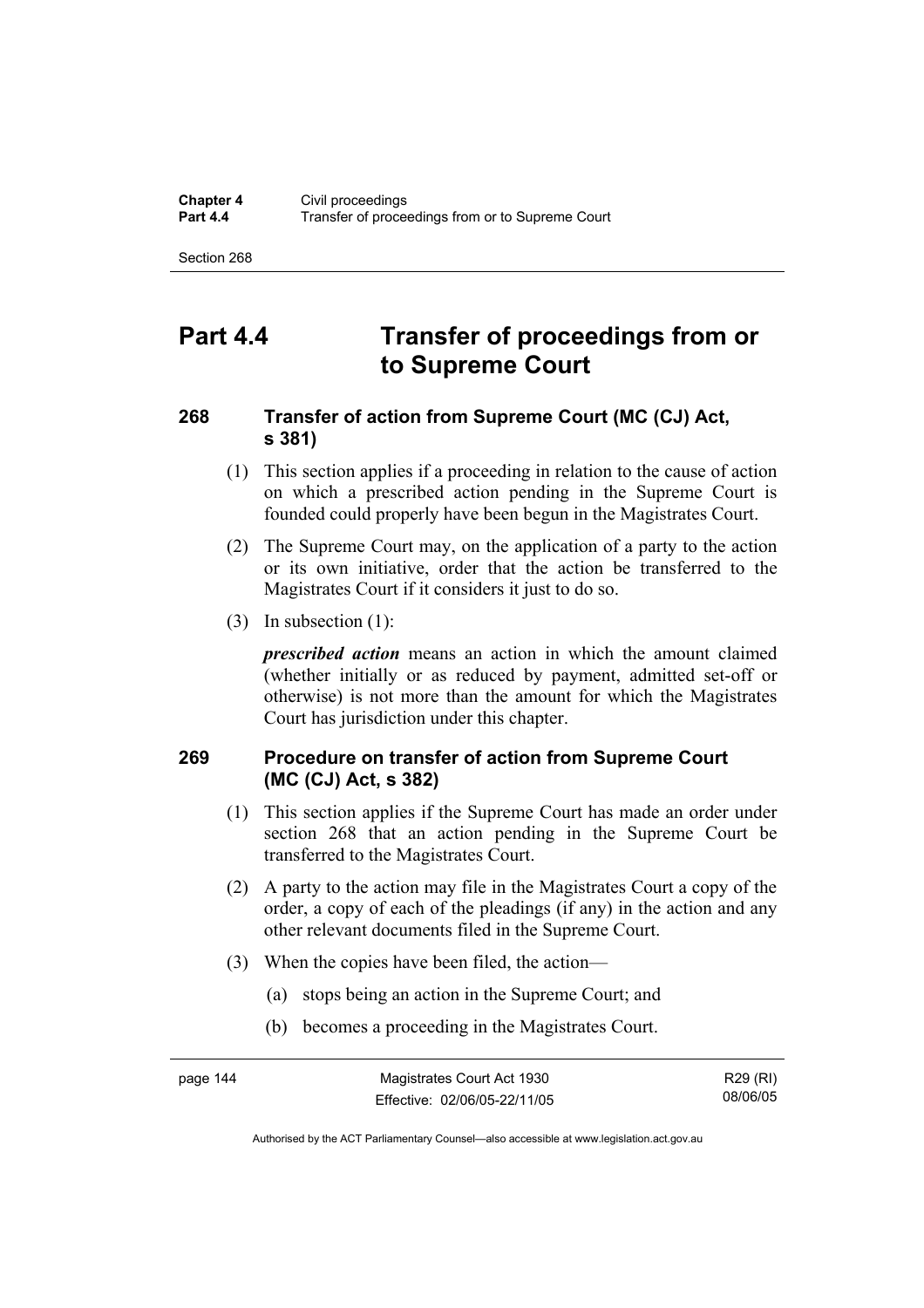# Part 4.4 Transfer of proceedings from or to Supreme Court

### 268 Transfer of action from Supreme Court (MC (CJ) Act, s 381)

(1) This section applies if a proceeding in relation to the cause of action on which a prescribed action pending in the Supreme Court is founded could properly have been begun in the Magistrates Court.

(2) The Supreme Court may, on the application of a party to the action or its own initiative, order that the action be transferred to the Magistrates Court if it considers it just to do so.

(3) In subsection (1):

***prescribed action*** means an action in which the amount claimed (whether initially or as reduced by payment, admitted set-off or otherwise) is not more than the amount for which the Magistrates Court has jurisdiction under this chapter.

### 269 Procedure on transfer of action from Supreme Court (MC (CJ) Act, s 382)

(1) This section applies if the Supreme Court has made an order under section 268 that an action pending in the Supreme Court be transferred to the Magistrates Court.

(2) A party to the action may file in the Magistrates Court a copy of the order, a copy of each of the pleadings (if any) in the action and any other relevant documents filed in the Supreme Court.

(3) When the copies have been filed, the action—

(a) stops being an action in the Supreme Court; and

(b) becomes a proceeding in the Magistrates Court.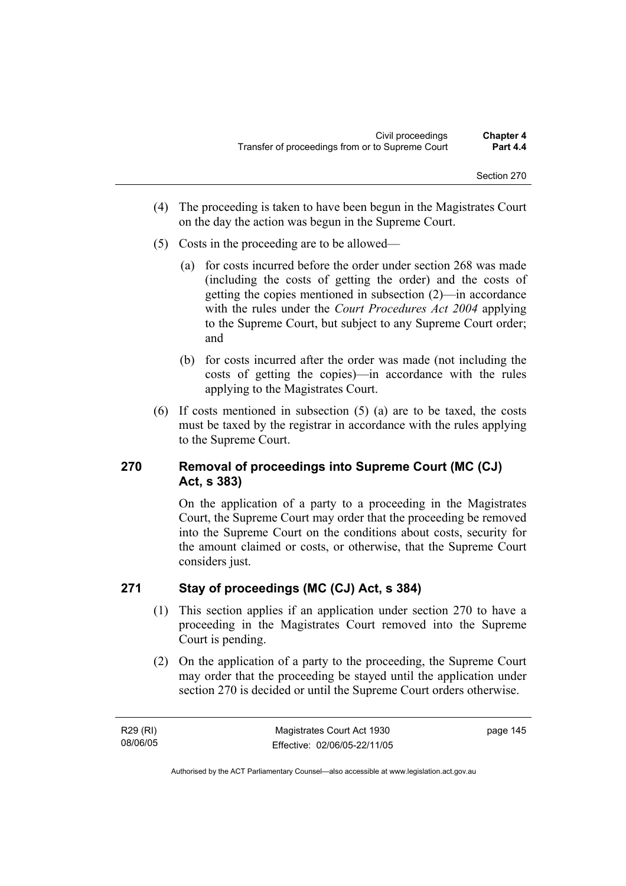(4) The proceeding is taken to have been begun in the Magistrates Court on the day the action was begun in the Supreme Court.

(5) Costs in the proceeding are to be allowed—

(a) for costs incurred before the order under section 268 was made (including the costs of getting the order) and the costs of getting the copies mentioned in subsection (2)—in accordance with the rules under the *Court Procedures Act 2004* applying to the Supreme Court, but subject to any Supreme Court order; and

(b) for costs incurred after the order was made (not including the costs of getting the copies)—in accordance with the rules applying to the Magistrates Court.

(6) If costs mentioned in subsection (5) (a) are to be taxed, the costs must be taxed by the registrar in accordance with the rules applying to the Supreme Court.

## 270 Removal of proceedings into Supreme Court (MC (CJ) Act, s 383)

On the application of a party to a proceeding in the Magistrates Court, the Supreme Court may order that the proceeding be removed into the Supreme Court on the conditions about costs, security for the amount claimed or costs, or otherwise, that the Supreme Court considers just.

## 271 Stay of proceedings (MC (CJ) Act, s 384)

(1) This section applies if an application under section 270 to have a proceeding in the Magistrates Court removed into the Supreme Court is pending.

(2) On the application of a party to the proceeding, the Supreme Court may order that the proceeding be stayed until the application under section 270 is decided or until the Supreme Court orders otherwise.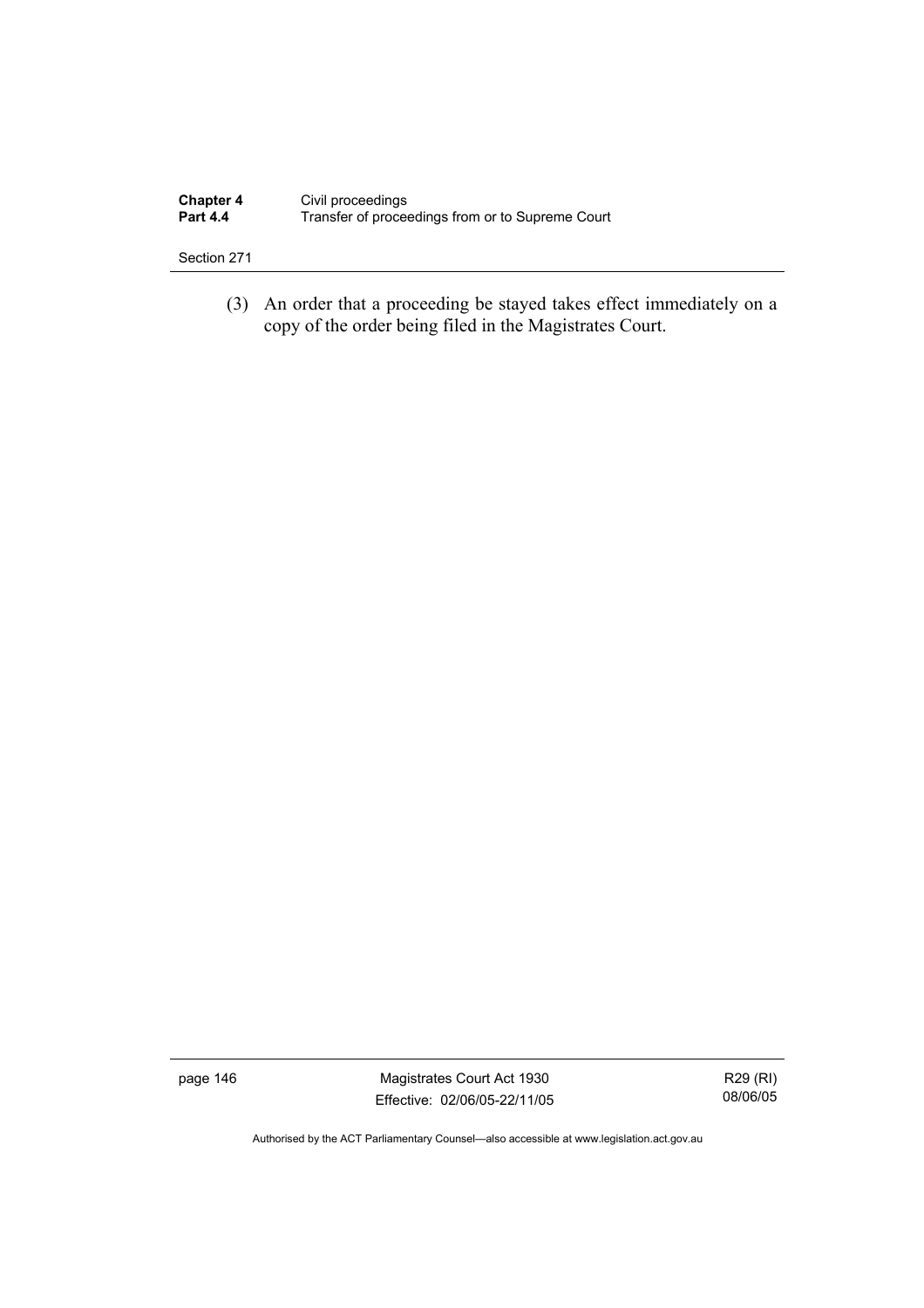(3) An order that a proceeding be stayed takes effect immediately on a copy of the order being filed in the Magistrates Court.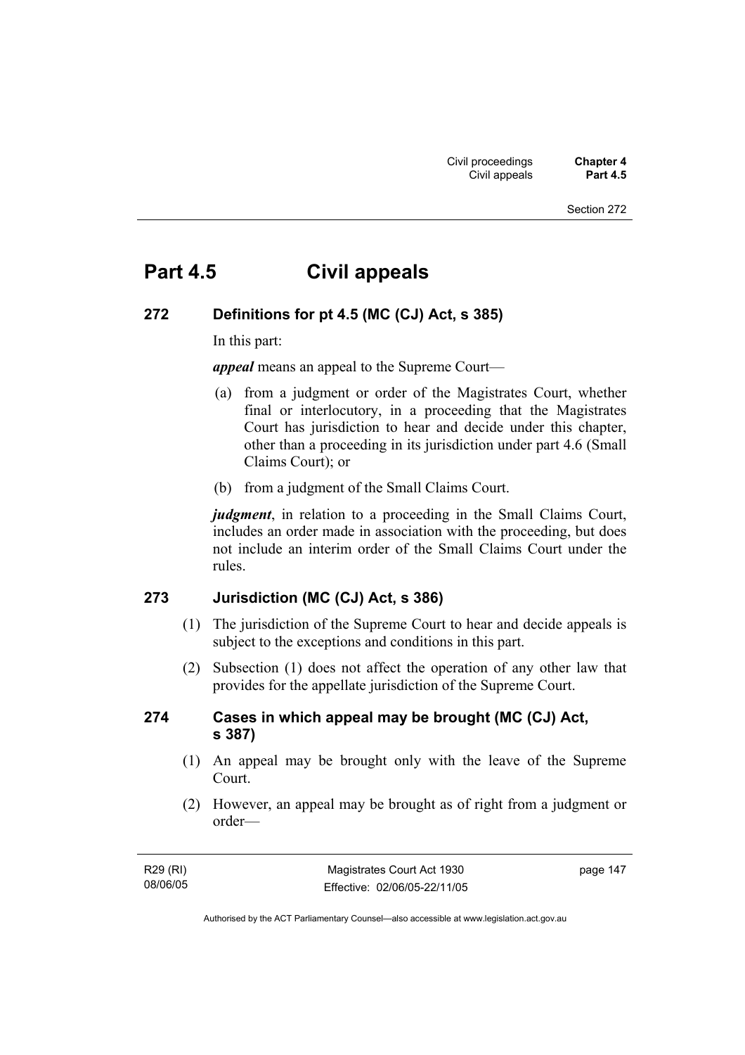# Part 4.5 Civil appeals

## 272 Definitions for pt 4.5 (MC (CJ) Act, s 385)

In this part:

***appeal*** means an appeal to the Supreme Court—

(a) from a judgment or order of the Magistrates Court, whether final or interlocutory, in a proceeding that the Magistrates Court has jurisdiction to hear and decide under this chapter, other than a proceeding in its jurisdiction under part 4.6 (Small Claims Court); or

(b) from a judgment of the Small Claims Court.

***judgment***, in relation to a proceeding in the Small Claims Court, includes an order made in association with the proceeding, but does not include an interim order of the Small Claims Court under the rules.

## 273 Jurisdiction (MC (CJ) Act, s 386)

(1) The jurisdiction of the Supreme Court to hear and decide appeals is subject to the exceptions and conditions in this part.

(2) Subsection (1) does not affect the operation of any other law that provides for the appellate jurisdiction of the Supreme Court.

## 274 Cases in which appeal may be brought (MC (CJ) Act, s 387)

(1) An appeal may be brought only with the leave of the Supreme Court.

(2) However, an appeal may be brought as of right from a judgment or order—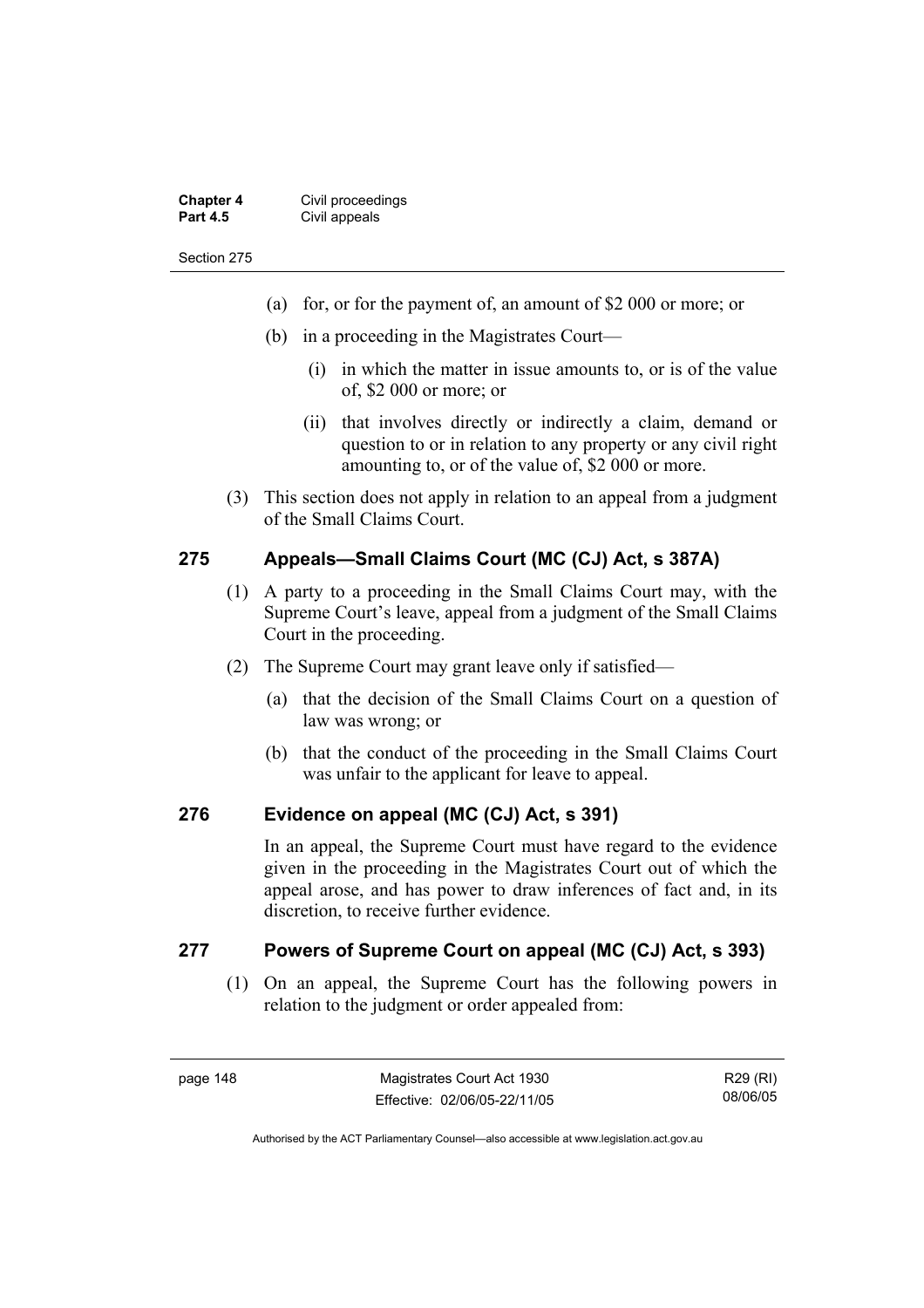- (a) for, or for the payment of, an amount of $2 000 or more; or
- (b) in a proceeding in the Magistrates Court—
  - (i) in which the matter in issue amounts to, or is of the value of, $2 000 or more; or
  - (ii) that involves directly or indirectly a claim, demand or question to or in relation to any property or any civil right amounting to, or of the value of, $2 000 or more.

(3) This section does not apply in relation to an appeal from a judgment of the Small Claims Court.

## 275 Appeals—Small Claims Court (MC (CJ) Act, s 387A)

(1) A party to a proceeding in the Small Claims Court may, with the Supreme Court's leave, appeal from a judgment of the Small Claims Court in the proceeding.

(2) The Supreme Court may grant leave only if satisfied—

- (a) that the decision of the Small Claims Court on a question of law was wrong; or
- (b) that the conduct of the proceeding in the Small Claims Court was unfair to the applicant for leave to appeal.

## 276 Evidence on appeal (MC (CJ) Act, s 391)

In an appeal, the Supreme Court must have regard to the evidence given in the proceeding in the Magistrates Court out of which the appeal arose, and has power to draw inferences of fact and, in its discretion, to receive further evidence.

## 277 Powers of Supreme Court on appeal (MC (CJ) Act, s 393)

(1) On an appeal, the Supreme Court has the following powers in relation to the judgment or order appealed from: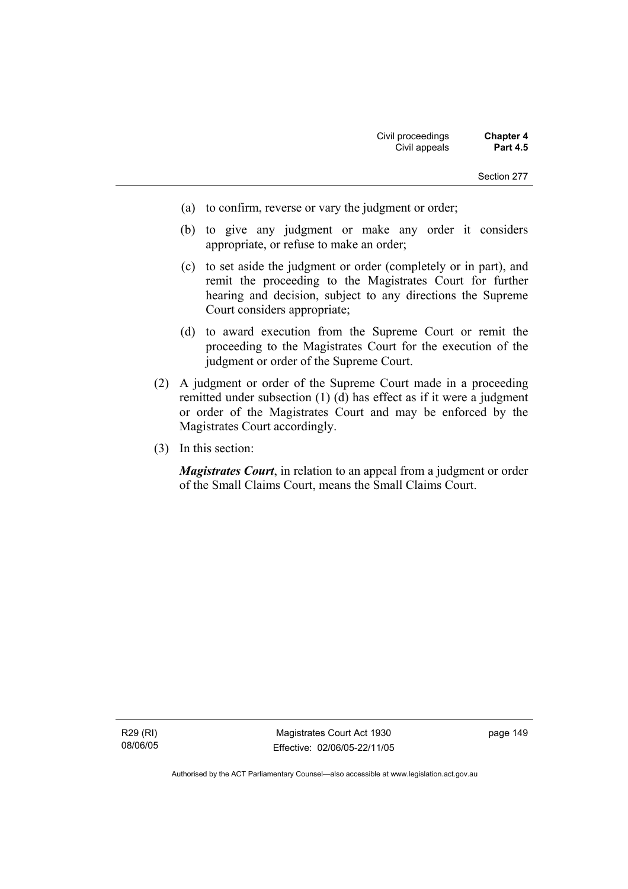(a) to confirm, reverse or vary the judgment or order;

(b) to give any judgment or make any order it considers appropriate, or refuse to make an order;

(c) to set aside the judgment or order (completely or in part), and remit the proceeding to the Magistrates Court for further hearing and decision, subject to any directions the Supreme Court considers appropriate;

(d) to award execution from the Supreme Court or remit the proceeding to the Magistrates Court for the execution of the judgment or order of the Supreme Court.

(2) A judgment or order of the Supreme Court made in a proceeding remitted under subsection (1) (d) has effect as if it were a judgment or order of the Magistrates Court and may be enforced by the Magistrates Court accordingly.

(3) In this section:

***Magistrates Court***, in relation to an appeal from a judgment or order of the Small Claims Court, means the Small Claims Court.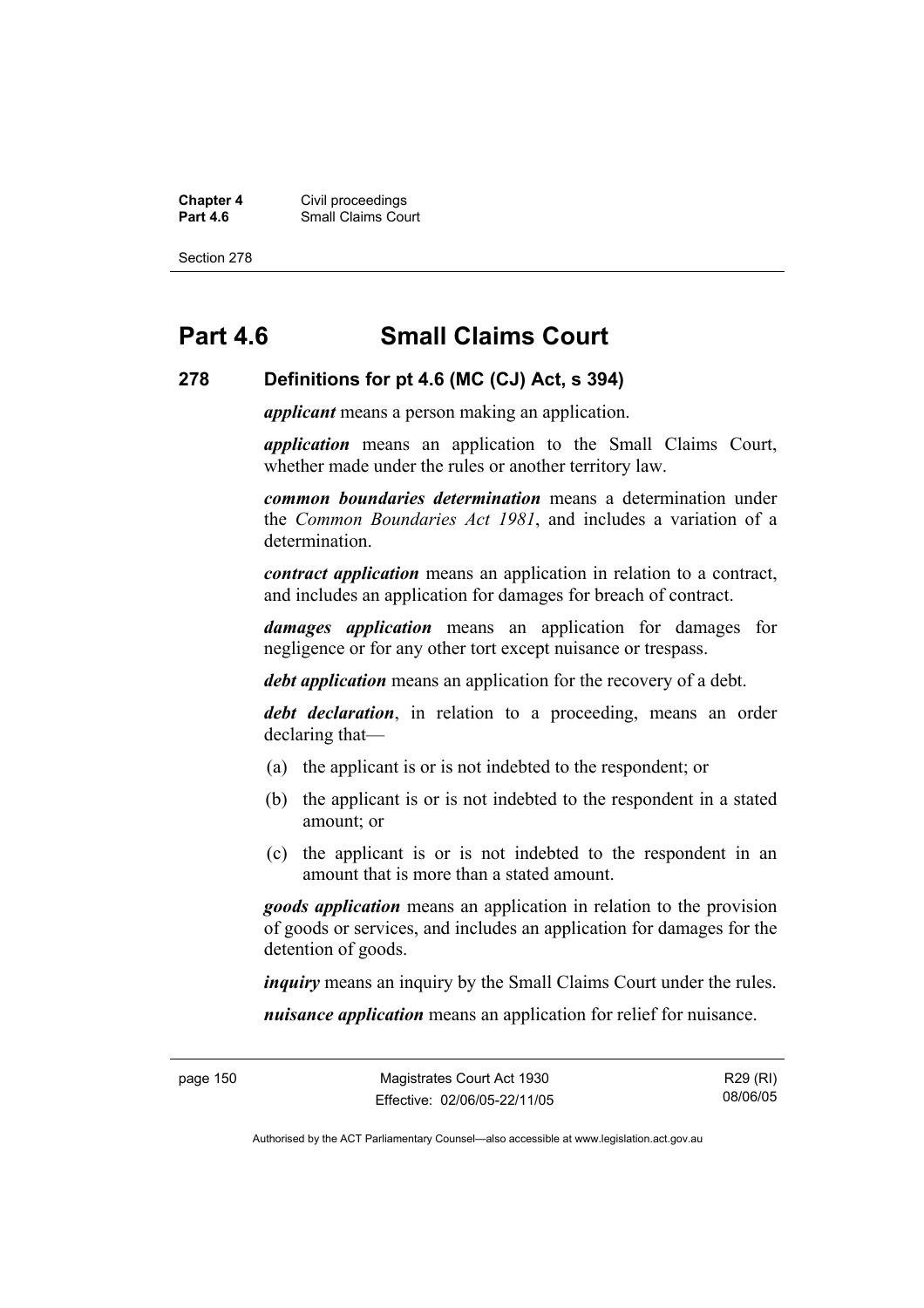# Part 4.6 Small Claims Court

## 278 Definitions for pt 4.6 (MC (CJ) Act, s 394)

***applicant*** means a person making an application.

***application*** means an application to the Small Claims Court, whether made under the rules or another territory law.

***common boundaries determination*** means a determination under the *Common Boundaries Act 1981*, and includes a variation of a determination.

***contract application*** means an application in relation to a contract, and includes an application for damages for breach of contract.

***damages application*** means an application for damages for negligence or for any other tort except nuisance or trespass.

***debt application*** means an application for the recovery of a debt.

***debt declaration***, in relation to a proceeding, means an order declaring that—

(a) the applicant is or is not indebted to the respondent; or

(b) the applicant is or is not indebted to the respondent in a stated amount; or

(c) the applicant is or is not indebted to the respondent in an amount that is more than a stated amount.

***goods application*** means an application in relation to the provision of goods or services, and includes an application for damages for the detention of goods.

***inquiry*** means an inquiry by the Small Claims Court under the rules.

***nuisance application*** means an application for relief for nuisance.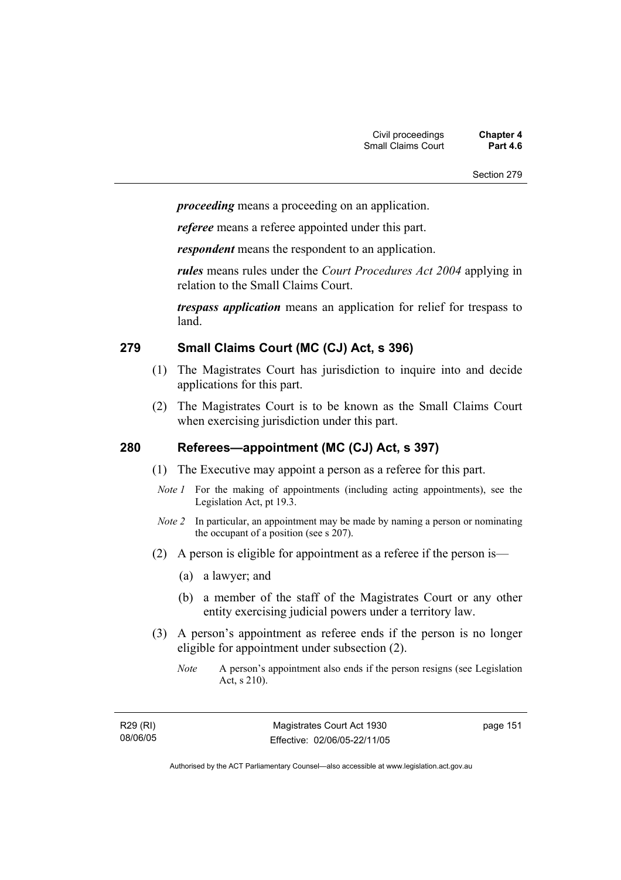***proceeding*** means a proceeding on an application.

***referee*** means a referee appointed under this part.

***respondent*** means the respondent to an application.

***rules*** means rules under the *Court Procedures Act 2004* applying in relation to the Small Claims Court.

***trespass application*** means an application for relief for trespass to land.

## 279 Small Claims Court (MC (CJ) Act, s 396)

(1) The Magistrates Court has jurisdiction to inquire into and decide applications for this part.

(2) The Magistrates Court is to be known as the Small Claims Court when exercising jurisdiction under this part.

## 280 Referees—appointment (MC (CJ) Act, s 397)

(1) The Executive may appoint a person as a referee for this part.

*Note 1* For the making of appointments (including acting appointments), see the Legislation Act, pt 19.3.

*Note 2* In particular, an appointment may be made by naming a person or nominating the occupant of a position (see s 207).

(2) A person is eligible for appointment as a referee if the person is—

(a) a lawyer; and

(b) a member of the staff of the Magistrates Court or any other entity exercising judicial powers under a territory law.

(3) A person's appointment as referee ends if the person is no longer eligible for appointment under subsection (2).

*Note* A person's appointment also ends if the person resigns (see Legislation Act, s 210).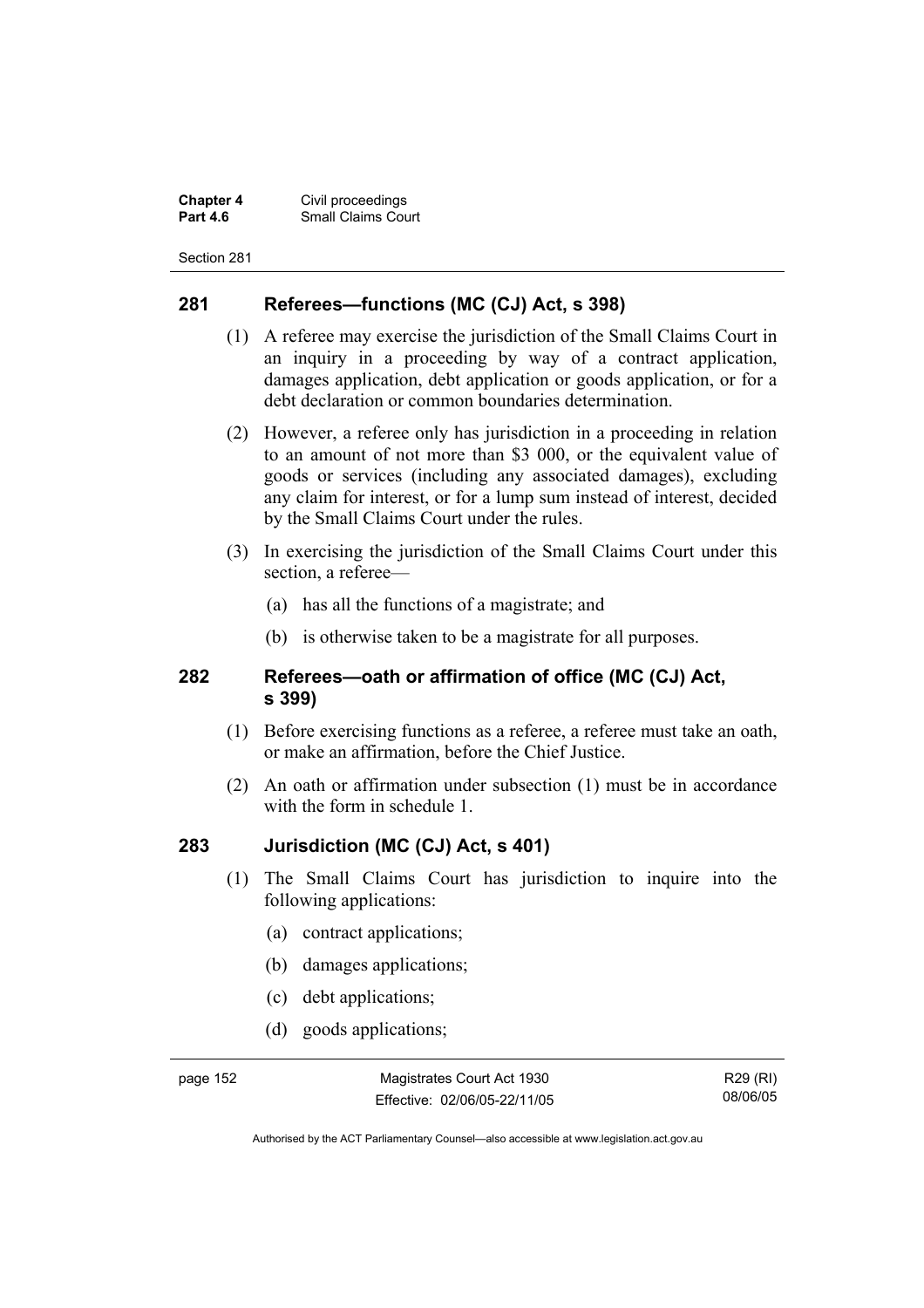## 281 Referees—functions (MC (CJ) Act, s 398)

(1) A referee may exercise the jurisdiction of the Small Claims Court in an inquiry in a proceeding by way of a contract application, damages application, debt application or goods application, or for a debt declaration or common boundaries determination.

(2) However, a referee only has jurisdiction in a proceeding in relation to an amount of not more than \$3 000, or the equivalent value of goods or services (including any associated damages), excluding any claim for interest, or for a lump sum instead of interest, decided by the Small Claims Court under the rules.

(3) In exercising the jurisdiction of the Small Claims Court under this section, a referee—

(a) has all the functions of a magistrate; and

(b) is otherwise taken to be a magistrate for all purposes.

## 282 Referees—oath or affirmation of office (MC (CJ) Act, s 399)

(1) Before exercising functions as a referee, a referee must take an oath, or make an affirmation, before the Chief Justice.

(2) An oath or affirmation under subsection (1) must be in accordance with the form in schedule 1.

## 283 Jurisdiction (MC (CJ) Act, s 401)

(1) The Small Claims Court has jurisdiction to inquire into the following applications:

(a) contract applications;

(b) damages applications;

(c) debt applications;

(d) goods applications;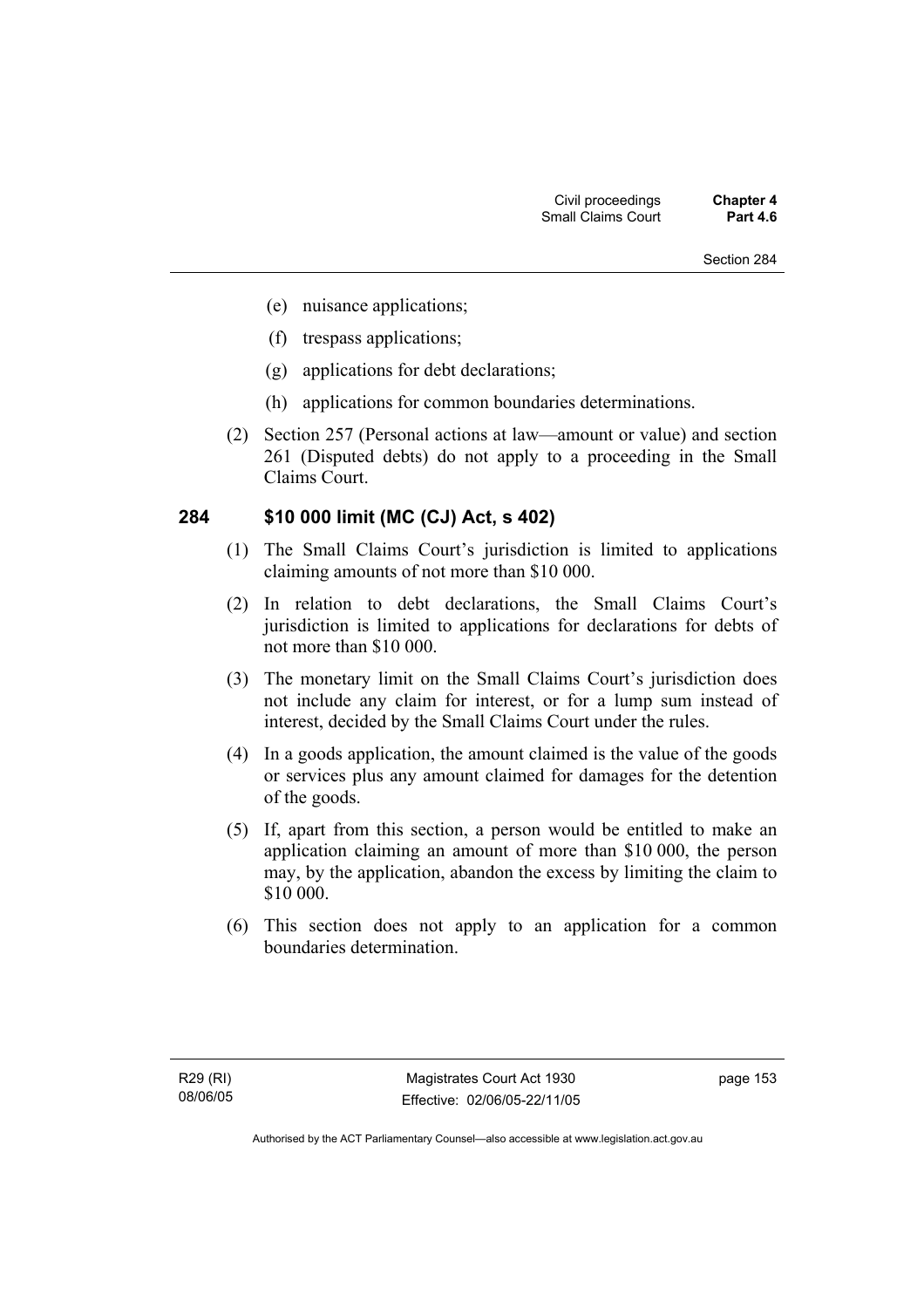(e) nuisance applications;

(f) trespass applications;

(g) applications for debt declarations;

(h) applications for common boundaries determinations.

(2) Section 257 (Personal actions at law—amount or value) and section 261 (Disputed debts) do not apply to a proceeding in the Small Claims Court.

### 284 $10 000 limit (MC (CJ) Act, s 402)

(1) The Small Claims Court's jurisdiction is limited to applications claiming amounts of not more than $10 000.

(2) In relation to debt declarations, the Small Claims Court's jurisdiction is limited to applications for declarations for debts of not more than $10 000.

(3) The monetary limit on the Small Claims Court's jurisdiction does not include any claim for interest, or for a lump sum instead of interest, decided by the Small Claims Court under the rules.

(4) In a goods application, the amount claimed is the value of the goods or services plus any amount claimed for damages for the detention of the goods.

(5) If, apart from this section, a person would be entitled to make an application claiming an amount of more than $10 000, the person may, by the application, abandon the excess by limiting the claim to $10 000.

(6) This section does not apply to an application for a common boundaries determination.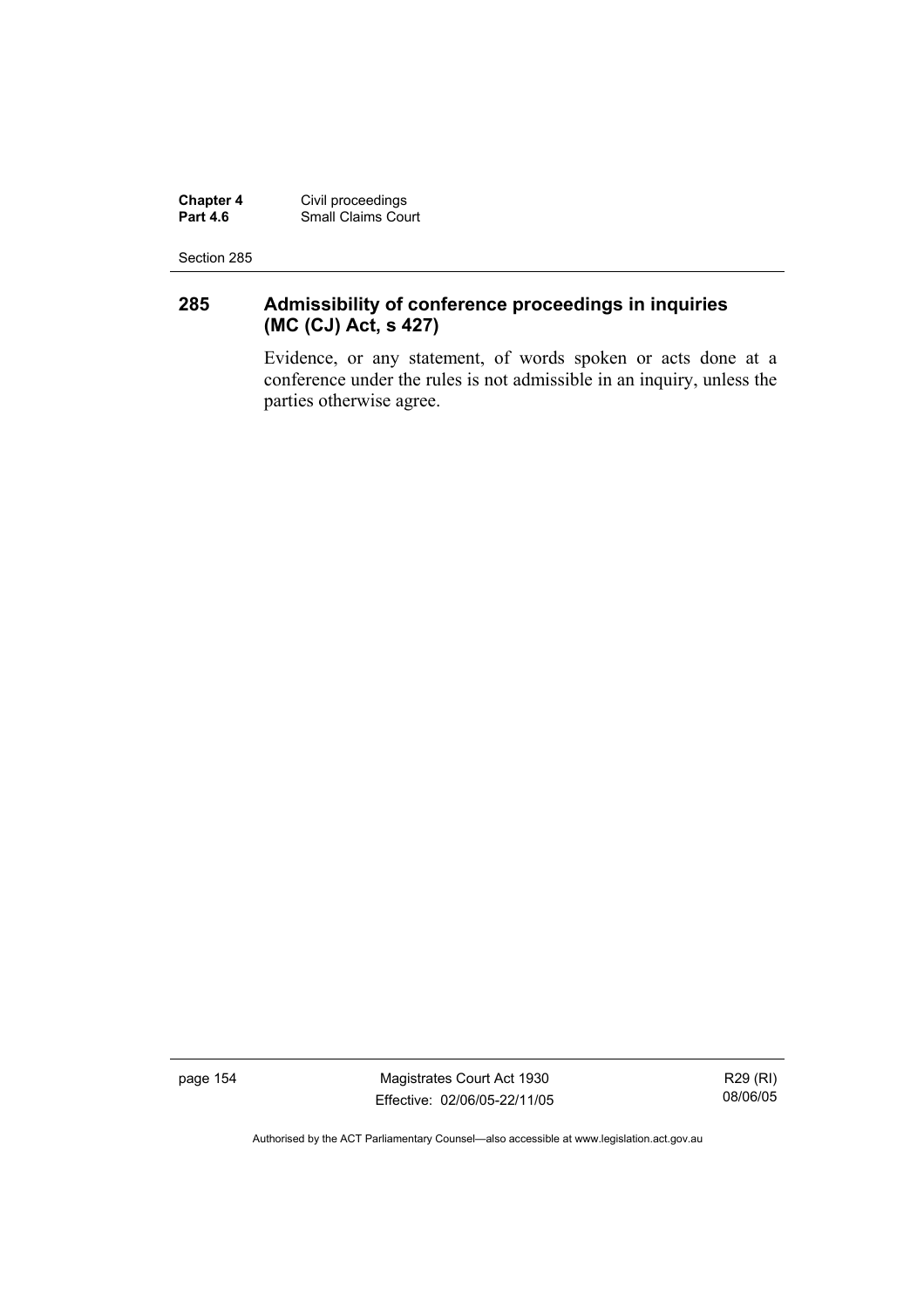## 285 Admissibility of conference proceedings in inquiries (MC (CJ) Act, s 427)

Evidence, or any statement, of words spoken or acts done at a conference under the rules is not admissible in an inquiry, unless the parties otherwise agree.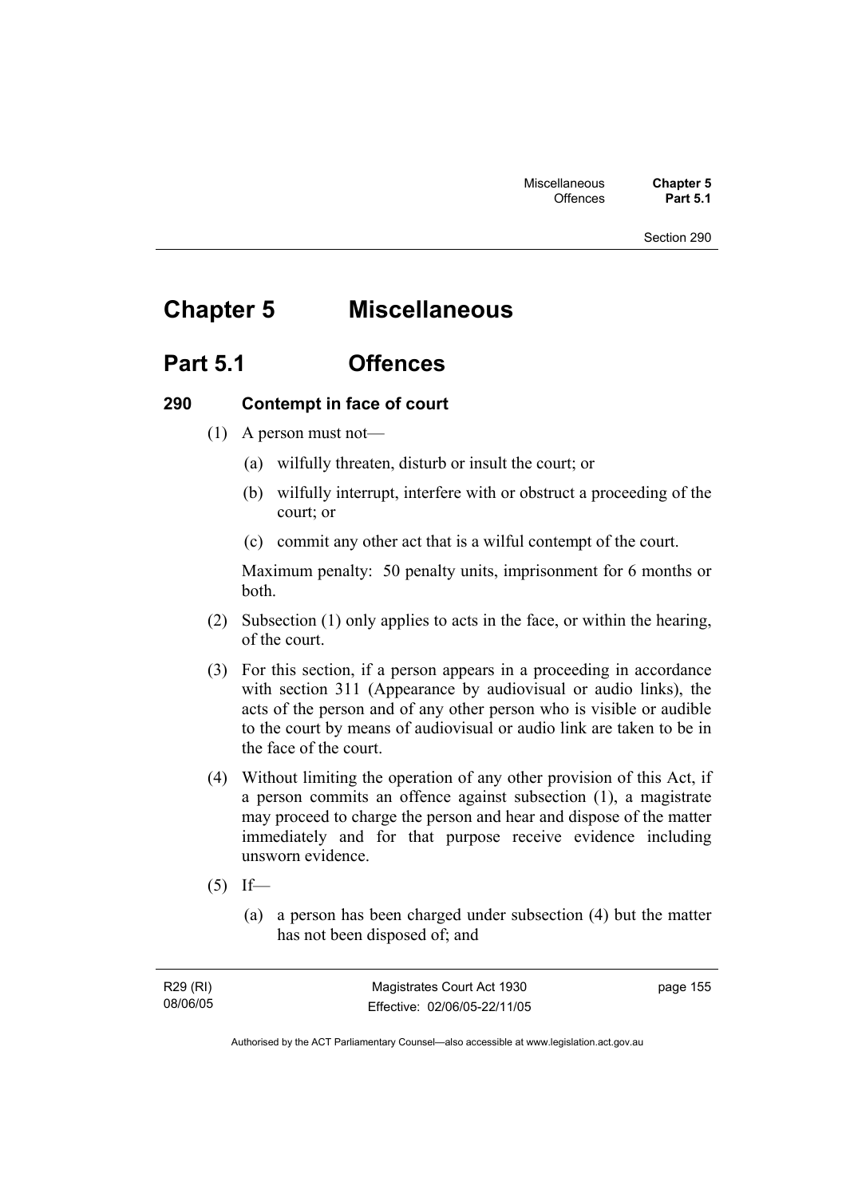# Chapter 5 Miscellaneous

## Part 5.1 Offences

### 290 Contempt in face of court

(1) A person must not—

(a) wilfully threaten, disturb or insult the court; or

(b) wilfully interrupt, interfere with or obstruct a proceeding of the court; or

(c) commit any other act that is a wilful contempt of the court.

Maximum penalty: 50 penalty units, imprisonment for 6 months or both.

(2) Subsection (1) only applies to acts in the face, or within the hearing, of the court.

(3) For this section, if a person appears in a proceeding in accordance with section 311 (Appearance by audiovisual or audio links), the acts of the person and of any other person who is visible or audible to the court by means of audiovisual or audio link are taken to be in the face of the court.

(4) Without limiting the operation of any other provision of this Act, if a person commits an offence against subsection (1), a magistrate may proceed to charge the person and hear and dispose of the matter immediately and for that purpose receive evidence including unsworn evidence.

(5) If—

(a) a person has been charged under subsection (4) but the matter has not been disposed of; and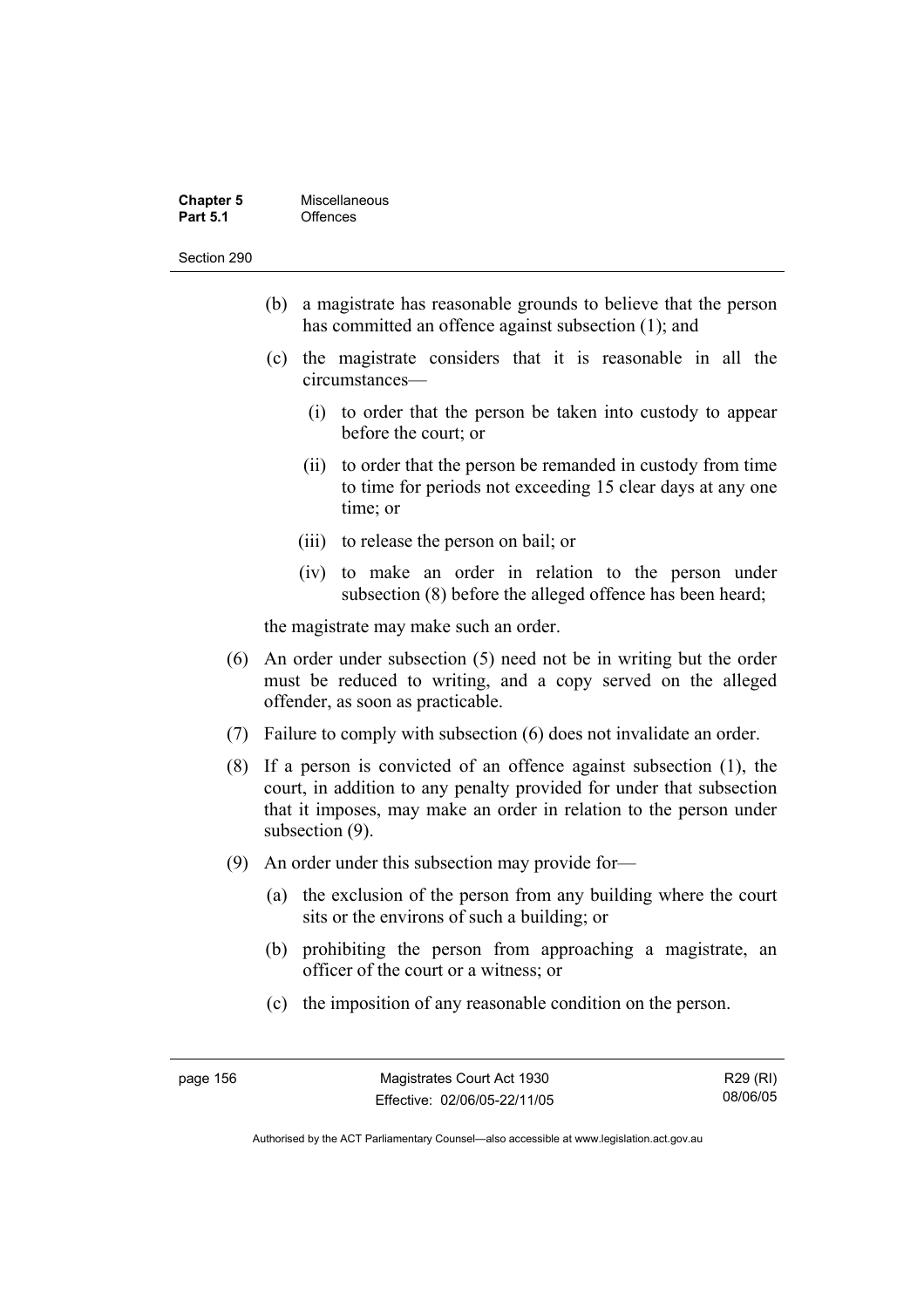(b) a magistrate has reasonable grounds to believe that the person has committed an offence against subsection (1); and

(c) the magistrate considers that it is reasonable in all the circumstances—

(i) to order that the person be taken into custody to appear before the court; or

(ii) to order that the person be remanded in custody from time to time for periods not exceeding 15 clear days at any one time; or

(iii) to release the person on bail; or

(iv) to make an order in relation to the person under subsection (8) before the alleged offence has been heard;

the magistrate may make such an order.

(6) An order under subsection (5) need not be in writing but the order must be reduced to writing, and a copy served on the alleged offender, as soon as practicable.

(7) Failure to comply with subsection (6) does not invalidate an order.

(8) If a person is convicted of an offence against subsection (1), the court, in addition to any penalty provided for under that subsection that it imposes, may make an order in relation to the person under subsection (9).

(9) An order under this subsection may provide for—

(a) the exclusion of the person from any building where the court sits or the environs of such a building; or

(b) prohibiting the person from approaching a magistrate, an officer of the court or a witness; or

(c) the imposition of any reasonable condition on the person.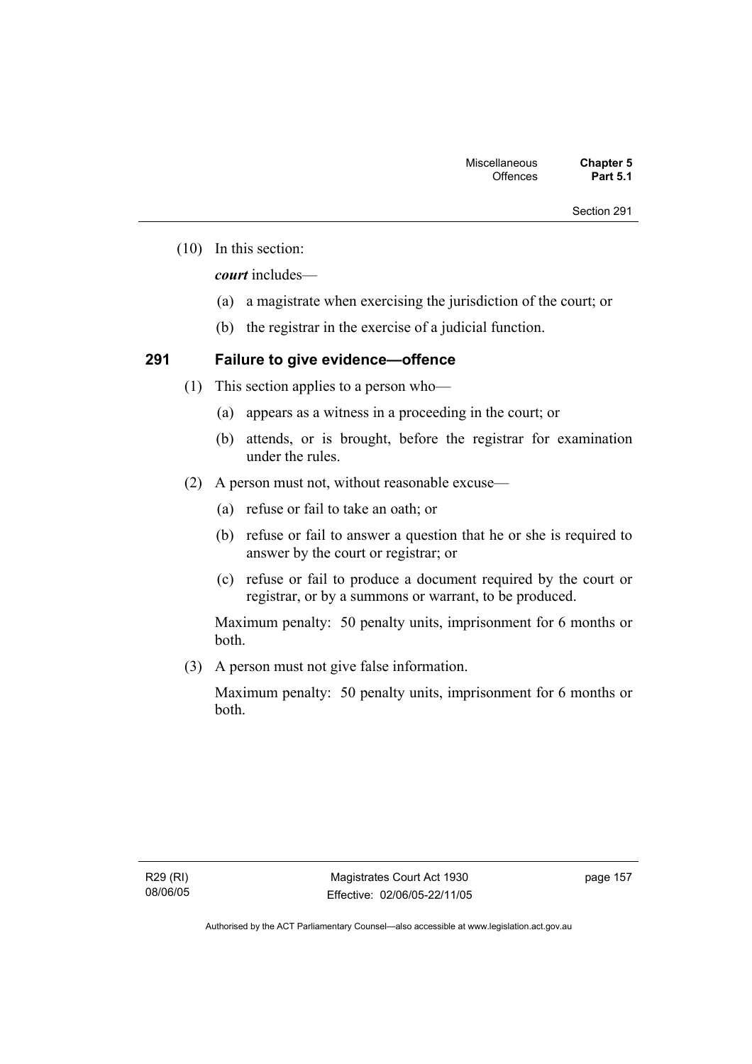(10) In this section:

***court*** includes—

(a) a magistrate when exercising the jurisdiction of the court; or

(b) the registrar in the exercise of a judicial function.

## 291 Failure to give evidence—offence

(1) This section applies to a person who—

(a) appears as a witness in a proceeding in the court; or

(b) attends, or is brought, before the registrar for examination under the rules.

(2) A person must not, without reasonable excuse—

(a) refuse or fail to take an oath; or

(b) refuse or fail to answer a question that he or she is required to answer by the court or registrar; or

(c) refuse or fail to produce a document required by the court or registrar, or by a summons or warrant, to be produced.

Maximum penalty: 50 penalty units, imprisonment for 6 months or both.

(3) A person must not give false information.

Maximum penalty: 50 penalty units, imprisonment for 6 months or both.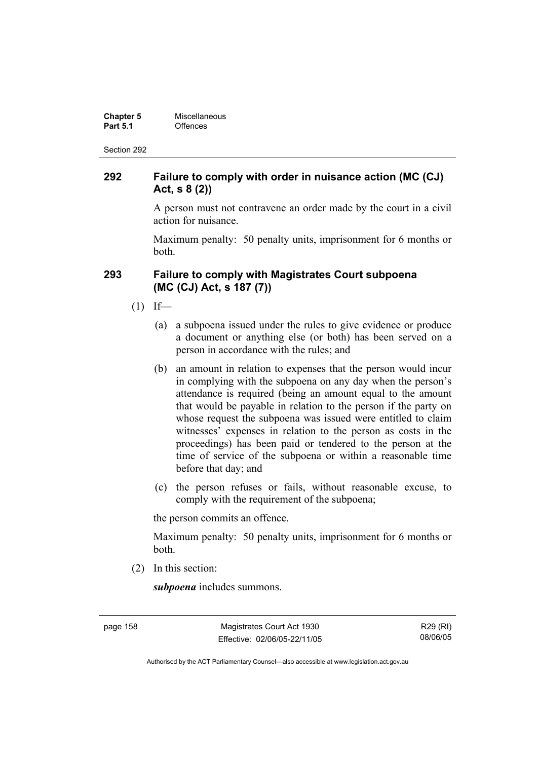## 292 Failure to comply with order in nuisance action (MC (CJ) Act, s 8 (2))

A person must not contravene an order made by the court in a civil action for nuisance.

Maximum penalty: 50 penalty units, imprisonment for 6 months or both.

## 293 Failure to comply with Magistrates Court subpoena (MC (CJ) Act, s 187 (7))

(1) If—

(a) a subpoena issued under the rules to give evidence or produce a document or anything else (or both) has been served on a person in accordance with the rules; and

(b) an amount in relation to expenses that the person would incur in complying with the subpoena on any day when the person's attendance is required (being an amount equal to the amount that would be payable in relation to the person if the party on whose request the subpoena was issued were entitled to claim witnesses' expenses in relation to the person as costs in the proceedings) has been paid or tendered to the person at the time of service of the subpoena or within a reasonable time before that day; and

(c) the person refuses or fails, without reasonable excuse, to comply with the requirement of the subpoena;

the person commits an offence.

Maximum penalty: 50 penalty units, imprisonment for 6 months or both.

(2) In this section:

***subpoena*** includes summons.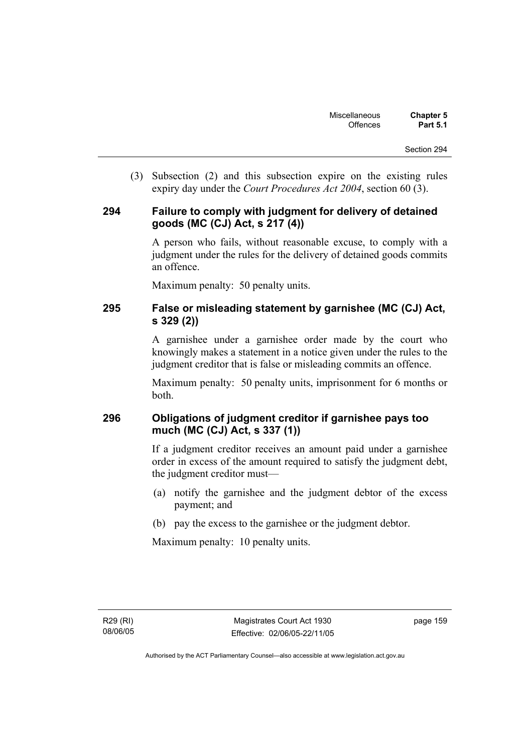(3) Subsection (2) and this subsection expire on the existing rules expiry day under the *Court Procedures Act 2004*, section 60 (3).

### 294 Failure to comply with judgment for delivery of detained goods (MC (CJ) Act, s 217 (4))

A person who fails, without reasonable excuse, to comply with a judgment under the rules for the delivery of detained goods commits an offence.

Maximum penalty: 50 penalty units.

### 295 False or misleading statement by garnishee (MC (CJ) Act, s 329 (2))

A garnishee under a garnishee order made by the court who knowingly makes a statement in a notice given under the rules to the judgment creditor that is false or misleading commits an offence.

Maximum penalty: 50 penalty units, imprisonment for 6 months or both.

### 296 Obligations of judgment creditor if garnishee pays too much (MC (CJ) Act, s 337 (1))

If a judgment creditor receives an amount paid under a garnishee order in excess of the amount required to satisfy the judgment debt, the judgment creditor must—

(a) notify the garnishee and the judgment debtor of the excess payment; and

(b) pay the excess to the garnishee or the judgment debtor.

Maximum penalty: 10 penalty units.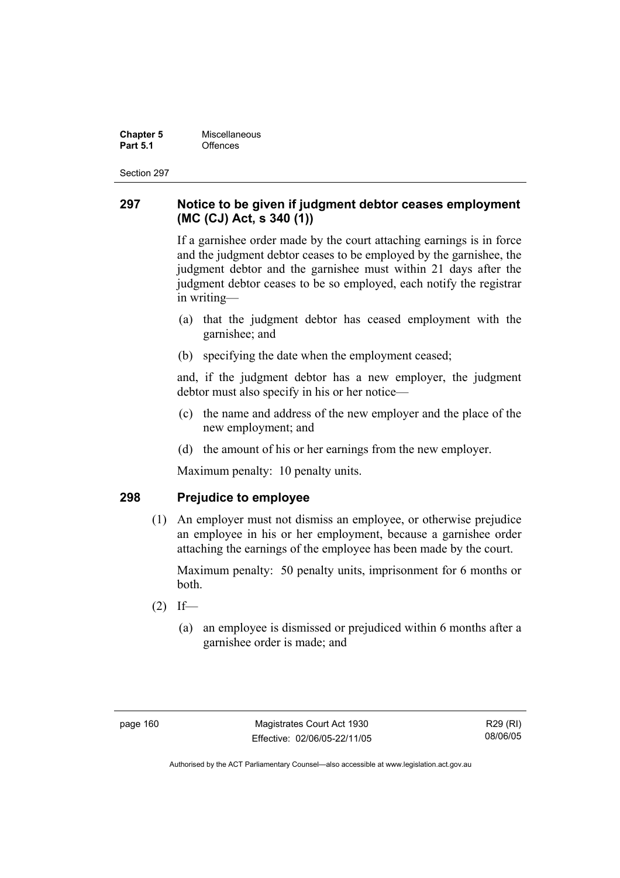## 297 Notice to be given if judgment debtor ceases employment (MC (CJ) Act, s 340 (1))

If a garnishee order made by the court attaching earnings is in force and the judgment debtor ceases to be employed by the garnishee, the judgment debtor and the garnishee must within 21 days after the judgment debtor ceases to be so employed, each notify the registrar in writing—

(a) that the judgment debtor has ceased employment with the garnishee; and

(b) specifying the date when the employment ceased;

and, if the judgment debtor has a new employer, the judgment debtor must also specify in his or her notice—

(c) the name and address of the new employer and the place of the new employment; and

(d) the amount of his or her earnings from the new employer.

Maximum penalty: 10 penalty units.

## 298 Prejudice to employee

(1) An employer must not dismiss an employee, or otherwise prejudice an employee in his or her employment, because a garnishee order attaching the earnings of the employee has been made by the court.

Maximum penalty: 50 penalty units, imprisonment for 6 months or both.

(2) If—

(a) an employee is dismissed or prejudiced within 6 months after a garnishee order is made; and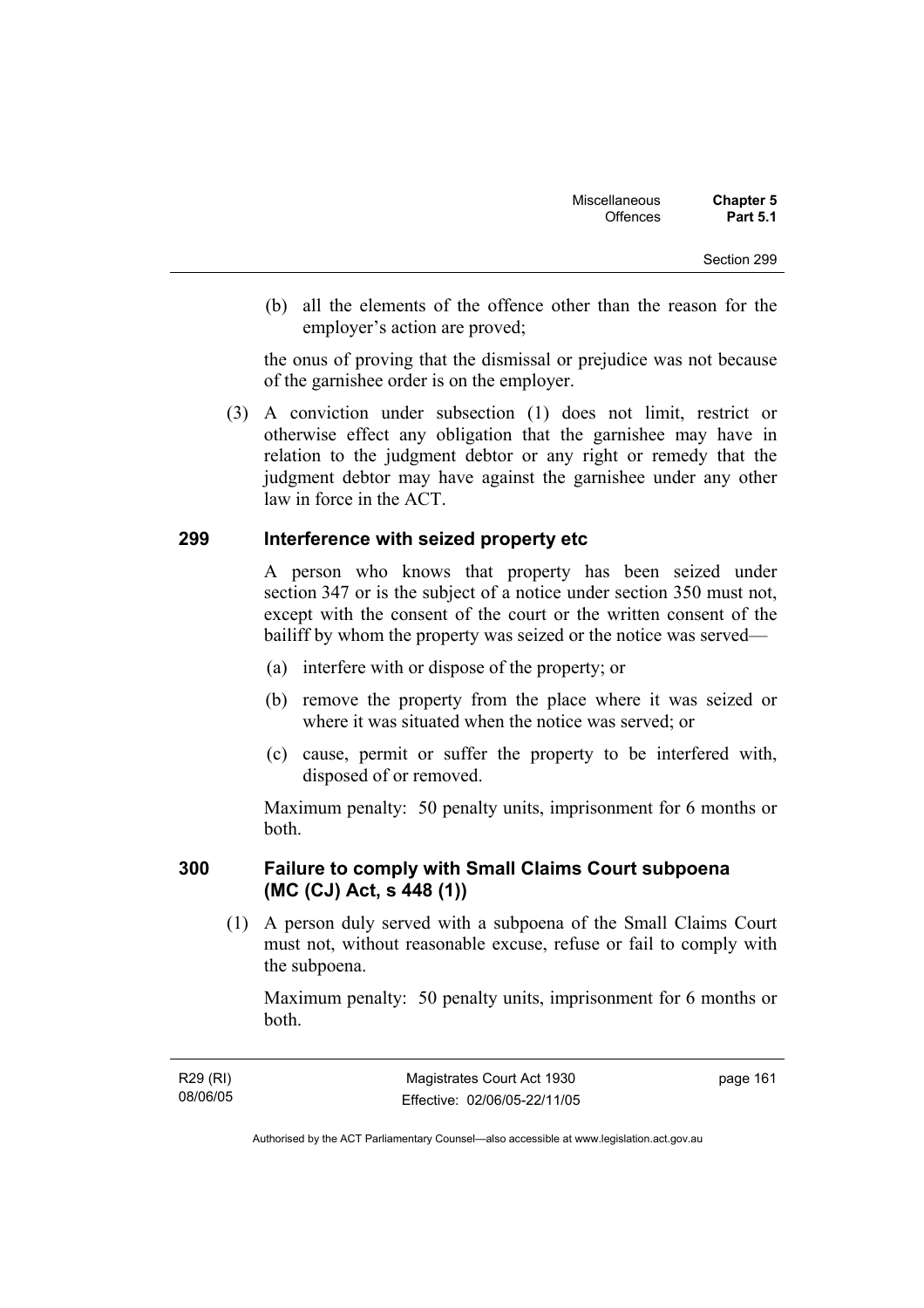(b) all the elements of the offence other than the reason for the employer's action are proved;

the onus of proving that the dismissal or prejudice was not because of the garnishee order is on the employer.

(3) A conviction under subsection (1) does not limit, restrict or otherwise effect any obligation that the garnishee may have in relation to the judgment debtor or any right or remedy that the judgment debtor may have against the garnishee under any other law in force in the ACT.

## 299 Interference with seized property etc

A person who knows that property has been seized under section 347 or is the subject of a notice under section 350 must not, except with the consent of the court or the written consent of the bailiff by whom the property was seized or the notice was served—

(a) interfere with or dispose of the property; or

(b) remove the property from the place where it was seized or where it was situated when the notice was served; or

(c) cause, permit or suffer the property to be interfered with, disposed of or removed.

Maximum penalty: 50 penalty units, imprisonment for 6 months or both.

## 300 Failure to comply with Small Claims Court subpoena (MC (CJ) Act, s 448 (1))

(1) A person duly served with a subpoena of the Small Claims Court must not, without reasonable excuse, refuse or fail to comply with the subpoena.

Maximum penalty: 50 penalty units, imprisonment for 6 months or both.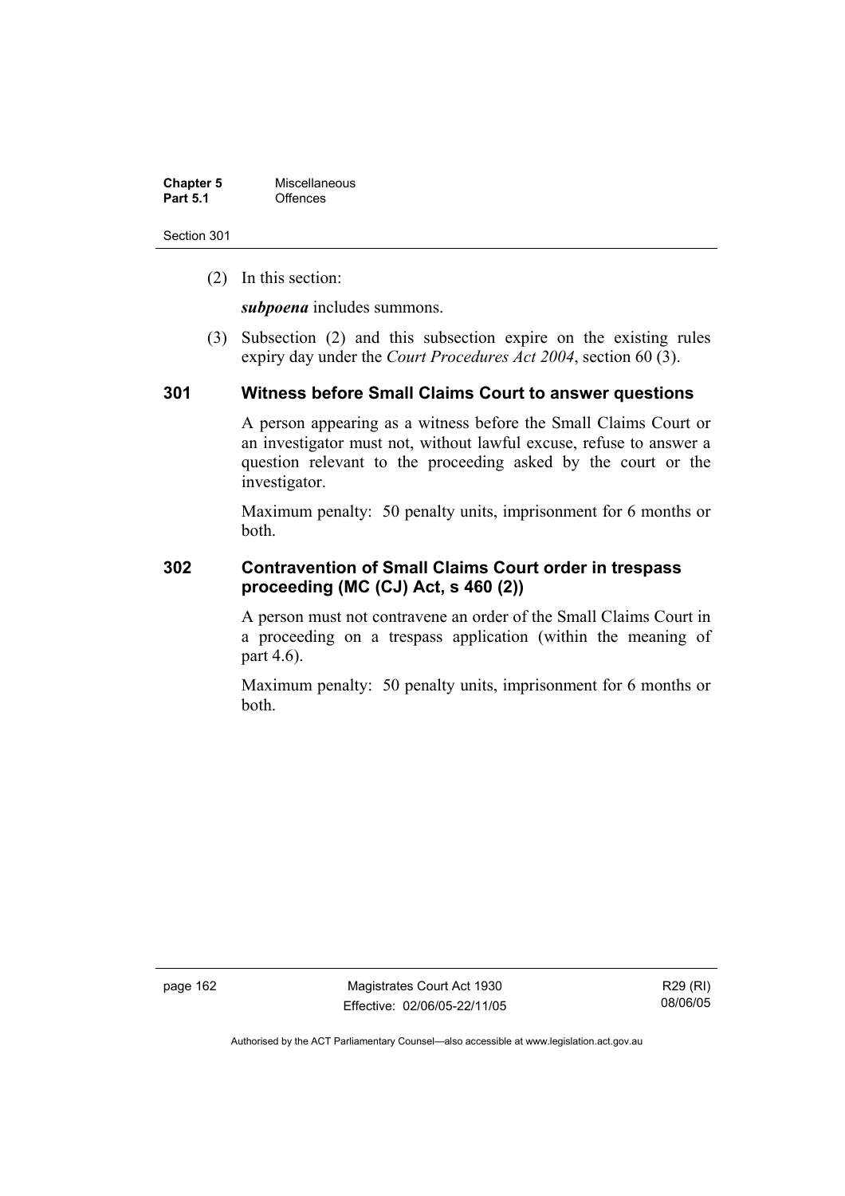(2) In this section:

***subpoena*** includes summons.

(3) Subsection (2) and this subsection expire on the existing rules expiry day under the *Court Procedures Act 2004*, section 60 (3).

## 301 Witness before Small Claims Court to answer questions

A person appearing as a witness before the Small Claims Court or an investigator must not, without lawful excuse, refuse to answer a question relevant to the proceeding asked by the court or the investigator.

Maximum penalty: 50 penalty units, imprisonment for 6 months or both.

## 302 Contravention of Small Claims Court order in trespass proceeding (MC (CJ) Act, s 460 (2))

A person must not contravene an order of the Small Claims Court in a proceeding on a trespass application (within the meaning of part 4.6).

Maximum penalty: 50 penalty units, imprisonment for 6 months or both.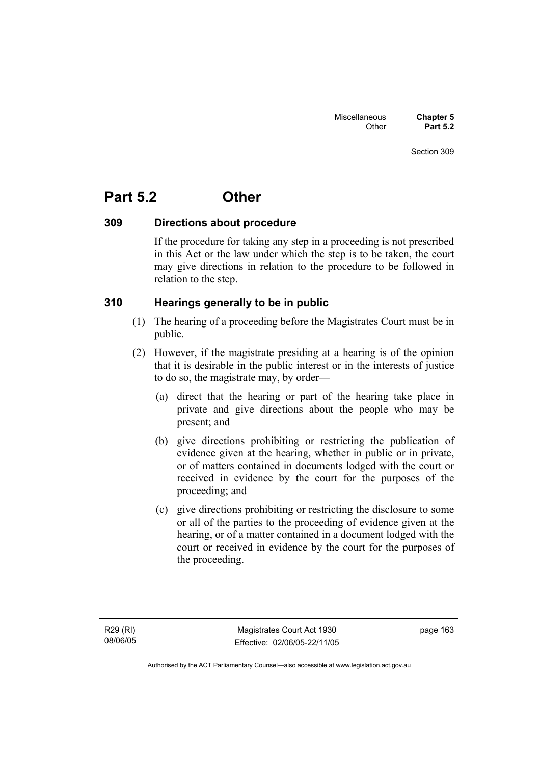# Part 5.2 Other

### 309 Directions about procedure

If the procedure for taking any step in a proceeding is not prescribed in this Act or the law under which the step is to be taken, the court may give directions in relation to the procedure to be followed in relation to the step.

### 310 Hearings generally to be in public

(1) The hearing of a proceeding before the Magistrates Court must be in public.

(2) However, if the magistrate presiding at a hearing is of the opinion that it is desirable in the public interest or in the interests of justice to do so, the magistrate may, by order—

(a) direct that the hearing or part of the hearing take place in private and give directions about the people who may be present; and

(b) give directions prohibiting or restricting the publication of evidence given at the hearing, whether in public or in private, or of matters contained in documents lodged with the court or received in evidence by the court for the purposes of the proceeding; and

(c) give directions prohibiting or restricting the disclosure to some or all of the parties to the proceeding of evidence given at the hearing, or of a matter contained in a document lodged with the court or received in evidence by the court for the purposes of the proceeding.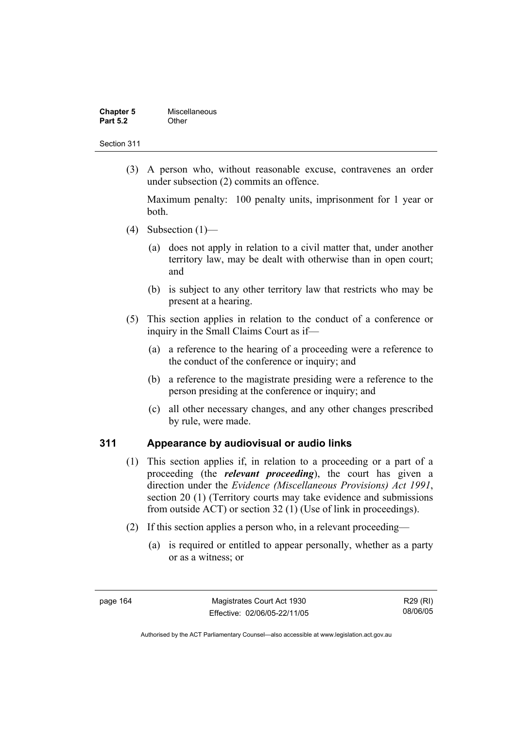(3) A person who, without reasonable excuse, contravenes an order under subsection (2) commits an offence.

Maximum penalty: 100 penalty units, imprisonment for 1 year or both.

(4) Subsection (1)—

(a) does not apply in relation to a civil matter that, under another territory law, may be dealt with otherwise than in open court; and

(b) is subject to any other territory law that restricts who may be present at a hearing.

(5) This section applies in relation to the conduct of a conference or inquiry in the Small Claims Court as if—

(a) a reference to the hearing of a proceeding were a reference to the conduct of the conference or inquiry; and

(b) a reference to the magistrate presiding were a reference to the person presiding at the conference or inquiry; and

(c) all other necessary changes, and any other changes prescribed by rule, were made.

## 311 Appearance by audiovisual or audio links

(1) This section applies if, in relation to a proceeding or a part of a proceeding (the ***relevant proceeding***), the court has given a direction under the *Evidence (Miscellaneous Provisions) Act 1991*, section 20 (1) (Territory courts may take evidence and submissions from outside ACT) or section 32 (1) (Use of link in proceedings).

(2) If this section applies a person who, in a relevant proceeding—

(a) is required or entitled to appear personally, whether as a party or as a witness; or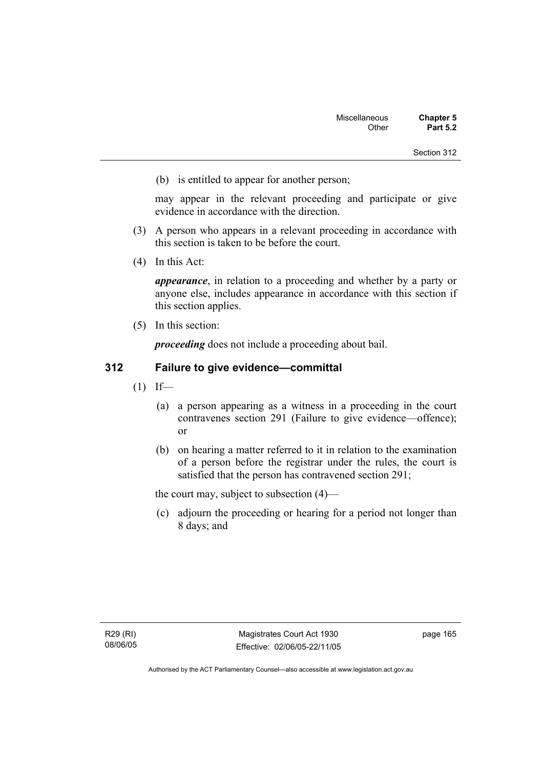(b) is entitled to appear for another person;

may appear in the relevant proceeding and participate or give evidence in accordance with the direction.

(3) A person who appears in a relevant proceeding in accordance with this section is taken to be before the court.

(4) In this Act:

***appearance***, in relation to a proceeding and whether by a party or anyone else, includes appearance in accordance with this section if this section applies.

(5) In this section:

***proceeding*** does not include a proceeding about bail.

## 312 Failure to give evidence—committal

(1) If—

(a) a person appearing as a witness in a proceeding in the court contravenes section 291 (Failure to give evidence—offence); or

(b) on hearing a matter referred to it in relation to the examination of a person before the registrar under the rules, the court is satisfied that the person has contravened section 291;

the court may, subject to subsection (4)—

(c) adjourn the proceeding or hearing for a period not longer than 8 days; and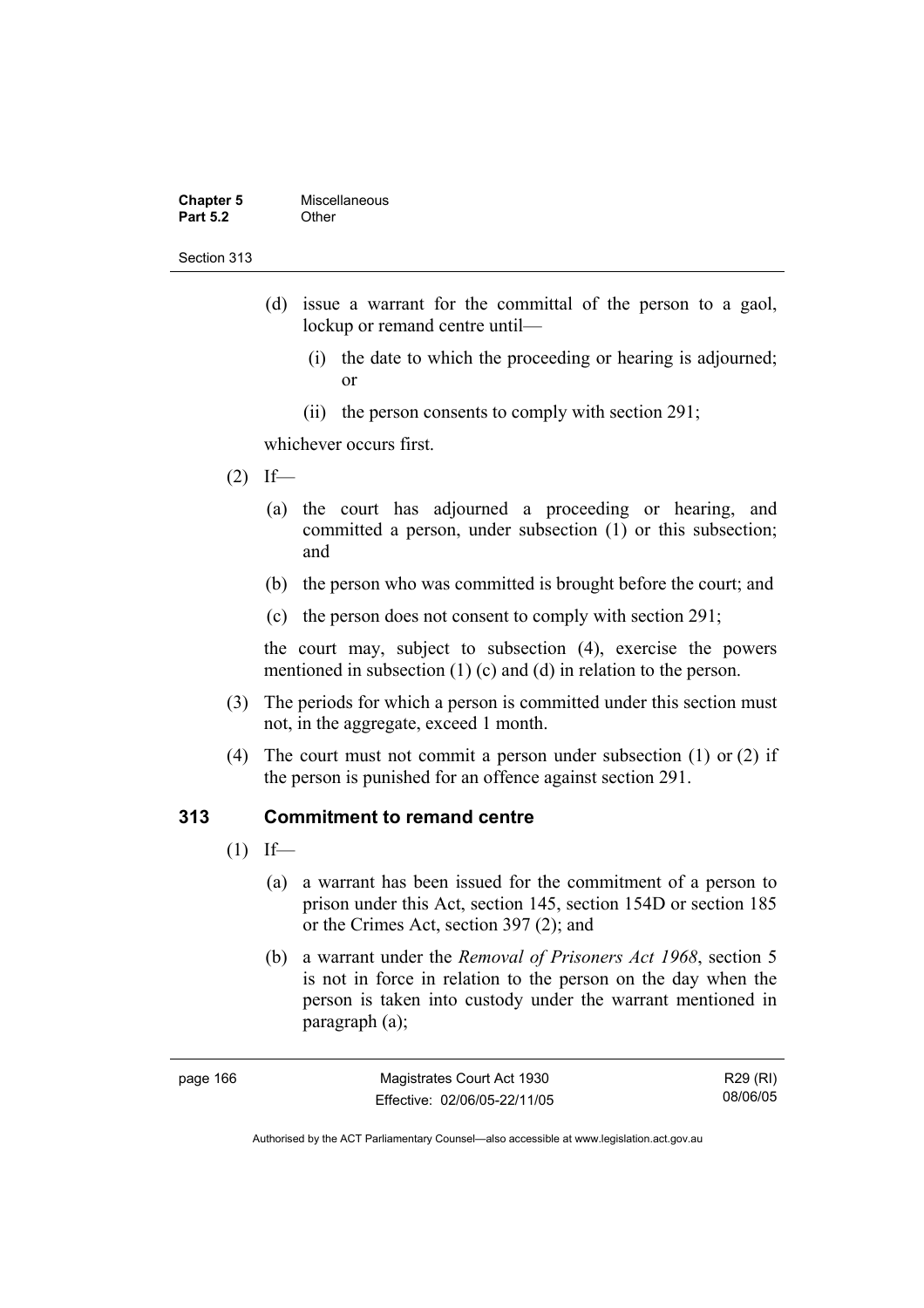(d) issue a warrant for the committal of the person to a gaol, lockup or remand centre until—

   (i) the date to which the proceeding or hearing is adjourned; or

   (ii) the person consents to comply with section 291;

whichever occurs first.

(2) If—

   (a) the court has adjourned a proceeding or hearing, and committed a person, under subsection (1) or this subsection; and

   (b) the person who was committed is brought before the court; and

   (c) the person does not consent to comply with section 291;

the court may, subject to subsection (4), exercise the powers mentioned in subsection (1) (c) and (d) in relation to the person.

(3) The periods for which a person is committed under this section must not, in the aggregate, exceed 1 month.

(4) The court must not commit a person under subsection (1) or (2) if the person is punished for an offence against section 291.

## 313 Commitment to remand centre

(1) If—

   (a) a warrant has been issued for the commitment of a person to prison under this Act, section 145, section 154D or section 185 or the Crimes Act, section 397 (2); and

   (b) a warrant under the *Removal of Prisoners Act 1968*, section 5 is not in force in relation to the person on the day when the person is taken into custody under the warrant mentioned in paragraph (a);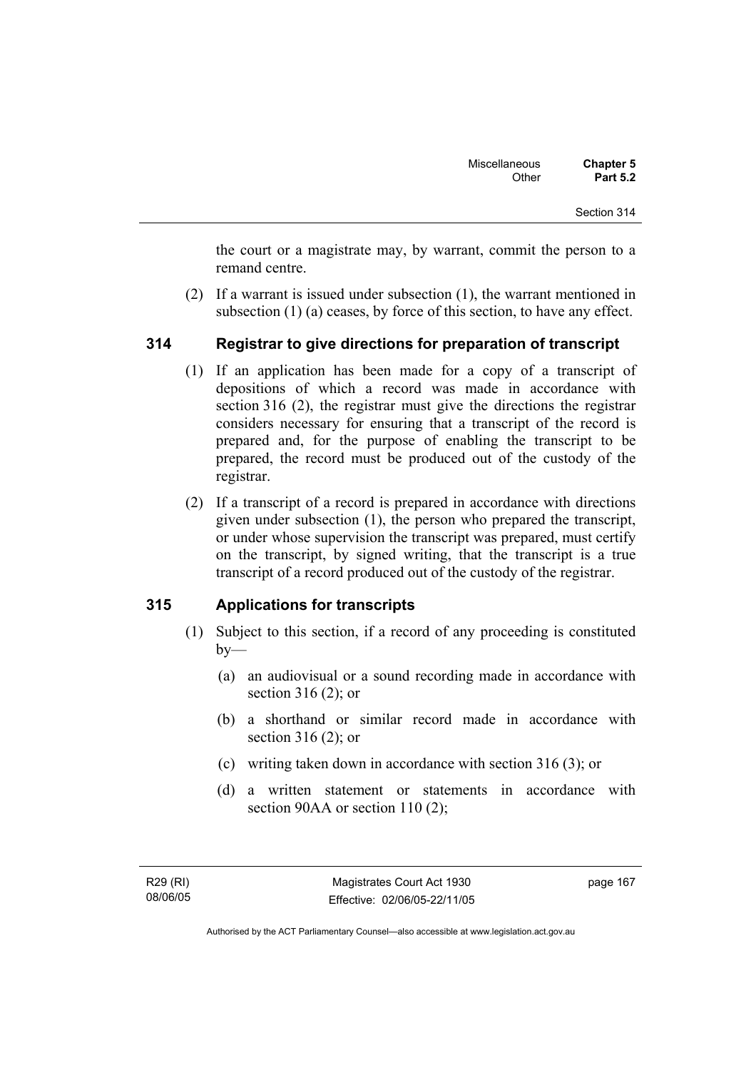the court or a magistrate may, by warrant, commit the person to a remand centre.

(2) If a warrant is issued under subsection (1), the warrant mentioned in subsection (1) (a) ceases, by force of this section, to have any effect.

### 314 Registrar to give directions for preparation of transcript

(1) If an application has been made for a copy of a transcript of depositions of which a record was made in accordance with section 316 (2), the registrar must give the directions the registrar considers necessary for ensuring that a transcript of the record is prepared and, for the purpose of enabling the transcript to be prepared, the record must be produced out of the custody of the registrar.

(2) If a transcript of a record is prepared in accordance with directions given under subsection (1), the person who prepared the transcript, or under whose supervision the transcript was prepared, must certify on the transcript, by signed writing, that the transcript is a true transcript of a record produced out of the custody of the registrar.

### 315 Applications for transcripts

(1) Subject to this section, if a record of any proceeding is constituted by—

(a) an audiovisual or a sound recording made in accordance with section 316 (2); or

(b) a shorthand or similar record made in accordance with section 316 (2); or

(c) writing taken down in accordance with section 316 (3); or

(d) a written statement or statements in accordance with section 90AA or section 110 (2);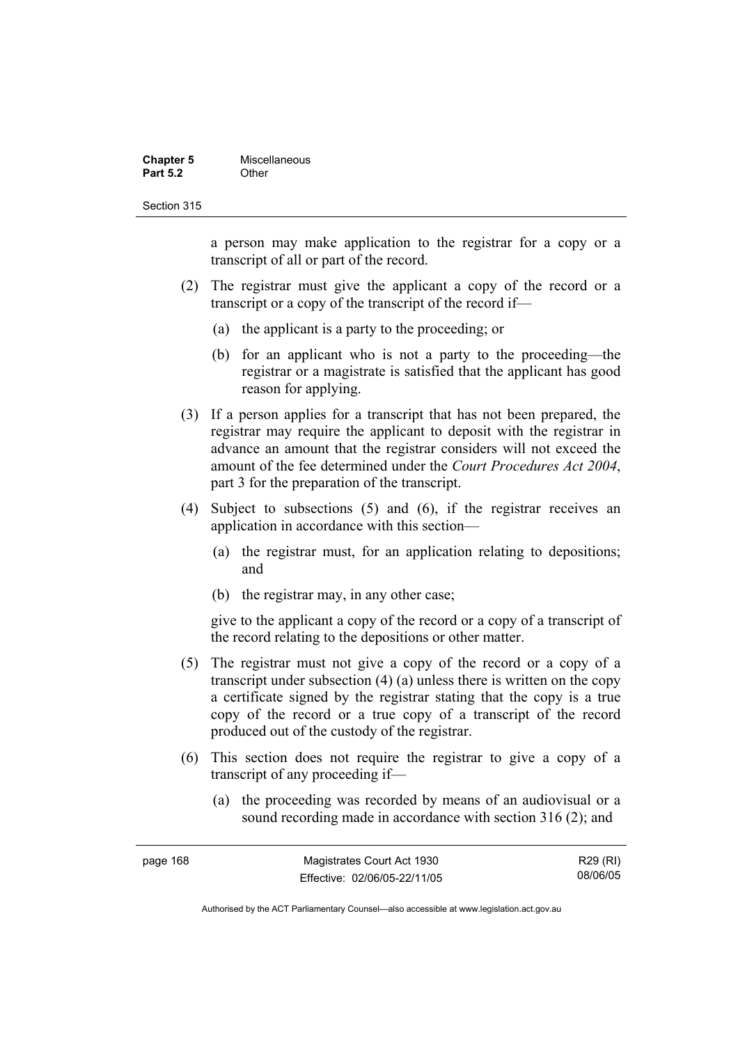a person may make application to the registrar for a copy or a transcript of all or part of the record.

(2) The registrar must give the applicant a copy of the record or a transcript or a copy of the transcript of the record if—

(a) the applicant is a party to the proceeding; or

(b) for an applicant who is not a party to the proceeding—the registrar or a magistrate is satisfied that the applicant has good reason for applying.

(3) If a person applies for a transcript that has not been prepared, the registrar may require the applicant to deposit with the registrar in advance an amount that the registrar considers will not exceed the amount of the fee determined under the *Court Procedures Act 2004*, part 3 for the preparation of the transcript.

(4) Subject to subsections (5) and (6), if the registrar receives an application in accordance with this section—

(a) the registrar must, for an application relating to depositions; and

(b) the registrar may, in any other case;

give to the applicant a copy of the record or a copy of a transcript of the record relating to the depositions or other matter.

(5) The registrar must not give a copy of the record or a copy of a transcript under subsection (4) (a) unless there is written on the copy a certificate signed by the registrar stating that the copy is a true copy of the record or a true copy of a transcript of the record produced out of the custody of the registrar.

(6) This section does not require the registrar to give a copy of a transcript of any proceeding if—

(a) the proceeding was recorded by means of an audiovisual or a sound recording made in accordance with section 316 (2); and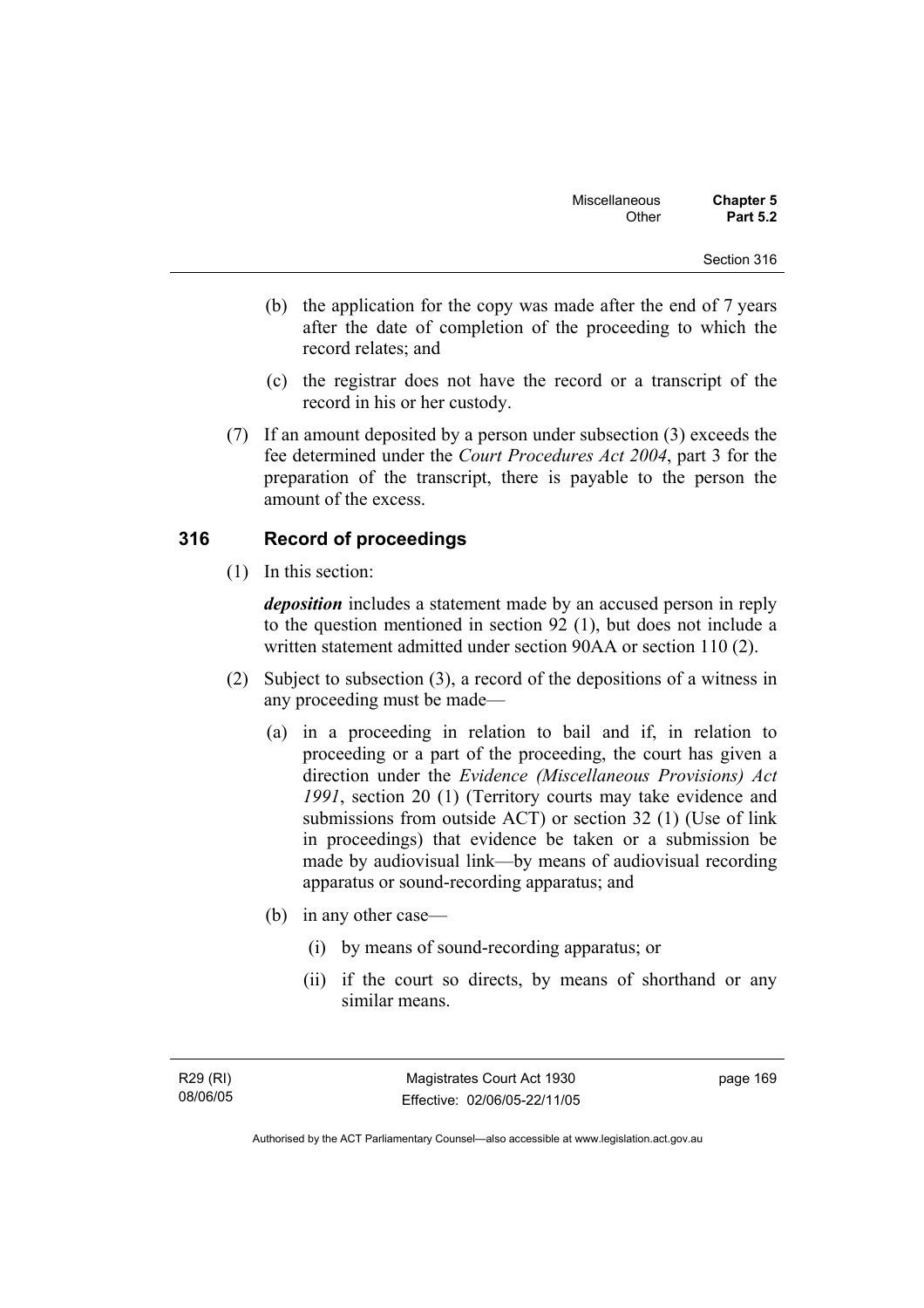(b) the application for the copy was made after the end of 7 years after the date of completion of the proceeding to which the record relates; and

(c) the registrar does not have the record or a transcript of the record in his or her custody.

(7) If an amount deposited by a person under subsection (3) exceeds the fee determined under the *Court Procedures Act 2004*, part 3 for the preparation of the transcript, there is payable to the person the amount of the excess.

## 316 Record of proceedings

(1) In this section:

***deposition*** includes a statement made by an accused person in reply to the question mentioned in section 92 (1), but does not include a written statement admitted under section 90AA or section 110 (2).

(2) Subject to subsection (3), a record of the depositions of a witness in any proceeding must be made—

(a) in a proceeding in relation to bail and if, in relation to proceeding or a part of the proceeding, the court has given a direction under the *Evidence (Miscellaneous Provisions) Act 1991*, section 20 (1) (Territory courts may take evidence and submissions from outside ACT) or section 32 (1) (Use of link in proceedings) that evidence be taken or a submission be made by audiovisual link—by means of audiovisual recording apparatus or sound-recording apparatus; and

(b) in any other case—

(i) by means of sound-recording apparatus; or

(ii) if the court so directs, by means of shorthand or any similar means.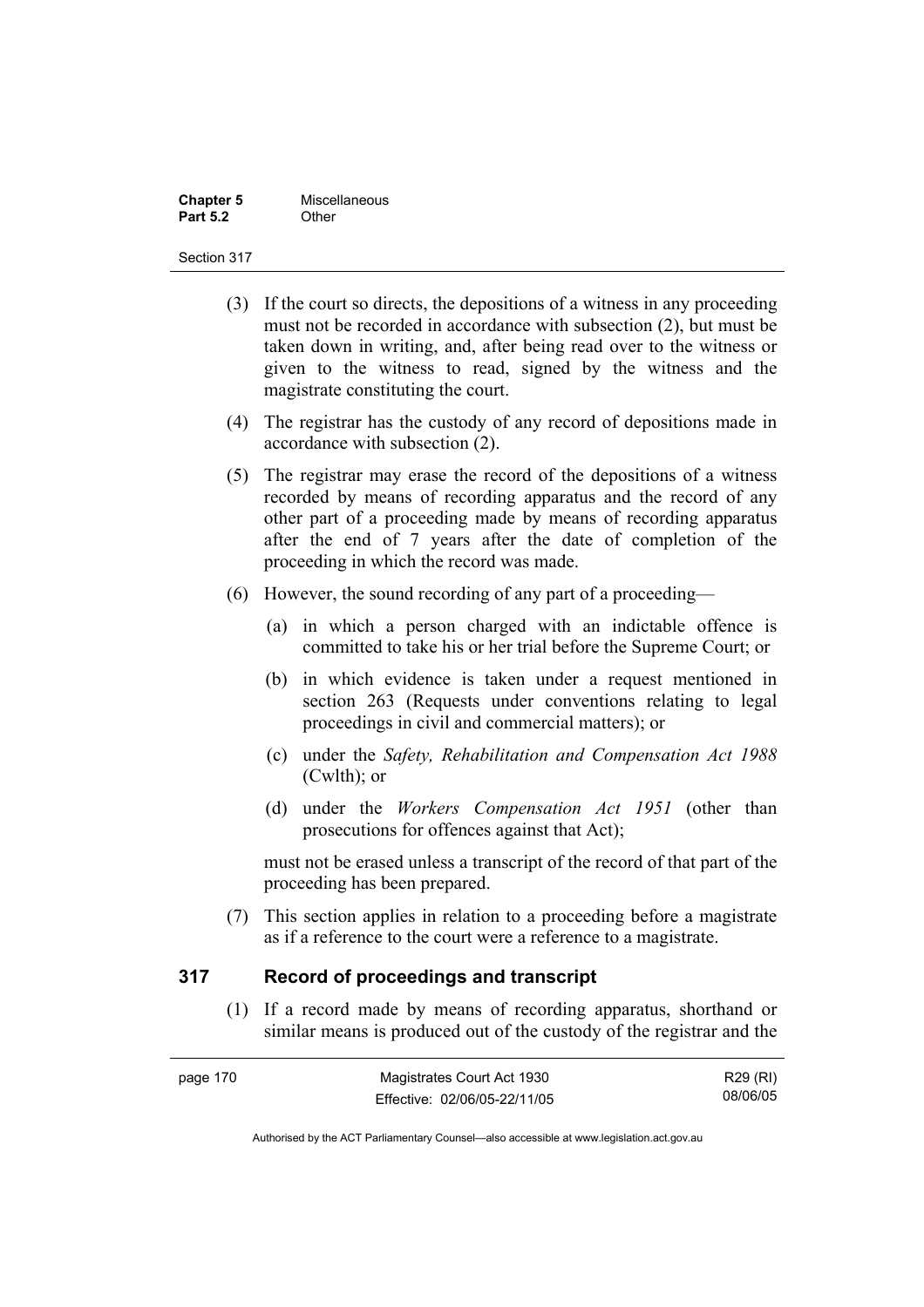(3) If the court so directs, the depositions of a witness in any proceeding must not be recorded in accordance with subsection (2), but must be taken down in writing, and, after being read over to the witness or given to the witness to read, signed by the witness and the magistrate constituting the court.

(4) The registrar has the custody of any record of depositions made in accordance with subsection (2).

(5) The registrar may erase the record of the depositions of a witness recorded by means of recording apparatus and the record of any other part of a proceeding made by means of recording apparatus after the end of 7 years after the date of completion of the proceeding in which the record was made.

(6) However, the sound recording of any part of a proceeding—

(a) in which a person charged with an indictable offence is committed to take his or her trial before the Supreme Court; or

(b) in which evidence is taken under a request mentioned in section 263 (Requests under conventions relating to legal proceedings in civil and commercial matters); or

(c) under the *Safety, Rehabilitation and Compensation Act 1988* (Cwlth); or

(d) under the *Workers Compensation Act 1951* (other than prosecutions for offences against that Act);

must not be erased unless a transcript of the record of that part of the proceeding has been prepared.

(7) This section applies in relation to a proceeding before a magistrate as if a reference to the court were a reference to a magistrate.

## 317 Record of proceedings and transcript

(1) If a record made by means of recording apparatus, shorthand or similar means is produced out of the custody of the registrar and the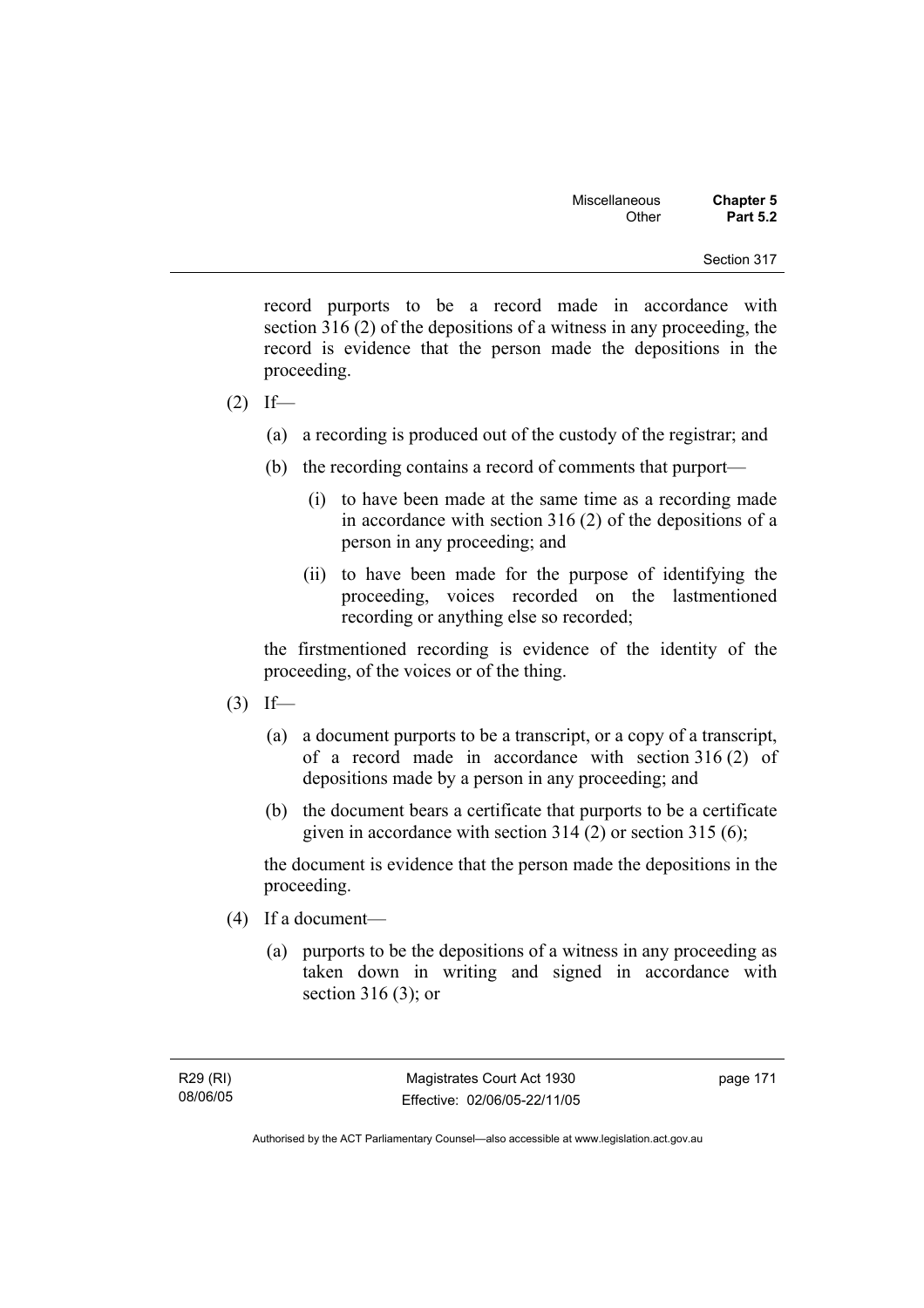record purports to be a record made in accordance with section 316 (2) of the depositions of a witness in any proceeding, the record is evidence that the person made the depositions in the proceeding.

(2) If—

(a) a recording is produced out of the custody of the registrar; and

(b) the recording contains a record of comments that purport—

(i) to have been made at the same time as a recording made in accordance with section 316 (2) of the depositions of a person in any proceeding; and

(ii) to have been made for the purpose of identifying the proceeding, voices recorded on the lastmentioned recording or anything else so recorded;

the firstmentioned recording is evidence of the identity of the proceeding, of the voices or of the thing.

(3) If—

(a) a document purports to be a transcript, or a copy of a transcript, of a record made in accordance with section 316 (2) of depositions made by a person in any proceeding; and

(b) the document bears a certificate that purports to be a certificate given in accordance with section 314 (2) or section 315 (6);

the document is evidence that the person made the depositions in the proceeding.

(4) If a document—

(a) purports to be the depositions of a witness in any proceeding as taken down in writing and signed in accordance with section 316 (3); or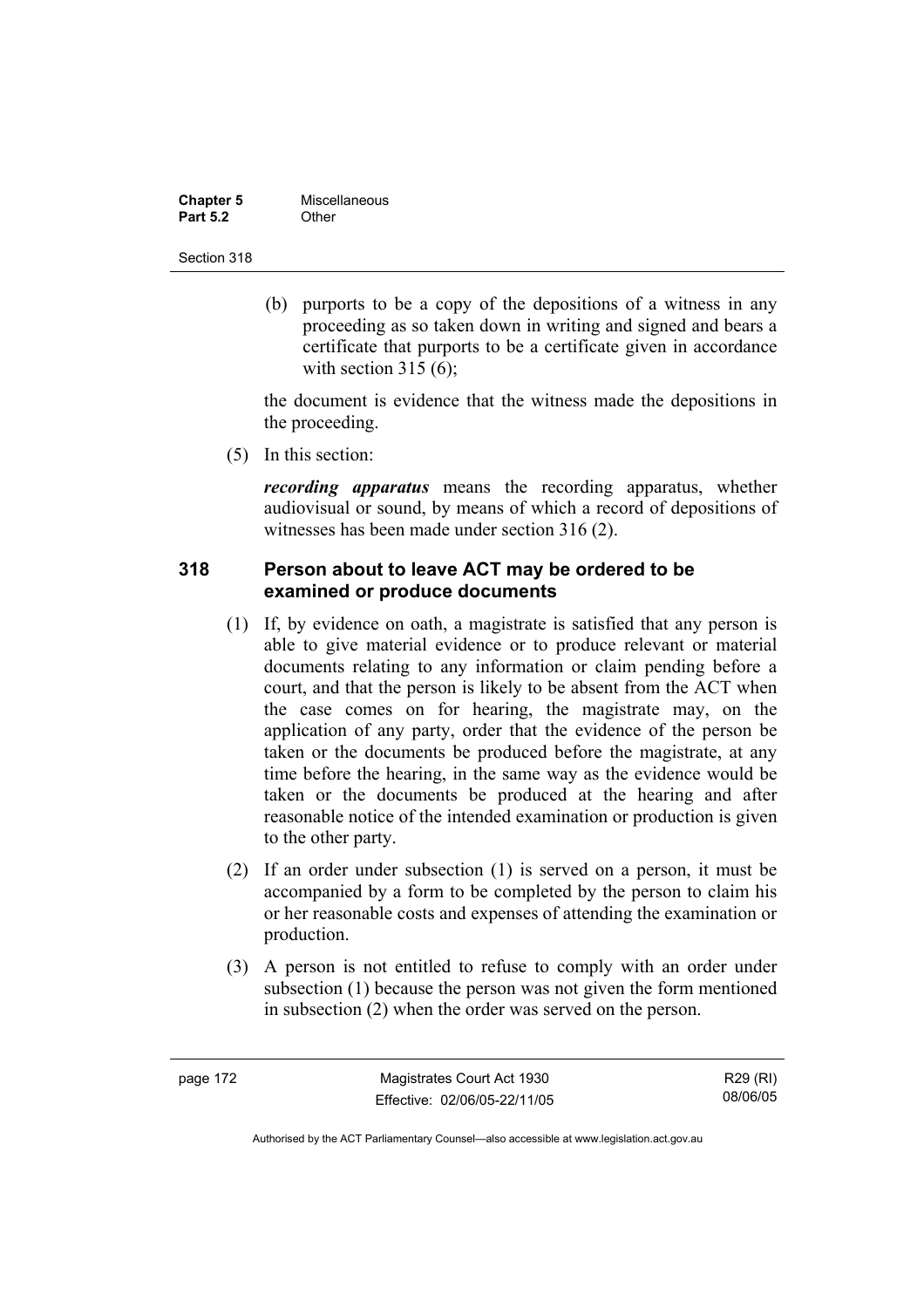(b) purports to be a copy of the depositions of a witness in any proceeding as so taken down in writing and signed and bears a certificate that purports to be a certificate given in accordance with section 315 (6);

the document is evidence that the witness made the depositions in the proceeding.

(5) In this section:

***recording apparatus*** means the recording apparatus, whether audiovisual or sound, by means of which a record of depositions of witnesses has been made under section 316 (2).

## 318 Person about to leave ACT may be ordered to be examined or produce documents

(1) If, by evidence on oath, a magistrate is satisfied that any person is able to give material evidence or to produce relevant or material documents relating to any information or claim pending before a court, and that the person is likely to be absent from the ACT when the case comes on for hearing, the magistrate may, on the application of any party, order that the evidence of the person be taken or the documents be produced before the magistrate, at any time before the hearing, in the same way as the evidence would be taken or the documents be produced at the hearing and after reasonable notice of the intended examination or production is given to the other party.

(2) If an order under subsection (1) is served on a person, it must be accompanied by a form to be completed by the person to claim his or her reasonable costs and expenses of attending the examination or production.

(3) A person is not entitled to refuse to comply with an order under subsection (1) because the person was not given the form mentioned in subsection (2) when the order was served on the person.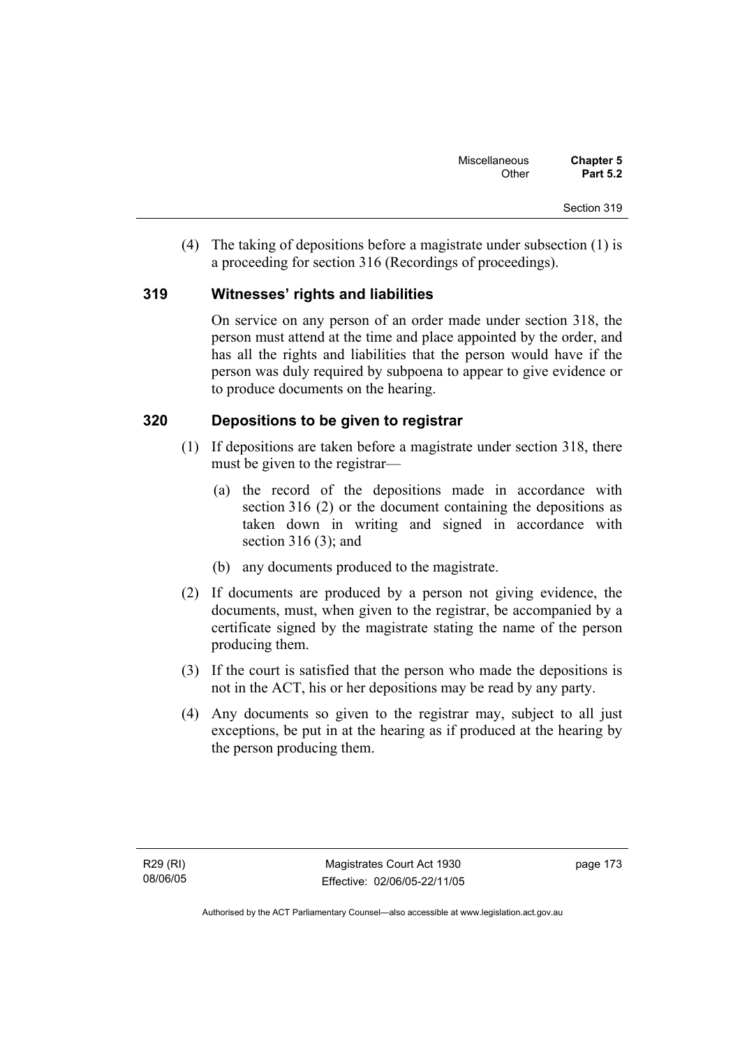(4) The taking of depositions before a magistrate under subsection (1) is a proceeding for section 316 (Recordings of proceedings).

## 319 Witnesses' rights and liabilities

On service on any person of an order made under section 318, the person must attend at the time and place appointed by the order, and has all the rights and liabilities that the person would have if the person was duly required by subpoena to appear to give evidence or to produce documents on the hearing.

## 320 Depositions to be given to registrar

(1) If depositions are taken before a magistrate under section 318, there must be given to the registrar—

(a) the record of the depositions made in accordance with section 316 (2) or the document containing the depositions as taken down in writing and signed in accordance with section 316 (3); and

(b) any documents produced to the magistrate.

(2) If documents are produced by a person not giving evidence, the documents, must, when given to the registrar, be accompanied by a certificate signed by the magistrate stating the name of the person producing them.

(3) If the court is satisfied that the person who made the depositions is not in the ACT, his or her depositions may be read by any party.

(4) Any documents so given to the registrar may, subject to all just exceptions, be put in at the hearing as if produced at the hearing by the person producing them.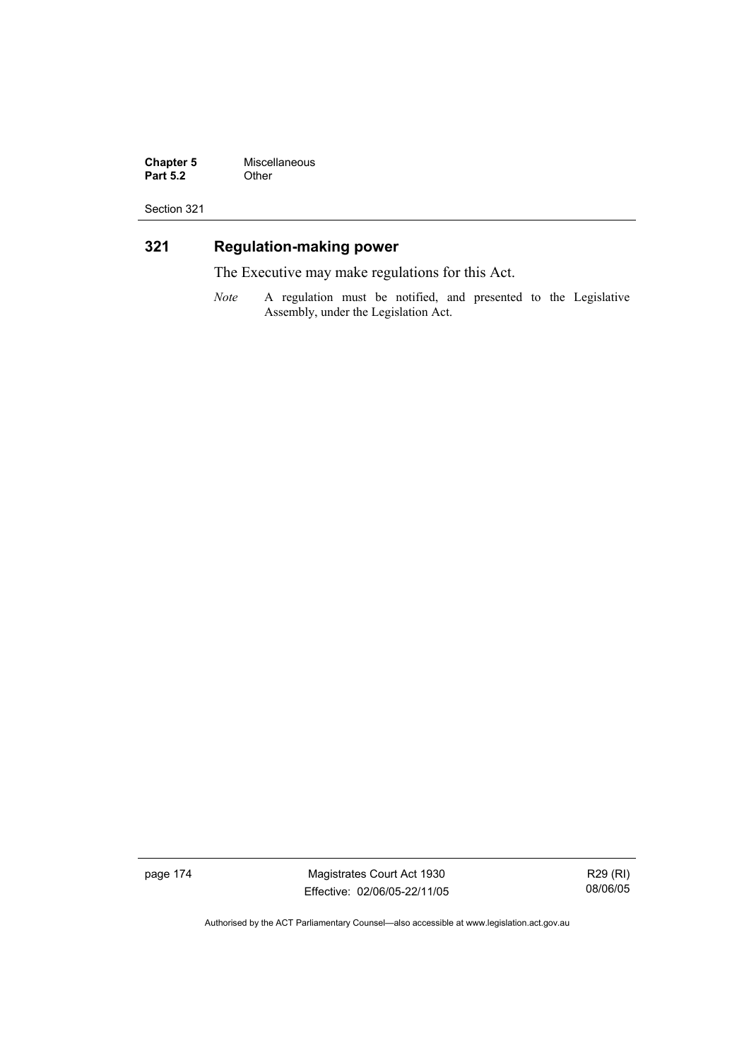## 321 Regulation-making power

The Executive may make regulations for this Act.

*Note* A regulation must be notified, and presented to the Legislative Assembly, under the Legislation Act.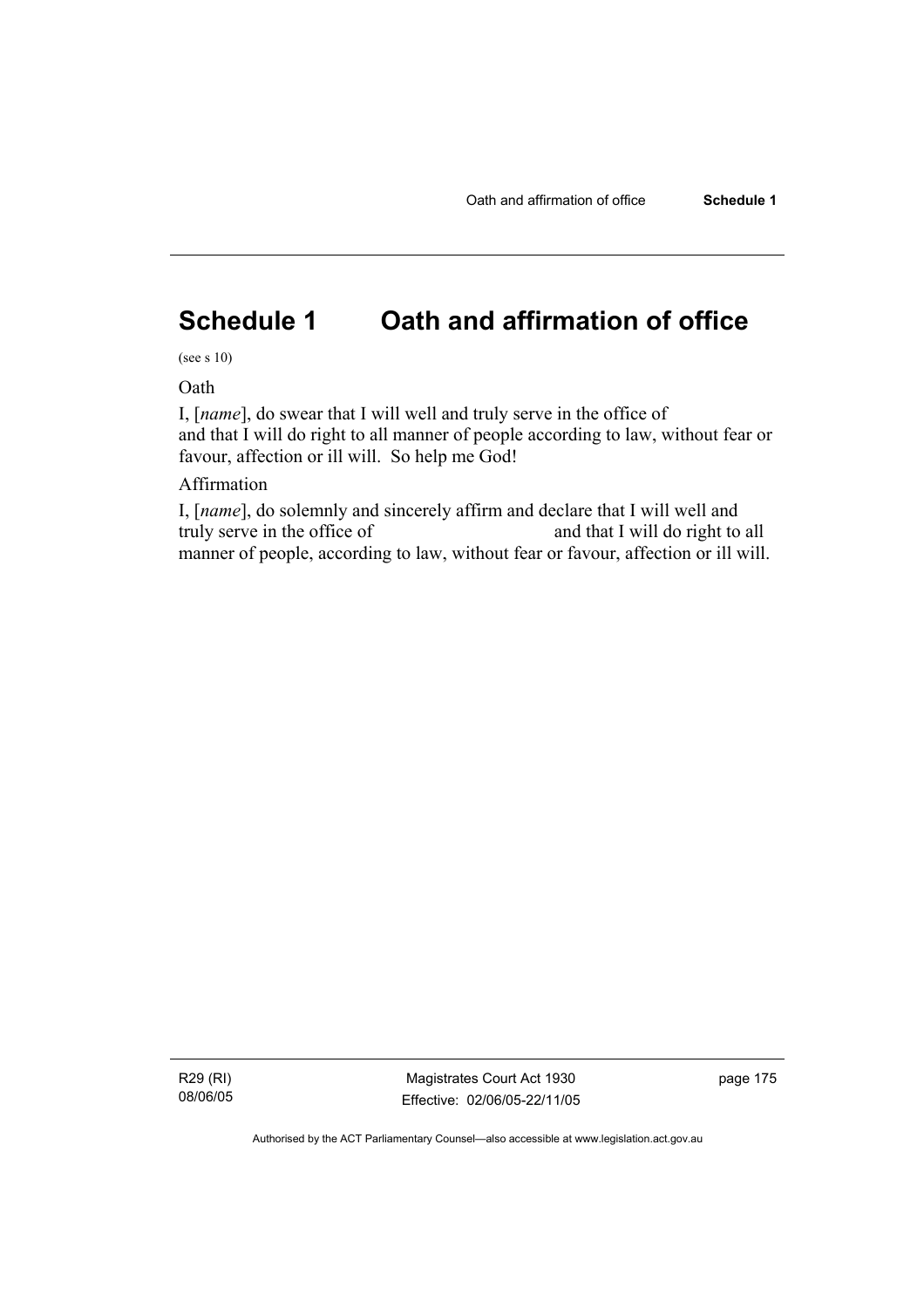# Schedule 1 Oath and affirmation of office

(see s 10)

Oath

I, [*name*], do swear that I will well and truly serve in the office of and that I will do right to all manner of people according to law, without fear or favour, affection or ill will. So help me God!

Affirmation

I, [*name*], do solemnly and sincerely affirm and declare that I will well and truly serve in the office of                                  and that I will do right to all manner of people, according to law, without fear or favour, affection or ill will.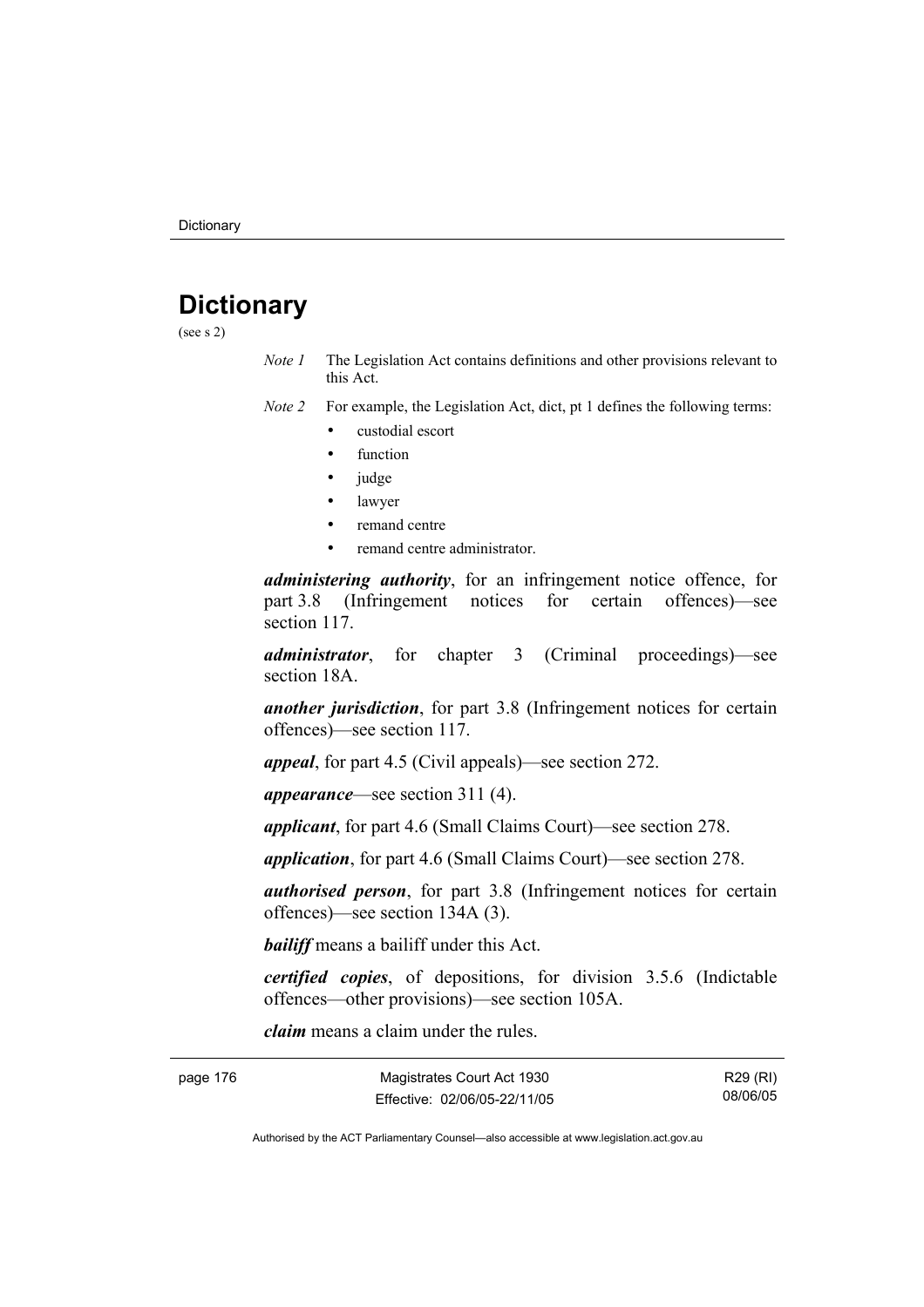# Dictionary

(see s 2)

*Note 1* The Legislation Act contains definitions and other provisions relevant to this Act.

*Note 2* For example, the Legislation Act, dict, pt 1 defines the following terms:

- custodial escort
- function
- judge
- lawyer
- remand centre
- remand centre administrator.

***administering authority***, for an infringement notice offence, for part 3.8 (Infringement notices for certain offences)—see section 117.

***administrator***, for chapter 3 (Criminal proceedings)—see section 18A.

***another jurisdiction***, for part 3.8 (Infringement notices for certain offences)—see section 117.

***appeal***, for part 4.5 (Civil appeals)—see section 272.

***appearance***—see section 311 (4).

***applicant***, for part 4.6 (Small Claims Court)—see section 278.

***application***, for part 4.6 (Small Claims Court)—see section 278.

***authorised person***, for part 3.8 (Infringement notices for certain offences)—see section 134A (3).

***bailiff*** means a bailiff under this Act.

***certified copies***, of depositions, for division 3.5.6 (Indictable offences—other provisions)—see section 105A.

***claim*** means a claim under the rules.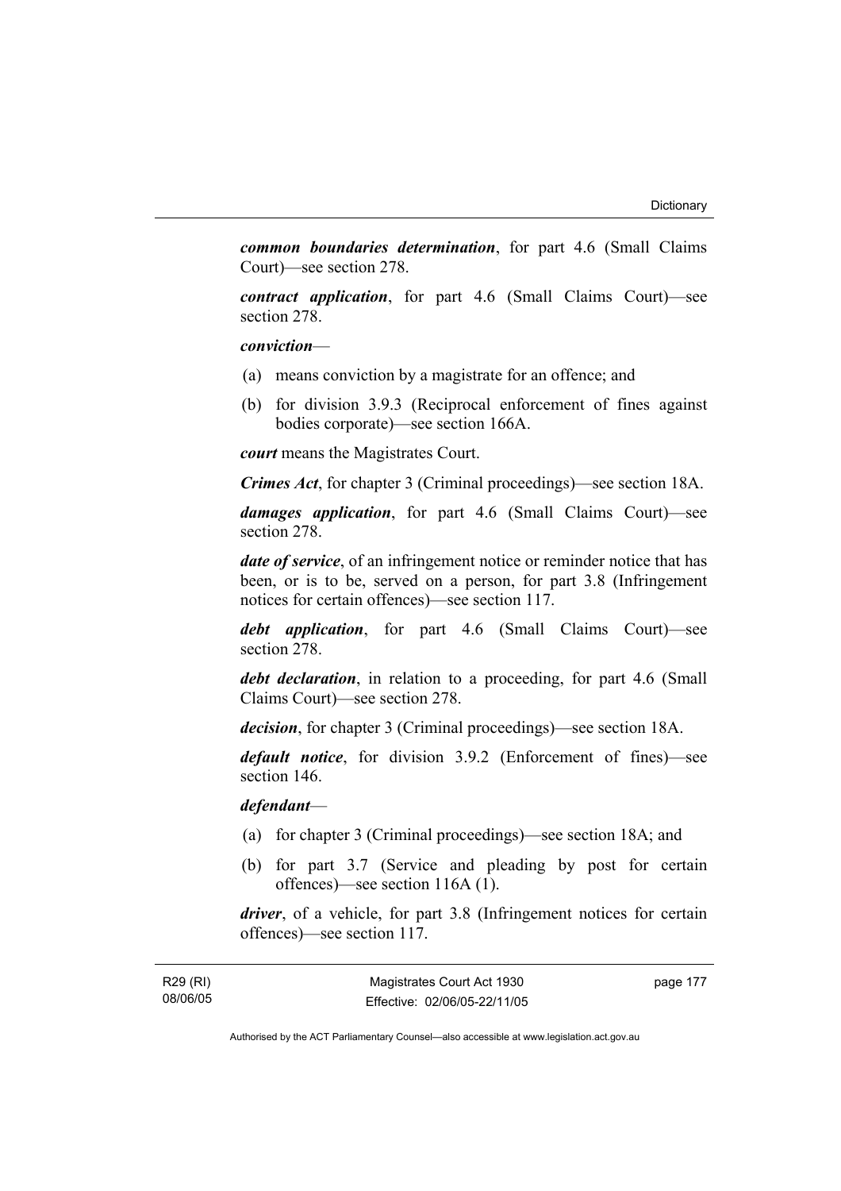***common boundaries determination***, for part 4.6 (Small Claims Court)—see section 278.

***contract application***, for part 4.6 (Small Claims Court)—see section 278.

***conviction***—

(a) means conviction by a magistrate for an offence; and

(b) for division 3.9.3 (Reciprocal enforcement of fines against bodies corporate)—see section 166A.

***court*** means the Magistrates Court.

***Crimes Act***, for chapter 3 (Criminal proceedings)—see section 18A.

***damages application***, for part 4.6 (Small Claims Court)—see section 278.

***date of service***, of an infringement notice or reminder notice that has been, or is to be, served on a person, for part 3.8 (Infringement notices for certain offences)—see section 117.

***debt application***, for part 4.6 (Small Claims Court)—see section 278.

***debt declaration***, in relation to a proceeding, for part 4.6 (Small Claims Court)—see section 278.

***decision***, for chapter 3 (Criminal proceedings)—see section 18A.

***default notice***, for division 3.9.2 (Enforcement of fines)—see section 146.

***defendant***—

(a) for chapter 3 (Criminal proceedings)—see section 18A; and

(b) for part 3.7 (Service and pleading by post for certain offences)—see section 116A (1).

***driver***, of a vehicle, for part 3.8 (Infringement notices for certain offences)—see section 117.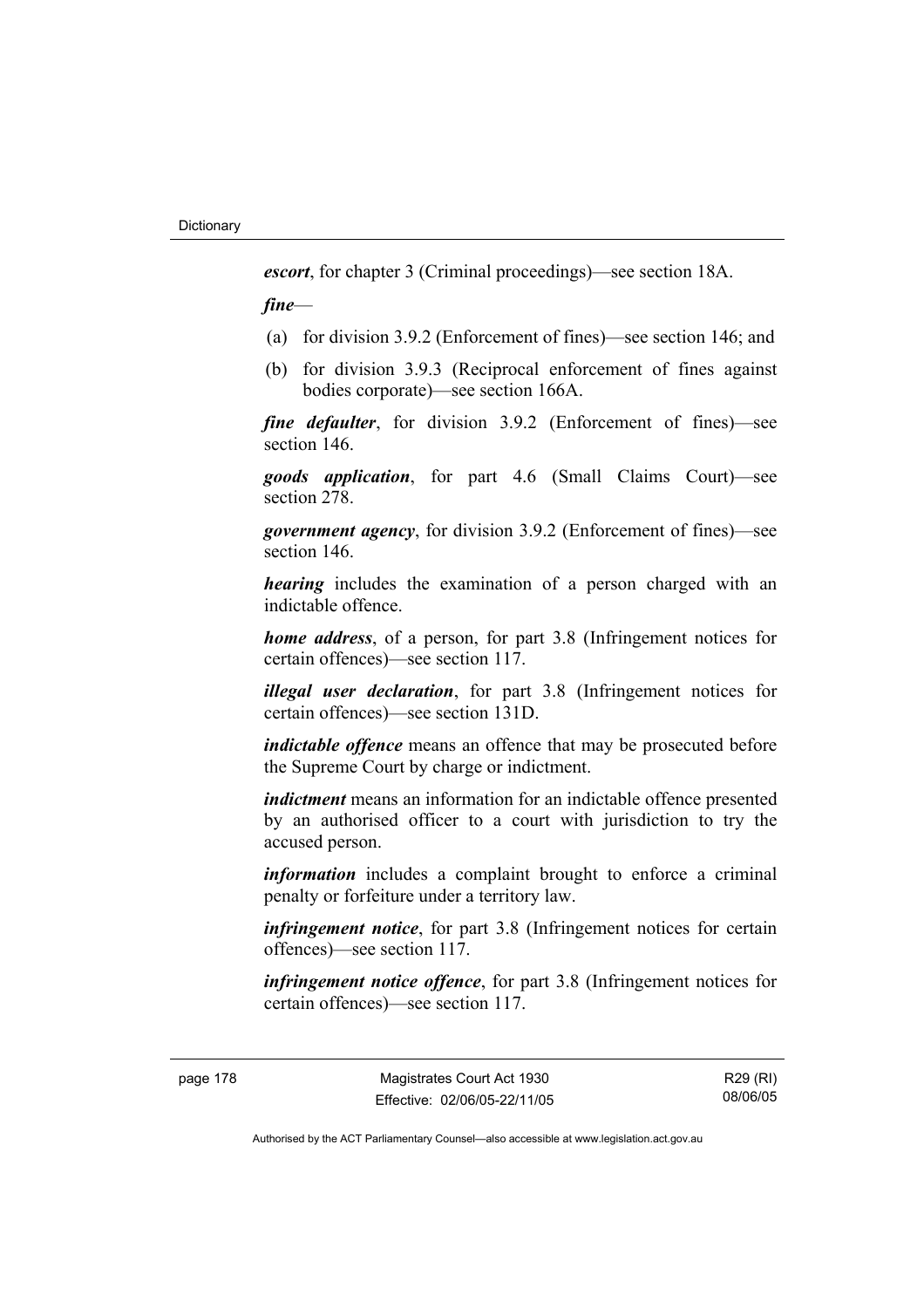***escort***, for chapter 3 (Criminal proceedings)—see section 18A.

***fine***—

(a) for division 3.9.2 (Enforcement of fines)—see section 146; and

(b) for division 3.9.3 (Reciprocal enforcement of fines against bodies corporate)—see section 166A.

***fine defaulter***, for division 3.9.2 (Enforcement of fines)—see section 146.

***goods application***, for part 4.6 (Small Claims Court)—see section 278.

***government agency***, for division 3.9.2 (Enforcement of fines)—see section 146.

***hearing*** includes the examination of a person charged with an indictable offence.

***home address***, of a person, for part 3.8 (Infringement notices for certain offences)—see section 117.

***illegal user declaration***, for part 3.8 (Infringement notices for certain offences)—see section 131D.

***indictable offence*** means an offence that may be prosecuted before the Supreme Court by charge or indictment.

***indictment*** means an information for an indictable offence presented by an authorised officer to a court with jurisdiction to try the accused person.

***information*** includes a complaint brought to enforce a criminal penalty or forfeiture under a territory law.

***infringement notice***, for part 3.8 (Infringement notices for certain offences)—see section 117.

***infringement notice offence***, for part 3.8 (Infringement notices for certain offences)—see section 117.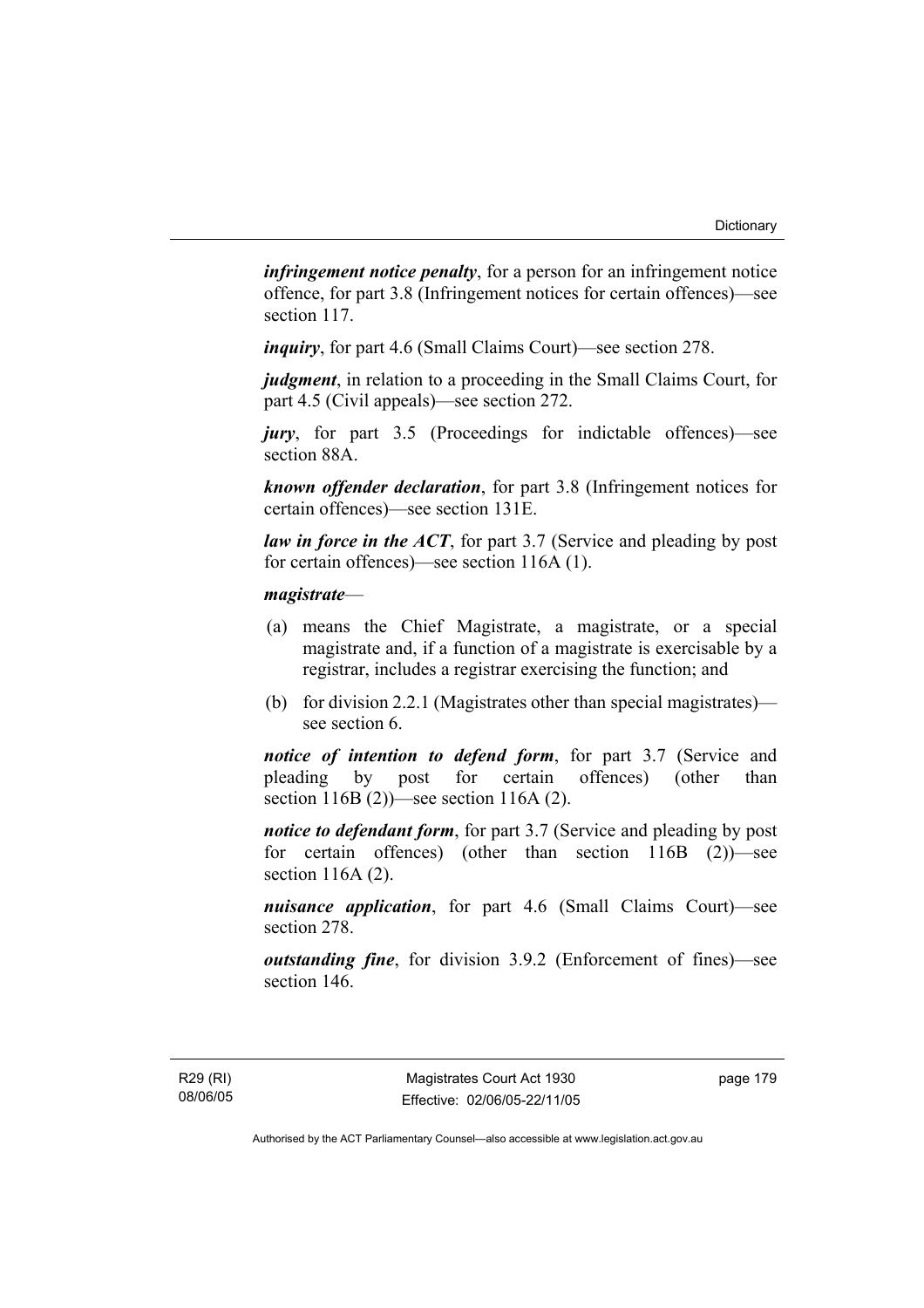***infringement notice penalty***, for a person for an infringement notice offence, for part 3.8 (Infringement notices for certain offences)—see section 117.

***inquiry***, for part 4.6 (Small Claims Court)—see section 278.

***judgment***, in relation to a proceeding in the Small Claims Court, for part 4.5 (Civil appeals)—see section 272.

***jury***, for part 3.5 (Proceedings for indictable offences)—see section 88A.

***known offender declaration***, for part 3.8 (Infringement notices for certain offences)—see section 131E.

***law in force in the ACT***, for part 3.7 (Service and pleading by post for certain offences)—see section 116A (1).

***magistrate***—

- (a) means the Chief Magistrate, a magistrate, or a special magistrate and, if a function of a magistrate is exercisable by a registrar, includes a registrar exercising the function; and
- (b) for division 2.2.1 (Magistrates other than special magistrates)—see section 6.

***notice of intention to defend form***, for part 3.7 (Service and pleading by post for certain offences) (other than section 116B (2))—see section 116A (2).

***notice to defendant form***, for part 3.7 (Service and pleading by post for certain offences) (other than section 116B (2))—see section 116A (2).

***nuisance application***, for part 4.6 (Small Claims Court)—see section 278.

***outstanding fine***, for division 3.9.2 (Enforcement of fines)—see section 146.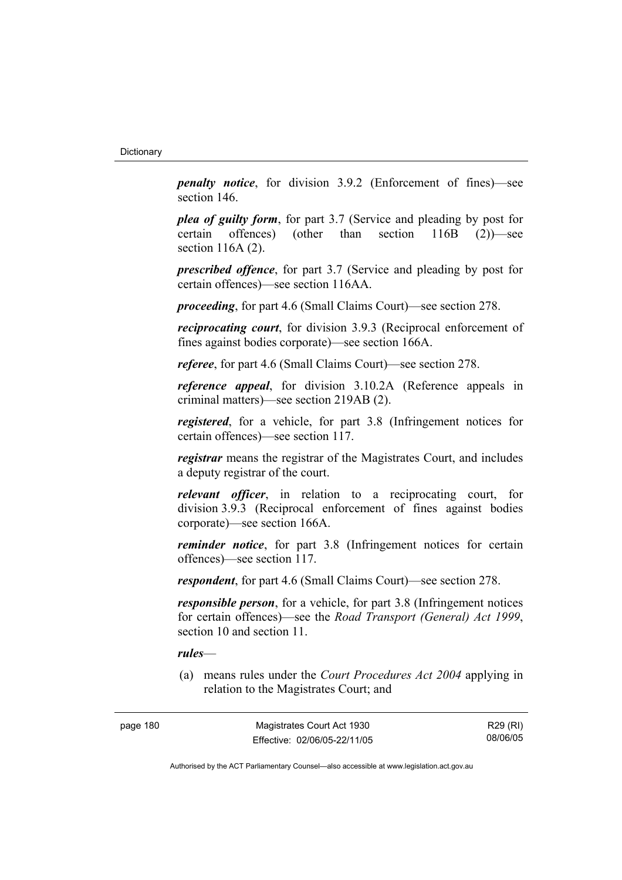***penalty notice***, for division 3.9.2 (Enforcement of fines)—see section 146.

***plea of guilty form***, for part 3.7 (Service and pleading by post for certain offences) (other than section 116B (2))—see section 116A (2).

***prescribed offence***, for part 3.7 (Service and pleading by post for certain offences)—see section 116AA.

***proceeding***, for part 4.6 (Small Claims Court)—see section 278.

***reciprocating court***, for division 3.9.3 (Reciprocal enforcement of fines against bodies corporate)—see section 166A.

***referee***, for part 4.6 (Small Claims Court)—see section 278.

***reference appeal***, for division 3.10.2A (Reference appeals in criminal matters)—see section 219AB (2).

***registered***, for a vehicle, for part 3.8 (Infringement notices for certain offences)—see section 117.

***registrar*** means the registrar of the Magistrates Court, and includes a deputy registrar of the court.

***relevant officer***, in relation to a reciprocating court, for division 3.9.3 (Reciprocal enforcement of fines against bodies corporate)—see section 166A.

***reminder notice***, for part 3.8 (Infringement notices for certain offences)—see section 117.

***respondent***, for part 4.6 (Small Claims Court)—see section 278.

***responsible person***, for a vehicle, for part 3.8 (Infringement notices for certain offences)—see the *Road Transport (General) Act 1999*, section 10 and section 11.

***rules***—

(a) means rules under the *Court Procedures Act 2004* applying in relation to the Magistrates Court; and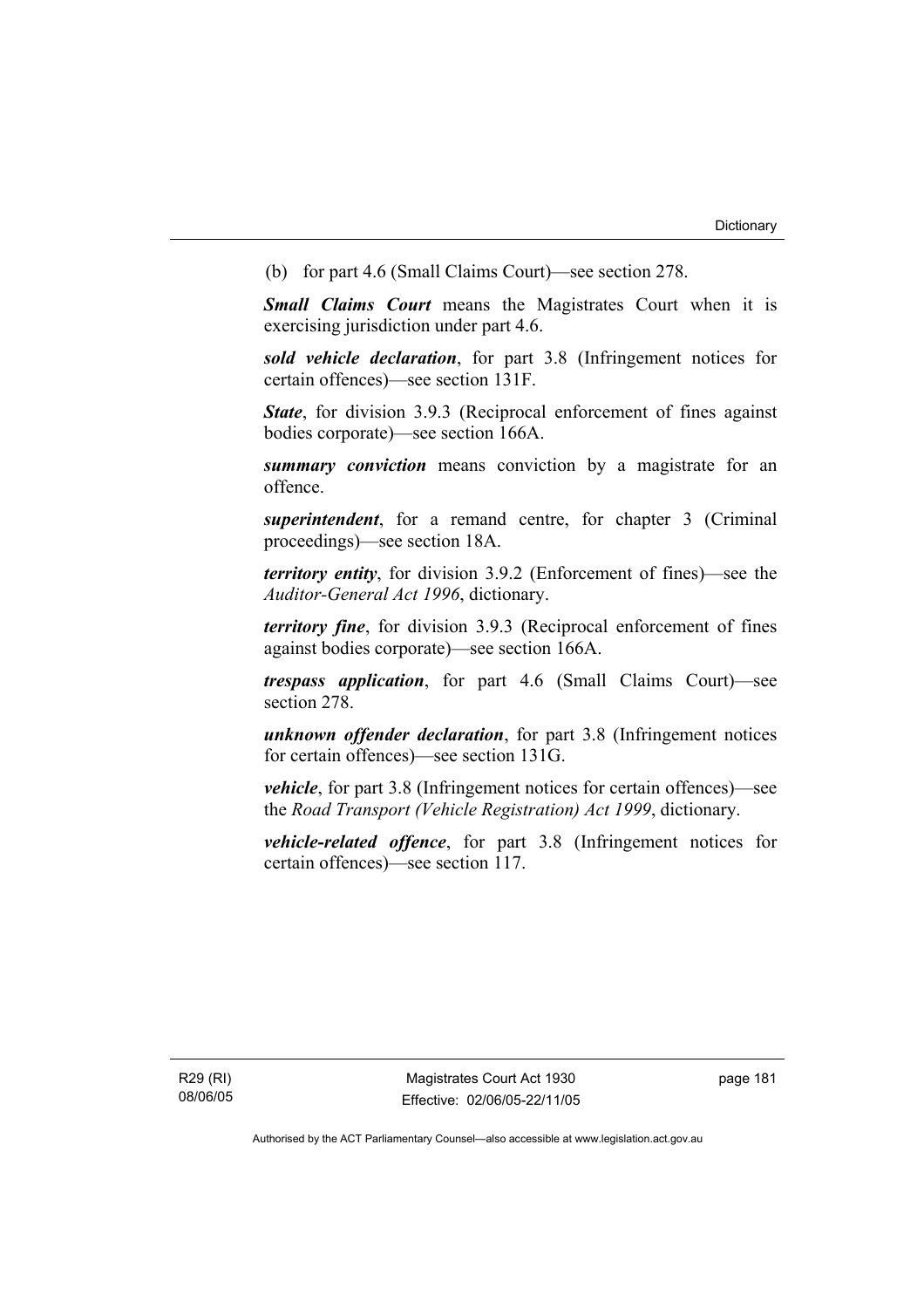(b) for part 4.6 (Small Claims Court)—see section 278.

***Small Claims Court*** means the Magistrates Court when it is exercising jurisdiction under part 4.6.

***sold vehicle declaration***, for part 3.8 (Infringement notices for certain offences)—see section 131F.

***State***, for division 3.9.3 (Reciprocal enforcement of fines against bodies corporate)—see section 166A.

***summary conviction*** means conviction by a magistrate for an offence.

***superintendent***, for a remand centre, for chapter 3 (Criminal proceedings)—see section 18A.

***territory entity***, for division 3.9.2 (Enforcement of fines)—see the *Auditor-General Act 1996*, dictionary.

***territory fine***, for division 3.9.3 (Reciprocal enforcement of fines against bodies corporate)—see section 166A.

***trespass application***, for part 4.6 (Small Claims Court)—see section 278.

***unknown offender declaration***, for part 3.8 (Infringement notices for certain offences)—see section 131G.

***vehicle***, for part 3.8 (Infringement notices for certain offences)—see the *Road Transport (Vehicle Registration) Act 1999*, dictionary.

***vehicle-related offence***, for part 3.8 (Infringement notices for certain offences)—see section 117.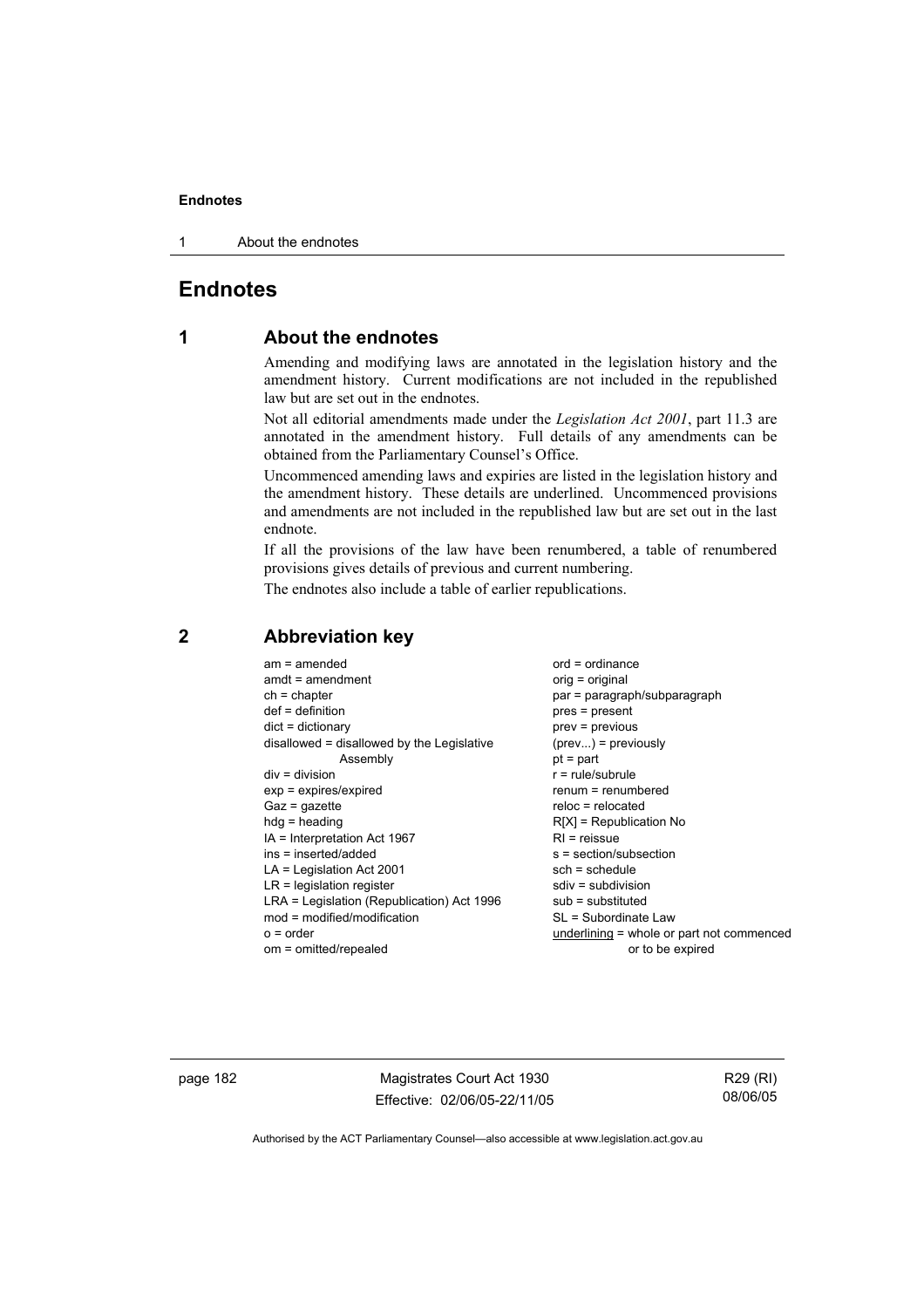# Endnotes

## 1 About the endnotes

Amending and modifying laws are annotated in the legislation history and the amendment history. Current modifications are not included in the republished law but are set out in the endnotes.

Not all editorial amendments made under the *Legislation Act 2001*, part 11.3 are annotated in the amendment history. Full details of any amendments can be obtained from the Parliamentary Counsel's Office.

Uncommenced amending laws and expiries are listed in the legislation history and the amendment history. These details are underlined. Uncommenced provisions and amendments are not included in the republished law but are set out in the last endnote.

If all the provisions of the law have been renumbered, a table of renumbered provisions gives details of previous and current numbering.

The endnotes also include a table of earlier republications.

## 2 Abbreviation key

am = amended
amdt = amendment
ch = chapter
def = definition
dict = dictionary
disallowed = disallowed by the Legislative Assembly
div = division
exp = expires/expired
Gaz = gazette
hdg = heading
IA = Interpretation Act 1967
ins = inserted/added
LA = Legislation Act 2001
LR = legislation register
LRA = Legislation (Republication) Act 1996
mod = modified/modification
o = order
om = omitted/repealed
ord = ordinance
orig = original
par = paragraph/subparagraph
pres = present
prev = previous
(prev...) = previously
pt = part
r = rule/subrule
renum = renumbered
reloc = relocated
R[X] = Republication No
RI = reissue
s = section/subsection
sch = schedule
sdiv = subdivision
sub = substituted
SL = Subordinate Law
underlining = whole or part not commenced or to be expired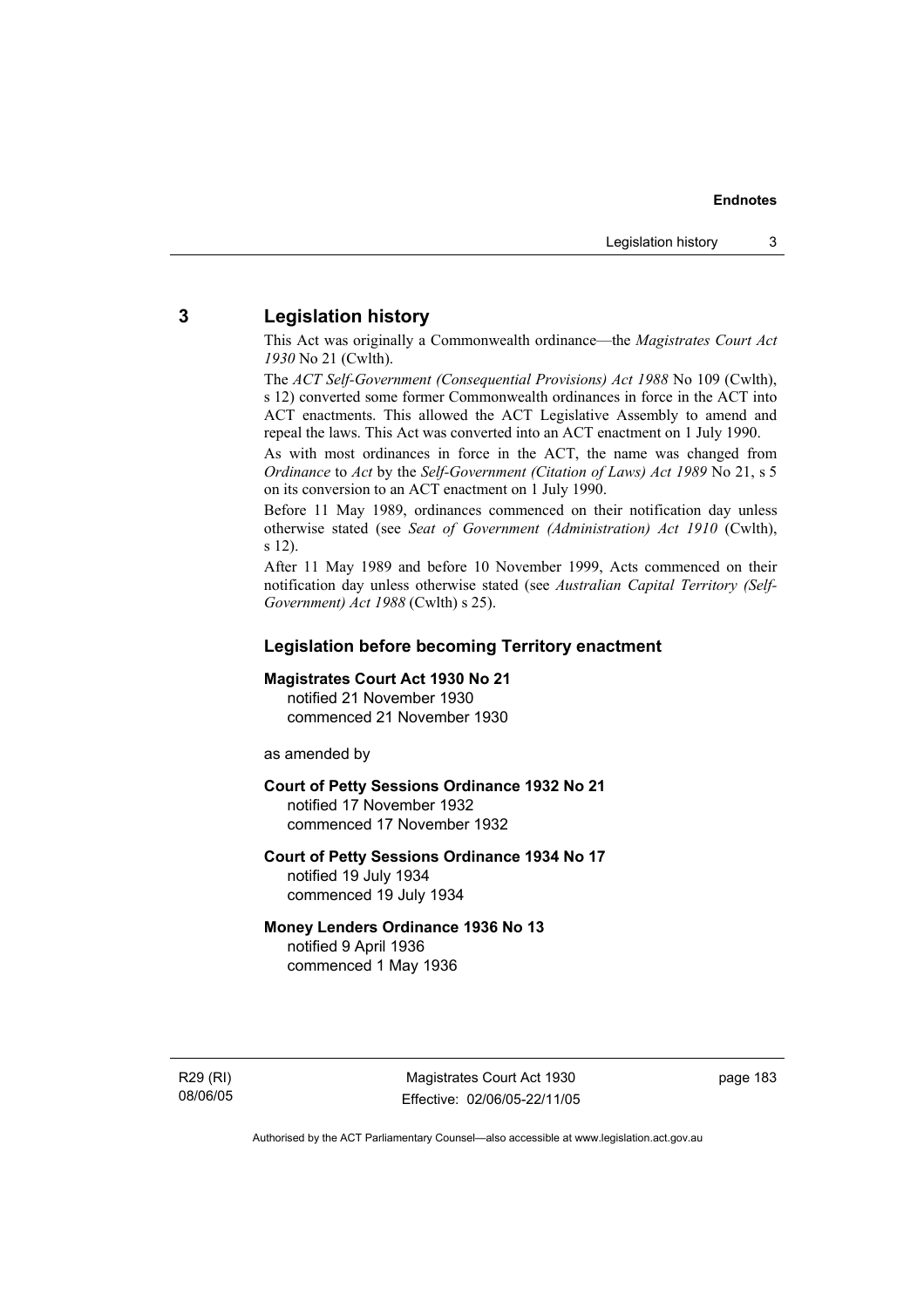## 3 Legislation history

This Act was originally a Commonwealth ordinance—the *Magistrates Court Act 1930* No 21 (Cwlth).

The *ACT Self-Government (Consequential Provisions) Act 1988* No 109 (Cwlth), s 12) converted some former Commonwealth ordinances in force in the ACT into ACT enactments. This allowed the ACT Legislative Assembly to amend and repeal the laws. This Act was converted into an ACT enactment on 1 July 1990.

As with most ordinances in force in the ACT, the name was changed from *Ordinance* to *Act* by the *Self-Government (Citation of Laws) Act 1989* No 21, s 5 on its conversion to an ACT enactment on 1 July 1990.

Before 11 May 1989, ordinances commenced on their notification day unless otherwise stated (see *Seat of Government (Administration) Act 1910* (Cwlth), s 12).

After 11 May 1989 and before 10 November 1999, Acts commenced on their notification day unless otherwise stated (see *Australian Capital Territory (Self-Government) Act 1988* (Cwlth) s 25).

### Legislation before becoming Territory enactment

**Magistrates Court Act 1930 No 21**
notified 21 November 1930
commenced 21 November 1930

as amended by

**Court of Petty Sessions Ordinance 1932 No 21**
notified 17 November 1932
commenced 17 November 1932

**Court of Petty Sessions Ordinance 1934 No 17**
notified 19 July 1934
commenced 19 July 1934

**Money Lenders Ordinance 1936 No 13**
notified 9 April 1936
commenced 1 May 1936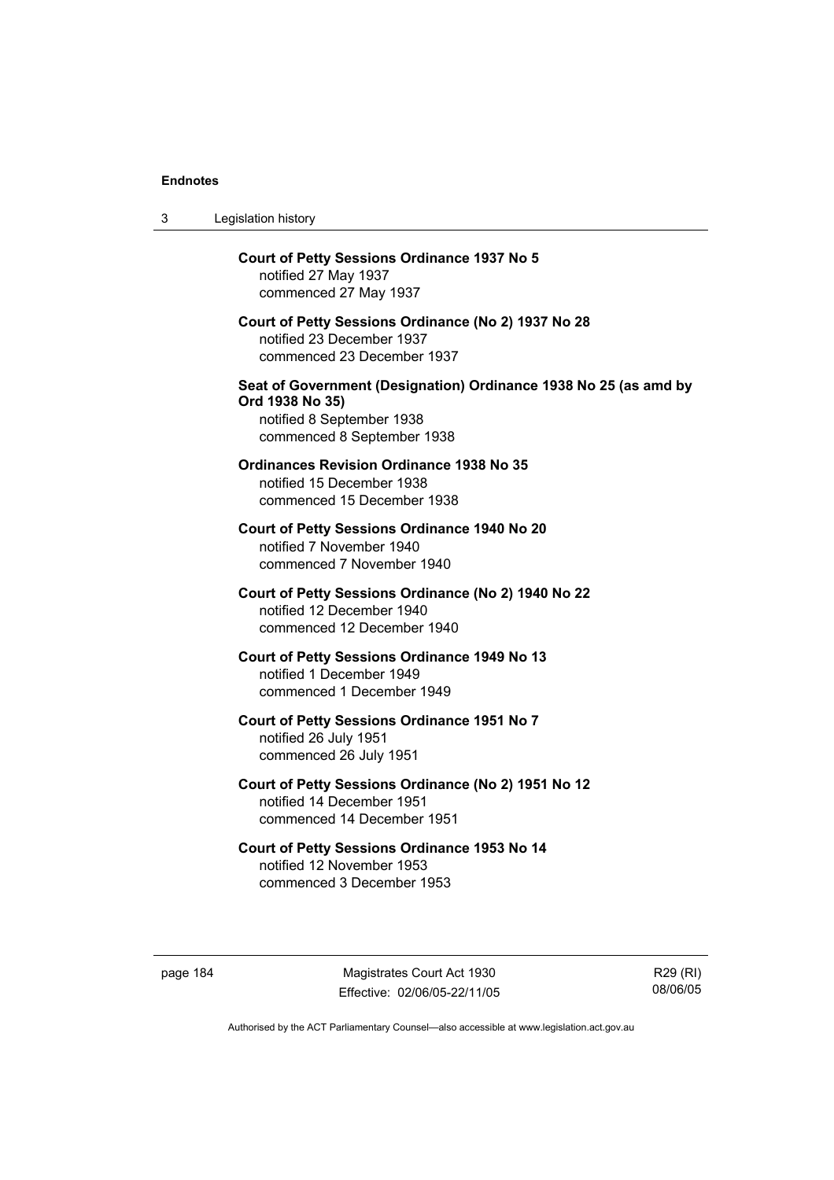**Court of Petty Sessions Ordinance 1937 No 5**
notified 27 May 1937
commenced 27 May 1937

**Court of Petty Sessions Ordinance (No 2) 1937 No 28**
notified 23 December 1937
commenced 23 December 1937

**Seat of Government (Designation) Ordinance 1938 No 25 (as amd by Ord 1938 No 35)**
notified 8 September 1938
commenced 8 September 1938

**Ordinances Revision Ordinance 1938 No 35**
notified 15 December 1938
commenced 15 December 1938

**Court of Petty Sessions Ordinance 1940 No 20**
notified 7 November 1940
commenced 7 November 1940

**Court of Petty Sessions Ordinance (No 2) 1940 No 22**
notified 12 December 1940
commenced 12 December 1940

**Court of Petty Sessions Ordinance 1949 No 13**
notified 1 December 1949
commenced 1 December 1949

**Court of Petty Sessions Ordinance 1951 No 7**
notified 26 July 1951
commenced 26 July 1951

**Court of Petty Sessions Ordinance (No 2) 1951 No 12**
notified 14 December 1951
commenced 14 December 1951

**Court of Petty Sessions Ordinance 1953 No 14**
notified 12 November 1953
commenced 3 December 1953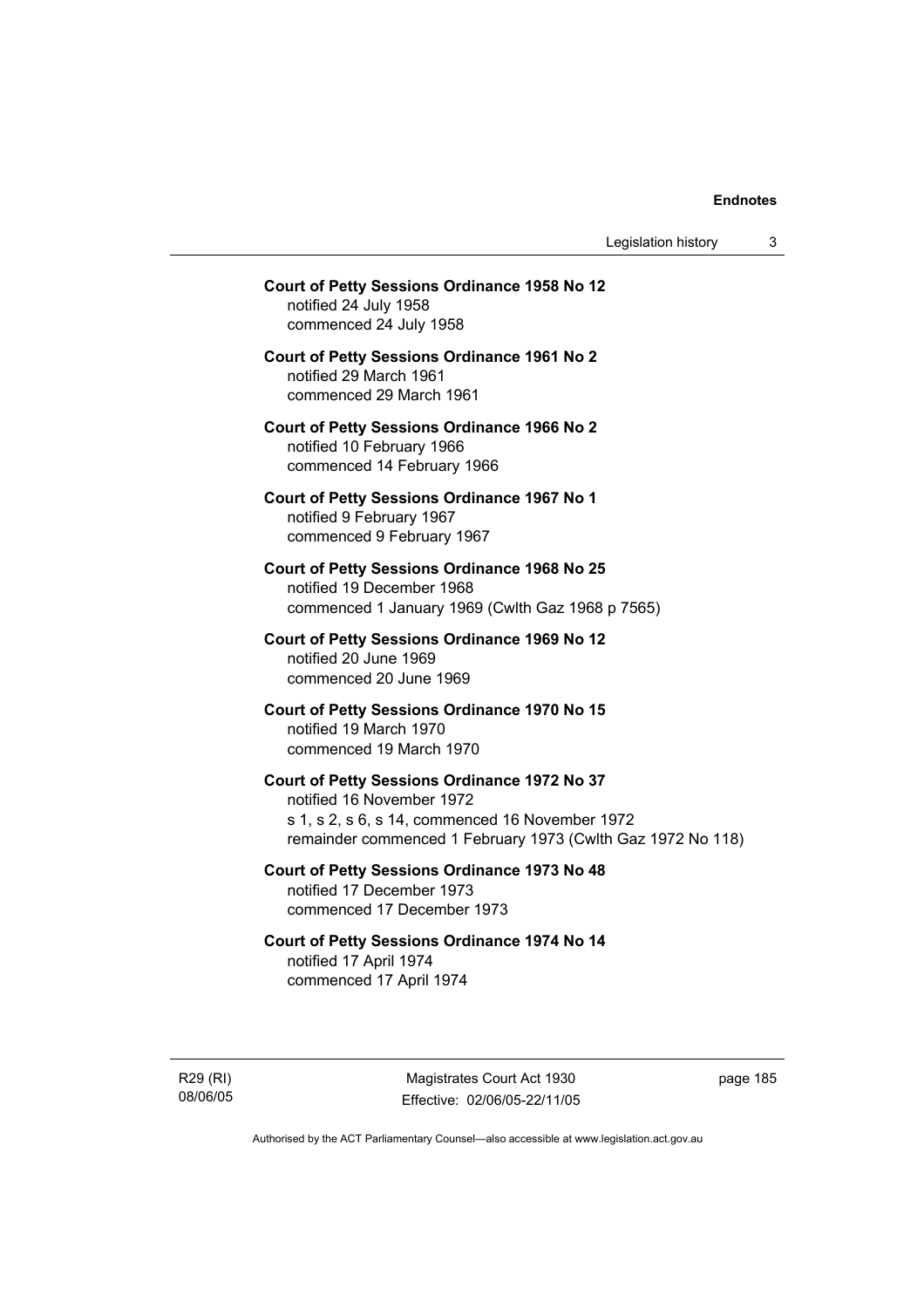**Court of Petty Sessions Ordinance 1958 No 12**
notified 24 July 1958
commenced 24 July 1958

**Court of Petty Sessions Ordinance 1961 No 2**
notified 29 March 1961
commenced 29 March 1961

**Court of Petty Sessions Ordinance 1966 No 2**
notified 10 February 1966
commenced 14 February 1966

**Court of Petty Sessions Ordinance 1967 No 1**
notified 9 February 1967
commenced 9 February 1967

**Court of Petty Sessions Ordinance 1968 No 25**
notified 19 December 1968
commenced 1 January 1969 (Cwlth Gaz 1968 p 7565)

**Court of Petty Sessions Ordinance 1969 No 12**
notified 20 June 1969
commenced 20 June 1969

**Court of Petty Sessions Ordinance 1970 No 15**
notified 19 March 1970
commenced 19 March 1970

**Court of Petty Sessions Ordinance 1972 No 37**
notified 16 November 1972
s 1, s 2, s 6, s 14, commenced 16 November 1972
remainder commenced 1 February 1973 (Cwlth Gaz 1972 No 118)

**Court of Petty Sessions Ordinance 1973 No 48**
notified 17 December 1973
commenced 17 December 1973

**Court of Petty Sessions Ordinance 1974 No 14**
notified 17 April 1974
commenced 17 April 1974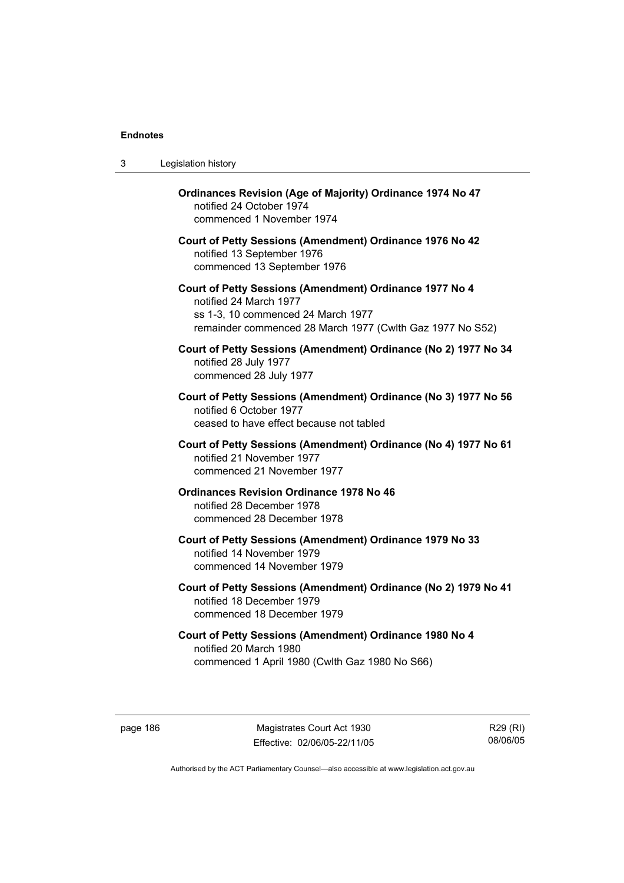**Ordinances Revision (Age of Majority) Ordinance 1974 No 47**
notified 24 October 1974
commenced 1 November 1974

**Court of Petty Sessions (Amendment) Ordinance 1976 No 42**
notified 13 September 1976
commenced 13 September 1976

**Court of Petty Sessions (Amendment) Ordinance 1977 No 4**
notified 24 March 1977
ss 1-3, 10 commenced 24 March 1977
remainder commenced 28 March 1977 (Cwlth Gaz 1977 No S52)

**Court of Petty Sessions (Amendment) Ordinance (No 2) 1977 No 34**
notified 28 July 1977
commenced 28 July 1977

**Court of Petty Sessions (Amendment) Ordinance (No 3) 1977 No 56**
notified 6 October 1977
ceased to have effect because not tabled

**Court of Petty Sessions (Amendment) Ordinance (No 4) 1977 No 61**
notified 21 November 1977
commenced 21 November 1977

**Ordinances Revision Ordinance 1978 No 46**
notified 28 December 1978
commenced 28 December 1978

**Court of Petty Sessions (Amendment) Ordinance 1979 No 33**
notified 14 November 1979
commenced 14 November 1979

**Court of Petty Sessions (Amendment) Ordinance (No 2) 1979 No 41**
notified 18 December 1979
commenced 18 December 1979

**Court of Petty Sessions (Amendment) Ordinance 1980 No 4**
notified 20 March 1980
commenced 1 April 1980 (Cwlth Gaz 1980 No S66)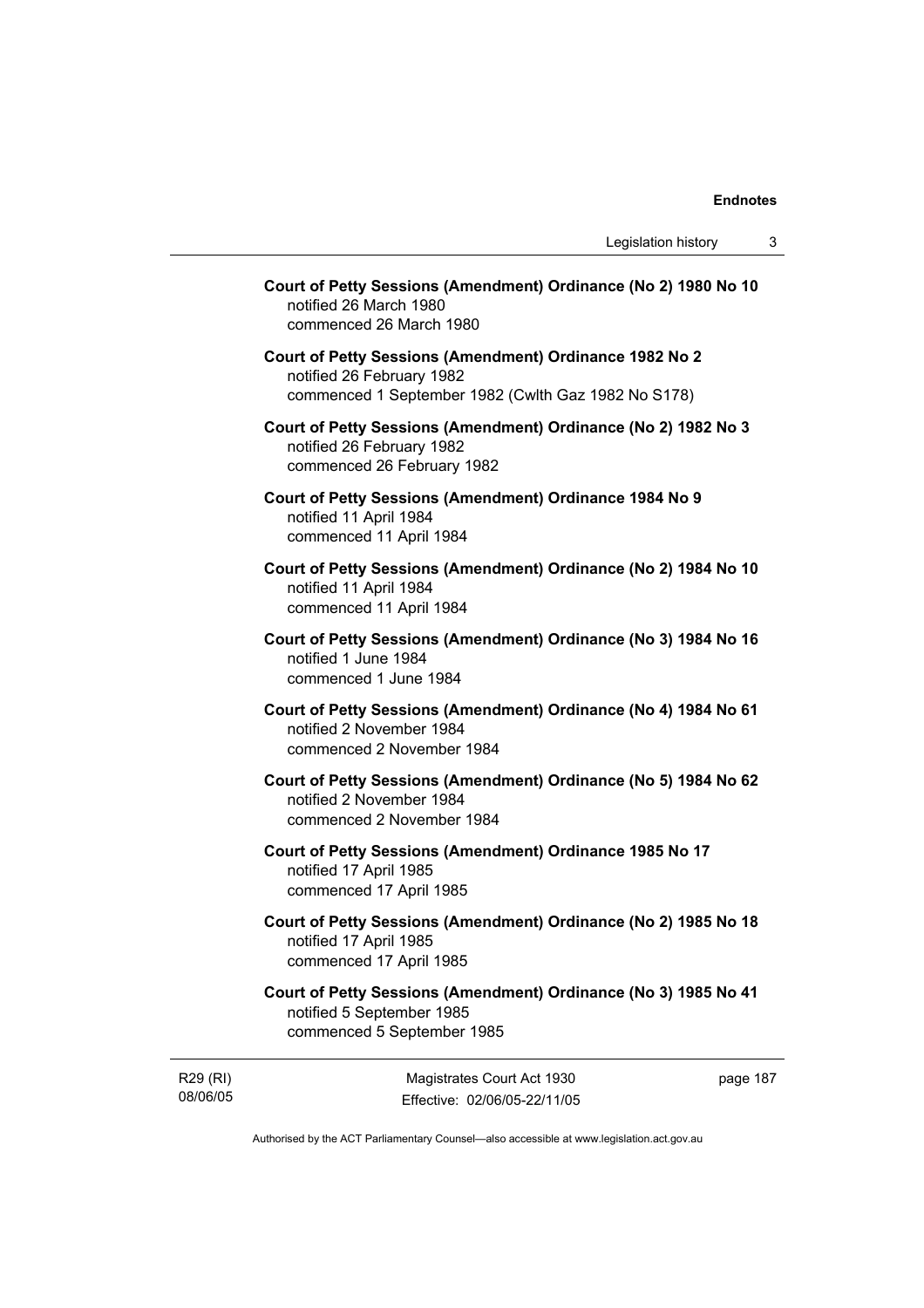**Court of Petty Sessions (Amendment) Ordinance (No 2) 1980 No 10**
notified 26 March 1980
commenced 26 March 1980

**Court of Petty Sessions (Amendment) Ordinance 1982 No 2**
notified 26 February 1982
commenced 1 September 1982 (Cwlth Gaz 1982 No S178)

**Court of Petty Sessions (Amendment) Ordinance (No 2) 1982 No 3**
notified 26 February 1982
commenced 26 February 1982

**Court of Petty Sessions (Amendment) Ordinance 1984 No 9**
notified 11 April 1984
commenced 11 April 1984

**Court of Petty Sessions (Amendment) Ordinance (No 2) 1984 No 10**
notified 11 April 1984
commenced 11 April 1984

**Court of Petty Sessions (Amendment) Ordinance (No 3) 1984 No 16**
notified 1 June 1984
commenced 1 June 1984

**Court of Petty Sessions (Amendment) Ordinance (No 4) 1984 No 61**
notified 2 November 1984
commenced 2 November 1984

**Court of Petty Sessions (Amendment) Ordinance (No 5) 1984 No 62**
notified 2 November 1984
commenced 2 November 1984

**Court of Petty Sessions (Amendment) Ordinance 1985 No 17**
notified 17 April 1985
commenced 17 April 1985

**Court of Petty Sessions (Amendment) Ordinance (No 2) 1985 No 18**
notified 17 April 1985
commenced 17 April 1985

**Court of Petty Sessions (Amendment) Ordinance (No 3) 1985 No 41**
notified 5 September 1985
commenced 5 September 1985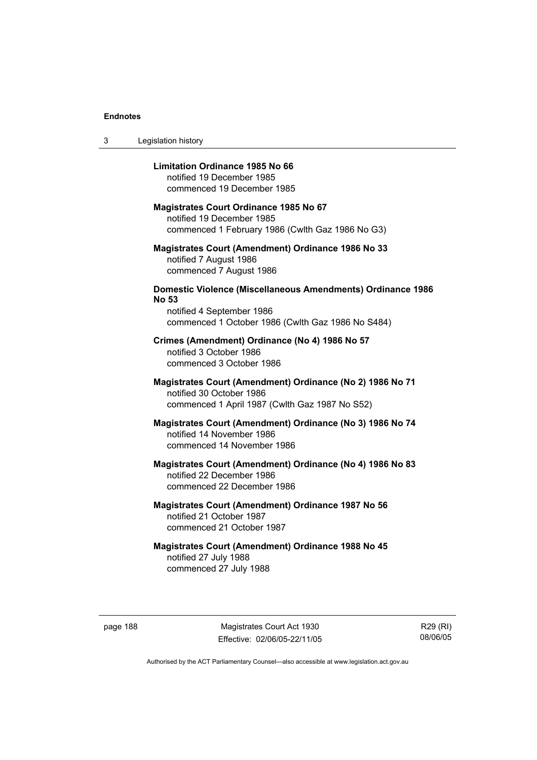**Limitation Ordinance 1985 No 66**
notified 19 December 1985
commenced 19 December 1985

**Magistrates Court Ordinance 1985 No 67**
notified 19 December 1985
commenced 1 February 1986 (Cwlth Gaz 1986 No G3)

**Magistrates Court (Amendment) Ordinance 1986 No 33**
notified 7 August 1986
commenced 7 August 1986

**Domestic Violence (Miscellaneous Amendments) Ordinance 1986 No 53**
notified 4 September 1986
commenced 1 October 1986 (Cwlth Gaz 1986 No S484)

**Crimes (Amendment) Ordinance (No 4) 1986 No 57**
notified 3 October 1986
commenced 3 October 1986

**Magistrates Court (Amendment) Ordinance (No 2) 1986 No 71**
notified 30 October 1986
commenced 1 April 1987 (Cwlth Gaz 1987 No S52)

**Magistrates Court (Amendment) Ordinance (No 3) 1986 No 74**
notified 14 November 1986
commenced 14 November 1986

**Magistrates Court (Amendment) Ordinance (No 4) 1986 No 83**
notified 22 December 1986
commenced 22 December 1986

**Magistrates Court (Amendment) Ordinance 1987 No 56**
notified 21 October 1987
commenced 21 October 1987

**Magistrates Court (Amendment) Ordinance 1988 No 45**
notified 27 July 1988
commenced 27 July 1988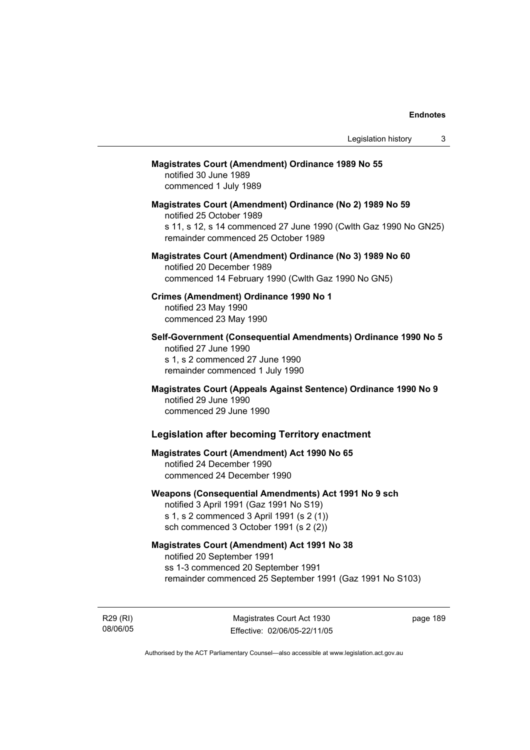**Magistrates Court (Amendment) Ordinance 1989 No 55**
notified 30 June 1989
commenced 1 July 1989

**Magistrates Court (Amendment) Ordinance (No 2) 1989 No 59**
notified 25 October 1989
s 11, s 12, s 14 commenced 27 June 1990 (Cwlth Gaz 1990 No GN25)
remainder commenced 25 October 1989

**Magistrates Court (Amendment) Ordinance (No 3) 1989 No 60**
notified 20 December 1989
commenced 14 February 1990 (Cwlth Gaz 1990 No GN5)

**Crimes (Amendment) Ordinance 1990 No 1**
notified 23 May 1990
commenced 23 May 1990

**Self-Government (Consequential Amendments) Ordinance 1990 No 5**
notified 27 June 1990
s 1, s 2 commenced 27 June 1990
remainder commenced 1 July 1990

**Magistrates Court (Appeals Against Sentence) Ordinance 1990 No 9**
notified 29 June 1990
commenced 29 June 1990

### Legislation after becoming Territory enactment

**Magistrates Court (Amendment) Act 1990 No 65**
notified 24 December 1990
commenced 24 December 1990

**Weapons (Consequential Amendments) Act 1991 No 9 sch**
notified 3 April 1991 (Gaz 1991 No S19)
s 1, s 2 commenced 3 April 1991 (s 2 (1))
sch commenced 3 October 1991 (s 2 (2))

**Magistrates Court (Amendment) Act 1991 No 38**
notified 20 September 1991
ss 1-3 commenced 20 September 1991
remainder commenced 25 September 1991 (Gaz 1991 No S103)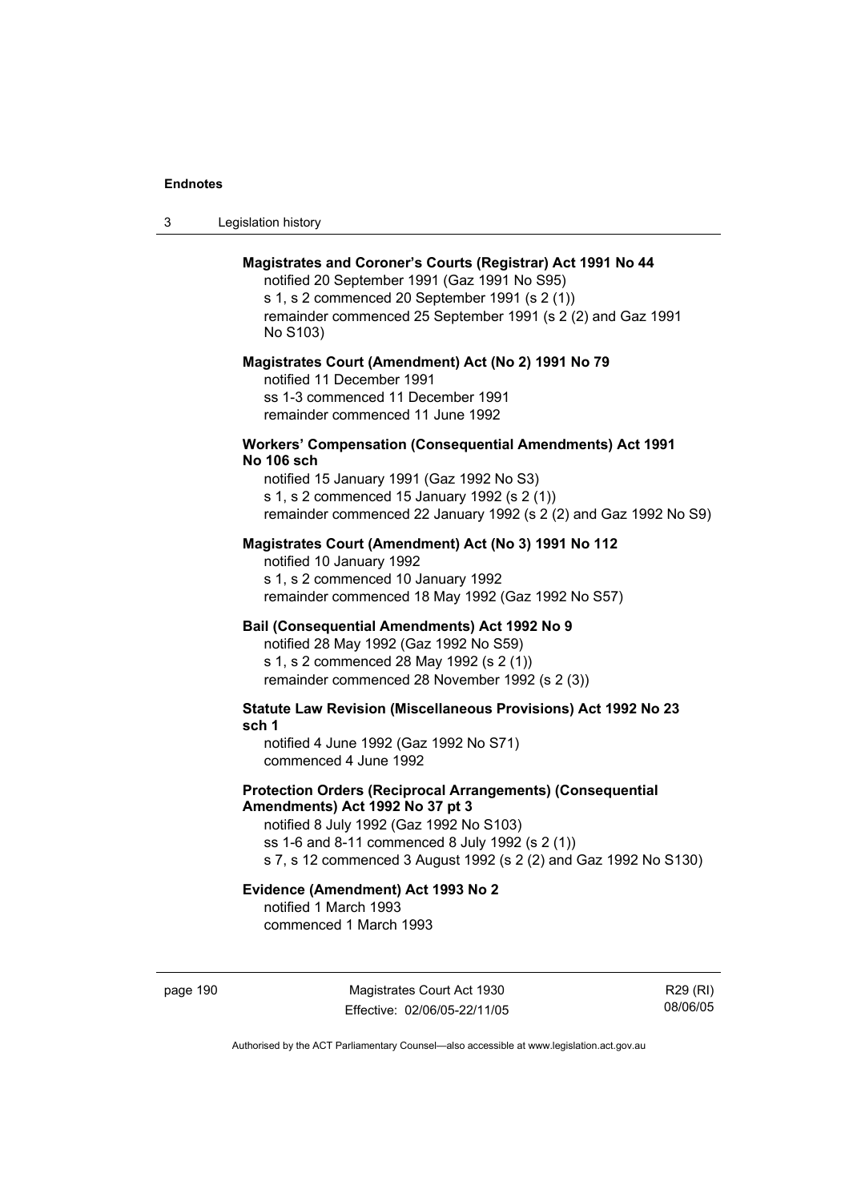**Magistrates and Coroner's Courts (Registrar) Act 1991 No 44**

notified 20 September 1991 (Gaz 1991 No S95)
s 1, s 2 commenced 20 September 1991 (s 2 (1))
remainder commenced 25 September 1991 (s 2 (2) and Gaz 1991 No S103)

**Magistrates Court (Amendment) Act (No 2) 1991 No 79**

notified 11 December 1991
ss 1-3 commenced 11 December 1991
remainder commenced 11 June 1992

**Workers' Compensation (Consequential Amendments) Act 1991 No 106 sch**

notified 15 January 1991 (Gaz 1992 No S3)
s 1, s 2 commenced 15 January 1992 (s 2 (1))
remainder commenced 22 January 1992 (s 2 (2) and Gaz 1992 No S9)

**Magistrates Court (Amendment) Act (No 3) 1991 No 112**

notified 10 January 1992
s 1, s 2 commenced 10 January 1992
remainder commenced 18 May 1992 (Gaz 1992 No S57)

**Bail (Consequential Amendments) Act 1992 No 9**

notified 28 May 1992 (Gaz 1992 No S59)
s 1, s 2 commenced 28 May 1992 (s 2 (1))
remainder commenced 28 November 1992 (s 2 (3))

**Statute Law Revision (Miscellaneous Provisions) Act 1992 No 23 sch 1**

notified 4 June 1992 (Gaz 1992 No S71)
commenced 4 June 1992

**Protection Orders (Reciprocal Arrangements) (Consequential Amendments) Act 1992 No 37 pt 3**

notified 8 July 1992 (Gaz 1992 No S103)
ss 1-6 and 8-11 commenced 8 July 1992 (s 2 (1))
s 7, s 12 commenced 3 August 1992 (s 2 (2) and Gaz 1992 No S130)

**Evidence (Amendment) Act 1993 No 2**

notified 1 March 1993
commenced 1 March 1993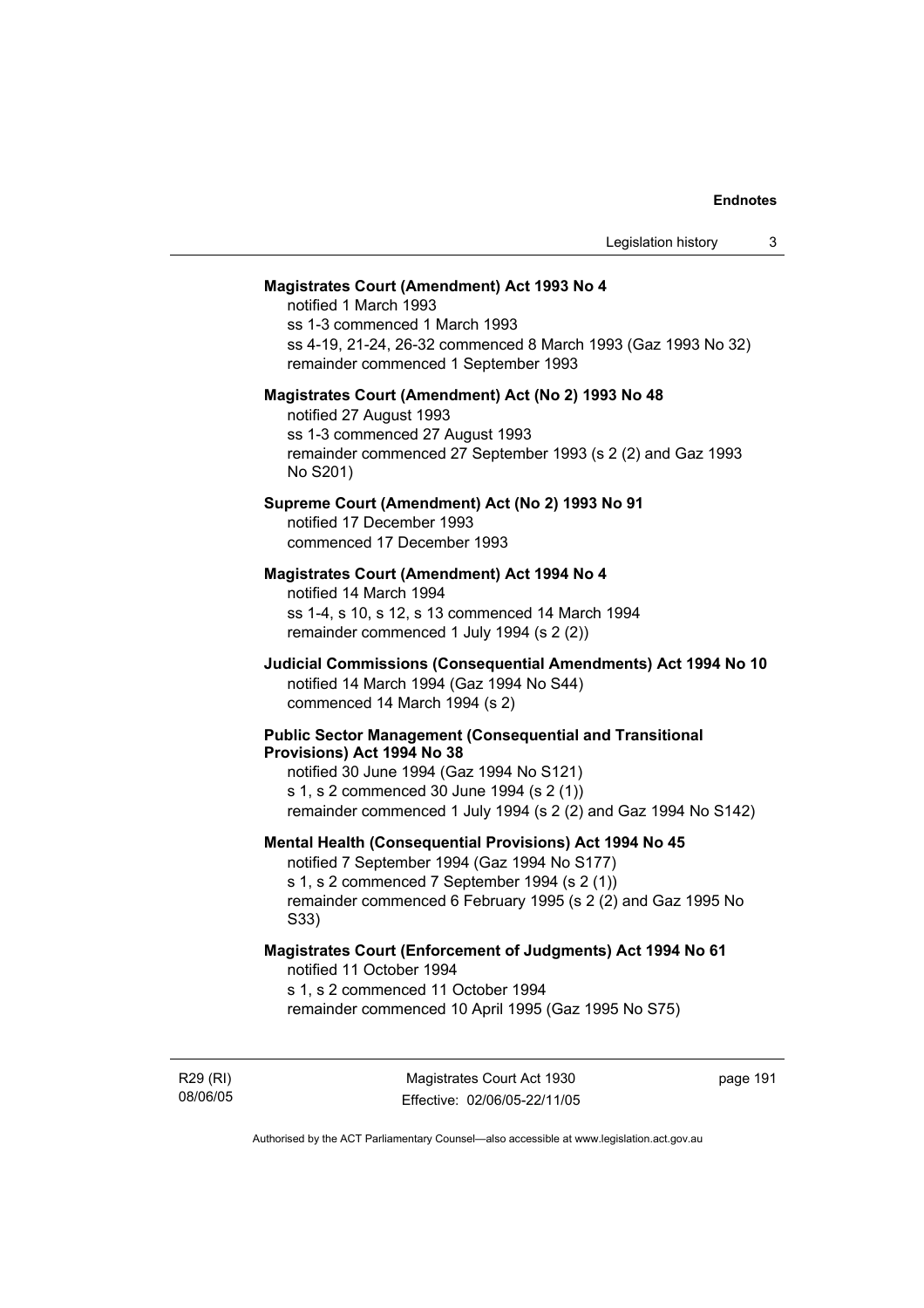**Magistrates Court (Amendment) Act 1993 No 4**

notified 1 March 1993
ss 1-3 commenced 1 March 1993
ss 4-19, 21-24, 26-32 commenced 8 March 1993 (Gaz 1993 No 32)
remainder commenced 1 September 1993

**Magistrates Court (Amendment) Act (No 2) 1993 No 48**

notified 27 August 1993
ss 1-3 commenced 27 August 1993
remainder commenced 27 September 1993 (s 2 (2) and Gaz 1993 No S201)

**Supreme Court (Amendment) Act (No 2) 1993 No 91**

notified 17 December 1993
commenced 17 December 1993

**Magistrates Court (Amendment) Act 1994 No 4**

notified 14 March 1994
ss 1-4, s 10, s 12, s 13 commenced 14 March 1994
remainder commenced 1 July 1994 (s 2 (2))

**Judicial Commissions (Consequential Amendments) Act 1994 No 10**

notified 14 March 1994 (Gaz 1994 No S44)
commenced 14 March 1994 (s 2)

**Public Sector Management (Consequential and Transitional Provisions) Act 1994 No 38**

notified 30 June 1994 (Gaz 1994 No S121)
s 1, s 2 commenced 30 June 1994 (s 2 (1))
remainder commenced 1 July 1994 (s 2 (2) and Gaz 1994 No S142)

**Mental Health (Consequential Provisions) Act 1994 No 45**

notified 7 September 1994 (Gaz 1994 No S177)
s 1, s 2 commenced 7 September 1994 (s 2 (1))
remainder commenced 6 February 1995 (s 2 (2) and Gaz 1995 No S33)

**Magistrates Court (Enforcement of Judgments) Act 1994 No 61**

notified 11 October 1994
s 1, s 2 commenced 11 October 1994
remainder commenced 10 April 1995 (Gaz 1995 No S75)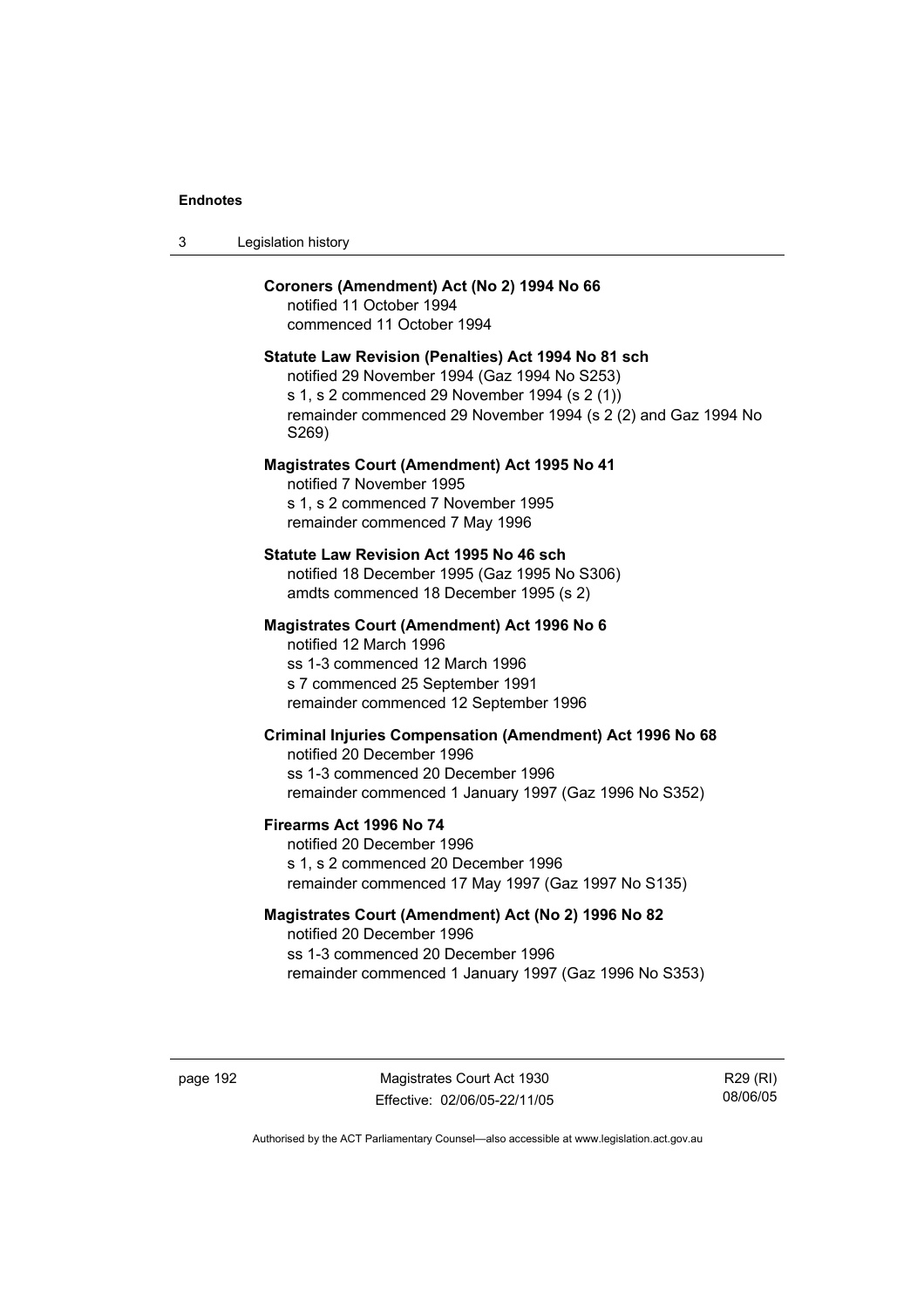**Coroners (Amendment) Act (No 2) 1994 No 66**
notified 11 October 1994
commenced 11 October 1994

**Statute Law Revision (Penalties) Act 1994 No 81 sch**
notified 29 November 1994 (Gaz 1994 No S253)
s 1, s 2 commenced 29 November 1994 (s 2 (1))
remainder commenced 29 November 1994 (s 2 (2) and Gaz 1994 No S269)

**Magistrates Court (Amendment) Act 1995 No 41**
notified 7 November 1995
s 1, s 2 commenced 7 November 1995
remainder commenced 7 May 1996

**Statute Law Revision Act 1995 No 46 sch**
notified 18 December 1995 (Gaz 1995 No S306)
amdts commenced 18 December 1995 (s 2)

**Magistrates Court (Amendment) Act 1996 No 6**
notified 12 March 1996
ss 1-3 commenced 12 March 1996
s 7 commenced 25 September 1991
remainder commenced 12 September 1996

**Criminal Injuries Compensation (Amendment) Act 1996 No 68**
notified 20 December 1996
ss 1-3 commenced 20 December 1996
remainder commenced 1 January 1997 (Gaz 1996 No S352)

**Firearms Act 1996 No 74**
notified 20 December 1996
s 1, s 2 commenced 20 December 1996
remainder commenced 17 May 1997 (Gaz 1997 No S135)

**Magistrates Court (Amendment) Act (No 2) 1996 No 82**
notified 20 December 1996
ss 1-3 commenced 20 December 1996
remainder commenced 1 January 1997 (Gaz 1996 No S353)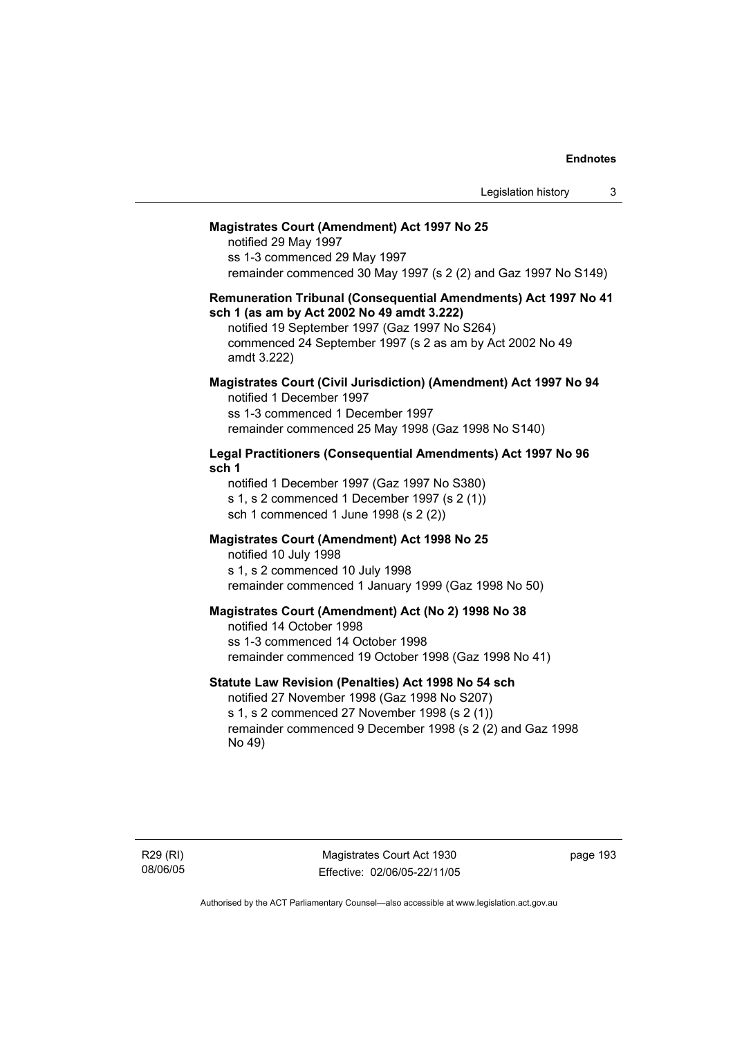**Magistrates Court (Amendment) Act 1997 No 25**

notified 29 May 1997
ss 1-3 commenced 29 May 1997
remainder commenced 30 May 1997 (s 2 (2) and Gaz 1997 No S149)

**Remuneration Tribunal (Consequential Amendments) Act 1997 No 41 sch 1 (as am by Act 2002 No 49 amdt 3.222)**

notified 19 September 1997 (Gaz 1997 No S264)
commenced 24 September 1997 (s 2 as am by Act 2002 No 49 amdt 3.222)

**Magistrates Court (Civil Jurisdiction) (Amendment) Act 1997 No 94**

notified 1 December 1997
ss 1-3 commenced 1 December 1997
remainder commenced 25 May 1998 (Gaz 1998 No S140)

**Legal Practitioners (Consequential Amendments) Act 1997 No 96 sch 1**

notified 1 December 1997 (Gaz 1997 No S380)
s 1, s 2 commenced 1 December 1997 (s 2 (1))
sch 1 commenced 1 June 1998 (s 2 (2))

**Magistrates Court (Amendment) Act 1998 No 25**

notified 10 July 1998
s 1, s 2 commenced 10 July 1998
remainder commenced 1 January 1999 (Gaz 1998 No 50)

**Magistrates Court (Amendment) Act (No 2) 1998 No 38**

notified 14 October 1998
ss 1-3 commenced 14 October 1998
remainder commenced 19 October 1998 (Gaz 1998 No 41)

**Statute Law Revision (Penalties) Act 1998 No 54 sch**

notified 27 November 1998 (Gaz 1998 No S207)
s 1, s 2 commenced 27 November 1998 (s 2 (1))
remainder commenced 9 December 1998 (s 2 (2) and Gaz 1998 No 49)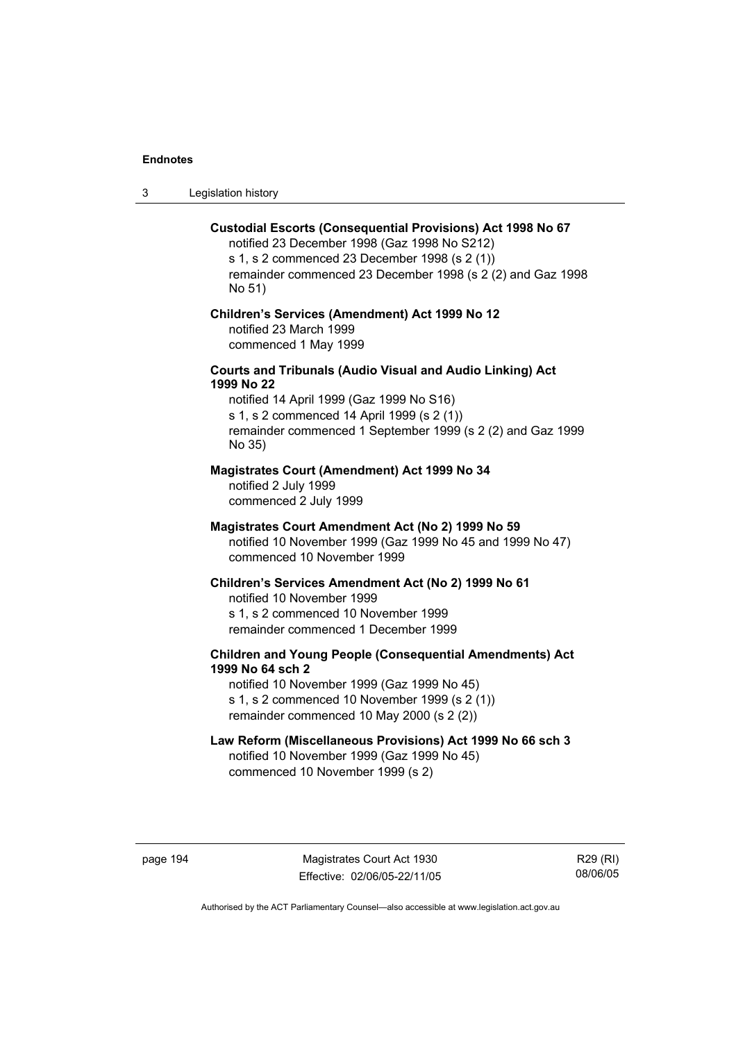**Custodial Escorts (Consequential Provisions) Act 1998 No 67**
notified 23 December 1998 (Gaz 1998 No S212)
s 1, s 2 commenced 23 December 1998 (s 2 (1))
remainder commenced 23 December 1998 (s 2 (2) and Gaz 1998 No 51)

**Children's Services (Amendment) Act 1999 No 12**
notified 23 March 1999
commenced 1 May 1999

**Courts and Tribunals (Audio Visual and Audio Linking) Act 1999 No 22**
notified 14 April 1999 (Gaz 1999 No S16)
s 1, s 2 commenced 14 April 1999 (s 2 (1))
remainder commenced 1 September 1999 (s 2 (2) and Gaz 1999 No 35)

**Magistrates Court (Amendment) Act 1999 No 34**
notified 2 July 1999
commenced 2 July 1999

**Magistrates Court Amendment Act (No 2) 1999 No 59**
notified 10 November 1999 (Gaz 1999 No 45 and 1999 No 47)
commenced 10 November 1999

**Children's Services Amendment Act (No 2) 1999 No 61**
notified 10 November 1999
s 1, s 2 commenced 10 November 1999
remainder commenced 1 December 1999

**Children and Young People (Consequential Amendments) Act 1999 No 64 sch 2**
notified 10 November 1999 (Gaz 1999 No 45)
s 1, s 2 commenced 10 November 1999 (s 2 (1))
remainder commenced 10 May 2000 (s 2 (2))

**Law Reform (Miscellaneous Provisions) Act 1999 No 66 sch 3**
notified 10 November 1999 (Gaz 1999 No 45)
commenced 10 November 1999 (s 2)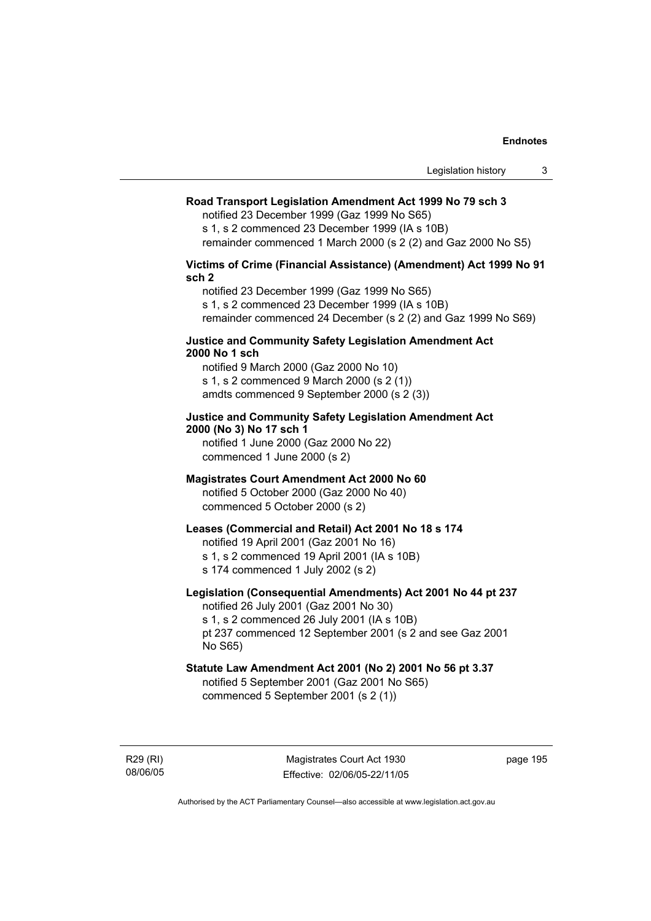**Road Transport Legislation Amendment Act 1999 No 79 sch 3**

notified 23 December 1999 (Gaz 1999 No S65)
s 1, s 2 commenced 23 December 1999 (IA s 10B)
remainder commenced 1 March 2000 (s 2 (2) and Gaz 2000 No S5)

**Victims of Crime (Financial Assistance) (Amendment) Act 1999 No 91 sch 2**

notified 23 December 1999 (Gaz 1999 No S65)
s 1, s 2 commenced 23 December 1999 (IA s 10B)
remainder commenced 24 December (s 2 (2) and Gaz 1999 No S69)

**Justice and Community Safety Legislation Amendment Act 2000 No 1 sch**

notified 9 March 2000 (Gaz 2000 No 10)
s 1, s 2 commenced 9 March 2000 (s 2 (1))
amdts commenced 9 September 2000 (s 2 (3))

**Justice and Community Safety Legislation Amendment Act 2000 (No 3) No 17 sch 1**

notified 1 June 2000 (Gaz 2000 No 22)
commenced 1 June 2000 (s 2)

**Magistrates Court Amendment Act 2000 No 60**

notified 5 October 2000 (Gaz 2000 No 40)
commenced 5 October 2000 (s 2)

**Leases (Commercial and Retail) Act 2001 No 18 s 174**

notified 19 April 2001 (Gaz 2001 No 16)
s 1, s 2 commenced 19 April 2001 (IA s 10B)
s 174 commenced 1 July 2002 (s 2)

**Legislation (Consequential Amendments) Act 2001 No 44 pt 237**

notified 26 July 2001 (Gaz 2001 No 30)
s 1, s 2 commenced 26 July 2001 (IA s 10B)
pt 237 commenced 12 September 2001 (s 2 and see Gaz 2001 No S65)

**Statute Law Amendment Act 2001 (No 2) 2001 No 56 pt 3.37**

notified 5 September 2001 (Gaz 2001 No S65)
commenced 5 September 2001 (s 2 (1))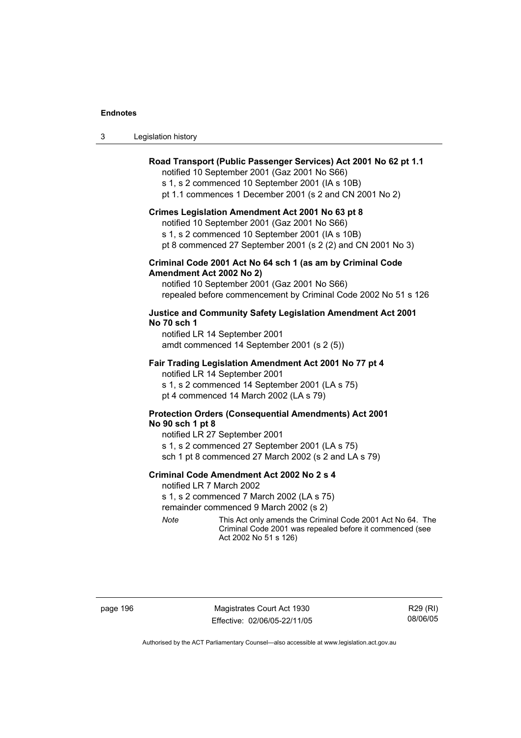**Road Transport (Public Passenger Services) Act 2001 No 62 pt 1.1**

notified 10 September 2001 (Gaz 2001 No S66)
s 1, s 2 commenced 10 September 2001 (IA s 10B)
pt 1.1 commences 1 December 2001 (s 2 and CN 2001 No 2)

**Crimes Legislation Amendment Act 2001 No 63 pt 8**

notified 10 September 2001 (Gaz 2001 No S66)
s 1, s 2 commenced 10 September 2001 (IA s 10B)
pt 8 commenced 27 September 2001 (s 2 (2) and CN 2001 No 3)

**Criminal Code 2001 Act No 64 sch 1 (as am by Criminal Code Amendment Act 2002 No 2)**

notified 10 September 2001 (Gaz 2001 No S66)
repealed before commencement by Criminal Code 2002 No 51 s 126

**Justice and Community Safety Legislation Amendment Act 2001 No 70 sch 1**

notified LR 14 September 2001
amdt commenced 14 September 2001 (s 2 (5))

**Fair Trading Legislation Amendment Act 2001 No 77 pt 4**

notified LR 14 September 2001
s 1, s 2 commenced 14 September 2001 (LA s 75)
pt 4 commenced 14 March 2002 (LA s 79)

**Protection Orders (Consequential Amendments) Act 2001 No 90 sch 1 pt 8**

notified LR 27 September 2001
s 1, s 2 commenced 27 September 2001 (LA s 75)
sch 1 pt 8 commenced 27 March 2002 (s 2 and LA s 79)

**Criminal Code Amendment Act 2002 No 2 s 4**

notified LR 7 March 2002
s 1, s 2 commenced 7 March 2002 (LA s 75)
remainder commenced 9 March 2002 (s 2)

*Note* This Act only amends the Criminal Code 2001 Act No 64. The Criminal Code 2001 was repealed before it commenced (see Act 2002 No 51 s 126)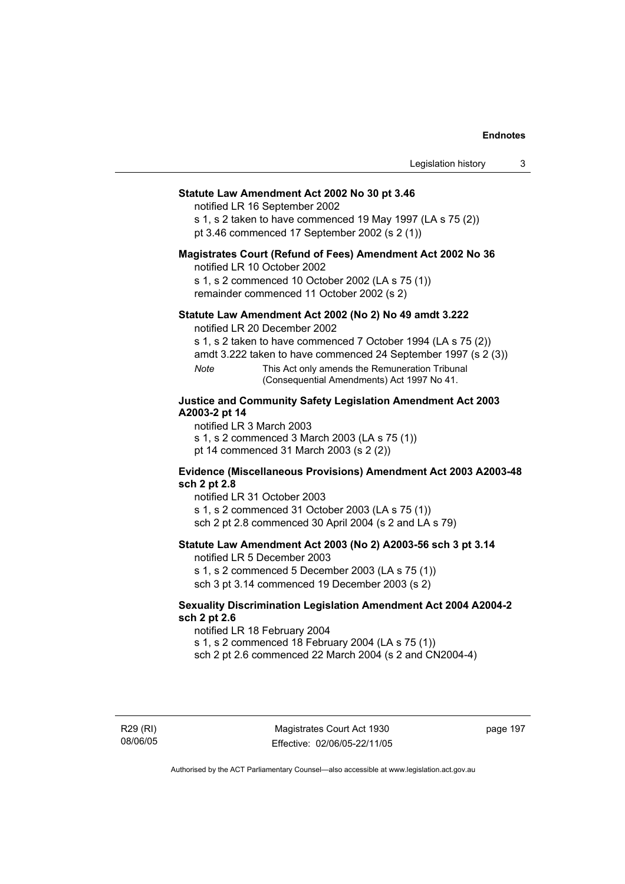**Statute Law Amendment Act 2002 No 30 pt 3.46**

notified LR 16 September 2002

s 1, s 2 taken to have commenced 19 May 1997 (LA s 75 (2))

pt 3.46 commenced 17 September 2002 (s 2 (1))

**Magistrates Court (Refund of Fees) Amendment Act 2002 No 36**

notified LR 10 October 2002

s 1, s 2 commenced 10 October 2002 (LA s 75 (1))

remainder commenced 11 October 2002 (s 2)

**Statute Law Amendment Act 2002 (No 2) No 49 amdt 3.222**

notified LR 20 December 2002

s 1, s 2 taken to have commenced 7 October 1994 (LA s 75 (2))

amdt 3.222 taken to have commenced 24 September 1997 (s 2 (3))

*Note* This Act only amends the Remuneration Tribunal (Consequential Amendments) Act 1997 No 41.

**Justice and Community Safety Legislation Amendment Act 2003 A2003-2 pt 14**

notified LR 3 March 2003

s 1, s 2 commenced 3 March 2003 (LA s 75 (1))

pt 14 commenced 31 March 2003 (s 2 (2))

**Evidence (Miscellaneous Provisions) Amendment Act 2003 A2003-48 sch 2 pt 2.8**

notified LR 31 October 2003

s 1, s 2 commenced 31 October 2003 (LA s 75 (1))

sch 2 pt 2.8 commenced 30 April 2004 (s 2 and LA s 79)

**Statute Law Amendment Act 2003 (No 2) A2003-56 sch 3 pt 3.14**

notified LR 5 December 2003

s 1, s 2 commenced 5 December 2003 (LA s 75 (1))

sch 3 pt 3.14 commenced 19 December 2003 (s 2)

**Sexuality Discrimination Legislation Amendment Act 2004 A2004-2 sch 2 pt 2.6**

notified LR 18 February 2004

s 1, s 2 commenced 18 February 2004 (LA s 75 (1))

sch 2 pt 2.6 commenced 22 March 2004 (s 2 and CN2004-4)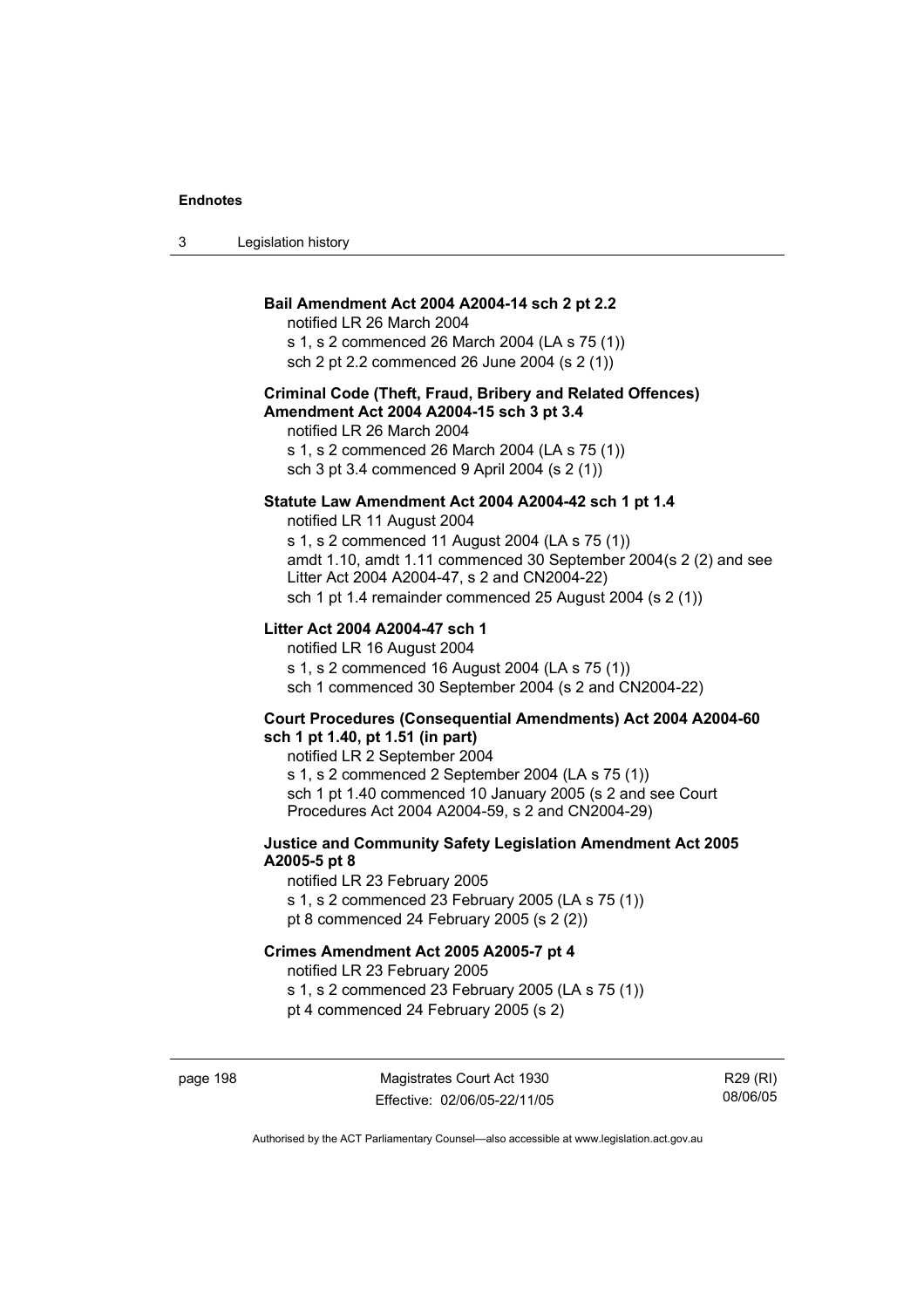**Bail Amendment Act 2004 A2004-14 sch 2 pt 2.2**

notified LR 26 March 2004
s 1, s 2 commenced 26 March 2004 (LA s 75 (1))
sch 2 pt 2.2 commenced 26 June 2004 (s 2 (1))

**Criminal Code (Theft, Fraud, Bribery and Related Offences) Amendment Act 2004 A2004-15 sch 3 pt 3.4**

notified LR 26 March 2004
s 1, s 2 commenced 26 March 2004 (LA s 75 (1))
sch 3 pt 3.4 commenced 9 April 2004 (s 2 (1))

**Statute Law Amendment Act 2004 A2004-42 sch 1 pt 1.4**

notified LR 11 August 2004
s 1, s 2 commenced 11 August 2004 (LA s 75 (1))
amdt 1.10, amdt 1.11 commenced 30 September 2004(s 2 (2) and see Litter Act 2004 A2004-47, s 2 and CN2004-22)
sch 1 pt 1.4 remainder commenced 25 August 2004 (s 2 (1))

**Litter Act 2004 A2004-47 sch 1**

notified LR 16 August 2004
s 1, s 2 commenced 16 August 2004 (LA s 75 (1))
sch 1 commenced 30 September 2004 (s 2 and CN2004-22)

**Court Procedures (Consequential Amendments) Act 2004 A2004-60 sch 1 pt 1.40, pt 1.51 (in part)**

notified LR 2 September 2004
s 1, s 2 commenced 2 September 2004 (LA s 75 (1))
sch 1 pt 1.40 commenced 10 January 2005 (s 2 and see Court Procedures Act 2004 A2004-59, s 2 and CN2004-29)

**Justice and Community Safety Legislation Amendment Act 2005 A2005-5 pt 8**

notified LR 23 February 2005
s 1, s 2 commenced 23 February 2005 (LA s 75 (1))
pt 8 commenced 24 February 2005 (s 2 (2))

**Crimes Amendment Act 2005 A2005-7 pt 4**

notified LR 23 February 2005
s 1, s 2 commenced 23 February 2005 (LA s 75 (1))
pt 4 commenced 24 February 2005 (s 2)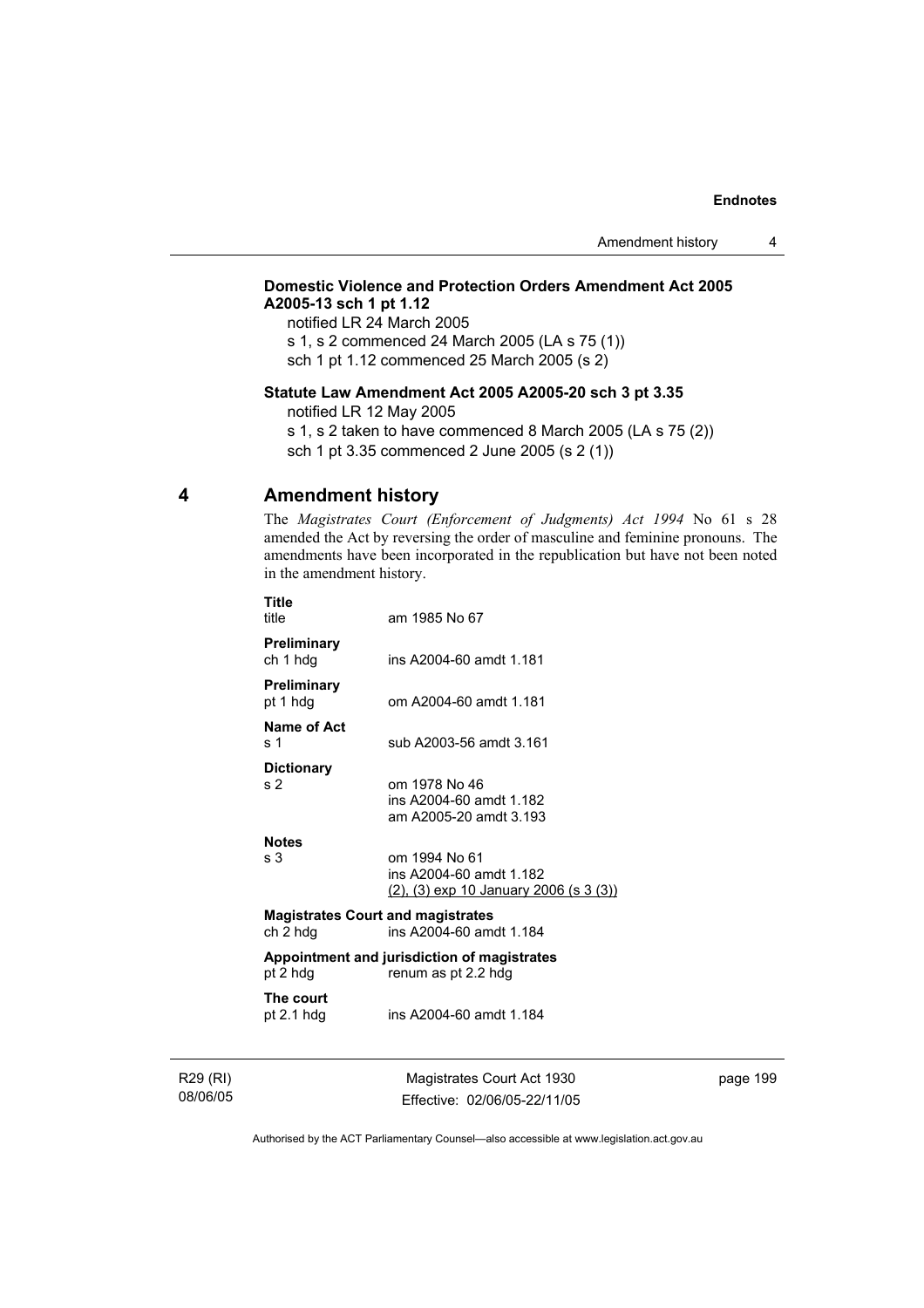**Domestic Violence and Protection Orders Amendment Act 2005 A2005-13 sch 1 pt 1.12**

notified LR 24 March 2005

s 1, s 2 commenced 24 March 2005 (LA s 75 (1))

sch 1 pt 1.12 commenced 25 March 2005 (s 2)

**Statute Law Amendment Act 2005 A2005-20 sch 3 pt 3.35**

notified LR 12 May 2005

s 1, s 2 taken to have commenced 8 March 2005 (LA s 75 (2))

sch 1 pt 3.35 commenced 2 June 2005 (s 2 (1))

## 4 Amendment history

The *Magistrates Court (Enforcement of Judgments) Act 1994* No 61 s 28 amended the Act by reversing the order of masculine and feminine pronouns. The amendments have been incorporated in the republication but have not been noted in the amendment history.

**Title**
title — am 1985 No 67

**Preliminary**
ch 1 hdg — ins A2004-60 amdt 1.181

**Preliminary**
pt 1 hdg — om A2004-60 amdt 1.181

**Name of Act**
s 1 — sub A2003-56 amdt 3.161

**Dictionary**
s 2 — om 1978 No 46
ins A2004-60 amdt 1.182
am A2005-20 amdt 3.193

**Notes**
s 3 — om 1994 No 61
ins A2004-60 amdt 1.182
(2), (3) exp 10 January 2006 (s 3 (3))

**Magistrates Court and magistrates**
ch 2 hdg — ins A2004-60 amdt 1.184

**Appointment and jurisdiction of magistrates**
pt 2 hdg — renum as pt 2.2 hdg

**The court**
pt 2.1 hdg — ins A2004-60 amdt 1.184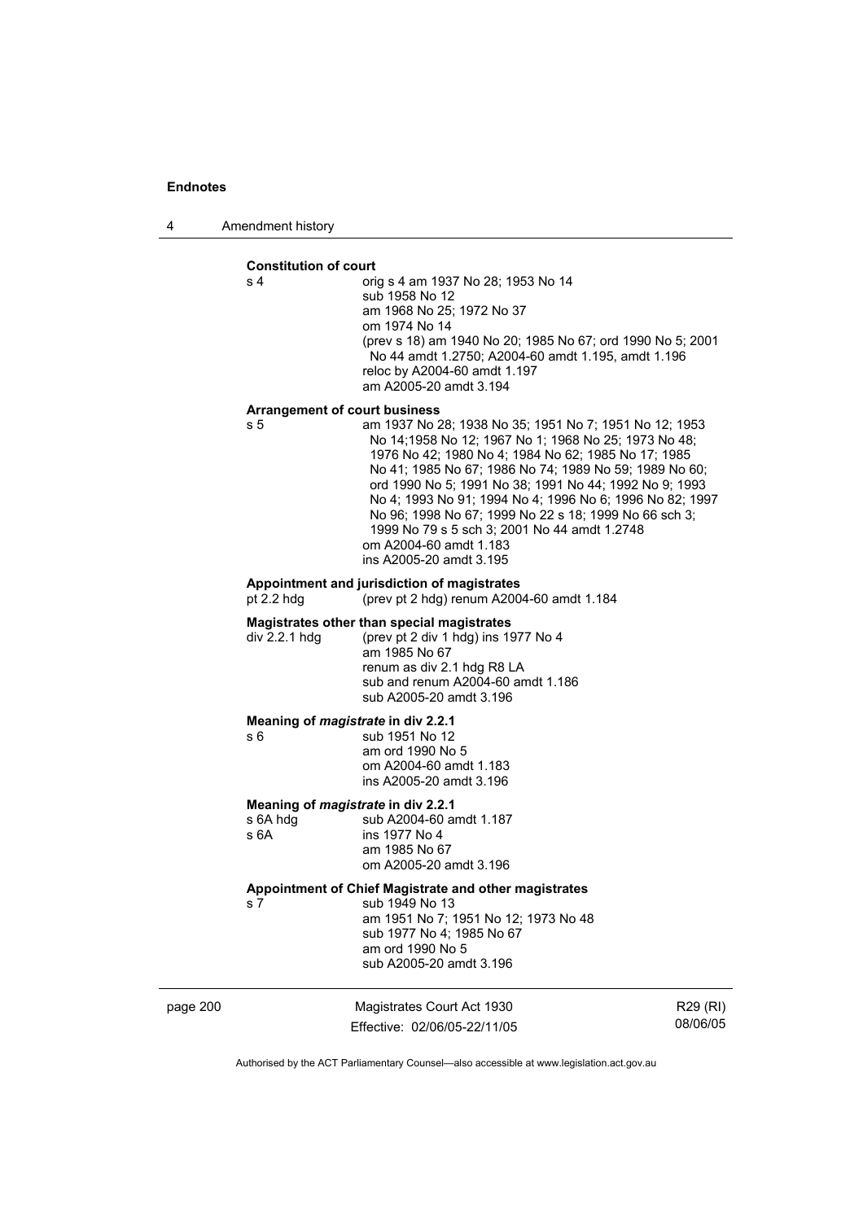**Constitution of court**

s 4 — orig s 4 am 1937 No 28; 1953 No 14
sub 1958 No 12
am 1968 No 25; 1972 No 37
om 1974 No 14
(prev s 18) am 1940 No 20; 1985 No 67; ord 1990 No 5; 2001 No 44 amdt 1.2750; A2004-60 amdt 1.195, amdt 1.196
reloc by A2004-60 amdt 1.197
am A2005-20 amdt 3.194

**Arrangement of court business**

s 5 — am 1937 No 28; 1938 No 35; 1951 No 7; 1951 No 12; 1953 No 14;1958 No 12; 1967 No 1; 1968 No 25; 1973 No 48; 1976 No 42; 1980 No 4; 1984 No 62; 1985 No 17; 1985 No 41; 1985 No 67; 1986 No 74; 1989 No 59; 1989 No 60; ord 1990 No 5; 1991 No 38; 1991 No 44; 1992 No 9; 1993 No 4; 1993 No 91; 1994 No 4; 1996 No 6; 1996 No 82; 1997 No 96; 1998 No 67; 1999 No 22 s 18; 1999 No 66 sch 3; 1999 No 79 s 5 sch 3; 2001 No 44 amdt 1.2748
om A2004-60 amdt 1.183
ins A2005-20 amdt 3.195

**Appointment and jurisdiction of magistrates**

pt 2.2 hdg — (prev pt 2 hdg) renum A2004-60 amdt 1.184

**Magistrates other than special magistrates**

div 2.2.1 hdg — (prev pt 2 div 1 hdg) ins 1977 No 4
am 1985 No 67
renum as div 2.1 hdg R8 LA
sub and renum A2004-60 amdt 1.186
sub A2005-20 amdt 3.196

**Meaning of *magistrate* in div 2.2.1**

s 6 — sub 1951 No 12
am ord 1990 No 5
om A2004-60 amdt 1.183
ins A2005-20 amdt 3.196

**Meaning of *magistrate* in div 2.2.1**

s 6A hdg — sub A2004-60 amdt 1.187
s 6A — ins 1977 No 4
am 1985 No 67
om A2005-20 amdt 3.196

**Appointment of Chief Magistrate and other magistrates**

s 7 — sub 1949 No 13
am 1951 No 7; 1951 No 12; 1973 No 48
sub 1977 No 4; 1985 No 67
am ord 1990 No 5
sub A2005-20 amdt 3.196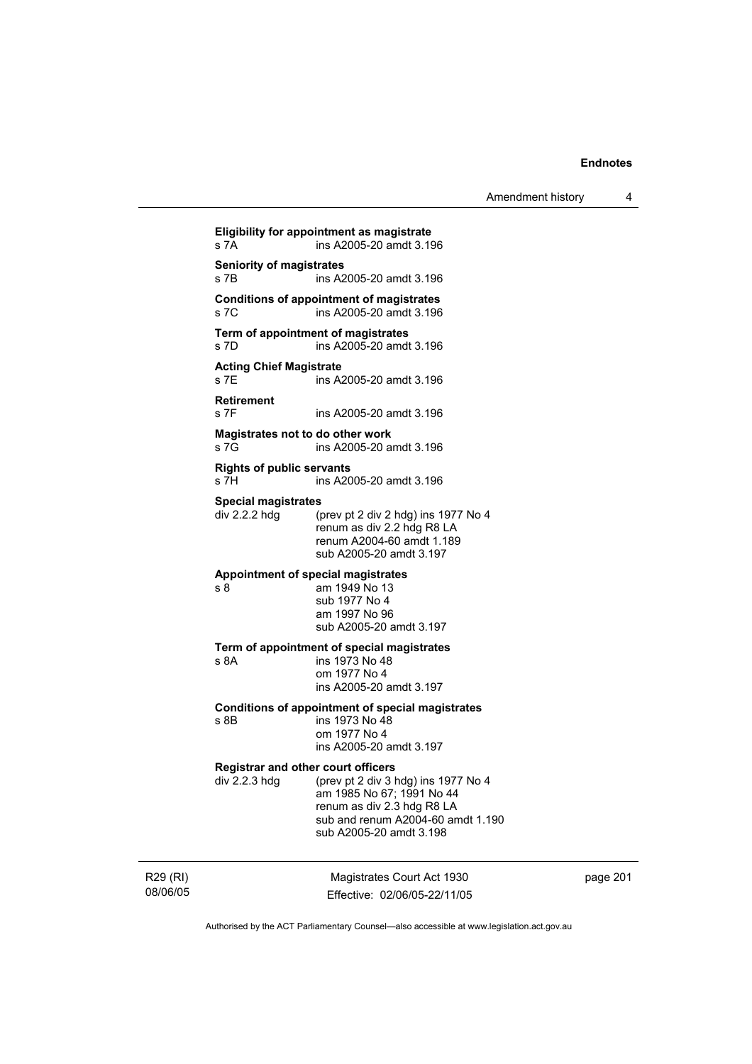**Eligibility for appointment as magistrate**
s 7A ins A2005-20 amdt 3.196

**Seniority of magistrates**
s 7B ins A2005-20 amdt 3.196

**Conditions of appointment of magistrates**
s 7C ins A2005-20 amdt 3.196

**Term of appointment of magistrates**
s 7D ins A2005-20 amdt 3.196

**Acting Chief Magistrate**
s 7E ins A2005-20 amdt 3.196

**Retirement**
s 7F ins A2005-20 amdt 3.196

**Magistrates not to do other work**
s 7G ins A2005-20 amdt 3.196

**Rights of public servants**
s 7H ins A2005-20 amdt 3.196

**Special magistrates**
div 2.2.2 hdg (prev pt 2 div 2 hdg) ins 1977 No 4
renum as div 2.2 hdg R8 LA
renum A2004-60 amdt 1.189
sub A2005-20 amdt 3.197

**Appointment of special magistrates**
s 8 am 1949 No 13
sub 1977 No 4
am 1997 No 96
sub A2005-20 amdt 3.197

**Term of appointment of special magistrates**
s 8A ins 1973 No 48
om 1977 No 4
ins A2005-20 amdt 3.197

**Conditions of appointment of special magistrates**
s 8B ins 1973 No 48
om 1977 No 4
ins A2005-20 amdt 3.197

**Registrar and other court officers**
div 2.2.3 hdg (prev pt 2 div 3 hdg) ins 1977 No 4
am 1985 No 67; 1991 No 44
renum as div 2.3 hdg R8 LA
sub and renum A2004-60 amdt 1.190
sub A2005-20 amdt 3.198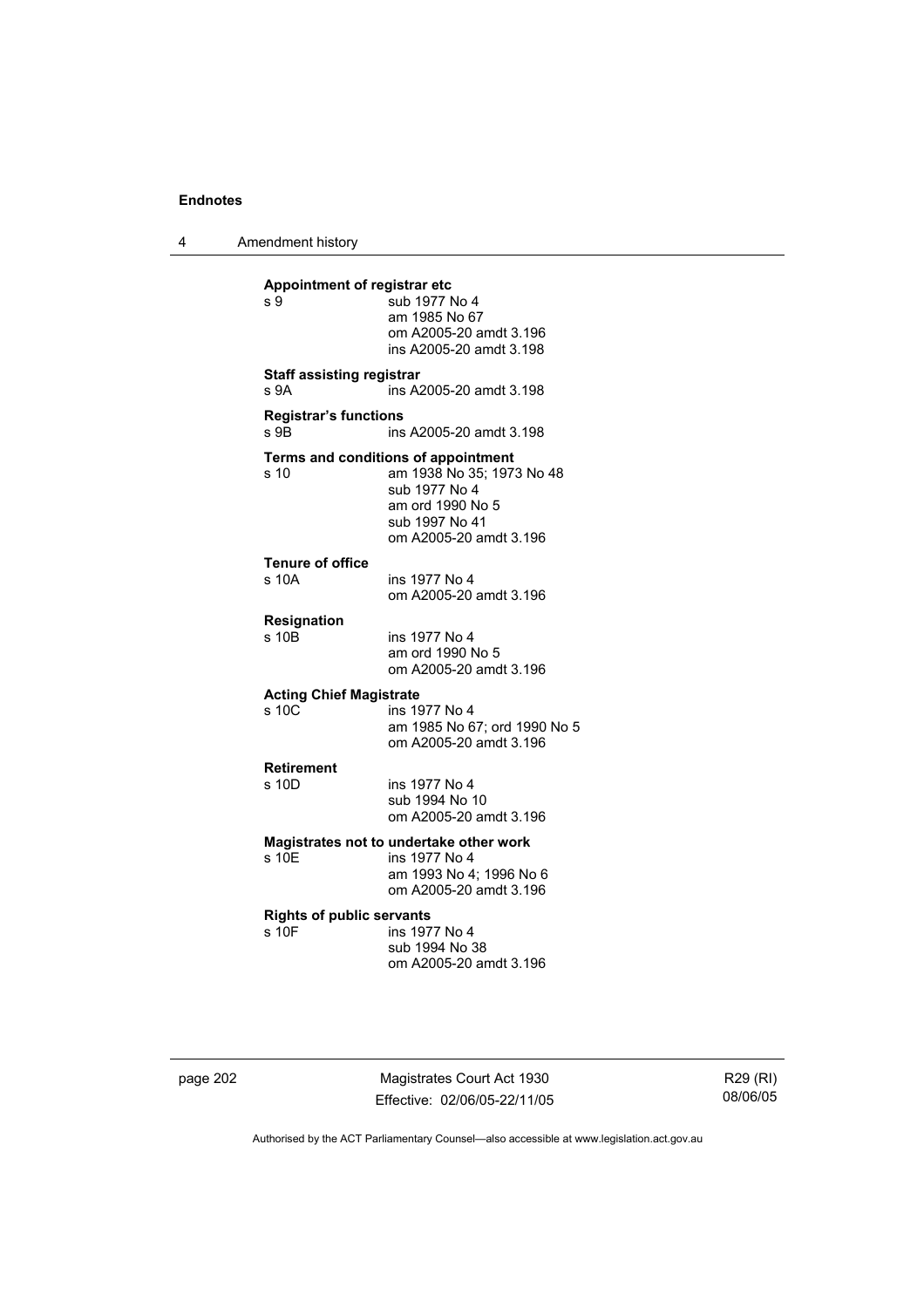**Appointment of registrar etc**

s 9 sub 1977 No 4
am 1985 No 67
om A2005-20 amdt 3.196
ins A2005-20 amdt 3.198

**Staff assisting registrar**

s 9A ins A2005-20 amdt 3.198

**Registrar's functions**

s 9B ins A2005-20 amdt 3.198

**Terms and conditions of appointment**

s 10 am 1938 No 35; 1973 No 48
sub 1977 No 4
am ord 1990 No 5
sub 1997 No 41
om A2005-20 amdt 3.196

**Tenure of office**

s 10A ins 1977 No 4
om A2005-20 amdt 3.196

**Resignation**

s 10B ins 1977 No 4
am ord 1990 No 5
om A2005-20 amdt 3.196

**Acting Chief Magistrate**

s 10C ins 1977 No 4
am 1985 No 67; ord 1990 No 5
om A2005-20 amdt 3.196

**Retirement**

s 10D ins 1977 No 4
sub 1994 No 10
om A2005-20 amdt 3.196

**Magistrates not to undertake other work**

s 10E ins 1977 No 4
am 1993 No 4; 1996 No 6
om A2005-20 amdt 3.196

**Rights of public servants**

s 10F ins 1977 No 4
sub 1994 No 38
om A2005-20 amdt 3.196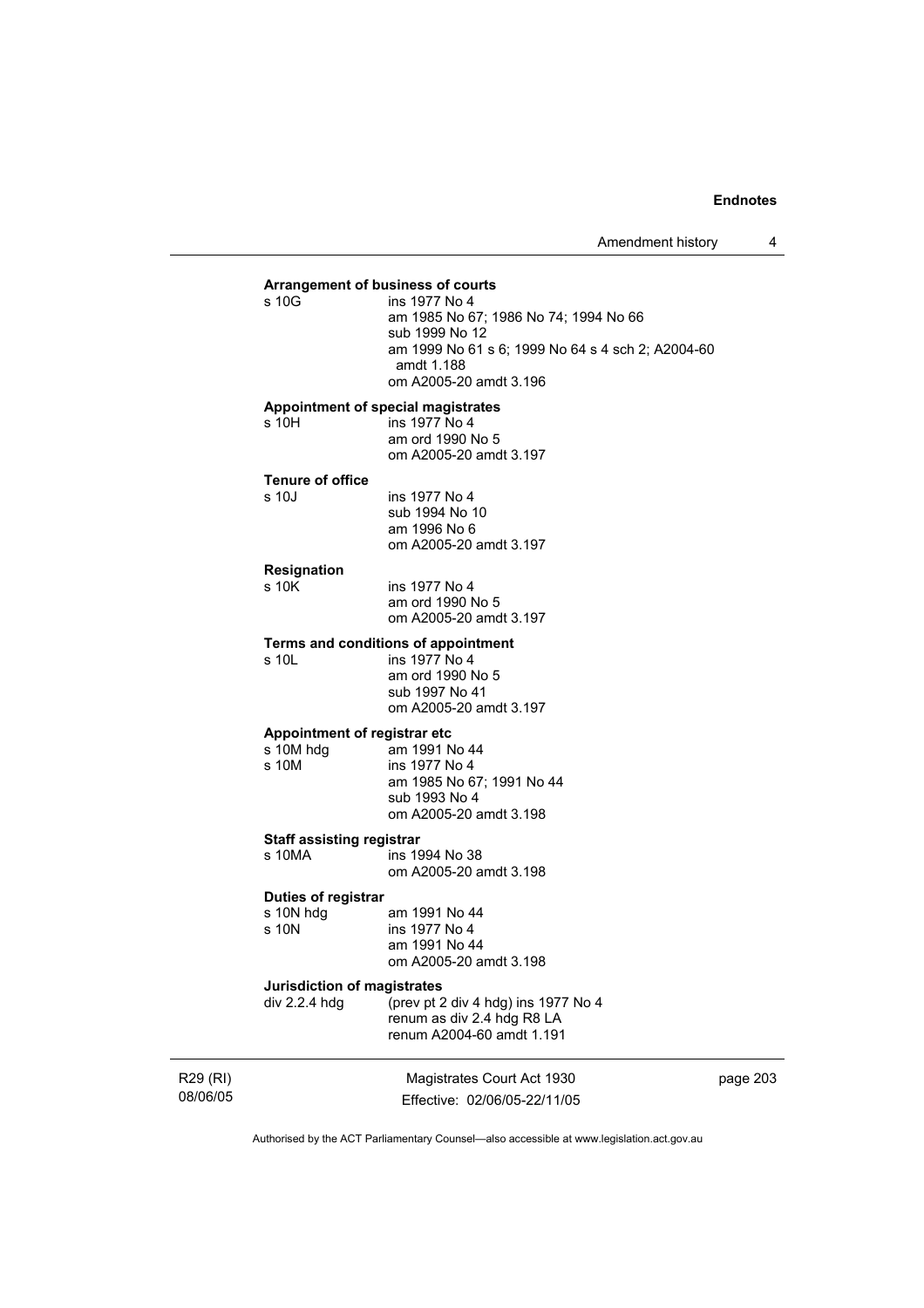**Arrangement of business of courts**

s 10G ins 1977 No 4
am 1985 No 67; 1986 No 74; 1994 No 66
sub 1999 No 12
am 1999 No 61 s 6; 1999 No 64 s 4 sch 2; A2004-60 amdt 1.188
om A2005-20 amdt 3.196

**Appointment of special magistrates**

s 10H ins 1977 No 4
am ord 1990 No 5
om A2005-20 amdt 3.197

**Tenure of office**

s 10J ins 1977 No 4
sub 1994 No 10
am 1996 No 6
om A2005-20 amdt 3.197

**Resignation**

s 10K ins 1977 No 4
am ord 1990 No 5
om A2005-20 amdt 3.197

**Terms and conditions of appointment**

s 10L ins 1977 No 4
am ord 1990 No 5
sub 1997 No 41
om A2005-20 amdt 3.197

**Appointment of registrar etc**

s 10M hdg am 1991 No 44
s 10M ins 1977 No 4
am 1985 No 67; 1991 No 44
sub 1993 No 4
om A2005-20 amdt 3.198

**Staff assisting registrar**

s 10MA ins 1994 No 38
om A2005-20 amdt 3.198

**Duties of registrar**

s 10N hdg am 1991 No 44
s 10N ins 1977 No 4
am 1991 No 44
om A2005-20 amdt 3.198

**Jurisdiction of magistrates**

div 2.2.4 hdg (prev pt 2 div 4 hdg) ins 1977 No 4
renum as div 2.4 hdg R8 LA
renum A2004-60 amdt 1.191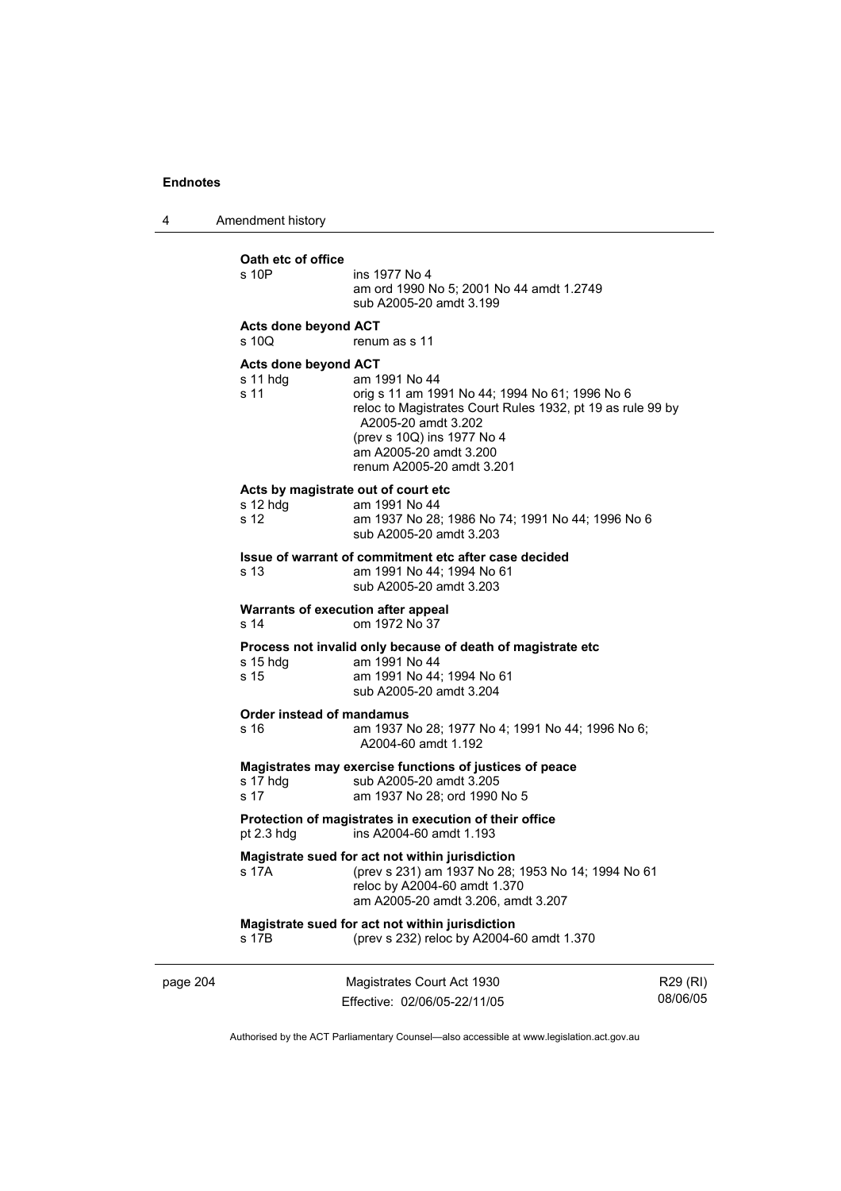**Oath etc of office**

s 10P ins 1977 No 4
am ord 1990 No 5; 2001 No 44 amdt 1.2749
sub A2005-20 amdt 3.199

**Acts done beyond ACT**

s 10Q renum as s 11

**Acts done beyond ACT**

s 11 hdg am 1991 No 44
s 11 orig s 11 am 1991 No 44; 1994 No 61; 1996 No 6
reloc to Magistrates Court Rules 1932, pt 19 as rule 99 by A2005-20 amdt 3.202
(prev s 10Q) ins 1977 No 4
am A2005-20 amdt 3.200
renum A2005-20 amdt 3.201

**Acts by magistrate out of court etc**

s 12 hdg am 1991 No 44
s 12 am 1937 No 28; 1986 No 74; 1991 No 44; 1996 No 6
sub A2005-20 amdt 3.203

**Issue of warrant of commitment etc after case decided**

s 13 am 1991 No 44; 1994 No 61
sub A2005-20 amdt 3.203

**Warrants of execution after appeal**

s 14 om 1972 No 37

**Process not invalid only because of death of magistrate etc**

s 15 hdg am 1991 No 44
s 15 am 1991 No 44; 1994 No 61
sub A2005-20 amdt 3.204

**Order instead of mandamus**

s 16 am 1937 No 28; 1977 No 4; 1991 No 44; 1996 No 6; A2004-60 amdt 1.192

**Magistrates may exercise functions of justices of peace**

s 17 hdg sub A2005-20 amdt 3.205
s 17 am 1937 No 28; ord 1990 No 5

**Protection of magistrates in execution of their office**

pt 2.3 hdg ins A2004-60 amdt 1.193

**Magistrate sued for act not within jurisdiction**

s 17A (prev s 231) am 1937 No 28; 1953 No 14; 1994 No 61
reloc by A2004-60 amdt 1.370
am A2005-20 amdt 3.206, amdt 3.207

**Magistrate sued for act not within jurisdiction**

s 17B (prev s 232) reloc by A2004-60 amdt 1.370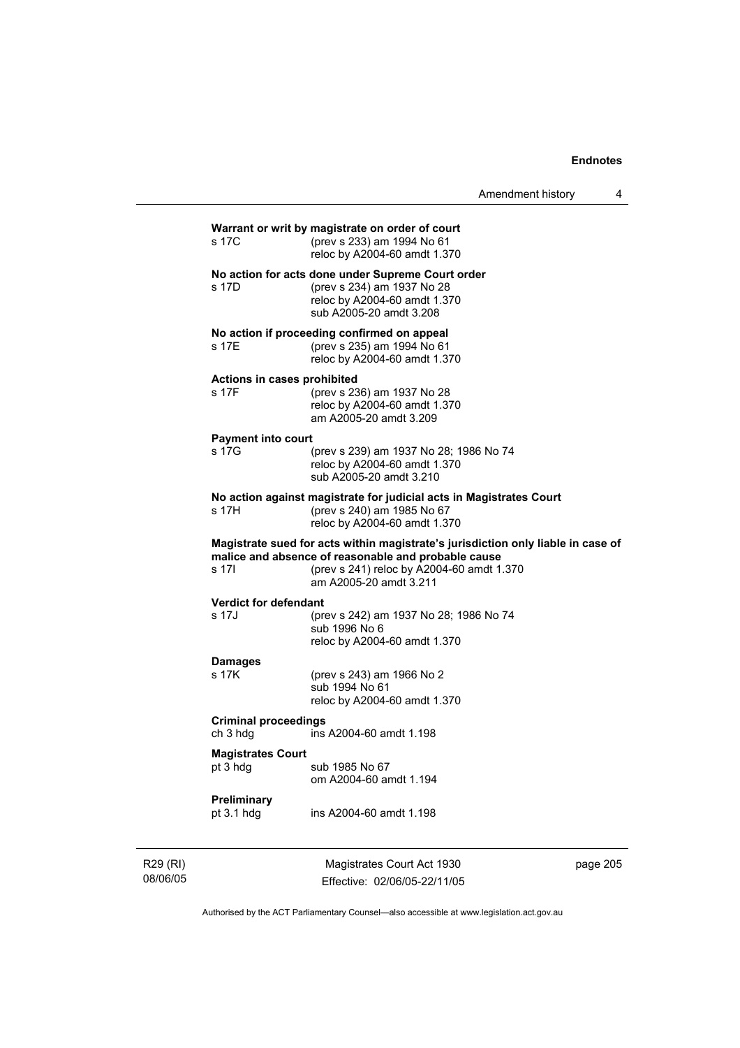**Warrant or writ by magistrate on order of court**

s 17C (prev s 233) am 1994 No 61
reloc by A2004-60 amdt 1.370

**No action for acts done under Supreme Court order**

s 17D (prev s 234) am 1937 No 28
reloc by A2004-60 amdt 1.370
sub A2005-20 amdt 3.208

**No action if proceeding confirmed on appeal**

s 17E (prev s 235) am 1994 No 61
reloc by A2004-60 amdt 1.370

**Actions in cases prohibited**

s 17F (prev s 236) am 1937 No 28
reloc by A2004-60 amdt 1.370
am A2005-20 amdt 3.209

**Payment into court**

s 17G (prev s 239) am 1937 No 28; 1986 No 74
reloc by A2004-60 amdt 1.370
sub A2005-20 amdt 3.210

**No action against magistrate for judicial acts in Magistrates Court**

s 17H (prev s 240) am 1985 No 67
reloc by A2004-60 amdt 1.370

**Magistrate sued for acts within magistrate's jurisdiction only liable in case of malice and absence of reasonable and probable cause**

s 17I (prev s 241) reloc by A2004-60 amdt 1.370
am A2005-20 amdt 3.211

**Verdict for defendant**

s 17J (prev s 242) am 1937 No 28; 1986 No 74
sub 1996 No 6
reloc by A2004-60 amdt 1.370

**Damages**

s 17K (prev s 243) am 1966 No 2
sub 1994 No 61
reloc by A2004-60 amdt 1.370

**Criminal proceedings**

ch 3 hdg ins A2004-60 amdt 1.198

**Magistrates Court**

pt 3 hdg sub 1985 No 67
om A2004-60 amdt 1.194

**Preliminary**

pt 3.1 hdg ins A2004-60 amdt 1.198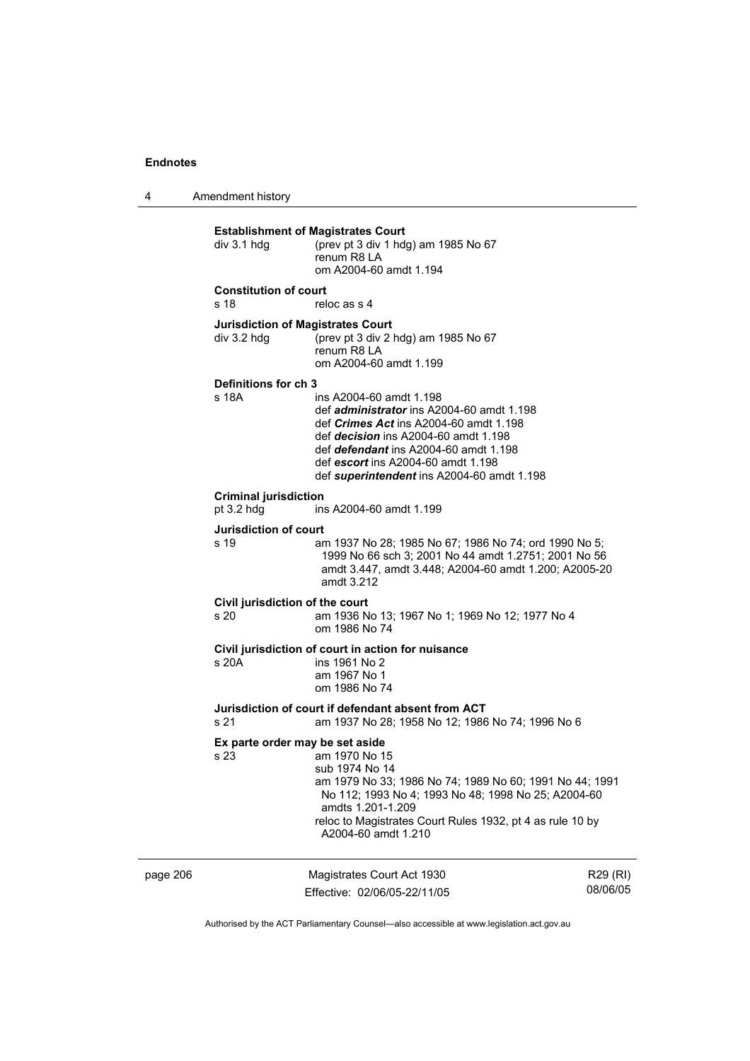**Establishment of Magistrates Court**

div 3.1 hdg (prev pt 3 div 1 hdg) am 1985 No 67
renum R8 LA
om A2004-60 amdt 1.194

**Constitution of court**

s 18 reloc as s 4

**Jurisdiction of Magistrates Court**

div 3.2 hdg (prev pt 3 div 2 hdg) am 1985 No 67
renum R8 LA
om A2004-60 amdt 1.199

**Definitions for ch 3**

s 18A ins A2004-60 amdt 1.198
def ***administrator*** ins A2004-60 amdt 1.198
def ***Crimes Act*** ins A2004-60 amdt 1.198
def ***decision*** ins A2004-60 amdt 1.198
def ***defendant*** ins A2004-60 amdt 1.198
def ***escort*** ins A2004-60 amdt 1.198
def ***superintendent*** ins A2004-60 amdt 1.198

**Criminal jurisdiction**

pt 3.2 hdg ins A2004-60 amdt 1.199

**Jurisdiction of court**

s 19 am 1937 No 28; 1985 No 67; 1986 No 74; ord 1990 No 5; 1999 No 66 sch 3; 2001 No 44 amdt 1.2751; 2001 No 56 amdt 3.447, amdt 3.448; A2004-60 amdt 1.200; A2005-20 amdt 3.212

**Civil jurisdiction of the court**

s 20 am 1936 No 13; 1967 No 1; 1969 No 12; 1977 No 4
om 1986 No 74

**Civil jurisdiction of court in action for nuisance**

s 20A ins 1961 No 2
am 1967 No 1
om 1986 No 74

**Jurisdiction of court if defendant absent from ACT**

s 21 am 1937 No 28; 1958 No 12; 1986 No 74; 1996 No 6

**Ex parte order may be set aside**

s 23 am 1970 No 15
sub 1974 No 14
am 1979 No 33; 1986 No 74; 1989 No 60; 1991 No 44; 1991 No 112; 1993 No 4; 1993 No 48; 1998 No 25; A2004-60 amdts 1.201-1.209
reloc to Magistrates Court Rules 1932, pt 4 as rule 10 by A2004-60 amdt 1.210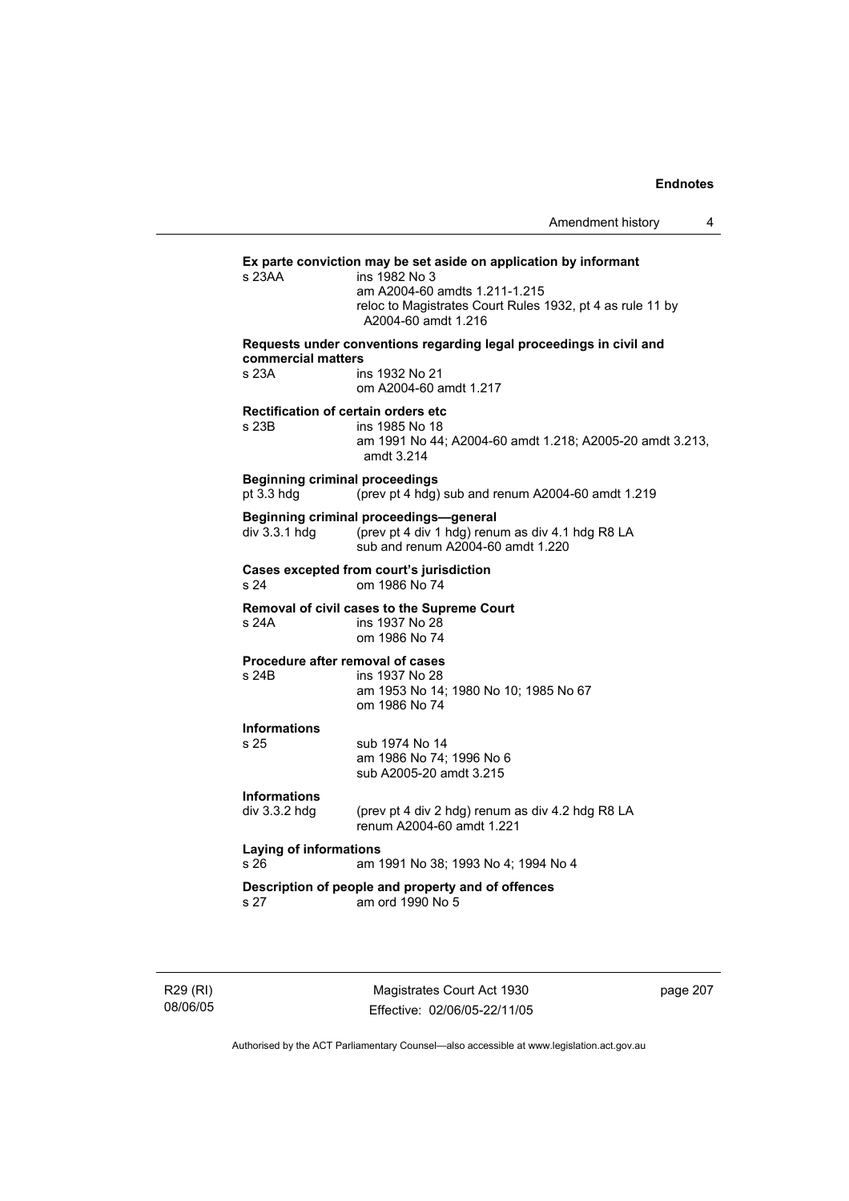**Ex parte conviction may be set aside on application by informant**

s 23AA ins 1982 No 3
am A2004-60 amdts 1.211-1.215
reloc to Magistrates Court Rules 1932, pt 4 as rule 11 by A2004-60 amdt 1.216

**Requests under conventions regarding legal proceedings in civil and commercial matters**

s 23A ins 1932 No 21
om A2004-60 amdt 1.217

**Rectification of certain orders etc**

s 23B ins 1985 No 18
am 1991 No 44; A2004-60 amdt 1.218; A2005-20 amdt 3.213, amdt 3.214

**Beginning criminal proceedings**

pt 3.3 hdg (prev pt 4 hdg) sub and renum A2004-60 amdt 1.219

**Beginning criminal proceedings—general**

div 3.3.1 hdg (prev pt 4 div 1 hdg) renum as div 4.1 hdg R8 LA
sub and renum A2004-60 amdt 1.220

**Cases excepted from court's jurisdiction**

s 24 om 1986 No 74

**Removal of civil cases to the Supreme Court**

s 24A ins 1937 No 28
om 1986 No 74

**Procedure after removal of cases**

s 24B ins 1937 No 28
am 1953 No 14; 1980 No 10; 1985 No 67
om 1986 No 74

**Informations**

s 25 sub 1974 No 14
am 1986 No 74; 1996 No 6
sub A2005-20 amdt 3.215

**Informations**

div 3.3.2 hdg (prev pt 4 div 2 hdg) renum as div 4.2 hdg R8 LA
renum A2004-60 amdt 1.221

**Laying of informations**

s 26 am 1991 No 38; 1993 No 4; 1994 No 4

**Description of people and property and of offences**

s 27 am ord 1990 No 5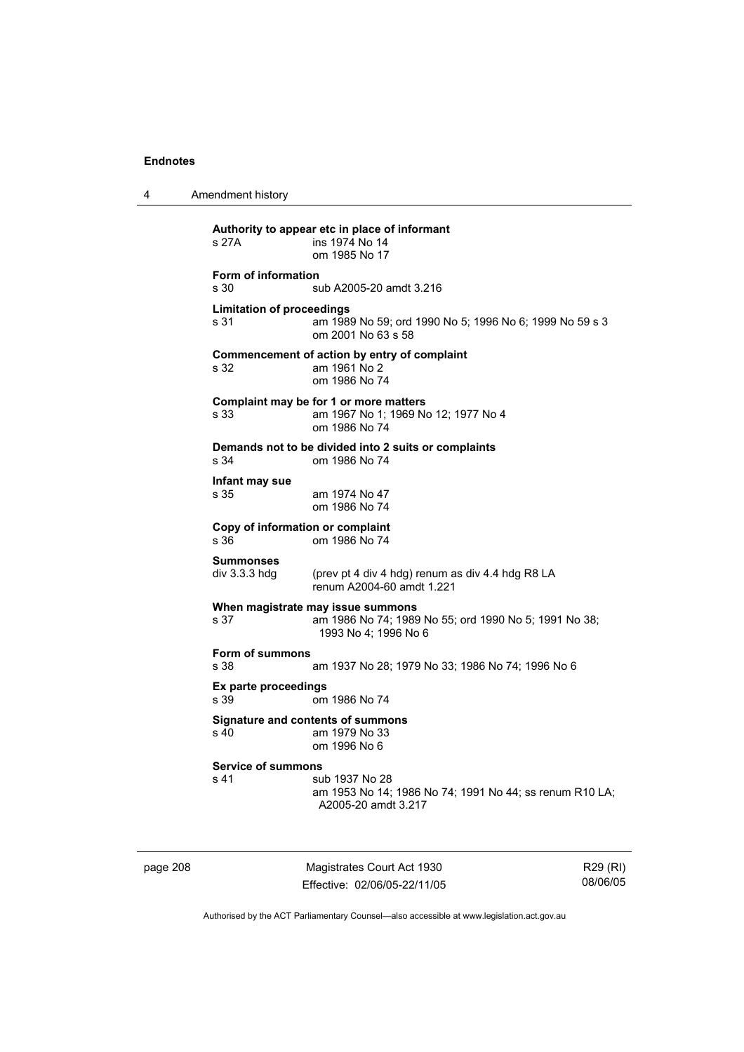**Authority to appear etc in place of informant**
s 27A ins 1974 No 14
om 1985 No 17

**Form of information**
s 30 sub A2005-20 amdt 3.216

**Limitation of proceedings**
s 31 am 1989 No 59; ord 1990 No 5; 1996 No 6; 1999 No 59 s 3
om 2001 No 63 s 58

**Commencement of action by entry of complaint**
s 32 am 1961 No 2
om 1986 No 74

**Complaint may be for 1 or more matters**
s 33 am 1967 No 1; 1969 No 12; 1977 No 4
om 1986 No 74

**Demands not to be divided into 2 suits or complaints**
s 34 om 1986 No 74

**Infant may sue**
s 35 am 1974 No 47
om 1986 No 74

**Copy of information or complaint**
s 36 om 1986 No 74

**Summonses**
div 3.3.3 hdg (prev pt 4 div 4 hdg) renum as div 4.4 hdg R8 LA
renum A2004-60 amdt 1.221

**When magistrate may issue summons**
s 37 am 1986 No 74; 1989 No 55; ord 1990 No 5; 1991 No 38; 1993 No 4; 1996 No 6

**Form of summons**
s 38 am 1937 No 28; 1979 No 33; 1986 No 74; 1996 No 6

**Ex parte proceedings**
s 39 om 1986 No 74

**Signature and contents of summons**
s 40 am 1979 No 33
om 1996 No 6

**Service of summons**
s 41 sub 1937 No 28
am 1953 No 14; 1986 No 74; 1991 No 44; ss renum R10 LA; A2005-20 amdt 3.217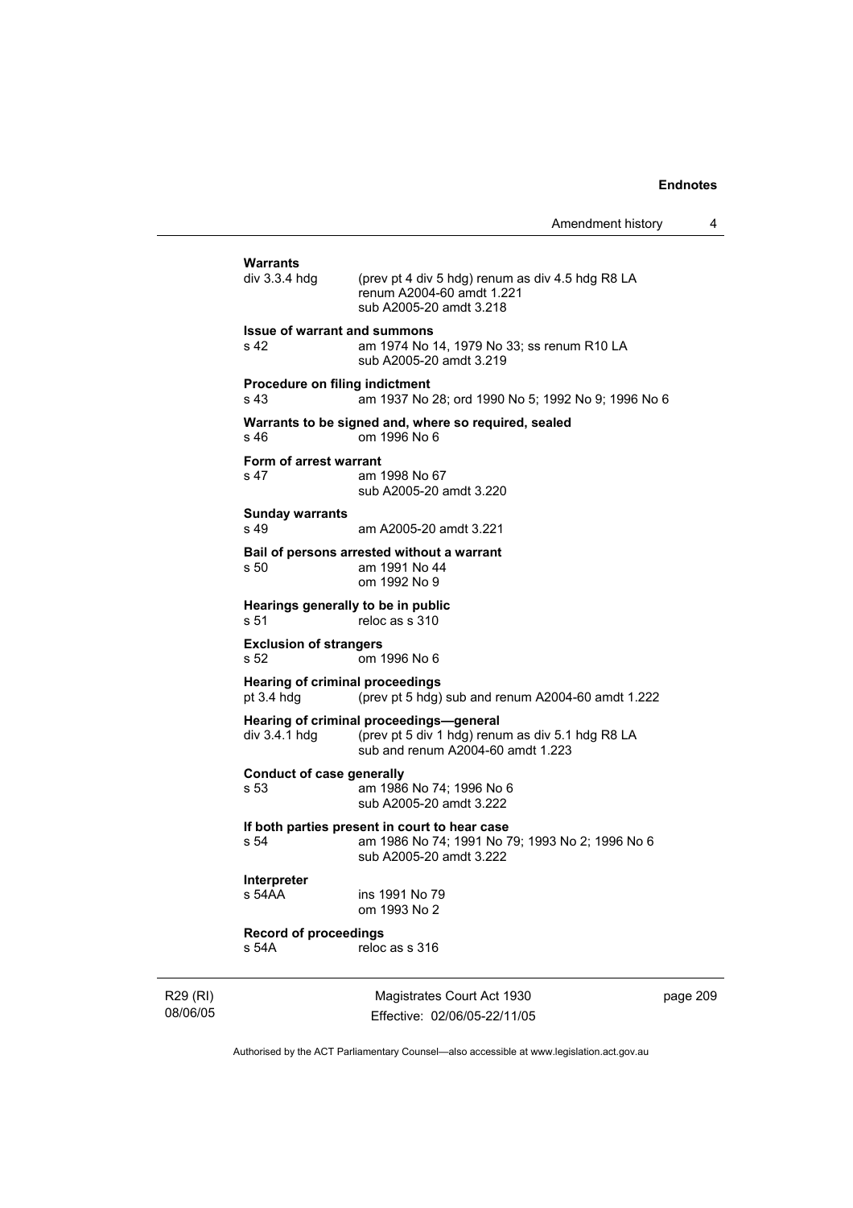**Warrants**

div 3.3.4 hdg (prev pt 4 div 5 hdg) renum as div 4.5 hdg R8 LA
renum A2004-60 amdt 1.221
sub A2005-20 amdt 3.218

**Issue of warrant and summons**

s 42 am 1974 No 14, 1979 No 33; ss renum R10 LA
sub A2005-20 amdt 3.219

**Procedure on filing indictment**

s 43 am 1937 No 28; ord 1990 No 5; 1992 No 9; 1996 No 6

**Warrants to be signed and, where so required, sealed**

s 46 om 1996 No 6

**Form of arrest warrant**

s 47 am 1998 No 67
sub A2005-20 amdt 3.220

**Sunday warrants**

s 49 am A2005-20 amdt 3.221

**Bail of persons arrested without a warrant**

s 50 am 1991 No 44
om 1992 No 9

**Hearings generally to be in public**

s 51 reloc as s 310

**Exclusion of strangers**

s 52 om 1996 No 6

**Hearing of criminal proceedings**

pt 3.4 hdg (prev pt 5 hdg) sub and renum A2004-60 amdt 1.222

**Hearing of criminal proceedings—general**

div 3.4.1 hdg (prev pt 5 div 1 hdg) renum as div 5.1 hdg R8 LA
sub and renum A2004-60 amdt 1.223

**Conduct of case generally**

s 53 am 1986 No 74; 1996 No 6
sub A2005-20 amdt 3.222

**If both parties present in court to hear case**

s 54 am 1986 No 74; 1991 No 79; 1993 No 2; 1996 No 6
sub A2005-20 amdt 3.222

**Interpreter**

s 54AA ins 1991 No 79
om 1993 No 2

**Record of proceedings**

s 54A reloc as s 316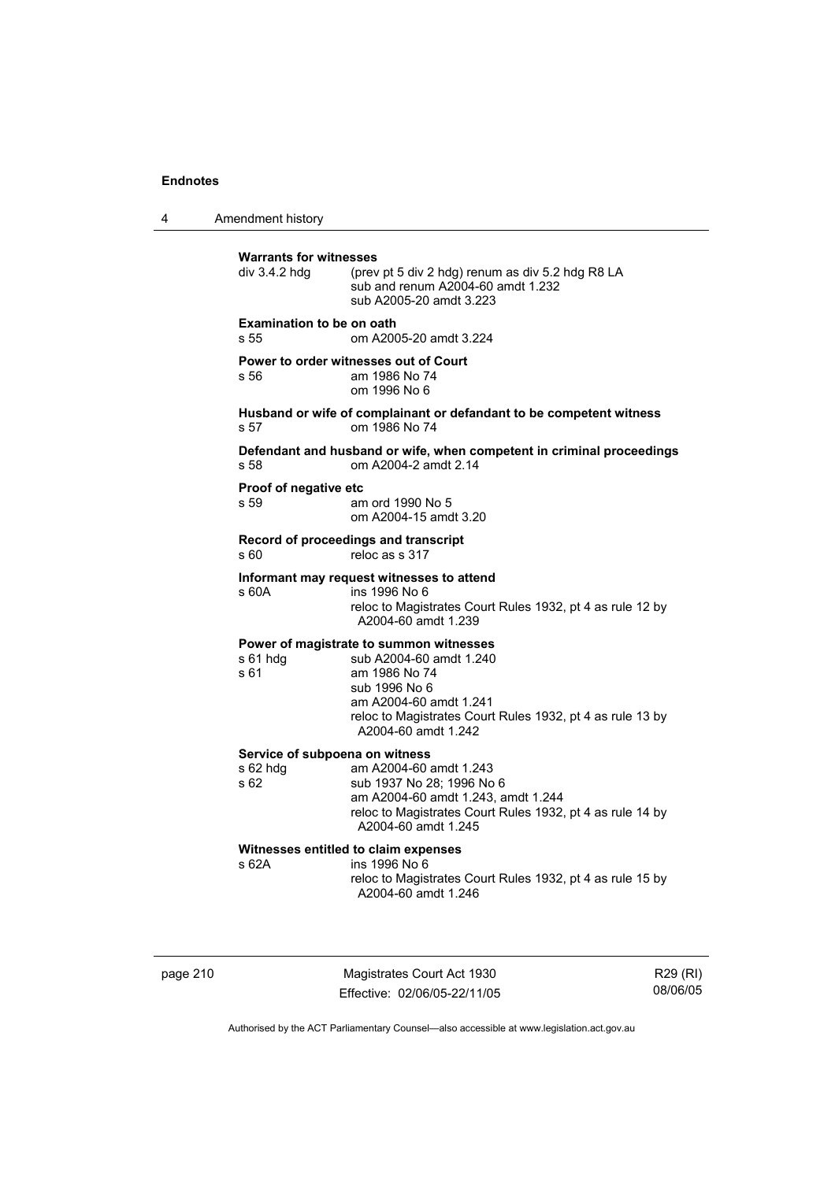**Warrants for witnesses**

div 3.4.2 hdg (prev pt 5 div 2 hdg) renum as div 5.2 hdg R8 LA
sub and renum A2004-60 amdt 1.232
sub A2005-20 amdt 3.223

**Examination to be on oath**

s 55 om A2005-20 amdt 3.224

**Power to order witnesses out of Court**

s 56 am 1986 No 74
om 1996 No 6

**Husband or wife of complainant or defandant to be competent witness**

s 57 om 1986 No 74

**Defendant and husband or wife, when competent in criminal proceedings**

s 58 om A2004-2 amdt 2.14

**Proof of negative etc**

s 59 am ord 1990 No 5
om A2004-15 amdt 3.20

**Record of proceedings and transcript**

s 60 reloc as s 317

**Informant may request witnesses to attend**

s 60A ins 1996 No 6
reloc to Magistrates Court Rules 1932, pt 4 as rule 12 by A2004-60 amdt 1.239

**Power of magistrate to summon witnesses**

s 61 hdg sub A2004-60 amdt 1.240
s 61 am 1986 No 74
sub 1996 No 6
am A2004-60 amdt 1.241
reloc to Magistrates Court Rules 1932, pt 4 as rule 13 by A2004-60 amdt 1.242

**Service of subpoena on witness**

s 62 hdg am A2004-60 amdt 1.243
s 62 sub 1937 No 28; 1996 No 6
am A2004-60 amdt 1.243, amdt 1.244
reloc to Magistrates Court Rules 1932, pt 4 as rule 14 by A2004-60 amdt 1.245

**Witnesses entitled to claim expenses**

s 62A ins 1996 No 6
reloc to Magistrates Court Rules 1932, pt 4 as rule 15 by A2004-60 amdt 1.246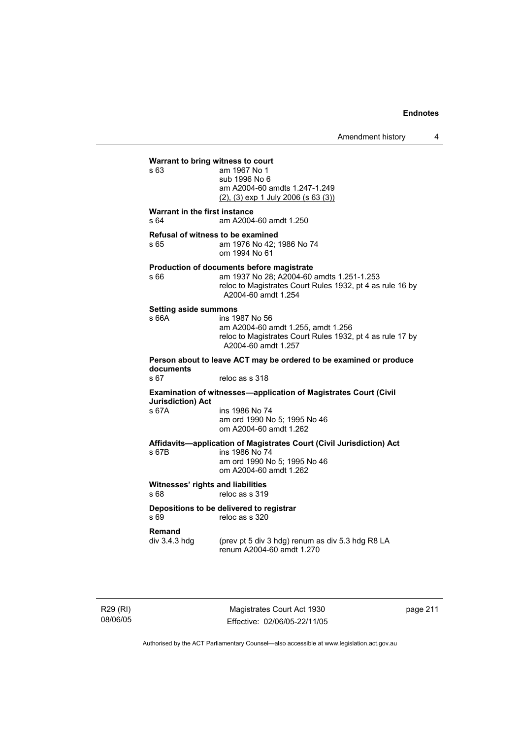**Warrant to bring witness to court**

s 63 — am 1967 No 1
sub 1996 No 6
am A2004-60 amdts 1.247-1.249
(2), (3) exp 1 July 2006 (s 63 (3))

**Warrant in the first instance**

s 64 — am A2004-60 amdt 1.250

**Refusal of witness to be examined**

s 65 — am 1976 No 42; 1986 No 74
om 1994 No 61

**Production of documents before magistrate**

s 66 — am 1937 No 28; A2004-60 amdts 1.251-1.253
reloc to Magistrates Court Rules 1932, pt 4 as rule 16 by A2004-60 amdt 1.254

**Setting aside summons**

s 66A — ins 1987 No 56
am A2004-60 amdt 1.255, amdt 1.256
reloc to Magistrates Court Rules 1932, pt 4 as rule 17 by A2004-60 amdt 1.257

**Person about to leave ACT may be ordered to be examined or produce documents**

s 67 — reloc as s 318

**Examination of witnesses—application of Magistrates Court (Civil Jurisdiction) Act**

s 67A — ins 1986 No 74
am ord 1990 No 5; 1995 No 46
om A2004-60 amdt 1.262

**Affidavits—application of Magistrates Court (Civil Jurisdiction) Act**

s 67B — ins 1986 No 74
am ord 1990 No 5; 1995 No 46
om A2004-60 amdt 1.262

**Witnesses' rights and liabilities**

s 68 — reloc as s 319

**Depositions to be delivered to registrar**

s 69 — reloc as s 320

**Remand**

div 3.4.3 hdg — (prev pt 5 div 3 hdg) renum as div 5.3 hdg R8 LA
renum A2004-60 amdt 1.270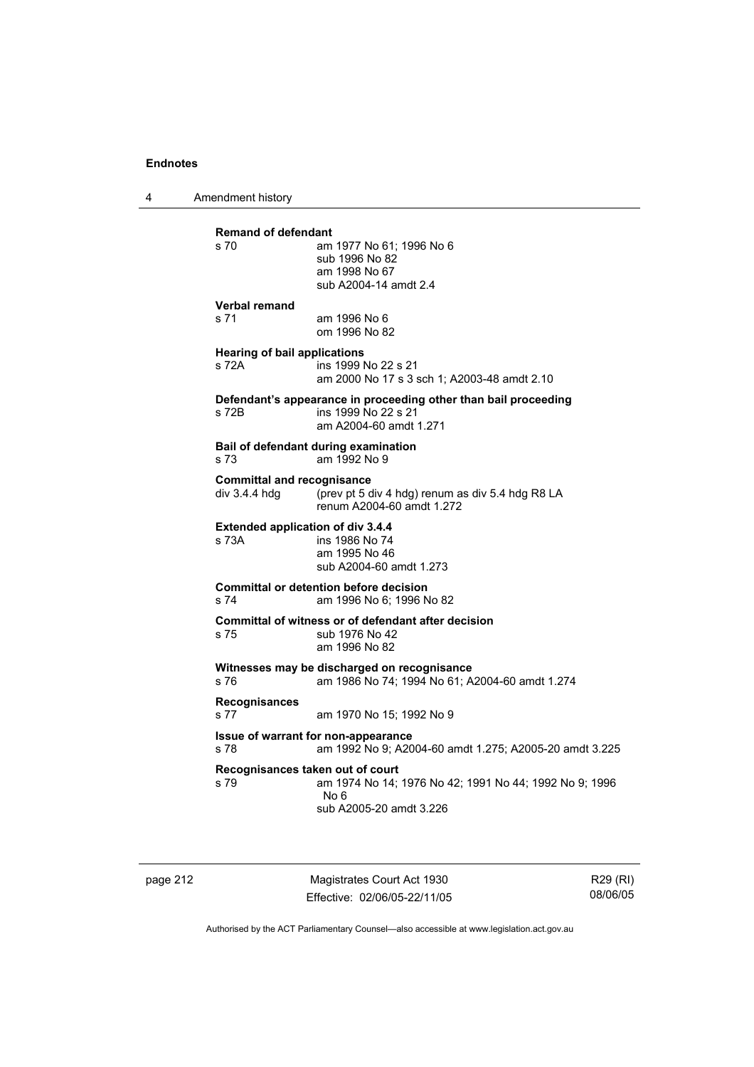**Remand of defendant**

s 70 am 1977 No 61; 1996 No 6
sub 1996 No 82
am 1998 No 67
sub A2004-14 amdt 2.4

**Verbal remand**

s 71 am 1996 No 6
om 1996 No 82

**Hearing of bail applications**

s 72A ins 1999 No 22 s 21
am 2000 No 17 s 3 sch 1; A2003-48 amdt 2.10

**Defendant's appearance in proceeding other than bail proceeding**

s 72B ins 1999 No 22 s 21
am A2004-60 amdt 1.271

**Bail of defendant during examination**

s 73 am 1992 No 9

**Committal and recognisance**

div 3.4.4 hdg (prev pt 5 div 4 hdg) renum as div 5.4 hdg R8 LA
renum A2004-60 amdt 1.272

**Extended application of div 3.4.4**

s 73A ins 1986 No 74
am 1995 No 46
sub A2004-60 amdt 1.273

**Committal or detention before decision**

s 74 am 1996 No 6; 1996 No 82

**Committal of witness or of defendant after decision**

s 75 sub 1976 No 42
am 1996 No 82

**Witnesses may be discharged on recognisance**

s 76 am 1986 No 74; 1994 No 61; A2004-60 amdt 1.274

**Recognisances**

s 77 am 1970 No 15; 1992 No 9

**Issue of warrant for non-appearance**

s 78 am 1992 No 9; A2004-60 amdt 1.275; A2005-20 amdt 3.225

**Recognisances taken out of court**

s 79 am 1974 No 14; 1976 No 42; 1991 No 44; 1992 No 9; 1996 No 6
sub A2005-20 amdt 3.226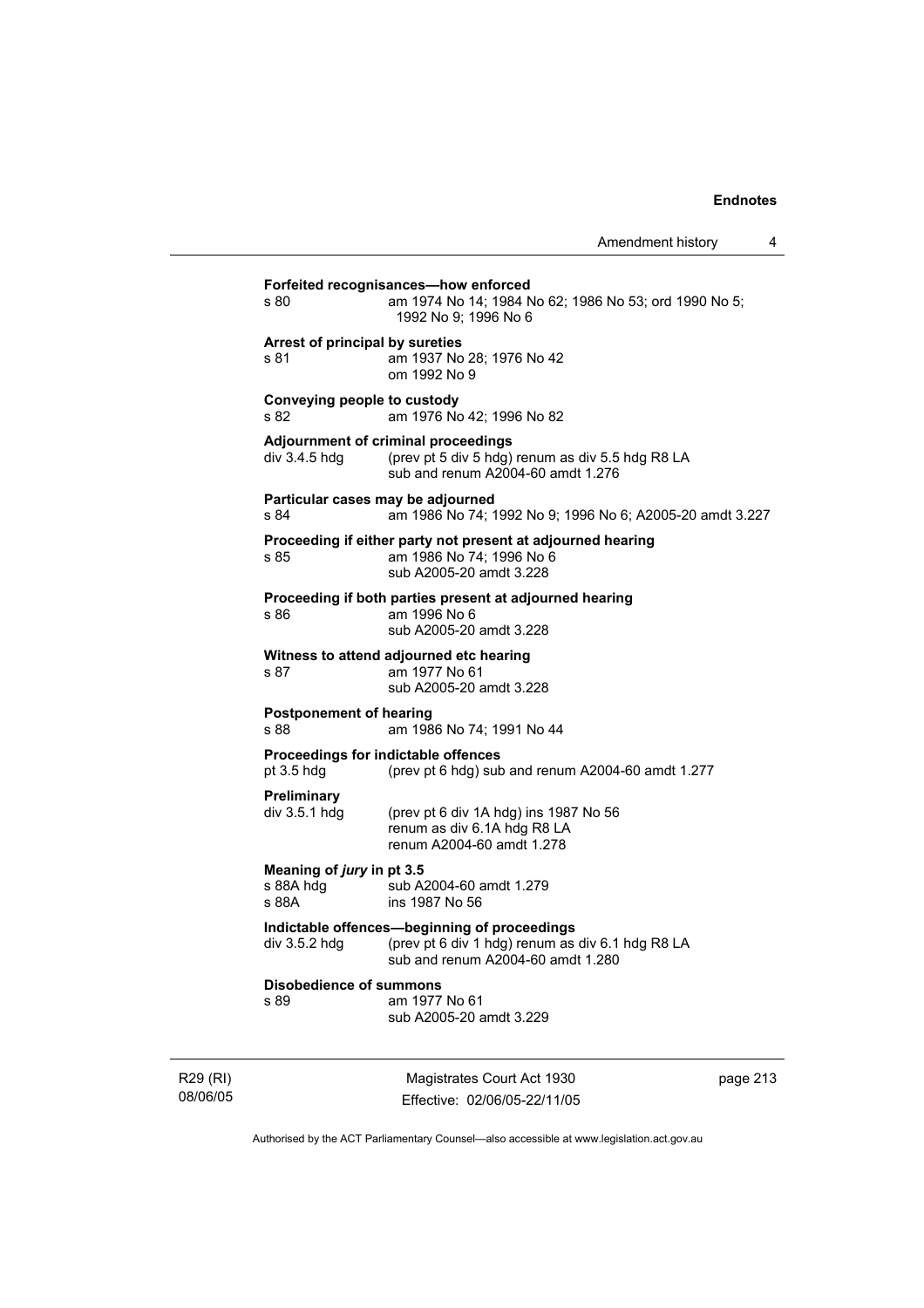**Forfeited recognisances—how enforced**
s 80 am 1974 No 14; 1984 No 62; 1986 No 53; ord 1990 No 5; 1992 No 9; 1996 No 6

**Arrest of principal by sureties**
s 81 am 1937 No 28; 1976 No 42
om 1992 No 9

**Conveying people to custody**
s 82 am 1976 No 42; 1996 No 82

**Adjournment of criminal proceedings**
div 3.4.5 hdg (prev pt 5 div 5 hdg) renum as div 5.5 hdg R8 LA
sub and renum A2004-60 amdt 1.276

**Particular cases may be adjourned**
s 84 am 1986 No 74; 1992 No 9; 1996 No 6; A2005-20 amdt 3.227

**Proceeding if either party not present at adjourned hearing**
s 85 am 1986 No 74; 1996 No 6
sub A2005-20 amdt 3.228

**Proceeding if both parties present at adjourned hearing**
s 86 am 1996 No 6
sub A2005-20 amdt 3.228

**Witness to attend adjourned etc hearing**
s 87 am 1977 No 61
sub A2005-20 amdt 3.228

**Postponement of hearing**
s 88 am 1986 No 74; 1991 No 44

**Proceedings for indictable offences**
pt 3.5 hdg (prev pt 6 hdg) sub and renum A2004-60 amdt 1.277

**Preliminary**
div 3.5.1 hdg (prev pt 6 div 1A hdg) ins 1987 No 56
renum as div 6.1A hdg R8 LA
renum A2004-60 amdt 1.278

**Meaning of *jury* in pt 3.5**
s 88A hdg sub A2004-60 amdt 1.279
s 88A ins 1987 No 56

**Indictable offences—beginning of proceedings**
div 3.5.2 hdg (prev pt 6 div 1 hdg) renum as div 6.1 hdg R8 LA
sub and renum A2004-60 amdt 1.280

**Disobedience of summons**
s 89 am 1977 No 61
sub A2005-20 amdt 3.229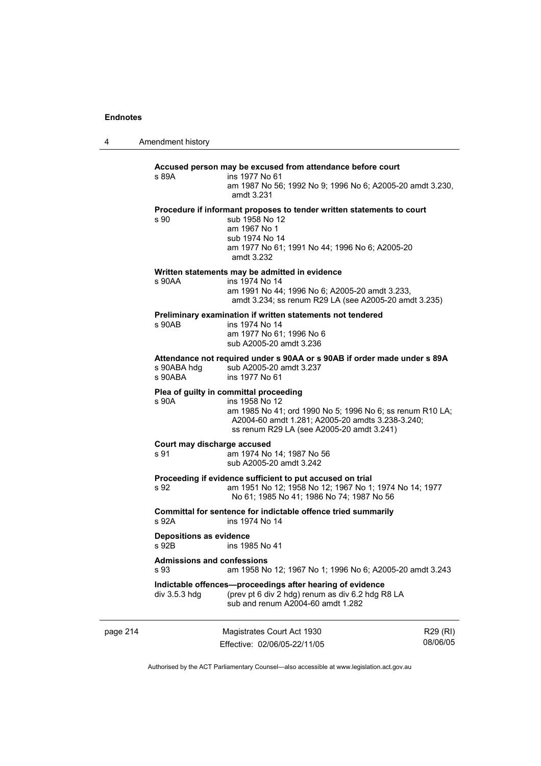**Accused person may be excused from attendance before court**

s 89A ins 1977 No 61
am 1987 No 56; 1992 No 9; 1996 No 6; A2005-20 amdt 3.230, amdt 3.231

**Procedure if informant proposes to tender written statements to court**

s 90 sub 1958 No 12
am 1967 No 1
sub 1974 No 14
am 1977 No 61; 1991 No 44; 1996 No 6; A2005-20 amdt 3.232

**Written statements may be admitted in evidence**

s 90AA ins 1974 No 14
am 1991 No 44; 1996 No 6; A2005-20 amdt 3.233, amdt 3.234; ss renum R29 LA (see A2005-20 amdt 3.235)

**Preliminary examination if written statements not tendered**

s 90AB ins 1974 No 14
am 1977 No 61; 1996 No 6
sub A2005-20 amdt 3.236

**Attendance not required under s 90AA or s 90AB if order made under s 89A**

s 90ABA hdg sub A2005-20 amdt 3.237
s 90ABA ins 1977 No 61

**Plea of guilty in committal proceeding**

s 90A ins 1958 No 12
am 1985 No 41; ord 1990 No 5; 1996 No 6; ss renum R10 LA; A2004-60 amdt 1.281; A2005-20 amdts 3.238-3.240; ss renum R29 LA (see A2005-20 amdt 3.241)

**Court may discharge accused**

s 91 am 1974 No 14; 1987 No 56
sub A2005-20 amdt 3.242

**Proceeding if evidence sufficient to put accused on trial**

s 92 am 1951 No 12; 1958 No 12; 1967 No 1; 1974 No 14; 1977 No 61; 1985 No 41; 1986 No 74; 1987 No 56

**Committal for sentence for indictable offence tried summarily**

s 92A ins 1974 No 14

**Depositions as evidence**

s 92B ins 1985 No 41

**Admissions and confessions**

s 93 am 1958 No 12; 1967 No 1; 1996 No 6; A2005-20 amdt 3.243

**Indictable offences—proceedings after hearing of evidence**

div 3.5.3 hdg (prev pt 6 div 2 hdg) renum as div 6.2 hdg R8 LA
sub and renum A2004-60 amdt 1.282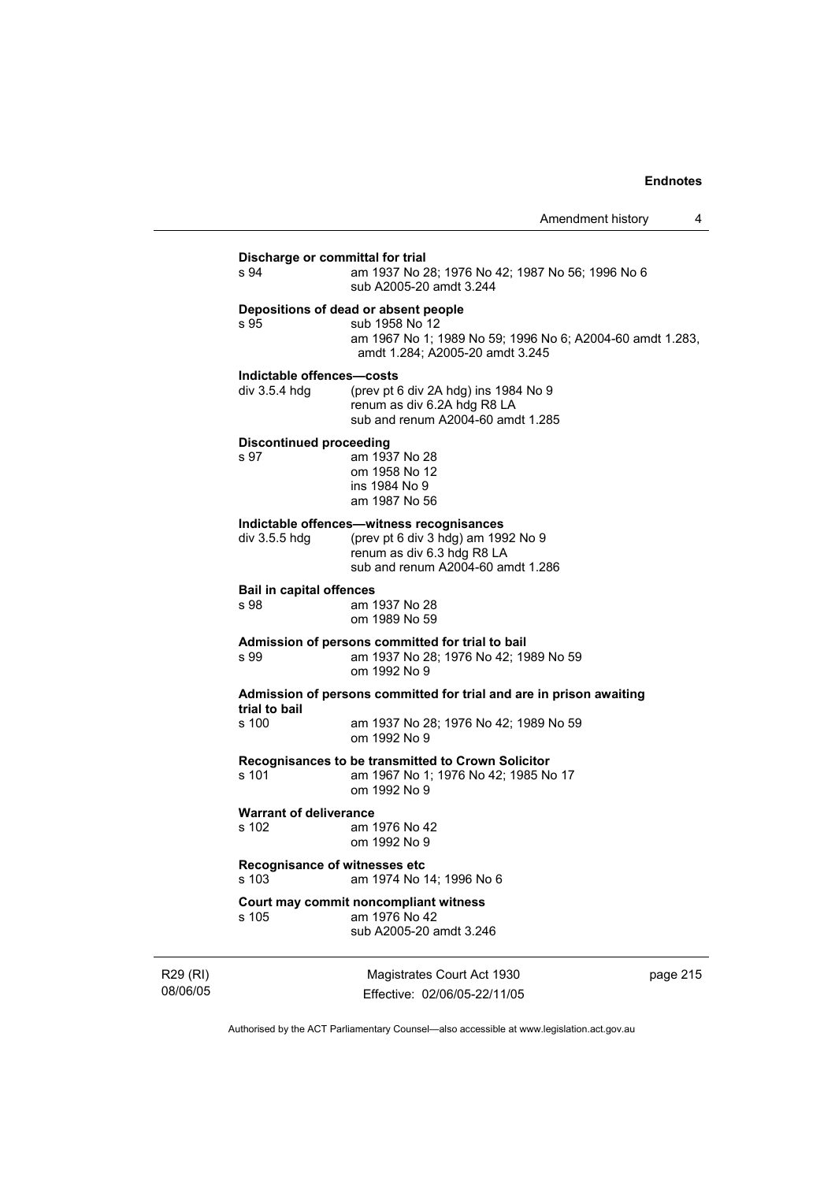**Discharge or committal for trial**
s 94 am 1937 No 28; 1976 No 42; 1987 No 56; 1996 No 6
sub A2005-20 amdt 3.244

**Depositions of dead or absent people**
s 95 sub 1958 No 12
am 1967 No 1; 1989 No 59; 1996 No 6; A2004-60 amdt 1.283, amdt 1.284; A2005-20 amdt 3.245

**Indictable offences—costs**
div 3.5.4 hdg (prev pt 6 div 2A hdg) ins 1984 No 9
renum as div 6.2A hdg R8 LA
sub and renum A2004-60 amdt 1.285

**Discontinued proceeding**
s 97 am 1937 No 28
om 1958 No 12
ins 1984 No 9
am 1987 No 56

**Indictable offences—witness recognisances**
div 3.5.5 hdg (prev pt 6 div 3 hdg) am 1992 No 9
renum as div 6.3 hdg R8 LA
sub and renum A2004-60 amdt 1.286

**Bail in capital offences**
s 98 am 1937 No 28
om 1989 No 59

**Admission of persons committed for trial to bail**
s 99 am 1937 No 28; 1976 No 42; 1989 No 59
om 1992 No 9

**Admission of persons committed for trial and are in prison awaiting trial to bail**
s 100 am 1937 No 28; 1976 No 42; 1989 No 59
om 1992 No 9

**Recognisances to be transmitted to Crown Solicitor**
s 101 am 1967 No 1; 1976 No 42; 1985 No 17
om 1992 No 9

**Warrant of deliverance**
s 102 am 1976 No 42
om 1992 No 9

**Recognisance of witnesses etc**
s 103 am 1974 No 14; 1996 No 6

**Court may commit noncompliant witness**
s 105 am 1976 No 42
sub A2005-20 amdt 3.246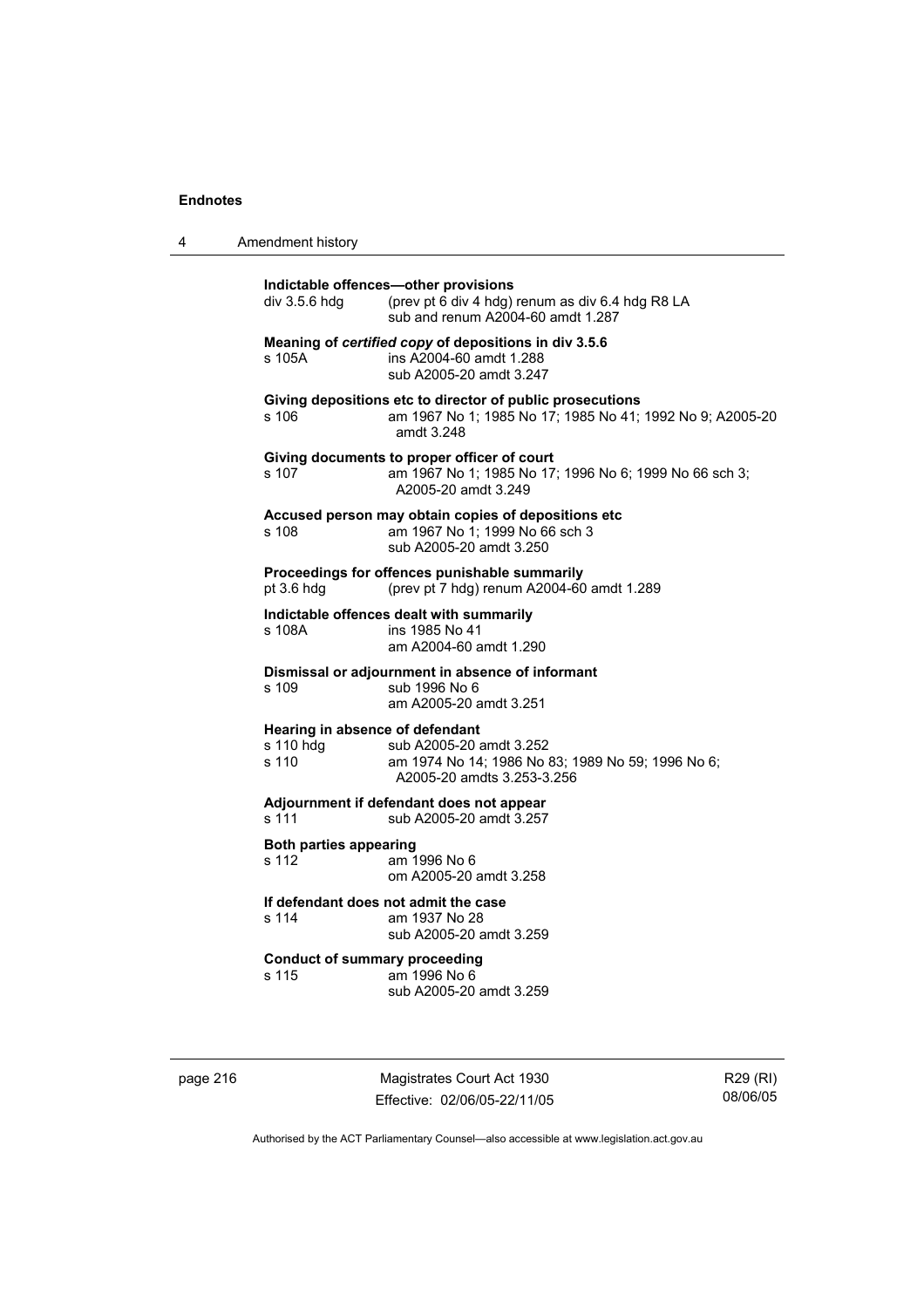**Indictable offences—other provisions**

| | |
|---|---|
| div 3.5.6 hdg | (prev pt 6 div 4 hdg) renum as div 6.4 hdg R8 LA<br>sub and renum A2004-60 amdt 1.287 |

**Meaning of *certified copy* of depositions in div 3.5.6**

| | |
|---|---|
| s 105A | ins A2004-60 amdt 1.288<br>sub A2005-20 amdt 3.247 |

**Giving depositions etc to director of public prosecutions**

| | |
|---|---|
| s 106 | am 1967 No 1; 1985 No 17; 1985 No 41; 1992 No 9; A2005-20 amdt 3.248 |

**Giving documents to proper officer of court**

| | |
|---|---|
| s 107 | am 1967 No 1; 1985 No 17; 1996 No 6; 1999 No 66 sch 3; A2005-20 amdt 3.249 |

**Accused person may obtain copies of depositions etc**

| | |
|---|---|
| s 108 | am 1967 No 1; 1999 No 66 sch 3<br>sub A2005-20 amdt 3.250 |

**Proceedings for offences punishable summarily**

| | |
|---|---|
| pt 3.6 hdg | (prev pt 7 hdg) renum A2004-60 amdt 1.289 |

**Indictable offences dealt with summarily**

| | |
|---|---|
| s 108A | ins 1985 No 41<br>am A2004-60 amdt 1.290 |

**Dismissal or adjournment in absence of informant**

| | |
|---|---|
| s 109 | sub 1996 No 6<br>am A2005-20 amdt 3.251 |

**Hearing in absence of defendant**

| | |
|---|---|
| s 110 hdg | sub A2005-20 amdt 3.252 |
| s 110 | am 1974 No 14; 1986 No 83; 1989 No 59; 1996 No 6; A2005-20 amdts 3.253-3.256 |

**Adjournment if defendant does not appear**

| | |
|---|---|
| s 111 | sub A2005-20 amdt 3.257 |

**Both parties appearing**

| | |
|---|---|
| s 112 | am 1996 No 6<br>om A2005-20 amdt 3.258 |

**If defendant does not admit the case**

| | |
|---|---|
| s 114 | am 1937 No 28<br>sub A2005-20 amdt 3.259 |

**Conduct of summary proceeding**

| | |
|---|---|
| s 115 | am 1996 No 6<br>sub A2005-20 amdt 3.259 |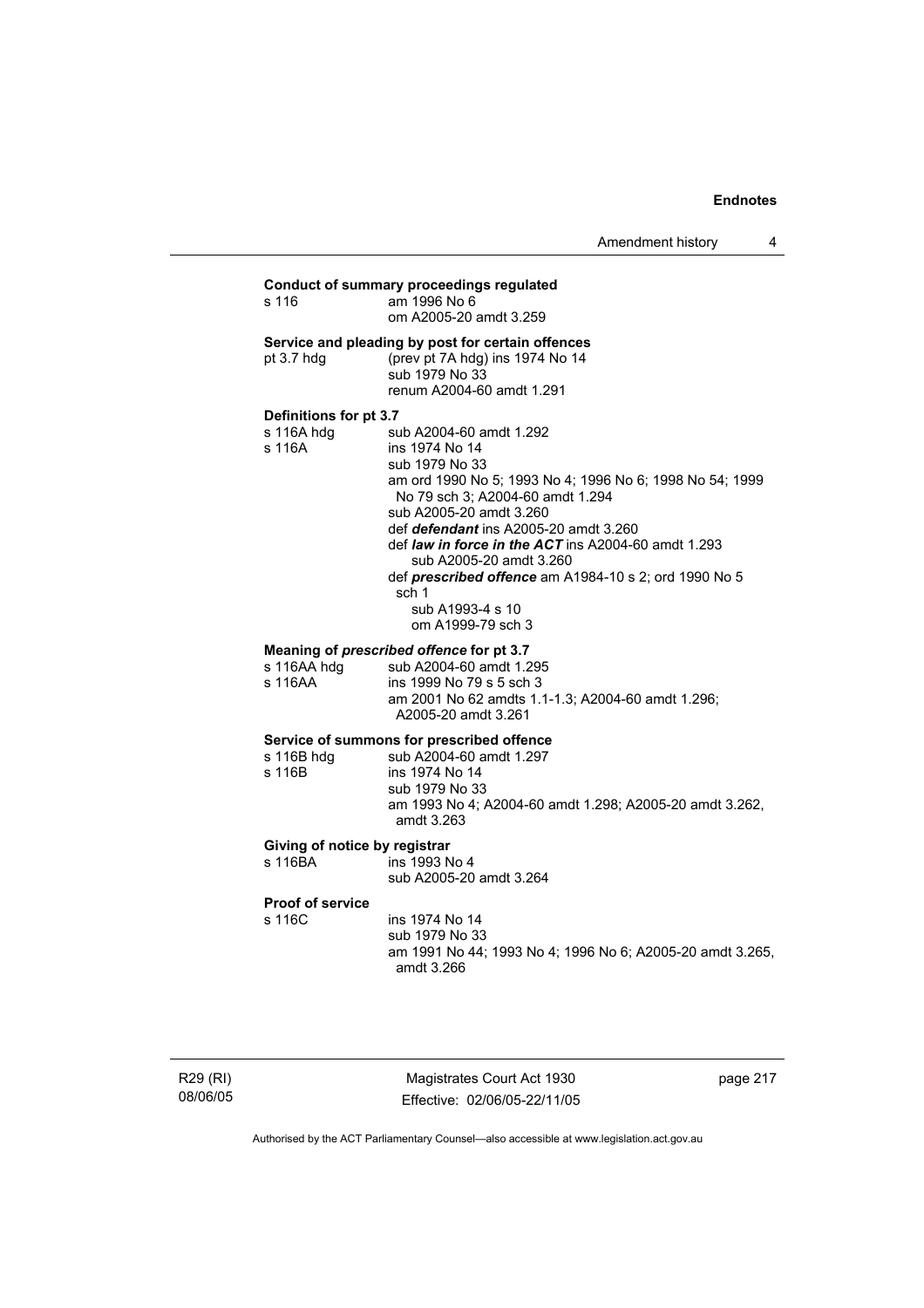**Conduct of summary proceedings regulated**

s 116 — am 1996 No 6
om A2005-20 amdt 3.259

**Service and pleading by post for certain offences**

pt 3.7 hdg — (prev pt 7A hdg) ins 1974 No 14
sub 1979 No 33
renum A2004-60 amdt 1.291

**Definitions for pt 3.7**

s 116A hdg — sub A2004-60 amdt 1.292

s 116A — ins 1974 No 14
sub 1979 No 33
am ord 1990 No 5; 1993 No 4; 1996 No 6; 1998 No 54; 1999 No 79 sch 3; A2004-60 amdt 1.294
sub A2005-20 amdt 3.260
def ***defendant*** ins A2005-20 amdt 3.260
def ***law in force in the ACT*** ins A2004-60 amdt 1.293
sub A2005-20 amdt 3.260
def ***prescribed offence*** am A1984-10 s 2; ord 1990 No 5 sch 1
sub A1993-4 s 10
om A1999-79 sch 3

**Meaning of *prescribed offence* for pt 3.7**

s 116AA hdg — sub A2004-60 amdt 1.295

s 116AA — ins 1999 No 79 s 5 sch 3
am 2001 No 62 amdts 1.1-1.3; A2004-60 amdt 1.296; A2005-20 amdt 3.261

**Service of summons for prescribed offence**

s 116B hdg — sub A2004-60 amdt 1.297

s 116B — ins 1974 No 14
sub 1979 No 33
am 1993 No 4; A2004-60 amdt 1.298; A2005-20 amdt 3.262, amdt 3.263

**Giving of notice by registrar**

s 116BA — ins 1993 No 4
sub A2005-20 amdt 3.264

**Proof of service**

s 116C — ins 1974 No 14
sub 1979 No 33
am 1991 No 44; 1993 No 4; 1996 No 6; A2005-20 amdt 3.265, amdt 3.266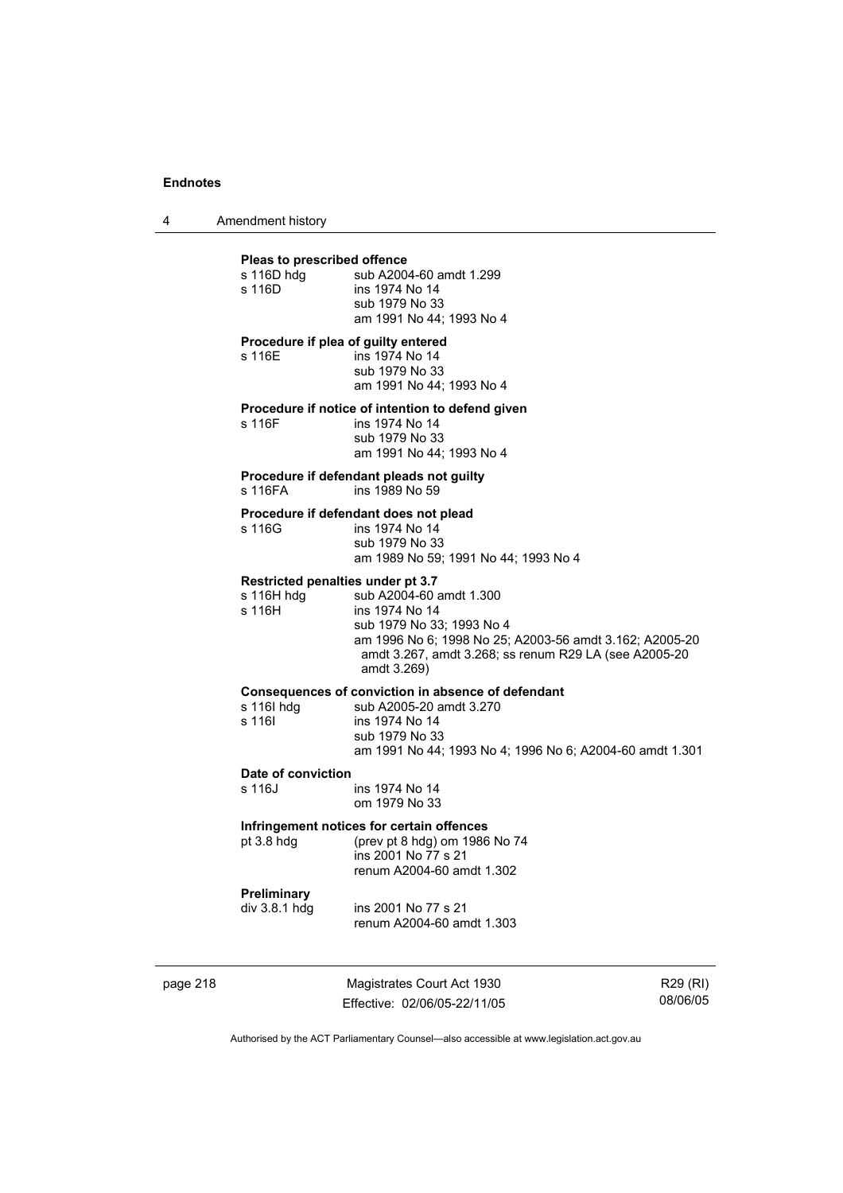**Pleas to prescribed offence**

s 116D hdg sub A2004-60 amdt 1.299
s 116D ins 1974 No 14
sub 1979 No 33
am 1991 No 44; 1993 No 4

**Procedure if plea of guilty entered**

s 116E ins 1974 No 14
sub 1979 No 33
am 1991 No 44; 1993 No 4

**Procedure if notice of intention to defend given**

s 116F ins 1974 No 14
sub 1979 No 33
am 1991 No 44; 1993 No 4

**Procedure if defendant pleads not guilty**

s 116FA ins 1989 No 59

**Procedure if defendant does not plead**

s 116G ins 1974 No 14
sub 1979 No 33
am 1989 No 59; 1991 No 44; 1993 No 4

**Restricted penalties under pt 3.7**

s 116H hdg sub A2004-60 amdt 1.300
s 116H ins 1974 No 14
sub 1979 No 33; 1993 No 4
am 1996 No 6; 1998 No 25; A2003-56 amdt 3.162; A2005-20 amdt 3.267, amdt 3.268; ss renum R29 LA (see A2005-20 amdt 3.269)

**Consequences of conviction in absence of defendant**

s 116I hdg sub A2005-20 amdt 3.270
s 116I ins 1974 No 14
sub 1979 No 33
am 1991 No 44; 1993 No 4; 1996 No 6; A2004-60 amdt 1.301

**Date of conviction**

s 116J ins 1974 No 14
om 1979 No 33

**Infringement notices for certain offences**

pt 3.8 hdg (prev pt 8 hdg) om 1986 No 74
ins 2001 No 77 s 21
renum A2004-60 amdt 1.302

**Preliminary**

div 3.8.1 hdg ins 2001 No 77 s 21
renum A2004-60 amdt 1.303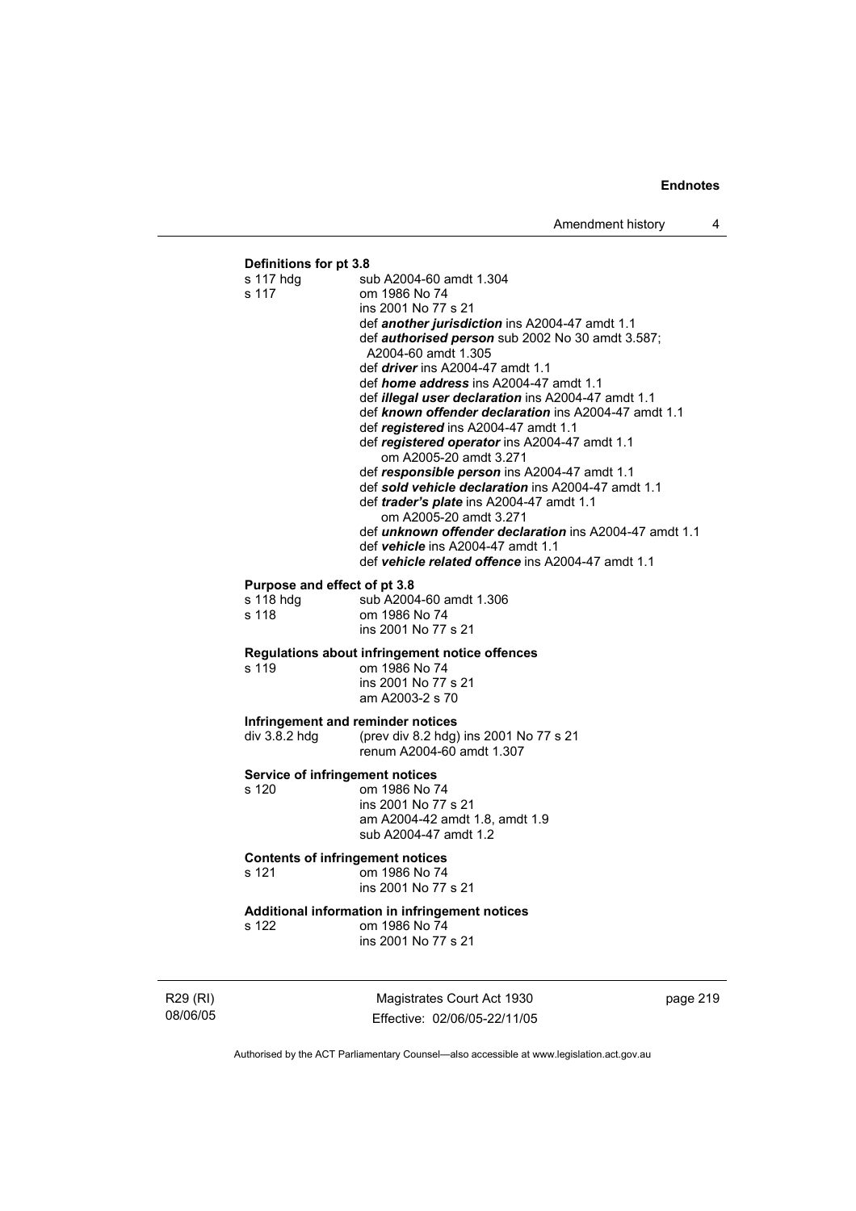**Definitions for pt 3.8**

s 117 hdg sub A2004-60 amdt 1.304

s 117 om 1986 No 74
ins 2001 No 77 s 21
def ***another jurisdiction*** ins A2004-47 amdt 1.1
def ***authorised person*** sub 2002 No 30 amdt 3.587; A2004-60 amdt 1.305
def ***driver*** ins A2004-47 amdt 1.1
def ***home address*** ins A2004-47 amdt 1.1
def ***illegal user declaration*** ins A2004-47 amdt 1.1
def ***known offender declaration*** ins A2004-47 amdt 1.1
def ***registered*** ins A2004-47 amdt 1.1
def ***registered operator*** ins A2004-47 amdt 1.1
om A2005-20 amdt 3.271
def ***responsible person*** ins A2004-47 amdt 1.1
def ***sold vehicle declaration*** ins A2004-47 amdt 1.1
def ***trader's plate*** ins A2004-47 amdt 1.1
om A2005-20 amdt 3.271
def ***unknown offender declaration*** ins A2004-47 amdt 1.1
def ***vehicle*** ins A2004-47 amdt 1.1
def ***vehicle related offence*** ins A2004-47 amdt 1.1

**Purpose and effect of pt 3.8**

s 118 hdg sub A2004-60 amdt 1.306

s 118 om 1986 No 74
ins 2001 No 77 s 21

**Regulations about infringement notice offences**

s 119 om 1986 No 74
ins 2001 No 77 s 21
am A2003-2 s 70

**Infringement and reminder notices**

div 3.8.2 hdg (prev div 8.2 hdg) ins 2001 No 77 s 21
renum A2004-60 amdt 1.307

**Service of infringement notices**

s 120 om 1986 No 74
ins 2001 No 77 s 21
am A2004-42 amdt 1.8, amdt 1.9
sub A2004-47 amdt 1.2

**Contents of infringement notices**

s 121 om 1986 No 74
ins 2001 No 77 s 21

**Additional information in infringement notices**

s 122 om 1986 No 74
ins 2001 No 77 s 21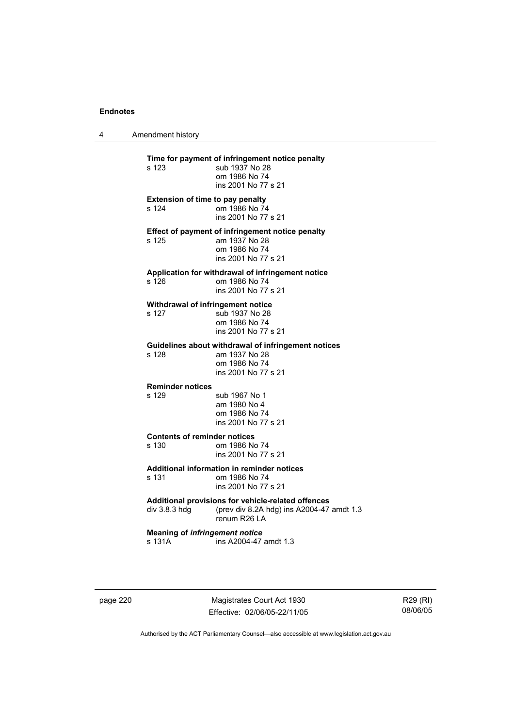**Time for payment of infringement notice penalty**

s 123 sub 1937 No 28
om 1986 No 74
ins 2001 No 77 s 21

**Extension of time to pay penalty**

s 124 om 1986 No 74
ins 2001 No 77 s 21

**Effect of payment of infringement notice penalty**

s 125 am 1937 No 28
om 1986 No 74
ins 2001 No 77 s 21

**Application for withdrawal of infringement notice**

s 126 om 1986 No 74
ins 2001 No 77 s 21

**Withdrawal of infringement notice**

s 127 sub 1937 No 28
om 1986 No 74
ins 2001 No 77 s 21

**Guidelines about withdrawal of infringement notices**

s 128 am 1937 No 28
om 1986 No 74
ins 2001 No 77 s 21

**Reminder notices**

s 129 sub 1967 No 1
am 1980 No 4
om 1986 No 74
ins 2001 No 77 s 21

**Contents of reminder notices**

s 130 om 1986 No 74
ins 2001 No 77 s 21

**Additional information in reminder notices**

s 131 om 1986 No 74
ins 2001 No 77 s 21

**Additional provisions for vehicle-related offences**

div 3.8.3 hdg (prev div 8.2A hdg) ins A2004-47 amdt 1.3
renum R26 LA

**Meaning of *infringement notice***

s 131A ins A2004-47 amdt 1.3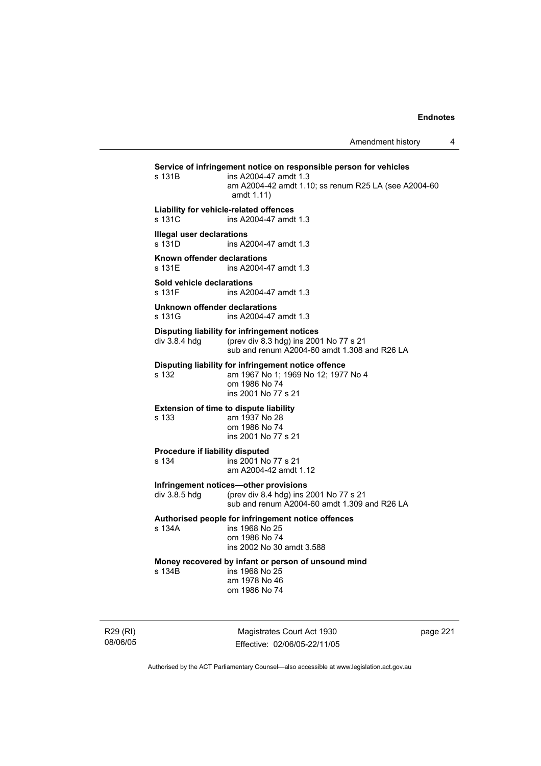**Service of infringement notice on responsible person for vehicles**
s 131B ins A2004-47 amdt 1.3
am A2004-42 amdt 1.10; ss renum R25 LA (see A2004-60 amdt 1.11)

**Liability for vehicle-related offences**
s 131C ins A2004-47 amdt 1.3

**Illegal user declarations**
s 131D ins A2004-47 amdt 1.3

**Known offender declarations**
s 131E ins A2004-47 amdt 1.3

**Sold vehicle declarations**
s 131F ins A2004-47 amdt 1.3

**Unknown offender declarations**
s 131G ins A2004-47 amdt 1.3

**Disputing liability for infringement notices**
div 3.8.4 hdg (prev div 8.3 hdg) ins 2001 No 77 s 21
sub and renum A2004-60 amdt 1.308 and R26 LA

**Disputing liability for infringement notice offence**
s 132 am 1967 No 1; 1969 No 12; 1977 No 4
om 1986 No 74
ins 2001 No 77 s 21

**Extension of time to dispute liability**
s 133 am 1937 No 28
om 1986 No 74
ins 2001 No 77 s 21

**Procedure if liability disputed**
s 134 ins 2001 No 77 s 21
am A2004-42 amdt 1.12

**Infringement notices—other provisions**
div 3.8.5 hdg (prev div 8.4 hdg) ins 2001 No 77 s 21
sub and renum A2004-60 amdt 1.309 and R26 LA

**Authorised people for infringement notice offences**
s 134A ins 1968 No 25
om 1986 No 74
ins 2002 No 30 amdt 3.588

**Money recovered by infant or person of unsound mind**
s 134B ins 1968 No 25
am 1978 No 46
om 1986 No 74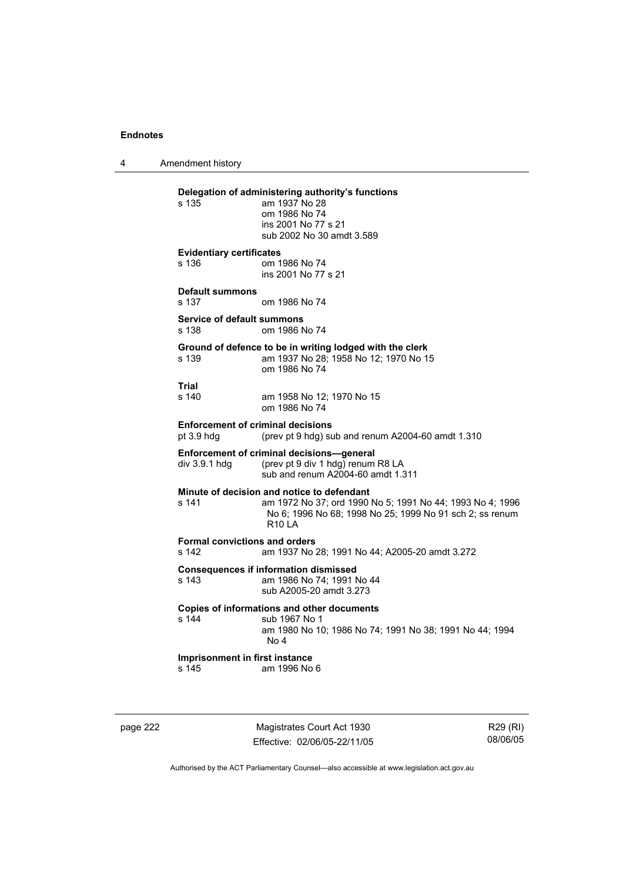**Delegation of administering authority's functions**

s 135 am 1937 No 28
om 1986 No 74
ins 2001 No 77 s 21
sub 2002 No 30 amdt 3.589

**Evidentiary certificates**

s 136 om 1986 No 74
ins 2001 No 77 s 21

**Default summons**

s 137 om 1986 No 74

**Service of default summons**

s 138 om 1986 No 74

**Ground of defence to be in writing lodged with the clerk**

s 139 am 1937 No 28; 1958 No 12; 1970 No 15
om 1986 No 74

**Trial**

s 140 am 1958 No 12; 1970 No 15
om 1986 No 74

**Enforcement of criminal decisions**

pt 3.9 hdg (prev pt 9 hdg) sub and renum A2004-60 amdt 1.310

**Enforcement of criminal decisions—general**

div 3.9.1 hdg (prev pt 9 div 1 hdg) renum R8 LA
sub and renum A2004-60 amdt 1.311

**Minute of decision and notice to defendant**

s 141 am 1972 No 37; ord 1990 No 5; 1991 No 44; 1993 No 4; 1996 No 6; 1996 No 68; 1998 No 25; 1999 No 91 sch 2; ss renum R10 LA

**Formal convictions and orders**

s 142 am 1937 No 28; 1991 No 44; A2005-20 amdt 3.272

**Consequences if information dismissed**

s 143 am 1986 No 74; 1991 No 44
sub A2005-20 amdt 3.273

**Copies of informations and other documents**

s 144 sub 1967 No 1
am 1980 No 10; 1986 No 74; 1991 No 38; 1991 No 44; 1994 No 4

**Imprisonment in first instance**

s 145 am 1996 No 6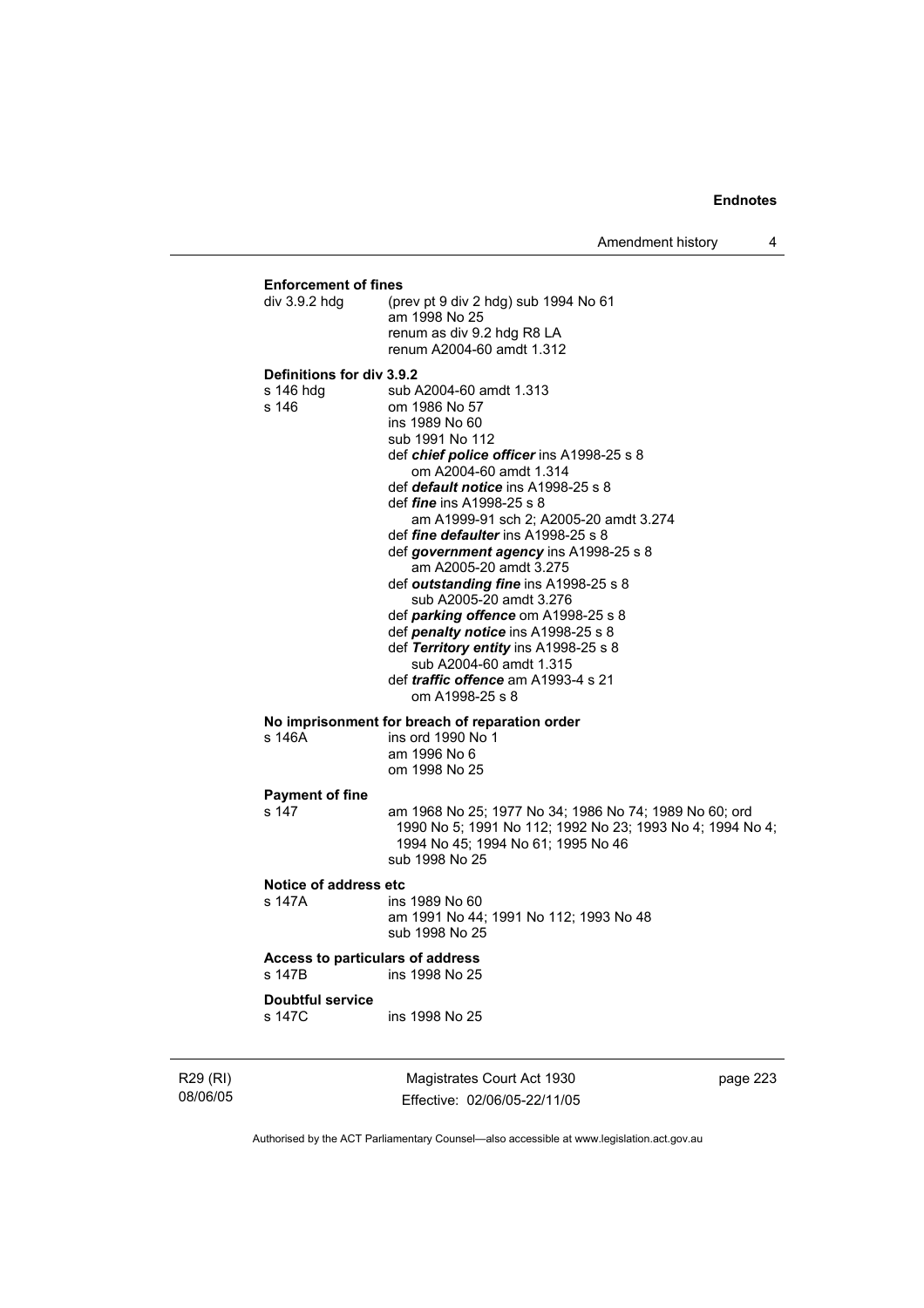**Enforcement of fines**

div 3.9.2 hdg (prev pt 9 div 2 hdg) sub 1994 No 61
am 1998 No 25
renum as div 9.2 hdg R8 LA
renum A2004-60 amdt 1.312

**Definitions for div 3.9.2**

s 146 hdg sub A2004-60 amdt 1.313

s 146 om 1986 No 57
ins 1989 No 60
sub 1991 No 112
def ***chief police officer*** ins A1998-25 s 8
om A2004-60 amdt 1.314
def ***default notice*** ins A1998-25 s 8
def ***fine*** ins A1998-25 s 8
am A1999-91 sch 2; A2005-20 amdt 3.274
def ***fine defaulter*** ins A1998-25 s 8
def ***government agency*** ins A1998-25 s 8
am A2005-20 amdt 3.275
def ***outstanding fine*** ins A1998-25 s 8
sub A2005-20 amdt 3.276
def ***parking offence*** om A1998-25 s 8
def ***penalty notice*** ins A1998-25 s 8
def ***Territory entity*** ins A1998-25 s 8
sub A2004-60 amdt 1.315
def ***traffic offence*** am A1993-4 s 21
om A1998-25 s 8

**No imprisonment for breach of reparation order**

s 146A ins ord 1990 No 1
am 1996 No 6
om 1998 No 25

**Payment of fine**

s 147 am 1968 No 25; 1977 No 34; 1986 No 74; 1989 No 60; ord 1990 No 5; 1991 No 112; 1992 No 23; 1993 No 4; 1994 No 4; 1994 No 45; 1994 No 61; 1995 No 46
sub 1998 No 25

**Notice of address etc**

s 147A ins 1989 No 60
am 1991 No 44; 1991 No 112; 1993 No 48
sub 1998 No 25

**Access to particulars of address**

s 147B ins 1998 No 25

**Doubtful service**

s 147C ins 1998 No 25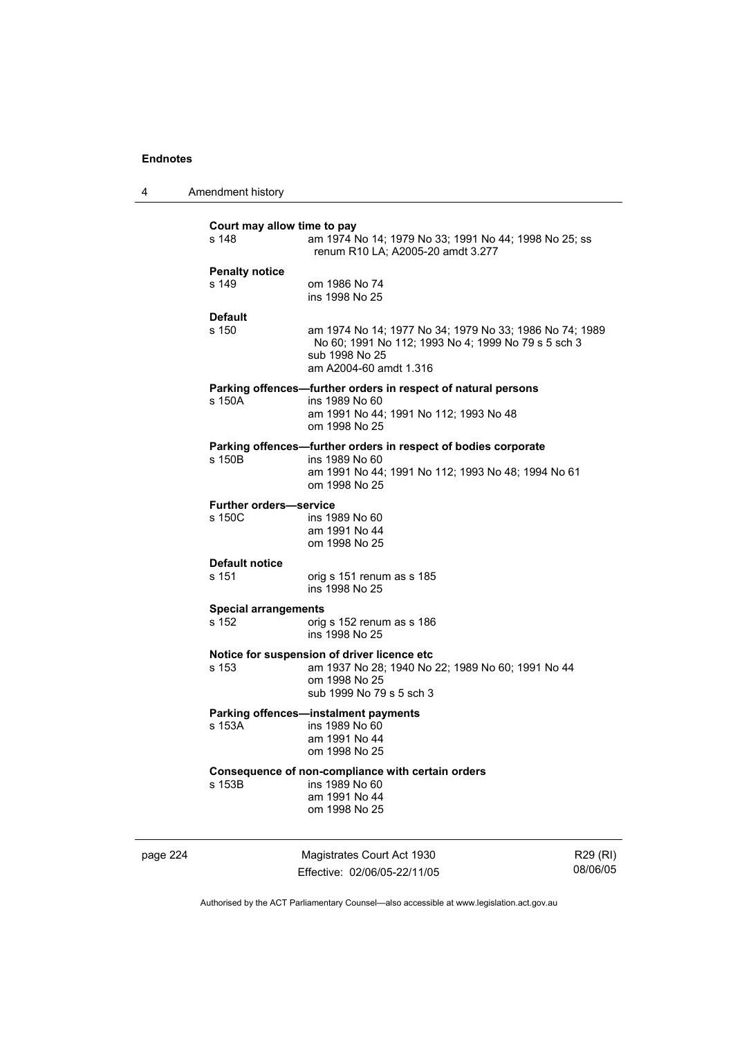**Court may allow time to pay**

s 148 — am 1974 No 14; 1979 No 33; 1991 No 44; 1998 No 25; ss renum R10 LA; A2005-20 amdt 3.277

**Penalty notice**

s 149 — om 1986 No 74
ins 1998 No 25

**Default**

s 150 — am 1974 No 14; 1977 No 34; 1979 No 33; 1986 No 74; 1989 No 60; 1991 No 112; 1993 No 4; 1999 No 79 s 5 sch 3
sub 1998 No 25
am A2004-60 amdt 1.316

**Parking offences—further orders in respect of natural persons**

s 150A — ins 1989 No 60
am 1991 No 44; 1991 No 112; 1993 No 48
om 1998 No 25

**Parking offences—further orders in respect of bodies corporate**

s 150B — ins 1989 No 60
am 1991 No 44; 1991 No 112; 1993 No 48; 1994 No 61
om 1998 No 25

**Further orders—service**

s 150C — ins 1989 No 60
am 1991 No 44
om 1998 No 25

**Default notice**

s 151 — orig s 151 renum as s 185
ins 1998 No 25

**Special arrangements**

s 152 — orig s 152 renum as s 186
ins 1998 No 25

**Notice for suspension of driver licence etc**

s 153 — am 1937 No 28; 1940 No 22; 1989 No 60; 1991 No 44
om 1998 No 25
sub 1999 No 79 s 5 sch 3

**Parking offences—instalment payments**

s 153A — ins 1989 No 60
am 1991 No 44
om 1998 No 25

**Consequence of non-compliance with certain orders**

s 153B — ins 1989 No 60
am 1991 No 44
om 1998 No 25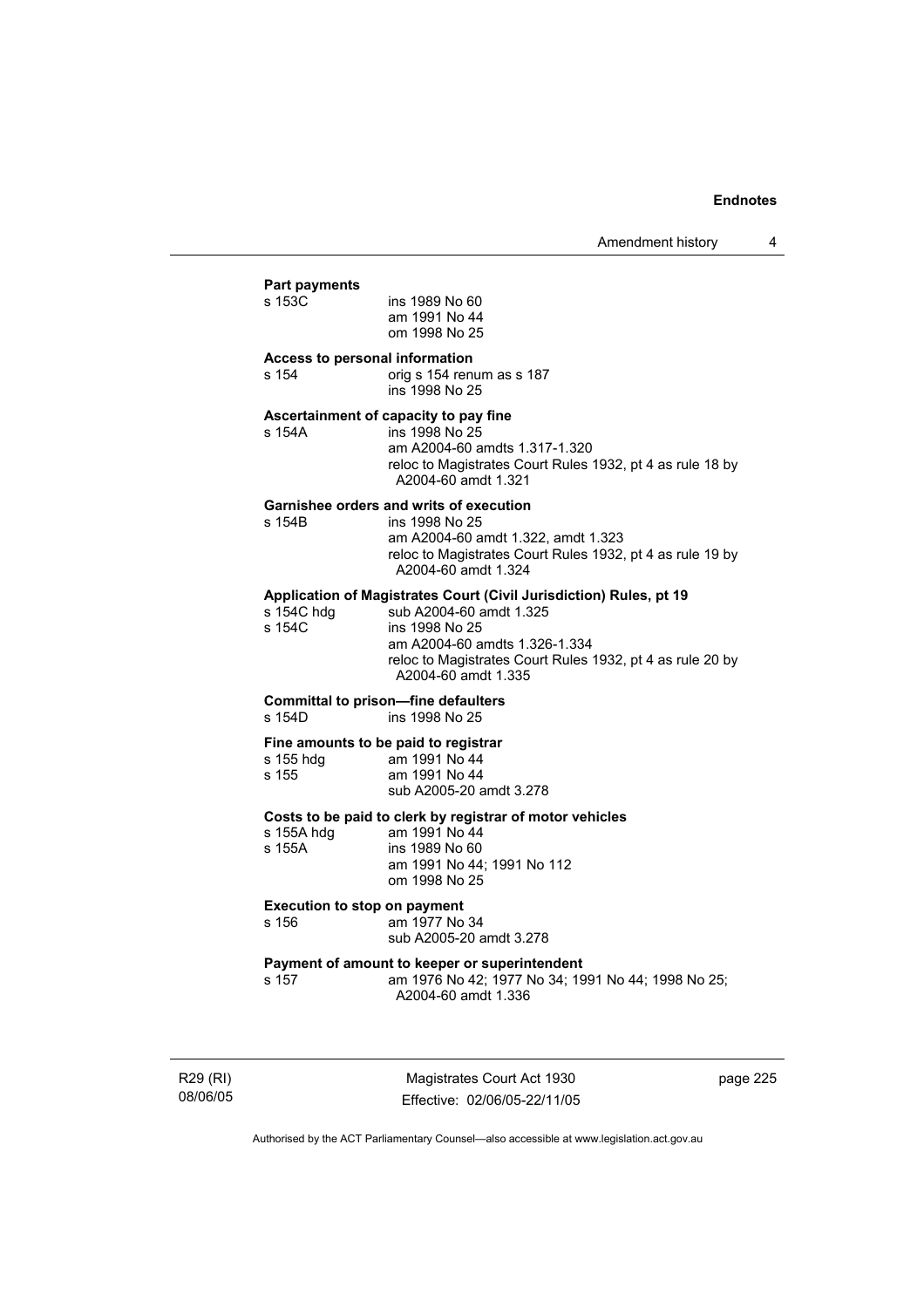**Part payments**

s 153C ins 1989 No 60
am 1991 No 44
om 1998 No 25

**Access to personal information**

s 154 orig s 154 renum as s 187
ins 1998 No 25

**Ascertainment of capacity to pay fine**

s 154A ins 1998 No 25
am A2004-60 amdts 1.317-1.320
reloc to Magistrates Court Rules 1932, pt 4 as rule 18 by A2004-60 amdt 1.321

**Garnishee orders and writs of execution**

s 154B ins 1998 No 25
am A2004-60 amdt 1.322, amdt 1.323
reloc to Magistrates Court Rules 1932, pt 4 as rule 19 by A2004-60 amdt 1.324

**Application of Magistrates Court (Civil Jurisdiction) Rules, pt 19**

s 154C hdg sub A2004-60 amdt 1.325
s 154C ins 1998 No 25
am A2004-60 amdts 1.326-1.334
reloc to Magistrates Court Rules 1932, pt 4 as rule 20 by A2004-60 amdt 1.335

**Committal to prison—fine defaulters**

s 154D ins 1998 No 25

**Fine amounts to be paid to registrar**

s 155 hdg am 1991 No 44
s 155 am 1991 No 44
sub A2005-20 amdt 3.278

**Costs to be paid to clerk by registrar of motor vehicles**

s 155A hdg am 1991 No 44
s 155A ins 1989 No 60
am 1991 No 44; 1991 No 112
om 1998 No 25

**Execution to stop on payment**

s 156 am 1977 No 34
sub A2005-20 amdt 3.278

**Payment of amount to keeper or superintendent**

s 157 am 1976 No 42; 1977 No 34; 1991 No 44; 1998 No 25; A2004-60 amdt 1.336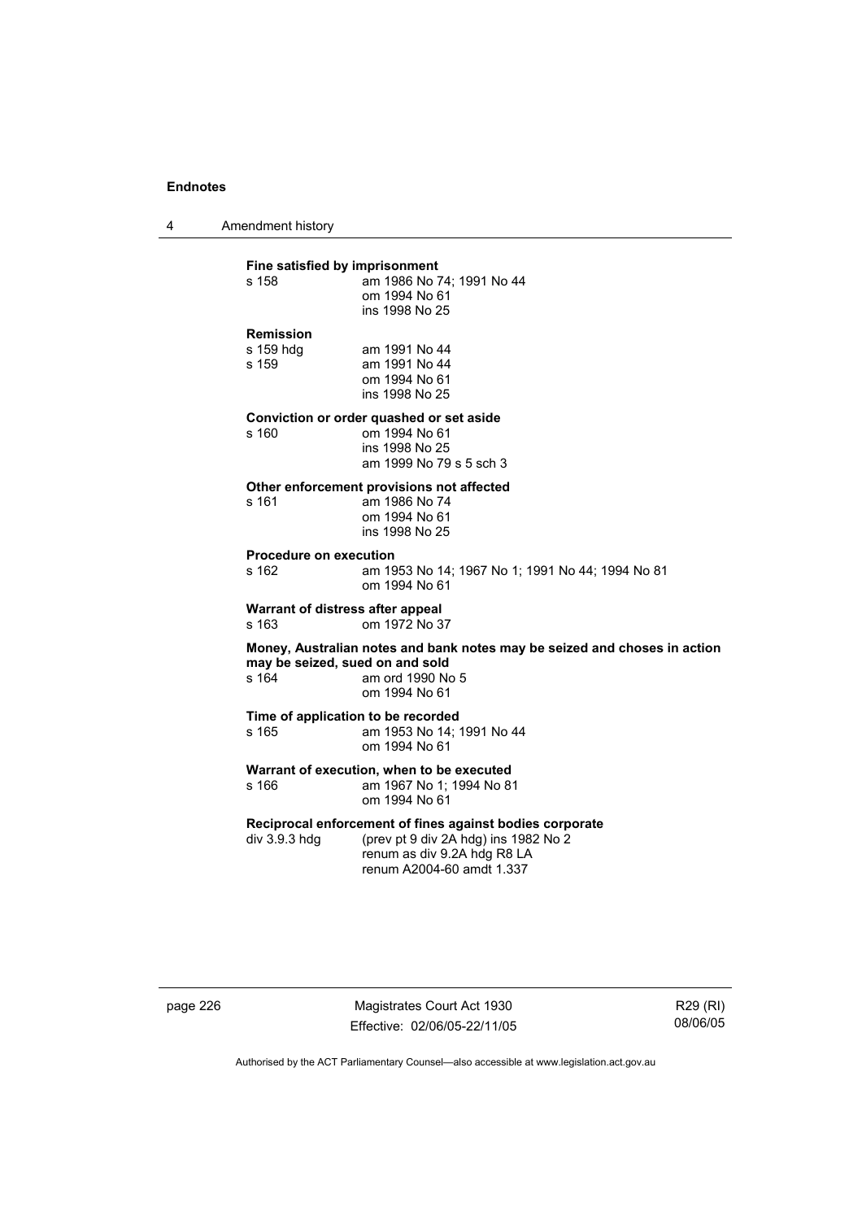**Fine satisfied by imprisonment**

s 158 am 1986 No 74; 1991 No 44
om 1994 No 61
ins 1998 No 25

**Remission**

s 159 hdg am 1991 No 44
s 159 am 1991 No 44
om 1994 No 61
ins 1998 No 25

**Conviction or order quashed or set aside**

s 160 om 1994 No 61
ins 1998 No 25
am 1999 No 79 s 5 sch 3

**Other enforcement provisions not affected**

s 161 am 1986 No 74
om 1994 No 61
ins 1998 No 25

**Procedure on execution**

s 162 am 1953 No 14; 1967 No 1; 1991 No 44; 1994 No 81
om 1994 No 61

**Warrant of distress after appeal**

s 163 om 1972 No 37

**Money, Australian notes and bank notes may be seized and choses in action may be seized, sued on and sold**

s 164 am ord 1990 No 5
om 1994 No 61

**Time of application to be recorded**

s 165 am 1953 No 14; 1991 No 44
om 1994 No 61

**Warrant of execution, when to be executed**

s 166 am 1967 No 1; 1994 No 81
om 1994 No 61

**Reciprocal enforcement of fines against bodies corporate**

div 3.9.3 hdg (prev pt 9 div 2A hdg) ins 1982 No 2
renum as div 9.2A hdg R8 LA
renum A2004-60 amdt 1.337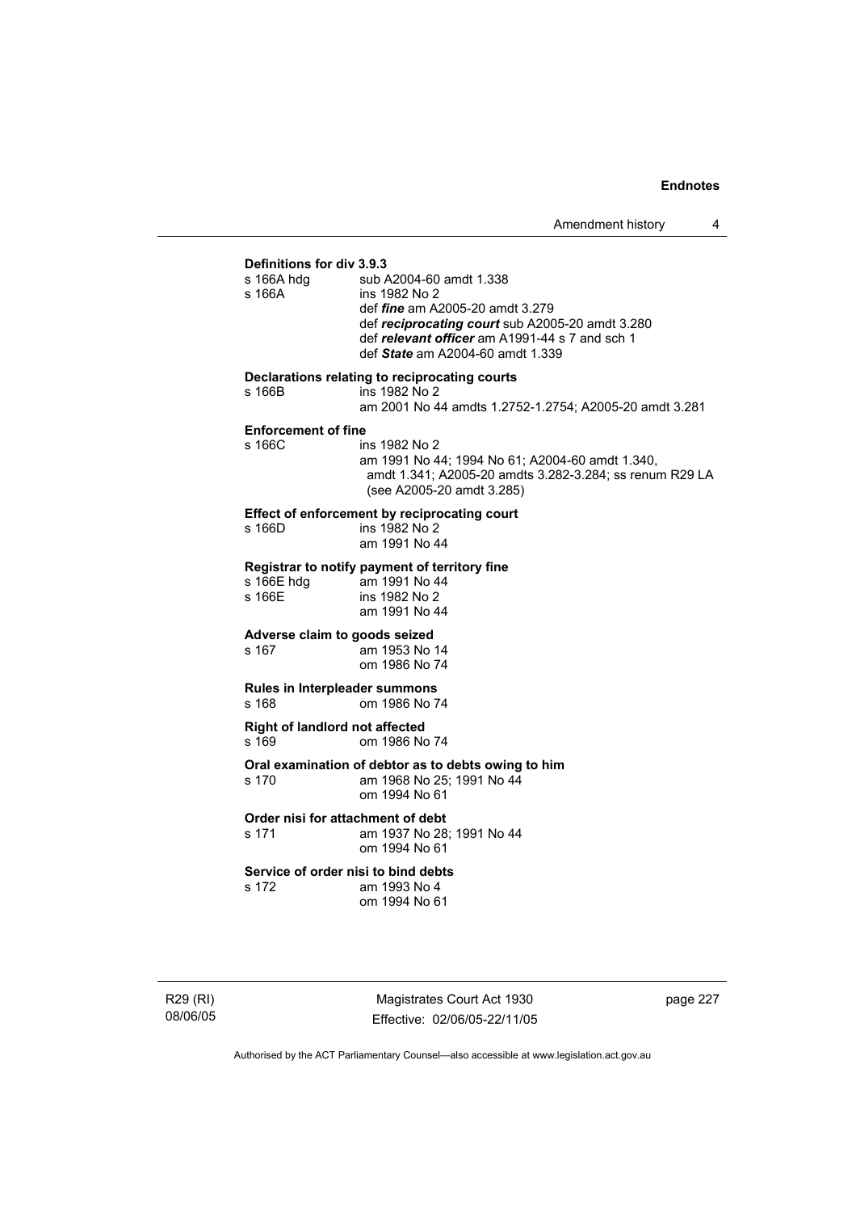**Definitions for div 3.9.3**

s 166A hdg sub A2004-60 amdt 1.338
s 166A ins 1982 No 2
def ***fine*** am A2005-20 amdt 3.279
def ***reciprocating court*** sub A2005-20 amdt 3.280
def ***relevant officer*** am A1991-44 s 7 and sch 1
def ***State*** am A2004-60 amdt 1.339

**Declarations relating to reciprocating courts**

s 166B ins 1982 No 2
am 2001 No 44 amdts 1.2752-1.2754; A2005-20 amdt 3.281

**Enforcement of fine**

s 166C ins 1982 No 2
am 1991 No 44; 1994 No 61; A2004-60 amdt 1.340, amdt 1.341; A2005-20 amdts 3.282-3.284; ss renum R29 LA (see A2005-20 amdt 3.285)

**Effect of enforcement by reciprocating court**

s 166D ins 1982 No 2
am 1991 No 44

**Registrar to notify payment of territory fine**

s 166E hdg am 1991 No 44
s 166E ins 1982 No 2
am 1991 No 44

**Adverse claim to goods seized**

s 167 am 1953 No 14
om 1986 No 74

**Rules in Interpleader summons**

s 168 om 1986 No 74

**Right of landlord not affected**

s 169 om 1986 No 74

**Oral examination of debtor as to debts owing to him**

s 170 am 1968 No 25; 1991 No 44
om 1994 No 61

**Order nisi for attachment of debt**

s 171 am 1937 No 28; 1991 No 44
om 1994 No 61

**Service of order nisi to bind debts**

s 172 am 1993 No 4
om 1994 No 61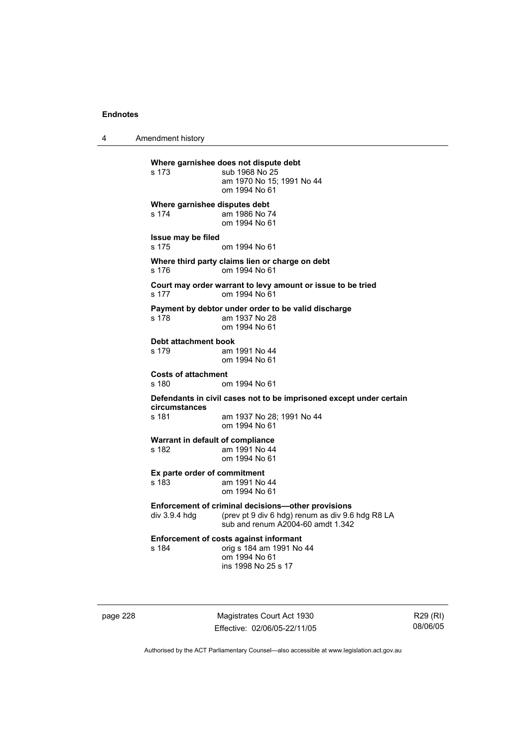**Where garnishee does not dispute debt**

s 173 sub 1968 No 25
am 1970 No 15; 1991 No 44
om 1994 No 61

**Where garnishee disputes debt**

s 174 am 1986 No 74
om 1994 No 61

**Issue may be filed**

s 175 om 1994 No 61

**Where third party claims lien or charge on debt**

s 176 om 1994 No 61

**Court may order warrant to levy amount or issue to be tried**

s 177 om 1994 No 61

**Payment by debtor under order to be valid discharge**

s 178 am 1937 No 28
om 1994 No 61

**Debt attachment book**

s 179 am 1991 No 44
om 1994 No 61

**Costs of attachment**

s 180 om 1994 No 61

**Defendants in civil cases not to be imprisoned except under certain circumstances**

s 181 am 1937 No 28; 1991 No 44
om 1994 No 61

**Warrant in default of compliance**

s 182 am 1991 No 44
om 1994 No 61

**Ex parte order of commitment**

s 183 am 1991 No 44
om 1994 No 61

**Enforcement of criminal decisions—other provisions**

div 3.9.4 hdg (prev pt 9 div 6 hdg) renum as div 9.6 hdg R8 LA
sub and renum A2004-60 amdt 1.342

**Enforcement of costs against informant**

s 184 orig s 184 am 1991 No 44
om 1994 No 61
ins 1998 No 25 s 17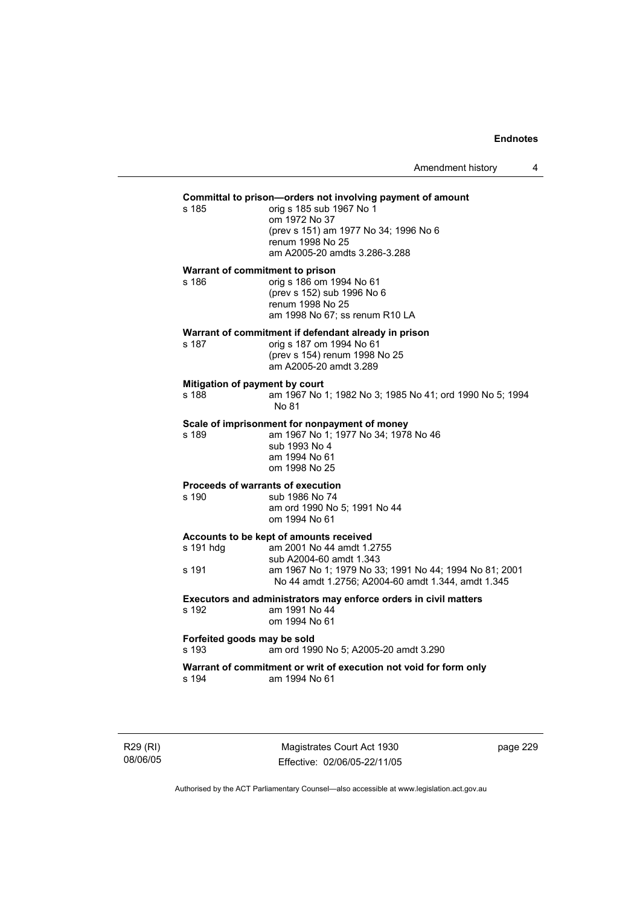**Committal to prison—orders not involving payment of amount**

s 185 orig s 185 sub 1967 No 1
om 1972 No 37
(prev s 151) am 1977 No 34; 1996 No 6
renum 1998 No 25
am A2005-20 amdts 3.286-3.288

**Warrant of commitment to prison**

s 186 orig s 186 om 1994 No 61
(prev s 152) sub 1996 No 6
renum 1998 No 25
am 1998 No 67; ss renum R10 LA

**Warrant of commitment if defendant already in prison**

s 187 orig s 187 om 1994 No 61
(prev s 154) renum 1998 No 25
am A2005-20 amdt 3.289

**Mitigation of payment by court**

s 188 am 1967 No 1; 1982 No 3; 1985 No 41; ord 1990 No 5; 1994 No 81

**Scale of imprisonment for nonpayment of money**

s 189 am 1967 No 1; 1977 No 34; 1978 No 46
sub 1993 No 4
am 1994 No 61
om 1998 No 25

**Proceeds of warrants of execution**

s 190 sub 1986 No 74
am ord 1990 No 5; 1991 No 44
om 1994 No 61

**Accounts to be kept of amounts received**

s 191 hdg am 2001 No 44 amdt 1.2755
sub A2004-60 amdt 1.343

s 191 am 1967 No 1; 1979 No 33; 1991 No 44; 1994 No 81; 2001 No 44 amdt 1.2756; A2004-60 amdt 1.344, amdt 1.345

**Executors and administrators may enforce orders in civil matters**

s 192 am 1991 No 44
om 1994 No 61

**Forfeited goods may be sold**

s 193 am ord 1990 No 5; A2005-20 amdt 3.290

**Warrant of commitment or writ of execution not void for form only**

s 194 am 1994 No 61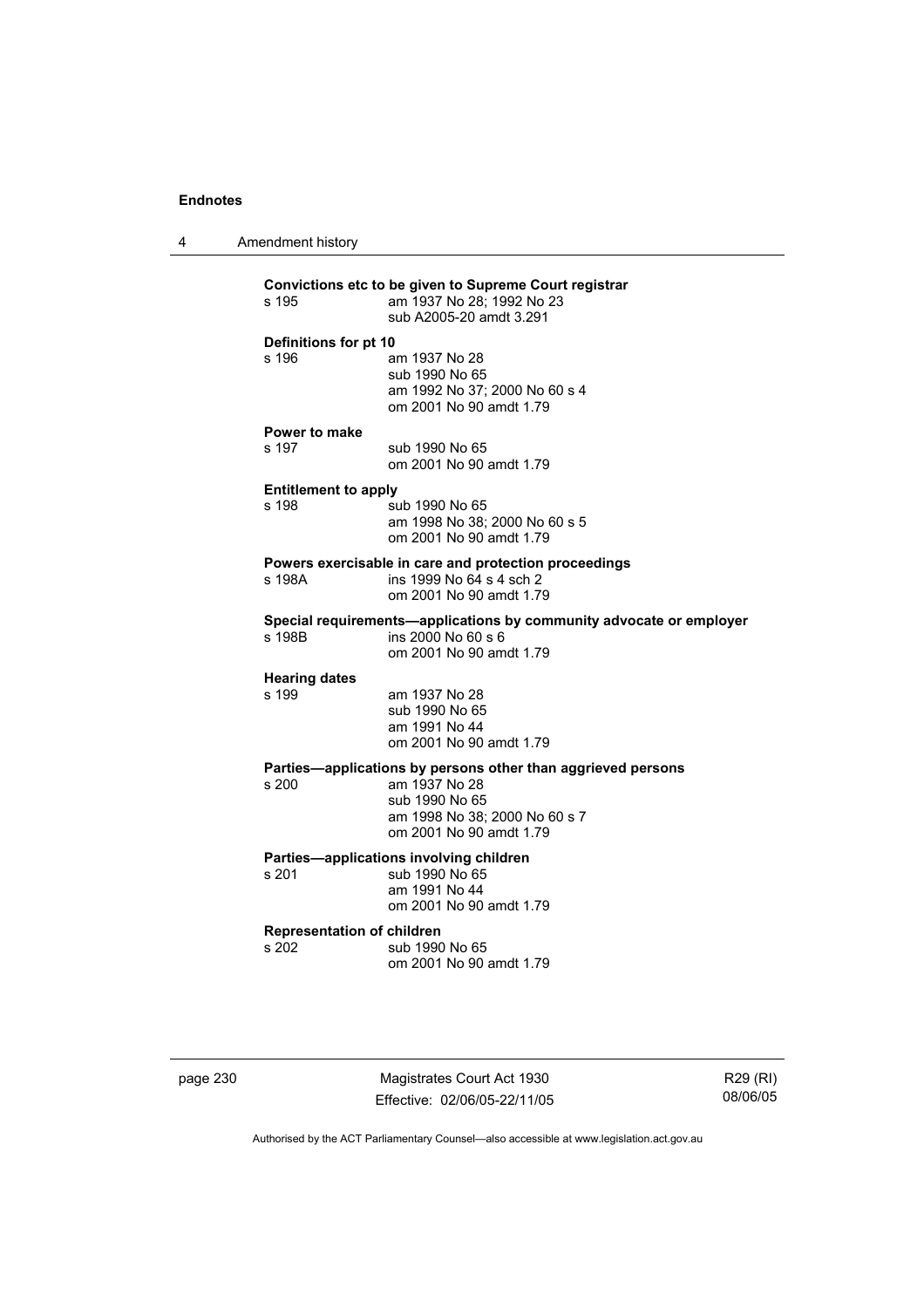**Convictions etc to be given to Supreme Court registrar**

s 195 am 1937 No 28; 1992 No 23
sub A2005-20 amdt 3.291

**Definitions for pt 10**

s 196 am 1937 No 28
sub 1990 No 65
am 1992 No 37; 2000 No 60 s 4
om 2001 No 90 amdt 1.79

**Power to make**

s 197 sub 1990 No 65
om 2001 No 90 amdt 1.79

**Entitlement to apply**

s 198 sub 1990 No 65
am 1998 No 38; 2000 No 60 s 5
om 2001 No 90 amdt 1.79

**Powers exercisable in care and protection proceedings**

s 198A ins 1999 No 64 s 4 sch 2
om 2001 No 90 amdt 1.79

**Special requirements—applications by community advocate or employer**

s 198B ins 2000 No 60 s 6
om 2001 No 90 amdt 1.79

**Hearing dates**

s 199 am 1937 No 28
sub 1990 No 65
am 1991 No 44
om 2001 No 90 amdt 1.79

**Parties—applications by persons other than aggrieved persons**

s 200 am 1937 No 28
sub 1990 No 65
am 1998 No 38; 2000 No 60 s 7
om 2001 No 90 amdt 1.79

**Parties—applications involving children**

s 201 sub 1990 No 65
am 1991 No 44
om 2001 No 90 amdt 1.79

**Representation of children**

s 202 sub 1990 No 65
om 2001 No 90 amdt 1.79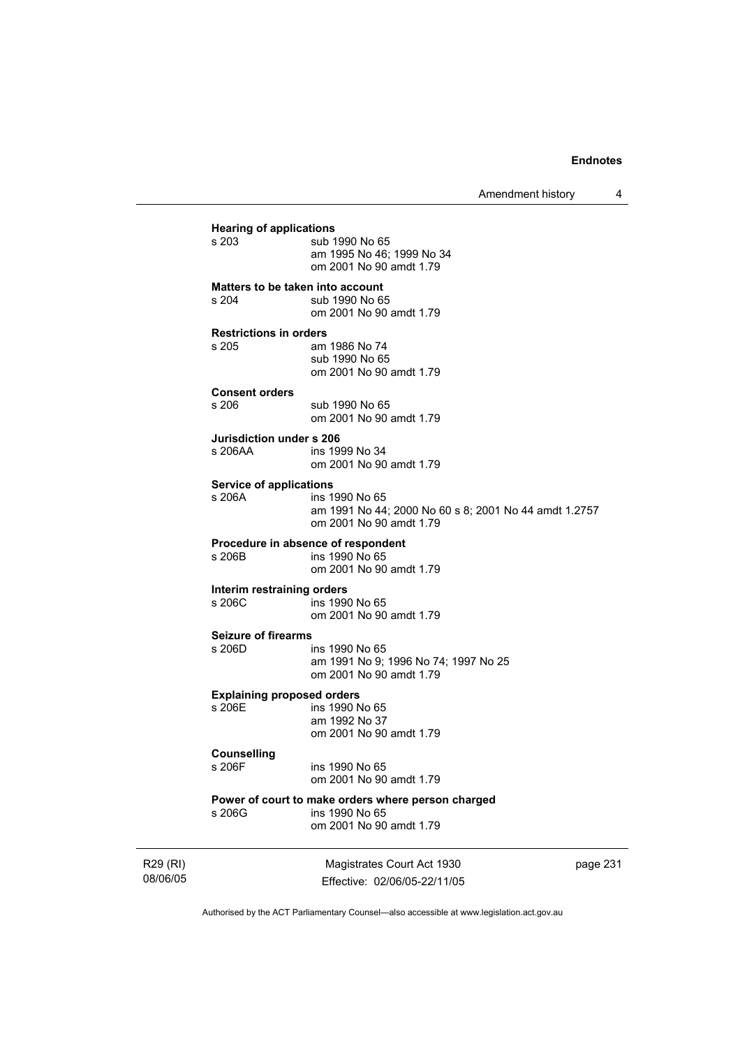**Hearing of applications**

s 203 sub 1990 No 65
am 1995 No 46; 1999 No 34
om 2001 No 90 amdt 1.79

**Matters to be taken into account**

s 204 sub 1990 No 65
om 2001 No 90 amdt 1.79

**Restrictions in orders**

s 205 am 1986 No 74
sub 1990 No 65
om 2001 No 90 amdt 1.79

**Consent orders**

s 206 sub 1990 No 65
om 2001 No 90 amdt 1.79

**Jurisdiction under s 206**

s 206AA ins 1999 No 34
om 2001 No 90 amdt 1.79

**Service of applications**

s 206A ins 1990 No 65
am 1991 No 44; 2000 No 60 s 8; 2001 No 44 amdt 1.2757
om 2001 No 90 amdt 1.79

**Procedure in absence of respondent**

s 206B ins 1990 No 65
om 2001 No 90 amdt 1.79

**Interim restraining orders**

s 206C ins 1990 No 65
om 2001 No 90 amdt 1.79

**Seizure of firearms**

s 206D ins 1990 No 65
am 1991 No 9; 1996 No 74; 1997 No 25
om 2001 No 90 amdt 1.79

**Explaining proposed orders**

s 206E ins 1990 No 65
am 1992 No 37
om 2001 No 90 amdt 1.79

**Counselling**

s 206F ins 1990 No 65
om 2001 No 90 amdt 1.79

**Power of court to make orders where person charged**

s 206G ins 1990 No 65
om 2001 No 90 amdt 1.79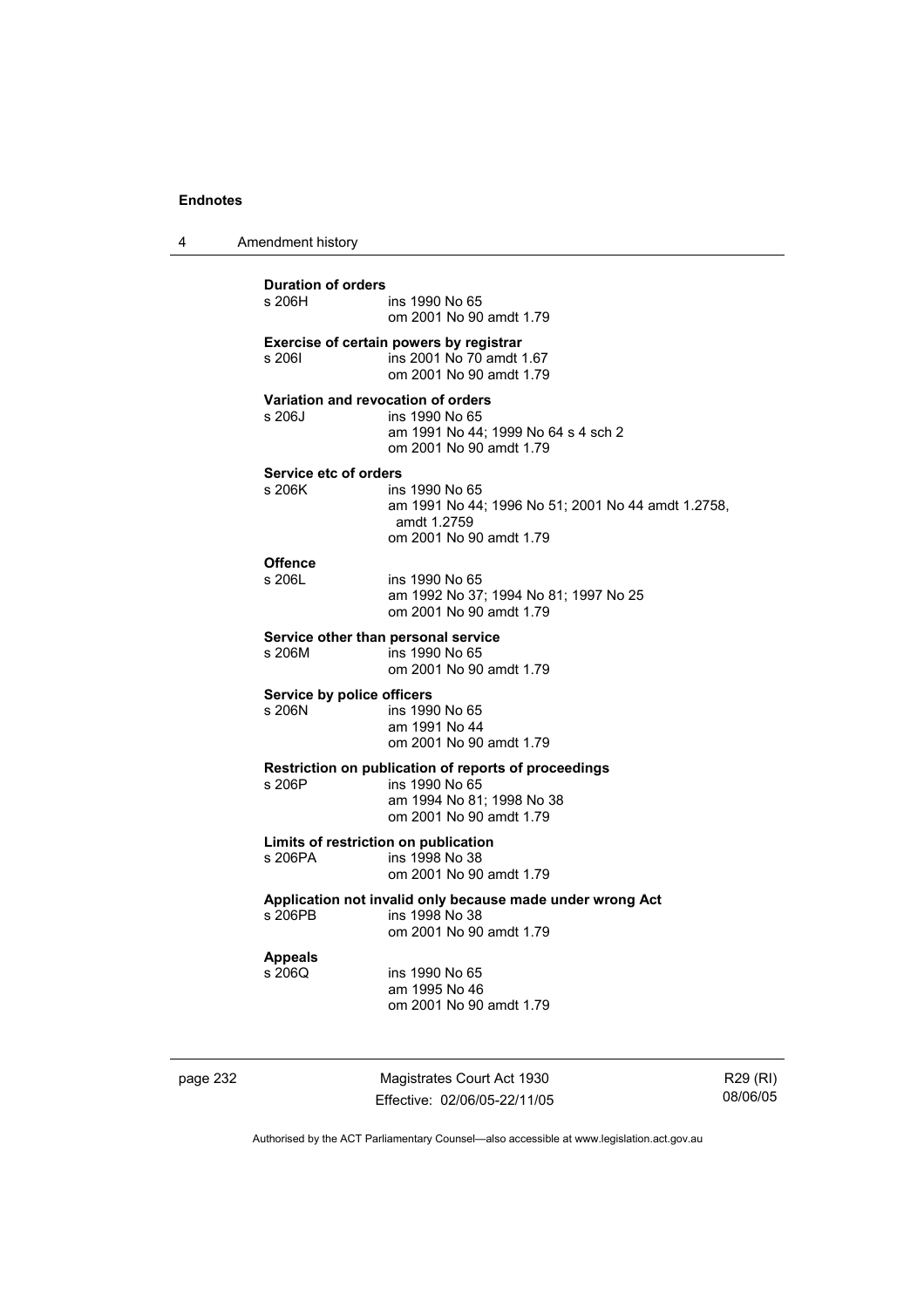**Duration of orders**
s 206H ins 1990 No 65
om 2001 No 90 amdt 1.79

**Exercise of certain powers by registrar**
s 206I ins 2001 No 70 amdt 1.67
om 2001 No 90 amdt 1.79

**Variation and revocation of orders**
s 206J ins 1990 No 65
am 1991 No 44; 1999 No 64 s 4 sch 2
om 2001 No 90 amdt 1.79

**Service etc of orders**
s 206K ins 1990 No 65
am 1991 No 44; 1996 No 51; 2001 No 44 amdt 1.2758, amdt 1.2759
om 2001 No 90 amdt 1.79

**Offence**
s 206L ins 1990 No 65
am 1992 No 37; 1994 No 81; 1997 No 25
om 2001 No 90 amdt 1.79

**Service other than personal service**
s 206M ins 1990 No 65
om 2001 No 90 amdt 1.79

**Service by police officers**
s 206N ins 1990 No 65
am 1991 No 44
om 2001 No 90 amdt 1.79

**Restriction on publication of reports of proceedings**
s 206P ins 1990 No 65
am 1994 No 81; 1998 No 38
om 2001 No 90 amdt 1.79

**Limits of restriction on publication**
s 206PA ins 1998 No 38
om 2001 No 90 amdt 1.79

**Application not invalid only because made under wrong Act**
s 206PB ins 1998 No 38
om 2001 No 90 amdt 1.79

**Appeals**
s 206Q ins 1990 No 65
am 1995 No 46
om 2001 No 90 amdt 1.79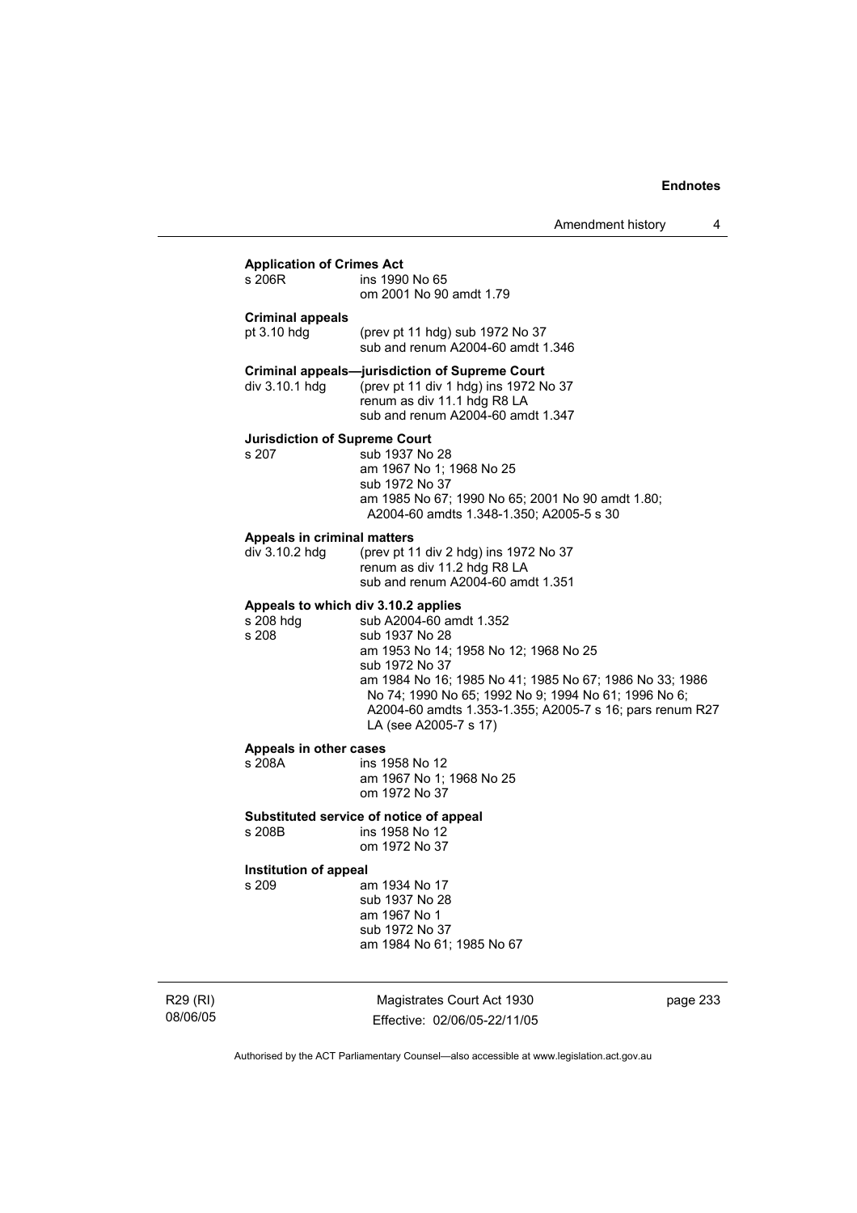**Application of Crimes Act**

s 206R ins 1990 No 65
om 2001 No 90 amdt 1.79

**Criminal appeals**

pt 3.10 hdg (prev pt 11 hdg) sub 1972 No 37
sub and renum A2004-60 amdt 1.346

**Criminal appeals—jurisdiction of Supreme Court**

div 3.10.1 hdg (prev pt 11 div 1 hdg) ins 1972 No 37
renum as div 11.1 hdg R8 LA
sub and renum A2004-60 amdt 1.347

**Jurisdiction of Supreme Court**

s 207 sub 1937 No 28
am 1967 No 1; 1968 No 25
sub 1972 No 37
am 1985 No 67; 1990 No 65; 2001 No 90 amdt 1.80; A2004-60 amdts 1.348-1.350; A2005-5 s 30

**Appeals in criminal matters**

div 3.10.2 hdg (prev pt 11 div 2 hdg) ins 1972 No 37
renum as div 11.2 hdg R8 LA
sub and renum A2004-60 amdt 1.351

**Appeals to which div 3.10.2 applies**

s 208 hdg sub A2004-60 amdt 1.352

s 208 sub 1937 No 28
am 1953 No 14; 1958 No 12; 1968 No 25
sub 1972 No 37
am 1984 No 16; 1985 No 41; 1985 No 67; 1986 No 33; 1986 No 74; 1990 No 65; 1992 No 9; 1994 No 61; 1996 No 6; A2004-60 amdts 1.353-1.355; A2005-7 s 16; pars renum R27 LA (see A2005-7 s 17)

**Appeals in other cases**

s 208A ins 1958 No 12
am 1967 No 1; 1968 No 25
om 1972 No 37

**Substituted service of notice of appeal**

s 208B ins 1958 No 12
om 1972 No 37

**Institution of appeal**

s 209 am 1934 No 17
sub 1937 No 28
am 1967 No 1
sub 1972 No 37
am 1984 No 61; 1985 No 67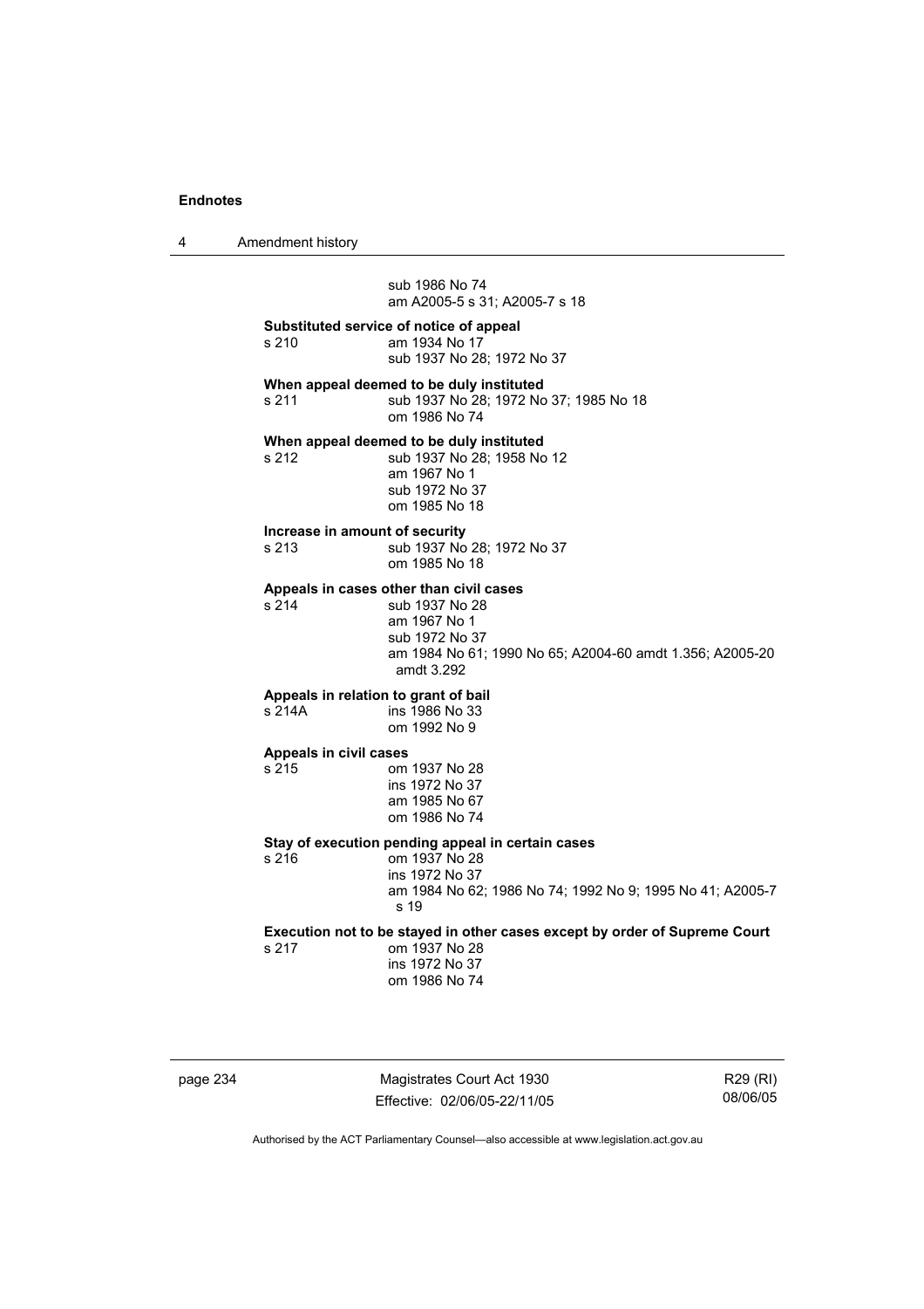sub 1986 No 74
am A2005-5 s 31; A2005-7 s 18

**Substituted service of notice of appeal**

s 210 am 1934 No 17
sub 1937 No 28; 1972 No 37

**When appeal deemed to be duly instituted**

s 211 sub 1937 No 28; 1972 No 37; 1985 No 18
om 1986 No 74

**When appeal deemed to be duly instituted**

s 212 sub 1937 No 28; 1958 No 12
am 1967 No 1
sub 1972 No 37
om 1985 No 18

**Increase in amount of security**

s 213 sub 1937 No 28; 1972 No 37
om 1985 No 18

**Appeals in cases other than civil cases**

s 214 sub 1937 No 28
am 1967 No 1
sub 1972 No 37
am 1984 No 61; 1990 No 65; A2004-60 amdt 1.356; A2005-20 amdt 3.292

**Appeals in relation to grant of bail**

s 214A ins 1986 No 33
om 1992 No 9

**Appeals in civil cases**

s 215 om 1937 No 28
ins 1972 No 37
am 1985 No 67
om 1986 No 74

**Stay of execution pending appeal in certain cases**

s 216 om 1937 No 28
ins 1972 No 37
am 1984 No 62; 1986 No 74; 1992 No 9; 1995 No 41; A2005-7 s 19

**Execution not to be stayed in other cases except by order of Supreme Court**

s 217 om 1937 No 28
ins 1972 No 37
om 1986 No 74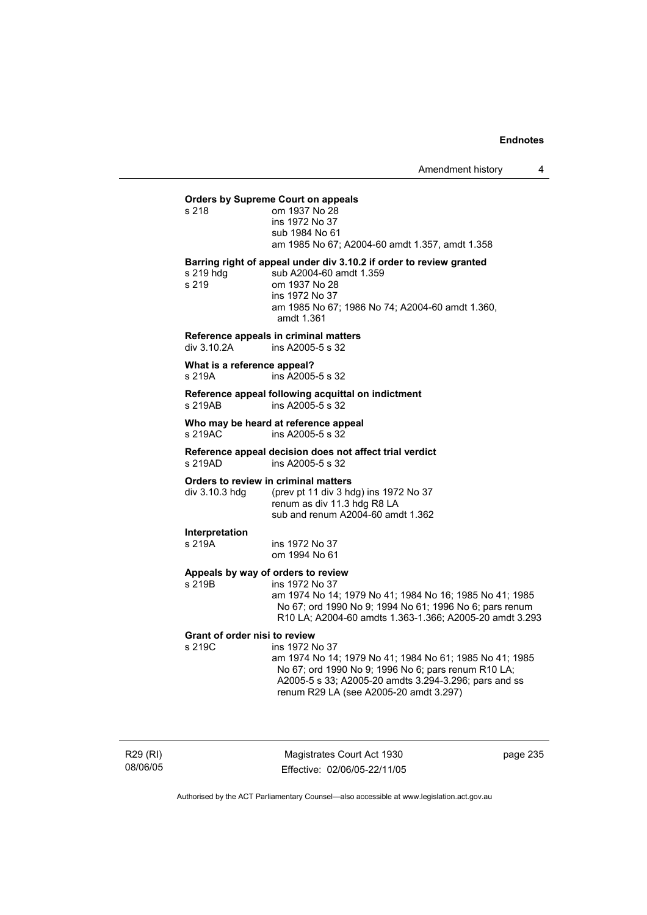**Orders by Supreme Court on appeals**

s 218 om 1937 No 28
ins 1972 No 37
sub 1984 No 61
am 1985 No 67; A2004-60 amdt 1.357, amdt 1.358

**Barring right of appeal under div 3.10.2 if order to review granted**

s 219 hdg sub A2004-60 amdt 1.359
s 219 om 1937 No 28
ins 1972 No 37
am 1985 No 67; 1986 No 74; A2004-60 amdt 1.360, amdt 1.361

**Reference appeals in criminal matters**

div 3.10.2A ins A2005-5 s 32

**What is a reference appeal?**

s 219A ins A2005-5 s 32

**Reference appeal following acquittal on indictment**

s 219AB ins A2005-5 s 32

**Who may be heard at reference appeal**

s 219AC ins A2005-5 s 32

**Reference appeal decision does not affect trial verdict**

s 219AD ins A2005-5 s 32

**Orders to review in criminal matters**

div 3.10.3 hdg (prev pt 11 div 3 hdg) ins 1972 No 37
renum as div 11.3 hdg R8 LA
sub and renum A2004-60 amdt 1.362

**Interpretation**

s 219A ins 1972 No 37
om 1994 No 61

**Appeals by way of orders to review**

s 219B ins 1972 No 37
am 1974 No 14; 1979 No 41; 1984 No 16; 1985 No 41; 1985 No 67; ord 1990 No 9; 1994 No 61; 1996 No 6; pars renum R10 LA; A2004-60 amdts 1.363-1.366; A2005-20 amdt 3.293

**Grant of order nisi to review**

s 219C ins 1972 No 37
am 1974 No 14; 1979 No 41; 1984 No 61; 1985 No 41; 1985 No 67; ord 1990 No 9; 1996 No 6; pars renum R10 LA; A2005-5 s 33; A2005-20 amdts 3.294-3.296; pars and ss renum R29 LA (see A2005-20 amdt 3.297)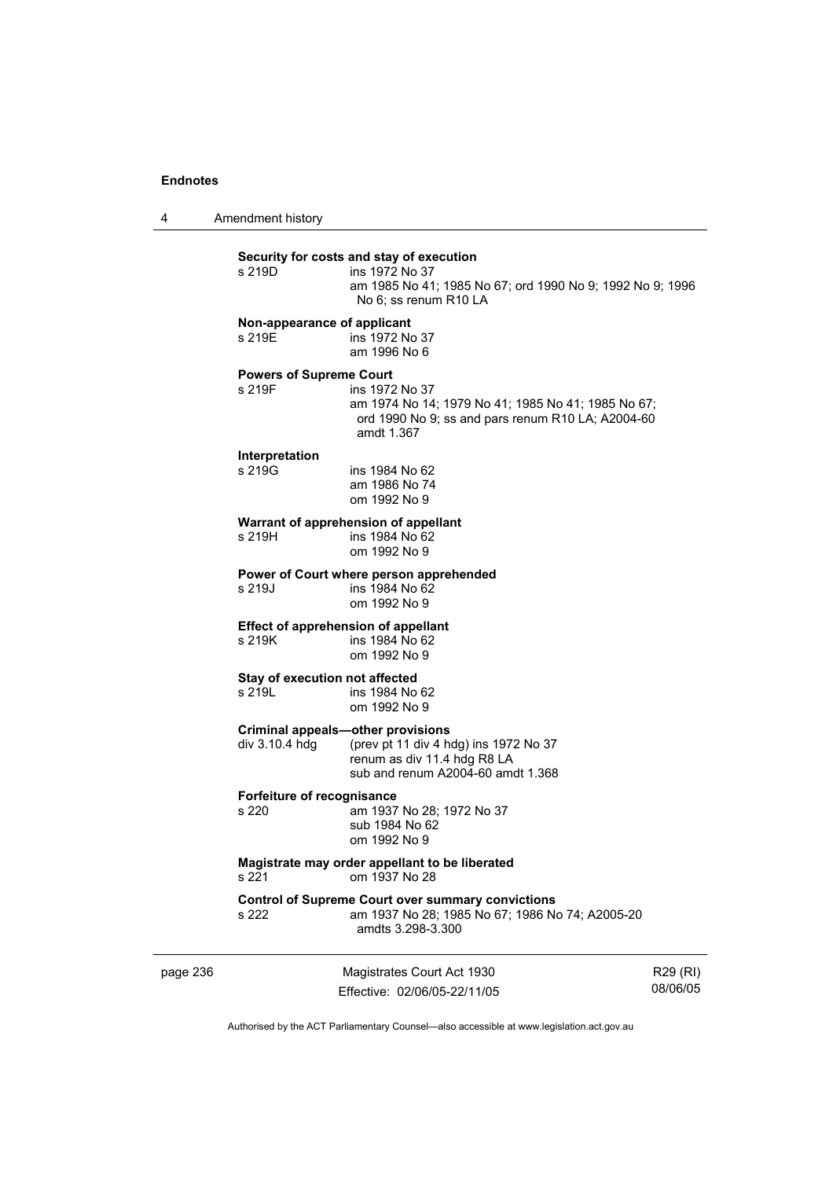**Security for costs and stay of execution**
s 219D ins 1972 No 37
am 1985 No 41; 1985 No 67; ord 1990 No 9; 1992 No 9; 1996 No 6; ss renum R10 LA

**Non-appearance of applicant**
s 219E ins 1972 No 37
am 1996 No 6

**Powers of Supreme Court**
s 219F ins 1972 No 37
am 1974 No 14; 1979 No 41; 1985 No 41; 1985 No 67; ord 1990 No 9; ss and pars renum R10 LA; A2004-60 amdt 1.367

**Interpretation**
s 219G ins 1984 No 62
am 1986 No 74
om 1992 No 9

**Warrant of apprehension of appellant**
s 219H ins 1984 No 62
om 1992 No 9

**Power of Court where person apprehended**
s 219J ins 1984 No 62
om 1992 No 9

**Effect of apprehension of appellant**
s 219K ins 1984 No 62
om 1992 No 9

**Stay of execution not affected**
s 219L ins 1984 No 62
om 1992 No 9

**Criminal appeals—other provisions**
div 3.10.4 hdg (prev pt 11 div 4 hdg) ins 1972 No 37
renum as div 11.4 hdg R8 LA
sub and renum A2004-60 amdt 1.368

**Forfeiture of recognisance**
s 220 am 1937 No 28; 1972 No 37
sub 1984 No 62
om 1992 No 9

**Magistrate may order appellant to be liberated**
s 221 om 1937 No 28

**Control of Supreme Court over summary convictions**
s 222 am 1937 No 28; 1985 No 67; 1986 No 74; A2005-20 amdts 3.298-3.300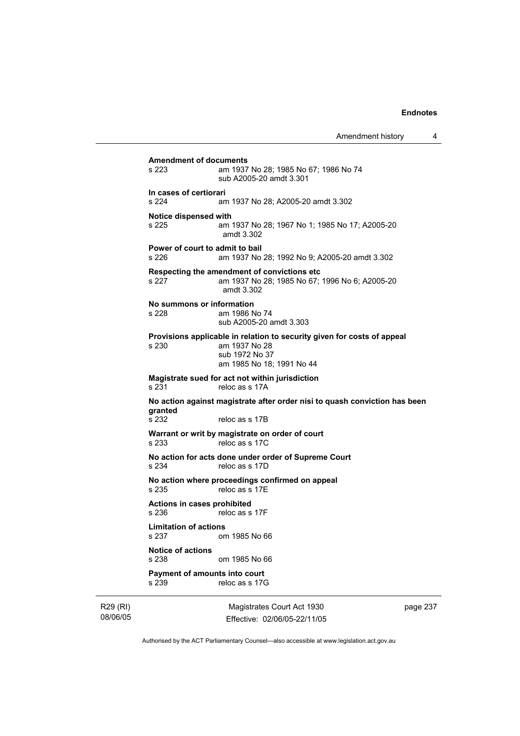**Amendment of documents**

s 223 am 1937 No 28; 1985 No 67; 1986 No 74
sub A2005-20 amdt 3.301

**In cases of certiorari**

s 224 am 1937 No 28; A2005-20 amdt 3.302

**Notice dispensed with**

s 225 am 1937 No 28; 1967 No 1; 1985 No 17; A2005-20 amdt 3.302

**Power of court to admit to bail**

s 226 am 1937 No 28; 1992 No 9; A2005-20 amdt 3.302

**Respecting the amendment of convictions etc**

s 227 am 1937 No 28; 1985 No 67; 1996 No 6; A2005-20 amdt 3.302

**No summons or information**

s 228 am 1986 No 74
sub A2005-20 amdt 3.303

**Provisions applicable in relation to security given for costs of appeal**

s 230 am 1937 No 28
sub 1972 No 37
am 1985 No 18; 1991 No 44

**Magistrate sued for act not within jurisdiction**

s 231 reloc as s 17A

**No action against magistrate after order nisi to quash conviction has been granted**

s 232 reloc as s 17B

**Warrant or writ by magistrate on order of court**

s 233 reloc as s 17C

**No action for acts done under order of Supreme Court**

s 234 reloc as s 17D

**No action where proceedings confirmed on appeal**

s 235 reloc as s 17E

**Actions in cases prohibited**

s 236 reloc as s 17F

**Limitation of actions**

s 237 om 1985 No 66

**Notice of actions**

s 238 om 1985 No 66

**Payment of amounts into court**

s 239 reloc as s 17G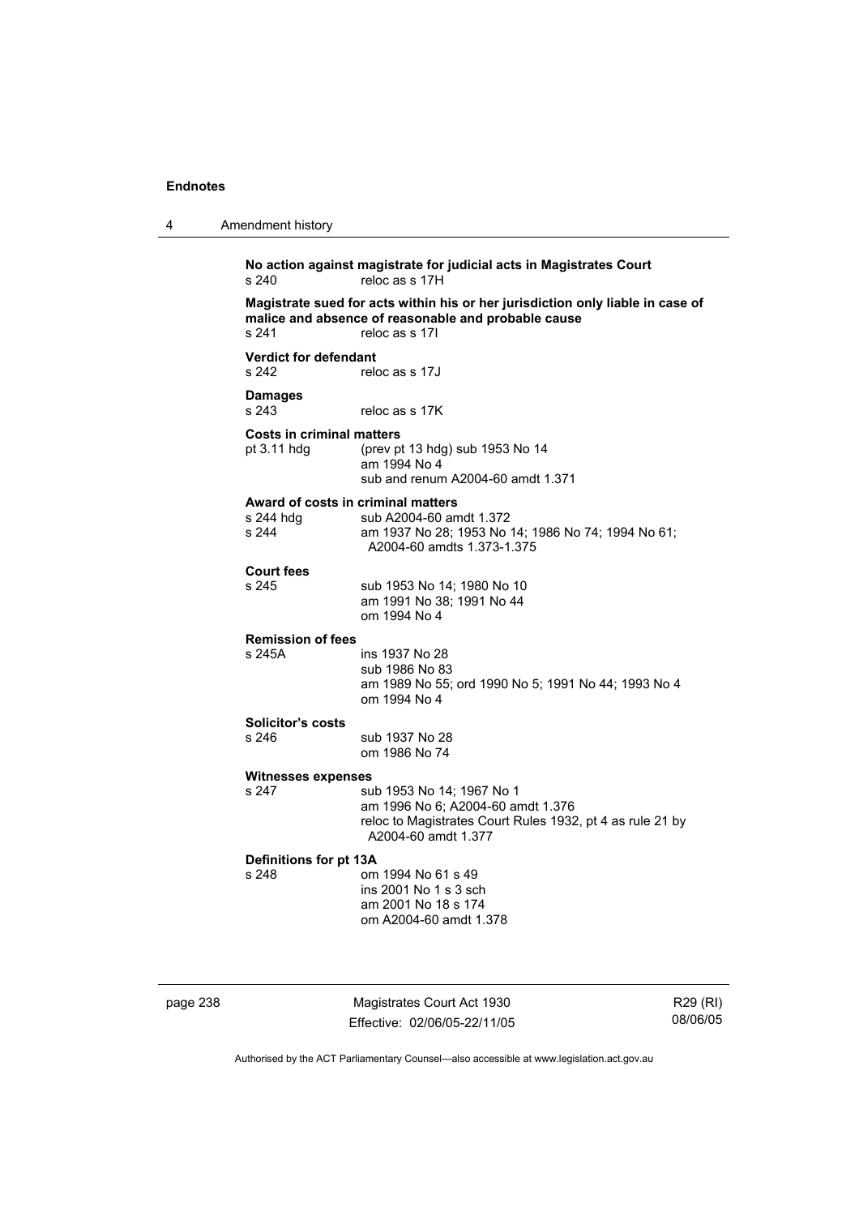**No action against magistrate for judicial acts in Magistrates Court**
s 240 reloc as s 17H

**Magistrate sued for acts within his or her jurisdiction only liable in case of malice and absence of reasonable and probable cause**
s 241 reloc as s 17I

**Verdict for defendant**
s 242 reloc as s 17J

**Damages**
s 243 reloc as s 17K

**Costs in criminal matters**
pt 3.11 hdg (prev pt 13 hdg) sub 1953 No 14
am 1994 No 4
sub and renum A2004-60 amdt 1.371

**Award of costs in criminal matters**
s 244 hdg sub A2004-60 amdt 1.372
s 244 am 1937 No 28; 1953 No 14; 1986 No 74; 1994 No 61; A2004-60 amdts 1.373-1.375

**Court fees**
s 245 sub 1953 No 14; 1980 No 10
am 1991 No 38; 1991 No 44
om 1994 No 4

**Remission of fees**
s 245A ins 1937 No 28
sub 1986 No 83
am 1989 No 55; ord 1990 No 5; 1991 No 44; 1993 No 4
om 1994 No 4

**Solicitor's costs**
s 246 sub 1937 No 28
om 1986 No 74

**Witnesses expenses**
s 247 sub 1953 No 14; 1967 No 1
am 1996 No 6; A2004-60 amdt 1.376
reloc to Magistrates Court Rules 1932, pt 4 as rule 21 by A2004-60 amdt 1.377

**Definitions for pt 13A**
s 248 om 1994 No 61 s 49
ins 2001 No 1 s 3 sch
am 2001 No 18 s 174
om A2004-60 amdt 1.378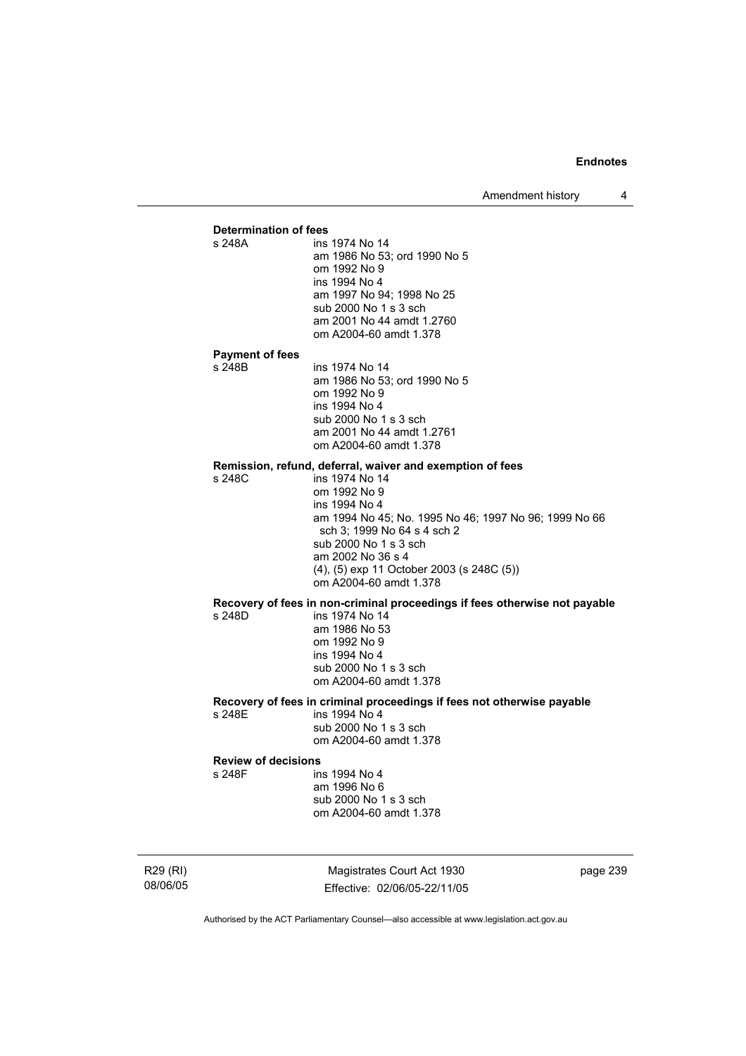**Determination of fees**

s 248A	ins 1974 No 14
am 1986 No 53; ord 1990 No 5
om 1992 No 9
ins 1994 No 4
am 1997 No 94; 1998 No 25
sub 2000 No 1 s 3 sch
am 2001 No 44 amdt 1.2760
om A2004-60 amdt 1.378

**Payment of fees**

s 248B	ins 1974 No 14
am 1986 No 53; ord 1990 No 5
om 1992 No 9
ins 1994 No 4
sub 2000 No 1 s 3 sch
am 2001 No 44 amdt 1.2761
om A2004-60 amdt 1.378

**Remission, refund, deferral, waiver and exemption of fees**

s 248C	ins 1974 No 14
om 1992 No 9
ins 1994 No 4
am 1994 No 45; No. 1995 No 46; 1997 No 96; 1999 No 66 sch 3; 1999 No 64 s 4 sch 2
sub 2000 No 1 s 3 sch
am 2002 No 36 s 4
(4), (5) exp 11 October 2003 (s 248C (5))
om A2004-60 amdt 1.378

**Recovery of fees in non-criminal proceedings if fees otherwise not payable**

s 248D	ins 1974 No 14
am 1986 No 53
om 1992 No 9
ins 1994 No 4
sub 2000 No 1 s 3 sch
om A2004-60 amdt 1.378

**Recovery of fees in criminal proceedings if fees not otherwise payable**

s 248E	ins 1994 No 4
sub 2000 No 1 s 3 sch
om A2004-60 amdt 1.378

**Review of decisions**

s 248F	ins 1994 No 4
am 1996 No 6
sub 2000 No 1 s 3 sch
om A2004-60 amdt 1.378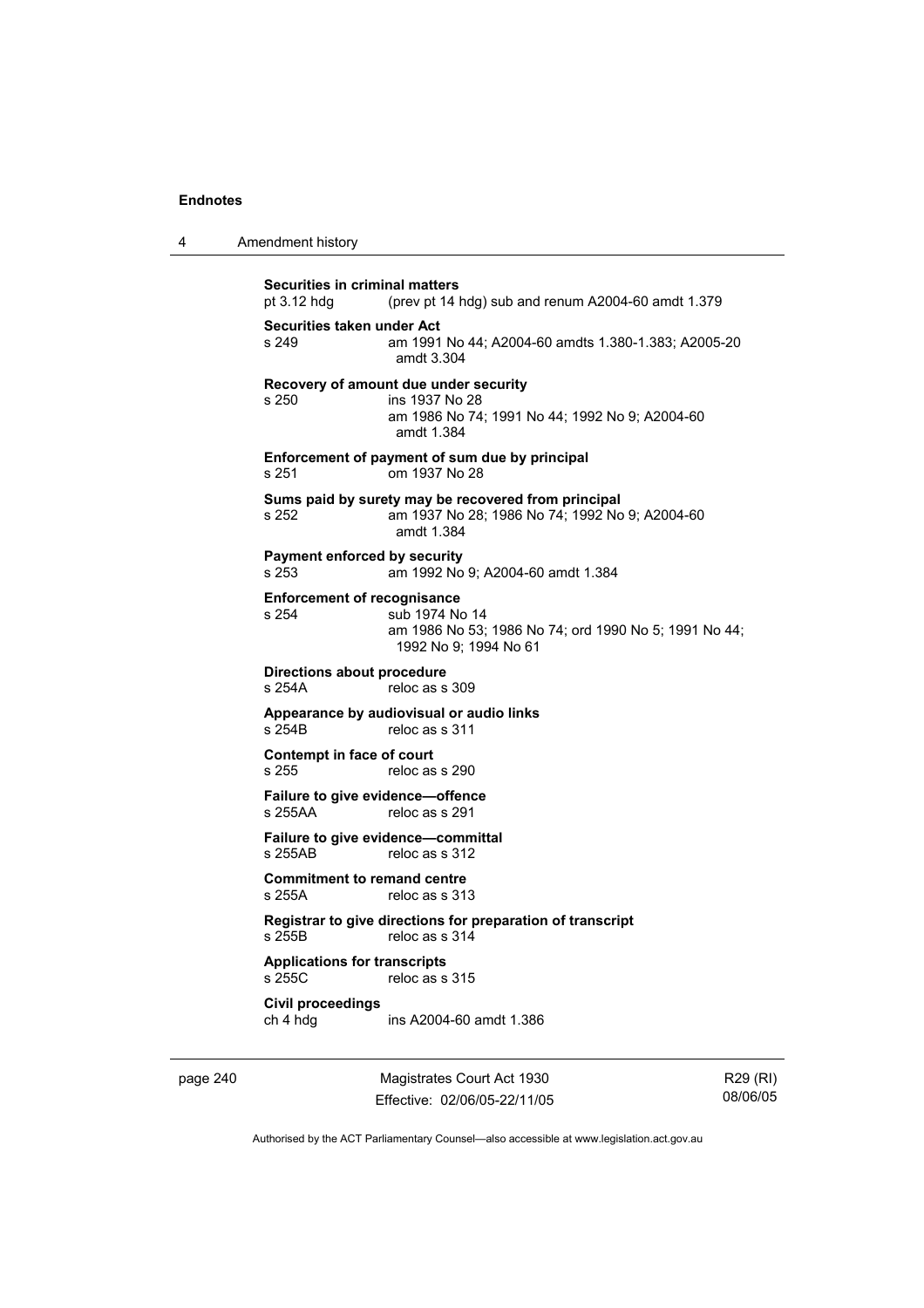**Securities in criminal matters**
pt 3.12 hdg (prev pt 14 hdg) sub and renum A2004-60 amdt 1.379

**Securities taken under Act**
s 249 am 1991 No 44; A2004-60 amdts 1.380-1.383; A2005-20 amdt 3.304

**Recovery of amount due under security**
s 250 ins 1937 No 28
am 1986 No 74; 1991 No 44; 1992 No 9; A2004-60 amdt 1.384

**Enforcement of payment of sum due by principal**
s 251 om 1937 No 28

**Sums paid by surety may be recovered from principal**
s 252 am 1937 No 28; 1986 No 74; 1992 No 9; A2004-60 amdt 1.384

**Payment enforced by security**
s 253 am 1992 No 9; A2004-60 amdt 1.384

**Enforcement of recognisance**
s 254 sub 1974 No 14
am 1986 No 53; 1986 No 74; ord 1990 No 5; 1991 No 44; 1992 No 9; 1994 No 61

**Directions about procedure**
s 254A reloc as s 309

**Appearance by audiovisual or audio links**
s 254B reloc as s 311

**Contempt in face of court**
s 255 reloc as s 290

**Failure to give evidence—offence**
s 255AA reloc as s 291

**Failure to give evidence—committal**
s 255AB reloc as s 312

**Commitment to remand centre**
s 255A reloc as s 313

**Registrar to give directions for preparation of transcript**
s 255B reloc as s 314

**Applications for transcripts**
s 255C reloc as s 315

**Civil proceedings**
ch 4 hdg ins A2004-60 amdt 1.386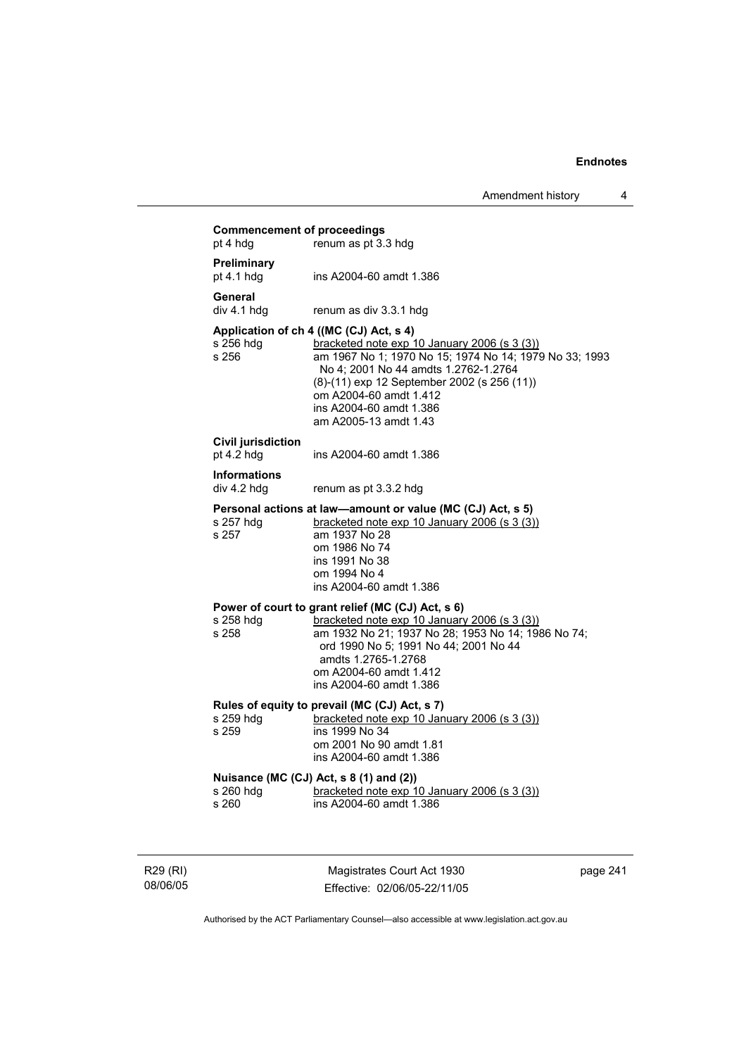**Commencement of proceedings**
pt 4 hdg renum as pt 3.3 hdg

**Preliminary**
pt 4.1 hdg ins A2004-60 amdt 1.386

**General**
div 4.1 hdg renum as div 3.3.1 hdg

**Application of ch 4 ((MC (CJ) Act, s 4)**
s 256 hdg bracketed note exp 10 January 2006 (s 3 (3))
s 256 am 1967 No 1; 1970 No 15; 1974 No 14; 1979 No 33; 1993 No 4; 2001 No 44 amdts 1.2762-1.2764
(8)-(11) exp 12 September 2002 (s 256 (11))
om A2004-60 amdt 1.412
ins A2004-60 amdt 1.386
am A2005-13 amdt 1.43

**Civil jurisdiction**
pt 4.2 hdg ins A2004-60 amdt 1.386

**Informations**
div 4.2 hdg renum as pt 3.3.2 hdg

**Personal actions at law—amount or value (MC (CJ) Act, s 5)**
s 257 hdg bracketed note exp 10 January 2006 (s 3 (3))
s 257 am 1937 No 28
om 1986 No 74
ins 1991 No 38
om 1994 No 4
ins A2004-60 amdt 1.386

**Power of court to grant relief (MC (CJ) Act, s 6)**
s 258 hdg bracketed note exp 10 January 2006 (s 3 (3))
s 258 am 1932 No 21; 1937 No 28; 1953 No 14; 1986 No 74; ord 1990 No 5; 1991 No 44; 2001 No 44 amdts 1.2765-1.2768
om A2004-60 amdt 1.412
ins A2004-60 amdt 1.386

**Rules of equity to prevail (MC (CJ) Act, s 7)**
s 259 hdg bracketed note exp 10 January 2006 (s 3 (3))
s 259 ins 1999 No 34
om 2001 No 90 amdt 1.81
ins A2004-60 amdt 1.386

**Nuisance (MC (CJ) Act, s 8 (1) and (2))**
s 260 hdg bracketed note exp 10 January 2006 (s 3 (3))
s 260 ins A2004-60 amdt 1.386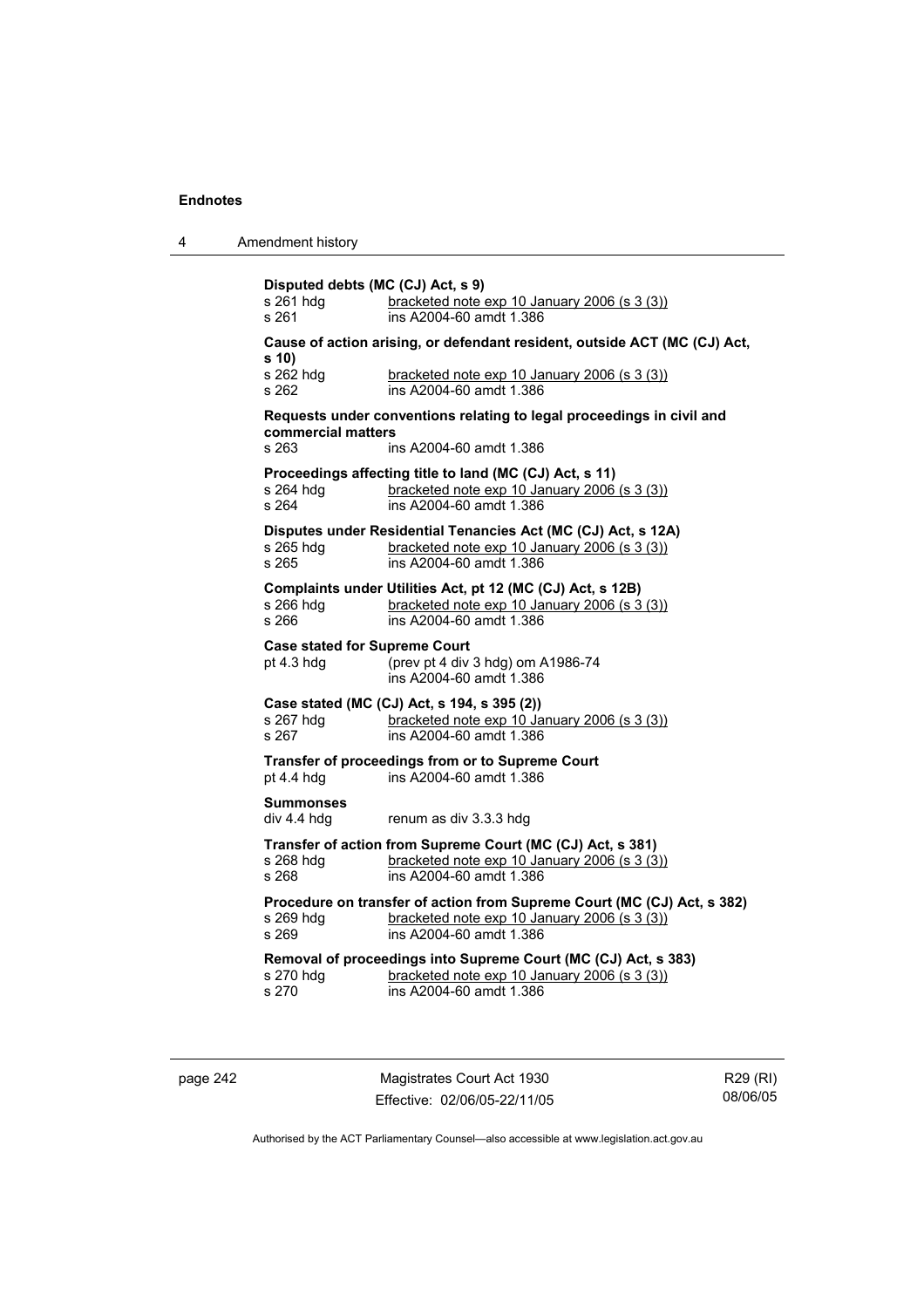**Disputed debts (MC (CJ) Act, s 9)**

s 261 hdg — bracketed note exp 10 January 2006 (s 3 (3))
s 261 — ins A2004-60 amdt 1.386

**Cause of action arising, or defendant resident, outside ACT (MC (CJ) Act, s 10)**

s 262 hdg — bracketed note exp 10 January 2006 (s 3 (3))
s 262 — ins A2004-60 amdt 1.386

**Requests under conventions relating to legal proceedings in civil and commercial matters**

s 263 — ins A2004-60 amdt 1.386

**Proceedings affecting title to land (MC (CJ) Act, s 11)**

s 264 hdg — bracketed note exp 10 January 2006 (s 3 (3))
s 264 — ins A2004-60 amdt 1.386

**Disputes under Residential Tenancies Act (MC (CJ) Act, s 12A)**

s 265 hdg — bracketed note exp 10 January 2006 (s 3 (3))
s 265 — ins A2004-60 amdt 1.386

**Complaints under Utilities Act, pt 12 (MC (CJ) Act, s 12B)**

s 266 hdg — bracketed note exp 10 January 2006 (s 3 (3))
s 266 — ins A2004-60 amdt 1.386

**Case stated for Supreme Court**

pt 4.3 hdg — (prev pt 4 div 3 hdg) om A1986-74
ins A2004-60 amdt 1.386

**Case stated (MC (CJ) Act, s 194, s 395 (2))**

s 267 hdg — bracketed note exp 10 January 2006 (s 3 (3))
s 267 — ins A2004-60 amdt 1.386

**Transfer of proceedings from or to Supreme Court**

pt 4.4 hdg — ins A2004-60 amdt 1.386

**Summonses**

div 4.4 hdg — renum as div 3.3.3 hdg

**Transfer of action from Supreme Court (MC (CJ) Act, s 381)**

s 268 hdg — bracketed note exp 10 January 2006 (s 3 (3))
s 268 — ins A2004-60 amdt 1.386

**Procedure on transfer of action from Supreme Court (MC (CJ) Act, s 382)**

s 269 hdg — bracketed note exp 10 January 2006 (s 3 (3))
s 269 — ins A2004-60 amdt 1.386

**Removal of proceedings into Supreme Court (MC (CJ) Act, s 383)**

s 270 hdg — bracketed note exp 10 January 2006 (s 3 (3))
s 270 — ins A2004-60 amdt 1.386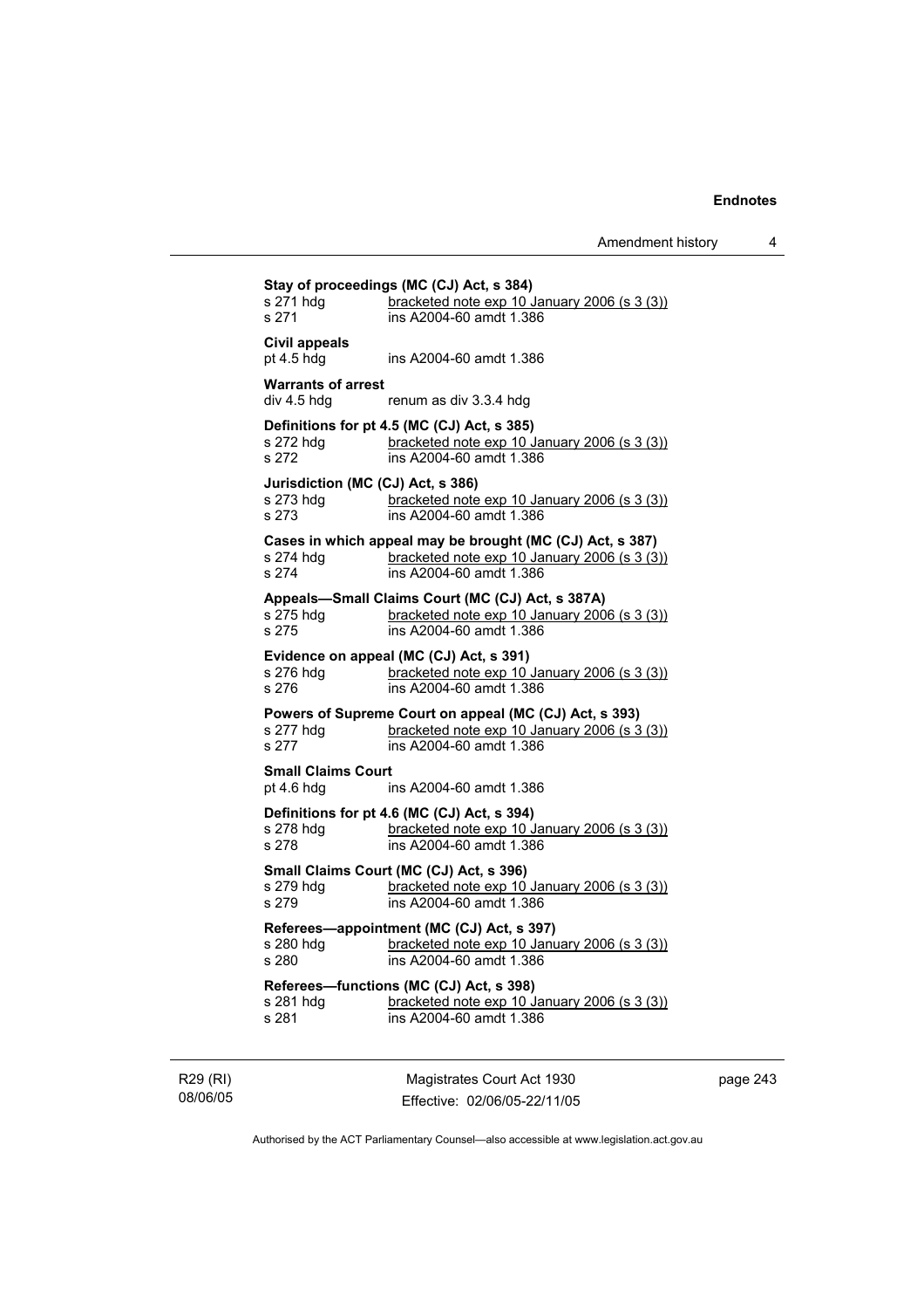**Stay of proceedings (MC (CJ) Act, s 384)**
s 271 hdg bracketed note exp 10 January 2006 (s 3 (3))
s 271 ins A2004-60 amdt 1.386

**Civil appeals**
pt 4.5 hdg ins A2004-60 amdt 1.386

**Warrants of arrest**
div 4.5 hdg renum as div 3.3.4 hdg

**Definitions for pt 4.5 (MC (CJ) Act, s 385)**
s 272 hdg bracketed note exp 10 January 2006 (s 3 (3))
s 272 ins A2004-60 amdt 1.386

**Jurisdiction (MC (CJ) Act, s 386)**
s 273 hdg bracketed note exp 10 January 2006 (s 3 (3))
s 273 ins A2004-60 amdt 1.386

**Cases in which appeal may be brought (MC (CJ) Act, s 387)**
s 274 hdg bracketed note exp 10 January 2006 (s 3 (3))
s 274 ins A2004-60 amdt 1.386

**Appeals—Small Claims Court (MC (CJ) Act, s 387A)**
s 275 hdg bracketed note exp 10 January 2006 (s 3 (3))
s 275 ins A2004-60 amdt 1.386

**Evidence on appeal (MC (CJ) Act, s 391)**
s 276 hdg bracketed note exp 10 January 2006 (s 3 (3))
s 276 ins A2004-60 amdt 1.386

**Powers of Supreme Court on appeal (MC (CJ) Act, s 393)**
s 277 hdg bracketed note exp 10 January 2006 (s 3 (3))
s 277 ins A2004-60 amdt 1.386

**Small Claims Court**
pt 4.6 hdg ins A2004-60 amdt 1.386

**Definitions for pt 4.6 (MC (CJ) Act, s 394)**
s 278 hdg bracketed note exp 10 January 2006 (s 3 (3))
s 278 ins A2004-60 amdt 1.386

**Small Claims Court (MC (CJ) Act, s 396)**
s 279 hdg bracketed note exp 10 January 2006 (s 3 (3))
s 279 ins A2004-60 amdt 1.386

**Referees—appointment (MC (CJ) Act, s 397)**
s 280 hdg bracketed note exp 10 January 2006 (s 3 (3))
s 280 ins A2004-60 amdt 1.386

**Referees—functions (MC (CJ) Act, s 398)**
s 281 hdg bracketed note exp 10 January 2006 (s 3 (3))
s 281 ins A2004-60 amdt 1.386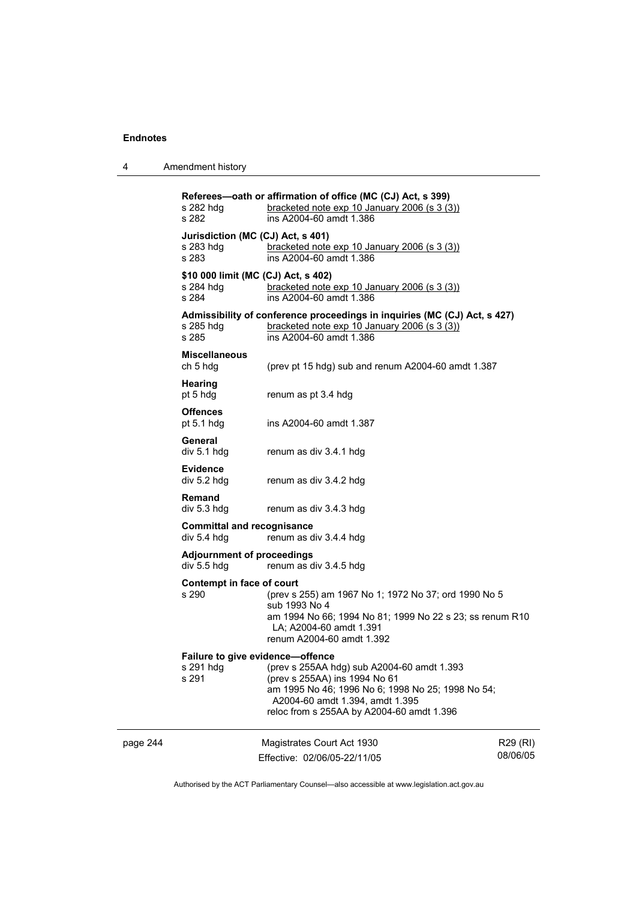**Referees—oath or affirmation of office (MC (CJ) Act, s 399)**

s 282 hdg — bracketed note exp 10 January 2006 (s 3 (3))
s 282 — ins A2004-60 amdt 1.386

**Jurisdiction (MC (CJ) Act, s 401)**

s 283 hdg — bracketed note exp 10 January 2006 (s 3 (3))
s 283 — ins A2004-60 amdt 1.386

**$10 000 limit (MC (CJ) Act, s 402)**

s 284 hdg — bracketed note exp 10 January 2006 (s 3 (3))
s 284 — ins A2004-60 amdt 1.386

**Admissibility of conference proceedings in inquiries (MC (CJ) Act, s 427)**

s 285 hdg — bracketed note exp 10 January 2006 (s 3 (3))
s 285 — ins A2004-60 amdt 1.386

**Miscellaneous**

ch 5 hdg — (prev pt 15 hdg) sub and renum A2004-60 amdt 1.387

**Hearing**

pt 5 hdg — renum as pt 3.4 hdg

**Offences**

pt 5.1 hdg — ins A2004-60 amdt 1.387

**General**

div 5.1 hdg — renum as div 3.4.1 hdg

**Evidence**

div 5.2 hdg — renum as div 3.4.2 hdg

**Remand**

div 5.3 hdg — renum as div 3.4.3 hdg

**Committal and recognisance**

div 5.4 hdg — renum as div 3.4.4 hdg

**Adjournment of proceedings**

div 5.5 hdg — renum as div 3.4.5 hdg

**Contempt in face of court**

s 290 — (prev s 255) am 1967 No 1; 1972 No 37; ord 1990 No 5
sub 1993 No 4
am 1994 No 66; 1994 No 81; 1999 No 22 s 23; ss renum R10 LA; A2004-60 amdt 1.391
renum A2004-60 amdt 1.392

**Failure to give evidence—offence**

s 291 hdg — (prev s 255AA hdg) sub A2004-60 amdt 1.393
s 291 — (prev s 255AA) ins 1994 No 61
am 1995 No 46; 1996 No 6; 1998 No 25; 1998 No 54; A2004-60 amdt 1.394, amdt 1.395
reloc from s 255AA by A2004-60 amdt 1.396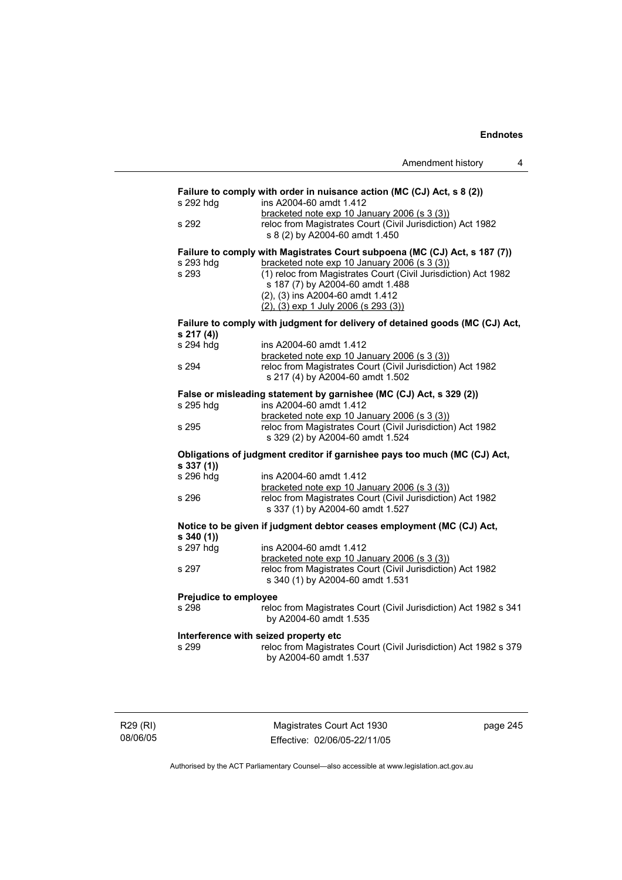**Failure to comply with order in nuisance action (MC (CJ) Act, s 8 (2))**

s 292 hdg ins A2004-60 amdt 1.412
bracketed note exp 10 January 2006 (s 3 (3))

s 292 reloc from Magistrates Court (Civil Jurisdiction) Act 1982 s 8 (2) by A2004-60 amdt 1.450

**Failure to comply with Magistrates Court subpoena (MC (CJ) Act, s 187 (7))**

s 293 hdg bracketed note exp 10 January 2006 (s 3 (3))

s 293 (1) reloc from Magistrates Court (Civil Jurisdiction) Act 1982 s 187 (7) by A2004-60 amdt 1.488
(2), (3) ins A2004-60 amdt 1.412
(2), (3) exp 1 July 2006 (s 293 (3))

**Failure to comply with judgment for delivery of detained goods (MC (CJ) Act, s 217 (4))**

s 294 hdg ins A2004-60 amdt 1.412
bracketed note exp 10 January 2006 (s 3 (3))

s 294 reloc from Magistrates Court (Civil Jurisdiction) Act 1982 s 217 (4) by A2004-60 amdt 1.502

**False or misleading statement by garnishee (MC (CJ) Act, s 329 (2))**

s 295 hdg ins A2004-60 amdt 1.412
bracketed note exp 10 January 2006 (s 3 (3))

s 295 reloc from Magistrates Court (Civil Jurisdiction) Act 1982 s 329 (2) by A2004-60 amdt 1.524

**Obligations of judgment creditor if garnishee pays too much (MC (CJ) Act, s 337 (1))**

s 296 hdg ins A2004-60 amdt 1.412
bracketed note exp 10 January 2006 (s 3 (3))

s 296 reloc from Magistrates Court (Civil Jurisdiction) Act 1982 s 337 (1) by A2004-60 amdt 1.527

**Notice to be given if judgment debtor ceases employment (MC (CJ) Act, s 340 (1))**

s 297 hdg ins A2004-60 amdt 1.412
bracketed note exp 10 January 2006 (s 3 (3))

s 297 reloc from Magistrates Court (Civil Jurisdiction) Act 1982 s 340 (1) by A2004-60 amdt 1.531

**Prejudice to employee**

s 298 reloc from Magistrates Court (Civil Jurisdiction) Act 1982 s 341 by A2004-60 amdt 1.535

**Interference with seized property etc**

s 299 reloc from Magistrates Court (Civil Jurisdiction) Act 1982 s 379 by A2004-60 amdt 1.537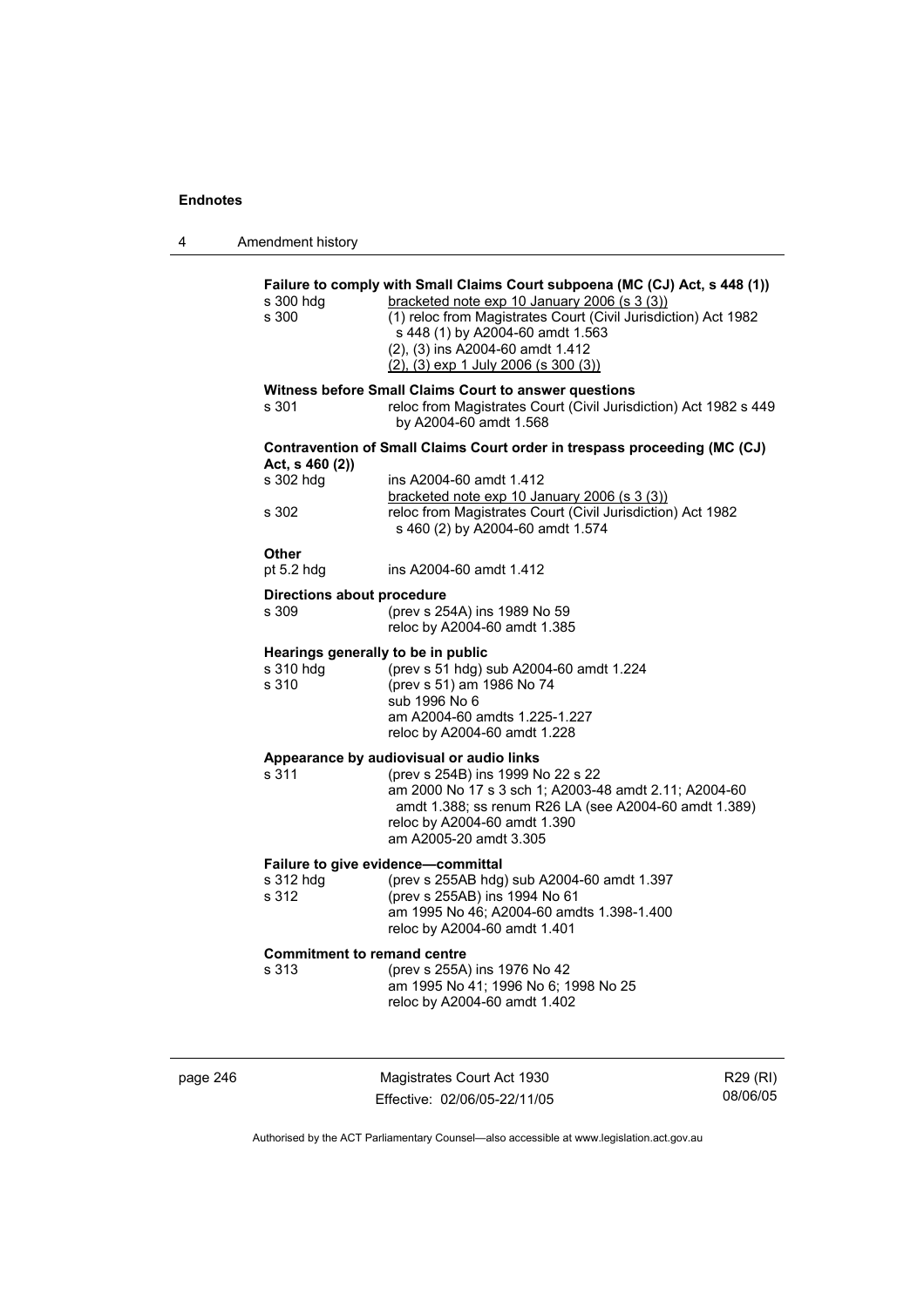**Failure to comply with Small Claims Court subpoena (MC (CJ) Act, s 448 (1))**

s 300 hdg — bracketed note exp 10 January 2006 (s 3 (3))

s 300 — (1) reloc from Magistrates Court (Civil Jurisdiction) Act 1982 s 448 (1) by A2004-60 amdt 1.563
(2), (3) ins A2004-60 amdt 1.412
(2), (3) exp 1 July 2006 (s 300 (3))

**Witness before Small Claims Court to answer questions**

s 301 — reloc from Magistrates Court (Civil Jurisdiction) Act 1982 s 449 by A2004-60 amdt 1.568

**Contravention of Small Claims Court order in trespass proceeding (MC (CJ) Act, s 460 (2))**

s 302 hdg — ins A2004-60 amdt 1.412
bracketed note exp 10 January 2006 (s 3 (3))

s 302 — reloc from Magistrates Court (Civil Jurisdiction) Act 1982 s 460 (2) by A2004-60 amdt 1.574

**Other**

pt 5.2 hdg — ins A2004-60 amdt 1.412

**Directions about procedure**

s 309 — (prev s 254A) ins 1989 No 59
reloc by A2004-60 amdt 1.385

**Hearings generally to be in public**

s 310 hdg — (prev s 51 hdg) sub A2004-60 amdt 1.224

s 310 — (prev s 51) am 1986 No 74
sub 1996 No 6
am A2004-60 amdts 1.225-1.227
reloc by A2004-60 amdt 1.228

**Appearance by audiovisual or audio links**

s 311 — (prev s 254B) ins 1999 No 22 s 22
am 2000 No 17 s 3 sch 1; A2003-48 amdt 2.11; A2004-60 amdt 1.388; ss renum R26 LA (see A2004-60 amdt 1.389)
reloc by A2004-60 amdt 1.390
am A2005-20 amdt 3.305

**Failure to give evidence—committal**

s 312 hdg — (prev s 255AB hdg) sub A2004-60 amdt 1.397

s 312 — (prev s 255AB) ins 1994 No 61
am 1995 No 46; A2004-60 amdts 1.398-1.400
reloc by A2004-60 amdt 1.401

**Commitment to remand centre**

s 313 — (prev s 255A) ins 1976 No 42
am 1995 No 41; 1996 No 6; 1998 No 25
reloc by A2004-60 amdt 1.402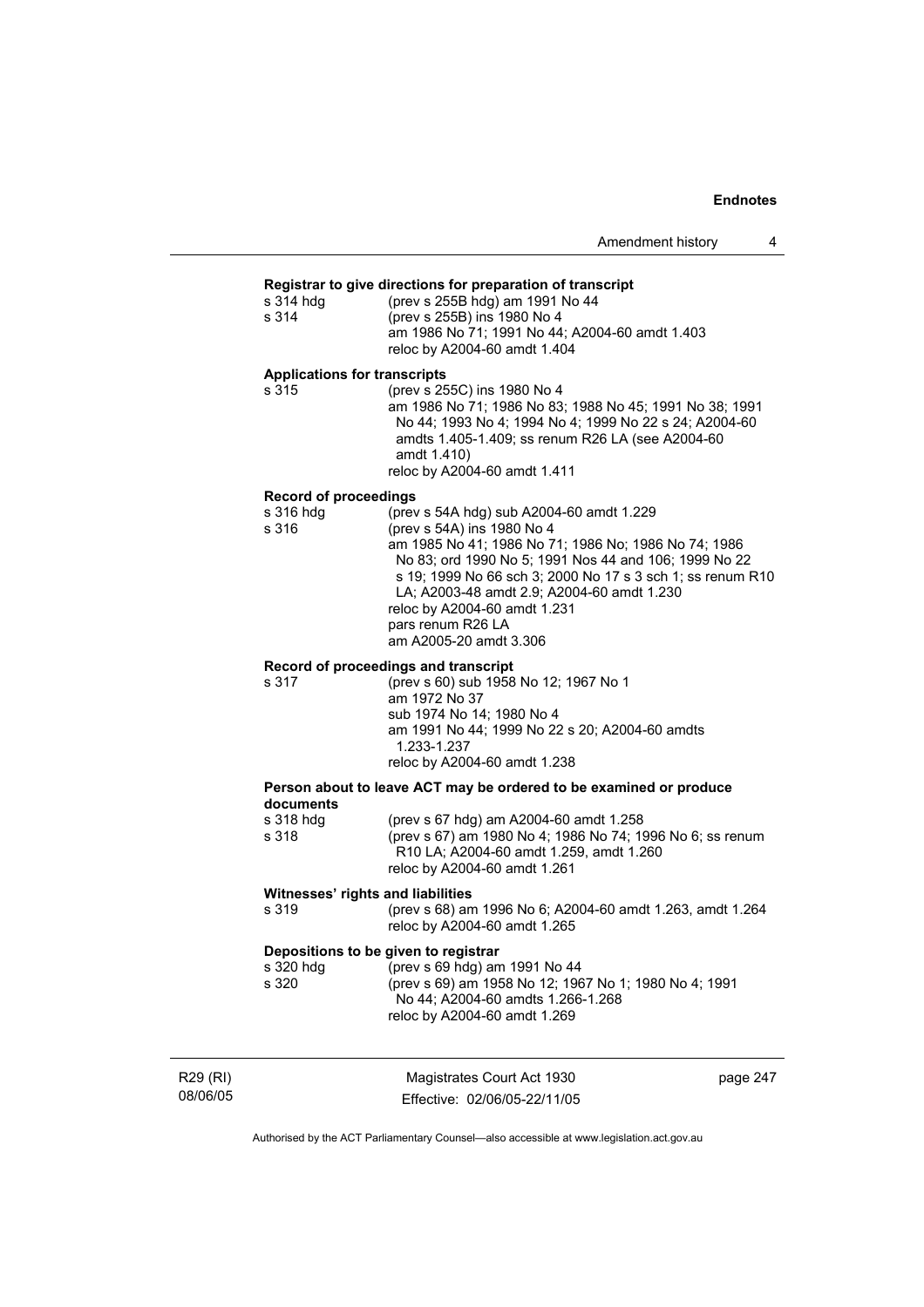**Registrar to give directions for preparation of transcript**

s 314 hdg (prev s 255B hdg) am 1991 No 44
s 314 (prev s 255B) ins 1980 No 4
am 1986 No 71; 1991 No 44; A2004-60 amdt 1.403
reloc by A2004-60 amdt 1.404

**Applications for transcripts**

s 315 (prev s 255C) ins 1980 No 4
am 1986 No 71; 1986 No 83; 1988 No 45; 1991 No 38; 1991 No 44; 1993 No 4; 1994 No 4; 1999 No 22 s 24; A2004-60 amdts 1.405-1.409; ss renum R26 LA (see A2004-60 amdt 1.410)
reloc by A2004-60 amdt 1.411

**Record of proceedings**

s 316 hdg (prev s 54A hdg) sub A2004-60 amdt 1.229
s 316 (prev s 54A) ins 1980 No 4
am 1985 No 41; 1986 No 71; 1986 No; 1986 No 74; 1986 No 83; ord 1990 No 5; 1991 Nos 44 and 106; 1999 No 22 s 19; 1999 No 66 sch 3; 2000 No 17 s 3 sch 1; ss renum R10 LA; A2003-48 amdt 2.9; A2004-60 amdt 1.230
reloc by A2004-60 amdt 1.231
pars renum R26 LA
am A2005-20 amdt 3.306

**Record of proceedings and transcript**

s 317 (prev s 60) sub 1958 No 12; 1967 No 1
am 1972 No 37
sub 1974 No 14; 1980 No 4
am 1991 No 44; 1999 No 22 s 20; A2004-60 amdts 1.233-1.237
reloc by A2004-60 amdt 1.238

**Person about to leave ACT may be ordered to be examined or produce documents**

s 318 hdg (prev s 67 hdg) am A2004-60 amdt 1.258
s 318 (prev s 67) am 1980 No 4; 1986 No 74; 1996 No 6; ss renum R10 LA; A2004-60 amdt 1.259, amdt 1.260
reloc by A2004-60 amdt 1.261

**Witnesses' rights and liabilities**

s 319 (prev s 68) am 1996 No 6; A2004-60 amdt 1.263, amdt 1.264
reloc by A2004-60 amdt 1.265

**Depositions to be given to registrar**

s 320 hdg (prev s 69 hdg) am 1991 No 44
s 320 (prev s 69) am 1958 No 12; 1967 No 1; 1980 No 4; 1991 No 44; A2004-60 amdts 1.266-1.268
reloc by A2004-60 amdt 1.269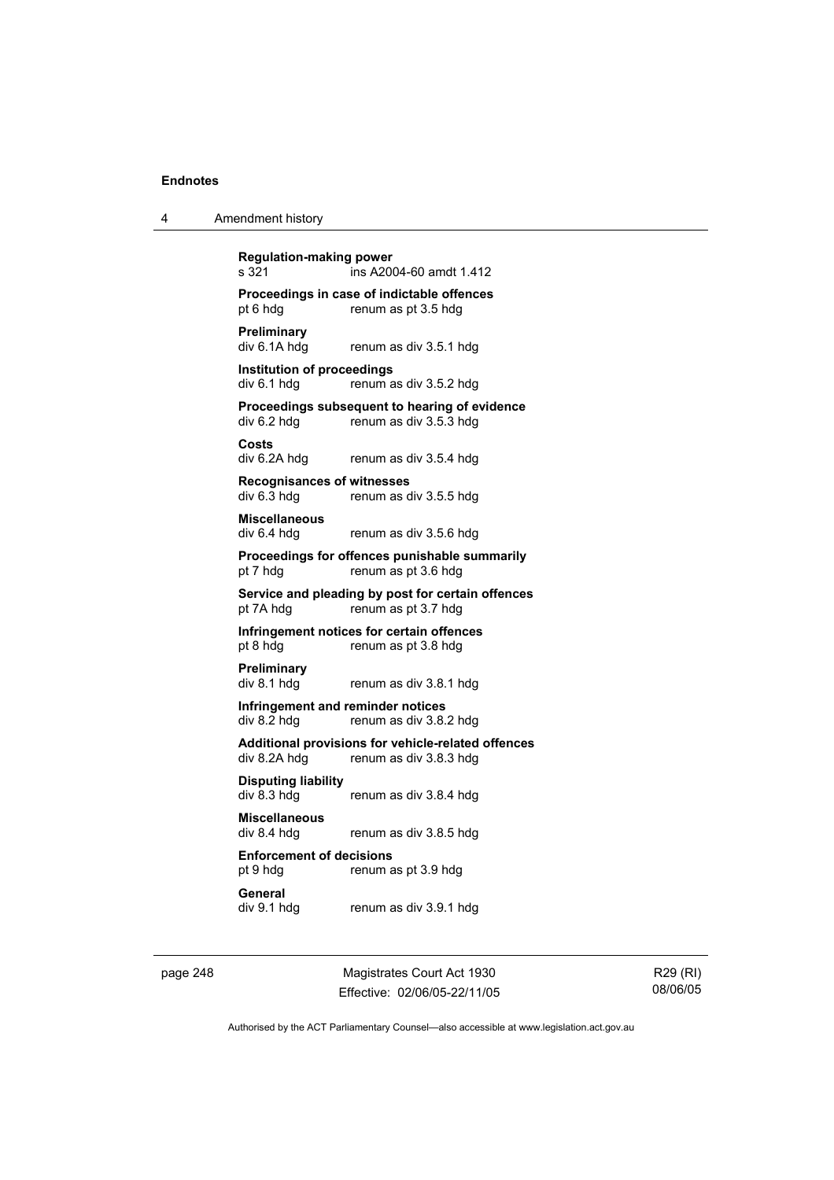**Regulation-making power**
s 321 ins A2004-60 amdt 1.412

**Proceedings in case of indictable offences**
pt 6 hdg renum as pt 3.5 hdg

**Preliminary**
div 6.1A hdg renum as div 3.5.1 hdg

**Institution of proceedings**
div 6.1 hdg renum as div 3.5.2 hdg

**Proceedings subsequent to hearing of evidence**
div 6.2 hdg renum as div 3.5.3 hdg

**Costs**
div 6.2A hdg renum as div 3.5.4 hdg

**Recognisances of witnesses**
div 6.3 hdg renum as div 3.5.5 hdg

**Miscellaneous**
div 6.4 hdg renum as div 3.5.6 hdg

**Proceedings for offences punishable summarily**
pt 7 hdg renum as pt 3.6 hdg

**Service and pleading by post for certain offences**
pt 7A hdg renum as pt 3.7 hdg

**Infringement notices for certain offences**
pt 8 hdg renum as pt 3.8 hdg

**Preliminary**
div 8.1 hdg renum as div 3.8.1 hdg

**Infringement and reminder notices**
div 8.2 hdg renum as div 3.8.2 hdg

**Additional provisions for vehicle-related offences**
div 8.2A hdg renum as div 3.8.3 hdg

**Disputing liability**
div 8.3 hdg renum as div 3.8.4 hdg

**Miscellaneous**
div 8.4 hdg renum as div 3.8.5 hdg

**Enforcement of decisions**
pt 9 hdg renum as pt 3.9 hdg

**General**
div 9.1 hdg renum as div 3.9.1 hdg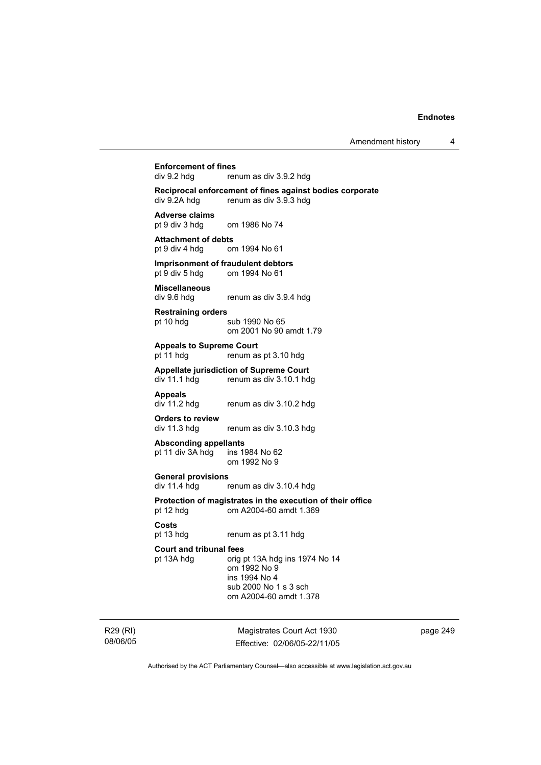**Enforcement of fines**
div 9.2 hdg renum as div 3.9.2 hdg

**Reciprocal enforcement of fines against bodies corporate**
div 9.2A hdg renum as div 3.9.3 hdg

**Adverse claims**
pt 9 div 3 hdg om 1986 No 74

**Attachment of debts**
pt 9 div 4 hdg om 1994 No 61

**Imprisonment of fraudulent debtors**
pt 9 div 5 hdg om 1994 No 61

**Miscellaneous**
div 9.6 hdg renum as div 3.9.4 hdg

**Restraining orders**
pt 10 hdg sub 1990 No 65
om 2001 No 90 amdt 1.79

**Appeals to Supreme Court**
pt 11 hdg renum as pt 3.10 hdg

**Appellate jurisdiction of Supreme Court**
div 11.1 hdg renum as div 3.10.1 hdg

**Appeals**
div 11.2 hdg renum as div 3.10.2 hdg

**Orders to review**
div 11.3 hdg renum as div 3.10.3 hdg

**Absconding appellants**
pt 11 div 3A hdg ins 1984 No 62
om 1992 No 9

**General provisions**
div 11.4 hdg renum as div 3.10.4 hdg

**Protection of magistrates in the execution of their office**
pt 12 hdg om A2004-60 amdt 1.369

**Costs**
pt 13 hdg renum as pt 3.11 hdg

**Court and tribunal fees**
pt 13A hdg orig pt 13A hdg ins 1974 No 14
om 1992 No 9
ins 1994 No 4
sub 2000 No 1 s 3 sch
om A2004-60 amdt 1.378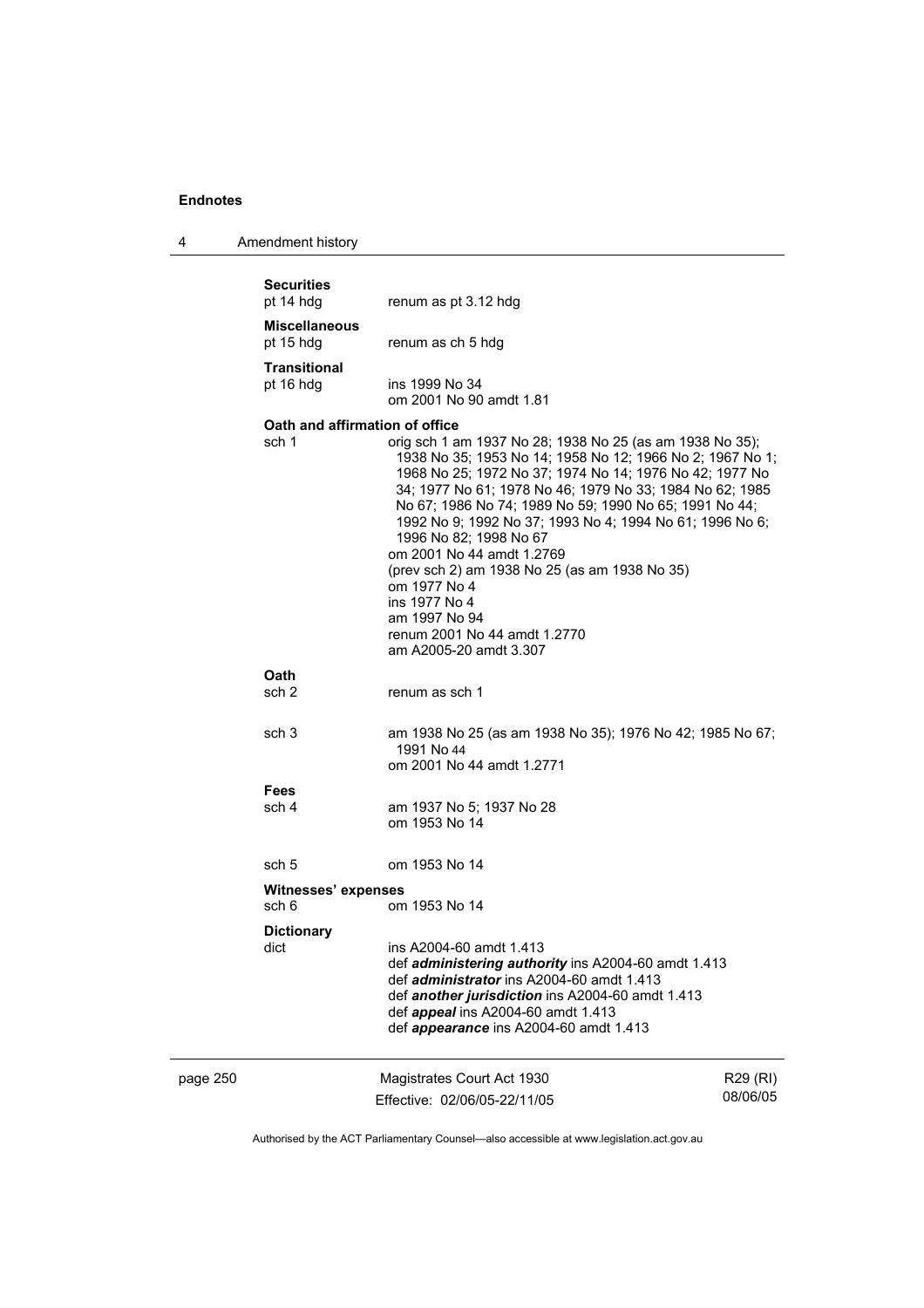**Securities**
pt 14 hdg renum as pt 3.12 hdg

**Miscellaneous**
pt 15 hdg renum as ch 5 hdg

**Transitional**
pt 16 hdg ins 1999 No 34
om 2001 No 90 amdt 1.81

**Oath and affirmation of office**
sch 1 orig sch 1 am 1937 No 28; 1938 No 25 (as am 1938 No 35); 1938 No 35; 1953 No 14; 1958 No 12; 1966 No 2; 1967 No 1; 1968 No 25; 1972 No 37; 1974 No 14; 1976 No 42; 1977 No 34; 1977 No 61; 1978 No 46; 1979 No 33; 1984 No 62; 1985 No 67; 1986 No 74; 1989 No 59; 1990 No 65; 1991 No 44; 1992 No 9; 1992 No 37; 1993 No 4; 1994 No 61; 1996 No 6; 1996 No 82; 1998 No 67
om 2001 No 44 amdt 1.2769
(prev sch 2) am 1938 No 25 (as am 1938 No 35)
om 1977 No 4
ins 1977 No 4
am 1997 No 94
renum 2001 No 44 amdt 1.2770
am A2005-20 amdt 3.307

**Oath**
sch 2 renum as sch 1

sch 3 am 1938 No 25 (as am 1938 No 35); 1976 No 42; 1985 No 67; 1991 No 44
om 2001 No 44 amdt 1.2771

**Fees**
sch 4 am 1937 No 5; 1937 No 28
om 1953 No 14

sch 5 om 1953 No 14

**Witnesses' expenses**
sch 6 om 1953 No 14

**Dictionary**
dict ins A2004-60 amdt 1.413
def ***administering authority*** ins A2004-60 amdt 1.413
def ***administrator*** ins A2004-60 amdt 1.413
def ***another jurisdiction*** ins A2004-60 amdt 1.413
def ***appeal*** ins A2004-60 amdt 1.413
def ***appearance*** ins A2004-60 amdt 1.413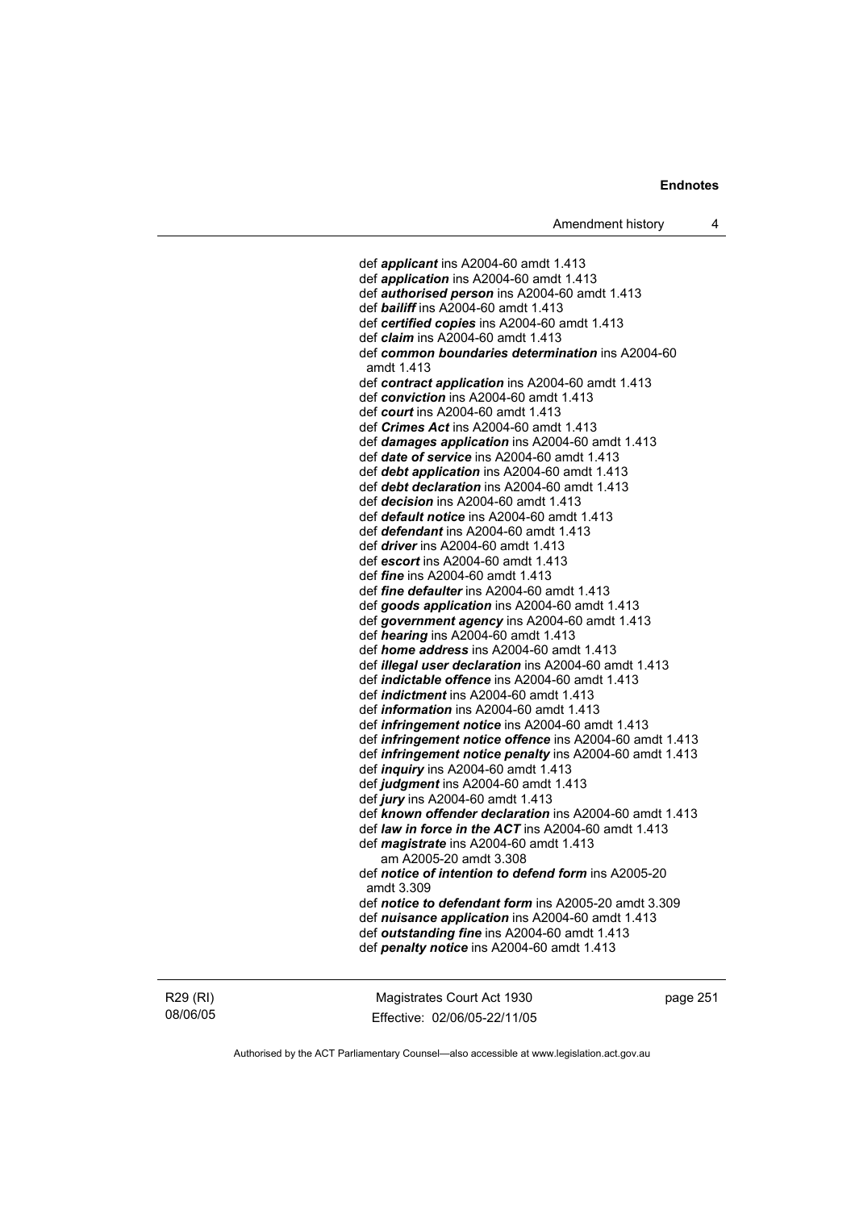def ***applicant*** ins A2004-60 amdt 1.413
def ***application*** ins A2004-60 amdt 1.413
def ***authorised person*** ins A2004-60 amdt 1.413
def ***bailiff*** ins A2004-60 amdt 1.413
def ***certified copies*** ins A2004-60 amdt 1.413
def ***claim*** ins A2004-60 amdt 1.413
def ***common boundaries determination*** ins A2004-60 amdt 1.413
def ***contract application*** ins A2004-60 amdt 1.413
def ***conviction*** ins A2004-60 amdt 1.413
def ***court*** ins A2004-60 amdt 1.413
def ***Crimes Act*** ins A2004-60 amdt 1.413
def ***damages application*** ins A2004-60 amdt 1.413
def ***date of service*** ins A2004-60 amdt 1.413
def ***debt application*** ins A2004-60 amdt 1.413
def ***debt declaration*** ins A2004-60 amdt 1.413
def ***decision*** ins A2004-60 amdt 1.413
def ***default notice*** ins A2004-60 amdt 1.413
def ***defendant*** ins A2004-60 amdt 1.413
def ***driver*** ins A2004-60 amdt 1.413
def ***escort*** ins A2004-60 amdt 1.413
def ***fine*** ins A2004-60 amdt 1.413
def ***fine defaulter*** ins A2004-60 amdt 1.413
def ***goods application*** ins A2004-60 amdt 1.413
def ***government agency*** ins A2004-60 amdt 1.413
def ***hearing*** ins A2004-60 amdt 1.413
def ***home address*** ins A2004-60 amdt 1.413
def ***illegal user declaration*** ins A2004-60 amdt 1.413
def ***indictable offence*** ins A2004-60 amdt 1.413
def ***indictment*** ins A2004-60 amdt 1.413
def ***information*** ins A2004-60 amdt 1.413
def ***infringement notice*** ins A2004-60 amdt 1.413
def ***infringement notice offence*** ins A2004-60 amdt 1.413
def ***infringement notice penalty*** ins A2004-60 amdt 1.413
def ***inquiry*** ins A2004-60 amdt 1.413
def ***judgment*** ins A2004-60 amdt 1.413
def ***jury*** ins A2004-60 amdt 1.413
def ***known offender declaration*** ins A2004-60 amdt 1.413
def ***law in force in the ACT*** ins A2004-60 amdt 1.413
def ***magistrate*** ins A2004-60 amdt 1.413
am A2005-20 amdt 3.308
def ***notice of intention to defend form*** ins A2005-20 amdt 3.309
def ***notice to defendant form*** ins A2005-20 amdt 3.309
def ***nuisance application*** ins A2004-60 amdt 1.413
def ***outstanding fine*** ins A2004-60 amdt 1.413
def ***penalty notice*** ins A2004-60 amdt 1.413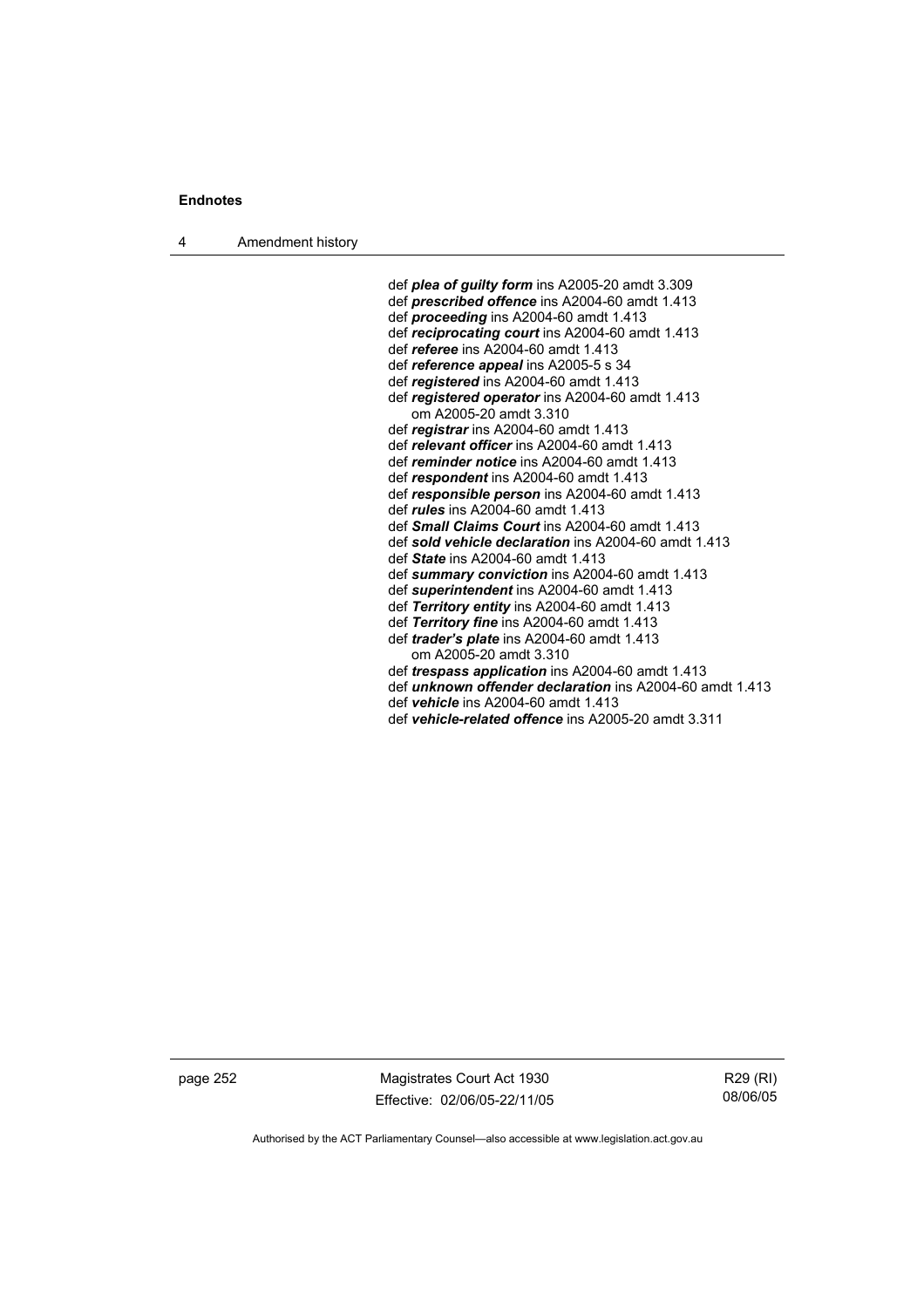def ***plea of guilty form*** ins A2005-20 amdt 3.309
def ***prescribed offence*** ins A2004-60 amdt 1.413
def ***proceeding*** ins A2004-60 amdt 1.413
def ***reciprocating court*** ins A2004-60 amdt 1.413
def ***referee*** ins A2004-60 amdt 1.413
def ***reference appeal*** ins A2005-5 s 34
def ***registered*** ins A2004-60 amdt 1.413
def ***registered operator*** ins A2004-60 amdt 1.413
  om A2005-20 amdt 3.310
def ***registrar*** ins A2004-60 amdt 1.413
def ***relevant officer*** ins A2004-60 amdt 1.413
def ***reminder notice*** ins A2004-60 amdt 1.413
def ***respondent*** ins A2004-60 amdt 1.413
def ***responsible person*** ins A2004-60 amdt 1.413
def ***rules*** ins A2004-60 amdt 1.413
def ***Small Claims Court*** ins A2004-60 amdt 1.413
def ***sold vehicle declaration*** ins A2004-60 amdt 1.413
def ***State*** ins A2004-60 amdt 1.413
def ***summary conviction*** ins A2004-60 amdt 1.413
def ***superintendent*** ins A2004-60 amdt 1.413
def ***Territory entity*** ins A2004-60 amdt 1.413
def ***Territory fine*** ins A2004-60 amdt 1.413
def ***trader's plate*** ins A2004-60 amdt 1.413
  om A2005-20 amdt 3.310
def ***trespass application*** ins A2004-60 amdt 1.413
def ***unknown offender declaration*** ins A2004-60 amdt 1.413
def ***vehicle*** ins A2004-60 amdt 1.413
def ***vehicle-related offence*** ins A2005-20 amdt 3.311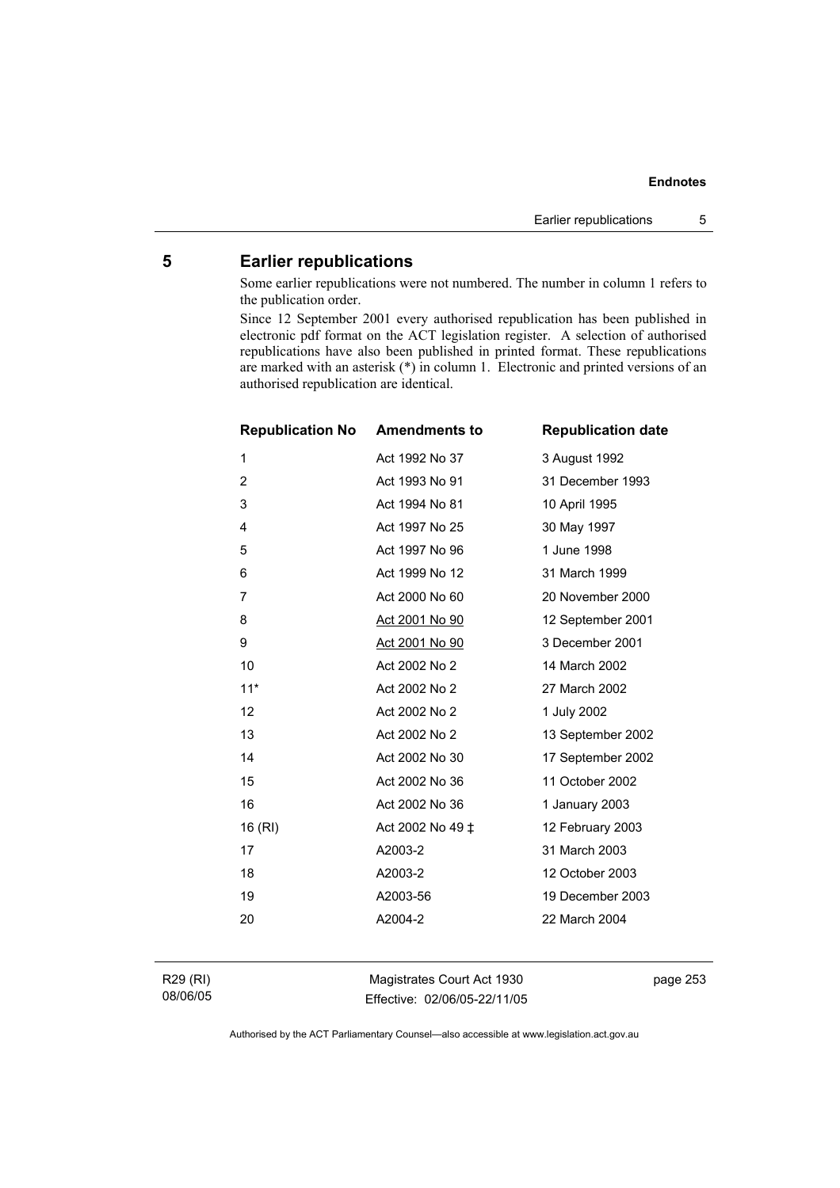## 5 Earlier republications

Some earlier republications were not numbered. The number in column 1 refers to the publication order.

Since 12 September 2001 every authorised republication has been published in electronic pdf format on the ACT legislation register. A selection of authorised republications have also been published in printed format. These republications are marked with an asterisk (*) in column 1. Electronic and printed versions of an authorised republication are identical.

| Republication No | Amendments to | Republication date |
|---|---|---|
| 1 | Act 1992 No 37 | 3 August 1992 |
| 2 | Act 1993 No 91 | 31 December 1993 |
| 3 | Act 1994 No 81 | 10 April 1995 |
| 4 | Act 1997 No 25 | 30 May 1997 |
| 5 | Act 1997 No 96 | 1 June 1998 |
| 6 | Act 1999 No 12 | 31 March 1999 |
| 7 | Act 2000 No 60 | 20 November 2000 |
| 8 | Act 2001 No 90 | 12 September 2001 |
| 9 | Act 2001 No 90 | 3 December 2001 |
| 10 | Act 2002 No 2 | 14 March 2002 |
| 11* | Act 2002 No 2 | 27 March 2002 |
| 12 | Act 2002 No 2 | 1 July 2002 |
| 13 | Act 2002 No 2 | 13 September 2002 |
| 14 | Act 2002 No 30 | 17 September 2002 |
| 15 | Act 2002 No 36 | 11 October 2002 |
| 16 | Act 2002 No 36 | 1 January 2003 |
| 16 (RI) | Act 2002 No 49 ‡ | 12 February 2003 |
| 17 | A2003-2 | 31 March 2003 |
| 18 | A2003-2 | 12 October 2003 |
| 19 | A2003-56 | 19 December 2003 |
| 20 | A2004-2 | 22 March 2004 |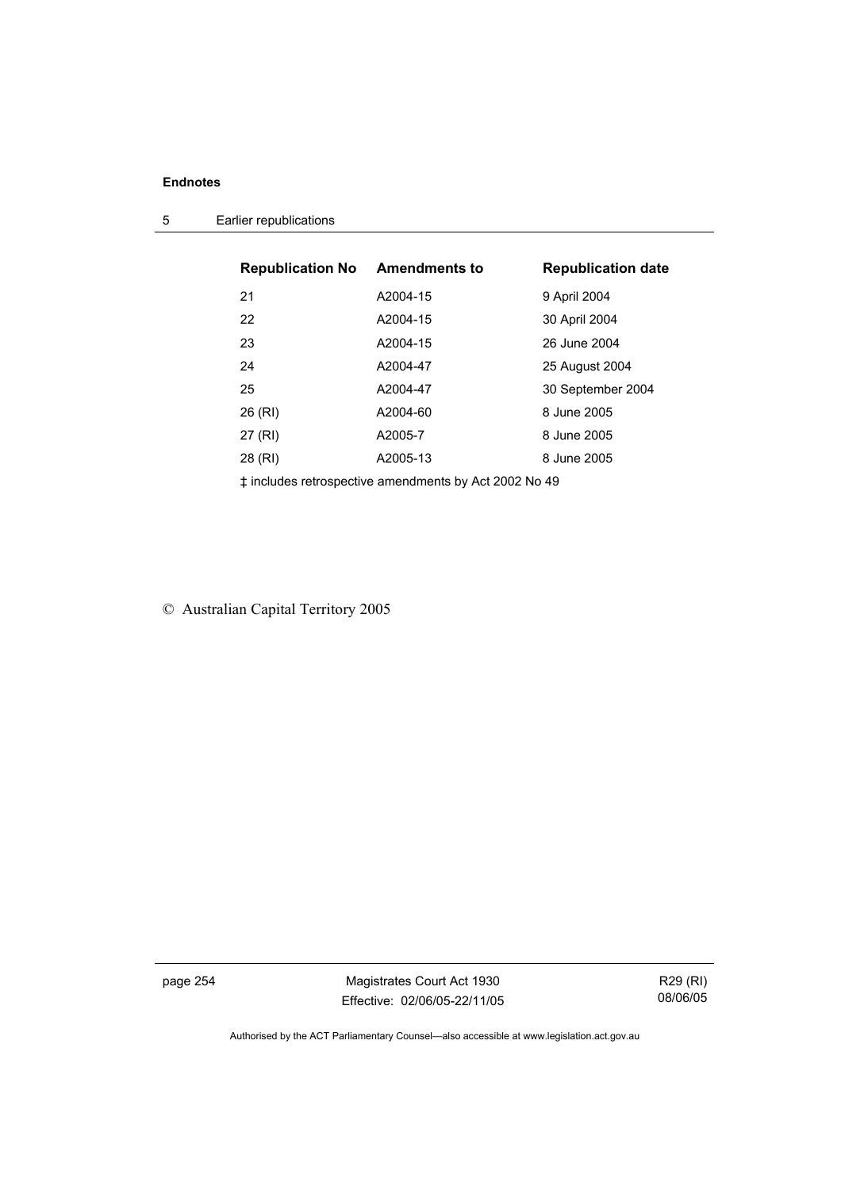| Republication No | Amendments to | Republication date |
|---|---|---|
| 21 | A2004-15 | 9 April 2004 |
| 22 | A2004-15 | 30 April 2004 |
| 23 | A2004-15 | 26 June 2004 |
| 24 | A2004-47 | 25 August 2004 |
| 25 | A2004-47 | 30 September 2004 |
| 26 (RI) | A2004-60 | 8 June 2005 |
| 27 (RI) | A2005-7 | 8 June 2005 |
| 28 (RI) | A2005-13 | 8 June 2005 |

‡ includes retrospective amendments by Act 2002 No 49

© Australian Capital Territory 2005